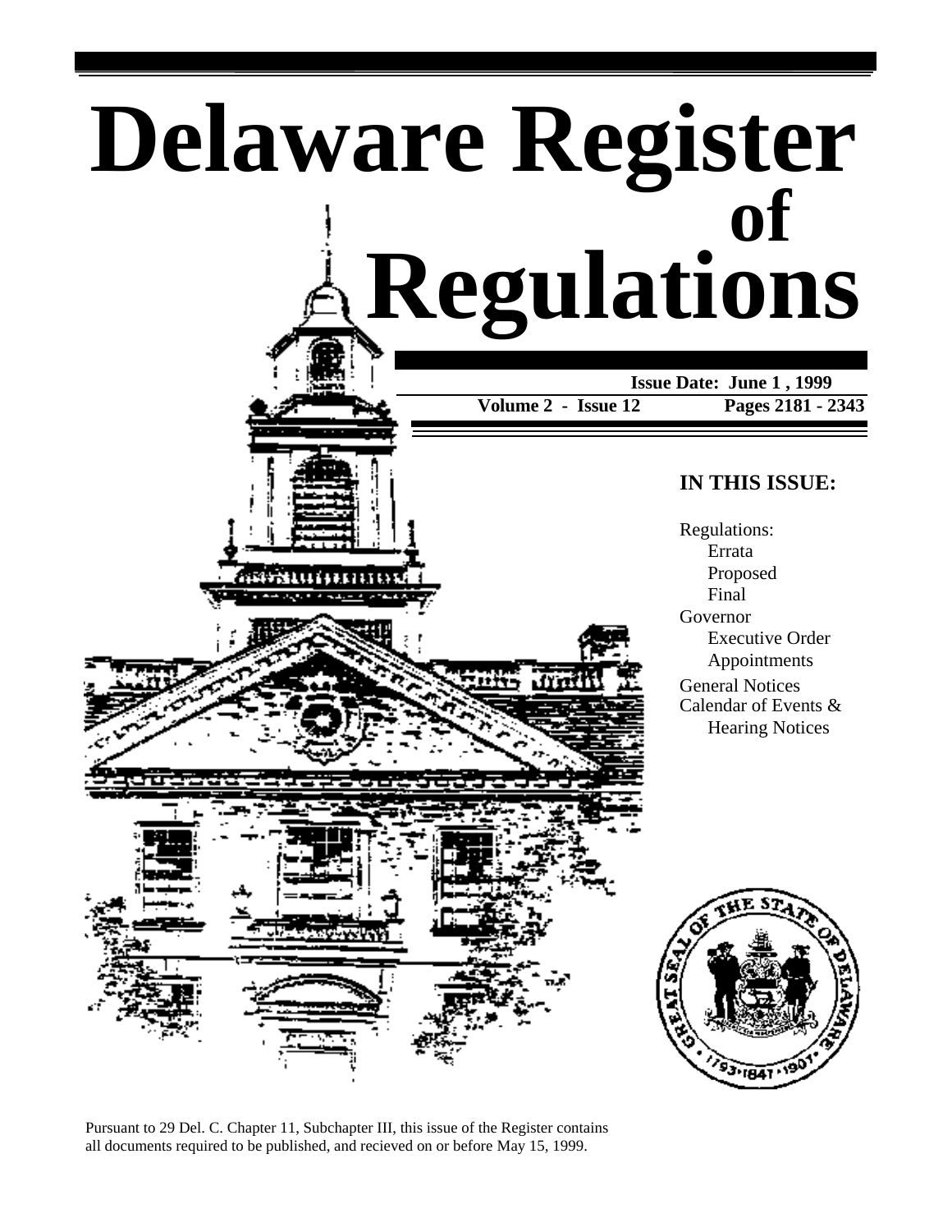# Delaware Register of Regulations

**Issue Date: June 1 , 1999**

**Volume 2 - Issue 12** **Pages 2181 - 2343**

## IN THIS ISSUE:

Regulations:
- Errata
- Proposed
- Final

Governor
- Executive Order
- Appointments

General Notices

Calendar of Events &
- Hearing Notices

Pursuant to 29 Del. C. Chapter 11, Subchapter III, this issue of the Register contains all documents required to be published, and recieved on or before May 15, 1999.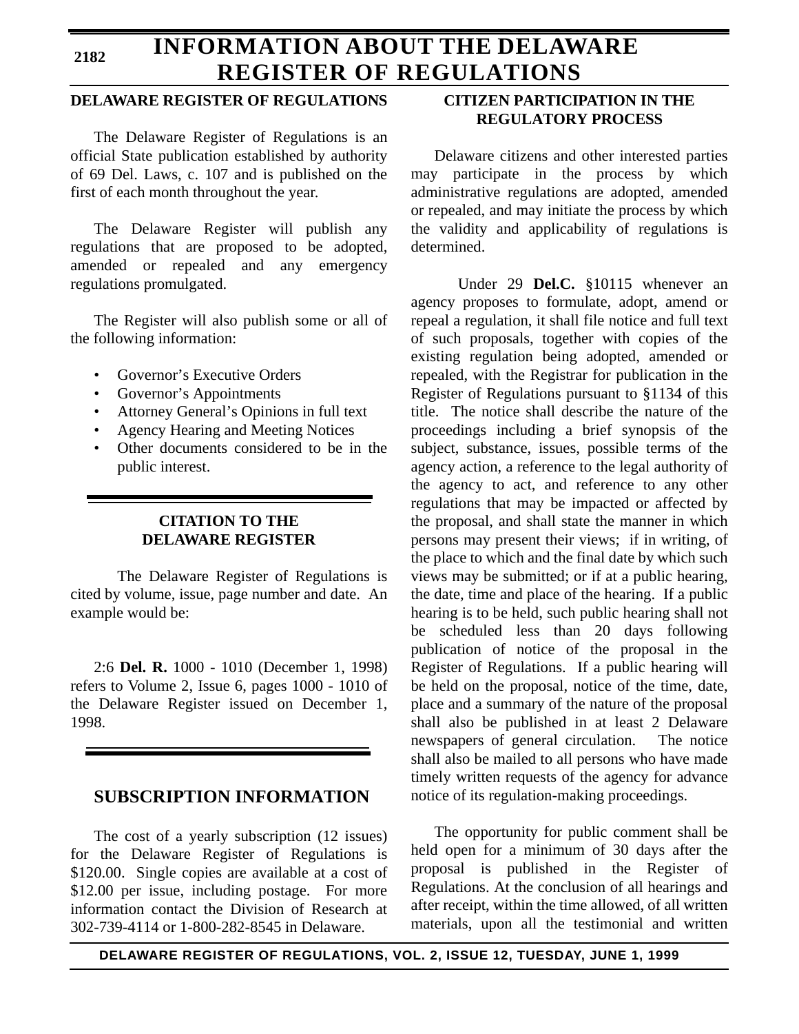# INFORMATION ABOUT THE DELAWARE REGISTER OF REGULATIONS

## DELAWARE REGISTER OF REGULATIONS

The Delaware Register of Regulations is an official State publication established by authority of 69 Del. Laws, c. 107 and is published on the first of each month throughout the year.

The Delaware Register will publish any regulations that are proposed to be adopted, amended or repealed and any emergency regulations promulgated.

The Register will also publish some or all of the following information:

- Governor's Executive Orders
- Governor's Appointments
- Attorney General's Opinions in full text
- Agency Hearing and Meeting Notices
- Other documents considered to be in the public interest.

## CITATION TO THE DELAWARE REGISTER

The Delaware Register of Regulations is cited by volume, issue, page number and date. An example would be:

2:6 **Del. R.** 1000 - 1010 (December 1, 1998) refers to Volume 2, Issue 6, pages 1000 - 1010 of the Delaware Register issued on December 1, 1998.

## SUBSCRIPTION INFORMATION

The cost of a yearly subscription (12 issues) for the Delaware Register of Regulations is $120.00. Single copies are available at a cost of $12.00 per issue, including postage. For more information contact the Division of Research at 302-739-4114 or 1-800-282-8545 in Delaware.

## CITIZEN PARTICIPATION IN THE REGULATORY PROCESS

Delaware citizens and other interested parties may participate in the process by which administrative regulations are adopted, amended or repealed, and may initiate the process by which the validity and applicability of regulations is determined.

Under 29 **Del.C.** §10115 whenever an agency proposes to formulate, adopt, amend or repeal a regulation, it shall file notice and full text of such proposals, together with copies of the existing regulation being adopted, amended or repealed, with the Registrar for publication in the Register of Regulations pursuant to §1134 of this title. The notice shall describe the nature of the proceedings including a brief synopsis of the subject, substance, issues, possible terms of the agency action, a reference to the legal authority of the agency to act, and reference to any other regulations that may be impacted or affected by the proposal, and shall state the manner in which persons may present their views; if in writing, of the place to which and the final date by which such views may be submitted; or if at a public hearing, the date, time and place of the hearing. If a public hearing is to be held, such public hearing shall not be scheduled less than 20 days following publication of notice of the proposal in the Register of Regulations. If a public hearing will be held on the proposal, notice of the time, date, place and a summary of the nature of the proposal shall also be published in at least 2 Delaware newspapers of general circulation. The notice shall also be mailed to all persons who have made timely written requests of the agency for advance notice of its regulation-making proceedings.

The opportunity for public comment shall be held open for a minimum of 30 days after the proposal is published in the Register of Regulations. At the conclusion of all hearings and after receipt, within the time allowed, of all written materials, upon all the testimonial and written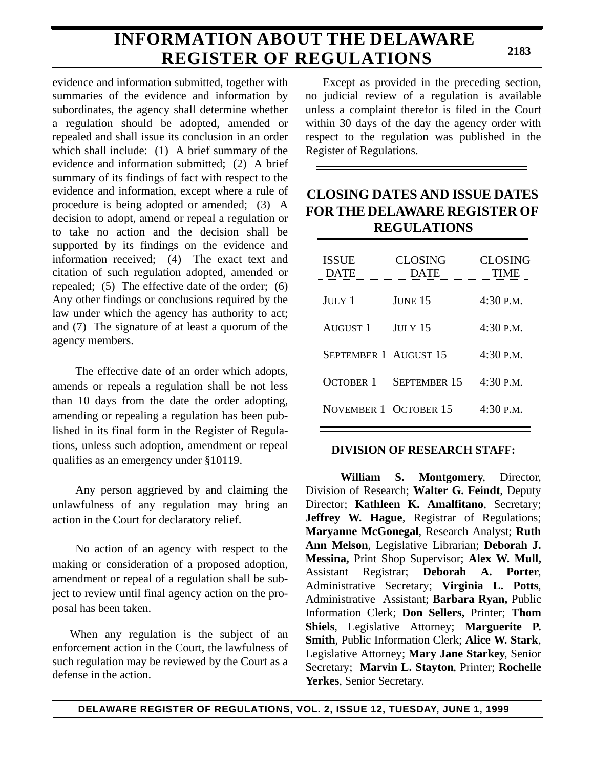evidence and information submitted, together with summaries of the evidence and information by subordinates, the agency shall determine whether a regulation should be adopted, amended or repealed and shall issue its conclusion in an order which shall include: (1) A brief summary of the evidence and information submitted; (2) A brief summary of its findings of fact with respect to the evidence and information, except where a rule of procedure is being adopted or amended; (3) A decision to adopt, amend or repeal a regulation or to take no action and the decision shall be supported by its findings on the evidence and information received; (4) The exact text and citation of such regulation adopted, amended or repealed; (5) The effective date of the order; (6) Any other findings or conclusions required by the law under which the agency has authority to act; and (7) The signature of at least a quorum of the agency members.

The effective date of an order which adopts, amends or repeals a regulation shall be not less than 10 days from the date the order adopting, amending or repealing a regulation has been published in its final form in the Register of Regulations, unless such adoption, amendment or repeal qualifies as an emergency under §10119.

Any person aggrieved by and claiming the unlawfulness of any regulation may bring an action in the Court for declaratory relief.

No action of an agency with respect to the making or consideration of a proposed adoption, amendment or repeal of a regulation shall be subject to review until final agency action on the proposal has been taken.

When any regulation is the subject of an enforcement action in the Court, the lawfulness of such regulation may be reviewed by the Court as a defense in the action.

Except as provided in the preceding section, no judicial review of a regulation is available unless a complaint therefor is filed in the Court within 30 days of the day the agency order with respect to the regulation was published in the Register of Regulations.

## CLOSING DATES AND ISSUE DATES FOR THE DELAWARE REGISTER OF REGULATIONS

| ISSUE DATE | CLOSING DATE | CLOSING TIME |
|---|---|---|
| July 1 | June 15 | 4:30 p.m. |
| August 1 | July 15 | 4:30 p.m. |
| September 1 | August 15 | 4:30 p.m. |
| October 1 | September 15 | 4:30 p.m. |
| November 1 | October 15 | 4:30 p.m. |

### DIVISION OF RESEARCH STAFF:

**William S. Montgomery**, Director, Division of Research; **Walter G. Feindt**, Deputy Director; **Kathleen K. Amalfitano**, Secretary; **Jeffrey W. Hague**, Registrar of Regulations; **Maryanne McGonegal**, Research Analyst; **Ruth Ann Melson**, Legislative Librarian; **Deborah J. Messina,** Print Shop Supervisor; **Alex W. Mull,** Assistant Registrar; **Deborah A. Porter**, Administrative Secretary; **Virginia L. Potts**, Administrative Assistant; **Barbara Ryan,** Public Information Clerk; **Don Sellers,** Printer; **Thom Shiels**, Legislative Attorney; **Marguerite P. Smith**, Public Information Clerk; **Alice W. Stark**, Legislative Attorney; **Mary Jane Starkey**, Senior Secretary; **Marvin L. Stayton**, Printer; **Rochelle Yerkes**, Senior Secretary.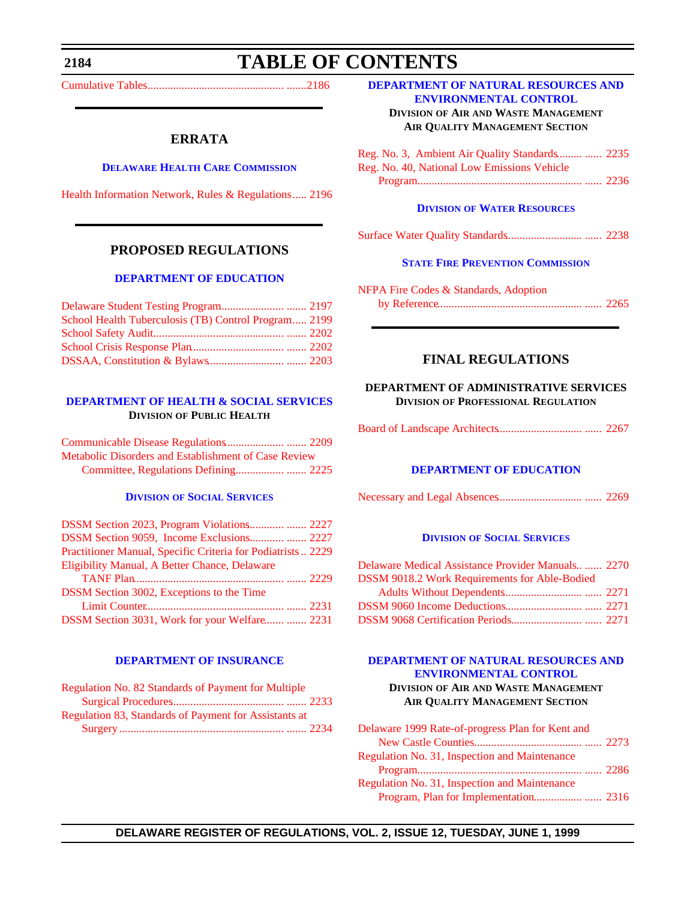# TABLE OF CONTENTS

Cumulative Tables....................................................2186

## ERRATA

### Delaware Health Care Commission

Health Information Network, Rules & Regulations..... 2196

## PROPOSED REGULATIONS

### DEPARTMENT OF EDUCATION

Delaware Student Testing Program....................... 2197
School Health Tuberculosis (TB) Control Program..... 2199
School Safety Audit............................................ 2202
School Crisis Response Plan................................ 2202
DSSAA, Constitution & Bylaws.......................... 2203

### DEPARTMENT OF HEALTH & SOCIAL SERVICES

**Division of Public Health**

Communicable Disease Regulations.................... 2209
Metabolic Disorders and Establishment of Case Review Committee, Regulations Defining................. 2225

### Division of Social Services

DSSM Section 2023, Program Violations............ 2227
DSSM Section 9059, Income Exclusions............ 2227
Practitioner Manual, Specific Criteria for Podiatrists .. 2229
Eligibility Manual, A Better Chance, Delaware TANF Plan....................................................... 2229
DSSM Section 3002, Exceptions to the Time Limit Counter................................................... 2231
DSSM Section 3031, Work for your Welfare...... 2231

### DEPARTMENT OF INSURANCE

Regulation No. 82 Standards of Payment for Multiple Surgical Procedures........................................ 2233
Regulation 83, Standards of Payment for Assistants at Surgery ............................................................ 2234

### DEPARTMENT OF NATURAL RESOURCES AND ENVIRONMENTAL CONTROL

**Division of Air and Waste Management**
**Air Quality Management Section**

Reg. No. 3, Ambient Air Quality Standards........ 2235
Reg. No. 40, National Low Emissions Vehicle Program............................................................ 2236

### Division of Water Resources

Surface Water Quality Standards.......................... 2238

### State Fire Prevention Commission

NFPA Fire Codes & Standards, Adoption by Reference.................................................... 2265

## FINAL REGULATIONS

### DEPARTMENT OF ADMINISTRATIVE SERVICES

**Division of Professional Regulation**

Board of Landscape Architects............................. 2267

### DEPARTMENT OF EDUCATION

Necessary and Legal Absences............................. 2269

### Division of Social Services

Delaware Medical Assistance Provider Manuals.. 2270
DSSM 9018.2 Work Requirements for Able-Bodied Adults Without Dependents............................. 2271
DSSM 9060 Income Deductions.......................... 2271
DSSM 9068 Certification Periods........................ 2271

### DEPARTMENT OF NATURAL RESOURCES AND ENVIRONMENTAL CONTROL

**Division of Air and Waste Management**
**Air Quality Management Section**

Delaware 1999 Rate-of-progress Plan for Kent and New Castle Counties...................................... 2273
Regulation No. 31, Inspection and Maintenance Program.............................................................. 2286
Regulation No. 31, Inspection and Maintenance Program, Plan for Implementation................. 2316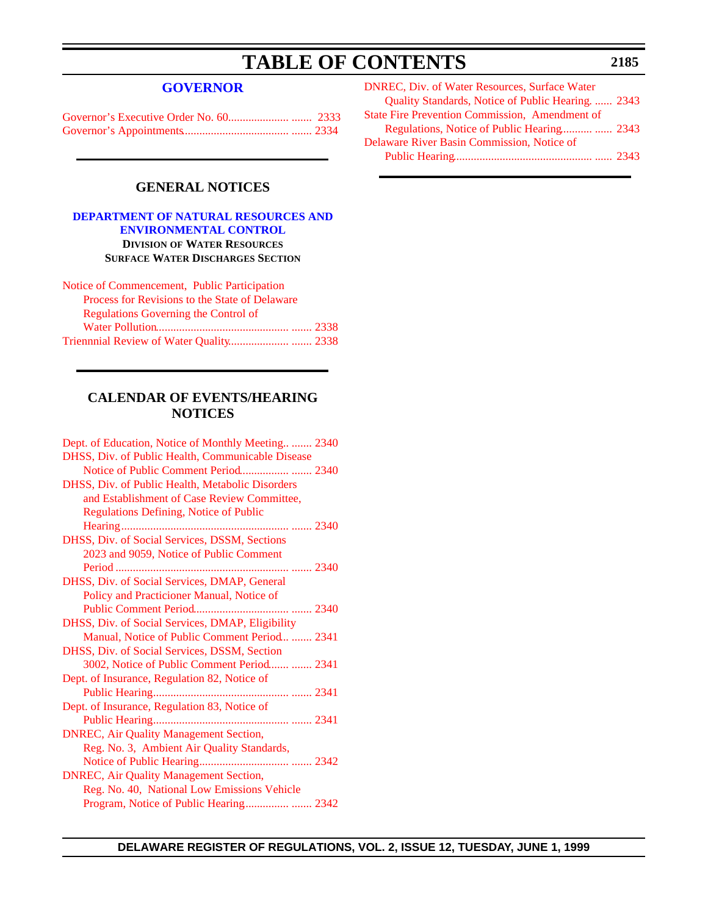# TABLE OF CONTENTS

## GOVERNOR

Governor's Executive Order No. 60.................... ....... 2333
Governor's Appointments.................................... ....... 2334

## GENERAL NOTICES

### DEPARTMENT OF NATURAL RESOURCES AND ENVIRONMENTAL CONTROL

**DIVISION OF WATER RESOURCES**
**SURFACE WATER DISCHARGES SECTION**

Notice of Commencement, Public Participation Process for Revisions to the State of Delaware Regulations Governing the Control of Water Pollution.............................................. ....... 2338
Triennnial Review of Water Quality.................... ....... 2338

## CALENDAR OF EVENTS/HEARING NOTICES

Dept. of Education, Notice of Monthly Meeting.. ....... 2340
DHSS, Div. of Public Health, Communicable Disease Notice of Public Comment Period................ ....... 2340
DHSS, Div. of Public Health, Metabolic Disorders and Establishment of Case Review Committee, Regulations Defining, Notice of Public Hearing........................................................... ....... 2340
DHSS, Div. of Social Services, DSSM, Sections 2023 and 9059, Notice of Public Comment Period ............................................................ ....... 2340
DHSS, Div. of Social Services, DMAP, General Policy and Practicioner Manual, Notice of Public Comment Period................................ ....... 2340
DHSS, Div. of Social Services, DMAP, Eligibility Manual, Notice of Public Comment Period... ....... 2341
DHSS, Div. of Social Services, DSSM, Section 3002, Notice of Public Comment Period....... ....... 2341
Dept. of Insurance, Regulation 82, Notice of Public Hearing............................................... ....... 2341
Dept. of Insurance, Regulation 83, Notice of Public Hearing............................................... ....... 2341
DNREC, Air Quality Management Section, Reg. No. 3, Ambient Air Quality Standards, Notice of Public Hearing.............................. ....... 2342
DNREC, Air Quality Management Section, Reg. No. 40, National Low Emissions Vehicle Program, Notice of Public Hearing............... ....... 2342
DNREC, Div. of Water Resources, Surface Water Quality Standards, Notice of Public Hearing. ...... 2343
State Fire Prevention Commission, Amendment of Regulations, Notice of Public Hearing.......... ...... 2343
Delaware River Basin Commission, Notice of Public Hearing................................................ ...... 2343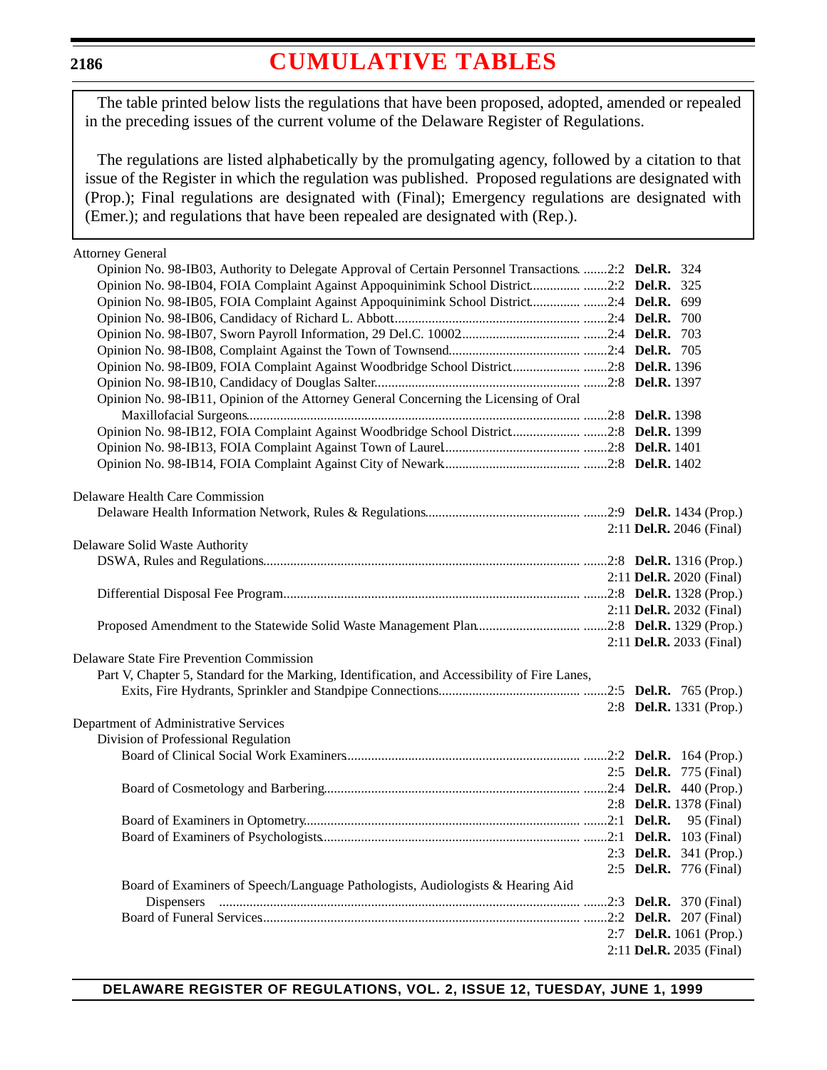# CUMULATIVE TABLES

The table printed below lists the regulations that have been proposed, adopted, amended or repealed in the preceding issues of the current volume of the Delaware Register of Regulations.

The regulations are listed alphabetically by the promulgating agency, followed by a citation to that issue of the Register in which the regulation was published. Proposed regulations are designated with (Prop.); Final regulations are designated with (Final); Emergency regulations are designated with (Emer.); and regulations that have been repealed are designated with (Rep.).

Attorney General

- Opinion No. 98-IB03, Authority to Delegate Approval of Certain Personnel Transactions ....... 2:2 **Del.R.** 324
- Opinion No. 98-IB04, FOIA Complaint Against Appoquinimink School District ....... 2:2 **Del.R.** 325
- Opinion No. 98-IB05, FOIA Complaint Against Appoquinimink School District ....... 2:4 **Del.R.** 699
- Opinion No. 98-IB06, Candidacy of Richard L. Abbott ....... 2:4 **Del.R.** 700
- Opinion No. 98-IB07, Sworn Payroll Information, 29 Del.C. 10002 ....... 2:4 **Del.R.** 703
- Opinion No. 98-IB08, Complaint Against the Town of Townsend ....... 2:4 **Del.R.** 705
- Opinion No. 98-IB09, FOIA Complaint Against Woodbridge School District ....... 2:8 **Del.R.** 1396
- Opinion No. 98-IB10, Candidacy of Douglas Salter ....... 2:8 **Del.R.** 1397
- Opinion No. 98-IB11, Opinion of the Attorney General Concerning the Licensing of Oral Maxillofacial Surgeons ....... 2:8 **Del.R.** 1398
- Opinion No. 98-IB12, FOIA Complaint Against Woodbridge School District ....... 2:8 **Del.R.** 1399
- Opinion No. 98-IB13, FOIA Complaint Against Town of Laurel ....... 2:8 **Del.R.** 1401
- Opinion No. 98-IB14, FOIA Complaint Against City of Newark ....... 2:8 **Del.R.** 1402

Delaware Health Care Commission

- Delaware Health Information Network, Rules & Regulations ....... 2:9 **Del.R.** 1434 (Prop.)
  - 2:11 **Del.R.** 2046 (Final)

Delaware Solid Waste Authority

- DSWA, Rules and Regulations ....... 2:8 **Del.R.** 1316 (Prop.)
  - 2:11 **Del.R.** 2020 (Final)
- Differential Disposal Fee Program ....... 2:8 **Del.R.** 1328 (Prop.)
  - 2:11 **Del.R.** 2032 (Final)
- Proposed Amendment to the Statewide Solid Waste Management Plan ....... 2:8 **Del.R.** 1329 (Prop.)
  - 2:11 **Del.R.** 2033 (Final)

Delaware State Fire Prevention Commission

- Part V, Chapter 5, Standard for the Marking, Identification, and Accessibility of Fire Lanes, Exits, Fire Hydrants, Sprinkler and Standpipe Connections ....... 2:5 **Del.R.** 765 (Prop.)
  - 2:8 **Del.R.** 1331 (Prop.)

Department of Administrative Services

Division of Professional Regulation

- Board of Clinical Social Work Examiners ....... 2:2 **Del.R.** 164 (Prop.)
  - 2:5 **Del.R.** 775 (Final)
- Board of Cosmetology and Barbering ....... 2:4 **Del.R.** 440 (Prop.)
  - 2:8 **Del.R.** 1378 (Final)
- Board of Examiners in Optometry ....... 2:1 **Del.R.** 95 (Final)
- Board of Examiners of Psychologists ....... 2:1 **Del.R.** 103 (Final)
  - 2:3 **Del.R.** 341 (Prop.)
  - 2:5 **Del.R.** 776 (Final)
- Board of Examiners of Speech/Language Pathologists, Audiologists & Hearing Aid Dispensers ....... 2:3 **Del.R.** 370 (Final)
- Board of Funeral Services ....... 2:2 **Del.R.** 207 (Final)
  - 2:7 **Del.R.** 1061 (Prop.)
  - 2:11 **Del.R.** 2035 (Final)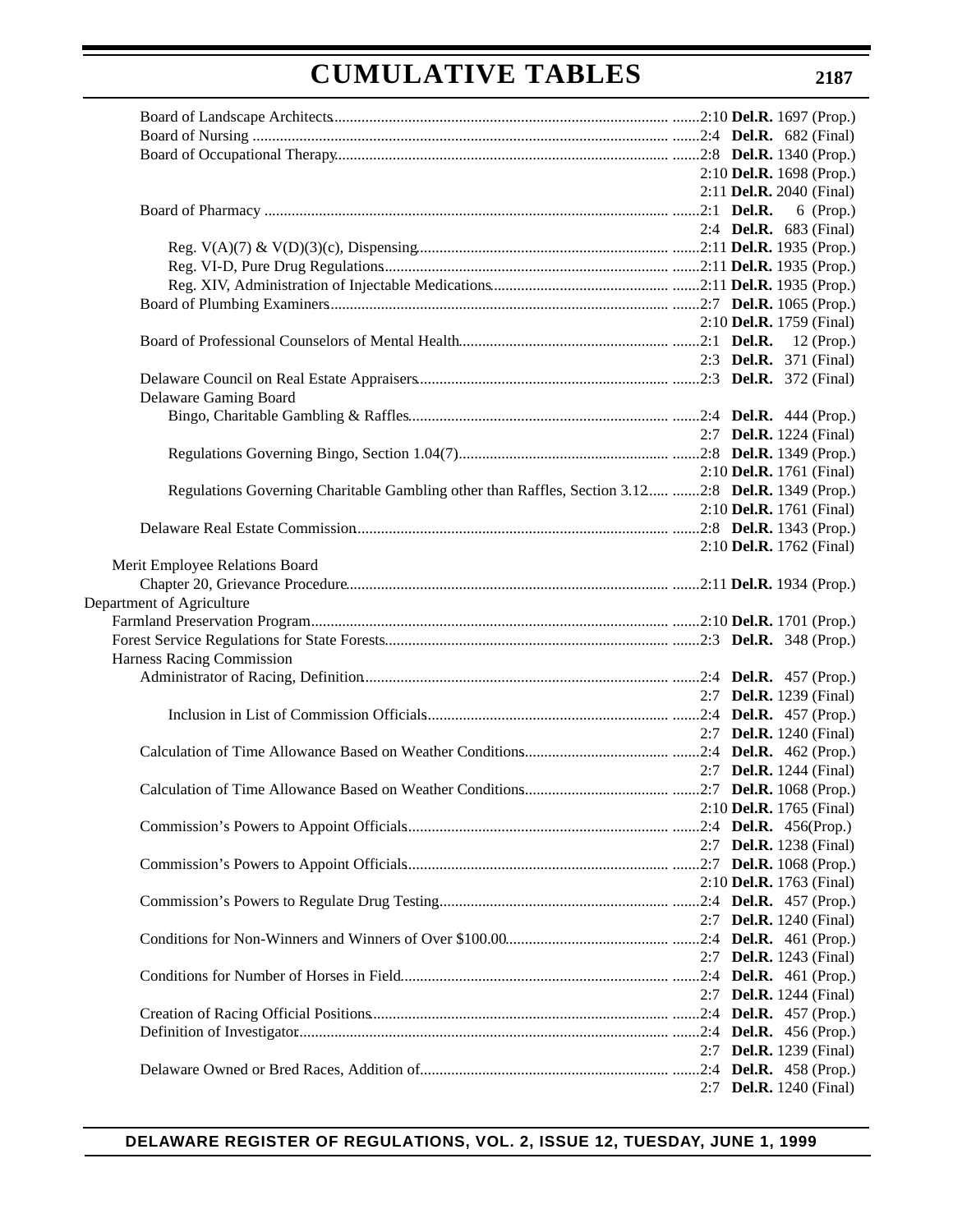# CUMULATIVE TABLES

| Entry | Citation |
| --- | --- |
| Board of Landscape Architects | 2:10 **Del.R.** 1697 (Prop.) |
| Board of Nursing | 2:4 **Del.R.** 682 (Final) |
| Board of Occupational Therapy | 2:8 **Del.R.** 1340 (Prop.) |
| | 2:10 **Del.R.** 1698 (Prop.) |
| | 2:11 **Del.R.** 2040 (Final) |
| Board of Pharmacy | 2:1 **Del.R.** 6 (Prop.) |
| | 2:4 **Del.R.** 683 (Final) |
| Reg. V(A)(7) & V(D)(3)(c), Dispensing | 2:11 **Del.R.** 1935 (Prop.) |
| Reg. VI-D, Pure Drug Regulations | 2:11 **Del.R.** 1935 (Prop.) |
| Reg. XIV, Administration of Injectable Medications | 2:11 **Del.R.** 1935 (Prop.) |
| Board of Plumbing Examiners | 2:7 **Del.R.** 1065 (Prop.) |
| | 2:10 **Del.R.** 1759 (Final) |
| Board of Professional Counselors of Mental Health | 2:1 **Del.R.** 12 (Prop.) |
| | 2:3 **Del.R.** 371 (Final) |
| Delaware Council on Real Estate Appraisers | 2:3 **Del.R.** 372 (Final) |
| Delaware Gaming Board | |
| Bingo, Charitable Gambling & Raffles | 2:4 **Del.R.** 444 (Prop.) |
| | 2:7 **Del.R.** 1224 (Final) |
| Regulations Governing Bingo, Section 1.04(7) | 2:8 **Del.R.** 1349 (Prop.) |
| | 2:10 **Del.R.** 1761 (Final) |
| Regulations Governing Charitable Gambling other than Raffles, Section 3.12 | 2:8 **Del.R.** 1349 (Prop.) |
| | 2:10 **Del.R.** 1761 (Final) |
| Delaware Real Estate Commission | 2:8 **Del.R.** 1343 (Prop.) |
| | 2:10 **Del.R.** 1762 (Final) |
| Merit Employee Relations Board | |
| Chapter 20, Grievance Procedure | 2:11 **Del.R.** 1934 (Prop.) |
| Department of Agriculture | |
| Farmland Preservation Program | 2:10 **Del.R.** 1701 (Prop.) |
| Forest Service Regulations for State Forests | 2:3 **Del.R.** 348 (Prop.) |
| Harness Racing Commission | |
| Administrator of Racing, Definition | 2:4 **Del.R.** 457 (Prop.) |
| | 2:7 **Del.R.** 1239 (Final) |
| Inclusion in List of Commission Officials | 2:4 **Del.R.** 457 (Prop.) |
| | 2:7 **Del.R.** 1240 (Final) |
| Calculation of Time Allowance Based on Weather Conditions | 2:4 **Del.R.** 462 (Prop.) |
| | 2:7 **Del.R.** 1244 (Final) |
| Calculation of Time Allowance Based on Weather Conditions | 2:7 **Del.R.** 1068 (Prop.) |
| | 2:10 **Del.R.** 1765 (Final) |
| Commission's Powers to Appoint Officials | 2:4 **Del.R.** 456(Prop.) |
| | 2:7 **Del.R.** 1238 (Final) |
| Commission's Powers to Appoint Officials | 2:7 **Del.R.** 1068 (Prop.) |
| | 2:10 **Del.R.** 1763 (Final) |
| Commission's Powers to Regulate Drug Testing | 2:4 **Del.R.** 457 (Prop.) |
| | 2:7 **Del.R.** 1240 (Final) |
| Conditions for Non-Winners and Winners of Over $100.00 | 2:4 **Del.R.** 461 (Prop.) |
| | 2:7 **Del.R.** 1243 (Final) |
| Conditions for Number of Horses in Field | 2:4 **Del.R.** 461 (Prop.) |
| | 2:7 **Del.R.** 1244 (Final) |
| Creation of Racing Official Positions | 2:4 **Del.R.** 457 (Prop.) |
| Definition of Investigator | 2:4 **Del.R.** 456 (Prop.) |
| | 2:7 **Del.R.** 1239 (Final) |
| Delaware Owned or Bred Races, Addition of | 2:4 **Del.R.** 458 (Prop.) |
| | 2:7 **Del.R.** 1240 (Final) |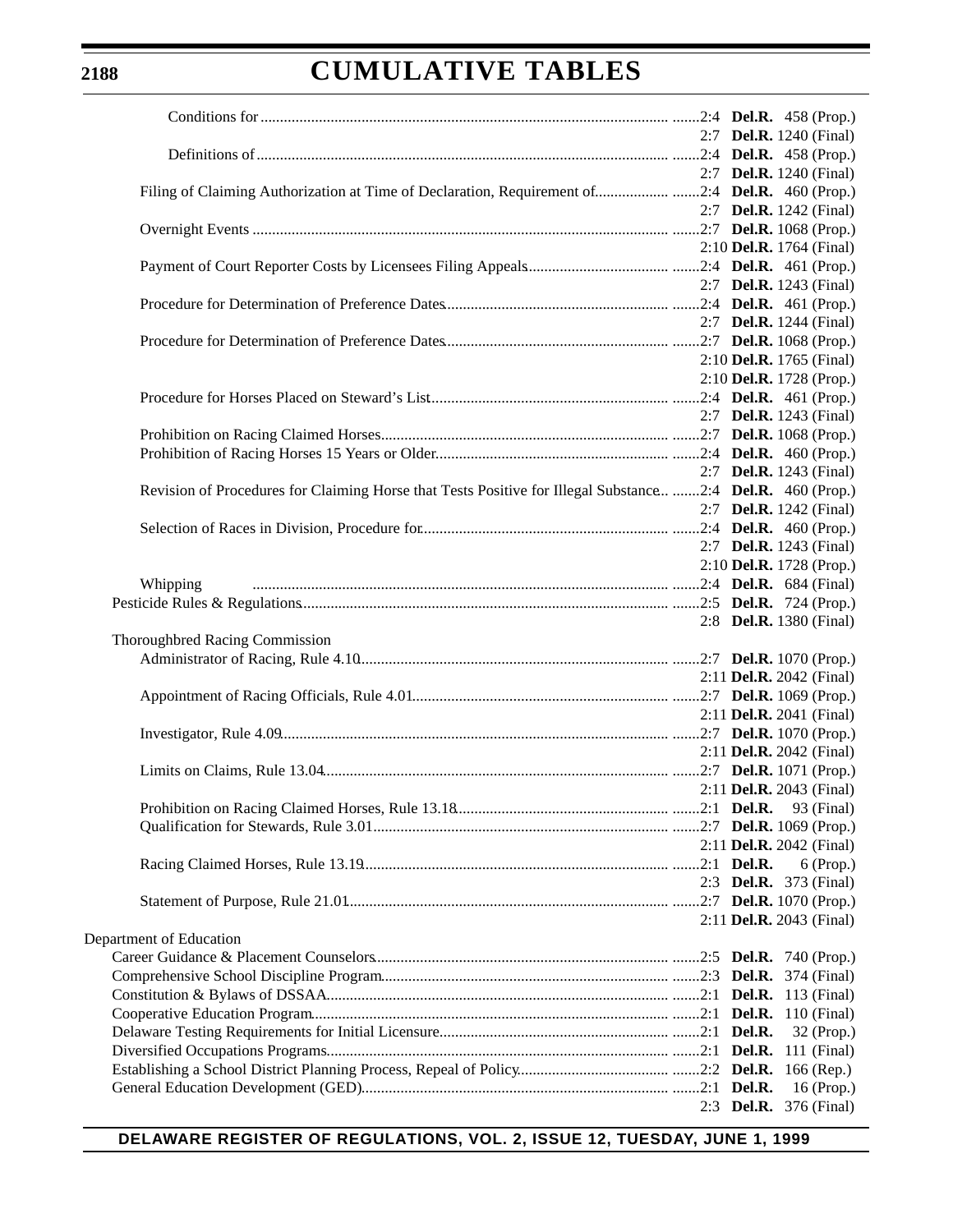Conditions for ............................................................................................................ 2:4 **Del.R.** 458 (Prop.)
2:7 **Del.R.** 1240 (Final)

Definitions of ............................................................................................................ 2:4 **Del.R.** 458 (Prop.)
2:7 **Del.R.** 1240 (Final)

Filing of Claiming Authorization at Time of Declaration, Requirement of .................. 2:4 **Del.R.** 460 (Prop.)
2:7 **Del.R.** 1242 (Final)

Overnight Events ............................................................................................................ 2:7 **Del.R.** 1068 (Prop.)
2:10 **Del.R.** 1764 (Final)

Payment of Court Reporter Costs by Licensees Filing Appeals .................................... 2:4 **Del.R.** 461 (Prop.)
2:7 **Del.R.** 1243 (Final)

Procedure for Determination of Preference Dates .......................................................... 2:4 **Del.R.** 461 (Prop.)
2:7 **Del.R.** 1244 (Final)

Procedure for Determination of Preference Dates .......................................................... 2:7 **Del.R.** 1068 (Prop.)
2:10 **Del.R.** 1765 (Final)
2:10 **Del.R.** 1728 (Prop.)

Procedure for Horses Placed on Steward's List .............................................................. 2:4 **Del.R.** 461 (Prop.)
2:7 **Del.R.** 1243 (Final)

Prohibition on Racing Claimed Horses ........................................................................... 2:7 **Del.R.** 1068 (Prop.)

Prohibition of Racing Horses 15 Years or Older ............................................................. 2:4 **Del.R.** 460 (Prop.)
2:7 **Del.R.** 1243 (Final)

Revision of Procedures for Claiming Horse that Tests Positive for Illegal Substance ... 2:4 **Del.R.** 460 (Prop.)
2:7 **Del.R.** 1242 (Final)

Selection of Races in Division, Procedure for ................................................................ 2:4 **Del.R.** 460 (Prop.)
2:7 **Del.R.** 1243 (Final)
2:10 **Del.R.** 1728 (Prop.)

Whipping ............................................................................................................ 2:4 **Del.R.** 684 (Final)

Pesticide Rules & Regulations ............................................................................................ 2:5 **Del.R.** 724 (Prop.)
2:8 **Del.R.** 1380 (Final)

Thoroughbred Racing Commission

Administrator of Racing, Rule 4.10 ................................................................................ 2:7 **Del.R.** 1070 (Prop.)
2:11 **Del.R.** 2042 (Final)

Appointment of Racing Officials, Rule 4.01 .................................................................. 2:7 **Del.R.** 1069 (Prop.)
2:11 **Del.R.** 2041 (Final)

Investigator, Rule 4.09 ..................................................................................................... 2:7 **Del.R.** 1070 (Prop.)
2:11 **Del.R.** 2042 (Final)

Limits on Claims, Rule 13.04 ........................................................................................... 2:7 **Del.R.** 1071 (Prop.)
2:11 **Del.R.** 2043 (Final)

Prohibition on Racing Claimed Horses, Rule 13.18 ....................................................... 2:1 **Del.R.** 93 (Final)

Qualification for Stewards, Rule 3.01 .............................................................................. 2:7 **Del.R.** 1069 (Prop.)
2:11 **Del.R.** 2042 (Final)

Racing Claimed Horses, Rule 13.19 ................................................................................ 2:1 **Del.R.** 6 (Prop.)
2:3 **Del.R.** 373 (Final)

Statement of Purpose, Rule 21.01 .................................................................................... 2:7 **Del.R.** 1070 (Prop.)
2:11 **Del.R.** 2043 (Final)

Department of Education

Career Guidance & Placement Counselors ............................................................................ 2:5 **Del.R.** 740 (Prop.)

Comprehensive School Discipline Program ........................................................................... 2:3 **Del.R.** 374 (Final)

Constitution & Bylaws of DSSAA ........................................................................................... 2:1 **Del.R.** 113 (Final)

Cooperative Education Program ............................................................................................. 2:1 **Del.R.** 110 (Final)

Delaware Testing Requirements for Initial Licensure ............................................................. 2:1 **Del.R.** 32 (Prop.)

Diversified Occupations Programs .......................................................................................... 2:1 **Del.R.** 111 (Final)

Establishing a School District Planning Process, Repeal of Policy ....................................... 2:2 **Del.R.** 166 (Rep.)

General Education Development (GED) ................................................................................. 2:1 **Del.R.** 16 (Prop.)
2:3 **Del.R.** 376 (Final)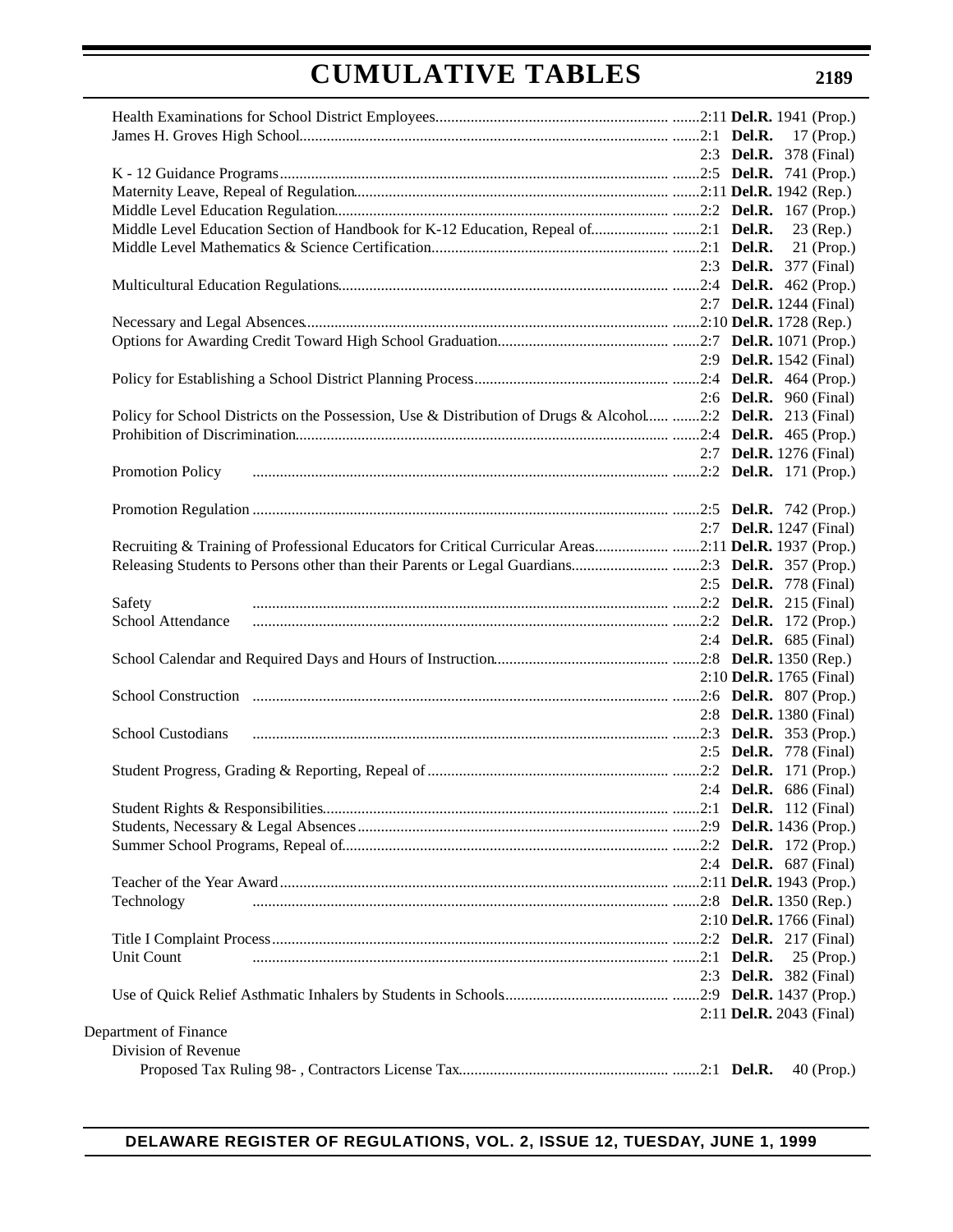# CUMULATIVE TABLES

| | |
|---|---|
| Health Examinations for School District Employees | 2:11 **Del.R.** 1941 (Prop.) |
| James H. Groves High School | 2:1 **Del.R.** 17 (Prop.) |
| | 2:3 **Del.R.** 378 (Final) |
| K - 12 Guidance Programs | 2:5 **Del.R.** 741 (Prop.) |
| Maternity Leave, Repeal of Regulation | 2:11 **Del.R.** 1942 (Rep.) |
| Middle Level Education Regulation | 2:2 **Del.R.** 167 (Prop.) |
| Middle Level Education Section of Handbook for K-12 Education, Repeal of | 2:1 **Del.R.** 23 (Rep.) |
| Middle Level Mathematics & Science Certification | 2:1 **Del.R.** 21 (Prop.) |
| | 2:3 **Del.R.** 377 (Final) |
| Multicultural Education Regulations | 2:4 **Del.R.** 462 (Prop.) |
| | 2:7 **Del.R.** 1244 (Final) |
| Necessary and Legal Absences | 2:10 **Del.R.** 1728 (Rep.) |
| Options for Awarding Credit Toward High School Graduation | 2:7 **Del.R.** 1071 (Prop.) |
| | 2:9 **Del.R.** 1542 (Final) |
| Policy for Establishing a School District Planning Process | 2:4 **Del.R.** 464 (Prop.) |
| | 2:6 **Del.R.** 960 (Final) |
| Policy for School Districts on the Possession, Use & Distribution of Drugs & Alcohol | 2:2 **Del.R.** 213 (Final) |
| Prohibition of Discrimination | 2:4 **Del.R.** 465 (Prop.) |
| | 2:7 **Del.R.** 1276 (Final) |
| Promotion Policy | 2:2 **Del.R.** 171 (Prop.) |
| Promotion Regulation | 2:5 **Del.R.** 742 (Prop.) |
| | 2:7 **Del.R.** 1247 (Final) |
| Recruiting & Training of Professional Educators for Critical Curricular Areas | 2:11 **Del.R.** 1937 (Prop.) |
| Releasing Students to Persons other than their Parents or Legal Guardians | 2:3 **Del.R.** 357 (Prop.) |
| | 2:5 **Del.R.** 778 (Final) |
| Safety | 2:2 **Del.R.** 215 (Final) |
| School Attendance | 2:2 **Del.R.** 172 (Prop.) |
| | 2:4 **Del.R.** 685 (Final) |
| School Calendar and Required Days and Hours of Instruction | 2:8 **Del.R.** 1350 (Rep.) |
| | 2:10 **Del.R.** 1765 (Final) |
| School Construction | 2:6 **Del.R.** 807 (Prop.) |
| | 2:8 **Del.R.** 1380 (Final) |
| School Custodians | 2:3 **Del.R.** 353 (Prop.) |
| | 2:5 **Del.R.** 778 (Final) |
| Student Progress, Grading & Reporting, Repeal of | 2:2 **Del.R.** 171 (Prop.) |
| | 2:4 **Del.R.** 686 (Final) |
| Student Rights & Responsibilities | 2:1 **Del.R.** 112 (Final) |
| Students, Necessary & Legal Absences | 2:9 **Del.R.** 1436 (Prop.) |
| Summer School Programs, Repeal of | 2:2 **Del.R.** 172 (Prop.) |
| | 2:4 **Del.R.** 687 (Final) |
| Teacher of the Year Award | 2:11 **Del.R.** 1943 (Prop.) |
| Technology | 2:8 **Del.R.** 1350 (Rep.) |
| | 2:10 **Del.R.** 1766 (Final) |
| Title I Complaint Process | 2:2 **Del.R.** 217 (Final) |
| Unit Count | 2:1 **Del.R.** 25 (Prop.) |
| | 2:3 **Del.R.** 382 (Final) |
| Use of Quick Relief Asthmatic Inhalers by Students in Schools | 2:9 **Del.R.** 1437 (Prop.) |
| | 2:11 **Del.R.** 2043 (Final) |

Department of Finance

Division of Revenue

| | |
|---|---|
| Proposed Tax Ruling 98- , Contractors License Tax | 2:1 **Del.R.** 40 (Prop.) |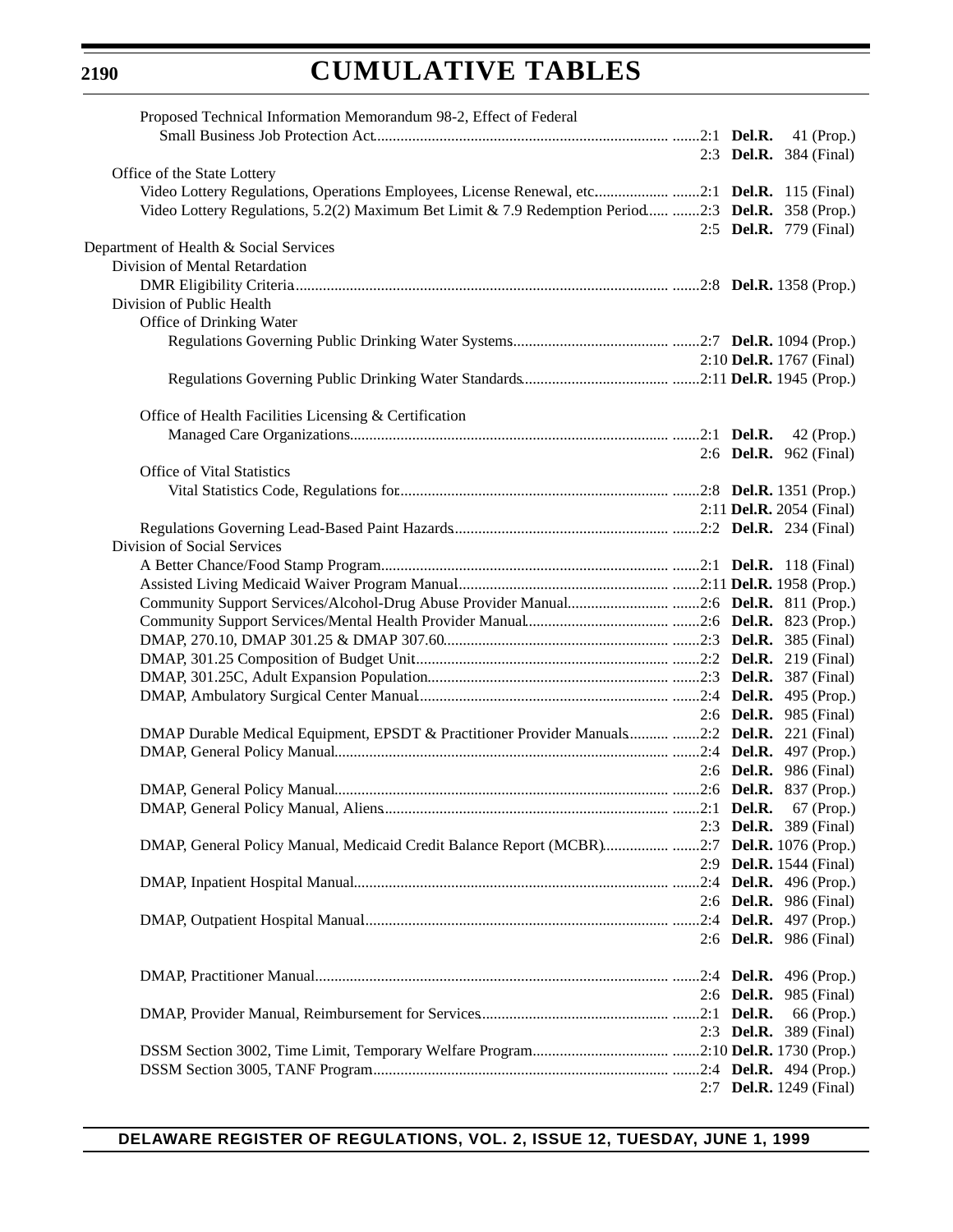Proposed Technical Information Memorandum 98-2, Effect of Federal

Small Business Job Protection Act............................................................................. .......2:1 **Del.R.** 41 (Prop.)
2:3 **Del.R.** 384 (Final)

Office of the State Lottery

Video Lottery Regulations, Operations Employees, License Renewal, etc.................. .......2:1 **Del.R.** 115 (Final)

Video Lottery Regulations, 5.2(2) Maximum Bet Limit & 7.9 Redemption Period...... .......2:3 **Del.R.** 358 (Prop.)
2:5 **Del.R.** 779 (Final)

Department of Health & Social Services

Division of Mental Retardation

DMR Eligibility Criteria................................................................................................ .......2:8 **Del.R.** 1358 (Prop.)

Division of Public Health

Office of Drinking Water

Regulations Governing Public Drinking Water Systems........................................ .......2:7 **Del.R.** 1094 (Prop.)
2:10 **Del.R.** 1767 (Final)

Regulations Governing Public Drinking Water Standards..................................... .......2:11 **Del.R.** 1945 (Prop.)

Office of Health Facilities Licensing & Certification

Managed Care Organizations.................................................................................. .......2:1 **Del.R.** 42 (Prop.)
2:6 **Del.R.** 962 (Final)

Office of Vital Statistics

Vital Statistics Code, Regulations for...................................................................... .......2:8 **Del.R.** 1351 (Prop.)
2:11 **Del.R.** 2054 (Final)

Regulations Governing Lead-Based Paint Hazards....................................................... .......2:2 **Del.R.** 234 (Final)

Division of Social Services

A Better Chance/Food Stamp Program.......................................................................... .......2:1 **Del.R.** 118 (Final)

Assisted Living Medicaid Waiver Program Manual...................................................... .......2:11 **Del.R.** 1958 (Prop.)

Community Support Services/Alcohol-Drug Abuse Provider Manual.......................... .......2:6 **Del.R.** 811 (Prop.)

Community Support Services/Mental Health Provider Manual.................................... .......2:6 **Del.R.** 823 (Prop.)

DMAP, 270.10, DMAP 301.25 & DMAP 307.60.......................................................... .......2:3 **Del.R.** 385 (Final)

DMAP, 301.25 Composition of Budget Unit.................................................................. .......2:2 **Del.R.** 219 (Final)

DMAP, 301.25C, Adult Expansion Population.............................................................. .......2:3 **Del.R.** 387 (Final)

DMAP, Ambulatory Surgical Center Manual................................................................. .......2:4 **Del.R.** 495 (Prop.)
2:6 **Del.R.** 985 (Final)

DMAP Durable Medical Equipment, EPSDT & Practitioner Provider Manuals.......... .......2:2 **Del.R.** 221 (Final)

DMAP, General Policy Manual...................................................................................... .......2:4 **Del.R.** 497 (Prop.)
2:6 **Del.R.** 986 (Final)

DMAP, General Policy Manual...................................................................................... .......2:6 **Del.R.** 837 (Prop.)

DMAP, General Policy Manual, Aliens.......................................................................... .......2:1 **Del.R.** 67 (Prop.)
2:3 **Del.R.** 389 (Final)

DMAP, General Policy Manual, Medicaid Credit Balance Report (MCBR)................ .......2:7 **Del.R.** 1076 (Prop.)
2:9 **Del.R.** 1544 (Final)

DMAP, Inpatient Hospital Manual.................................................................................. .......2:4 **Del.R.** 496 (Prop.)
2:6 **Del.R.** 986 (Final)

DMAP, Outpatient Hospital Manual............................................................................... .......2:4 **Del.R.** 497 (Prop.)
2:6 **Del.R.** 986 (Final)

DMAP, Practitioner Manual............................................................................................ .......2:4 **Del.R.** 496 (Prop.)
2:6 **Del.R.** 985 (Final)

DMAP, Provider Manual, Reimbursement for Services................................................ .......2:1 **Del.R.** 66 (Prop.)
2:3 **Del.R.** 389 (Final)

DSSM Section 3002, Time Limit, Temporary Welfare Program................................... .......2:10 **Del.R.** 1730 (Prop.)

DSSM Section 3005, TANF Program............................................................................. .......2:4 **Del.R.** 494 (Prop.)
2:7 **Del.R.** 1249 (Final)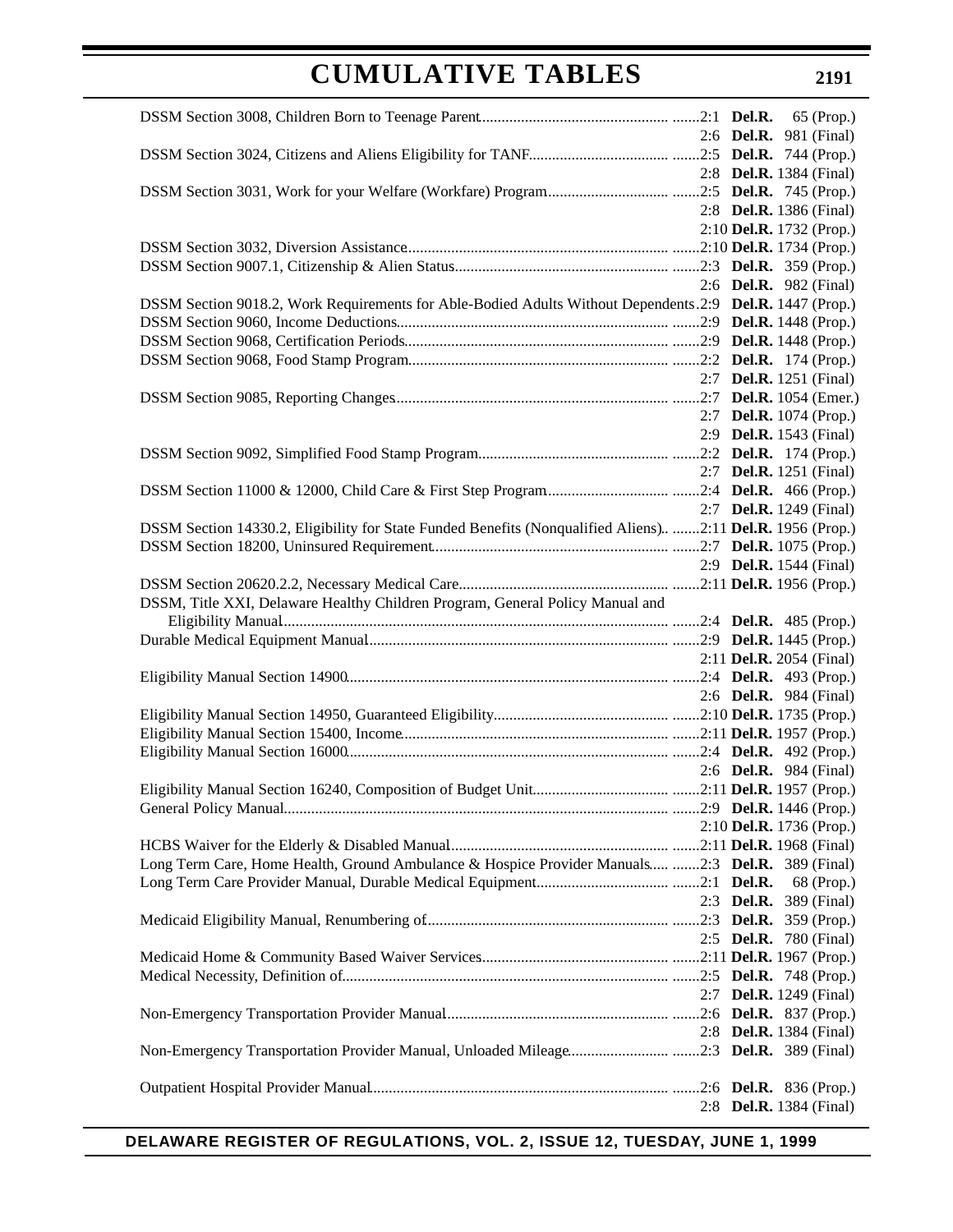# CUMULATIVE TABLES

| Regulation | Citation |
|---|---|
| DSSM Section 3008, Children Born to Teenage Parent | 2:1 **Del.R.** 65 (Prop.) |
| | 2:6 **Del.R.** 981 (Final) |
| DSSM Section 3024, Citizens and Aliens Eligibility for TANF | 2:5 **Del.R.** 744 (Prop.) |
| | 2:8 **Del.R.** 1384 (Final) |
| DSSM Section 3031, Work for your Welfare (Workfare) Program | 2:5 **Del.R.** 745 (Prop.) |
| | 2:8 **Del.R.** 1386 (Final) |
| | 2:10 **Del.R.** 1732 (Prop.) |
| DSSM Section 3032, Diversion Assistance | 2:10 **Del.R.** 1734 (Prop.) |
| DSSM Section 9007.1, Citizenship & Alien Status | 2:3 **Del.R.** 359 (Prop.) |
| | 2:6 **Del.R.** 982 (Final) |
| DSSM Section 9018.2, Work Requirements for Able-Bodied Adults Without Dependents | 2:9 **Del.R.** 1447 (Prop.) |
| DSSM Section 9060, Income Deductions | 2:9 **Del.R.** 1448 (Prop.) |
| DSSM Section 9068, Certification Periods | 2:9 **Del.R.** 1448 (Prop.) |
| DSSM Section 9068, Food Stamp Program | 2:2 **Del.R.** 174 (Prop.) |
| | 2:7 **Del.R.** 1251 (Final) |
| DSSM Section 9085, Reporting Changes | 2:7 **Del.R.** 1054 (Emer.) |
| | 2:7 **Del.R.** 1074 (Prop.) |
| | 2:9 **Del.R.** 1543 (Final) |
| DSSM Section 9092, Simplified Food Stamp Program | 2:2 **Del.R.** 174 (Prop.) |
| | 2:7 **Del.R.** 1251 (Final) |
| DSSM Section 11000 & 12000, Child Care & First Step Program | 2:4 **Del.R.** 466 (Prop.) |
| | 2:7 **Del.R.** 1249 (Final) |
| DSSM Section 14330.2, Eligibility for State Funded Benefits (Nonqualified Aliens). | 2:11 **Del.R.** 1956 (Prop.) |
| DSSM Section 18200, Uninsured Requirement | 2:7 **Del.R.** 1075 (Prop.) |
| | 2:9 **Del.R.** 1544 (Final) |
| DSSM Section 20620.2.2, Necessary Medical Care | 2:11 **Del.R.** 1956 (Prop.) |
| DSSM, Title XXI, Delaware Healthy Children Program, General Policy Manual and Eligibility Manual | 2:4 **Del.R.** 485 (Prop.) |
| Durable Medical Equipment Manual | 2:9 **Del.R.** 1445 (Prop.) |
| | 2:11 **Del.R.** 2054 (Final) |
| Eligibility Manual Section 14900 | 2:4 **Del.R.** 493 (Prop.) |
| | 2:6 **Del.R.** 984 (Final) |
| Eligibility Manual Section 14950, Guaranteed Eligibility | 2:10 **Del.R.** 1735 (Prop.) |
| Eligibility Manual Section 15400, Income | 2:11 **Del.R.** 1957 (Prop.) |
| Eligibility Manual Section 16000 | 2:4 **Del.R.** 492 (Prop.) |
| | 2:6 **Del.R.** 984 (Final) |
| Eligibility Manual Section 16240, Composition of Budget Unit | 2:11 **Del.R.** 1957 (Prop.) |
| General Policy Manual | 2:9 **Del.R.** 1446 (Prop.) |
| | 2:10 **Del.R.** 1736 (Prop.) |
| HCBS Waiver for the Elderly & Disabled Manual | 2:11 **Del.R.** 1968 (Final) |
| Long Term Care, Home Health, Ground Ambulance & Hospice Provider Manuals | 2:3 **Del.R.** 389 (Final) |
| Long Term Care Provider Manual, Durable Medical Equipment | 2:1 **Del.R.** 68 (Prop.) |
| | 2:3 **Del.R.** 389 (Final) |
| Medicaid Eligibility Manual, Renumbering of | 2:3 **Del.R.** 359 (Prop.) |
| | 2:5 **Del.R.** 780 (Final) |
| Medicaid Home & Community Based Waiver Services | 2:11 **Del.R.** 1967 (Prop.) |
| Medical Necessity, Definition of | 2:5 **Del.R.** 748 (Prop.) |
| | 2:7 **Del.R.** 1249 (Final) |
| Non-Emergency Transportation Provider Manual | 2:6 **Del.R.** 837 (Prop.) |
| | 2:8 **Del.R.** 1384 (Final) |
| Non-Emergency Transportation Provider Manual, Unloaded Mileage | 2:3 **Del.R.** 389 (Final) |
| Outpatient Hospital Provider Manual | 2:6 **Del.R.** 836 (Prop.) |
| | 2:8 **Del.R.** 1384 (Final) |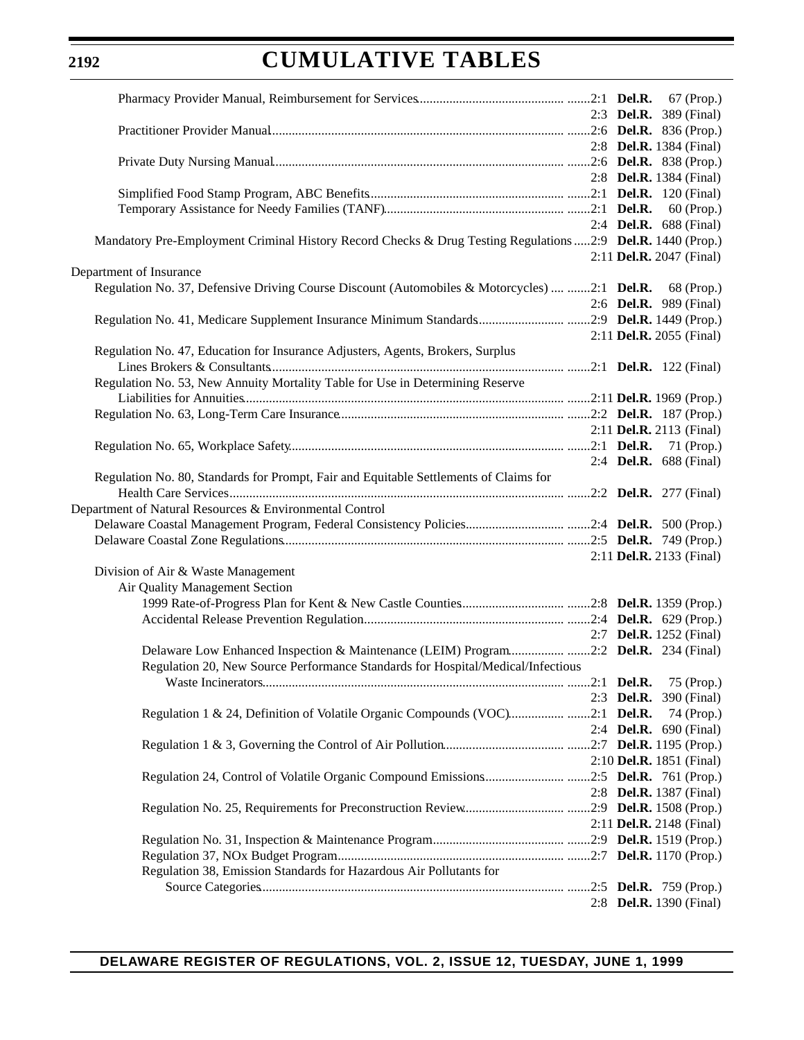# CUMULATIVE TABLES

Pharmacy Provider Manual, Reimbursement for Services............................................. .......2:1 **Del.R.** 67 (Prop.)
2:3 **Del.R.** 389 (Final)

Practitioner Provider Manual........................................................................................ .......2:6 **Del.R.** 836 (Prop.)
2:8 **Del.R.** 1384 (Final)

Private Duty Nursing Manual........................................................................................ .......2:6 **Del.R.** 838 (Prop.)
2:8 **Del.R.** 1384 (Final)

Simplified Food Stamp Program, ABC Benefits............................................................ .......2:1 **Del.R.** 120 (Final)

Temporary Assistance for Needy Families (TANF)........................................................ .......2:1 **Del.R.** 60 (Prop.)
2:4 **Del.R.** 688 (Final)

Mandatory Pre-Employment Criminal History Record Checks & Drug Testing Regulations .....2:9 **Del.R.** 1440 (Prop.)
2:11 **Del.R.** 2047 (Final)

Department of Insurance

Regulation No. 37, Defensive Driving Course Discount (Automobiles & Motorcycles) .... .......2:1 **Del.R.** 68 (Prop.)
2:6 **Del.R.** 989 (Final)

Regulation No. 41, Medicare Supplement Insurance Minimum Standards.......................... .......2:9 **Del.R.** 1449 (Prop.)
2:11 **Del.R.** 2055 (Final)

Regulation No. 47, Education for Insurance Adjusters, Agents, Brokers, Surplus Lines Brokers & Consultants.......................................................................................... .......2:1 **Del.R.** 122 (Final)

Regulation No. 53, New Annuity Mortality Table for Use in Determining Reserve Liabilities for Annuities.................................................................................................. .......2:11 **Del.R.** 1969 (Prop.)

Regulation No. 63, Long-Term Care Insurance..................................................................... .......2:2 **Del.R.** 187 (Prop.)
2:11 **Del.R.** 2113 (Final)

Regulation No. 65, Workplace Safety.................................................................................... .......2:1 **Del.R.** 71 (Prop.)
2:4 **Del.R.** 688 (Final)

Regulation No. 80, Standards for Prompt, Fair and Equitable Settlements of Claims for Health Care Services........................................................................................................ .......2:2 **Del.R.** 277 (Final)

Department of Natural Resources & Environmental Control

Delaware Coastal Management Program, Federal Consistency Policies............................. .......2:4 **Del.R.** 500 (Prop.)

Delaware Coastal Zone Regulations...................................................................................... .......2:5 **Del.R.** 749 (Prop.)
2:11 **Del.R.** 2133 (Final)

Division of Air & Waste Management

Air Quality Management Section

1999 Rate-of-Progress Plan for Kent & New Castle Counties............................... .......2:8 **Del.R.** 1359 (Prop.)

Accidental Release Prevention Regulation............................................................... .......2:4 **Del.R.** 629 (Prop.)
2:7 **Del.R.** 1252 (Final)

Delaware Low Enhanced Inspection & Maintenance (LEIM) Program................ .......2:2 **Del.R.** 234 (Final)

Regulation 20, New Source Performance Standards for Hospital/Medical/Infectious Waste Incinerators............................................................................................ .......2:1 **Del.R.** 75 (Prop.)
2:3 **Del.R.** 390 (Final)

Regulation 1 & 24, Definition of Volatile Organic Compounds (VOC)................ .......2:1 **Del.R.** 74 (Prop.)
2:4 **Del.R.** 690 (Final)

Regulation 1 & 3, Governing the Control of Air Pollution..................................... .......2:7 **Del.R.** 1195 (Prop.)
2:10 **Del.R.** 1851 (Final)

Regulation 24, Control of Volatile Organic Compound Emissions....................... .......2:5 **Del.R.** 761 (Prop.)
2:8 **Del.R.** 1387 (Final)

Regulation No. 25, Requirements for Preconstruction Review.............................. .......2:9 **Del.R.** 1508 (Prop.)
2:11 **Del.R.** 2148 (Final)

Regulation No. 31, Inspection & Maintenance Program........................................ .......2:9 **Del.R.** 1519 (Prop.)

Regulation 37, NOx Budget Program..................................................................... .......2:7 **Del.R.** 1170 (Prop.)

Regulation 38, Emission Standards for Hazardous Air Pollutants for Source Categories............................................................................................. .......2:5 **Del.R.** 759 (Prop.)
2:8 **Del.R.** 1390 (Final)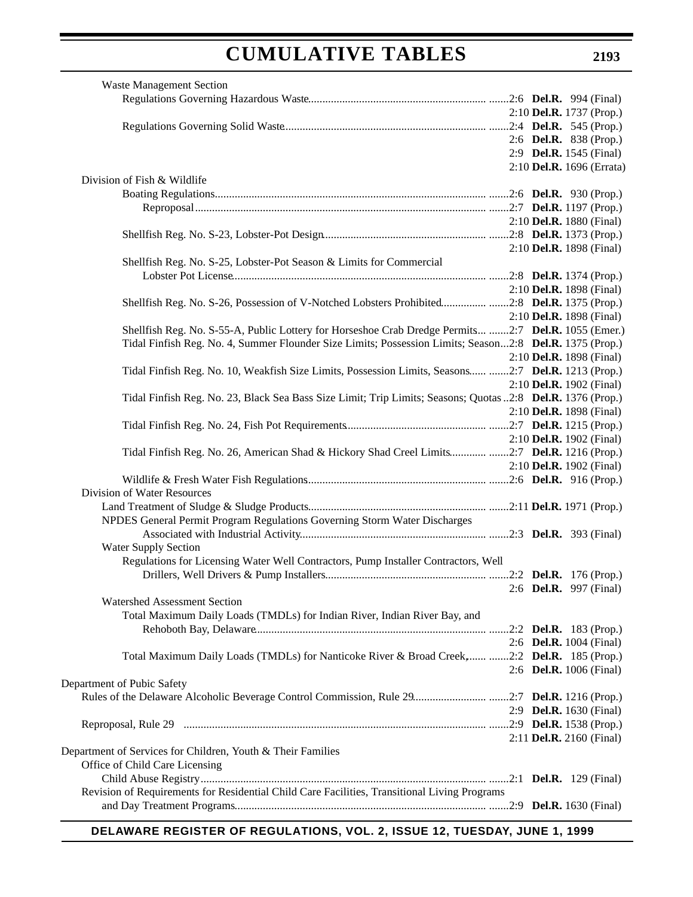Waste Management Section

Regulations Governing Hazardous Waste ....... 2:6 **Del.R.** 994 (Final)
2:10 **Del.R.** 1737 (Prop.)

Regulations Governing Solid Waste ....... 2:4 **Del.R.** 545 (Prop.)
2:6 **Del.R.** 838 (Prop.)
2:9 **Del.R.** 1545 (Final)
2:10 **Del.R.** 1696 (Errata)

Division of Fish & Wildlife

Boating Regulations ....... 2:6 **Del.R.** 930 (Prop.)

Reproposal ....... 2:7 **Del.R.** 1197 (Prop.)
2:10 **Del.R.** 1880 (Final)

Shellfish Reg. No. S-23, Lobster-Pot Design ....... 2:8 **Del.R.** 1373 (Prop.)
2:10 **Del.R.** 1898 (Final)

Shellfish Reg. No. S-25, Lobster-Pot Season & Limits for Commercial Lobster Pot License ....... 2:8 **Del.R.** 1374 (Prop.)
2:10 **Del.R.** 1898 (Final)

Shellfish Reg. No. S-26, Possession of V-Notched Lobsters Prohibited ....... 2:8 **Del.R.** 1375 (Prop.)
2:10 **Del.R.** 1898 (Final)

Shellfish Reg. No. S-55-A, Public Lottery for Horseshoe Crab Dredge Permits ....... 2:7 **Del.R.** 1055 (Emer.)

Tidal Finfish Reg. No. 4, Summer Flounder Size Limits; Possession Limits; Season ... 2:8 **Del.R.** 1375 (Prop.)
2:10 **Del.R.** 1898 (Final)

Tidal Finfish Reg. No. 10, Weakfish Size Limits, Possession Limits, Seasons ....... 2:7 **Del.R.** 1213 (Prop.)
2:10 **Del.R.** 1902 (Final)

Tidal Finfish Reg. No. 23, Black Sea Bass Size Limit; Trip Limits; Seasons; Quotas .. 2:8 **Del.R.** 1376 (Prop.)
2:10 **Del.R.** 1898 (Final)

Tidal Finfish Reg. No. 24, Fish Pot Requirements ....... 2:7 **Del.R.** 1215 (Prop.)
2:10 **Del.R.** 1902 (Final)

Tidal Finfish Reg. No. 26, American Shad & Hickory Shad Creel Limits ....... 2:7 **Del.R.** 1216 (Prop.)
2:10 **Del.R.** 1902 (Final)

Wildlife & Fresh Water Fish Regulations ....... 2:6 **Del.R.** 916 (Prop.)

Division of Water Resources

Land Treatment of Sludge & Sludge Products ....... 2:11 **Del.R.** 1971 (Prop.)

NPDES General Permit Program Regulations Governing Storm Water Discharges Associated with Industrial Activity ....... 2:3 **Del.R.** 393 (Final)

Water Supply Section

Regulations for Licensing Water Well Contractors, Pump Installer Contractors, Well Drillers, Well Drivers & Pump Installers ....... 2:2 **Del.R.** 176 (Prop.)
2:6 **Del.R.** 997 (Final)

Watershed Assessment Section

Total Maximum Daily Loads (TMDLs) for Indian River, Indian River Bay, and Rehoboth Bay, Delaware ....... 2:2 **Del.R.** 183 (Prop.)
2:6 **Del.R.** 1004 (Final)

Total Maximum Daily Loads (TMDLs) for Nanticoke River & Broad Creek, ....... 2:2 **Del.R.** 185 (Prop.)
2:6 **Del.R.** 1006 (Final)

Department of Pubic Safety

Rules of the Delaware Alcoholic Beverage Control Commission, Rule 29 ....... 2:7 **Del.R.** 1216 (Prop.)
2:9 **Del.R.** 1630 (Final)

Reproposal, Rule 29 ....... 2:9 **Del.R.** 1538 (Prop.)
2:11 **Del.R.** 2160 (Final)

Department of Services for Children, Youth & Their Families

Office of Child Care Licensing

Child Abuse Registry ....... 2:1 **Del.R.** 129 (Final)

Revision of Requirements for Residential Child Care Facilities, Transitional Living Programs and Day Treatment Programs ....... 2:9 **Del.R.** 1630 (Final)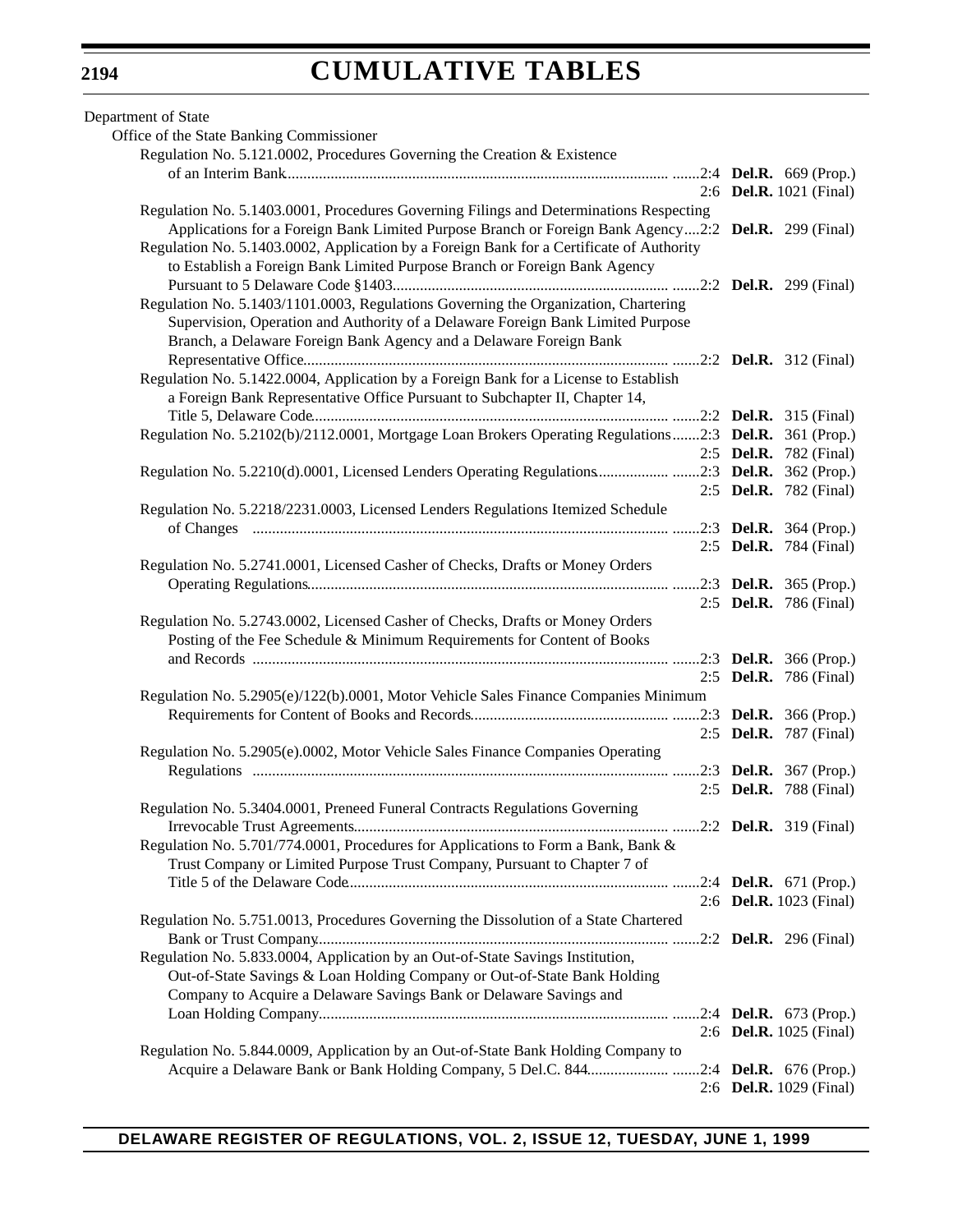Department of State

Office of the State Banking Commissioner

Regulation No. 5.121.0002, Procedures Governing the Creation & Existence of an Interim Bank.......2:4 **Del.R.** 669 (Prop.)
2:6 **Del.R.** 1021 (Final)

Regulation No. 5.1403.0001, Procedures Governing Filings and Determinations Respecting Applications for a Foreign Bank Limited Purpose Branch or Foreign Bank Agency....2:2 **Del.R.** 299 (Final)

Regulation No. 5.1403.0002, Application by a Foreign Bank for a Certificate of Authority to Establish a Foreign Bank Limited Purpose Branch or Foreign Bank Agency Pursuant to 5 Delaware Code §1403.......2:2 **Del.R.** 299 (Final)

Regulation No. 5.1403/1101.0003, Regulations Governing the Organization, Chartering Supervision, Operation and Authority of a Delaware Foreign Bank Limited Purpose Branch, a Delaware Foreign Bank Agency and a Delaware Foreign Bank Representative Office.......2:2 **Del.R.** 312 (Final)

Regulation No. 5.1422.0004, Application by a Foreign Bank for a License to Establish a Foreign Bank Representative Office Pursuant to Subchapter II, Chapter 14, Title 5, Delaware Code.......2:2 **Del.R.** 315 (Final)

Regulation No. 5.2102(b)/2112.0001, Mortgage Loan Brokers Operating Regulations.......2:3 **Del.R.** 361 (Prop.)
2:5 **Del.R.** 782 (Final)

Regulation No. 5.2210(d).0001, Licensed Lenders Operating Regulations.......2:3 **Del.R.** 362 (Prop.)
2:5 **Del.R.** 782 (Final)

Regulation No. 5.2218/2231.0003, Licensed Lenders Regulations Itemized Schedule of Changes.......2:3 **Del.R.** 364 (Prop.)
2:5 **Del.R.** 784 (Final)

Regulation No. 5.2741.0001, Licensed Casher of Checks, Drafts or Money Orders Operating Regulations.......2:3 **Del.R.** 365 (Prop.)
2:5 **Del.R.** 786 (Final)

Regulation No. 5.2743.0002, Licensed Casher of Checks, Drafts or Money Orders Posting of the Fee Schedule & Minimum Requirements for Content of Books and Records.......2:3 **Del.R.** 366 (Prop.)
2:5 **Del.R.** 786 (Final)

Regulation No. 5.2905(e)/122(b).0001, Motor Vehicle Sales Finance Companies Minimum Requirements for Content of Books and Records.......2:3 **Del.R.** 366 (Prop.)
2:5 **Del.R.** 787 (Final)

Regulation No. 5.2905(e).0002, Motor Vehicle Sales Finance Companies Operating Regulations.......2:3 **Del.R.** 367 (Prop.)
2:5 **Del.R.** 788 (Final)

Regulation No. 5.3404.0001, Preneed Funeral Contracts Regulations Governing Irrevocable Trust Agreements.......2:2 **Del.R.** 319 (Final)

Regulation No. 5.701/774.0001, Procedures for Applications to Form a Bank, Bank & Trust Company or Limited Purpose Trust Company, Pursuant to Chapter 7 of Title 5 of the Delaware Code.......2:4 **Del.R.** 671 (Prop.)
2:6 **Del.R.** 1023 (Final)

Regulation No. 5.751.0013, Procedures Governing the Dissolution of a State Chartered Bank or Trust Company.......2:2 **Del.R.** 296 (Final)

Regulation No. 5.833.0004, Application by an Out-of-State Savings Institution, Out-of-State Savings & Loan Holding Company or Out-of-State Bank Holding Company to Acquire a Delaware Savings Bank or Delaware Savings and Loan Holding Company.......2:4 **Del.R.** 673 (Prop.)
2:6 **Del.R.** 1025 (Final)

Regulation No. 5.844.0009, Application by an Out-of-State Bank Holding Company to Acquire a Delaware Bank or Bank Holding Company, 5 Del.C. 844.......2:4 **Del.R.** 676 (Prop.)
2:6 **Del.R.** 1029 (Final)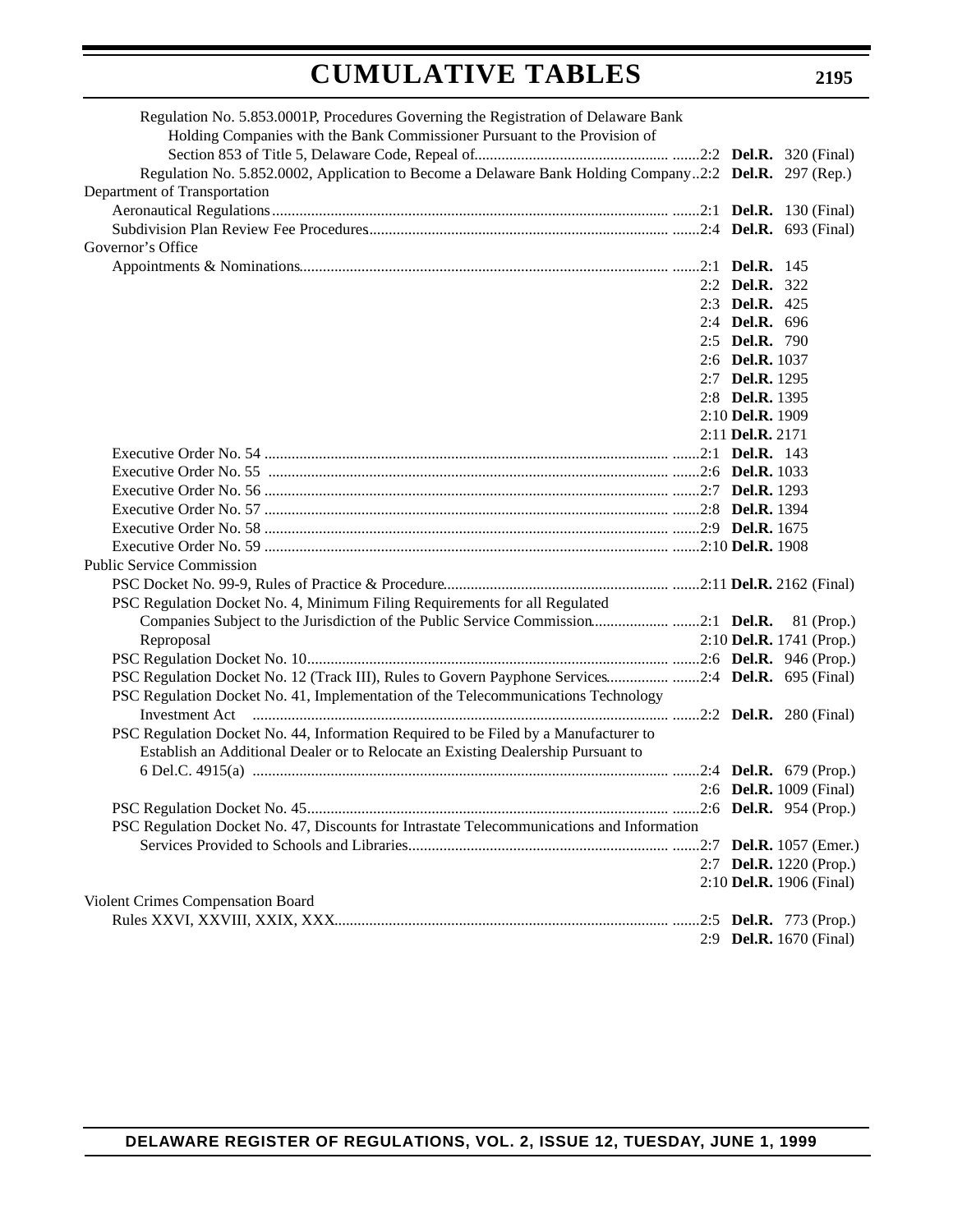# CUMULATIVE TABLES

Regulation No. 5.853.0001P, Procedures Governing the Registration of Delaware Bank Holding Companies with the Bank Commissioner Pursuant to the Provision of Section 853 of Title 5, Delaware Code, Repeal of ....... 2:2 **Del.R.** 320 (Final)

Regulation No. 5.852.0002, Application to Become a Delaware Bank Holding Company .. 2:2 **Del.R.** 297 (Rep.)

Department of Transportation

Aeronautical Regulations ....... 2:1 **Del.R.** 130 (Final)

Subdivision Plan Review Fee Procedures ....... 2:4 **Del.R.** 693 (Final)

Governor's Office

Appointments & Nominations ....... 2:1 **Del.R.** 145
2:2 **Del.R.** 322
2:3 **Del.R.** 425
2:4 **Del.R.** 696
2:5 **Del.R.** 790
2:6 **Del.R.** 1037
2:7 **Del.R.** 1295
2:8 **Del.R.** 1395
2:10 **Del.R.** 1909
2:11 **Del.R.** 2171

Executive Order No. 54 ....... 2:1 **Del.R.** 143

Executive Order No. 55 ....... 2:6 **Del.R.** 1033

Executive Order No. 56 ....... 2:7 **Del.R.** 1293

Executive Order No. 57 ....... 2:8 **Del.R.** 1394

Executive Order No. 58 ....... 2:9 **Del.R.** 1675

Executive Order No. 59 ....... 2:10 **Del.R.** 1908

Public Service Commission

PSC Docket No. 99-9, Rules of Practice & Procedure ....... 2:11 **Del.R.** 2162 (Final)

PSC Regulation Docket No. 4, Minimum Filing Requirements for all Regulated Companies Subject to the Jurisdiction of the Public Service Commission ....... 2:1 **Del.R.** 81 (Prop.)

Reproposal 2:10 **Del.R.** 1741 (Prop.)

PSC Regulation Docket No. 10 ....... 2:6 **Del.R.** 946 (Prop.)

PSC Regulation Docket No. 12 (Track III), Rules to Govern Payphone Services ....... 2:4 **Del.R.** 695 (Final)

PSC Regulation Docket No. 41, Implementation of the Telecommunications Technology Investment Act ....... 2:2 **Del.R.** 280 (Final)

PSC Regulation Docket No. 44, Information Required to be Filed by a Manufacturer to Establish an Additional Dealer or to Relocate an Existing Dealership Pursuant to 6 Del.C. 4915(a) ....... 2:4 **Del.R.** 679 (Prop.)
2:6 **Del.R.** 1009 (Final)

PSC Regulation Docket No. 45 ....... 2:6 **Del.R.** 954 (Prop.)

PSC Regulation Docket No. 47, Discounts for Intrastate Telecommunications and Information Services Provided to Schools and Libraries ....... 2:7 **Del.R.** 1057 (Emer.)
2:7 **Del.R.** 1220 (Prop.)
2:10 **Del.R.** 1906 (Final)

Violent Crimes Compensation Board

Rules XXVI, XXVIII, XXIX, XXX ....... 2:5 **Del.R.** 773 (Prop.)
2:9 **Del.R.** 1670 (Final)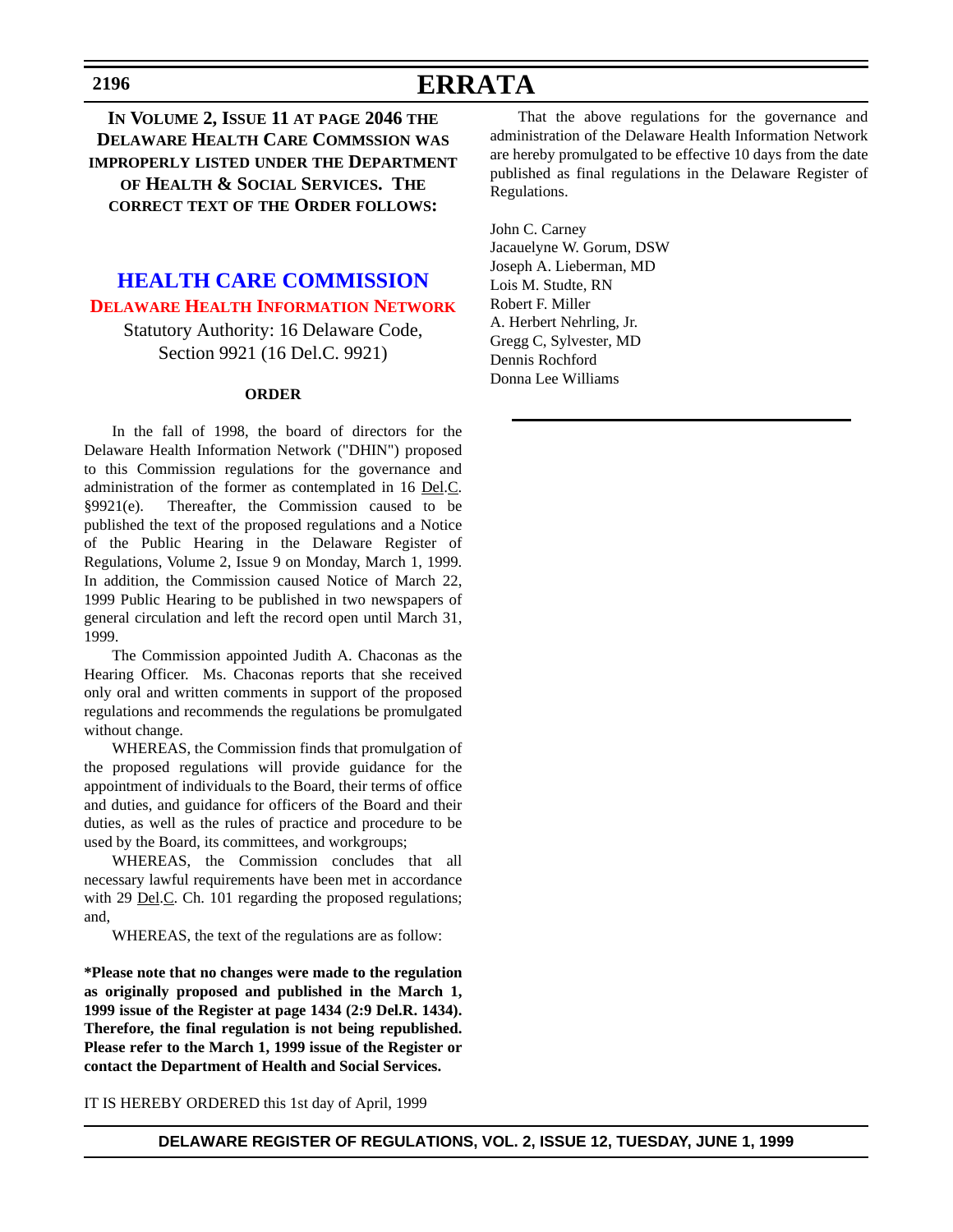# ERRATA

**IN VOLUME 2, ISSUE 11 AT PAGE 2046 THE DELAWARE HEALTH CARE COMMSSION WAS IMPROPERLY LISTED UNDER THE DEPARTMENT OF HEALTH & SOCIAL SERVICES. THE CORRECT TEXT OF THE ORDER FOLLOWS:**

## HEALTH CARE COMMISSION

### DELAWARE HEALTH INFORMATION NETWORK

Statutory Authority: 16 Delaware Code, Section 9921 (16 Del.C. 9921)

**ORDER**

In the fall of 1998, the board of directors for the Delaware Health Information Network ("DHIN") proposed to this Commission regulations for the governance and administration of the former as contemplated in 16 Del.C. §9921(e). Thereafter, the Commission caused to be published the text of the proposed regulations and a Notice of the Public Hearing in the Delaware Register of Regulations, Volume 2, Issue 9 on Monday, March 1, 1999. In addition, the Commission caused Notice of March 22, 1999 Public Hearing to be published in two newspapers of general circulation and left the record open until March 31, 1999.

The Commission appointed Judith A. Chaconas as the Hearing Officer. Ms. Chaconas reports that she received only oral and written comments in support of the proposed regulations and recommends the regulations be promulgated without change.

WHEREAS, the Commission finds that promulgation of the proposed regulations will provide guidance for the appointment of individuals to the Board, their terms of office and duties, and guidance for officers of the Board and their duties, as well as the rules of practice and procedure to be used by the Board, its committees, and workgroups;

WHEREAS, the Commission concludes that all necessary lawful requirements have been met in accordance with 29 Del.C. Ch. 101 regarding the proposed regulations; and,

WHEREAS, the text of the regulations are as follow:

**\*Please note that no changes were made to the regulation as originally proposed and published in the March 1, 1999 issue of the Register at page 1434 (2:9 Del.R. 1434). Therefore, the final regulation is not being republished. Please refer to the March 1, 1999 issue of the Register or contact the Department of Health and Social Services.**

IT IS HEREBY ORDERED this 1st day of April, 1999

That the above regulations for the governance and administration of the Delaware Health Information Network are hereby promulgated to be effective 10 days from the date published as final regulations in the Delaware Register of Regulations.

John C. Carney
Jacauelyne W. Gorum, DSW
Joseph A. Lieberman, MD
Lois M. Studte, RN
Robert F. Miller
A. Herbert Nehrling, Jr.
Gregg C, Sylvester, MD
Dennis Rochford
Donna Lee Williams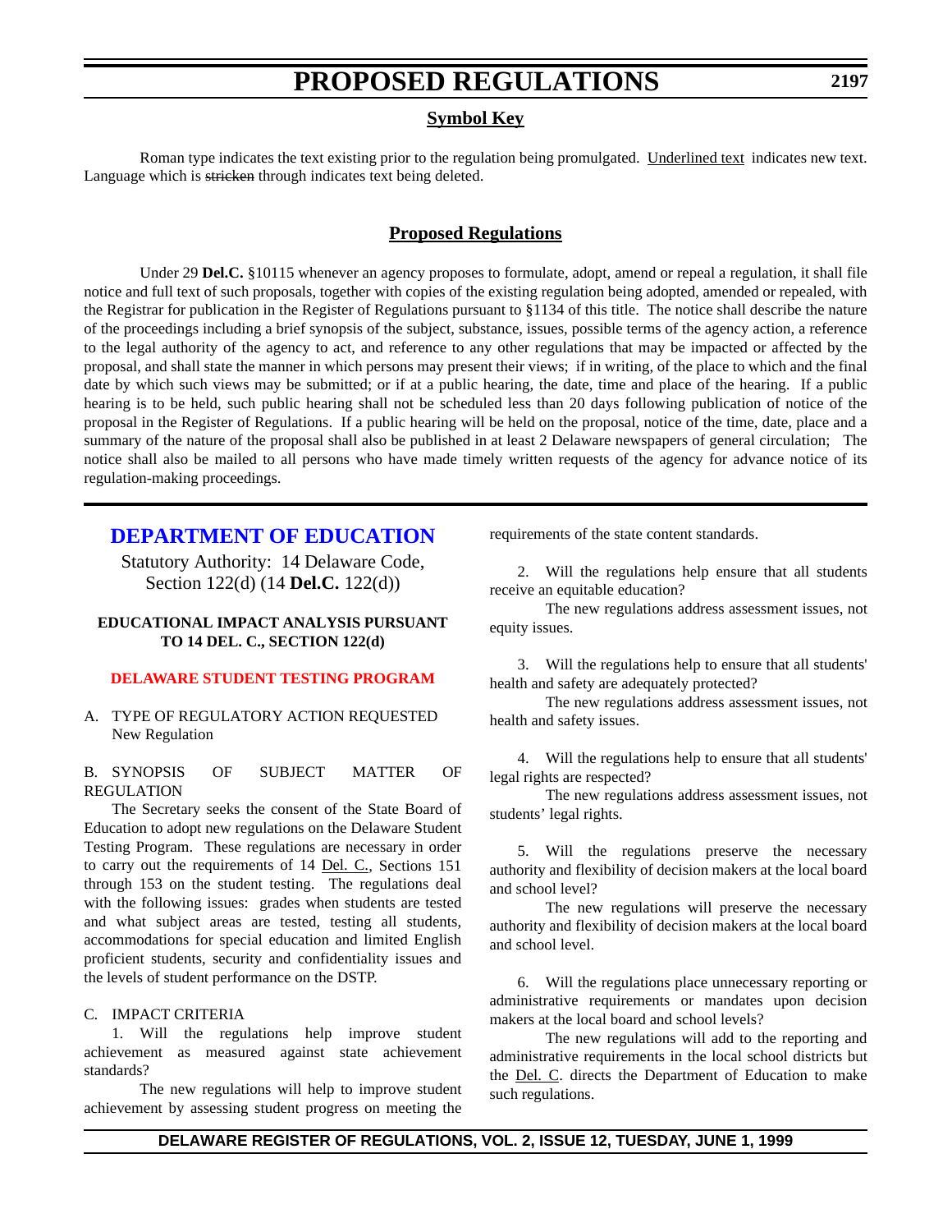# PROPOSED REGULATIONS

## Symbol Key

Roman type indicates the text existing prior to the regulation being promulgated. Underlined text indicates new text. Language which is ~~stricken~~ through indicates text being deleted.

## Proposed Regulations

Under 29 **Del.C.** §10115 whenever an agency proposes to formulate, adopt, amend or repeal a regulation, it shall file notice and full text of such proposals, together with copies of the existing regulation being adopted, amended or repealed, with the Registrar for publication in the Register of Regulations pursuant to §1134 of this title. The notice shall describe the nature of the proceedings including a brief synopsis of the subject, substance, issues, possible terms of the agency action, a reference to the legal authority of the agency to act, and reference to any other regulations that may be impacted or affected by the proposal, and shall state the manner in which persons may present their views; if in writing, of the place to which and the final date by which such views may be submitted; or if at a public hearing, the date, time and place of the hearing. If a public hearing is to be held, such public hearing shall not be scheduled less than 20 days following publication of notice of the proposal in the Register of Regulations. If a public hearing will be held on the proposal, notice of the time, date, place and a summary of the nature of the proposal shall also be published in at least 2 Delaware newspapers of general circulation; The notice shall also be mailed to all persons who have made timely written requests of the agency for advance notice of its regulation-making proceedings.

## DEPARTMENT OF EDUCATION

Statutory Authority: 14 Delaware Code, Section 122(d) (14 **Del.C.** 122(d))

**EDUCATIONAL IMPACT ANALYSIS PURSUANT TO 14 DEL. C., SECTION 122(d)**

### DELAWARE STUDENT TESTING PROGRAM

A. TYPE OF REGULATORY ACTION REQUESTED
New Regulation

B. SYNOPSIS OF SUBJECT MATTER OF REGULATION

The Secretary seeks the consent of the State Board of Education to adopt new regulations on the Delaware Student Testing Program. These regulations are necessary in order to carry out the requirements of 14 Del. C., Sections 151 through 153 on the student testing. The regulations deal with the following issues: grades when students are tested and what subject areas are tested, testing all students, accommodations for special education and limited English proficient students, security and confidentiality issues and the levels of student performance on the DSTP.

C. IMPACT CRITERIA

1. Will the regulations help improve student achievement as measured against state achievement standards?

The new regulations will help to improve student achievement by assessing student progress on meeting the requirements of the state content standards.

2. Will the regulations help ensure that all students receive an equitable education?

The new regulations address assessment issues, not equity issues.

3. Will the regulations help to ensure that all students' health and safety are adequately protected?

The new regulations address assessment issues, not health and safety issues.

4. Will the regulations help to ensure that all students' legal rights are respected?

The new regulations address assessment issues, not students' legal rights.

5. Will the regulations preserve the necessary authority and flexibility of decision makers at the local board and school level?

The new regulations will preserve the necessary authority and flexibility of decision makers at the local board and school level.

6. Will the regulations place unnecessary reporting or administrative requirements or mandates upon decision makers at the local board and school levels?

The new regulations will add to the reporting and administrative requirements in the local school districts but the Del. C. directs the Department of Education to make such regulations.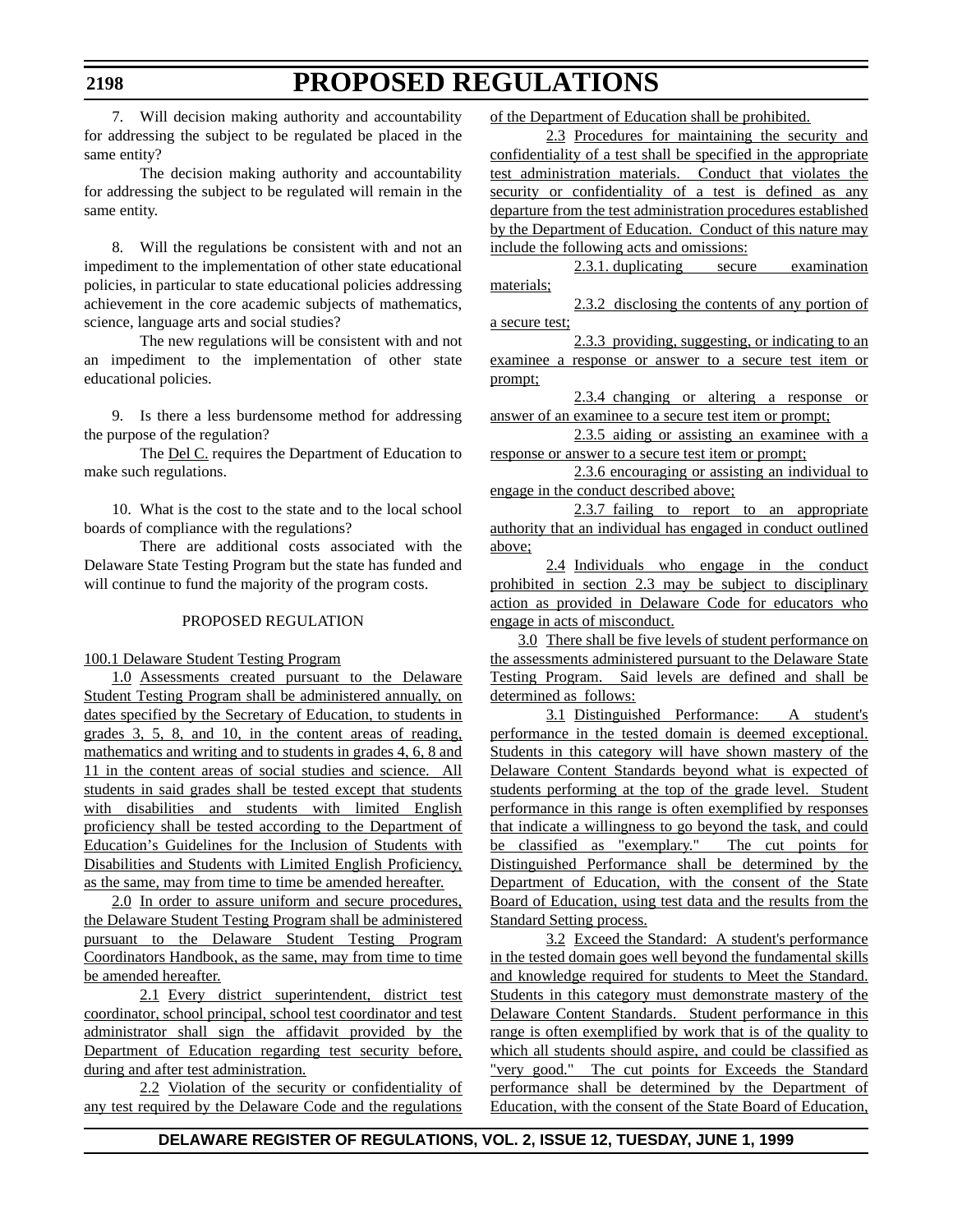7. Will decision making authority and accountability for addressing the subject to be regulated be placed in the same entity?

The decision making authority and accountability for addressing the subject to be regulated will remain in the same entity.

8. Will the regulations be consistent with and not an impediment to the implementation of other state educational policies, in particular to state educational policies addressing achievement in the core academic subjects of mathematics, science, language arts and social studies?

The new regulations will be consistent with and not an impediment to the implementation of other state educational policies.

9. Is there a less burdensome method for addressing the purpose of the regulation?

The Del C. requires the Department of Education to make such regulations.

10. What is the cost to the state and to the local school boards of compliance with the regulations?

There are additional costs associated with the Delaware State Testing Program but the state has funded and will continue to fund the majority of the program costs.

PROPOSED REGULATION

100.1 Delaware Student Testing Program

1.0 Assessments created pursuant to the Delaware Student Testing Program shall be administered annually, on dates specified by the Secretary of Education, to students in grades 3, 5, 8, and 10, in the content areas of reading, mathematics and writing and to students in grades 4, 6, 8 and 11 in the content areas of social studies and science. All students in said grades shall be tested except that students with disabilities and students with limited English proficiency shall be tested according to the Department of Education's Guidelines for the Inclusion of Students with Disabilities and Students with Limited English Proficiency, as the same, may from time to time be amended hereafter.

2.0 In order to assure uniform and secure procedures, the Delaware Student Testing Program shall be administered pursuant to the Delaware Student Testing Program Coordinators Handbook, as the same, may from time to time be amended hereafter.

2.1 Every district superintendent, district test coordinator, school principal, school test coordinator and test administrator shall sign the affidavit provided by the Department of Education regarding test security before, during and after test administration.

2.2 Violation of the security or confidentiality of any test required by the Delaware Code and the regulations of the Department of Education shall be prohibited.

2.3 Procedures for maintaining the security and confidentiality of a test shall be specified in the appropriate test administration materials. Conduct that violates the security or confidentiality of a test is defined as any departure from the test administration procedures established by the Department of Education. Conduct of this nature may include the following acts and omissions:

2.3.1. duplicating secure examination materials;

2.3.2 disclosing the contents of any portion of a secure test;

2.3.3 providing, suggesting, or indicating to an examinee a response or answer to a secure test item or prompt;

2.3.4 changing or altering a response or answer of an examinee to a secure test item or prompt;

2.3.5 aiding or assisting an examinee with a response or answer to a secure test item or prompt;

2.3.6 encouraging or assisting an individual to engage in the conduct described above;

2.3.7 failing to report to an appropriate authority that an individual has engaged in conduct outlined above;

2.4 Individuals who engage in the conduct prohibited in section 2.3 may be subject to disciplinary action as provided in Delaware Code for educators who engage in acts of misconduct.

3.0 There shall be five levels of student performance on the assessments administered pursuant to the Delaware State Testing Program. Said levels are defined and shall be determined as follows:

3.1 Distinguished Performance: A student's performance in the tested domain is deemed exceptional. Students in this category will have shown mastery of the Delaware Content Standards beyond what is expected of students performing at the top of the grade level. Student performance in this range is often exemplified by responses that indicate a willingness to go beyond the task, and could be classified as "exemplary." The cut points for Distinguished Performance shall be determined by the Department of Education, with the consent of the State Board of Education, using test data and the results from the Standard Setting process.

3.2 Exceed the Standard: A student's performance in the tested domain goes well beyond the fundamental skills and knowledge required for students to Meet the Standard. Students in this category must demonstrate mastery of the Delaware Content Standards. Student performance in this range is often exemplified by work that is of the quality to which all students should aspire, and could be classified as "very good." The cut points for Exceeds the Standard performance shall be determined by the Department of Education, with the consent of the State Board of Education,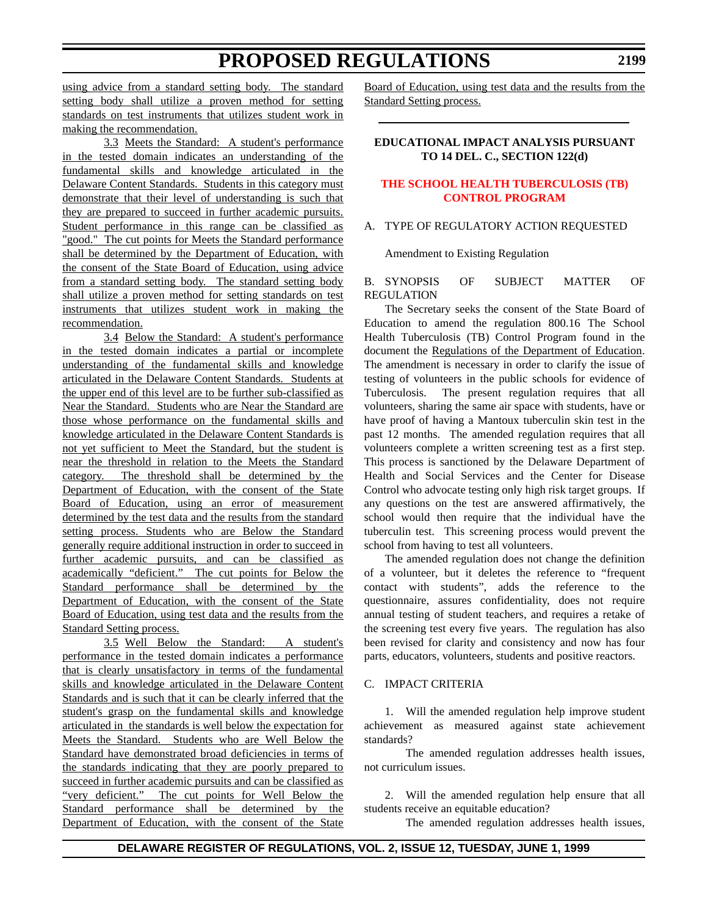using advice from a standard setting body. The standard setting body shall utilize a proven method for setting standards on test instruments that utilizes student work in making the recommendation.

3.3 Meets the Standard: A student's performance in the tested domain indicates an understanding of the fundamental skills and knowledge articulated in the Delaware Content Standards. Students in this category must demonstrate that their level of understanding is such that they are prepared to succeed in further academic pursuits. Student performance in this range can be classified as "good." The cut points for Meets the Standard performance shall be determined by the Department of Education, with the consent of the State Board of Education, using advice from a standard setting body. The standard setting body shall utilize a proven method for setting standards on test instruments that utilizes student work in making the recommendation.

3.4 Below the Standard: A student's performance in the tested domain indicates a partial or incomplete understanding of the fundamental skills and knowledge articulated in the Delaware Content Standards. Students at the upper end of this level are to be further sub-classified as Near the Standard. Students who are Near the Standard are those whose performance on the fundamental skills and knowledge articulated in the Delaware Content Standards is not yet sufficient to Meet the Standard, but the student is near the threshold in relation to the Meets the Standard category. The threshold shall be determined by the Department of Education, with the consent of the State Board of Education, using an error of measurement determined by the test data and the results from the standard setting process. Students who are Below the Standard generally require additional instruction in order to succeed in further academic pursuits, and can be classified as academically "deficient." The cut points for Below the Standard performance shall be determined by the Department of Education, with the consent of the State Board of Education, using test data and the results from the Standard Setting process.

3.5 Well Below the Standard: A student's performance in the tested domain indicates a performance that is clearly unsatisfactory in terms of the fundamental skills and knowledge articulated in the Delaware Content Standards and is such that it can be clearly inferred that the student's grasp on the fundamental skills and knowledge articulated in the standards is well below the expectation for Meets the Standard. Students who are Well Below the Standard have demonstrated broad deficiencies in terms of the standards indicating that they are poorly prepared to succeed in further academic pursuits and can be classified as "very deficient." The cut points for Well Below the Standard performance shall be determined by the Department of Education, with the consent of the State Board of Education, using test data and the results from the Standard Setting process.

---

## EDUCATIONAL IMPACT ANALYSIS PURSUANT TO 14 DEL. C., SECTION 122(d)

## THE SCHOOL HEALTH TUBERCULOSIS (TB) CONTROL PROGRAM

A. TYPE OF REGULATORY ACTION REQUESTED

Amendment to Existing Regulation

B. SYNOPSIS OF SUBJECT MATTER OF REGULATION

The Secretary seeks the consent of the State Board of Education to amend the regulation 800.16 The School Health Tuberculosis (TB) Control Program found in the document the Regulations of the Department of Education. The amendment is necessary in order to clarify the issue of testing of volunteers in the public schools for evidence of Tuberculosis. The present regulation requires that all volunteers, sharing the same air space with students, have or have proof of having a Mantoux tuberculin skin test in the past 12 months. The amended regulation requires that all volunteers complete a written screening test as a first step. This process is sanctioned by the Delaware Department of Health and Social Services and the Center for Disease Control who advocate testing only high risk target groups. If any questions on the test are answered affirmatively, the school would then require that the individual have the tuberculin test. This screening process would prevent the school from having to test all volunteers.

The amended regulation does not change the definition of a volunteer, but it deletes the reference to "frequent contact with students", adds the reference to the questionnaire, assures confidentiality, does not require annual testing of student teachers, and requires a retake of the screening test every five years. The regulation has also been revised for clarity and consistency and now has four parts, educators, volunteers, students and positive reactors.

C. IMPACT CRITERIA

1. Will the amended regulation help improve student achievement as measured against state achievement standards?

The amended regulation addresses health issues, not curriculum issues.

2. Will the amended regulation help ensure that all students receive an equitable education?

The amended regulation addresses health issues,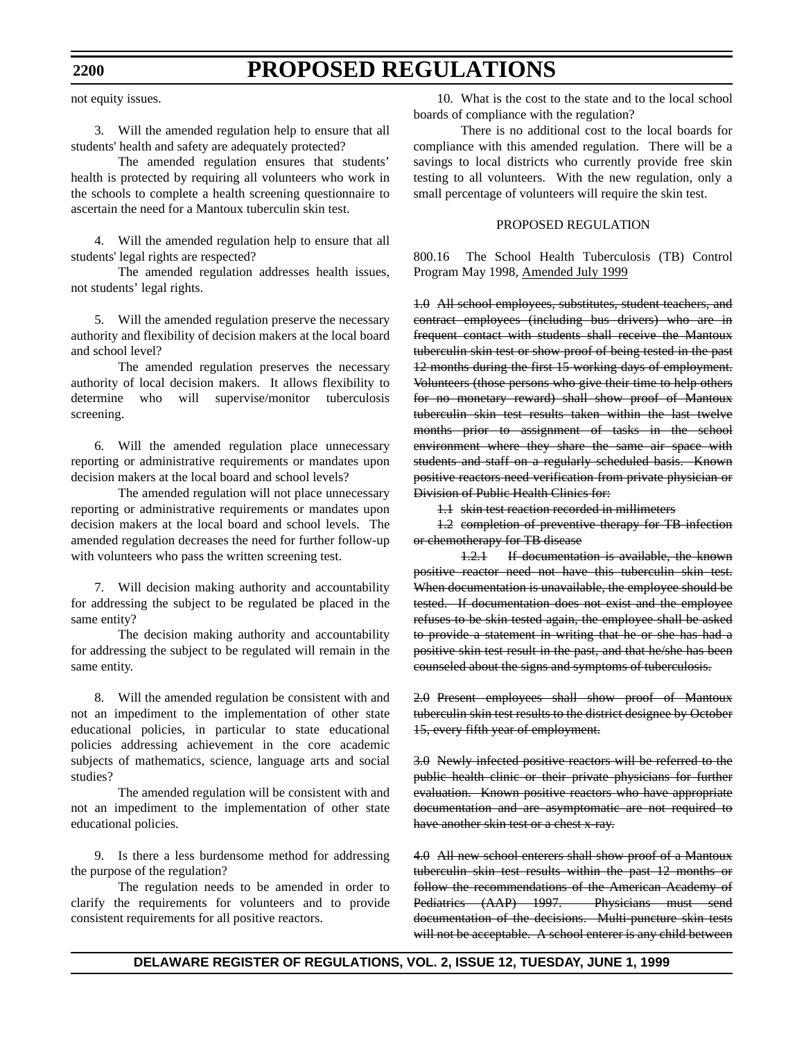not equity issues.

3. Will the amended regulation help to ensure that all students' health and safety are adequately protected?

The amended regulation ensures that students' health is protected by requiring all volunteers who work in the schools to complete a health screening questionnaire to ascertain the need for a Mantoux tuberculin skin test.

4. Will the amended regulation help to ensure that all students' legal rights are respected?

The amended regulation addresses health issues, not students' legal rights.

5. Will the amended regulation preserve the necessary authority and flexibility of decision makers at the local board and school level?

The amended regulation preserves the necessary authority of local decision makers. It allows flexibility to determine who will supervise/monitor tuberculosis screening.

6. Will the amended regulation place unnecessary reporting or administrative requirements or mandates upon decision makers at the local board and school levels?

The amended regulation will not place unnecessary reporting or administrative requirements or mandates upon decision makers at the local board and school levels. The amended regulation decreases the need for further follow-up with volunteers who pass the written screening test.

7. Will decision making authority and accountability for addressing the subject to be regulated be placed in the same entity?

The decision making authority and accountability for addressing the subject to be regulated will remain in the same entity.

8. Will the amended regulation be consistent with and not an impediment to the implementation of other state educational policies, in particular to state educational policies addressing achievement in the core academic subjects of mathematics, science, language arts and social studies?

The amended regulation will be consistent with and not an impediment to the implementation of other state educational policies.

9. Is there a less burdensome method for addressing the purpose of the regulation?

The regulation needs to be amended in order to clarify the requirements for volunteers and to provide consistent requirements for all positive reactors.

10. What is the cost to the state and to the local school boards of compliance with the regulation?

There is no additional cost to the local boards for compliance with this amended regulation. There will be a savings to local districts who currently provide free skin testing to all volunteers. With the new regulation, only a small percentage of volunteers will require the skin test.

PROPOSED REGULATION

800.16 The School Health Tuberculosis (TB) Control Program May 1998, <u>Amended July 1999</u>

~~1.0 All school employees, substitutes, student teachers, and contract employees (including bus drivers) who are in frequent contact with students shall receive the Mantoux tuberculin skin test or show proof of being tested in the past 12 months during the first 15 working days of employment. Volunteers (those persons who give their time to help others for no monetary reward) shall show proof of Mantoux tuberculin skin test results taken within the last twelve months prior to assignment of tasks in the school environment where they share the same air space with students and staff on a regularly scheduled basis. Known positive reactors need verification from private physician or Division of Public Health Clinics for:~~

~~1.1 skin test reaction recorded in millimeters~~

~~1.2 completion of preventive therapy for TB infection or chemotherapy for TB disease~~

~~1.2.1 If documentation is available, the known positive reactor need not have this tuberculin skin test. When documentation is unavailable, the employee should be tested. If documentation does not exist and the employee refuses to be skin tested again, the employee shall be asked to provide a statement in writing that he or she has had a positive skin test result in the past, and that he/she has been counseled about the signs and symptoms of tuberculosis.~~

~~2.0 Present employees shall show proof of Mantoux tuberculin skin test results to the district designee by October 15, every fifth year of employment.~~

~~3.0 Newly infected positive reactors will be referred to the public health clinic or their private physicians for further evaluation. Known positive reactors who have appropriate documentation and are asymptomatic are not required to have another skin test or a chest x-ray.~~

~~4.0 All new school enterers shall show proof of a Mantoux tuberculin skin test results within the past 12 months or follow the recommendations of the American Academy of Pediatrics (AAP) 1997. Physicians must send documentation of the decisions. Multi-puncture skin tests will not be acceptable. A school enterer is any child between~~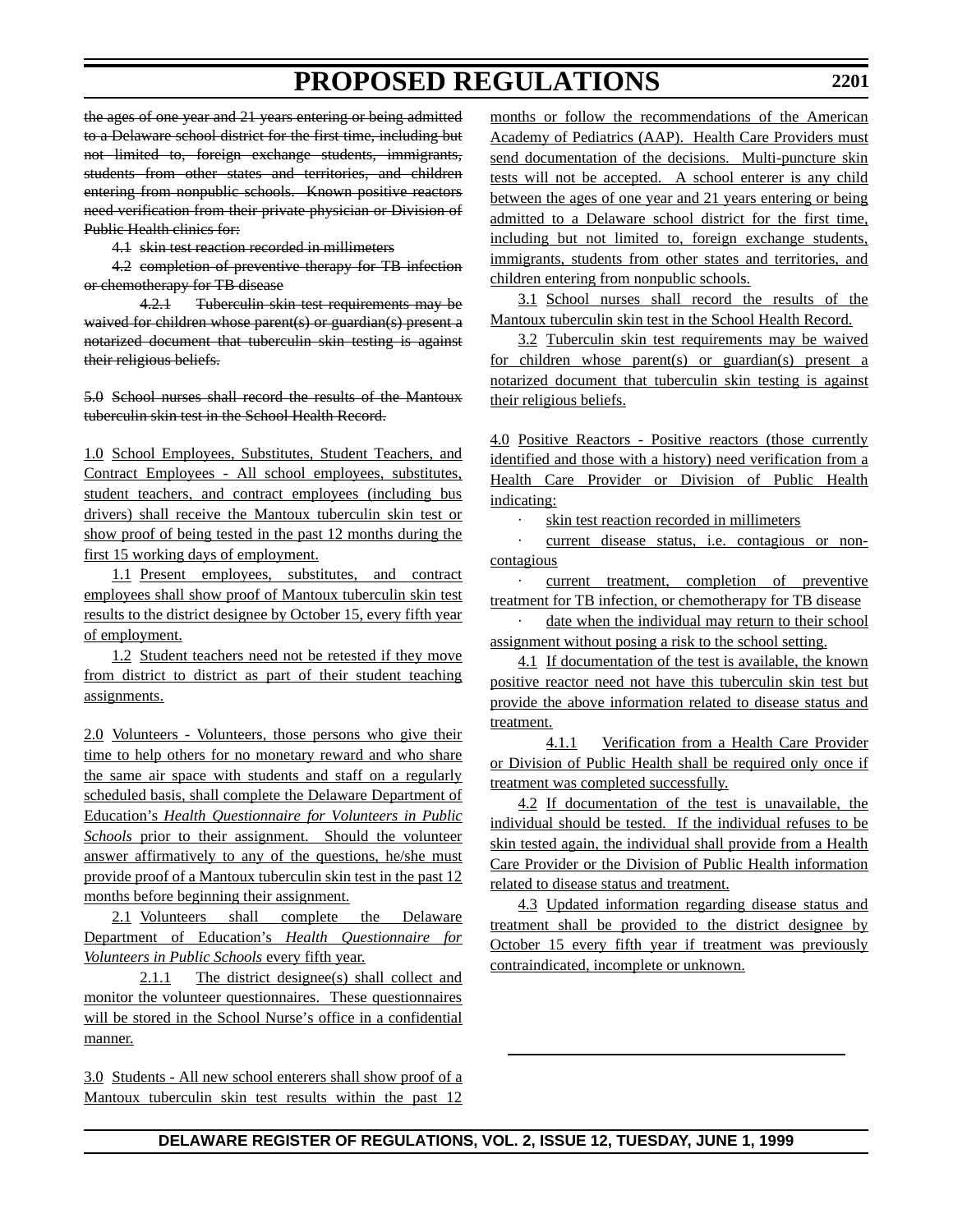the ages of one year and 21 years entering or being admitted to a Delaware school district for the first time, including but not limited to, foreign exchange students, immigrants, students from other states and territories, and children entering from nonpublic schools. Known positive reactors need verification from their private physician or Division of Public Health clinics for:

4.1 skin test reaction recorded in millimeters

4.2 completion of preventive therapy for TB infection or chemotherapy for TB disease

4.2.1 Tuberculin skin test requirements may be waived for children whose parent(s) or guardian(s) present a notarized document that tuberculin skin testing is against their religious beliefs.

5.0 School nurses shall record the results of the Mantoux tuberculin skin test in the School Health Record.

1.0 School Employees, Substitutes, Student Teachers, and Contract Employees - All school employees, substitutes, student teachers, and contract employees (including bus drivers) shall receive the Mantoux tuberculin skin test or show proof of being tested in the past 12 months during the first 15 working days of employment.

1.1 Present employees, substitutes, and contract employees shall show proof of Mantoux tuberculin skin test results to the district designee by October 15, every fifth year of employment.

1.2 Student teachers need not be retested if they move from district to district as part of their student teaching assignments.

2.0 Volunteers - Volunteers, those persons who give their time to help others for no monetary reward and who share the same air space with students and staff on a regularly scheduled basis, shall complete the Delaware Department of Education's *Health Questionnaire for Volunteers in Public Schools* prior to their assignment. Should the volunteer answer affirmatively to any of the questions, he/she must provide proof of a Mantoux tuberculin skin test in the past 12 months before beginning their assignment.

2.1 Volunteers shall complete the Delaware Department of Education's *Health Questionnaire for Volunteers in Public Schools* every fifth year.

2.1.1 The district designee(s) shall collect and monitor the volunteer questionnaires. These questionnaires will be stored in the School Nurse's office in a confidential manner.

3.0 Students - All new school enterers shall show proof of a Mantoux tuberculin skin test results within the past 12 months or follow the recommendations of the American Academy of Pediatrics (AAP). Health Care Providers must send documentation of the decisions. Multi-puncture skin tests will not be accepted. A school enterer is any child between the ages of one year and 21 years entering or being admitted to a Delaware school district for the first time, including but not limited to, foreign exchange students, immigrants, students from other states and territories, and children entering from nonpublic schools.

3.1 School nurses shall record the results of the Mantoux tuberculin skin test in the School Health Record.

3.2 Tuberculin skin test requirements may be waived for children whose parent(s) or guardian(s) present a notarized document that tuberculin skin testing is against their religious beliefs.

4.0 Positive Reactors - Positive reactors (those currently identified and those with a history) need verification from a Health Care Provider or Division of Public Health indicating:

- skin test reaction recorded in millimeters
- current disease status, i.e. contagious or non-contagious
- current treatment, completion of preventive treatment for TB infection, or chemotherapy for TB disease
- date when the individual may return to their school assignment without posing a risk to the school setting.

4.1 If documentation of the test is available, the known positive reactor need not have this tuberculin skin test but provide the above information related to disease status and treatment.

4.1.1 Verification from a Health Care Provider or Division of Public Health shall be required only once if treatment was completed successfully.

4.2 If documentation of the test is unavailable, the individual should be tested. If the individual refuses to be skin tested again, the individual shall provide from a Health Care Provider or the Division of Public Health information related to disease status and treatment.

4.3 Updated information regarding disease status and treatment shall be provided to the district designee by October 15 every fifth year if treatment was previously contraindicated, incomplete or unknown.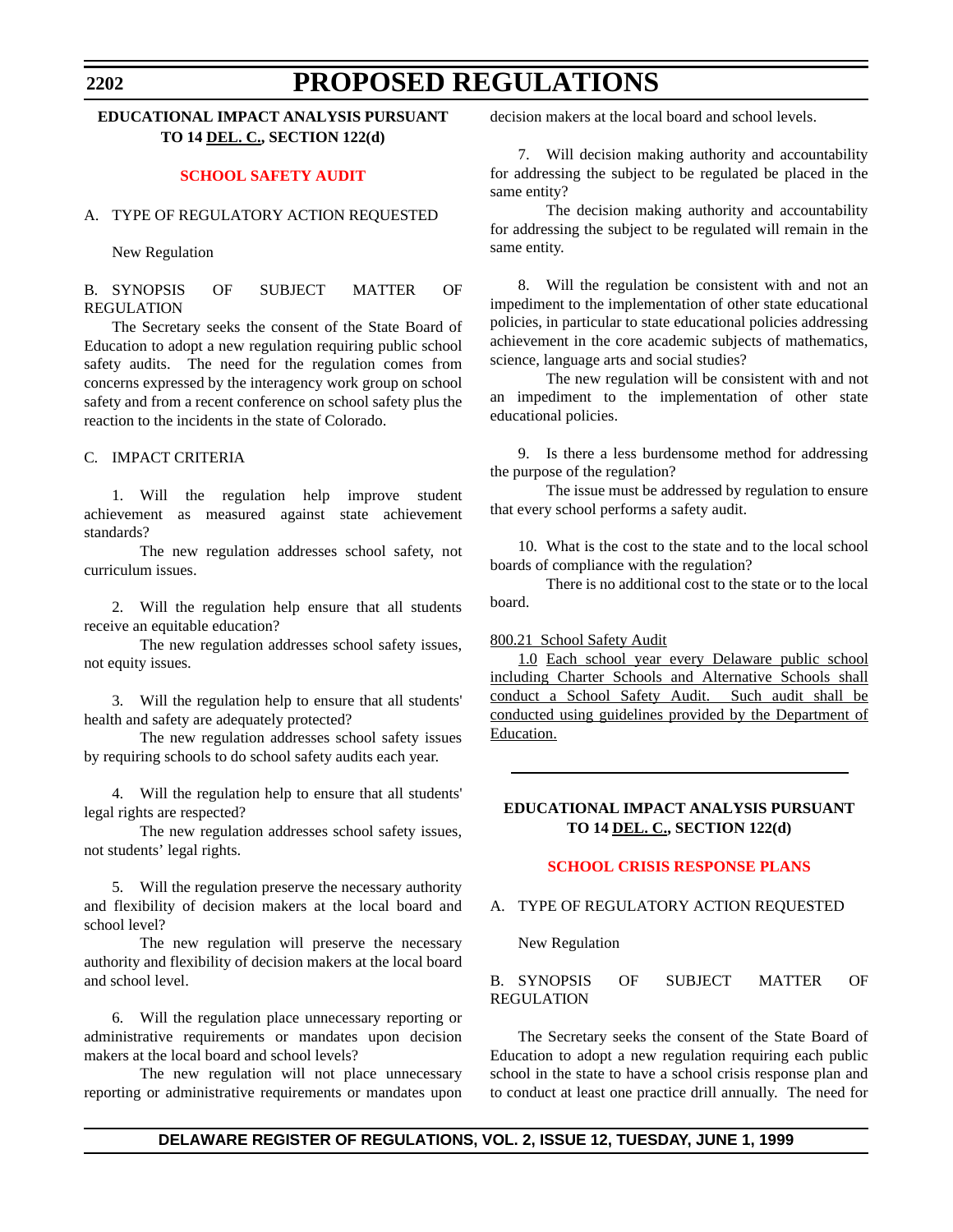**EDUCATIONAL IMPACT ANALYSIS PURSUANT TO 14 DEL. C., SECTION 122(d)**

## SCHOOL SAFETY AUDIT

A. TYPE OF REGULATORY ACTION REQUESTED

New Regulation

B. SYNOPSIS OF SUBJECT MATTER OF REGULATION

The Secretary seeks the consent of the State Board of Education to adopt a new regulation requiring public school safety audits. The need for the regulation comes from concerns expressed by the interagency work group on school safety and from a recent conference on school safety plus the reaction to the incidents in the state of Colorado.

C. IMPACT CRITERIA

1. Will the regulation help improve student achievement as measured against state achievement standards?

The new regulation addresses school safety, not curriculum issues.

2. Will the regulation help ensure that all students receive an equitable education?

The new regulation addresses school safety issues, not equity issues.

3. Will the regulation help to ensure that all students' health and safety are adequately protected?

The new regulation addresses school safety issues by requiring schools to do school safety audits each year.

4. Will the regulation help to ensure that all students' legal rights are respected?

The new regulation addresses school safety issues, not students' legal rights.

5. Will the regulation preserve the necessary authority and flexibility of decision makers at the local board and school level?

The new regulation will preserve the necessary authority and flexibility of decision makers at the local board and school level.

6. Will the regulation place unnecessary reporting or administrative requirements or mandates upon decision makers at the local board and school levels?

The new regulation will not place unnecessary reporting or administrative requirements or mandates upon decision makers at the local board and school levels.

7. Will decision making authority and accountability for addressing the subject to be regulated be placed in the same entity?

The decision making authority and accountability for addressing the subject to be regulated will remain in the same entity.

8. Will the regulation be consistent with and not an impediment to the implementation of other state educational policies, in particular to state educational policies addressing achievement in the core academic subjects of mathematics, science, language arts and social studies?

The new regulation will be consistent with and not an impediment to the implementation of other state educational policies.

9. Is there a less burdensome method for addressing the purpose of the regulation?

The issue must be addressed by regulation to ensure that every school performs a safety audit.

10. What is the cost to the state and to the local school boards of compliance with the regulation?

There is no additional cost to the state or to the local board.

800.21 School Safety Audit

1.0 Each school year every Delaware public school including Charter Schools and Alternative Schools shall conduct a School Safety Audit. Such audit shall be conducted using guidelines provided by the Department of Education.

---

**EDUCATIONAL IMPACT ANALYSIS PURSUANT TO 14 DEL. C., SECTION 122(d)**

## SCHOOL CRISIS RESPONSE PLANS

A. TYPE OF REGULATORY ACTION REQUESTED

New Regulation

B. SYNOPSIS OF SUBJECT MATTER OF REGULATION

The Secretary seeks the consent of the State Board of Education to adopt a new regulation requiring each public school in the state to have a school crisis response plan and to conduct at least one practice drill annually. The need for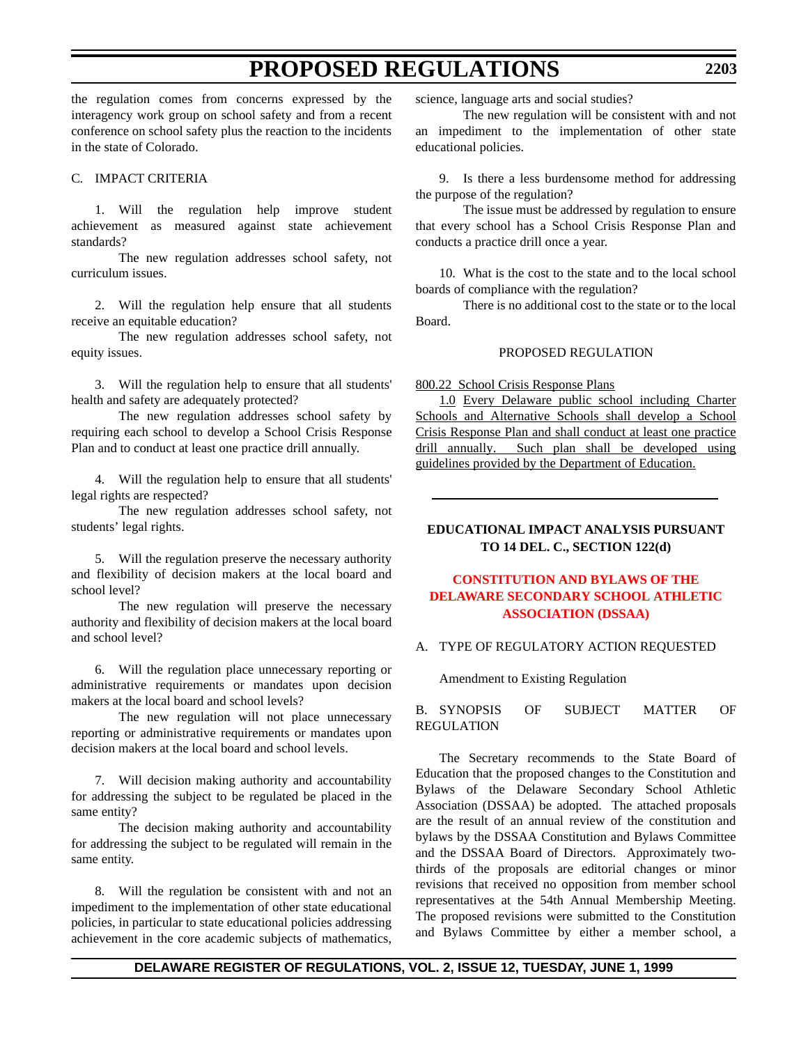the regulation comes from concerns expressed by the interagency work group on school safety and from a recent conference on school safety plus the reaction to the incidents in the state of Colorado.

C. IMPACT CRITERIA

1. Will the regulation help improve student achievement as measured against state achievement standards?

The new regulation addresses school safety, not curriculum issues.

2. Will the regulation help ensure that all students receive an equitable education?

The new regulation addresses school safety, not equity issues.

3. Will the regulation help to ensure that all students' health and safety are adequately protected?

The new regulation addresses school safety by requiring each school to develop a School Crisis Response Plan and to conduct at least one practice drill annually.

4. Will the regulation help to ensure that all students' legal rights are respected?

The new regulation addresses school safety, not students' legal rights.

5. Will the regulation preserve the necessary authority and flexibility of decision makers at the local board and school level?

The new regulation will preserve the necessary authority and flexibility of decision makers at the local board and school level?

6. Will the regulation place unnecessary reporting or administrative requirements or mandates upon decision makers at the local board and school levels?

The new regulation will not place unnecessary reporting or administrative requirements or mandates upon decision makers at the local board and school levels.

7. Will decision making authority and accountability for addressing the subject to be regulated be placed in the same entity?

The decision making authority and accountability for addressing the subject to be regulated will remain in the same entity.

8. Will the regulation be consistent with and not an impediment to the implementation of other state educational policies, in particular to state educational policies addressing achievement in the core academic subjects of mathematics, science, language arts and social studies?

The new regulation will be consistent with and not an impediment to the implementation of other state educational policies.

9. Is there a less burdensome method for addressing the purpose of the regulation?

The issue must be addressed by regulation to ensure that every school has a School Crisis Response Plan and conducts a practice drill once a year.

10. What is the cost to the state and to the local school boards of compliance with the regulation?

There is no additional cost to the state or to the local Board.

PROPOSED REGULATION

<u>800.22 School Crisis Response Plans</u>

<u>1.0 Every Delaware public school including Charter Schools and Alternative Schools shall develop a School Crisis Response Plan and shall conduct at least one practice drill annually. Such plan shall be developed using guidelines provided by the Department of Education.</u>

---

**EDUCATIONAL IMPACT ANALYSIS PURSUANT TO 14 DEL. C., SECTION 122(d)**

**CONSTITUTION AND BYLAWS OF THE DELAWARE SECONDARY SCHOOL ATHLETIC ASSOCIATION (DSSAA)**

A. TYPE OF REGULATORY ACTION REQUESTED

Amendment to Existing Regulation

B. SYNOPSIS OF SUBJECT MATTER OF REGULATION

The Secretary recommends to the State Board of Education that the proposed changes to the Constitution and Bylaws of the Delaware Secondary School Athletic Association (DSSAA) be adopted. The attached proposals are the result of an annual review of the constitution and bylaws by the DSSAA Constitution and Bylaws Committee and the DSSAA Board of Directors. Approximately two-thirds of the proposals are editorial changes or minor revisions that received no opposition from member school representatives at the 54th Annual Membership Meeting. The proposed revisions were submitted to the Constitution and Bylaws Committee by either a member school, a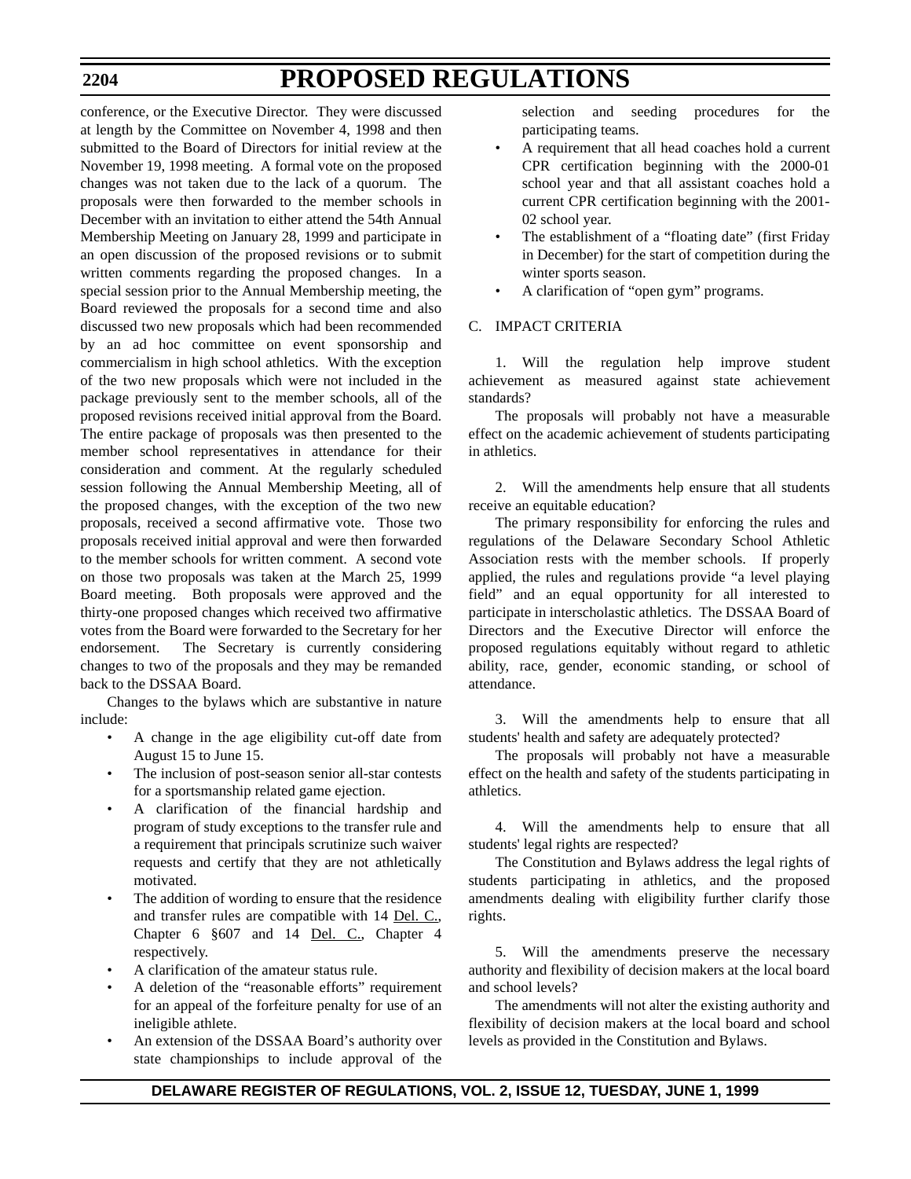conference, or the Executive Director. They were discussed at length by the Committee on November 4, 1998 and then submitted to the Board of Directors for initial review at the November 19, 1998 meeting. A formal vote on the proposed changes was not taken due to the lack of a quorum. The proposals were then forwarded to the member schools in December with an invitation to either attend the 54th Annual Membership Meeting on January 28, 1999 and participate in an open discussion of the proposed revisions or to submit written comments regarding the proposed changes. In a special session prior to the Annual Membership meeting, the Board reviewed the proposals for a second time and also discussed two new proposals which had been recommended by an ad hoc committee on event sponsorship and commercialism in high school athletics. With the exception of the two new proposals which were not included in the package previously sent to the member schools, all of the proposed revisions received initial approval from the Board. The entire package of proposals was then presented to the member school representatives in attendance for their consideration and comment. At the regularly scheduled session following the Annual Membership Meeting, all of the proposed changes, with the exception of the two new proposals, received a second affirmative vote. Those two proposals received initial approval and were then forwarded to the member schools for written comment. A second vote on those two proposals was taken at the March 25, 1999 Board meeting. Both proposals were approved and the thirty-one proposed changes which received two affirmative votes from the Board were forwarded to the Secretary for her endorsement. The Secretary is currently considering changes to two of the proposals and they may be remanded back to the DSSAA Board.

Changes to the bylaws which are substantive in nature include:

- A change in the age eligibility cut-off date from August 15 to June 15.
- The inclusion of post-season senior all-star contests for a sportsmanship related game ejection.
- A clarification of the financial hardship and program of study exceptions to the transfer rule and a requirement that principals scrutinize such waiver requests and certify that they are not athletically motivated.
- The addition of wording to ensure that the residence and transfer rules are compatible with 14 Del. C., Chapter 6 §607 and 14 Del. C., Chapter 4 respectively.
- A clarification of the amateur status rule.
- A deletion of the "reasonable efforts" requirement for an appeal of the forfeiture penalty for use of an ineligible athlete.
- An extension of the DSSAA Board's authority over state championships to include approval of the selection and seeding procedures for the participating teams.
- A requirement that all head coaches hold a current CPR certification beginning with the 2000-01 school year and that all assistant coaches hold a current CPR certification beginning with the 2001-02 school year.
- The establishment of a "floating date" (first Friday in December) for the start of competition during the winter sports season.
- A clarification of "open gym" programs.

C. IMPACT CRITERIA

1. Will the regulation help improve student achievement as measured against state achievement standards?

The proposals will probably not have a measurable effect on the academic achievement of students participating in athletics.

2. Will the amendments help ensure that all students receive an equitable education?

The primary responsibility for enforcing the rules and regulations of the Delaware Secondary School Athletic Association rests with the member schools. If properly applied, the rules and regulations provide "a level playing field" and an equal opportunity for all interested to participate in interscholastic athletics. The DSSAA Board of Directors and the Executive Director will enforce the proposed regulations equitably without regard to athletic ability, race, gender, economic standing, or school of attendance.

3. Will the amendments help to ensure that all students' health and safety are adequately protected?

The proposals will probably not have a measurable effect on the health and safety of the students participating in athletics.

4. Will the amendments help to ensure that all students' legal rights are respected?

The Constitution and Bylaws address the legal rights of students participating in athletics, and the proposed amendments dealing with eligibility further clarify those rights.

5. Will the amendments preserve the necessary authority and flexibility of decision makers at the local board and school levels?

The amendments will not alter the existing authority and flexibility of decision makers at the local board and school levels as provided in the Constitution and Bylaws.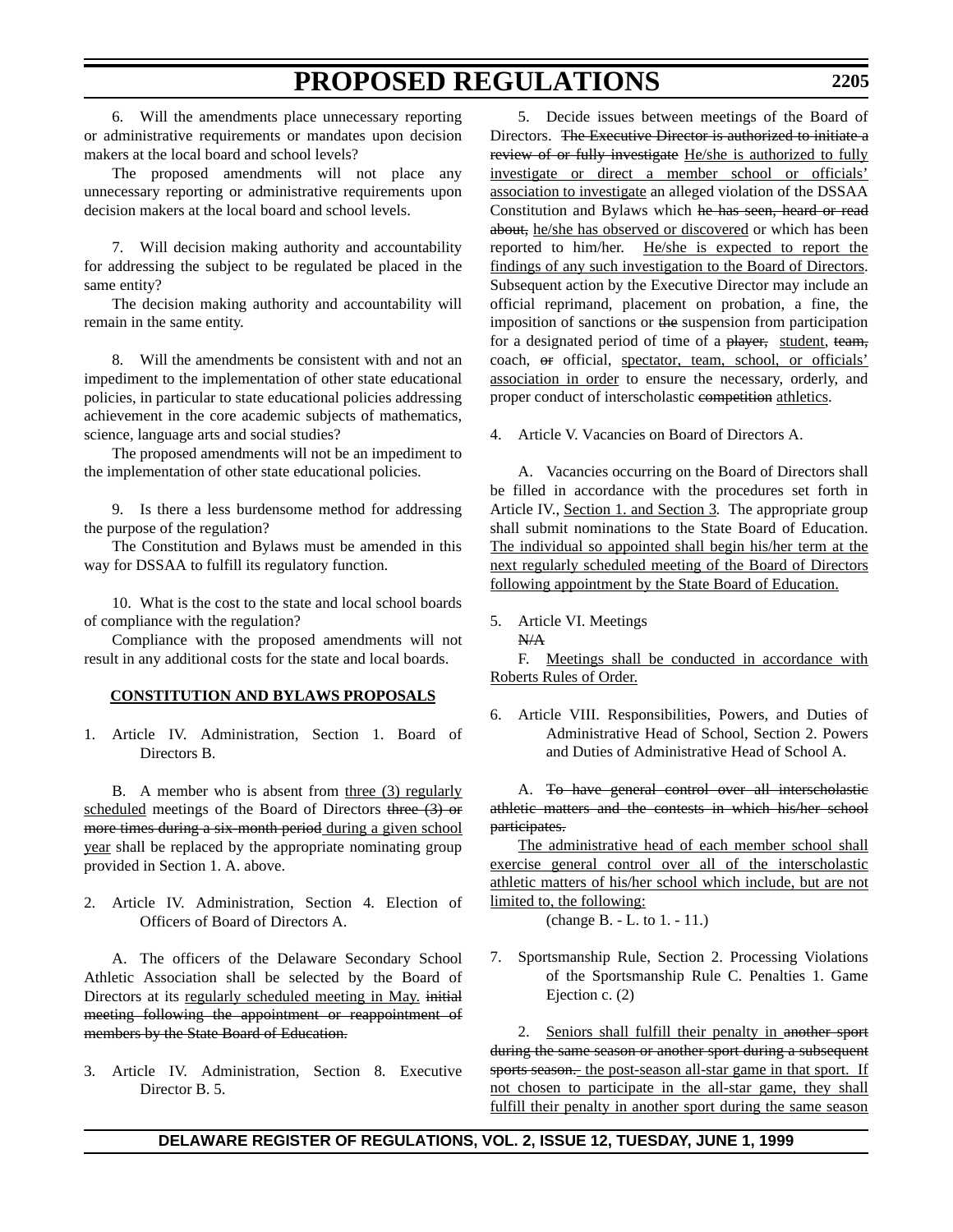6. Will the amendments place unnecessary reporting or administrative requirements or mandates upon decision makers at the local board and school levels?

The proposed amendments will not place any unnecessary reporting or administrative requirements upon decision makers at the local board and school levels.

7. Will decision making authority and accountability for addressing the subject to be regulated be placed in the same entity?

The decision making authority and accountability will remain in the same entity.

8. Will the amendments be consistent with and not an impediment to the implementation of other state educational policies, in particular to state educational policies addressing achievement in the core academic subjects of mathematics, science, language arts and social studies?

The proposed amendments will not be an impediment to the implementation of other state educational policies.

9. Is there a less burdensome method for addressing the purpose of the regulation?

The Constitution and Bylaws must be amended in this way for DSSAA to fulfill its regulatory function.

10. What is the cost to the state and local school boards of compliance with the regulation?

Compliance with the proposed amendments will not result in any additional costs for the state and local boards.

**<u>CONSTITUTION AND BYLAWS PROPOSALS</u>**

1. Article IV. Administration, Section 1. Board of Directors B.

B. A member who is absent from <u>three (3) regularly scheduled</u> meetings of the Board of Directors ~~three (3) or more times during a six month period~~ <u>during a given school year</u> shall be replaced by the appropriate nominating group provided in Section 1. A. above.

2. Article IV. Administration, Section 4. Election of Officers of Board of Directors A.

A. The officers of the Delaware Secondary School Athletic Association shall be selected by the Board of Directors at its <u>regularly scheduled meeting in May.</u> ~~initial meeting following the appointment or reappointment of members by the State Board of Education.~~

3. Article IV. Administration, Section 8. Executive Director B. 5.

5. Decide issues between meetings of the Board of Directors. ~~The Executive Director is authorized to initiate a review of or fully investigate~~ <u>He/she is authorized to fully investigate or direct a member school or officials' association to investigate</u> an alleged violation of the DSSAA Constitution and Bylaws which ~~he has seen, heard or read about,~~ <u>he/she has observed or discovered</u> or which has been reported to him/her. <u>He/she is expected to report the findings of any such investigation to the Board of Directors</u>. Subsequent action by the Executive Director may include an official reprimand, placement on probation, a fine, the imposition of sanctions or ~~the~~ suspension from participation for a designated period of time of a ~~player,~~ <u>student</u>, ~~team,~~ coach, ~~or~~ official, <u>spectator, team, school, or officials' association in order</u> to ensure the necessary, orderly, and proper conduct of interscholastic ~~competition~~ <u>athletics</u>.

4. Article V. Vacancies on Board of Directors A.

A. Vacancies occurring on the Board of Directors shall be filled in accordance with the procedures set forth in Article IV., <u>Section 1. and Section 3</u>. The appropriate group shall submit nominations to the State Board of Education. <u>The individual so appointed shall begin his/her term at the next regularly scheduled meeting of the Board of Directors following appointment by the State Board of Education.</u>

5. Article VI. Meetings

~~N/A~~

F. <u>Meetings shall be conducted in accordance with Roberts Rules of Order.</u>

6. Article VIII. Responsibilities, Powers, and Duties of Administrative Head of School, Section 2. Powers and Duties of Administrative Head of School A.

A. ~~To have general control over all interscholastic athletic matters and the contests in which his/her school participates.~~

<u>The administrative head of each member school shall exercise general control over all of the interscholastic athletic matters of his/her school which include, but are not limited to, the following:</u>

(change B. - L. to 1. - 11.)

7. Sportsmanship Rule, Section 2. Processing Violations of the Sportsmanship Rule C. Penalties 1. Game Ejection c. (2)

2. <u>Seniors shall fulfill their penalty in</u> ~~another sport during the same season or another sport during a subsequent sports season.~~ <u>the post-season all-star game in that sport. If not chosen to participate in the all-star game, they shall fulfill their penalty in another sport during the same season</u>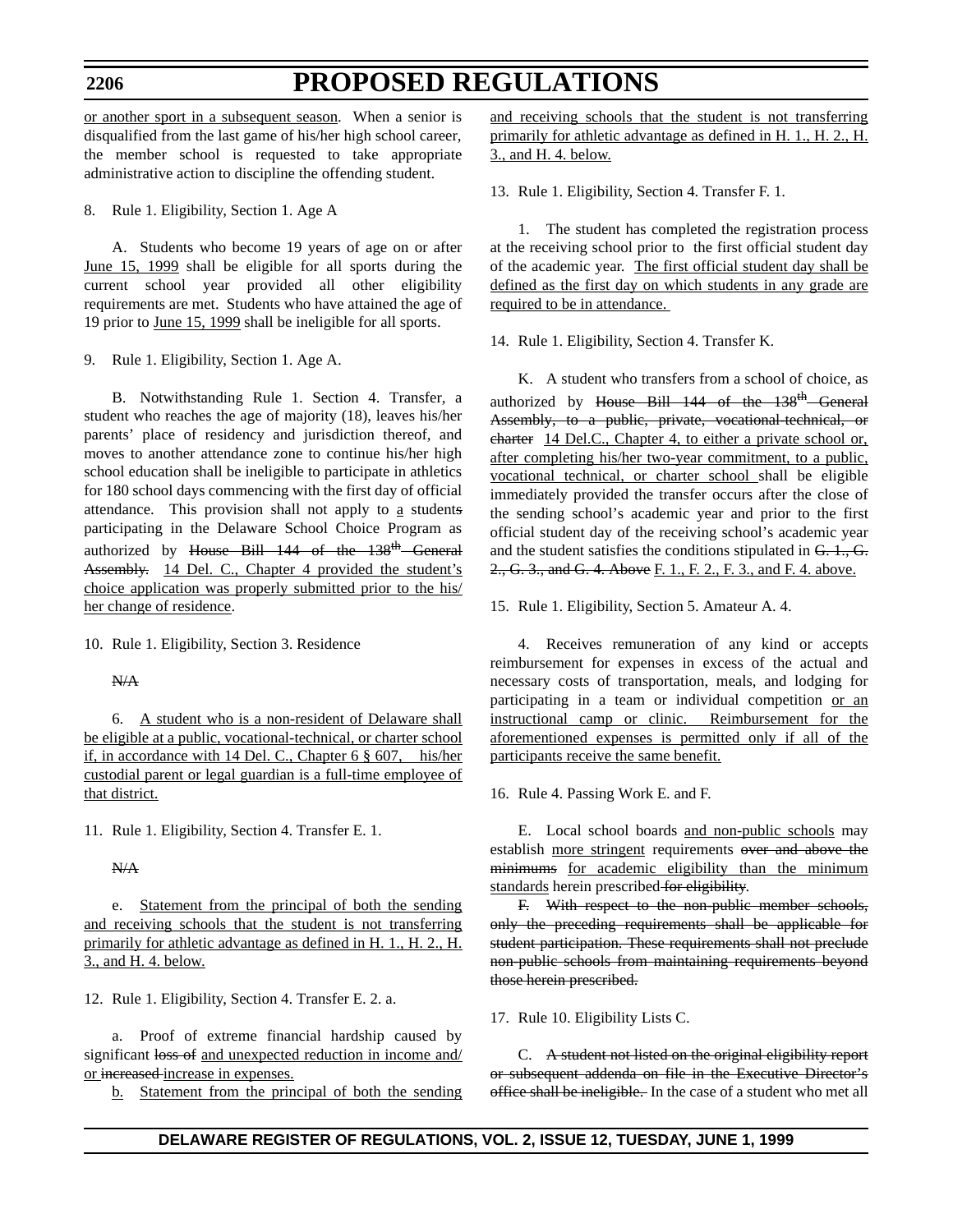<u>or another sport in a subsequent season</u>. When a senior is disqualified from the last game of his/her high school career, the member school is requested to take appropriate administrative action to discipline the offending student.

8. Rule 1. Eligibility, Section 1. Age A

A. Students who become 19 years of age on or after <u>June 15, 1999</u> shall be eligible for all sports during the current school year provided all other eligibility requirements are met. Students who have attained the age of 19 prior to <u>June 15, 1999</u> shall be ineligible for all sports.

9. Rule 1. Eligibility, Section 1. Age A.

B. Notwithstanding Rule 1. Section 4. Transfer, a student who reaches the age of majority (18), leaves his/her parents' place of residency and jurisdiction thereof, and moves to another attendance zone to continue his/her high school education shall be ineligible to participate in athletics for 180 school days commencing with the first day of official attendance. This provision shall not apply to <u>a</u> student~~s~~ participating in the Delaware School Choice Program as authorized by ~~House Bill 144 of the 138th General Assembly.~~ <u>14 Del. C., Chapter 4 provided the student's choice application was properly submitted prior to the his/her change of residence</u>.

10. Rule 1. Eligibility, Section 3. Residence

~~N/A~~

6. <u>A student who is a non-resident of Delaware shall be eligible at a public, vocational-technical, or charter school if, in accordance with 14 Del. C., Chapter 6 § 607, his/her custodial parent or legal guardian is a full-time employee of that district.</u>

11. Rule 1. Eligibility, Section 4. Transfer E. 1.

~~N/A~~

e. <u>Statement from the principal of both the sending and receiving schools that the student is not transferring primarily for athletic advantage as defined in H. 1., H. 2., H. 3., and H. 4. below.</u>

12. Rule 1. Eligibility, Section 4. Transfer E. 2. a.

a. Proof of extreme financial hardship caused by significant ~~loss of~~ <u>and unexpected reduction in income and/or</u> ~~increased~~ increase in expenses.

<u>b.</u> <u>Statement from the principal of both the sending and receiving schools that the student is not transferring primarily for athletic advantage as defined in H. 1., H. 2., H. 3., and H. 4. below.</u>

13. Rule 1. Eligibility, Section 4. Transfer F. 1.

1. The student has completed the registration process at the receiving school prior to the first official student day of the academic year. <u>The first official student day shall be defined as the first day on which students in any grade are required to be in attendance.</u>

14. Rule 1. Eligibility, Section 4. Transfer K.

K. A student who transfers from a school of choice, as authorized by ~~House Bill 144 of the 138th General Assembly, to a public, private, vocational-technical, or charter~~ <u>14 Del.C., Chapter 4, to either a private school or, after completing his/her two-year commitment, to a public, vocational technical, or charter school</u> shall be eligible immediately provided the transfer occurs after the close of the sending school's academic year and prior to the first official student day of the receiving school's academic year and the student satisfies the conditions stipulated in ~~G. 1., G. 2., G. 3., and G. 4. Above~~ <u>F. 1., F. 2., F. 3., and F. 4. above.</u>

15. Rule 1. Eligibility, Section 5. Amateur A. 4.

4. Receives remuneration of any kind or accepts reimbursement for expenses in excess of the actual and necessary costs of transportation, meals, and lodging for participating in a team or individual competition <u>or an instructional camp or clinic. Reimbursement for the aforementioned expenses is permitted only if all of the participants receive the same benefit.</u>

16. Rule 4. Passing Work E. and F.

E. Local school boards <u>and non-public schools</u> may establish <u>more stringent</u> requirements ~~over and above the minimums~~ <u>for academic eligibility than the minimum standards</u> herein prescribed ~~for eligibility~~.

~~F. With respect to the non-public member schools, only the preceding requirements shall be applicable for student participation. These requirements shall not preclude non-public schools from maintaining requirements beyond those herein prescribed.~~

17. Rule 10. Eligibility Lists C.

C. ~~A student not listed on the original eligibility report or subsequent addenda on file in the Executive Director's office shall be ineligible.~~ In the case of a student who met all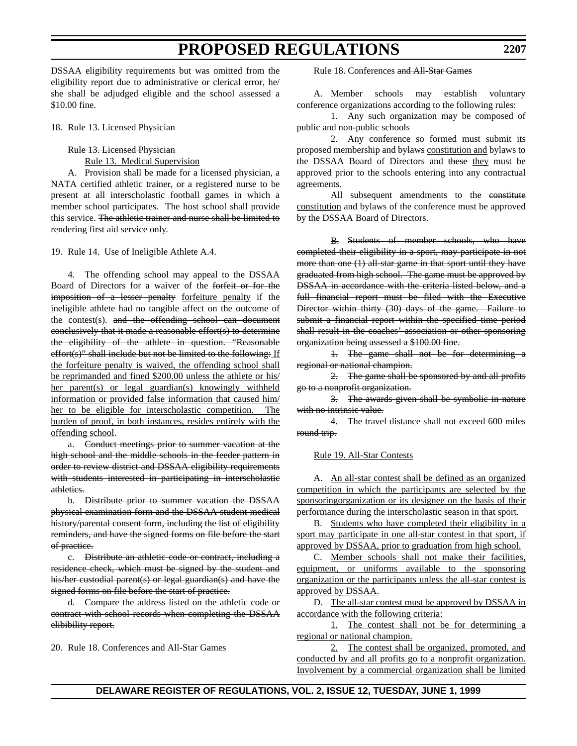DSSAA eligibility requirements but was omitted from the eligibility report due to administrative or clerical error, he/she shall be adjudged eligible and the school assessed a $10.00 fine.

18. Rule 13. Licensed Physician

~~Rule 13. Licensed Physician~~

<u>Rule 13. Medical Supervision</u>

A. Provision shall be made for a licensed physician, a NATA certified athletic trainer, or a registered nurse to be present at all interscholastic football games in which a member school participates. The host school shall provide this service. ~~The athletic trainer and nurse shall be limited to rendering first aid service only.~~

19. Rule 14. Use of Ineligible Athlete A.4.

4. The offending school may appeal to the DSSAA Board of Directors for a waiver of the ~~forfeit or for the imposition of a lesser penalty~~ <u>forfeiture penalty</u> if the ineligible athlete had no tangible affect on the outcome of the contest(s)<u>.</u> ~~and the offending school can document conclusively that it made a reasonable effort(s) to determine the eligibility of the athlete in question. "Reasonable effort(s)" shall include but not be limited to the following:~~ <u>If the forfeiture penalty is waived, the offending school shall be reprimanded and fined $200.00 unless the athlete or his/her parent(s) or legal guardian(s) knowingly withheld information or provided false information that caused him/her to be eligible for interscholastic competition. The burden of proof, in both instances, resides entirely with the offending school</u>.

a. ~~Conduct meetings prior to summer vacation at the high school and the middle schools in the feeder pattern in order to review district and DSSAA eligibility requirements with students interested in participating in interscholastic athletics.~~

b. ~~Distribute prior to summer vacation the DSSAA physical examination form and the DSSAA student medical history/parental consent form, including the list of eligibility reminders, and have the signed forms on file before the start of practice.~~

c. ~~Distribute an athletic code or contract, including a residence check, which must be signed by the student and his/her custodial parent(s) or legal guardian(s) and have the signed forms on file before the start of practice.~~

d. ~~Compare the address listed on the athletic code or contract with school records when completing the DSSAA elibibility report.~~

20. Rule 18. Conferences and All-Star Games

Rule 18. Conferences ~~and All-Star Games~~

A. Member schools may establish voluntary conference organizations according to the following rules:

1. Any such organization may be composed of public and non-public schools

2. Any conference so formed must submit its proposed membership and ~~bylaws~~ <u>constitution and</u> bylaws to the DSSAA Board of Directors and ~~these~~ <u>they</u> must be approved prior to the schools entering into any contractual agreements.

All subsequent amendments to the ~~constitute~~ <u>constitution</u> and bylaws of the conference must be approved by the DSSAA Board of Directors.

~~B. Students of member schools, who have completed their eligibility in a sport, may participate in not more than one (1) all-star game in that sport until they have graduated from high school. The game must be approved by DSSAA in accordance with the criteria listed below, and a full financial report must be filed with the Executive Director within thirty (30) days of the game. Failure to submit a financial report within the specified time period shall result in the coaches' association or other sponsoring organization being assessed a $100.00 fine.~~

~~1. The game shall not be for determining a regional or national champion.~~

~~2. The game shall be sponsored by and all profits go to a nonprofit organization.~~

~~3. The awards given shall be symbolic in nature with no intrinsic value.~~

~~4. The travel distance shall not exceed 600 miles round trip.~~

<u>Rule 19. All-Star Contests</u>

A. <u>An all-star contest shall be defined as an organized competition in which the participants are selected by the sponsoringorganization or its designee on the basis of their performance during the interscholastic season in that sport.</u>

B. <u>Students who have completed their eligibility in a sport may participate in one all-star contest in that sport, if approved by DSSAA, prior to graduation from high school.</u>

C. <u>Member schools shall not make their facilities, equipment, or uniforms available to the sponsoring organization or the participants unless the all-star contest is approved by DSSAA.</u>

D. <u>The all-star contest must be approved by DSSAA in accordance with the following criteria:</u>

<u>1. The contest shall not be for determining a regional or national champion.</u>

<u>2. The contest shall be organized, promoted, and conducted by and all profits go to a nonprofit organization. Involvement by a commercial organization shall be limited</u>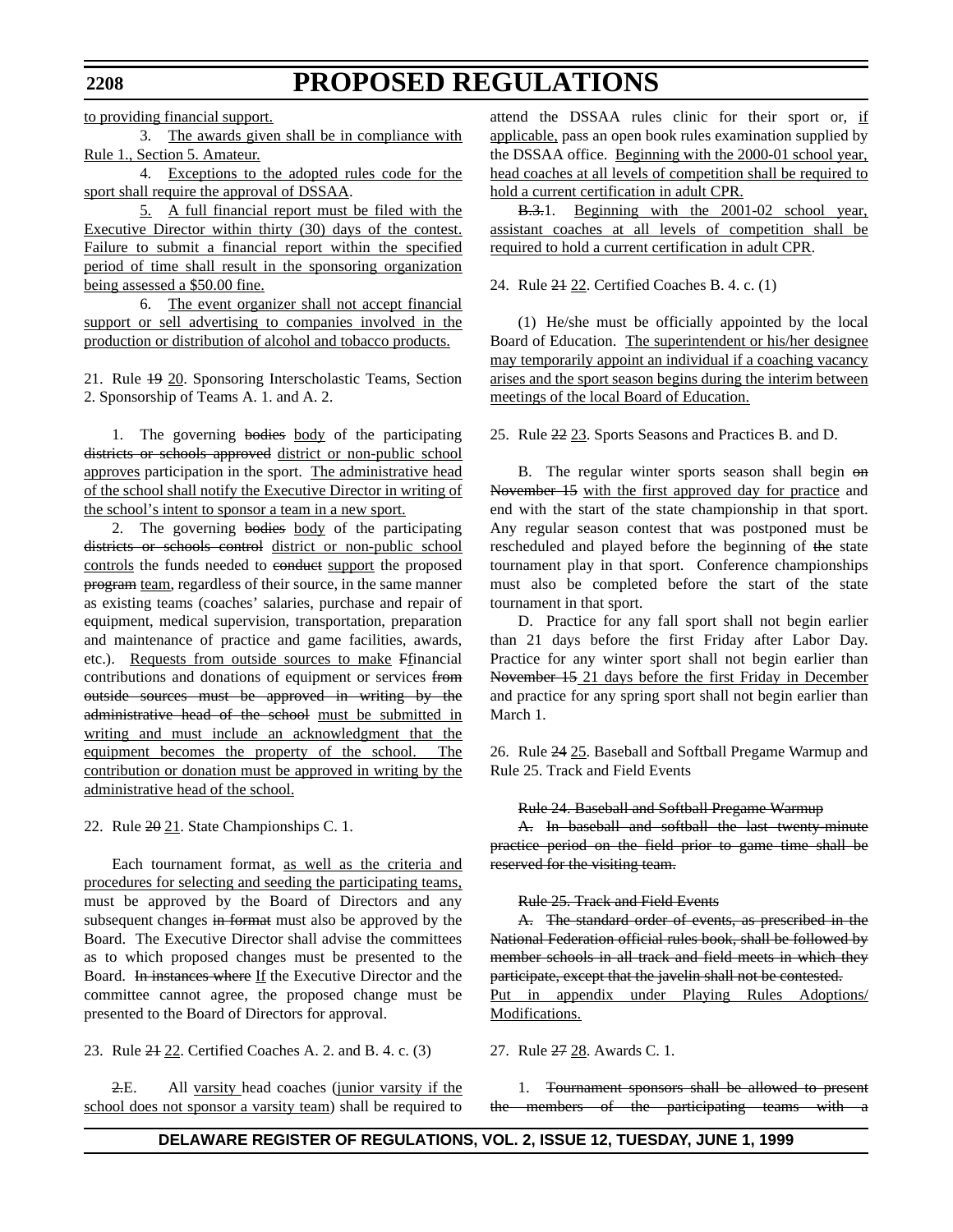to providing financial support.

3. The awards given shall be in compliance with Rule 1., Section 5. Amateur.

4. Exceptions to the adopted rules code for the sport shall require the approval of DSSAA.

5. A full financial report must be filed with the Executive Director within thirty (30) days of the contest. Failure to submit a financial report within the specified period of time shall result in the sponsoring organization being assessed a $50.00 fine.

6. The event organizer shall not accept financial support or sell advertising to companies involved in the production or distribution of alcohol and tobacco products.

21. Rule ~~19~~ 20. Sponsoring Interscholastic Teams, Section 2. Sponsorship of Teams A. 1. and A. 2.

1. The governing ~~bodies~~ body of the participating ~~districts or schools approved~~ district or non-public school approves participation in the sport. The administrative head of the school shall notify the Executive Director in writing of the school's intent to sponsor a team in a new sport.

2. The governing ~~bodies~~ body of the participating ~~districts or schools control~~ district or non-public school controls the funds needed to ~~conduct~~ support the proposed ~~program~~ team, regardless of their source, in the same manner as existing teams (coaches' salaries, purchase and repair of equipment, medical supervision, transportation, preparation and maintenance of practice and game facilities, awards, etc.). Requests from outside sources to make ~~F~~financial contributions and donations of equipment or services ~~from outside sources must be approved in writing by the administrative head of the school~~ must be submitted in writing and must include an acknowledgment that the equipment becomes the property of the school. The contribution or donation must be approved in writing by the administrative head of the school.

22. Rule ~~20~~ 21. State Championships C. 1.

Each tournament format, as well as the criteria and procedures for selecting and seeding the participating teams, must be approved by the Board of Directors and any subsequent changes ~~in format~~ must also be approved by the Board. The Executive Director shall advise the committees as to which proposed changes must be presented to the Board. ~~In instances where~~ If the Executive Director and the committee cannot agree, the proposed change must be presented to the Board of Directors for approval.

23. Rule ~~21~~ 22. Certified Coaches A. 2. and B. 4. c. (3)

~~2.~~E. All varsity head coaches (junior varsity if the school does not sponsor a varsity team) shall be required to attend the DSSAA rules clinic for their sport or, if applicable, pass an open book rules examination supplied by the DSSAA office. Beginning with the 2000-01 school year, head coaches at all levels of competition shall be required to hold a current certification in adult CPR.

~~B.3.~~1. Beginning with the 2001-02 school year, assistant coaches at all levels of competition shall be required to hold a current certification in adult CPR.

24. Rule ~~21~~ 22. Certified Coaches B. 4. c. (1)

(1) He/she must be officially appointed by the local Board of Education. The superintendent or his/her designee may temporarily appoint an individual if a coaching vacancy arises and the sport season begins during the interim between meetings of the local Board of Education.

25. Rule ~~22~~ 23. Sports Seasons and Practices B. and D.

B. The regular winter sports season shall begin ~~on November 15~~ with the first approved day for practice and end with the start of the state championship in that sport. Any regular season contest that was postponed must be rescheduled and played before the beginning of ~~the~~ state tournament play in that sport. Conference championships must also be completed before the start of the state tournament in that sport.

D. Practice for any fall sport shall not begin earlier than 21 days before the first Friday after Labor Day. Practice for any winter sport shall not begin earlier than ~~November 15~~ 21 days before the first Friday in December and practice for any spring sport shall not begin earlier than March 1.

26. Rule 24 25. Baseball and Softball Pregame Warmup and Rule 25. Track and Field Events

~~Rule 24. Baseball and Softball Pregame Warmup~~

~~A. In baseball and softball the last twenty-minute practice period on the field prior to game time shall be reserved for the visiting team.~~

~~Rule 25. Track and Field Events~~

~~A. The standard order of events, as prescribed in the National Federation official rules book, shall be followed by member schools in all track and field meets in which they participate, except that the javelin shall not be contested.~~
Put in appendix under Playing Rules Adoptions/ Modifications.

27. Rule ~~27~~ 28. Awards C. 1.

1. ~~Tournament sponsors shall be allowed to present the members of the participating teams with a~~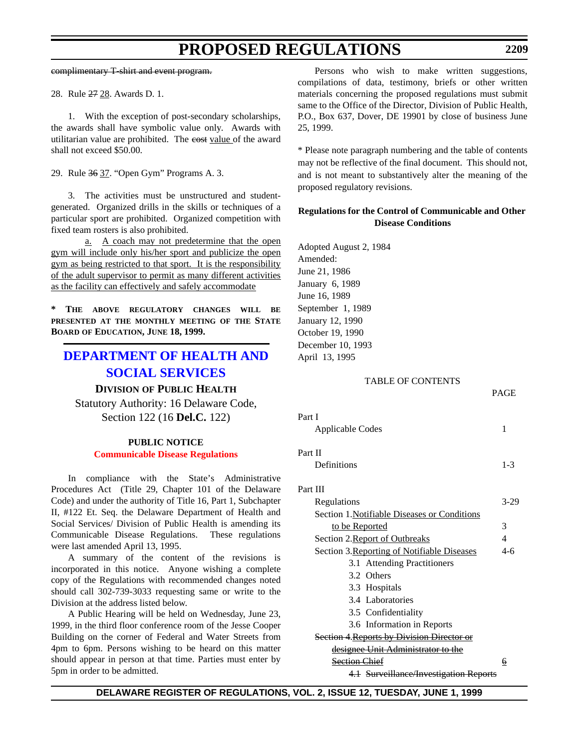~~complimentary T-shirt and event program.~~

28. Rule ~~27~~ <u>28</u>. Awards D. 1.

1. With the exception of post-secondary scholarships, the awards shall have symbolic value only. Awards with utilitarian value are prohibited. The ~~cost~~ <u>value</u> of the award shall not exceed $50.00.

29. Rule ~~36~~ <u>37</u>. "Open Gym" Programs A. 3.

3. The activities must be unstructured and student-generated. Organized drills in the skills or techniques of a particular sport are prohibited. Organized competition with fixed team rosters is also prohibited.

<u>a. A coach may not predetermine that the open gym will include only his/her sport and publicize the open gym as being restricted to that sport. It is the responsibility of the adult supervisor to permit as many different activities as the facility can effectively and safely accommodate</u>

**\* THE ABOVE REGULATORY CHANGES WILL BE PRESENTED AT THE MONTHLY MEETING OF THE STATE BOARD OF EDUCATION, JUNE 18, 1999.**

# DEPARTMENT OF HEALTH AND SOCIAL SERVICES

## DIVISION OF PUBLIC HEALTH

Statutory Authority: 16 Delaware Code, Section 122 (16 **Del.C.** 122)

### PUBLIC NOTICE

**Communicable Disease Regulations**

In compliance with the State's Administrative Procedures Act (Title 29, Chapter 101 of the Delaware Code) and under the authority of Title 16, Part 1, Subchapter II, #122 Et. Seq. the Delaware Department of Health and Social Services/ Division of Public Health is amending its Communicable Disease Regulations. These regulations were last amended April 13, 1995.

A summary of the content of the revisions is incorporated in this notice. Anyone wishing a complete copy of the Regulations with recommended changes noted should call 302-739-3033 requesting same or write to the Division at the address listed below.

A Public Hearing will be held on Wednesday, June 23, 1999, in the third floor conference room of the Jesse Cooper Building on the corner of Federal and Water Streets from 4pm to 6pm. Persons wishing to be heard on this matter should appear in person at that time. Parties must enter by 5pm in order to be admitted.

Persons who wish to make written suggestions, compilations of data, testimony, briefs or other written materials concerning the proposed regulations must submit same to the Office of the Director, Division of Public Health, P.O., Box 637, Dover, DE 19901 by close of business June 25, 1999.

\* Please note paragraph numbering and the table of contents may not be reflective of the final document. This should not, and is not meant to substantively alter the meaning of the proposed regulatory revisions.

**Regulations for the Control of Communicable and Other Disease Conditions**

Adopted August 2, 1984
Amended:
June 21, 1986
January 6, 1989
June 16, 1989
September 1, 1989
January 12, 1990
October 19, 1990
December 10, 1993
April 13, 1995

TABLE OF CONTENTS

| | PAGE |
|---|---|
| Part I | |
| Applicable Codes | 1 |
| Part II | |
| Definitions | 1-3 |
| Part III | |
| Regulations | 3-29 |
| Section 1. <u>Notifiable Diseases or Conditions to be Reported</u> | 3 |
| Section 2. <u>Report of Outbreaks</u> | 4 |
| Section 3. <u>Reporting of Notifiable Diseases</u> | 4-6 |
| 3.1 Attending Practitioners | |
| 3.2 Others | |
| 3.3 Hospitals | |
| 3.4 Laboratories | |
| 3.5 Confidentiality | |
| 3.6 Information in Reports | |
| ~~Section 4. Reports by Division Director or designee Unit Administrator to the Section Chief~~ | ~~6~~ |
| ~~4.1 Surveillance/Investigation Reports~~ | |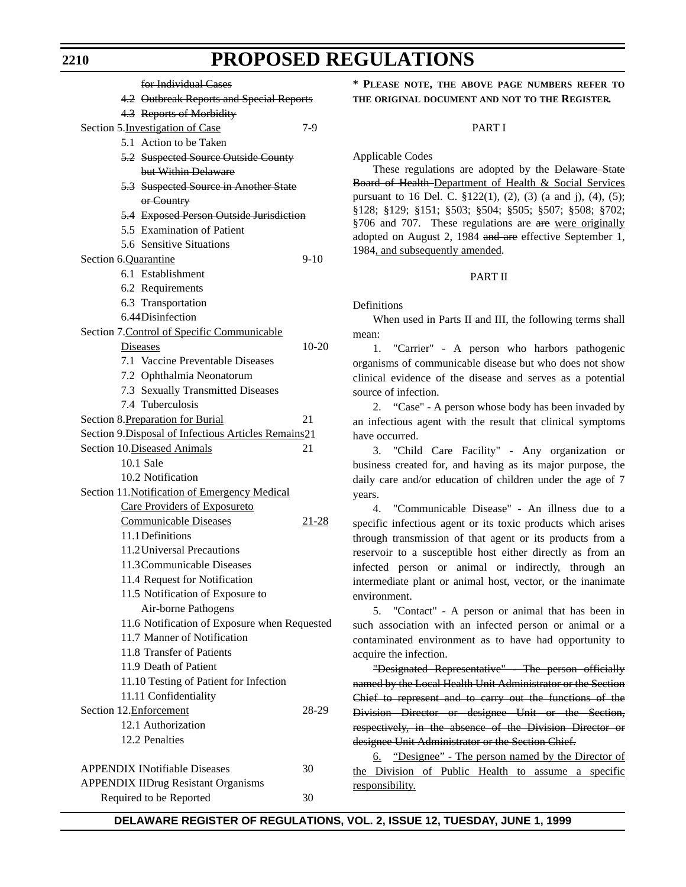for Individual Cases

~~4.2 Outbreak Reports and Special Reports~~

~~4.3 Reports of Morbidity~~

| | |
|---|---|
| Section 5. Investigation of Case | 7-9 |
| 5.1 Action to be Taken | |
| ~~5.2 Suspected Source Outside County but Within Delaware~~ | |
| ~~5.3 Suspected Source in Another State or Country~~ | |
| ~~5.4 Exposed Person Outside Jurisdiction~~ | |
| 5.5 Examination of Patient | |
| 5.6 Sensitive Situations | |
| Section 6. Quarantine | 9-10 |
| 6.1 Establishment | |
| 6.2 Requirements | |
| 6.3 Transportation | |
| 6.4 Disinfection | |
| Section 7. Control of Specific Communicable Diseases | 10-20 |
| 7.1 Vaccine Preventable Diseases | |
| 7.2 Ophthalmia Neonatorum | |
| 7.3 Sexually Transmitted Diseases | |
| 7.4 Tuberculosis | |
| Section 8. Preparation for Burial | 21 |
| Section 9. Disposal of Infectious Articles Remains | 21 |
| Section 10. Diseased Animals | 21 |
| 10.1 Sale | |
| 10.2 Notification | |
| Section 11. Notification of Emergency Medical Care Providers of Exposure to Communicable Diseases | 21-28 |
| 11.1 Definitions | |
| 11.2 Universal Precautions | |
| 11.3 Communicable Diseases | |
| 11.4 Request for Notification | |
| 11.5 Notification of Exposure to Air-borne Pathogens | |
| 11.6 Notification of Exposure when Requested | |
| 11.7 Manner of Notification | |
| 11.8 Transfer of Patients | |
| 11.9 Death of Patient | |
| 11.10 Testing of Patient for Infection | |
| 11.11 Confidentiality | |
| Section 12. Enforcement | 28-29 |
| 12.1 Authorization | |
| 12.2 Penalties | |
| | |
| APPENDIX I Notifiable Diseases | 30 |
| APPENDIX II Drug Resistant Organisms Required to be Reported | 30 |

**\* Please note, the above page numbers refer to the original document and not to the Register.**

PART I

Applicable Codes

These regulations are adopted by the ~~Delaware State Board of Health~~ Department of Health & Social Services pursuant to 16 Del. C. §122(1), (2), (3) (a and j), (4), (5); §128; §129; §151; §503; §504; §505; §507; §508; §702; §706 and 707. These regulations are ~~are~~ were originally adopted on August 2, 1984 ~~and are~~ effective September 1, 1984, and subsequently amended.

PART II

Definitions

When used in Parts II and III, the following terms shall mean:

1. "Carrier" - A person who harbors pathogenic organisms of communicable disease but who does not show clinical evidence of the disease and serves as a potential source of infection.

2. "Case" - A person whose body has been invaded by an infectious agent with the result that clinical symptoms have occurred.

3. "Child Care Facility" - Any organization or business created for, and having as its major purpose, the daily care and/or education of children under the age of 7 years.

4. "Communicable Disease" - An illness due to a specific infectious agent or its toxic products which arises through transmission of that agent or its products from a reservoir to a susceptible host either directly as from an infected person or animal or indirectly, through an intermediate plant or animal host, vector, or the inanimate environment.

5. "Contact" - A person or animal that has been in such association with an infected person or animal or a contaminated environment as to have had opportunity to acquire the infection.

~~"Designated Representative" - The person officially named by the Local Health Unit Administrator or the Section Chief to represent and to carry out the functions of the Division Director or designee Unit or the Section, respectively, in the absence of the Division Director or designee Unit Administrator or the Section Chief.~~

6. "Designee" - The person named by the Director of the Division of Public Health to assume a specific responsibility.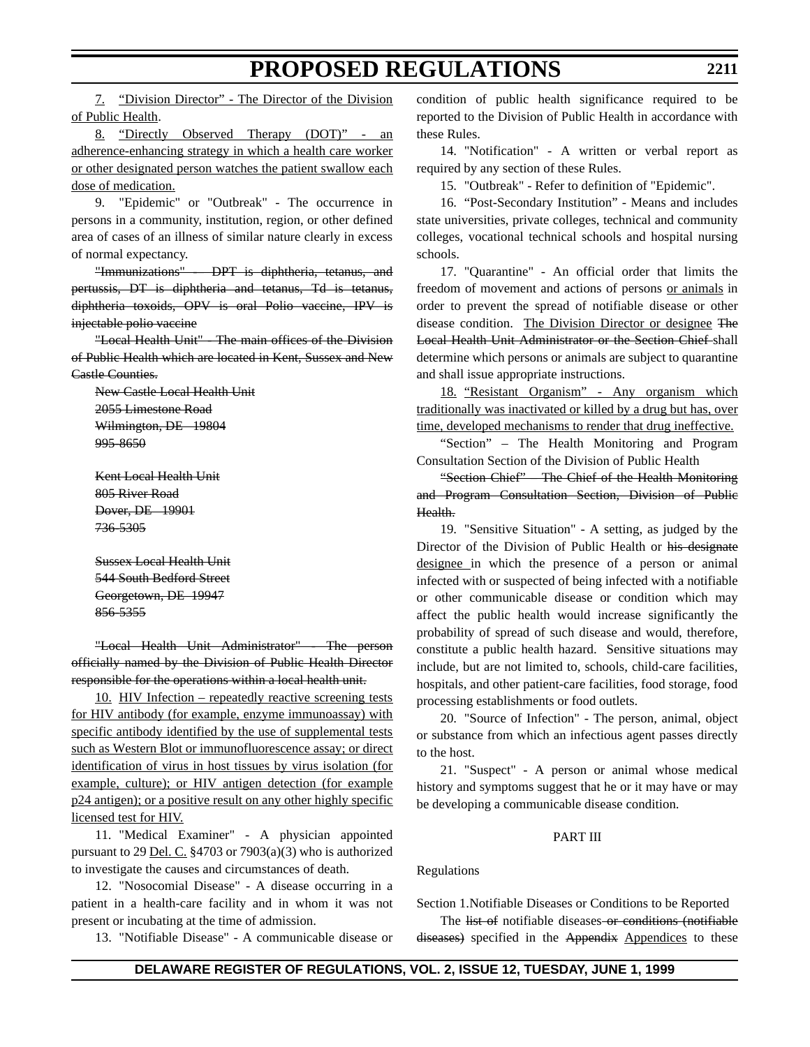7. "Division Director" - The Director of the Division of Public Health.

8. "Directly Observed Therapy (DOT)" - an adherence-enhancing strategy in which a health care worker or other designated person watches the patient swallow each dose of medication.

9. "Epidemic" or "Outbreak" - The occurrence in persons in a community, institution, region, or other defined area of cases of an illness of similar nature clearly in excess of normal expectancy.

~~"Immunizations" – DPT is diphtheria, tetanus, and pertussis, DT is diphtheria and tetanus, Td is tetanus, diphtheria toxoids, OPV is oral Polio vaccine, IPV is injectable polio vaccine~~

~~"Local Health Unit" - The main offices of the Division of Public Health which are located in Kent, Sussex and New Castle Counties.~~

~~New Castle Local Health Unit~~
~~2055 Limestone Road~~
~~Wilmington, DE 19804~~
~~995-8650~~

~~Kent Local Health Unit~~
~~805 River Road~~
~~Dover, DE 19901~~
~~736-5305~~

~~Sussex Local Health Unit~~
~~544 South Bedford Street~~
~~Georgetown, DE 19947~~
~~856-5355~~

~~"Local Health Unit Administrator" - The person officially named by the Division of Public Health Director responsible for the operations within a local health unit.~~

10. HIV Infection – repeatedly reactive screening tests for HIV antibody (for example, enzyme immunoassay) with specific antibody identified by the use of supplemental tests such as Western Blot or immunofluorescence assay; or direct identification of virus in host tissues by virus isolation (for example, culture); or HIV antigen detection (for example p24 antigen); or a positive result on any other highly specific licensed test for HIV.

11. "Medical Examiner" - A physician appointed pursuant to 29 Del. C. §4703 or 7903(a)(3) who is authorized to investigate the causes and circumstances of death.

12. "Nosocomial Disease" - A disease occurring in a patient in a health-care facility and in whom it was not present or incubating at the time of admission.

13. "Notifiable Disease" - A communicable disease or condition of public health significance required to be reported to the Division of Public Health in accordance with these Rules.

14. "Notification" - A written or verbal report as required by any section of these Rules.

15. "Outbreak" - Refer to definition of "Epidemic".

16. "Post-Secondary Institution" - Means and includes state universities, private colleges, technical and community colleges, vocational technical schools and hospital nursing schools.

17. "Quarantine" - An official order that limits the freedom of movement and actions of persons or animals in order to prevent the spread of notifiable disease or other disease condition. The Division Director or designee ~~The Local Health Unit Administrator or the Section Chief~~ shall determine which persons or animals are subject to quarantine and shall issue appropriate instructions.

18. "Resistant Organism" - Any organism which traditionally was inactivated or killed by a drug but has, over time, developed mechanisms to render that drug ineffective.

"Section" – The Health Monitoring and Program Consultation Section of the Division of Public Health

~~"Section Chief" – The Chief of the Health Monitoring and Program Consultation Section, Division of Public Health.~~

19. "Sensitive Situation" - A setting, as judged by the Director of the Division of Public Health or ~~his designate~~ designee in which the presence of a person or animal infected with or suspected of being infected with a notifiable or other communicable disease or condition which may affect the public health would increase significantly the probability of spread of such disease and would, therefore, constitute a public health hazard. Sensitive situations may include, but are not limited to, schools, child-care facilities, hospitals, and other patient-care facilities, food storage, food processing establishments or food outlets.

20. "Source of Infection" - The person, animal, object or substance from which an infectious agent passes directly to the host.

21. "Suspect" - A person or animal whose medical history and symptoms suggest that he or it may have or may be developing a communicable disease condition.

PART III

Regulations

Section 1. Notifiable Diseases or Conditions to be Reported

The ~~list of~~ notifiable diseases ~~or conditions (notifiable diseases)~~ specified in the ~~Appendix~~ Appendices to these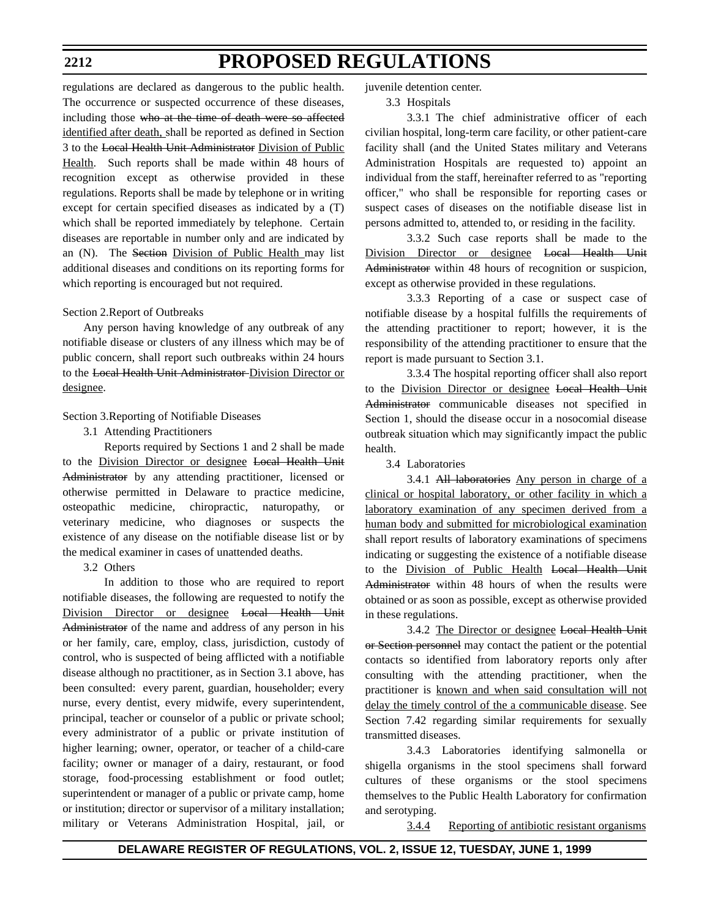regulations are declared as dangerous to the public health. The occurrence or suspected occurrence of these diseases, including those ~~who at the time of death were so affected~~ identified after death, shall be reported as defined in Section 3 to the ~~Local Health Unit Administrator~~ Division of Public Health. Such reports shall be made within 48 hours of recognition except as otherwise provided in these regulations. Reports shall be made by telephone or in writing except for certain specified diseases as indicated by a (T) which shall be reported immediately by telephone. Certain diseases are reportable in number only and are indicated by an (N). The ~~Section~~ Division of Public Health may list additional diseases and conditions on its reporting forms for which reporting is encouraged but not required.

Section 2.Report of Outbreaks

Any person having knowledge of any outbreak of any notifiable disease or clusters of any illness which may be of public concern, shall report such outbreaks within 24 hours to the ~~Local Health Unit Administrator~~ Division Director or designee.

Section 3.Reporting of Notifiable Diseases

3.1 Attending Practitioners

Reports required by Sections 1 and 2 shall be made to the Division Director or designee ~~Local Health Unit Administrator~~ by any attending practitioner, licensed or otherwise permitted in Delaware to practice medicine, osteopathic medicine, chiropractic, naturopathy, or veterinary medicine, who diagnoses or suspects the existence of any disease on the notifiable disease list or by the medical examiner in cases of unattended deaths.

3.2 Others

In addition to those who are required to report notifiable diseases, the following are requested to notify the Division Director or designee ~~Local Health Unit Administrator~~ of the name and address of any person in his or her family, care, employ, class, jurisdiction, custody of control, who is suspected of being afflicted with a notifiable disease although no practitioner, as in Section 3.1 above, has been consulted: every parent, guardian, householder; every nurse, every dentist, every midwife, every superintendent, principal, teacher or counselor of a public or private school; every administrator of a public or private institution of higher learning; owner, operator, or teacher of a child-care facility; owner or manager of a dairy, restaurant, or food storage, food-processing establishment or food outlet; superintendent or manager of a public or private camp, home or institution; director or supervisor of a military installation; military or Veterans Administration Hospital, jail, or juvenile detention center.

3.3 Hospitals

3.3.1 The chief administrative officer of each civilian hospital, long-term care facility, or other patient-care facility shall (and the United States military and Veterans Administration Hospitals are requested to) appoint an individual from the staff, hereinafter referred to as "reporting officer," who shall be responsible for reporting cases or suspect cases of diseases on the notifiable disease list in persons admitted to, attended to, or residing in the facility.

3.3.2 Such case reports shall be made to the Division Director or designee ~~Local Health Unit Administrator~~ within 48 hours of recognition or suspicion, except as otherwise provided in these regulations.

3.3.3 Reporting of a case or suspect case of notifiable disease by a hospital fulfills the requirements of the attending practitioner to report; however, it is the responsibility of the attending practitioner to ensure that the report is made pursuant to Section 3.1.

3.3.4 The hospital reporting officer shall also report to the Division Director or designee ~~Local Health Unit Administrator~~ communicable diseases not specified in Section 1, should the disease occur in a nosocomial disease outbreak situation which may significantly impact the public health.

3.4 Laboratories

3.4.1 ~~All laboratories~~ Any person in charge of a clinical or hospital laboratory, or other facility in which a laboratory examination of any specimen derived from a human body and submitted for microbiological examination shall report results of laboratory examinations of specimens indicating or suggesting the existence of a notifiable disease to the Division of Public Health ~~Local Health Unit Administrator~~ within 48 hours of when the results were obtained or as soon as possible, except as otherwise provided in these regulations.

3.4.2 The Director or designee ~~Local Health Unit or Section personnel~~ may contact the patient or the potential contacts so identified from laboratory reports only after consulting with the attending practitioner, when the practitioner is known and when said consultation will not delay the timely control of the a communicable disease. See Section 7.42 regarding similar requirements for sexually transmitted diseases.

3.4.3 Laboratories identifying salmonella or shigella organisms in the stool specimens shall forward cultures of these organisms or the stool specimens themselves to the Public Health Laboratory for confirmation and serotyping.

3.4.4 Reporting of antibiotic resistant organisms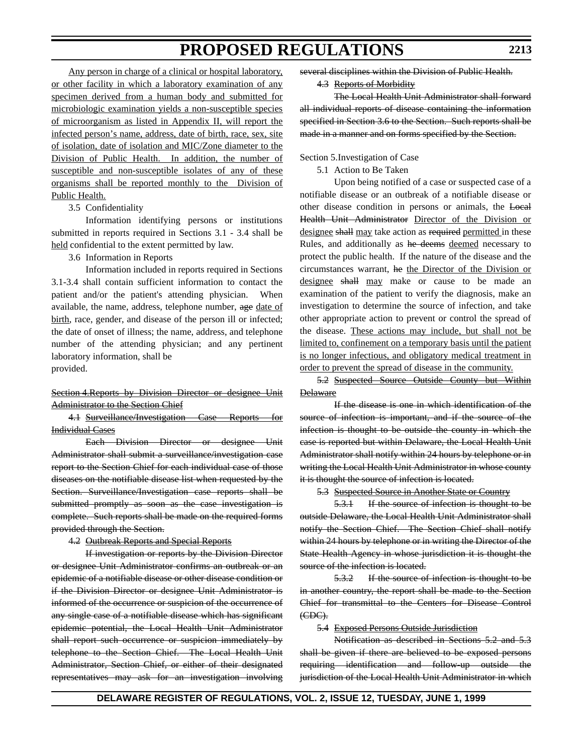Any person in charge of a clinical or hospital laboratory, or other facility in which a laboratory examination of any specimen derived from a human body and submitted for microbiologic examination yields a non-susceptible species of microorganism as listed in Appendix II, will report the infected person's name, address, date of birth, race, sex, site of isolation, date of isolation and MIC/Zone diameter to the Division of Public Health. In addition, the number of susceptible and non-susceptible isolates of any of these organisms shall be reported monthly to the Division of Public Health.

3.5 Confidentiality

Information identifying persons or institutions submitted in reports required in Sections 3.1 - 3.4 shall be held confidential to the extent permitted by law.

3.6 Information in Reports

Information included in reports required in Sections 3.1-3.4 shall contain sufficient information to contact the patient and/or the patient's attending physician. When available, the name, address, telephone number, ~~age~~ date of birth, race, gender, and disease of the person ill or infected; the date of onset of illness; the name, address, and telephone number of the attending physician; and any pertinent laboratory information, shall be provided.

~~Section 4.Reports by Division Director or designee Unit Administrator to the Section Chief~~

~~4.1 Surveillance/Investigation Case Reports for Individual Cases~~

~~Each Division Director or designee Unit Administrator shall submit a surveillance/investigation case report to the Section Chief for each individual case of those diseases on the notifiable disease list when requested by the Section. Surveillance/Investigation case reports shall be submitted promptly as soon as the case investigation is complete. Such reports shall be made on the required forms provided through the Section.~~

~~4.2 Outbreak Reports and Special Reports~~

~~If investigation or reports by the Division Director or designee Unit Administrator confirms an outbreak or an epidemic of a notifiable disease or other disease condition or if the Division Director or designee Unit Administrator is informed of the occurrence or suspicion of the occurrence of any single case of a notifiable disease which has significant epidemic potential, the Local Health Unit Administrator shall report such occurrence or suspicion immediately by telephone to the Section Chief. The Local Health Unit Administrator, Section Chief, or either of their designated representatives may ask for an investigation involving several disciplines within the Division of Public Health.~~

~~4.3 Reports of Morbidity~~

~~The Local Health Unit Administrator shall forward all individual reports of disease containing the information specified in Section 3.6 to the Section. Such reports shall be made in a manner and on forms specified by the Section.~~

Section 5.Investigation of Case

5.1 Action to Be Taken

Upon being notified of a case or suspected case of a notifiable disease or an outbreak of a notifiable disease or other disease condition in persons or animals, the ~~Local Health Unit Administrator~~ Director of the Division or designee ~~shall~~ may take action as ~~required~~ permitted in these Rules, and additionally as ~~he deems~~ deemed necessary to protect the public health. If the nature of the disease and the circumstances warrant, ~~he~~ the Director of the Division or designee ~~shall~~ may make or cause to be made an examination of the patient to verify the diagnosis, make an investigation to determine the source of infection, and take other appropriate action to prevent or control the spread of the disease. These actions may include, but shall not be limited to, confinement on a temporary basis until the patient is no longer infectious, and obligatory medical treatment in order to prevent the spread of disease in the community.

~~5.2 Suspected Source Outside County but Within Delaware~~

~~If the disease is one in which identification of the source of infection is important, and if the source of the infection is thought to be outside the county in which the case is reported but within Delaware, the Local Health Unit Administrator shall notify within 24 hours by telephone or in writing the Local Health Unit Administrator in whose county it is thought the source of infection is located.~~

~~5.3 Suspected Source in Another State or Country~~

~~5.3.1 If the source of infection is thought to be outside Delaware, the Local Health Unit Administrator shall notify the Section Chief. The Section Chief shall notify within 24 hours by telephone or in writing the Director of the State Health Agency in whose jurisdiction it is thought the source of the infection is located.~~

~~5.3.2 If the source of infection is thought to be in another country, the report shall be made to the Section Chief for transmittal to the Centers for Disease Control (CDC).~~

~~5.4 Exposed Persons Outside Jurisdiction~~

~~Notification as described in Sections 5.2 and 5.3 shall be given if there are believed to be exposed persons requiring identification and follow-up outside the jurisdiction of the Local Health Unit Administrator in which~~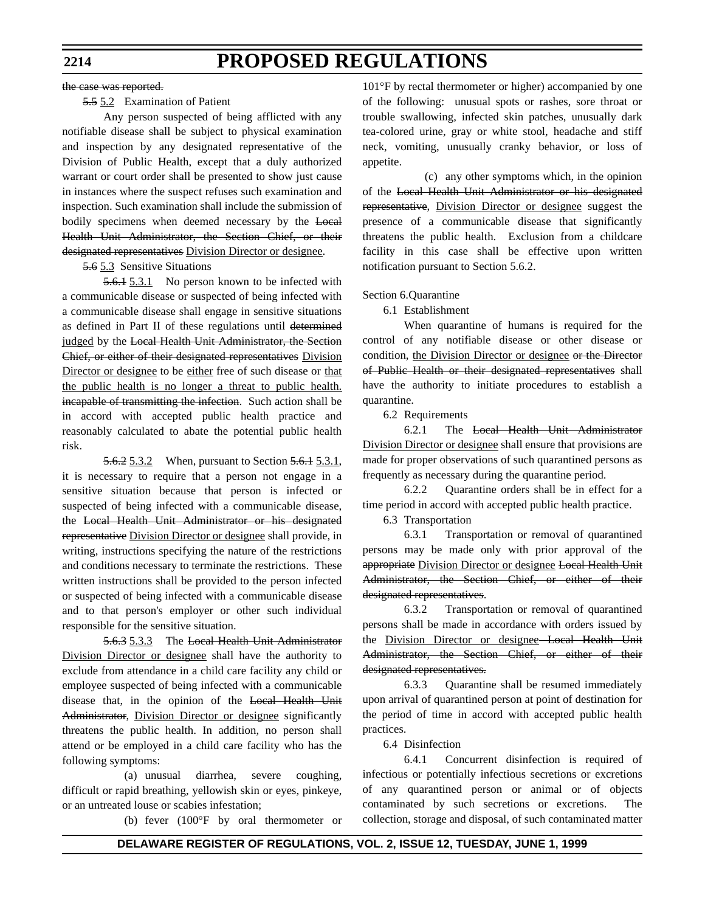~~the case was reported.~~

~~5.5~~ 5.2 Examination of Patient

Any person suspected of being afflicted with any notifiable disease shall be subject to physical examination and inspection by any designated representative of the Division of Public Health, except that a duly authorized warrant or court order shall be presented to show just cause in instances where the suspect refuses such examination and inspection. Such examination shall include the submission of bodily specimens when deemed necessary by the ~~Local Health Unit Administrator, the Section Chief, or their designated representatives~~ Division Director or designee.

~~5.6~~ 5.3 Sensitive Situations

~~5.6.1~~ 5.3.1 No person known to be infected with a communicable disease or suspected of being infected with a communicable disease shall engage in sensitive situations as defined in Part II of these regulations until ~~determined~~ judged by the ~~Local Health Unit Administrator, the Section Chief, or either of their designated representatives~~ Division Director or designee to be either free of such disease or that the public health is no longer a threat to public health. ~~incapable of transmitting the infection~~. Such action shall be in accord with accepted public health practice and reasonably calculated to abate the potential public health risk.

~~5.6.2~~ 5.3.2 When, pursuant to Section ~~5.6.1~~ 5.3.1, it is necessary to require that a person not engage in a sensitive situation because that person is infected or suspected of being infected with a communicable disease, the ~~Local Health Unit Administrator or his designated representative~~ Division Director or designee shall provide, in writing, instructions specifying the nature of the restrictions and conditions necessary to terminate the restrictions. These written instructions shall be provided to the person infected or suspected of being infected with a communicable disease and to that person's employer or other such individual responsible for the sensitive situation.

~~5.6.3~~ 5.3.3 The ~~Local Health Unit Administrator~~ Division Director or designee shall have the authority to exclude from attendance in a child care facility any child or employee suspected of being infected with a communicable disease that, in the opinion of the ~~Local Health Unit Administrator~~, Division Director or designee significantly threatens the public health. In addition, no person shall attend or be employed in a child care facility who has the following symptoms:

(a) unusual diarrhea, severe coughing, difficult or rapid breathing, yellowish skin or eyes, pinkeye, or an untreated louse or scabies infestation;

(b) fever (100°F by oral thermometer or 101°F by rectal thermometer or higher) accompanied by one of the following: unusual spots or rashes, sore throat or trouble swallowing, infected skin patches, unusually dark tea-colored urine, gray or white stool, headache and stiff neck, vomiting, unusually cranky behavior, or loss of appetite.

(c) any other symptoms which, in the opinion of the ~~Local Health Unit Administrator or his designated representative~~, Division Director or designee suggest the presence of a communicable disease that significantly threatens the public health. Exclusion from a childcare facility in this case shall be effective upon written notification pursuant to Section 5.6.2.

Section 6.Quarantine

6.1 Establishment

When quarantine of humans is required for the control of any notifiable disease or other disease or condition, the Division Director or designee ~~or the Director of Public Health or their designated representatives~~ shall have the authority to initiate procedures to establish a quarantine.

6.2 Requirements

6.2.1 The ~~Local Health Unit Administrator~~ Division Director or designee shall ensure that provisions are made for proper observations of such quarantined persons as frequently as necessary during the quarantine period.

6.2.2 Quarantine orders shall be in effect for a time period in accord with accepted public health practice.

6.3 Transportation

6.3.1 Transportation or removal of quarantined persons may be made only with prior approval of the ~~appropriate~~ Division Director or designee ~~Local Health Unit Administrator, the Section Chief, or either of their designated representatives~~.

6.3.2 Transportation or removal of quarantined persons shall be made in accordance with orders issued by the Division Director or designee ~~Local Health Unit Administrator, the Section Chief, or either of their designated representatives.~~

6.3.3 Quarantine shall be resumed immediately upon arrival of quarantined person at point of destination for the period of time in accord with accepted public health practices.

6.4 Disinfection

6.4.1 Concurrent disinfection is required of infectious or potentially infectious secretions or excretions of any quarantined person or animal or of objects contaminated by such secretions or excretions. The collection, storage and disposal, of such contaminated matter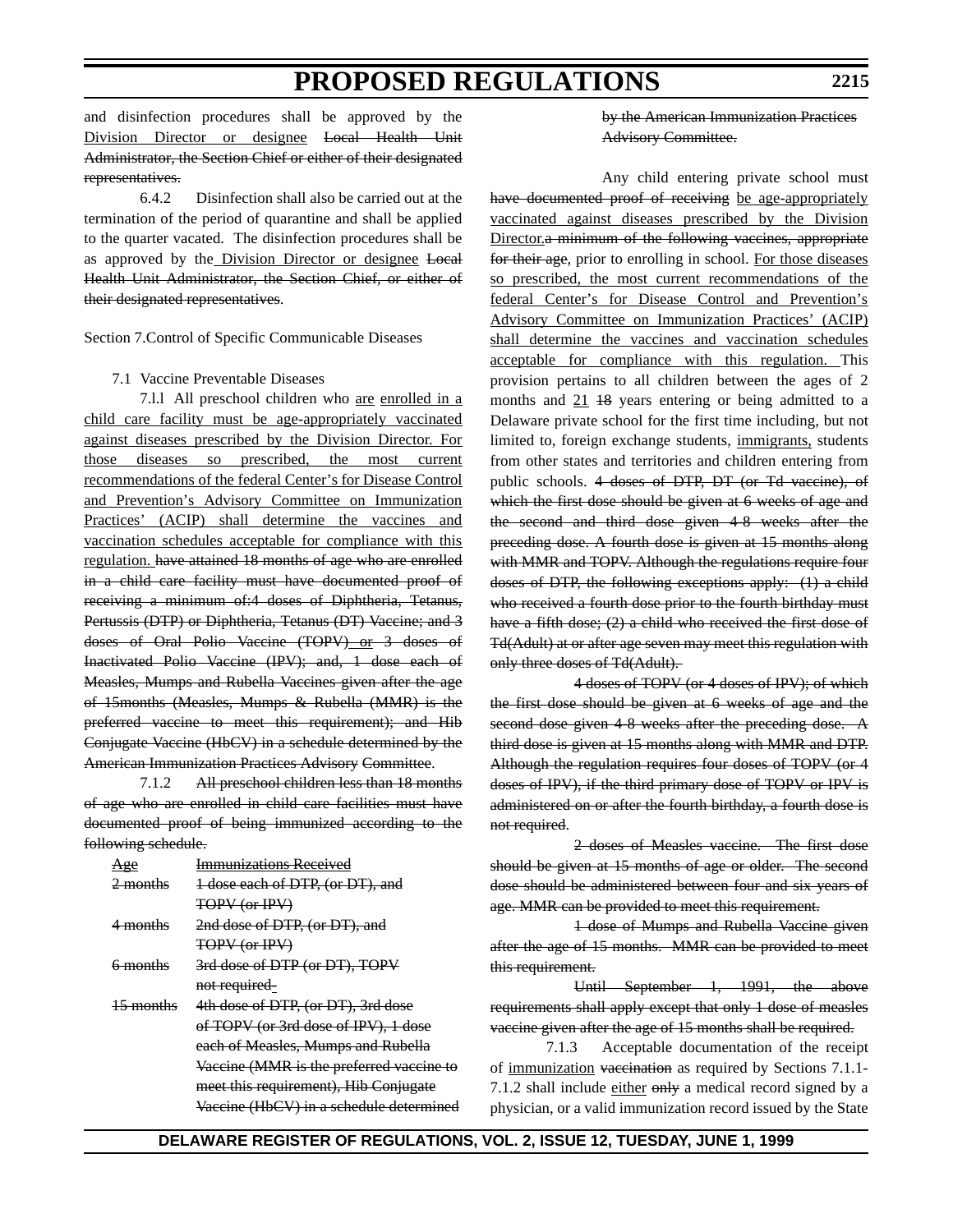and disinfection procedures shall be approved by the Division Director or designee ~~Local Health Unit Administrator, the Section Chief or either of their designated representatives.~~

6.4.2 Disinfection shall also be carried out at the termination of the period of quarantine and shall be applied to the quarter vacated. The disinfection procedures shall be as approved by the Division Director or designee ~~Local Health Unit Administrator, the Section Chief, or either of their designated representatives~~.

Section 7.Control of Specific Communicable Diseases

7.1 Vaccine Preventable Diseases

7.l.l All preschool children who are enrolled in a child care facility must be age-appropriately vaccinated against diseases prescribed by the Division Director. For those diseases so prescribed, the most current recommendations of the federal Center's for Disease Control and Prevention's Advisory Committee on Immunization Practices' (ACIP) shall determine the vaccines and vaccination schedules acceptable for compliance with this regulation. ~~have attained 18 months of age who are enrolled in a child care facility must have documented proof of receiving a minimum of:4 doses of Diphtheria, Tetanus, Pertussis (DTP) or Diphtheria, Tetanus (DT) Vaccine; and 3 doses of Oral Polio Vaccine (TOPV) or 3 doses of Inactivated Polio Vaccine (IPV); and, 1 dose each of Measles, Mumps and Rubella Vaccines given after the age of 15months (Measles, Mumps & Rubella (MMR) is the preferred vaccine to meet this requirement); and Hib Conjugate Vaccine (HbCV) in a schedule determined by the American Immunization Practices Advisory Committee~~.

7.1.2 ~~All preschool children less than 18 months of age who are enrolled in child care facilities must have documented proof of being immunized according to the following schedule.~~

| ~~Age~~ | ~~Immunizations Received~~ |
|---|---|
| ~~2 months~~ | ~~1 dose each of DTP, (or DT), and TOPV (or IPV)~~ |
| ~~4 months~~ | ~~2nd dose of DTP, (or DT), and TOPV (or IPV)~~ |
| ~~6 months~~ | ~~3rd dose of DTP (or DT), TOPV not required~~ |
| ~~15 months~~ | ~~4th dose of DTP, (or DT), 3rd dose of TOPV (or 3rd dose of IPV), 1 dose each of Measles, Mumps and Rubella Vaccine (MMR is the preferred vaccine to meet this requirement), Hib Conjugate Vaccine (HbCV) in a schedule determined by the American Immunization Practices Advisory Committee.~~ |

Any child entering private school must ~~have documented proof of receiving~~ be age-appropriately vaccinated against diseases prescribed by the Division Director.~~a minimum of the following vaccines, appropriate for their age~~, prior to enrolling in school. For those diseases so prescribed, the most current recommendations of the federal Center's for Disease Control and Prevention's Advisory Committee on Immunization Practices' (ACIP) shall determine the vaccines and vaccination schedules acceptable for compliance with this regulation. This provision pertains to all children between the ages of 2 months and 21 ~~18~~ years entering or being admitted to a Delaware private school for the first time including, but not limited to, foreign exchange students, immigrants, students from other states and territories and children entering from public schools. ~~4 doses of DTP, DT (or Td vaccine), of which the first dose should be given at 6 weeks of age and the second and third dose given 4-8 weeks after the preceding dose. A fourth dose is given at 15 months along with MMR and TOPV. Although the regulations require four doses of DTP, the following exceptions apply: (1) a child who received a fourth dose prior to the fourth birthday must have a fifth dose; (2) a child who received the first dose of Td(Adult) at or after age seven may meet this regulation with only three doses of Td(Adult).~~

~~4 doses of TOPV (or 4 doses of IPV); of which the first dose should be given at 6 weeks of age and the second dose given 4-8 weeks after the preceding dose. A third dose is given at 15 months along with MMR and DTP. Although the regulation requires four doses of TOPV (or 4 doses of IPV), if the third primary dose of TOPV or IPV is administered on or after the fourth birthday, a fourth dose is not required.~~

~~2 doses of Measles vaccine. The first dose should be given at 15 months of age or older. The second dose should be administered between four and six years of age. MMR can be provided to meet this requirement.~~

~~1 dose of Mumps and Rubella Vaccine given after the age of 15 months. MMR can be provided to meet this requirement.~~

~~Until September 1, 1991, the above requirements shall apply except that only 1 dose of measles vaccine given after the age of 15 months shall be required.~~

7.1.3 Acceptable documentation of the receipt of immunization ~~vaccination~~ as required by Sections 7.1.1-7.1.2 shall include either ~~only~~ a medical record signed by a physician, or a valid immunization record issued by the State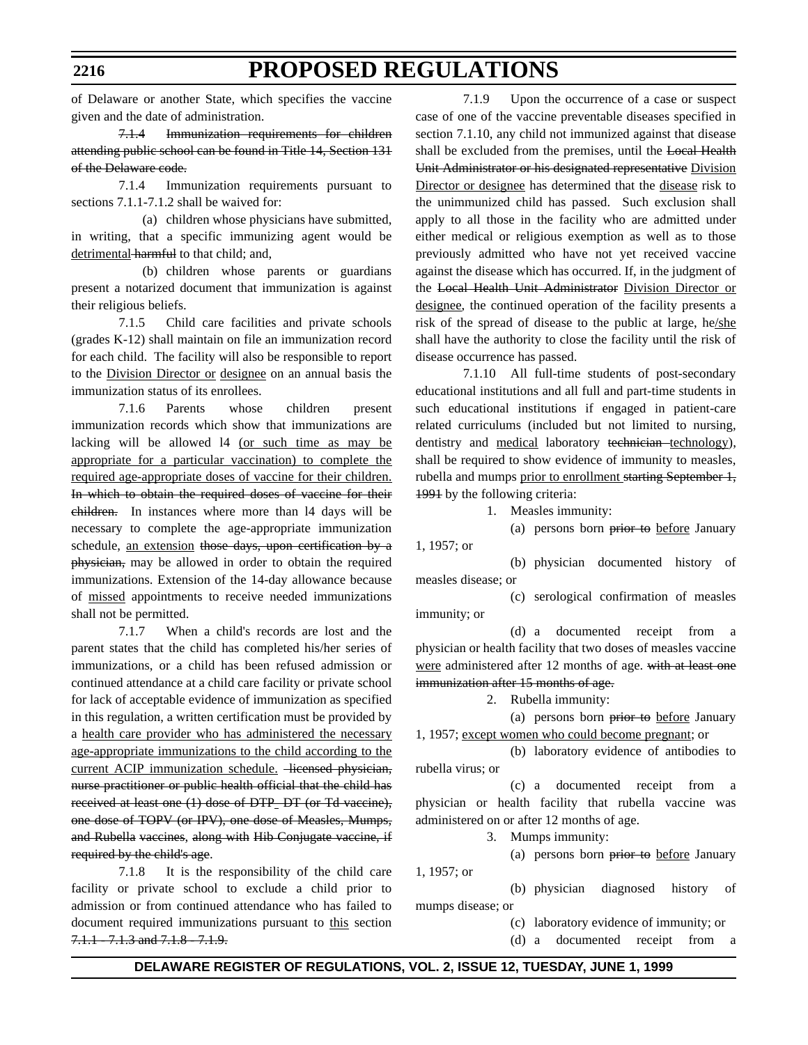of Delaware or another State, which specifies the vaccine given and the date of administration.

~~7.1.4 Immunization requirements for children attending public school can be found in Title 14, Section 131 of the Delaware code.~~

7.1.4 Immunization requirements pursuant to sections 7.1.1-7.1.2 shall be waived for:

(a) children whose physicians have submitted, in writing, that a specific immunizing agent would be <u>detrimental</u> ~~harmful~~ to that child; and,

(b) children whose parents or guardians present a notarized document that immunization is against their religious beliefs.

7.1.5 Child care facilities and private schools (grades K-12) shall maintain on file an immunization record for each child. The facility will also be responsible to report to the <u>Division Director or</u> <u>designee</u> on an annual basis the immunization status of its enrollees.

7.1.6 Parents whose children present immunization records which show that immunizations are lacking will be allowed l4 <u>(or such time as may be appropriate for a particular vaccination) to complete the required age-appropriate doses of vaccine for their children.</u> ~~In which to obtain the required doses of vaccine for their children.~~ In instances where more than l4 days will be necessary to complete the age-appropriate immunization schedule, <u>an extension</u> ~~those days, upon certification by a physician,~~ may be allowed in order to obtain the required immunizations. Extension of the 14-day allowance because of <u>missed</u> appointments to receive needed immunizations shall not be permitted.

7.1.7 When a child's records are lost and the parent states that the child has completed his/her series of immunizations, or a child has been refused admission or continued attendance at a child care facility or private school for lack of acceptable evidence of immunization as specified in this regulation, a written certification must be provided by a <u>health care provider who has administered the necessary age-appropriate immunizations to the child according to the current ACIP immunization schedule.</u> ~~licensed physician, nurse practitioner or public health official that the child has received at least one (1) dose of DTP DT (or Td vaccine), one dose of TOPV (or IPV), one dose of Measles, Mumps, and Rubella vaccines, along with Hib Conjugate vaccine, if required by the child's age~~.

7.1.8 It is the responsibility of the child care facility or private school to exclude a child prior to admission or from continued attendance who has failed to document required immunizations pursuant to <u>this</u> section ~~7.1.1 - 7.1.3 and 7.1.8 - 7.1.9.~~

7.1.9 Upon the occurrence of a case or suspect case of one of the vaccine preventable diseases specified in section 7.1.10, any child not immunized against that disease shall be excluded from the premises, until the ~~Local Health Unit Administrator or his designated representative~~ <u>Division Director or designee</u> has determined that the <u>disease</u> risk to the unimmunized child has passed. Such exclusion shall apply to all those in the facility who are admitted under either medical or religious exemption as well as to those previously admitted who have not yet received vaccine against the disease which has occurred. If, in the judgment of the ~~Local Health Unit Administrator~~ <u>Division Director or designee</u>, the continued operation of the facility presents a risk of the spread of disease to the public at large, he<u>/she</u> shall have the authority to close the facility until the risk of disease occurrence has passed.

7.1.10 All full-time students of post-secondary educational institutions and all full and part-time students in such educational institutions if engaged in patient-care related curriculums (included but not limited to nursing, dentistry and <u>medical</u> laboratory ~~technician~~ <u>technology</u>), shall be required to show evidence of immunity to measles, rubella and mumps <u>prior to enrollment</u> ~~starting September 1, 1991~~ by the following criteria:

1. Measles immunity:

(a) persons born ~~prior to~~ <u>before</u> January 1, 1957; or

(b) physician documented history of measles disease; or

(c) serological confirmation of measles immunity; or

(d) a documented receipt from a physician or health facility that two doses of measles vaccine <u>were</u> administered after 12 months of age. ~~with at least one immunization after 15 months of age.~~

2. Rubella immunity:

(a) persons born ~~prior to~~ <u>before</u> January 1, 1957; <u>except women who could become pregnant</u>; or

(b) laboratory evidence of antibodies to rubella virus; or

(c) a documented receipt from a physician or health facility that rubella vaccine was administered on or after 12 months of age.

3. Mumps immunity:

(a) persons born ~~prior to~~ <u>before</u> January 1, 1957; or

(b) physician diagnosed history of mumps disease; or

(c) laboratory evidence of immunity; or

(d) a documented receipt from a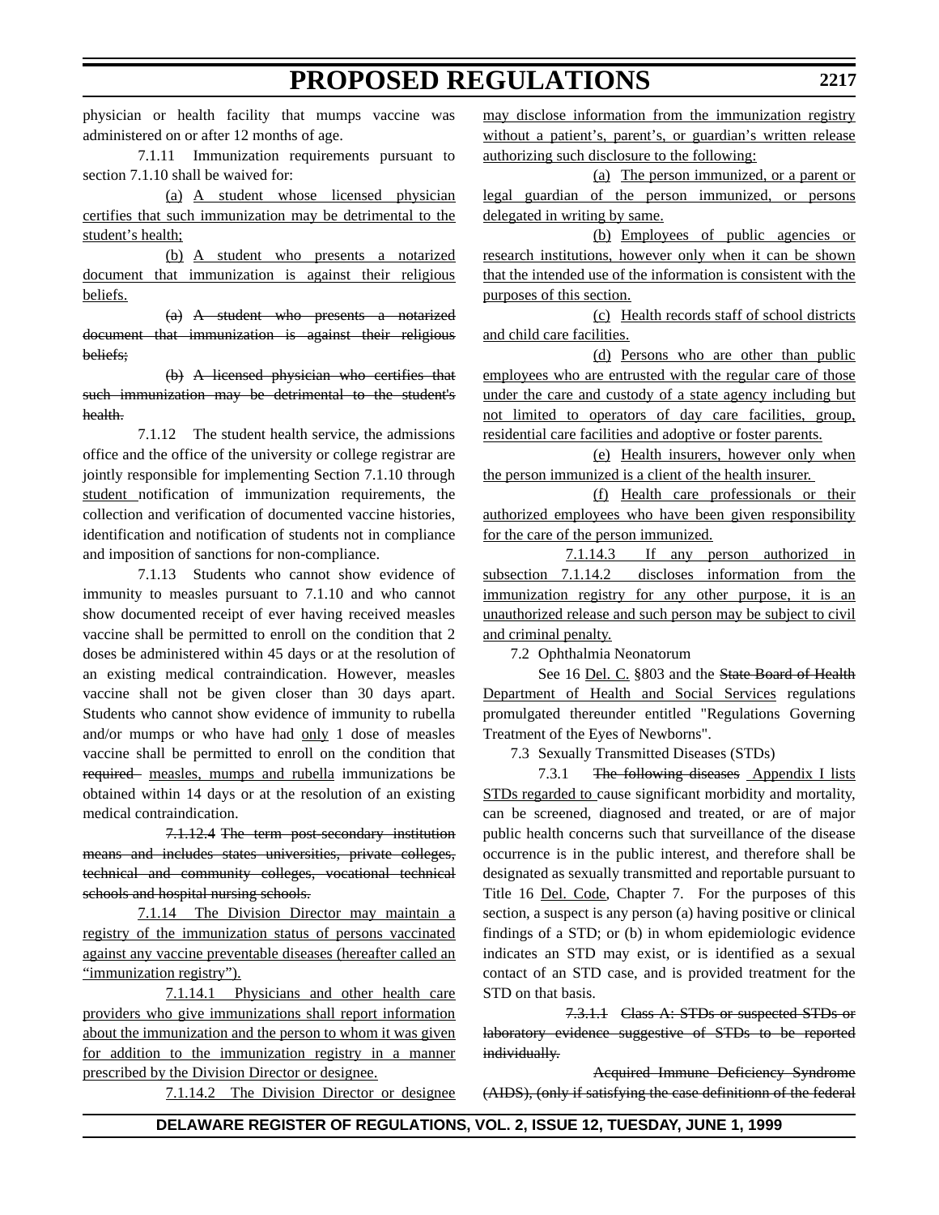physician or health facility that mumps vaccine was administered on or after 12 months of age.

7.1.11 Immunization requirements pursuant to section 7.1.10 shall be waived for:

(a) A student whose licensed physician certifies that such immunization may be detrimental to the student's health;

(b) A student who presents a notarized document that immunization is against their religious beliefs.

~~(a) A student who presents a notarized document that immunization is against their religious beliefs;~~

~~(b) A licensed physician who certifies that such immunization may be detrimental to the student's health.~~

7.1.12 The student health service, the admissions office and the office of the university or college registrar are jointly responsible for implementing Section 7.1.10 through student notification of immunization requirements, the collection and verification of documented vaccine histories, identification and notification of students not in compliance and imposition of sanctions for non-compliance.

7.1.13 Students who cannot show evidence of immunity to measles pursuant to 7.1.10 and who cannot show documented receipt of ever having received measles vaccine shall be permitted to enroll on the condition that 2 doses be administered within 45 days or at the resolution of an existing medical contraindication. However, measles vaccine shall not be given closer than 30 days apart. Students who cannot show evidence of immunity to rubella and/or mumps or who have had only 1 dose of measles vaccine shall be permitted to enroll on the condition that ~~required~~ measles, mumps and rubella immunizations be obtained within 14 days or at the resolution of an existing medical contraindication.

~~7.1.12.4 The term post-secondary institution means and includes states universities, private colleges, technical and community colleges, vocational technical schools and hospital nursing schools.~~

7.1.14 The Division Director may maintain a registry of the immunization status of persons vaccinated against any vaccine preventable diseases (hereafter called an "immunization registry").

7.1.14.1 Physicians and other health care providers who give immunizations shall report information about the immunization and the person to whom it was given for addition to the immunization registry in a manner prescribed by the Division Director or designee.

7.1.14.2 The Division Director or designee may disclose information from the immunization registry without a patient's, parent's, or guardian's written release authorizing such disclosure to the following:

(a) The person immunized, or a parent or legal guardian of the person immunized, or persons delegated in writing by same.

(b) Employees of public agencies or research institutions, however only when it can be shown that the intended use of the information is consistent with the purposes of this section.

(c) Health records staff of school districts and child care facilities.

(d) Persons who are other than public employees who are entrusted with the regular care of those under the care and custody of a state agency including but not limited to operators of day care facilities, group, residential care facilities and adoptive or foster parents.

(e) Health insurers, however only when the person immunized is a client of the health insurer.

(f) Health care professionals or their authorized employees who have been given responsibility for the care of the person immunized.

7.1.14.3 If any person authorized in subsection 7.1.14.2 discloses information from the immunization registry for any other purpose, it is an unauthorized release and such person may be subject to civil and criminal penalty.

7.2 Ophthalmia Neonatorum

See 16 Del. C. §803 and the ~~State Board of Health~~ Department of Health and Social Services regulations promulgated thereunder entitled "Regulations Governing Treatment of the Eyes of Newborns".

7.3 Sexually Transmitted Diseases (STDs)

7.3.1 ~~The following diseases~~ Appendix I lists STDs regarded to cause significant morbidity and mortality, can be screened, diagnosed and treated, or are of major public health concerns such that surveillance of the disease occurrence is in the public interest, and therefore shall be designated as sexually transmitted and reportable pursuant to Title 16 Del. Code, Chapter 7. For the purposes of this section, a suspect is any person (a) having positive or clinical findings of a STD; or (b) in whom epidemiologic evidence indicates an STD may exist, or is identified as a sexual contact of an STD case, and is provided treatment for the STD on that basis.

~~7.3.1.1 Class A: STDs or suspected STDs or laboratory evidence suggestive of STDs to be reported individually.~~

~~Acquired Immune Deficiency Syndrome (AIDS), (only if satisfying the case definitionn of the federal~~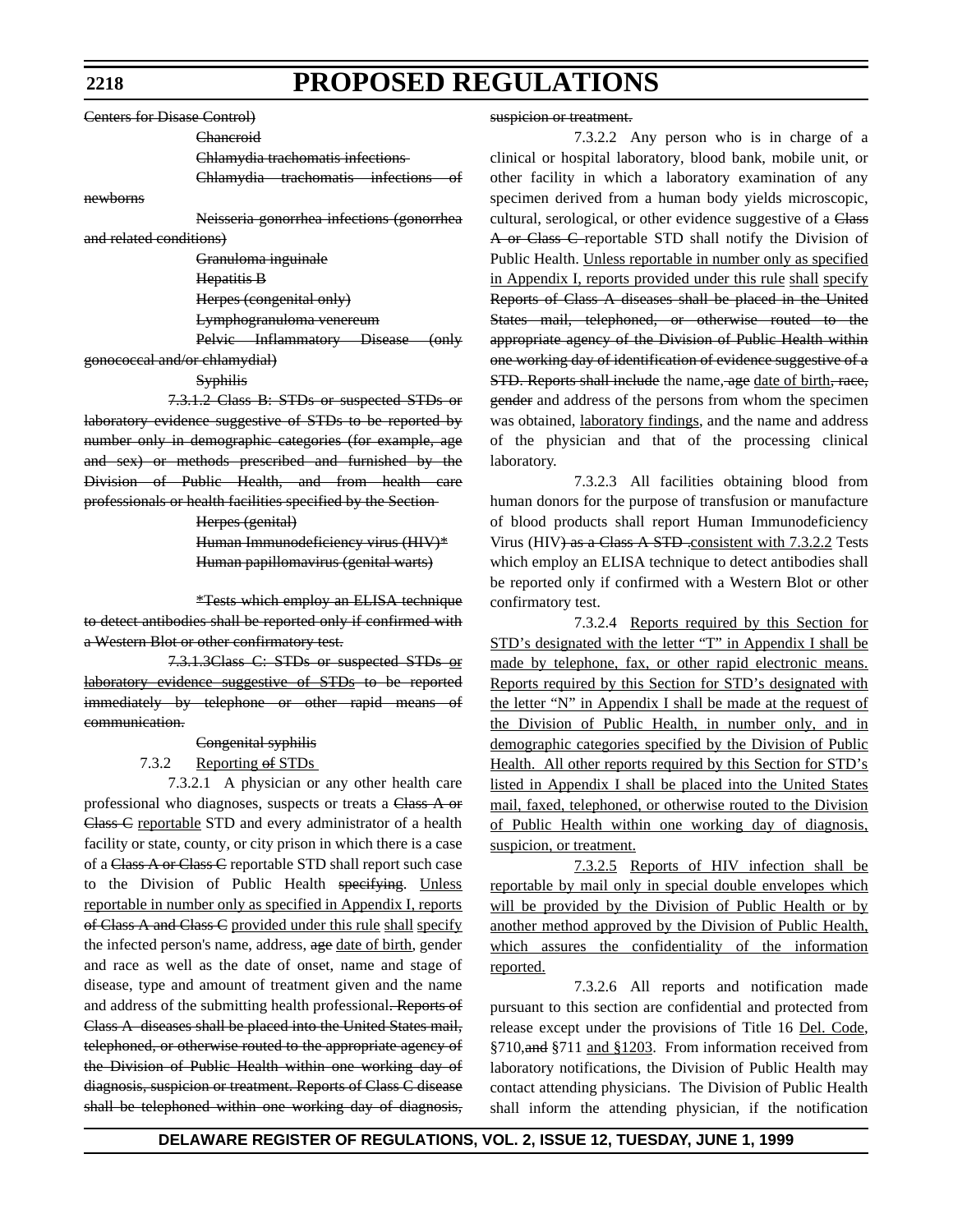~~Centers for Disease Control)~~

~~Chancroid~~

~~Chlamydia trachomatis infections~~

~~Chlamydia trachomatis infections of newborns~~

~~Neisseria gonorrhea infections (gonorrhea and related conditions)~~

~~Granuloma inguinale~~

~~Hepatitis B~~

~~Herpes (congenital only)~~

~~Lymphogranuloma venereum~~

~~Pelvic Inflammatory Disease (only gonococcal and/or chlamydial)~~

~~Syphilis~~

~~7.3.1.2 Class B: STDs or suspected STDs or laboratory evidence suggestive of STDs to be reported by number only in demographic categories (for example, age and sex) or methods prescribed and furnished by the Division of Public Health, and from health care professionals or health facilities specified by the Section~~

~~Herpes (genital)~~

~~Human Immunodeficiency virus (HIV)*~~

~~Human papillomavirus (genital warts)~~

~~*Tests which employ an ELISA technique to detect antibodies shall be reported only if confirmed with a Western Blot or other confirmatory test.~~

~~7.3.1.3Class C: STDs or suspected STDs or laboratory evidence suggestive of STDs to be reported immediately by telephone or other rapid means of communication.~~

~~Congenital syphilis~~

7.3.2 Reporting ~~of~~ STDs

7.3.2.1 A physician or any other health care professional who diagnoses, suspects or treats a ~~Class A or Class C~~ reportable STD and every administrator of a health facility or state, county, or city prison in which there is a case of a ~~Class A or Class C~~ reportable STD shall report such case to the Division of Public Health ~~specifying~~. Unless reportable in number only as specified in Appendix I, reports ~~of Class A and Class C~~ provided under this rule shall specify the infected person's name, address, ~~age~~ date of birth, gender and race as well as the date of onset, name and stage of disease, type and amount of treatment given and the name and address of the submitting health professional~~. Reports of Class A diseases shall be placed into the United States mail, telephoned, or otherwise routed to the appropriate agency of the Division of Public Health within one working day of diagnosis, suspicion or treatment. Reports of Class C disease shall be telephoned within one working day of diagnosis, suspicion or treatment.~~

7.3.2.2 Any person who is in charge of a clinical or hospital laboratory, blood bank, mobile unit, or other facility in which a laboratory examination of any specimen derived from a human body yields microscopic, cultural, serological, or other evidence suggestive of a ~~Class A or Class C~~ reportable STD shall notify the Division of Public Health. Unless reportable in number only as specified in Appendix I, reports provided under this rule shall specify ~~Reports of Class A diseases shall be placed in the United States mail, telephoned, or otherwise routed to the appropriate agency of the Division of Public Health within one working day of identification of evidence suggestive of a STD. Reports shall include~~ the name~~, age~~ date of birth~~, race, gender~~ and address of the persons from whom the specimen was obtained, laboratory findings, and the name and address of the physician and that of the processing clinical laboratory.

7.3.2.3 All facilities obtaining blood from human donors for the purpose of transfusion or manufacture of blood products shall report Human Immunodeficiency Virus (HIV~~) as a Class A STD .~~consistent with 7.3.2.2 Tests which employ an ELISA technique to detect antibodies shall be reported only if confirmed with a Western Blot or other confirmatory test.

7.3.2.4 Reports required by this Section for STD's designated with the letter "T" in Appendix I shall be made by telephone, fax, or other rapid electronic means. Reports required by this Section for STD's designated with the letter "N" in Appendix I shall be made at the request of the Division of Public Health, in number only, and in demographic categories specified by the Division of Public Health. All other reports required by this Section for STD's listed in Appendix I shall be placed into the United States mail, faxed, telephoned, or otherwise routed to the Division of Public Health within one working day of diagnosis, suspicion, or treatment.

7.3.2.5 Reports of HIV infection shall be reportable by mail only in special double envelopes which will be provided by the Division of Public Health or by another method approved by the Division of Public Health, which assures the confidentiality of the information reported.

7.3.2.6 All reports and notification made pursuant to this section are confidential and protected from release except under the provisions of Title 16 Del. Code, §710,~~and~~ §711 and §1203. From information received from laboratory notifications, the Division of Public Health may contact attending physicians. The Division of Public Health shall inform the attending physician, if the notification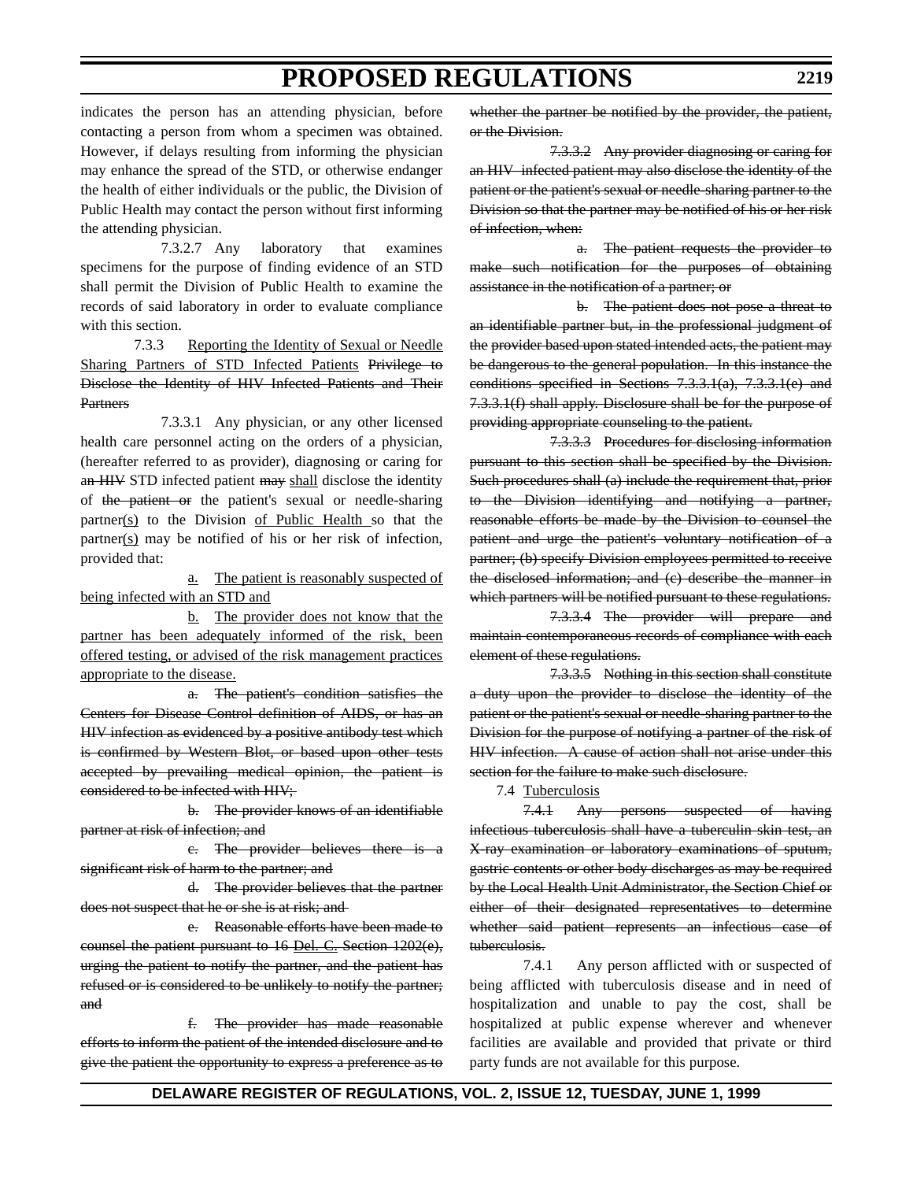indicates the person has an attending physician, before contacting a person from whom a specimen was obtained. However, if delays resulting from informing the physician may enhance the spread of the STD, or otherwise endanger the health of either individuals or the public, the Division of Public Health may contact the person without first informing the attending physician.

7.3.2.7 Any laboratory that examines specimens for the purpose of finding evidence of an STD shall permit the Division of Public Health to examine the records of said laboratory in order to evaluate compliance with this section.

7.3.3 Reporting the Identity of Sexual or Needle Sharing Partners of STD Infected Patients ~~Privilege to Disclose the Identity of HIV Infected Patients and Their Partners~~

7.3.3.1 Any physician, or any other licensed health care personnel acting on the orders of a physician, (hereafter referred to as provider), diagnosing or caring for a~~n HIV~~ STD infected patient ~~may~~ shall disclose the identity of ~~the patient or~~ the patient's sexual or needle-sharing partner(s) to the Division of Public Health so that the partner(s) may be notified of his or her risk of infection, provided that:

a. The patient is reasonably suspected of being infected with an STD and

b. The provider does not know that the partner has been adequately informed of the risk, been offered testing, or advised of the risk management practices appropriate to the disease.

~~a. The patient's condition satisfies the Centers for Disease Control definition of AIDS, or has an HIV infection as evidenced by a positive antibody test which is confirmed by Western Blot, or based upon other tests accepted by prevailing medical opinion, the patient is considered to be infected with HIV;~~

~~b. The provider knows of an identifiable partner at risk of infection; and~~

~~c. The provider believes there is a significant risk of harm to the partner; and~~

~~d. The provider believes that the partner does not suspect that he or she is at risk; and~~

~~e. Reasonable efforts have been made to counsel the patient pursuant to 16 Del. C. Section 1202(e), urging the patient to notify the partner, and the patient has refused or is considered to be unlikely to notify the partner; and~~

~~f. The provider has made reasonable efforts to inform the patient of the intended disclosure and to give the patient the opportunity to express a preference as to whether the partner be notified by the provider, the patient, or the Division.~~

~~7.3.3.2 Any provider diagnosing or caring for an HIV infected patient may also disclose the identity of the patient or the patient's sexual or needle-sharing partner to the Division so that the partner may be notified of his or her risk of infection, when:~~

~~a. The patient requests the provider to make such notification for the purposes of obtaining assistance in the notification of a partner; or~~

~~b. The patient does not pose a threat to an identifiable partner but, in the professional judgment of the provider based upon stated intended acts, the patient may be dangerous to the general population. In this instance the conditions specified in Sections 7.3.3.1(a), 7.3.3.1(e) and 7.3.3.1(f) shall apply. Disclosure shall be for the purpose of providing appropriate counseling to the patient.~~

~~7.3.3.3 Procedures for disclosing information pursuant to this section shall be specified by the Division. Such procedures shall (a) include the requirement that, prior to the Division identifying and notifying a partner, reasonable efforts be made by the Division to counsel the patient and urge the patient's voluntary notification of a partner; (b) specify Division employees permitted to receive the disclosed information; and (c) describe the manner in which partners will be notified pursuant to these regulations.~~

~~7.3.3.4 The provider will prepare and maintain contemporaneous records of compliance with each element of these regulations.~~

~~7.3.3.5 Nothing in this section shall constitute a duty upon the provider to disclose the identity of the patient or the patient's sexual or needle-sharing partner to the Division for the purpose of notifying a partner of the risk of HIV infection. A cause of action shall not arise under this section for the failure to make such disclosure.~~

7.4 Tuberculosis

~~7.4.1 Any persons suspected of having infectious tuberculosis shall have a tuberculin skin test, an X-ray examination or laboratory examinations of sputum, gastric contents or other body discharges as may be required by the Local Health Unit Administrator, the Section Chief or either of their designated representatives to determine whether said patient represents an infectious case of tuberculosis.~~

7.4.1 Any person afflicted with or suspected of being afflicted with tuberculosis disease and in need of hospitalization and unable to pay the cost, shall be hospitalized at public expense wherever and whenever facilities are available and provided that private or third party funds are not available for this purpose.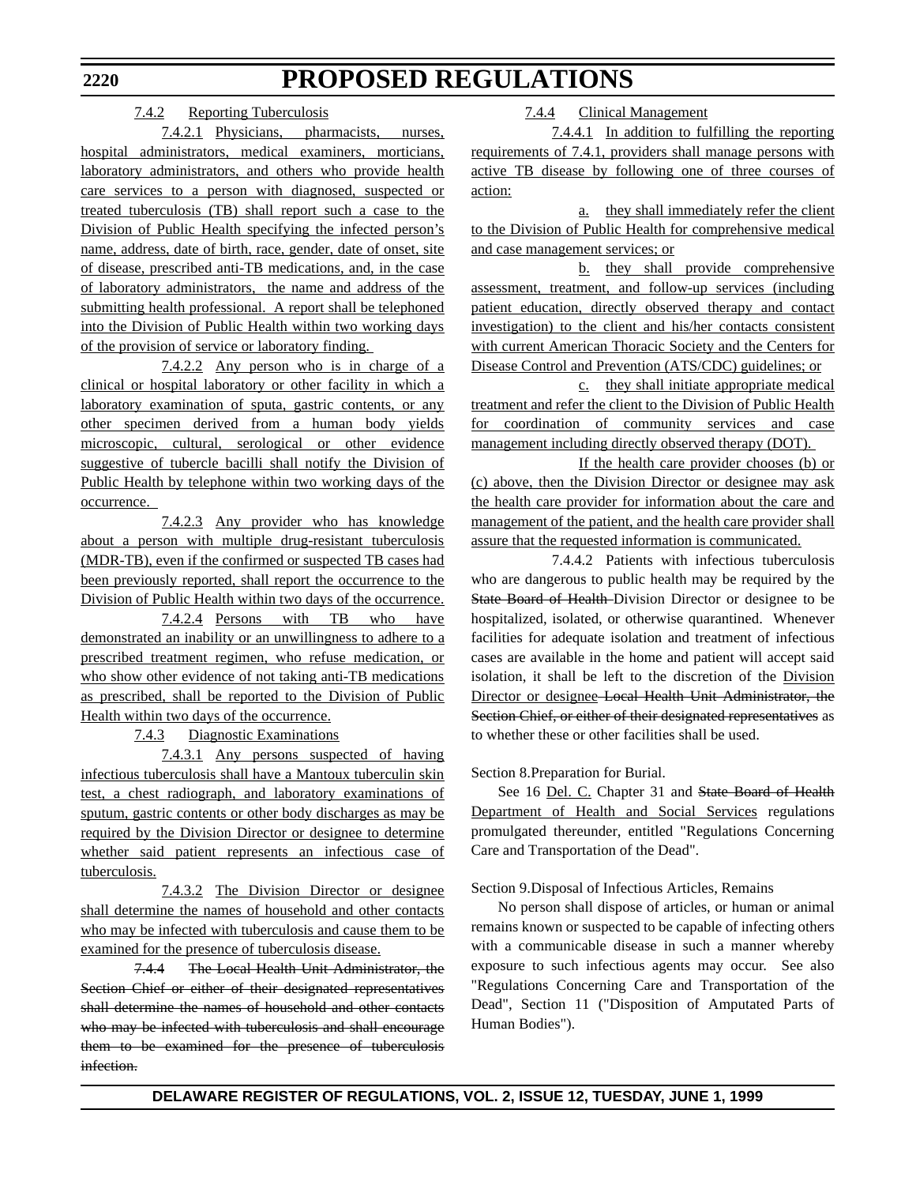7.4.2 Reporting Tuberculosis

7.4.2.1 Physicians, pharmacists, nurses, hospital administrators, medical examiners, morticians, laboratory administrators, and others who provide health care services to a person with diagnosed, suspected or treated tuberculosis (TB) shall report such a case to the Division of Public Health specifying the infected person's name, address, date of birth, race, gender, date of onset, site of disease, prescribed anti-TB medications, and, in the case of laboratory administrators, the name and address of the submitting health professional. A report shall be telephoned into the Division of Public Health within two working days of the provision of service or laboratory finding.

7.4.2.2 Any person who is in charge of a clinical or hospital laboratory or other facility in which a laboratory examination of sputa, gastric contents, or any other specimen derived from a human body yields microscopic, cultural, serological or other evidence suggestive of tubercle bacilli shall notify the Division of Public Health by telephone within two working days of the occurrence.

7.4.2.3 Any provider who has knowledge about a person with multiple drug-resistant tuberculosis (MDR-TB), even if the confirmed or suspected TB cases had been previously reported, shall report the occurrence to the Division of Public Health within two days of the occurrence.

7.4.2.4 Persons with TB who have demonstrated an inability or an unwillingness to adhere to a prescribed treatment regimen, who refuse medication, or who show other evidence of not taking anti-TB medications as prescribed, shall be reported to the Division of Public Health within two days of the occurrence.

7.4.3 Diagnostic Examinations

7.4.3.1 Any persons suspected of having infectious tuberculosis shall have a Mantoux tuberculin skin test, a chest radiograph, and laboratory examinations of sputum, gastric contents or other body discharges as may be required by the Division Director or designee to determine whether said patient represents an infectious case of tuberculosis.

7.4.3.2 The Division Director or designee shall determine the names of household and other contacts who may be infected with tuberculosis and cause them to be examined for the presence of tuberculosis disease.

~~7.4.4 The Local Health Unit Administrator, the Section Chief or either of their designated representatives shall determine the names of household and other contacts who may be infected with tuberculosis and shall encourage them to be examined for the presence of tuberculosis infection.~~

7.4.4 Clinical Management

7.4.4.1 In addition to fulfilling the reporting requirements of 7.4.1, providers shall manage persons with active TB disease by following one of three courses of action:

a. they shall immediately refer the client to the Division of Public Health for comprehensive medical and case management services; or

b. they shall provide comprehensive assessment, treatment, and follow-up services (including patient education, directly observed therapy and contact investigation) to the client and his/her contacts consistent with current American Thoracic Society and the Centers for Disease Control and Prevention (ATS/CDC) guidelines; or

c. they shall initiate appropriate medical treatment and refer the client to the Division of Public Health for coordination of community services and case management including directly observed therapy (DOT).

If the health care provider chooses (b) or (c) above, then the Division Director or designee may ask the health care provider for information about the care and management of the patient, and the health care provider shall assure that the requested information is communicated.

7.4.4.2 Patients with infectious tuberculosis who are dangerous to public health may be required by the ~~State Board of Health~~ Division Director or designee to be hospitalized, isolated, or otherwise quarantined. Whenever facilities for adequate isolation and treatment of infectious cases are available in the home and patient will accept said isolation, it shall be left to the discretion of the Division Director or designee ~~Local Health Unit Administrator, the Section Chief, or either of their designated representatives~~ as to whether these or other facilities shall be used.

Section 8.Preparation for Burial.

See 16 Del. C. Chapter 31 and ~~State Board of Health~~ Department of Health and Social Services regulations promulgated thereunder, entitled "Regulations Concerning Care and Transportation of the Dead".

Section 9.Disposal of Infectious Articles, Remains

No person shall dispose of articles, or human or animal remains known or suspected to be capable of infecting others with a communicable disease in such a manner whereby exposure to such infectious agents may occur. See also "Regulations Concerning Care and Transportation of the Dead", Section 11 ("Disposition of Amputated Parts of Human Bodies").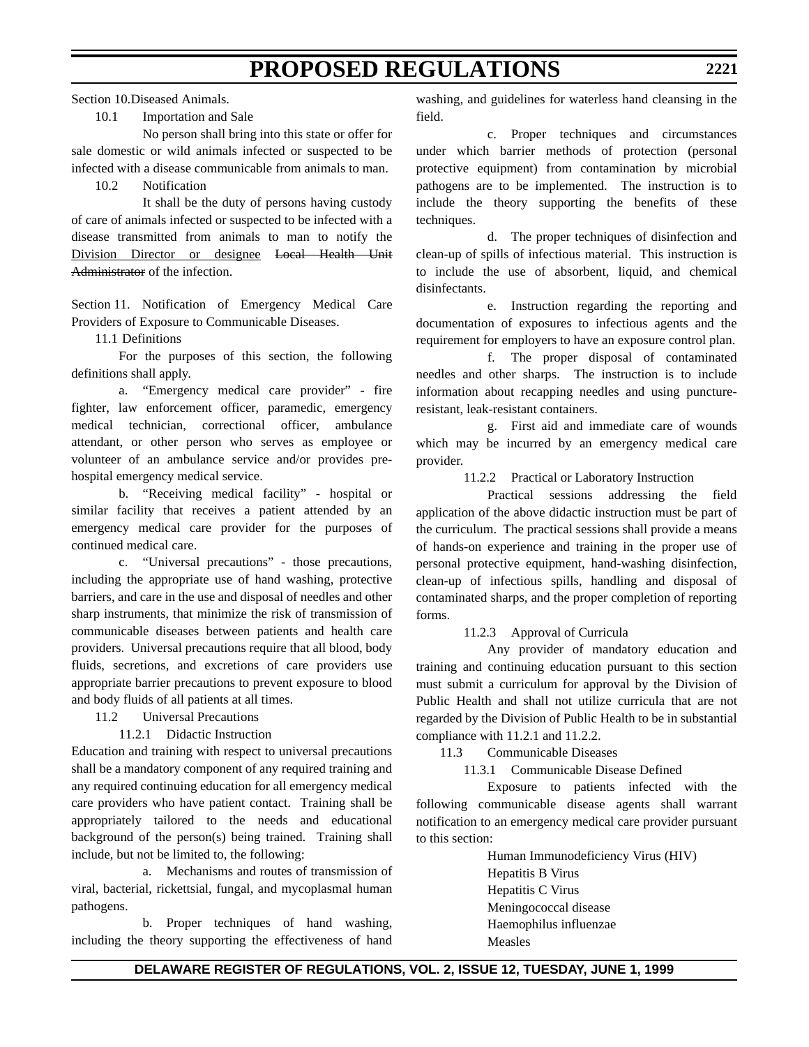Section 10.Diseased Animals.

10.1 Importation and Sale

No person shall bring into this state or offer for sale domestic or wild animals infected or suspected to be infected with a disease communicable from animals to man.

10.2 Notification

It shall be the duty of persons having custody of care of animals infected or suspected to be infected with a disease transmitted from animals to man to notify the <u>Division Director or designee</u> ~~Local Health Unit Administrator~~ of the infection.

Section 11. Notification of Emergency Medical Care Providers of Exposure to Communicable Diseases.

11.1 Definitions

For the purposes of this section, the following definitions shall apply.

a. "Emergency medical care provider" - fire fighter, law enforcement officer, paramedic, emergency medical technician, correctional officer, ambulance attendant, or other person who serves as employee or volunteer of an ambulance service and/or provides pre-hospital emergency medical service.

b. "Receiving medical facility" - hospital or similar facility that receives a patient attended by an emergency medical care provider for the purposes of continued medical care.

c. "Universal precautions" - those precautions, including the appropriate use of hand washing, protective barriers, and care in the use and disposal of needles and other sharp instruments, that minimize the risk of transmission of communicable diseases between patients and health care providers. Universal precautions require that all blood, body fluids, secretions, and excretions of care providers use appropriate barrier precautions to prevent exposure to blood and body fluids of all patients at all times.

11.2 Universal Precautions

11.2.1 Didactic Instruction

Education and training with respect to universal precautions shall be a mandatory component of any required training and any required continuing education for all emergency medical care providers who have patient contact. Training shall be appropriately tailored to the needs and educational background of the person(s) being trained. Training shall include, but not be limited to, the following:

a. Mechanisms and routes of transmission of viral, bacterial, rickettsial, fungal, and mycoplasmal human pathogens.

b. Proper techniques of hand washing, including the theory supporting the effectiveness of hand washing, and guidelines for waterless hand cleansing in the field.

c. Proper techniques and circumstances under which barrier methods of protection (personal protective equipment) from contamination by microbial pathogens are to be implemented. The instruction is to include the theory supporting the benefits of these techniques.

d. The proper techniques of disinfection and clean-up of spills of infectious material. This instruction is to include the use of absorbent, liquid, and chemical disinfectants.

e. Instruction regarding the reporting and documentation of exposures to infectious agents and the requirement for employers to have an exposure control plan.

f. The proper disposal of contaminated needles and other sharps. The instruction is to include information about recapping needles and using puncture-resistant, leak-resistant containers.

g. First aid and immediate care of wounds which may be incurred by an emergency medical care provider.

11.2.2 Practical or Laboratory Instruction

Practical sessions addressing the field application of the above didactic instruction must be part of the curriculum. The practical sessions shall provide a means of hands-on experience and training in the proper use of personal protective equipment, hand-washing disinfection, clean-up of infectious spills, handling and disposal of contaminated sharps, and the proper completion of reporting forms.

11.2.3 Approval of Curricula

Any provider of mandatory education and training and continuing education pursuant to this section must submit a curriculum for approval by the Division of Public Health and shall not utilize curricula that are not regarded by the Division of Public Health to be in substantial compliance with 11.2.1 and 11.2.2.

11.3 Communicable Diseases

11.3.1 Communicable Disease Defined

Exposure to patients infected with the following communicable disease agents shall warrant notification to an emergency medical care provider pursuant to this section:

Human Immunodeficiency Virus (HIV)
Hepatitis B Virus
Hepatitis C Virus
Meningococcal disease
Haemophilus influenzae
Measles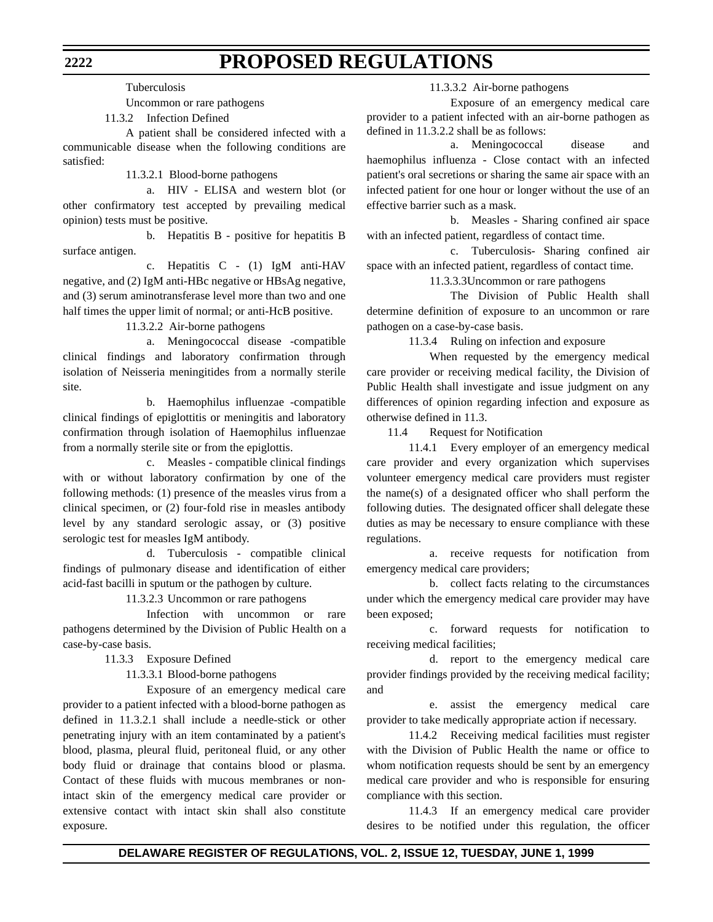Tuberculosis

Uncommon or rare pathogens

11.3.2 Infection Defined

A patient shall be considered infected with a communicable disease when the following conditions are satisfied:

11.3.2.1 Blood-borne pathogens

a. HIV - ELISA and western blot (or other confirmatory test accepted by prevailing medical opinion) tests must be positive.

b. Hepatitis B - positive for hepatitis B surface antigen.

c. Hepatitis C - (1) IgM anti-HAV negative, and (2) IgM anti-HBc negative or HBsAg negative, and (3) serum aminotransferase level more than two and one half times the upper limit of normal; or anti-HcB positive.

11.3.2.2 Air-borne pathogens

a. Meningococcal disease -compatible clinical findings and laboratory confirmation through isolation of Neisseria meningitides from a normally sterile site.

b. Haemophilus influenzae -compatible clinical findings of epiglottitis or meningitis and laboratory confirmation through isolation of Haemophilus influenzae from a normally sterile site or from the epiglottis.

c. Measles - compatible clinical findings with or without laboratory confirmation by one of the following methods: (1) presence of the measles virus from a clinical specimen, or (2) four-fold rise in measles antibody level by any standard serologic assay, or (3) positive serologic test for measles IgM antibody.

d. Tuberculosis - compatible clinical findings of pulmonary disease and identification of either acid-fast bacilli in sputum or the pathogen by culture.

11.3.2.3 Uncommon or rare pathogens

Infection with uncommon or rare pathogens determined by the Division of Public Health on a case-by-case basis.

11.3.3 Exposure Defined

11.3.3.1 Blood-borne pathogens

Exposure of an emergency medical care provider to a patient infected with a blood-borne pathogen as defined in 11.3.2.1 shall include a needle-stick or other penetrating injury with an item contaminated by a patient's blood, plasma, pleural fluid, peritoneal fluid, or any other body fluid or drainage that contains blood or plasma. Contact of these fluids with mucous membranes or non-intact skin of the emergency medical care provider or extensive contact with intact skin shall also constitute exposure.

11.3.3.2 Air-borne pathogens

Exposure of an emergency medical care provider to a patient infected with an air-borne pathogen as defined in 11.3.2.2 shall be as follows:

a. Meningococcal disease and haemophilus influenza - Close contact with an infected patient's oral secretions or sharing the same air space with an infected patient for one hour or longer without the use of an effective barrier such as a mask.

b. Measles - Sharing confined air space with an infected patient, regardless of contact time.

c. Tuberculosis- Sharing confined air space with an infected patient, regardless of contact time.

11.3.3.3Uncommon or rare pathogens

The Division of Public Health shall determine definition of exposure to an uncommon or rare pathogen on a case-by-case basis.

11.3.4 Ruling on infection and exposure

When requested by the emergency medical care provider or receiving medical facility, the Division of Public Health shall investigate and issue judgment on any differences of opinion regarding infection and exposure as otherwise defined in 11.3.

11.4 Request for Notification

11.4.1 Every employer of an emergency medical care provider and every organization which supervises volunteer emergency medical care providers must register the name(s) of a designated officer who shall perform the following duties. The designated officer shall delegate these duties as may be necessary to ensure compliance with these regulations.

a. receive requests for notification from emergency medical care providers;

b. collect facts relating to the circumstances under which the emergency medical care provider may have been exposed;

c. forward requests for notification to receiving medical facilities;

d. report to the emergency medical care provider findings provided by the receiving medical facility; and

e. assist the emergency medical care provider to take medically appropriate action if necessary.

11.4.2 Receiving medical facilities must register with the Division of Public Health the name or office to whom notification requests should be sent by an emergency medical care provider and who is responsible for ensuring compliance with this section.

11.4.3 If an emergency medical care provider desires to be notified under this regulation, the officer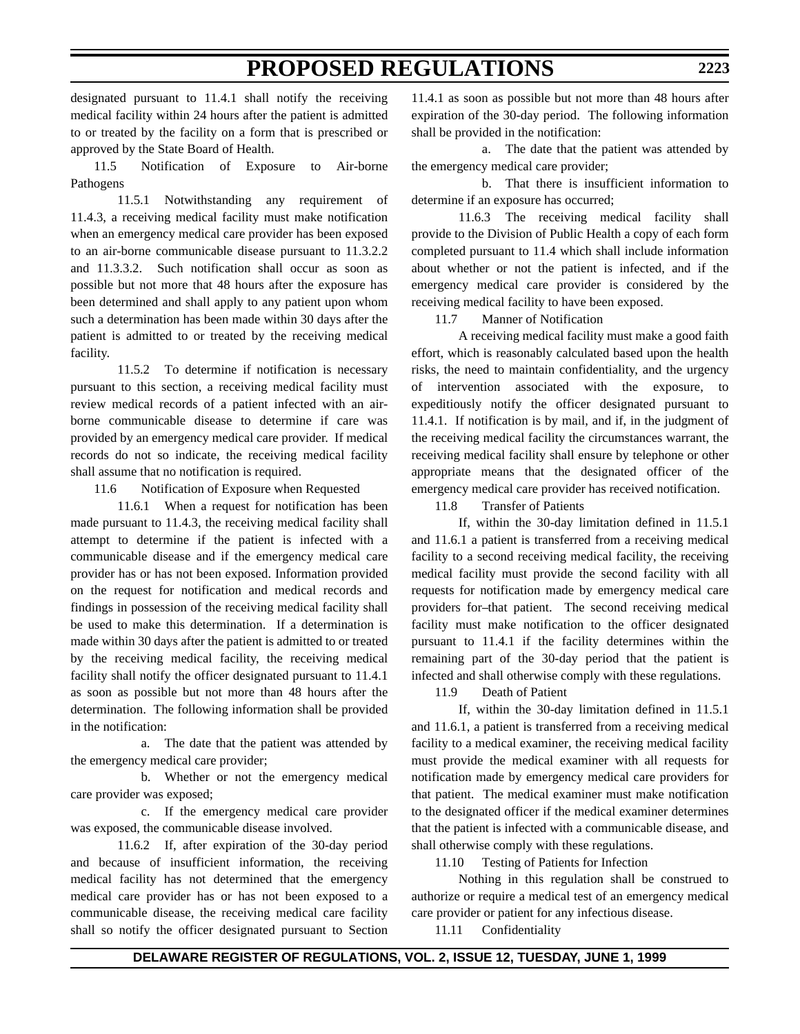designated pursuant to 11.4.1 shall notify the receiving medical facility within 24 hours after the patient is admitted to or treated by the facility on a form that is prescribed or approved by the State Board of Health.

11.5 Notification of Exposure to Air-borne Pathogens

11.5.1 Notwithstanding any requirement of 11.4.3, a receiving medical facility must make notification when an emergency medical care provider has been exposed to an air-borne communicable disease pursuant to 11.3.2.2 and 11.3.3.2. Such notification shall occur as soon as possible but not more that 48 hours after the exposure has been determined and shall apply to any patient upon whom such a determination has been made within 30 days after the patient is admitted to or treated by the receiving medical facility.

11.5.2 To determine if notification is necessary pursuant to this section, a receiving medical facility must review medical records of a patient infected with an air-borne communicable disease to determine if care was provided by an emergency medical care provider. If medical records do not so indicate, the receiving medical facility shall assume that no notification is required.

11.6 Notification of Exposure when Requested

11.6.1 When a request for notification has been made pursuant to 11.4.3, the receiving medical facility shall attempt to determine if the patient is infected with a communicable disease and if the emergency medical care provider has or has not been exposed. Information provided on the request for notification and medical records and findings in possession of the receiving medical facility shall be used to make this determination. If a determination is made within 30 days after the patient is admitted to or treated by the receiving medical facility, the receiving medical facility shall notify the officer designated pursuant to 11.4.1 as soon as possible but not more than 48 hours after the determination. The following information shall be provided in the notification:

a. The date that the patient was attended by the emergency medical care provider;

b. Whether or not the emergency medical care provider was exposed;

c. If the emergency medical care provider was exposed, the communicable disease involved.

11.6.2 If, after expiration of the 30-day period and because of insufficient information, the receiving medical facility has not determined that the emergency medical care provider has or has not been exposed to a communicable disease, the receiving medical care facility shall so notify the officer designated pursuant to Section 11.4.1 as soon as possible but not more than 48 hours after expiration of the 30-day period. The following information shall be provided in the notification:

a. The date that the patient was attended by the emergency medical care provider;

b. That there is insufficient information to determine if an exposure has occurred;

11.6.3 The receiving medical facility shall provide to the Division of Public Health a copy of each form completed pursuant to 11.4 which shall include information about whether or not the patient is infected, and if the emergency medical care provider is considered by the receiving medical facility to have been exposed.

11.7 Manner of Notification

A receiving medical facility must make a good faith effort, which is reasonably calculated based upon the health risks, the need to maintain confidentiality, and the urgency of intervention associated with the exposure, to expeditiously notify the officer designated pursuant to 11.4.1. If notification is by mail, and if, in the judgment of the receiving medical facility the circumstances warrant, the receiving medical facility shall ensure by telephone or other appropriate means that the designated officer of the emergency medical care provider has received notification.

11.8 Transfer of Patients

If, within the 30-day limitation defined in 11.5.1 and 11.6.1 a patient is transferred from a receiving medical facility to a second receiving medical facility, the receiving medical facility must provide the second facility with all requests for notification made by emergency medical care providers for that patient. The second receiving medical facility must make notification to the officer designated pursuant to 11.4.1 if the facility determines within the remaining part of the 30-day period that the patient is infected and shall otherwise comply with these regulations.

11.9 Death of Patient

If, within the 30-day limitation defined in 11.5.1 and 11.6.1, a patient is transferred from a receiving medical facility to a medical examiner, the receiving medical facility must provide the medical examiner with all requests for notification made by emergency medical care providers for that patient. The medical examiner must make notification to the designated officer if the medical examiner determines that the patient is infected with a communicable disease, and shall otherwise comply with these regulations.

11.10 Testing of Patients for Infection

Nothing in this regulation shall be construed to authorize or require a medical test of an emergency medical care provider or patient for any infectious disease.

11.11 Confidentiality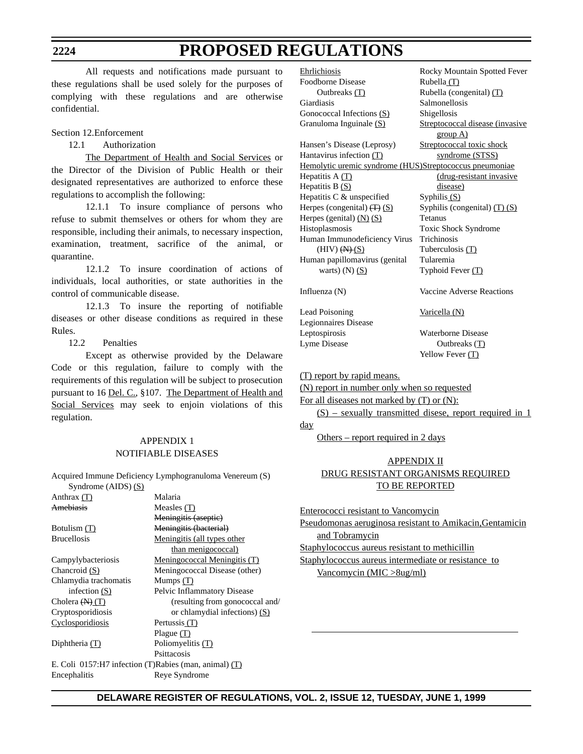All requests and notifications made pursuant to these regulations shall be used solely for the purposes of complying with these regulations and are otherwise confidential.

Section 12.Enforcement

12.1 Authorization

The Department of Health and Social Services or the Director of the Division of Public Health or their designated representatives are authorized to enforce these regulations to accomplish the following:

12.1.1 To insure compliance of persons who refuse to submit themselves or others for whom they are responsible, including their animals, to necessary inspection, examination, treatment, sacrifice of the animal, or quarantine.

12.1.2 To insure coordination of actions of individuals, local authorities, or state authorities in the control of communicable disease.

12.1.3 To insure the reporting of notifiable diseases or other disease conditions as required in these Rules.

12.2 Penalties

Except as otherwise provided by the Delaware Code or this regulation, failure to comply with the requirements of this regulation will be subject to prosecution pursuant to 16 Del. C., §107. The Department of Health and Social Services may seek to enjoin violations of this regulation.

## APPENDIX 1
## NOTIFIABLE DISEASES

| | |
|---|---|
| Acquired Immune Deficiency Syndrome (AIDS) (S) | Lymphogranuloma Venereum (S) |
| Anthrax (T) | Malaria |
| ~~Amebiasis~~ | Measles (T) |
| | ~~Meningitis (aseptic)~~ |
| Botulism (T) | ~~Meningitis (bacterial)~~ |
| Brucellosis | Meningitis (all types other than menigococcal) |
| Campylbacteriosis | Meningococcal Meningitis (T) |
| Chancroid (S) | Meningococcal Disease (other) |
| Chlamydia trachomatis infection (S) | Mumps (T) |
| | Pelvic Inflammatory Disease (resulting from gonococcal and/or chlamydial infections) (S) |
| Cholera ~~(N)~~ (T) | |
| Cryptosporidiosis | |
| Cyclosporidiosis | Pertussis (T) |
| | Plague (T) |
| Diphtheria (T) | Poliomyelitis (T) |
| | Psittacosis |
| E. Coli 0157:H7 infection (T) | Rabies (man, animal) (T) |
| Encephalitis | Reye Syndrome |
| Ehrlichiosis | Rocky Mountain Spotted Fever |
| Foodborne Disease Outbreaks (T) | Rubella (T) |
| | Rubella (congenital) (T) |
| Giardiasis | Salmonellosis |
| Gonococcal Infections (S) | Shigellosis |
| Granuloma Inguinale (S) | Streptococcal disease (invasive group A) |
| Hansen's Disease (Leprosy) | Streptococcal toxic shock syndrome (STSS) |
| Hantavirus infection (T) | |
| Hemolytic uremic syndrome (HUS) | Streptococcus pneumoniae (drug-resistant invasive disease) |
| Hepatitis A (T) | |
| Hepatitis B (S) | |
| Hepatitis C & unspecified | Syphilis (S) |
| Herpes (congenital) ~~(T)~~ (S) | Syphilis (congenital) (T) (S) |
| Herpes (genital) (N) (S) | Tetanus |
| Histoplasmosis | Toxic Shock Syndrome |
| Human Immunodeficiency Virus (HIV) ~~(N)~~ (S) | Trichinosis |
| | Tuberculosis (T) |
| Human papillomavirus (genital warts) (N) (S) | Tularemia |
| | Typhoid Fever (T) |
| Influenza (N) | Vaccine Adverse Reactions |
| Lead Poisoning | Varicella (N) |
| Legionnaires Disease | |
| Leptospirosis | Waterborne Disease Outbreaks (T) |
| Lyme Disease | |
| | Yellow Fever (T) |

(T) report by rapid means.

(N) report in number only when so requested

For all diseases not marked by (T) or (N):

(S) – sexually transmitted disese, report required in 1 day

Others – report required in 2 days

## APPENDIX II
## DRUG RESISTANT ORGANISMS REQUIRED TO BE REPORTED

Enterococci resistant to Vancomycin

Pseudomonas aeruginosa resistant to Amikacin,Gentamicin and Tobramycin

Staphylococcus aureus resistant to methicillin

Staphylococcus aureus intermediate or resistance to Vancomycin (MIC >8ug/ml)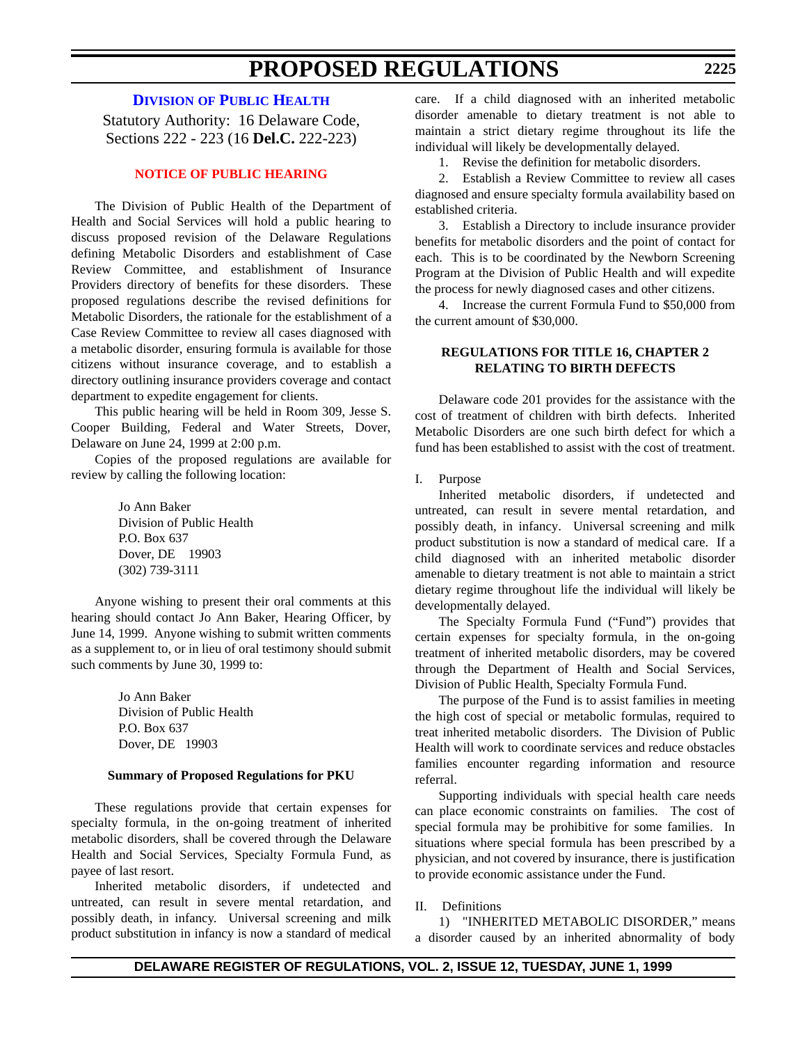### DIVISION OF PUBLIC HEALTH

Statutory Authority: 16 Delaware Code, Sections 222 - 223 (16 **Del.C.** 222-223)

#### NOTICE OF PUBLIC HEARING

The Division of Public Health of the Department of Health and Social Services will hold a public hearing to discuss proposed revision of the Delaware Regulations defining Metabolic Disorders and establishment of Case Review Committee, and establishment of Insurance Providers directory of benefits for these disorders. These proposed regulations describe the revised definitions for Metabolic Disorders, the rationale for the establishment of a Case Review Committee to review all cases diagnosed with a metabolic disorder, ensuring formula is available for those citizens without insurance coverage, and to establish a directory outlining insurance providers coverage and contact department to expedite engagement for clients.

This public hearing will be held in Room 309, Jesse S. Cooper Building, Federal and Water Streets, Dover, Delaware on June 24, 1999 at 2:00 p.m.

Copies of the proposed regulations are available for review by calling the following location:

Jo Ann Baker
Division of Public Health
P.O. Box 637
Dover, DE 19903
(302) 739-3111

Anyone wishing to present their oral comments at this hearing should contact Jo Ann Baker, Hearing Officer, by June 14, 1999. Anyone wishing to submit written comments as a supplement to, or in lieu of oral testimony should submit such comments by June 30, 1999 to:

Jo Ann Baker
Division of Public Health
P.O. Box 637
Dover, DE 19903

#### Summary of Proposed Regulations for PKU

These regulations provide that certain expenses for specialty formula, in the on-going treatment of inherited metabolic disorders, shall be covered through the Delaware Health and Social Services, Specialty Formula Fund, as payee of last resort.

Inherited metabolic disorders, if undetected and untreated, can result in severe mental retardation, and possibly death, in infancy. Universal screening and milk product substitution in infancy is now a standard of medical care. If a child diagnosed with an inherited metabolic disorder amenable to dietary treatment is not able to maintain a strict dietary regime throughout its life the individual will likely be developmentally delayed.

1. Revise the definition for metabolic disorders.
2. Establish a Review Committee to review all cases diagnosed and ensure specialty formula availability based on established criteria.
3. Establish a Directory to include insurance provider benefits for metabolic disorders and the point of contact for each. This is to be coordinated by the Newborn Screening Program at the Division of Public Health and will expedite the process for newly diagnosed cases and other citizens.
4. Increase the current Formula Fund to $50,000 from the current amount of $30,000.

#### REGULATIONS FOR TITLE 16, CHAPTER 2 RELATING TO BIRTH DEFECTS

Delaware code 201 provides for the assistance with the cost of treatment of children with birth defects. Inherited Metabolic Disorders are one such birth defect for which a fund has been established to assist with the cost of treatment.

I. Purpose

Inherited metabolic disorders, if undetected and untreated, can result in severe mental retardation, and possibly death, in infancy. Universal screening and milk product substitution is now a standard of medical care. If a child diagnosed with an inherited metabolic disorder amenable to dietary treatment is not able to maintain a strict dietary regime throughout life the individual will likely be developmentally delayed.

The Specialty Formula Fund ("Fund") provides that certain expenses for specialty formula, in the on-going treatment of inherited metabolic disorders, may be covered through the Department of Health and Social Services, Division of Public Health, Specialty Formula Fund.

The purpose of the Fund is to assist families in meeting the high cost of special or metabolic formulas, required to treat inherited metabolic disorders. The Division of Public Health will work to coordinate services and reduce obstacles families encounter regarding information and resource referral.

Supporting individuals with special health care needs can place economic constraints on families. The cost of special formula may be prohibitive for some families. In situations where special formula has been prescribed by a physician, and not covered by insurance, there is justification to provide economic assistance under the Fund.

II. Definitions

1) "INHERITED METABOLIC DISORDER," means a disorder caused by an inherited abnormality of body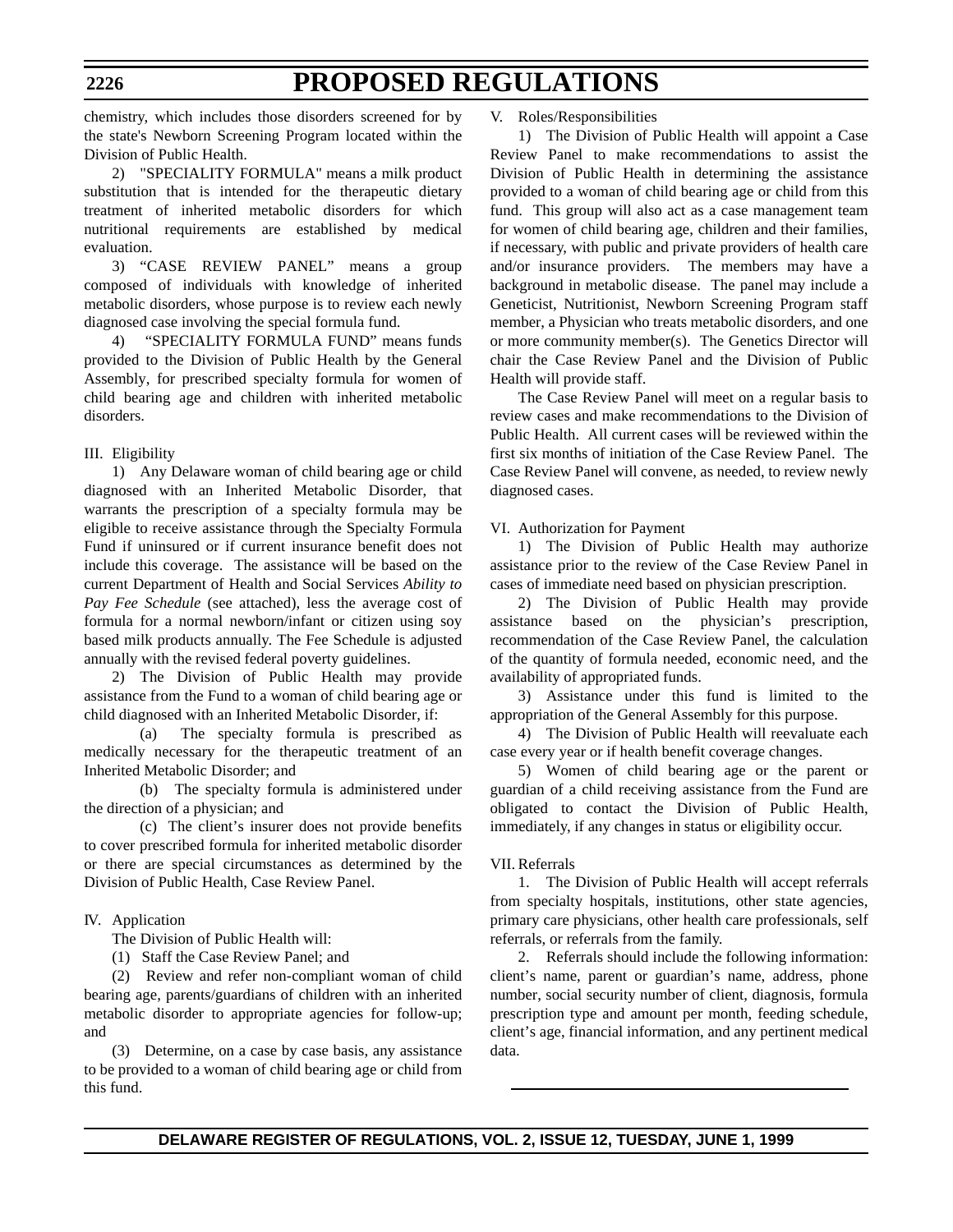chemistry, which includes those disorders screened for by the state's Newborn Screening Program located within the Division of Public Health.

2) "SPECIALITY FORMULA" means a milk product substitution that is intended for the therapeutic dietary treatment of inherited metabolic disorders for which nutritional requirements are established by medical evaluation.

3) "CASE REVIEW PANEL" means a group composed of individuals with knowledge of inherited metabolic disorders, whose purpose is to review each newly diagnosed case involving the special formula fund.

4) "SPECIALITY FORMULA FUND" means funds provided to the Division of Public Health by the General Assembly, for prescribed specialty formula for women of child bearing age and children with inherited metabolic disorders.

III. Eligibility

1) Any Delaware woman of child bearing age or child diagnosed with an Inherited Metabolic Disorder, that warrants the prescription of a specialty formula may be eligible to receive assistance through the Specialty Formula Fund if uninsured or if current insurance benefit does not include this coverage. The assistance will be based on the current Department of Health and Social Services *Ability to Pay Fee Schedule* (see attached), less the average cost of formula for a normal newborn/infant or citizen using soy based milk products annually. The Fee Schedule is adjusted annually with the revised federal poverty guidelines.

2) The Division of Public Health may provide assistance from the Fund to a woman of child bearing age or child diagnosed with an Inherited Metabolic Disorder, if:

(a) The specialty formula is prescribed as medically necessary for the therapeutic treatment of an Inherited Metabolic Disorder; and

(b) The specialty formula is administered under the direction of a physician; and

(c) The client's insurer does not provide benefits to cover prescribed formula for inherited metabolic disorder or there are special circumstances as determined by the Division of Public Health, Case Review Panel.

IV. Application

The Division of Public Health will:

(1) Staff the Case Review Panel; and

(2) Review and refer non-compliant woman of child bearing age, parents/guardians of children with an inherited metabolic disorder to appropriate agencies for follow-up; and

(3) Determine, on a case by case basis, any assistance to be provided to a woman of child bearing age or child from this fund.

V. Roles/Responsibilities

1) The Division of Public Health will appoint a Case Review Panel to make recommendations to assist the Division of Public Health in determining the assistance provided to a woman of child bearing age or child from this fund. This group will also act as a case management team for women of child bearing age, children and their families, if necessary, with public and private providers of health care and/or insurance providers. The members may have a background in metabolic disease. The panel may include a Geneticist, Nutritionist, Newborn Screening Program staff member, a Physician who treats metabolic disorders, and one or more community member(s). The Genetics Director will chair the Case Review Panel and the Division of Public Health will provide staff.

The Case Review Panel will meet on a regular basis to review cases and make recommendations to the Division of Public Health. All current cases will be reviewed within the first six months of initiation of the Case Review Panel. The Case Review Panel will convene, as needed, to review newly diagnosed cases.

VI. Authorization for Payment

1) The Division of Public Health may authorize assistance prior to the review of the Case Review Panel in cases of immediate need based on physician prescription.

2) The Division of Public Health may provide assistance based on the physician's prescription, recommendation of the Case Review Panel, the calculation of the quantity of formula needed, economic need, and the availability of appropriated funds.

3) Assistance under this fund is limited to the appropriation of the General Assembly for this purpose.

4) The Division of Public Health will reevaluate each case every year or if health benefit coverage changes.

5) Women of child bearing age or the parent or guardian of a child receiving assistance from the Fund are obligated to contact the Division of Public Health, immediately, if any changes in status or eligibility occur.

VII. Referrals

1. The Division of Public Health will accept referrals from specialty hospitals, institutions, other state agencies, primary care physicians, other health care professionals, self referrals, or referrals from the family.

2. Referrals should include the following information: client's name, parent or guardian's name, address, phone number, social security number of client, diagnosis, formula prescription type and amount per month, feeding schedule, client's age, financial information, and any pertinent medical data.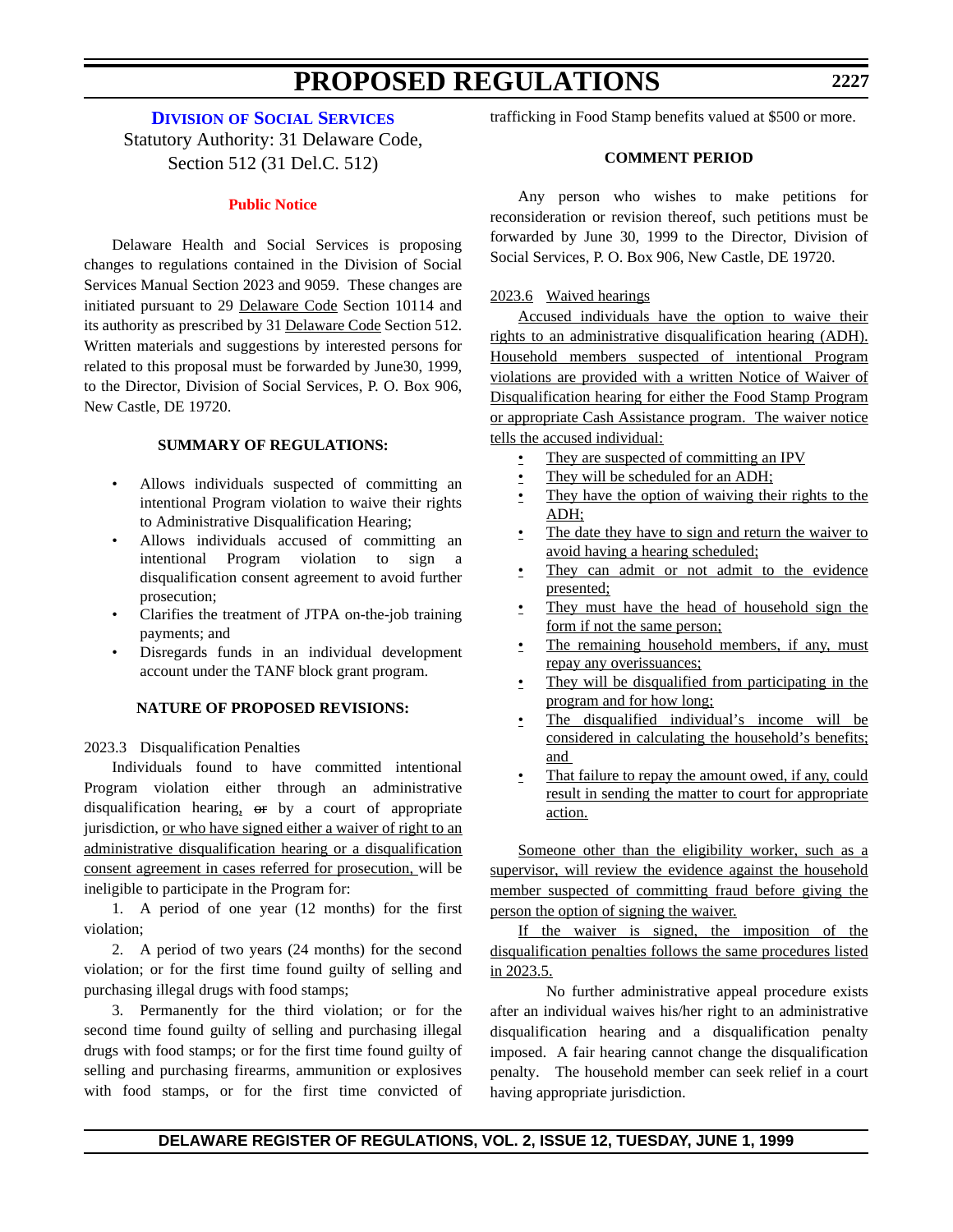## Division of Social Services

Statutory Authority: 31 Delaware Code, Section 512 (31 Del.C. 512)

**Public Notice**

Delaware Health and Social Services is proposing changes to regulations contained in the Division of Social Services Manual Section 2023 and 9059. These changes are initiated pursuant to 29 Delaware Code Section 10114 and its authority as prescribed by 31 Delaware Code Section 512. Written materials and suggestions by interested persons for related to this proposal must be forwarded by June30, 1999, to the Director, Division of Social Services, P. O. Box 906, New Castle, DE 19720.

**SUMMARY OF REGULATIONS:**

- Allows individuals suspected of committing an intentional Program violation to waive their rights to Administrative Disqualification Hearing;
- Allows individuals accused of committing an intentional Program violation to sign a disqualification consent agreement to avoid further prosecution;
- Clarifies the treatment of JTPA on-the-job training payments; and
- Disregards funds in an individual development account under the TANF block grant program.

**NATURE OF PROPOSED REVISIONS:**

2023.3 Disqualification Penalties

Individuals found to have committed intentional Program violation either through an administrative disqualification hearing, ~~or~~ by a court of appropriate jurisdiction, or who have signed either a waiver of right to an administrative disqualification hearing or a disqualification consent agreement in cases referred for prosecution, will be ineligible to participate in the Program for:

1. A period of one year (12 months) for the first violation;

2. A period of two years (24 months) for the second violation; or for the first time found guilty of selling and purchasing illegal drugs with food stamps;

3. Permanently for the third violation; or for the second time found guilty of selling and purchasing illegal drugs with food stamps; or for the first time found guilty of selling and purchasing firearms, ammunition or explosives with food stamps, or for the first time convicted of trafficking in Food Stamp benefits valued at $500 or more.

**COMMENT PERIOD**

Any person who wishes to make petitions for reconsideration or revision thereof, such petitions must be forwarded by June 30, 1999 to the Director, Division of Social Services, P. O. Box 906, New Castle, DE 19720.

2023.6 Waived hearings

Accused individuals have the option to waive their rights to an administrative disqualification hearing (ADH). Household members suspected of intentional Program violations are provided with a written Notice of Waiver of Disqualification hearing for either the Food Stamp Program or appropriate Cash Assistance program. The waiver notice tells the accused individual:

- They are suspected of committing an IPV
- They will be scheduled for an ADH;
- They have the option of waiving their rights to the ADH;
- The date they have to sign and return the waiver to avoid having a hearing scheduled;
- They can admit or not admit to the evidence presented;
- They must have the head of household sign the form if not the same person;
- The remaining household members, if any, must repay any overissuances;
- They will be disqualified from participating in the program and for how long;
- The disqualified individual's income will be considered in calculating the household's benefits; and
- That failure to repay the amount owed, if any, could result in sending the matter to court for appropriate action.

Someone other than the eligibility worker, such as a supervisor, will review the evidence against the household member suspected of committing fraud before giving the person the option of signing the waiver.

If the waiver is signed, the imposition of the disqualification penalties follows the same procedures listed in 2023.5.

No further administrative appeal procedure exists after an individual waives his/her right to an administrative disqualification hearing and a disqualification penalty imposed. A fair hearing cannot change the disqualification penalty. The household member can seek relief in a court having appropriate jurisdiction.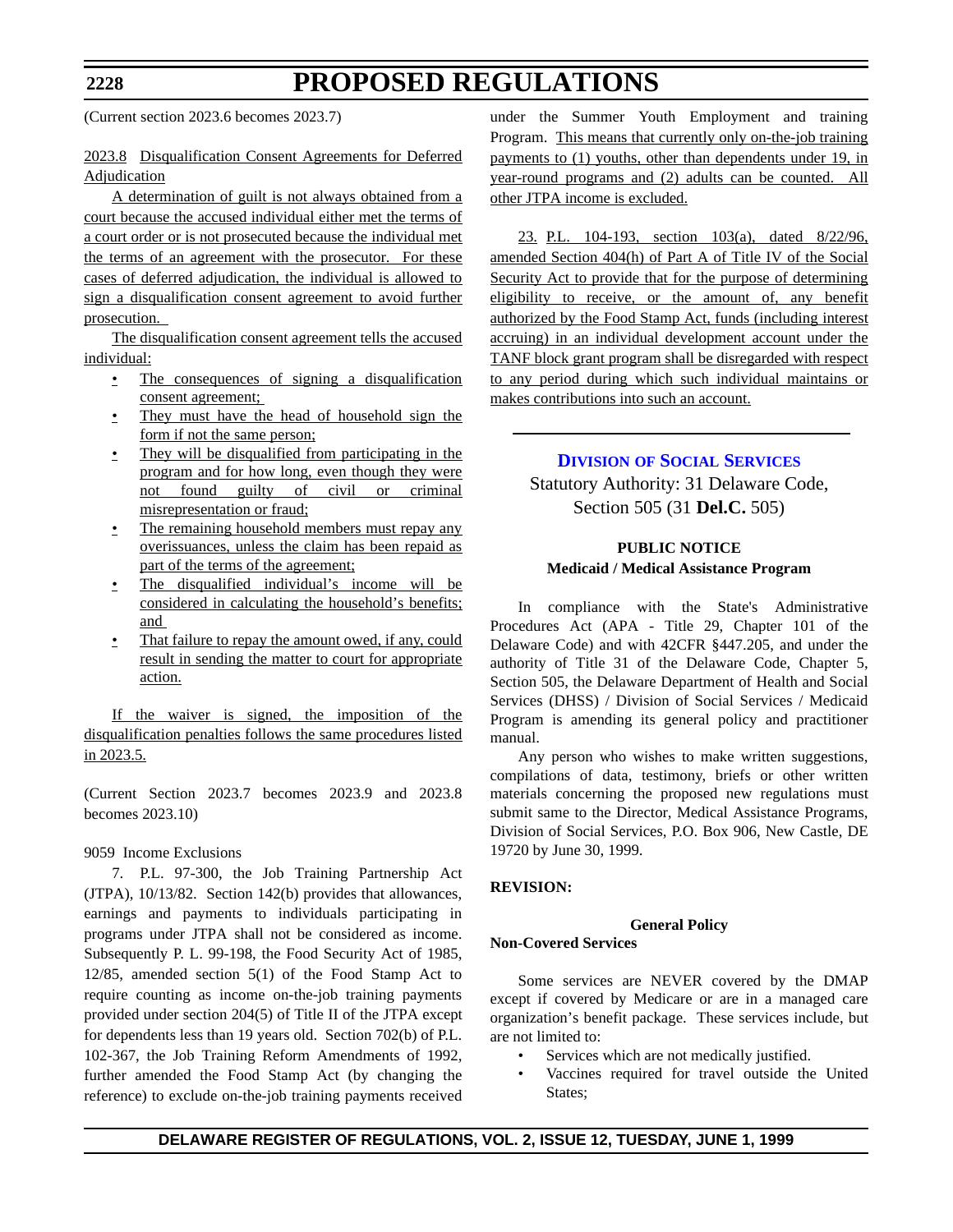(Current section 2023.6 becomes 2023.7)

2023.8 Disqualification Consent Agreements for Deferred Adjudication

A determination of guilt is not always obtained from a court because the accused individual either met the terms of a court order or is not prosecuted because the individual met the terms of an agreement with the prosecutor. For these cases of deferred adjudication, the individual is allowed to sign a disqualification consent agreement to avoid further prosecution.

The disqualification consent agreement tells the accused individual:

- The consequences of signing a disqualification consent agreement;
- They must have the head of household sign the form if not the same person;
- They will be disqualified from participating in the program and for how long, even though they were not found guilty of civil or criminal misrepresentation or fraud;
- The remaining household members must repay any overissuances, unless the claim has been repaid as part of the terms of the agreement;
- The disqualified individual's income will be considered in calculating the household's benefits; and
- That failure to repay the amount owed, if any, could result in sending the matter to court for appropriate action.

If the waiver is signed, the imposition of the disqualification penalties follows the same procedures listed in 2023.5.

(Current Section 2023.7 becomes 2023.9 and 2023.8 becomes 2023.10)

9059 Income Exclusions

7. P.L. 97-300, the Job Training Partnership Act (JTPA), 10/13/82. Section 142(b) provides that allowances, earnings and payments to individuals participating in programs under JTPA shall not be considered as income. Subsequently P. L. 99-198, the Food Security Act of 1985, 12/85, amended section 5(1) of the Food Stamp Act to require counting as income on-the-job training payments provided under section 204(5) of Title II of the JTPA except for dependents less than 19 years old. Section 702(b) of P.L. 102-367, the Job Training Reform Amendments of 1992, further amended the Food Stamp Act (by changing the reference) to exclude on-the-job training payments received under the Summer Youth Employment and training Program. This means that currently only on-the-job training payments to (1) youths, other than dependents under 19, in year-round programs and (2) adults can be counted. All other JTPA income is excluded.

23. P.L. 104-193, section 103(a), dated 8/22/96, amended Section 404(h) of Part A of Title IV of the Social Security Act to provide that for the purpose of determining eligibility to receive, or the amount of, any benefit authorized by the Food Stamp Act, funds (including interest accruing) in an individual development account under the TANF block grant program shall be disregarded with respect to any period during which such individual maintains or makes contributions into such an account.

---

## Division of Social Services

Statutory Authority: 31 Delaware Code, Section 505 (31 **Del.C.** 505)

**PUBLIC NOTICE**
**Medicaid / Medical Assistance Program**

In compliance with the State's Administrative Procedures Act (APA - Title 29, Chapter 101 of the Delaware Code) and with 42CFR §447.205, and under the authority of Title 31 of the Delaware Code, Chapter 5, Section 505, the Delaware Department of Health and Social Services (DHSS) / Division of Social Services / Medicaid Program is amending its general policy and practitioner manual.

Any person who wishes to make written suggestions, compilations of data, testimony, briefs or other written materials concerning the proposed new regulations must submit same to the Director, Medical Assistance Programs, Division of Social Services, P.O. Box 906, New Castle, DE 19720 by June 30, 1999.

**REVISION:**

**General Policy**

**Non-Covered Services**

Some services are NEVER covered by the DMAP except if covered by Medicare or are in a managed care organization's benefit package. These services include, but are not limited to:

- Services which are not medically justified.
- Vaccines required for travel outside the United States;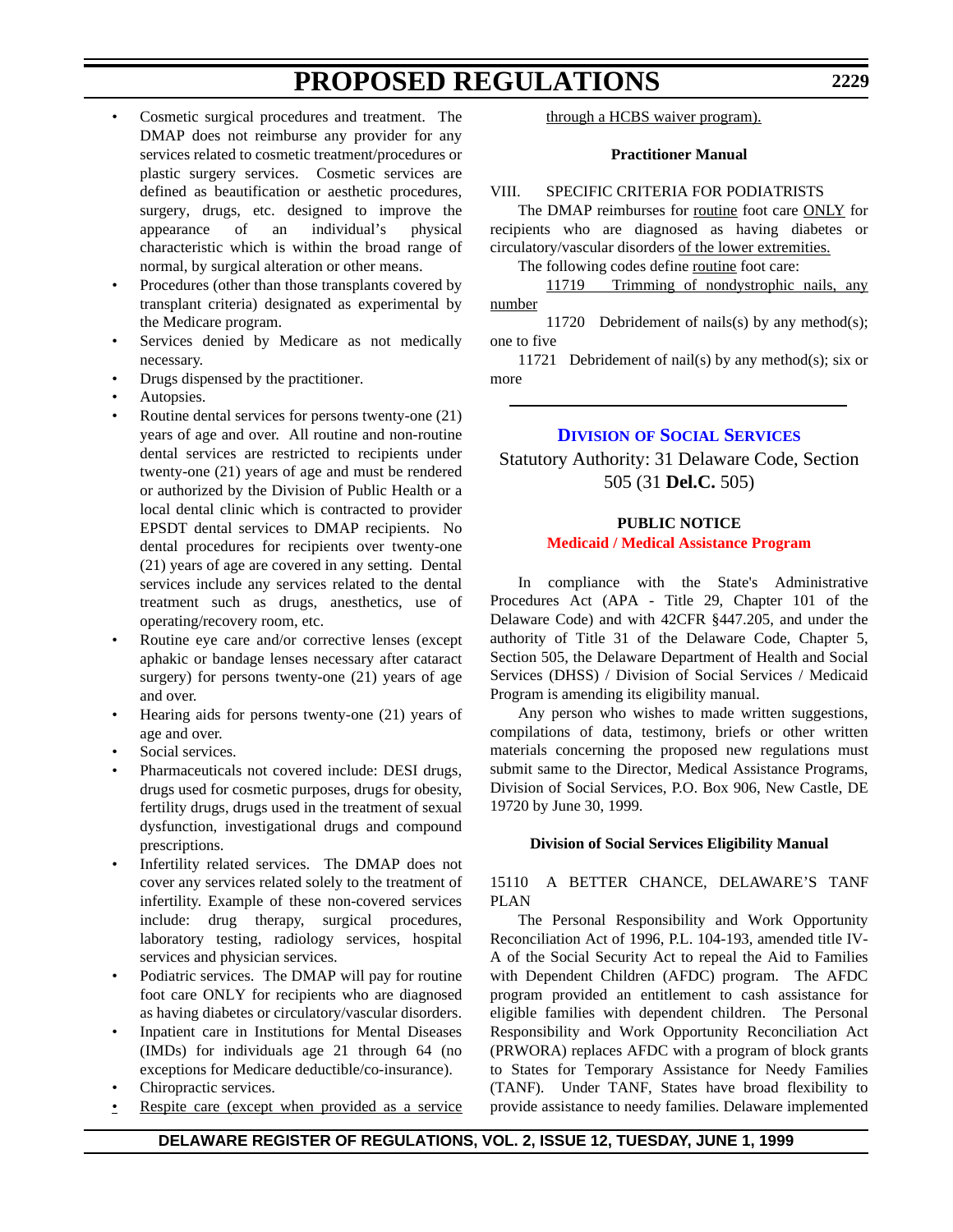- Cosmetic surgical procedures and treatment. The DMAP does not reimburse any provider for any services related to cosmetic treatment/procedures or plastic surgery services. Cosmetic services are defined as beautification or aesthetic procedures, surgery, drugs, etc. designed to improve the appearance of an individual's physical characteristic which is within the broad range of normal, by surgical alteration or other means.
- Procedures (other than those transplants covered by transplant criteria) designated as experimental by the Medicare program.
- Services denied by Medicare as not medically necessary.
- Drugs dispensed by the practitioner.
- Autopsies.
- Routine dental services for persons twenty-one (21) years of age and over. All routine and non-routine dental services are restricted to recipients under twenty-one (21) years of age and must be rendered or authorized by the Division of Public Health or a local dental clinic which is contracted to provider EPSDT dental services to DMAP recipients. No dental procedures for recipients over twenty-one (21) years of age are covered in any setting. Dental services include any services related to the dental treatment such as drugs, anesthetics, use of operating/recovery room, etc.
- Routine eye care and/or corrective lenses (except aphakic or bandage lenses necessary after cataract surgery) for persons twenty-one (21) years of age and over.
- Hearing aids for persons twenty-one (21) years of age and over.
- Social services.
- Pharmaceuticals not covered include: DESI drugs, drugs used for cosmetic purposes, drugs for obesity, fertility drugs, drugs used in the treatment of sexual dysfunction, investigational drugs and compound prescriptions.
- Infertility related services. The DMAP does not cover any services related solely to the treatment of infertility. Example of these non-covered services include: drug therapy, surgical procedures, laboratory testing, radiology services, hospital services and physician services.
- Podiatric services. The DMAP will pay for routine foot care ONLY for recipients who are diagnosed as having diabetes or circulatory/vascular disorders.
- Inpatient care in Institutions for Mental Diseases (IMDs) for individuals age 21 through 64 (no exceptions for Medicare deductible/co-insurance).
- Chiropractic services.
- <u>Respite care (except when provided as a service through a HCBS waiver program).</u>

**Practitioner Manual**

VIII. SPECIFIC CRITERIA FOR PODIATRISTS

The DMAP reimburses for <u>routine</u> foot care <u>ONLY</u> for recipients who are diagnosed as having diabetes or circulatory/vascular disorders <u>of the lower extremities.</u>

The following codes define <u>routine</u> foot care:

<u>11719 Trimming of nondystrophic nails, any number</u>

11720 Debridement of nails(s) by any method(s); one to five

11721 Debridement of nail(s) by any method(s); six or more

## Division of Social Services

Statutory Authority: 31 Delaware Code, Section 505 (31 **Del.C.** 505)

**PUBLIC NOTICE**

**Medicaid / Medical Assistance Program**

In compliance with the State's Administrative Procedures Act (APA - Title 29, Chapter 101 of the Delaware Code) and with 42CFR §447.205, and under the authority of Title 31 of the Delaware Code, Chapter 5, Section 505, the Delaware Department of Health and Social Services (DHSS) / Division of Social Services / Medicaid Program is amending its eligibility manual.

Any person who wishes to made written suggestions, compilations of data, testimony, briefs or other written materials concerning the proposed new regulations must submit same to the Director, Medical Assistance Programs, Division of Social Services, P.O. Box 906, New Castle, DE 19720 by June 30, 1999.

**Division of Social Services Eligibility Manual**

15110 A BETTER CHANCE, DELAWARE'S TANF PLAN

The Personal Responsibility and Work Opportunity Reconciliation Act of 1996, P.L. 104-193, amended title IV-A of the Social Security Act to repeal the Aid to Families with Dependent Children (AFDC) program. The AFDC program provided an entitlement to cash assistance for eligible families with dependent children. The Personal Responsibility and Work Opportunity Reconciliation Act (PRWORA) replaces AFDC with a program of block grants to States for Temporary Assistance for Needy Families (TANF). Under TANF, States have broad flexibility to provide assistance to needy families. Delaware implemented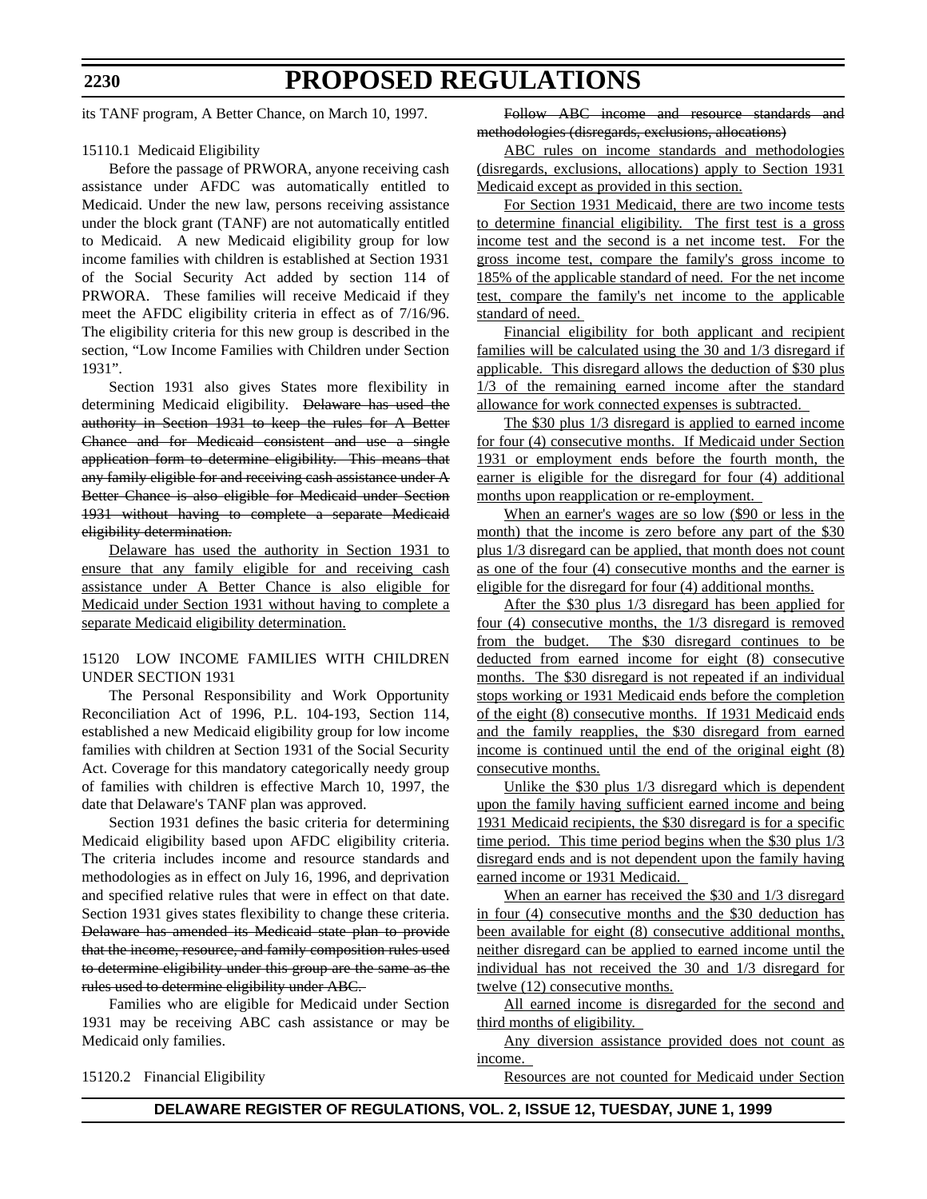its TANF program, A Better Chance, on March 10, 1997.

15110.1 Medicaid Eligibility

Before the passage of PRWORA, anyone receiving cash assistance under AFDC was automatically entitled to Medicaid. Under the new law, persons receiving assistance under the block grant (TANF) are not automatically entitled to Medicaid. A new Medicaid eligibility group for low income families with children is established at Section 1931 of the Social Security Act added by section 114 of PRWORA. These families will receive Medicaid if they meet the AFDC eligibility criteria in effect as of 7/16/96. The eligibility criteria for this new group is described in the section, "Low Income Families with Children under Section 1931".

Section 1931 also gives States more flexibility in determining Medicaid eligibility. ~~Delaware has used the authority in Section 1931 to keep the rules for A Better Chance and for Medicaid consistent and use a single application form to determine eligibility. This means that any family eligible for and receiving cash assistance under A Better Chance is also eligible for Medicaid under Section 1931 without having to complete a separate Medicaid eligibility determination.~~

Delaware has used the authority in Section 1931 to ensure that any family eligible for and receiving cash assistance under A Better Chance is also eligible for Medicaid under Section 1931 without having to complete a separate Medicaid eligibility determination.

15120 LOW INCOME FAMILIES WITH CHILDREN UNDER SECTION 1931

The Personal Responsibility and Work Opportunity Reconciliation Act of 1996, P.L. 104-193, Section 114, established a new Medicaid eligibility group for low income families with children at Section 1931 of the Social Security Act. Coverage for this mandatory categorically needy group of families with children is effective March 10, 1997, the date that Delaware's TANF plan was approved.

Section 1931 defines the basic criteria for determining Medicaid eligibility based upon AFDC eligibility criteria. The criteria includes income and resource standards and methodologies as in effect on July 16, 1996, and deprivation and specified relative rules that were in effect on that date. Section 1931 gives states flexibility to change these criteria. ~~Delaware has amended its Medicaid state plan to provide that the income, resource, and family composition rules used to determine eligibility under this group are the same as the rules used to determine eligibility under ABC.~~

Families who are eligible for Medicaid under Section 1931 may be receiving ABC cash assistance or may be Medicaid only families.

15120.2 Financial Eligibility

~~Follow ABC income and resource standards and methodologies (disregards, exclusions, allocations)~~

ABC rules on income standards and methodologies (disregards, exclusions, allocations) apply to Section 1931 Medicaid except as provided in this section.

For Section 1931 Medicaid, there are two income tests to determine financial eligibility. The first test is a gross income test and the second is a net income test. For the gross income test, compare the family's gross income to 185% of the applicable standard of need. For the net income test, compare the family's net income to the applicable standard of need.

Financial eligibility for both applicant and recipient families will be calculated using the 30 and 1/3 disregard if applicable. This disregard allows the deduction of $30 plus 1/3 of the remaining earned income after the standard allowance for work connected expenses is subtracted.

The $30 plus 1/3 disregard is applied to earned income for four (4) consecutive months. If Medicaid under Section 1931 or employment ends before the fourth month, the earner is eligible for the disregard for four (4) additional months upon reapplication or re-employment.

When an earner's wages are so low ($90 or less in the month) that the income is zero before any part of the $30 plus 1/3 disregard can be applied, that month does not count as one of the four (4) consecutive months and the earner is eligible for the disregard for four (4) additional months.

After the $30 plus 1/3 disregard has been applied for four (4) consecutive months, the 1/3 disregard is removed from the budget. The $30 disregard continues to be deducted from earned income for eight (8) consecutive months. The $30 disregard is not repeated if an individual stops working or 1931 Medicaid ends before the completion of the eight (8) consecutive months. If 1931 Medicaid ends and the family reapplies, the $30 disregard from earned income is continued until the end of the original eight (8) consecutive months.

Unlike the $30 plus 1/3 disregard which is dependent upon the family having sufficient earned income and being 1931 Medicaid recipients, the $30 disregard is for a specific time period. This time period begins when the $30 plus 1/3 disregard ends and is not dependent upon the family having earned income or 1931 Medicaid.

When an earner has received the $30 and 1/3 disregard in four (4) consecutive months and the $30 deduction has been available for eight (8) consecutive additional months, neither disregard can be applied to earned income until the individual has not received the 30 and 1/3 disregard for twelve (12) consecutive months.

All earned income is disregarded for the second and third months of eligibility.

Any diversion assistance provided does not count as income.

Resources are not counted for Medicaid under Section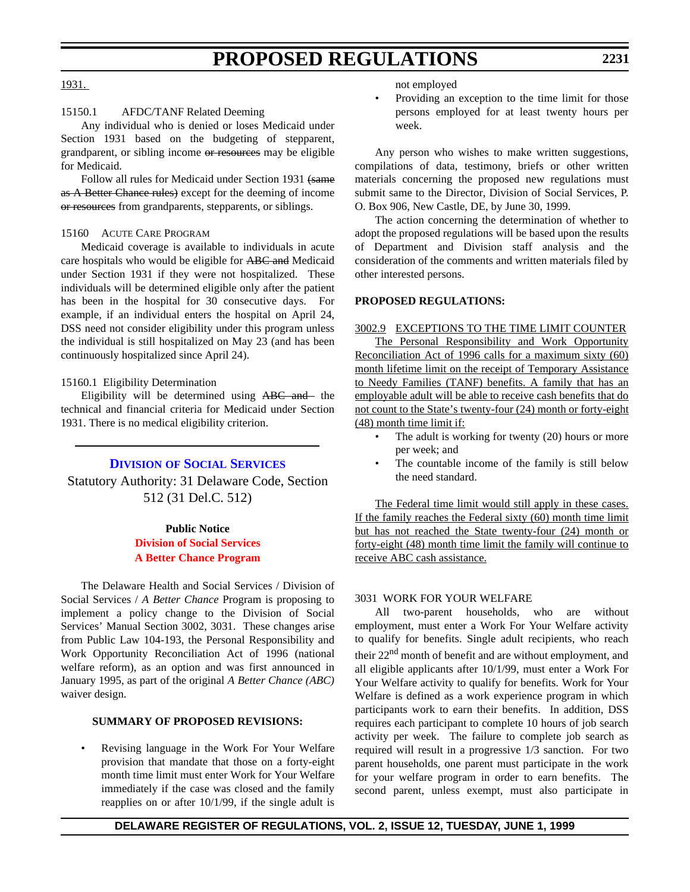1931.

15150.1 AFDC/TANF Related Deeming

Any individual who is denied or loses Medicaid under Section 1931 based on the budgeting of stepparent, grandparent, or sibling income ~~or resources~~ may be eligible for Medicaid.

Follow all rules for Medicaid under Section 1931 ~~(same as A Better Chance rules)~~ except for the deeming of income ~~or resources~~ from grandparents, stepparents, or siblings.

15160 ACUTE CARE PROGRAM

Medicaid coverage is available to individuals in acute care hospitals who would be eligible for ~~ABC and~~ Medicaid under Section 1931 if they were not hospitalized. These individuals will be determined eligible only after the patient has been in the hospital for 30 consecutive days. For example, if an individual enters the hospital on April 24, DSS need not consider eligibility under this program unless the individual is still hospitalized on May 23 (and has been continuously hospitalized since April 24).

15160.1 Eligibility Determination

Eligibility will be determined using ~~ABC and~~ the technical and financial criteria for Medicaid under Section 1931. There is no medical eligibility criterion.

---

## DIVISION OF SOCIAL SERVICES

Statutory Authority: 31 Delaware Code, Section 512 (31 Del.C. 512)

**Public Notice**
**Division of Social Services**
**A Better Chance Program**

The Delaware Health and Social Services / Division of Social Services / *A Better Chance* Program is proposing to implement a policy change to the Division of Social Services' Manual Section 3002, 3031. These changes arise from Public Law 104-193, the Personal Responsibility and Work Opportunity Reconciliation Act of 1996 (national welfare reform), as an option and was first announced in January 1995, as part of the original *A Better Chance (ABC)* waiver design.

**SUMMARY OF PROPOSED REVISIONS:**

- Revising language in the Work For Your Welfare provision that mandate that those on a forty-eight month time limit must enter Work for Your Welfare immediately if the case was closed and the family reapplies on or after 10/1/99, if the single adult is not employed
- Providing an exception to the time limit for those persons employed for at least twenty hours per week.

Any person who wishes to make written suggestions, compilations of data, testimony, briefs or other written materials concerning the proposed new regulations must submit same to the Director, Division of Social Services, P. O. Box 906, New Castle, DE, by June 30, 1999.

The action concerning the determination of whether to adopt the proposed regulations will be based upon the results of Department and Division staff analysis and the consideration of the comments and written materials filed by other interested persons.

**PROPOSED REGULATIONS:**

3002.9 EXCEPTIONS TO THE TIME LIMIT COUNTER

The Personal Responsibility and Work Opportunity Reconciliation Act of 1996 calls for a maximum sixty (60) month lifetime limit on the receipt of Temporary Assistance to Needy Families (TANF) benefits. A family that has an employable adult will be able to receive cash benefits that do not count to the State's twenty-four (24) month or forty-eight (48) month time limit if:

- The adult is working for twenty (20) hours or more per week; and
- The countable income of the family is still below the need standard.

The Federal time limit would still apply in these cases. If the family reaches the Federal sixty (60) month time limit but has not reached the State twenty-four (24) month or forty-eight (48) month time limit the family will continue to receive ABC cash assistance.

3031 WORK FOR YOUR WELFARE

All two-parent households, who are without employment, must enter a Work For Your Welfare activity to qualify for benefits. Single adult recipients, who reach their 22nd month of benefit and are without employment, and all eligible applicants after 10/1/99, must enter a Work For Your Welfare activity to qualify for benefits. Work for Your Welfare is defined as a work experience program in which participants work to earn their benefits. In addition, DSS requires each participant to complete 10 hours of job search activity per week. The failure to complete job search as required will result in a progressive 1/3 sanction. For two parent households, one parent must participate in the work for your welfare program in order to earn benefits. The second parent, unless exempt, must also participate in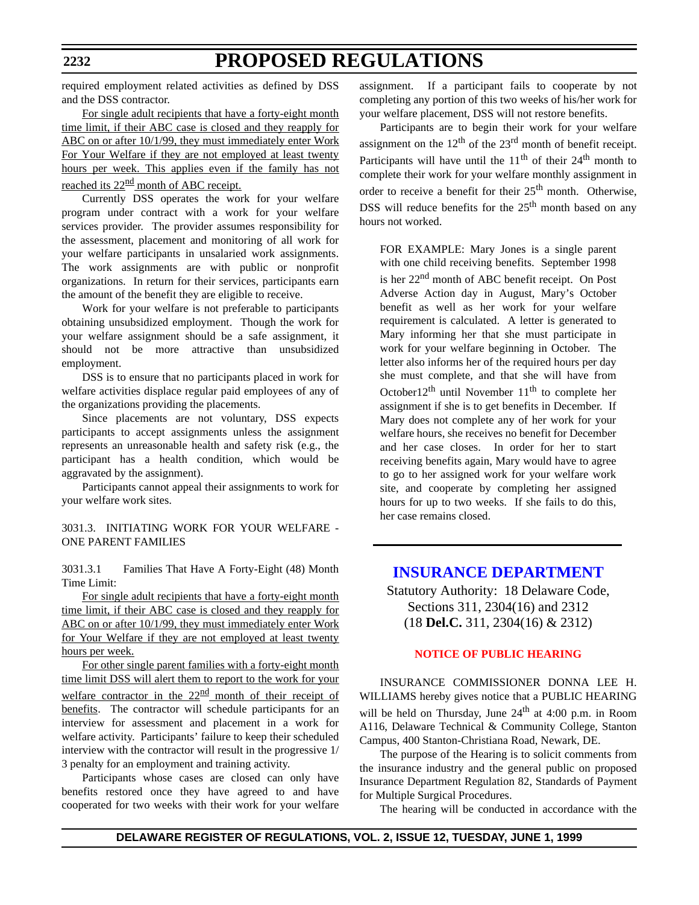required employment related activities as defined by DSS and the DSS contractor.

For single adult recipients that have a forty-eight month time limit, if their ABC case is closed and they reapply for ABC on or after 10/1/99, they must immediately enter Work For Your Welfare if they are not employed at least twenty hours per week. This applies even if the family has not reached its 22nd month of ABC receipt.

Currently DSS operates the work for your welfare program under contract with a work for your welfare services provider. The provider assumes responsibility for the assessment, placement and monitoring of all work for your welfare participants in unsalaried work assignments. The work assignments are with public or nonprofit organizations. In return for their services, participants earn the amount of the benefit they are eligible to receive.

Work for your welfare is not preferable to participants obtaining unsubsidized employment. Though the work for your welfare assignment should be a safe assignment, it should not be more attractive than unsubsidized employment.

DSS is to ensure that no participants placed in work for welfare activities displace regular paid employees of any of the organizations providing the placements.

Since placements are not voluntary, DSS expects participants to accept assignments unless the assignment represents an unreasonable health and safety risk (e.g., the participant has a health condition, which would be aggravated by the assignment).

Participants cannot appeal their assignments to work for your welfare work sites.

3031.3. INITIATING WORK FOR YOUR WELFARE - ONE PARENT FAMILIES

3031.3.1 Families That Have A Forty-Eight (48) Month Time Limit:

For single adult recipients that have a forty-eight month time limit, if their ABC case is closed and they reapply for ABC on or after 10/1/99, they must immediately enter Work for Your Welfare if they are not employed at least twenty hours per week.

For other single parent families with a forty-eight month time limit DSS will alert them to report to the work for your welfare contractor in the 22nd month of their receipt of benefits. The contractor will schedule participants for an interview for assessment and placement in a work for welfare activity. Participants' failure to keep their scheduled interview with the contractor will result in the progressive 1/3 penalty for an employment and training activity.

Participants whose cases are closed can only have benefits restored once they have agreed to and have cooperated for two weeks with their work for your welfare assignment. If a participant fails to cooperate by not completing any portion of this two weeks of his/her work for your welfare placement, DSS will not restore benefits.

Participants are to begin their work for your welfare assignment on the 12th of the 23rd month of benefit receipt. Participants will have until the 11th of their 24th month to complete their work for your welfare monthly assignment in order to receive a benefit for their 25th month. Otherwise, DSS will reduce benefits for the 25th month based on any hours not worked.

> FOR EXAMPLE: Mary Jones is a single parent with one child receiving benefits. September 1998 is her 22nd month of ABC benefit receipt. On Post Adverse Action day in August, Mary's October benefit as well as her work for your welfare requirement is calculated. A letter is generated to Mary informing her that she must participate in work for your welfare beginning in October. The letter also informs her of the required hours per day she must complete, and that she will have from October12th until November 11th to complete her assignment if she is to get benefits in December. If Mary does not complete any of her work for your welfare hours, she receives no benefit for December and her case closes. In order for her to start receiving benefits again, Mary would have to agree to go to her assigned work for your welfare work site, and cooperate by completing her assigned hours for up to two weeks. If she fails to do this, her case remains closed.

# INSURANCE DEPARTMENT

Statutory Authority: 18 Delaware Code, Sections 311, 2304(16) and 2312 (18 **Del.C.** 311, 2304(16) & 2312)

## NOTICE OF PUBLIC HEARING

INSURANCE COMMISSIONER DONNA LEE H. WILLIAMS hereby gives notice that a PUBLIC HEARING will be held on Thursday, June 24th at 4:00 p.m. in Room A116, Delaware Technical & Community College, Stanton Campus, 400 Stanton-Christiana Road, Newark, DE.

The purpose of the Hearing is to solicit comments from the insurance industry and the general public on proposed Insurance Department Regulation 82, Standards of Payment for Multiple Surgical Procedures.

The hearing will be conducted in accordance with the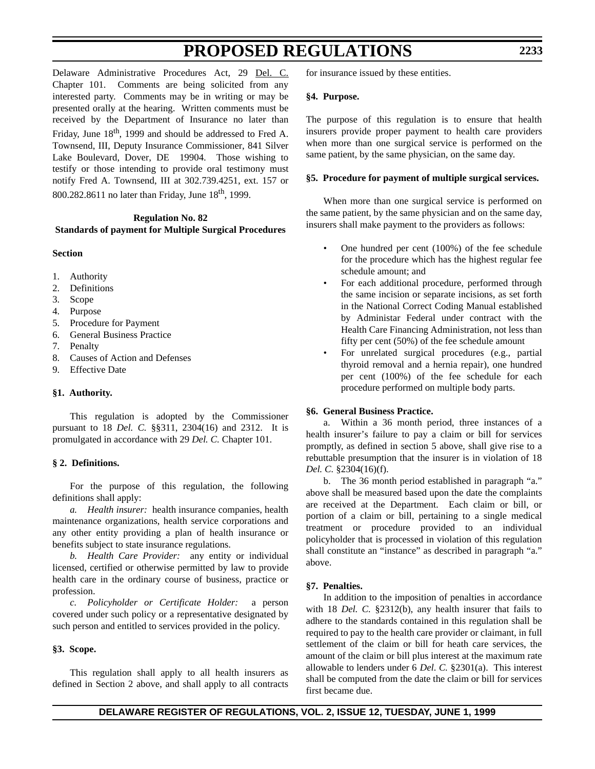Delaware Administrative Procedures Act, 29 Del. C. Chapter 101. Comments are being solicited from any interested party. Comments may be in writing or may be presented orally at the hearing. Written comments must be received by the Department of Insurance no later than Friday, June 18th, 1999 and should be addressed to Fred A. Townsend, III, Deputy Insurance Commissioner, 841 Silver Lake Boulevard, Dover, DE 19904. Those wishing to testify or those intending to provide oral testimony must notify Fred A. Townsend, III at 302.739.4251, ext. 157 or 800.282.8611 no later than Friday, June 18th, 1999.

**Regulation No. 82**
**Standards of payment for Multiple Surgical Procedures**

**Section**

1. Authority
2. Definitions
3. Scope
4. Purpose
5. Procedure for Payment
6. General Business Practice
7. Penalty
8. Causes of Action and Defenses
9. Effective Date

**§1. Authority.**

This regulation is adopted by the Commissioner pursuant to 18 *Del. C.* §§311, 2304(16) and 2312. It is promulgated in accordance with 29 *Del. C.* Chapter 101.

**§ 2. Definitions.**

For the purpose of this regulation, the following definitions shall apply:

*a. Health insurer:* health insurance companies, health maintenance organizations, health service corporations and any other entity providing a plan of health insurance or benefits subject to state insurance regulations.

*b. Health Care Provider:* any entity or individual licensed, certified or otherwise permitted by law to provide health care in the ordinary course of business, practice or profession.

*c. Policyholder or Certificate Holder:* a person covered under such policy or a representative designated by such person and entitled to services provided in the policy.

**§3. Scope.**

This regulation shall apply to all health insurers as defined in Section 2 above, and shall apply to all contracts for insurance issued by these entities.

**§4. Purpose.**

The purpose of this regulation is to ensure that health insurers provide proper payment to health care providers when more than one surgical service is performed on the same patient, by the same physician, on the same day.

**§5. Procedure for payment of multiple surgical services.**

When more than one surgical service is performed on the same patient, by the same physician and on the same day, insurers shall make payment to the providers as follows:

- One hundred per cent (100%) of the fee schedule for the procedure which has the highest regular fee schedule amount; and
- For each additional procedure, performed through the same incision or separate incisions, as set forth in the National Correct Coding Manual established by Administar Federal under contract with the Health Care Financing Administration, not less than fifty per cent (50%) of the fee schedule amount
- For unrelated surgical procedures (e.g., partial thyroid removal and a hernia repair), one hundred per cent (100%) of the fee schedule for each procedure performed on multiple body parts.

**§6. General Business Practice.**

a. Within a 36 month period, three instances of a health insurer's failure to pay a claim or bill for services promptly, as defined in section 5 above, shall give rise to a rebuttable presumption that the insurer is in violation of 18 *Del. C.* §2304(16)(f).

b. The 36 month period established in paragraph "a." above shall be measured based upon the date the complaints are received at the Department. Each claim or bill, or portion of a claim or bill, pertaining to a single medical treatment or procedure provided to an individual policyholder that is processed in violation of this regulation shall constitute an "instance" as described in paragraph "a." above.

**§7. Penalties.**

In addition to the imposition of penalties in accordance with 18 *Del. C.* §2312(b), any health insurer that fails to adhere to the standards contained in this regulation shall be required to pay to the health care provider or claimant, in full settlement of the claim or bill for heath care services, the amount of the claim or bill plus interest at the maximum rate allowable to lenders under 6 *Del. C.* §2301(a). This interest shall be computed from the date the claim or bill for services first became due.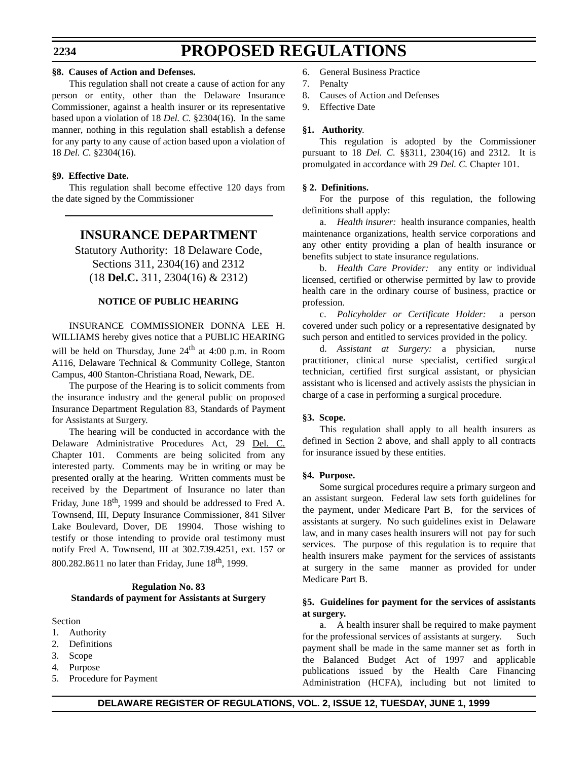**§8. Causes of Action and Defenses.**

This regulation shall not create a cause of action for any person or entity, other than the Delaware Insurance Commissioner, against a health insurer or its representative based upon a violation of 18 *Del. C.* §2304(16). In the same manner, nothing in this regulation shall establish a defense for any party to any cause of action based upon a violation of 18 *Del. C.* §2304(16).

**§9. Effective Date.**

This regulation shall become effective 120 days from the date signed by the Commissioner

## INSURANCE DEPARTMENT

Statutory Authority: 18 Delaware Code, Sections 311, 2304(16) and 2312 (18 **Del.C.** 311, 2304(16) & 2312)

**NOTICE OF PUBLIC HEARING**

INSURANCE COMMISSIONER DONNA LEE H. WILLIAMS hereby gives notice that a PUBLIC HEARING will be held on Thursday, June 24th at 4:00 p.m. in Room A116, Delaware Technical & Community College, Stanton Campus, 400 Stanton-Christiana Road, Newark, DE.

The purpose of the Hearing is to solicit comments from the insurance industry and the general public on proposed Insurance Department Regulation 83, Standards of Payment for Assistants at Surgery.

The hearing will be conducted in accordance with the Delaware Administrative Procedures Act, 29 Del. C. Chapter 101. Comments are being solicited from any interested party. Comments may be in writing or may be presented orally at the hearing. Written comments must be received by the Department of Insurance no later than Friday, June 18th, 1999 and should be addressed to Fred A. Townsend, III, Deputy Insurance Commissioner, 841 Silver Lake Boulevard, Dover, DE 19904. Those wishing to testify or those intending to provide oral testimony must notify Fred A. Townsend, III at 302.739.4251, ext. 157 or 800.282.8611 no later than Friday, June 18th, 1999.

**Regulation No. 83**
**Standards of payment for Assistants at Surgery**

Section

1. Authority
2. Definitions
3. Scope
4. Purpose
5. Procedure for Payment
6. General Business Practice
7. Penalty
8. Causes of Action and Defenses
9. Effective Date

**§1. Authority.**

This regulation is adopted by the Commissioner pursuant to 18 *Del. C.* §§311, 2304(16) and 2312. It is promulgated in accordance with 29 *Del. C.* Chapter 101.

**§ 2. Definitions.**

For the purpose of this regulation, the following definitions shall apply:

a. *Health insurer:* health insurance companies, health maintenance organizations, health service corporations and any other entity providing a plan of health insurance or benefits subject to state insurance regulations.

b. *Health Care Provider:* any entity or individual licensed, certified or otherwise permitted by law to provide health care in the ordinary course of business, practice or profession.

c. *Policyholder or Certificate Holder:* a person covered under such policy or a representative designated by such person and entitled to services provided in the policy.

d. *Assistant at Surgery:* a physician, nurse practitioner, clinical nurse specialist, certified surgical technician, certified first surgical assistant, or physician assistant who is licensed and actively assists the physician in charge of a case in performing a surgical procedure.

**§3. Scope.**

This regulation shall apply to all health insurers as defined in Section 2 above, and shall apply to all contracts for insurance issued by these entities.

**§4. Purpose.**

Some surgical procedures require a primary surgeon and an assistant surgeon. Federal law sets forth guidelines for the payment, under Medicare Part B, for the services of assistants at surgery. No such guidelines exist in Delaware law, and in many cases health insurers will not pay for such services. The purpose of this regulation is to require that health insurers make payment for the services of assistants at surgery in the same manner as provided for under Medicare Part B.

**§5. Guidelines for payment for the services of assistants at surgery.**

a. A health insurer shall be required to make payment for the professional services of assistants at surgery. Such payment shall be made in the same manner set as forth in the Balanced Budget Act of 1997 and applicable publications issued by the Health Care Financing Administration (HCFA), including but not limited to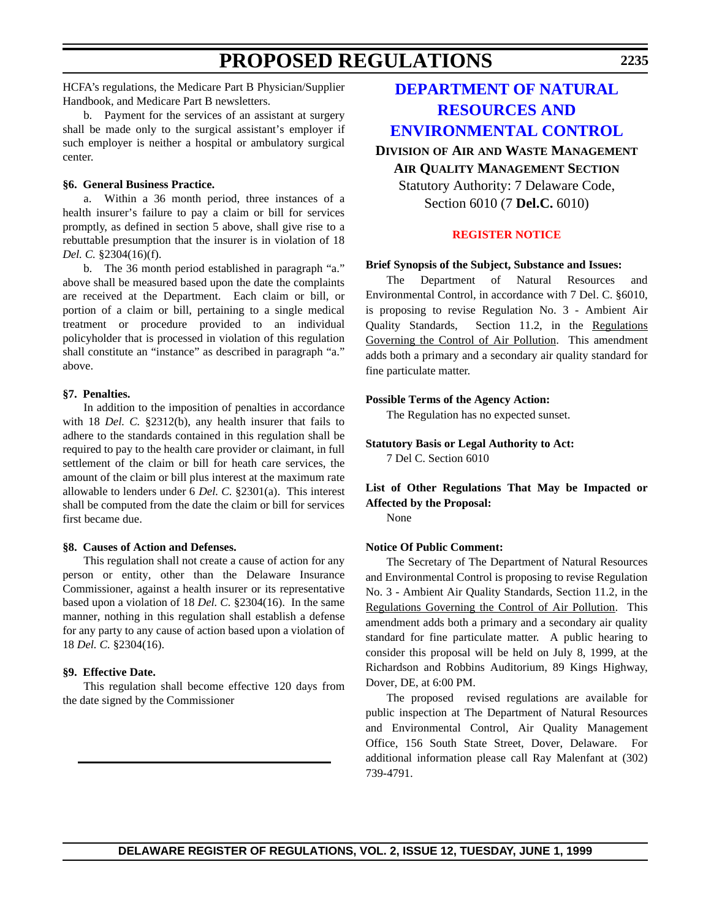HCFA's regulations, the Medicare Part B Physician/Supplier Handbook, and Medicare Part B newsletters.

b. Payment for the services of an assistant at surgery shall be made only to the surgical assistant's employer if such employer is neither a hospital or ambulatory surgical center.

**§6. General Business Practice.**

a. Within a 36 month period, three instances of a health insurer's failure to pay a claim or bill for services promptly, as defined in section 5 above, shall give rise to a rebuttable presumption that the insurer is in violation of 18 *Del. C.* §2304(16)(f).

b. The 36 month period established in paragraph "a." above shall be measured based upon the date the complaints are received at the Department. Each claim or bill, or portion of a claim or bill, pertaining to a single medical treatment or procedure provided to an individual policyholder that is processed in violation of this regulation shall constitute an "instance" as described in paragraph "a." above.

**§7. Penalties.**

In addition to the imposition of penalties in accordance with 18 *Del. C.* §2312(b), any health insurer that fails to adhere to the standards contained in this regulation shall be required to pay to the health care provider or claimant, in full settlement of the claim or bill for heath care services, the amount of the claim or bill plus interest at the maximum rate allowable to lenders under 6 *Del. C.* §2301(a). This interest shall be computed from the date the claim or bill for services first became due.

**§8. Causes of Action and Defenses.**

This regulation shall not create a cause of action for any person or entity, other than the Delaware Insurance Commissioner, against a health insurer or its representative based upon a violation of 18 *Del. C.* §2304(16). In the same manner, nothing in this regulation shall establish a defense for any party to any cause of action based upon a violation of 18 *Del. C.* §2304(16).

**§9. Effective Date.**

This regulation shall become effective 120 days from the date signed by the Commissioner

---

# DEPARTMENT OF NATURAL RESOURCES AND ENVIRONMENTAL CONTROL

## DIVISION OF AIR AND WASTE MANAGEMENT

## AIR QUALITY MANAGEMENT SECTION

Statutory Authority: 7 Delaware Code, Section 6010 (7 **Del.C.** 6010)

### REGISTER NOTICE

**Brief Synopsis of the Subject, Substance and Issues:**

The Department of Natural Resources and Environmental Control, in accordance with 7 Del. C. §6010, is proposing to revise Regulation No. 3 - Ambient Air Quality Standards, Section 11.2, in the Regulations Governing the Control of Air Pollution. This amendment adds both a primary and a secondary air quality standard for fine particulate matter.

**Possible Terms of the Agency Action:**

The Regulation has no expected sunset.

**Statutory Basis or Legal Authority to Act:**

7 Del C. Section 6010

**List of Other Regulations That May be Impacted or Affected by the Proposal:**

None

**Notice Of Public Comment:**

The Secretary of The Department of Natural Resources and Environmental Control is proposing to revise Regulation No. 3 - Ambient Air Quality Standards, Section 11.2, in the Regulations Governing the Control of Air Pollution. This amendment adds both a primary and a secondary air quality standard for fine particulate matter. A public hearing to consider this proposal will be held on July 8, 1999, at the Richardson and Robbins Auditorium, 89 Kings Highway, Dover, DE, at 6:00 PM.

The proposed revised regulations are available for public inspection at The Department of Natural Resources and Environmental Control, Air Quality Management Office, 156 South State Street, Dover, Delaware. For additional information please call Ray Malenfant at (302) 739-4791.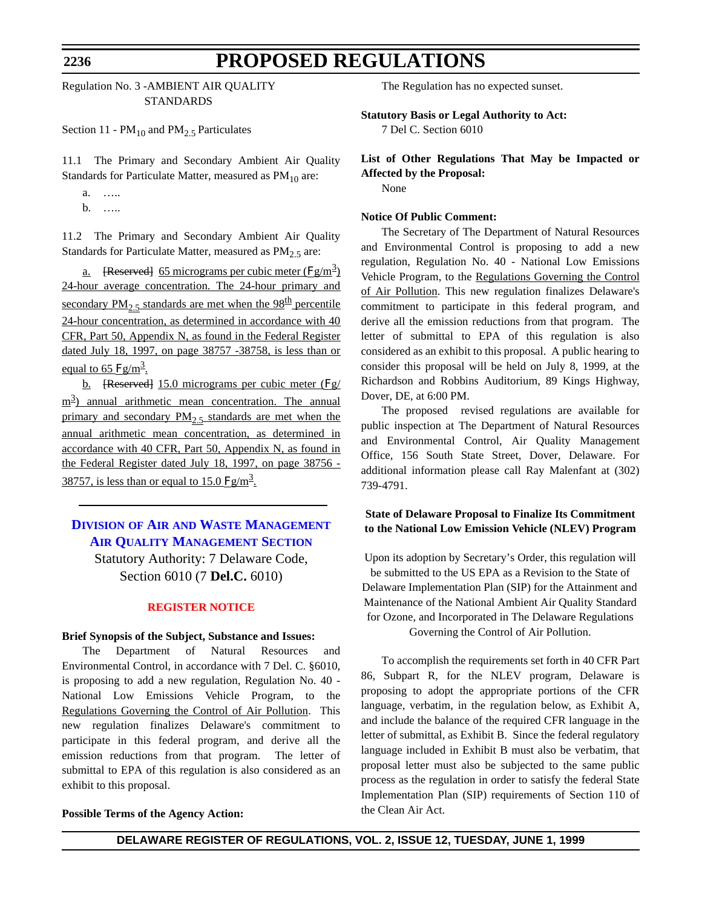Regulation No. 3 -AMBIENT AIR QUALITY STANDARDS

Section 11 - $PM_{10}$ and $PM_{2.5}$ Particulates

11.1 The Primary and Secondary Ambient Air Quality Standards for Particulate Matter, measured as $PM_{10}$ are:

a. …..

b. …..

11.2 The Primary and Secondary Ambient Air Quality Standards for Particulate Matter, measured as $PM_{2.5}$ are:

a. ~~[Reserved]~~ 65 micrograms per cubic meter (Fg/m$^3$) 24-hour average concentration. The 24-hour primary and secondary $PM_{2.5}$ standards are met when the 98$^{th}$ percentile 24-hour concentration, as determined in accordance with 40 CFR, Part 50, Appendix N, as found in the Federal Register dated July 18, 1997, on page 38757 -38758, is less than or equal to 65 Fg/m$^3$.

b. ~~[Reserved]~~ 15.0 micrograms per cubic meter (Fg/m$^3$) annual arithmetic mean concentration. The annual primary and secondary $PM_{2.5}$ standards are met when the annual arithmetic mean concentration, as determined in accordance with 40 CFR, Part 50, Appendix N, as found in the Federal Register dated July 18, 1997, on page 38756 - 38757, is less than or equal to 15.0 Fg/m$^3$.

---

## Division of Air and Waste Management
## Air Quality Management Section

Statutory Authority: 7 Delaware Code, Section 6010 (7 **Del.C.** 6010)

### REGISTER NOTICE

**Brief Synopsis of the Subject, Substance and Issues:**

The Department of Natural Resources and Environmental Control, in accordance with 7 Del. C. §6010, is proposing to add a new regulation, Regulation No. 40 - National Low Emissions Vehicle Program, to the Regulations Governing the Control of Air Pollution. This new regulation finalizes Delaware's commitment to participate in this federal program, and derive all the emission reductions from that program. The letter of submittal to EPA of this regulation is also considered as an exhibit to this proposal.

**Possible Terms of the Agency Action:**

The Regulation has no expected sunset.

**Statutory Basis or Legal Authority to Act:**

7 Del C. Section 6010

**List of Other Regulations That May be Impacted or Affected by the Proposal:**

None

**Notice Of Public Comment:**

The Secretary of The Department of Natural Resources and Environmental Control is proposing to add a new regulation, Regulation No. 40 - National Low Emissions Vehicle Program, to the Regulations Governing the Control of Air Pollution. This new regulation finalizes Delaware's commitment to participate in this federal program, and derive all the emission reductions from that program. The letter of submittal to EPA of this regulation is also considered as an exhibit to this proposal. A public hearing to consider this proposal will be held on July 8, 1999, at the Richardson and Robbins Auditorium, 89 Kings Highway, Dover, DE, at 6:00 PM.

The proposed revised regulations are available for public inspection at The Department of Natural Resources and Environmental Control, Air Quality Management Office, 156 South State Street, Dover, Delaware. For additional information please call Ray Malenfant at (302) 739-4791.

**State of Delaware Proposal to Finalize Its Commitment to the National Low Emission Vehicle (NLEV) Program**

Upon its adoption by Secretary's Order, this regulation will be submitted to the US EPA as a Revision to the State of Delaware Implementation Plan (SIP) for the Attainment and Maintenance of the National Ambient Air Quality Standard for Ozone, and Incorporated in The Delaware Regulations Governing the Control of Air Pollution.

To accomplish the requirements set forth in 40 CFR Part 86, Subpart R, for the NLEV program, Delaware is proposing to adopt the appropriate portions of the CFR language, verbatim, in the regulation below, as Exhibit A, and include the balance of the required CFR language in the letter of submittal, as Exhibit B. Since the federal regulatory language included in Exhibit B must also be verbatim, that proposal letter must also be subjected to the same public process as the regulation in order to satisfy the federal State Implementation Plan (SIP) requirements of Section 110 of the Clean Air Act.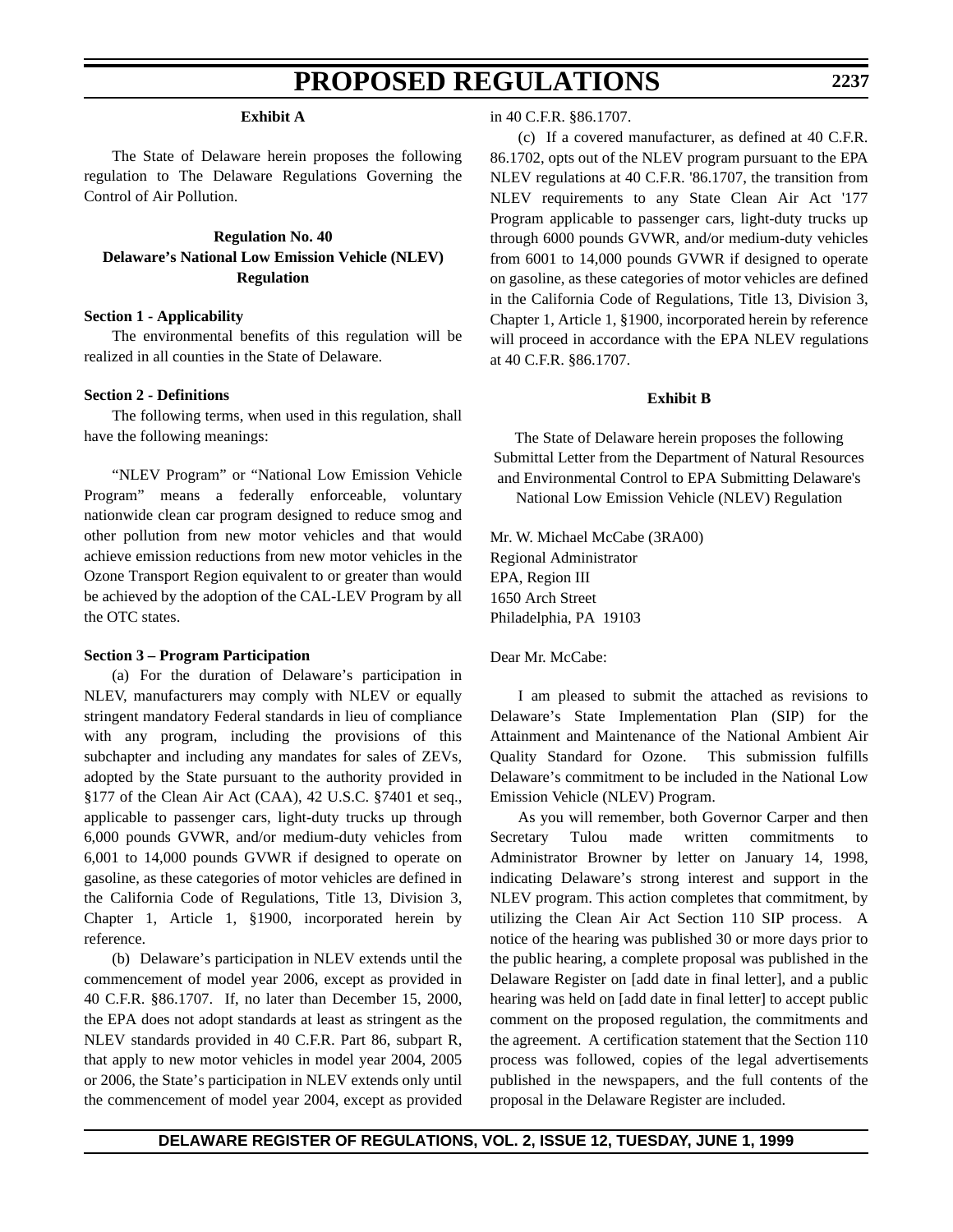**Exhibit A**

The State of Delaware herein proposes the following regulation to The Delaware Regulations Governing the Control of Air Pollution.

**Regulation No. 40**
**Delaware's National Low Emission Vehicle (NLEV) Regulation**

**Section 1 - Applicability**

The environmental benefits of this regulation will be realized in all counties in the State of Delaware.

**Section 2 - Definitions**

The following terms, when used in this regulation, shall have the following meanings:

"NLEV Program" or "National Low Emission Vehicle Program" means a federally enforceable, voluntary nationwide clean car program designed to reduce smog and other pollution from new motor vehicles and that would achieve emission reductions from new motor vehicles in the Ozone Transport Region equivalent to or greater than would be achieved by the adoption of the CAL-LEV Program by all the OTC states.

**Section 3 – Program Participation**

(a) For the duration of Delaware's participation in NLEV, manufacturers may comply with NLEV or equally stringent mandatory Federal standards in lieu of compliance with any program, including the provisions of this subchapter and including any mandates for sales of ZEVs, adopted by the State pursuant to the authority provided in §177 of the Clean Air Act (CAA), 42 U.S.C. §7401 et seq., applicable to passenger cars, light-duty trucks up through 6,000 pounds GVWR, and/or medium-duty vehicles from 6,001 to 14,000 pounds GVWR if designed to operate on gasoline, as these categories of motor vehicles are defined in the California Code of Regulations, Title 13, Division 3, Chapter 1, Article 1, §1900, incorporated herein by reference.

(b) Delaware's participation in NLEV extends until the commencement of model year 2006, except as provided in 40 C.F.R. §86.1707. If, no later than December 15, 2000, the EPA does not adopt standards at least as stringent as the NLEV standards provided in 40 C.F.R. Part 86, subpart R, that apply to new motor vehicles in model year 2004, 2005 or 2006, the State's participation in NLEV extends only until the commencement of model year 2004, except as provided in 40 C.F.R. §86.1707.

(c) If a covered manufacturer, as defined at 40 C.F.R. 86.1702, opts out of the NLEV program pursuant to the EPA NLEV regulations at 40 C.F.R. '86.1707, the transition from NLEV requirements to any State Clean Air Act '177 Program applicable to passenger cars, light-duty trucks up through 6000 pounds GVWR, and/or medium-duty vehicles from 6001 to 14,000 pounds GVWR if designed to operate on gasoline, as these categories of motor vehicles are defined in the California Code of Regulations, Title 13, Division 3, Chapter 1, Article 1, §1900, incorporated herein by reference will proceed in accordance with the EPA NLEV regulations at 40 C.F.R. §86.1707.

**Exhibit B**

The State of Delaware herein proposes the following Submittal Letter from the Department of Natural Resources and Environmental Control to EPA Submitting Delaware's National Low Emission Vehicle (NLEV) Regulation

Mr. W. Michael McCabe (3RA00)
Regional Administrator
EPA, Region III
1650 Arch Street
Philadelphia, PA 19103

Dear Mr. McCabe:

I am pleased to submit the attached as revisions to Delaware's State Implementation Plan (SIP) for the Attainment and Maintenance of the National Ambient Air Quality Standard for Ozone. This submission fulfills Delaware's commitment to be included in the National Low Emission Vehicle (NLEV) Program.

As you will remember, both Governor Carper and then Secretary Tulou made written commitments to Administrator Browner by letter on January 14, 1998, indicating Delaware's strong interest and support in the NLEV program. This action completes that commitment, by utilizing the Clean Air Act Section 110 SIP process. A notice of the hearing was published 30 or more days prior to the public hearing, a complete proposal was published in the Delaware Register on [add date in final letter], and a public hearing was held on [add date in final letter] to accept public comment on the proposed regulation, the commitments and the agreement. A certification statement that the Section 110 process was followed, copies of the legal advertisements published in the newspapers, and the full contents of the proposal in the Delaware Register are included.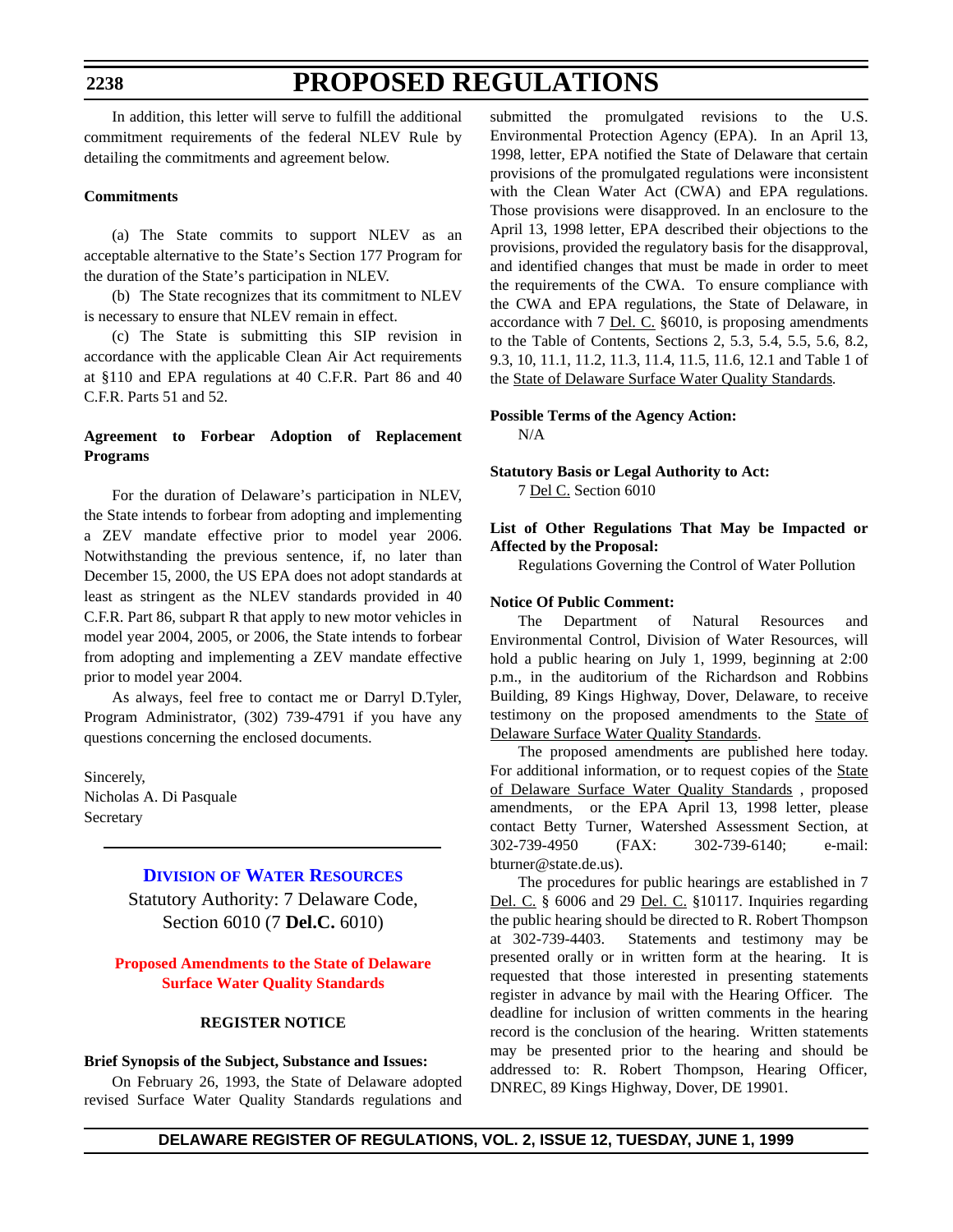In addition, this letter will serve to fulfill the additional commitment requirements of the federal NLEV Rule by detailing the commitments and agreement below.

**Commitments**

(a) The State commits to support NLEV as an acceptable alternative to the State's Section 177 Program for the duration of the State's participation in NLEV.

(b) The State recognizes that its commitment to NLEV is necessary to ensure that NLEV remain in effect.

(c) The State is submitting this SIP revision in accordance with the applicable Clean Air Act requirements at §110 and EPA regulations at 40 C.F.R. Part 86 and 40 C.F.R. Parts 51 and 52.

**Agreement to Forbear Adoption of Replacement Programs**

For the duration of Delaware's participation in NLEV, the State intends to forbear from adopting and implementing a ZEV mandate effective prior to model year 2006. Notwithstanding the previous sentence, if, no later than December 15, 2000, the US EPA does not adopt standards at least as stringent as the NLEV standards provided in 40 C.F.R. Part 86, subpart R that apply to new motor vehicles in model year 2004, 2005, or 2006, the State intends to forbear from adopting and implementing a ZEV mandate effective prior to model year 2004.

As always, feel free to contact me or Darryl D.Tyler, Program Administrator, (302) 739-4791 if you have any questions concerning the enclosed documents.

Sincerely,
Nicholas A. Di Pasquale
Secretary

---

## Division of Water Resources

Statutory Authority: 7 Delaware Code, Section 6010 (7 **Del.C.** 6010)

### Proposed Amendments to the State of Delaware Surface Water Quality Standards

**REGISTER NOTICE**

**Brief Synopsis of the Subject, Substance and Issues:**

On February 26, 1993, the State of Delaware adopted revised Surface Water Quality Standards regulations and submitted the promulgated revisions to the U.S. Environmental Protection Agency (EPA). In an April 13, 1998, letter, EPA notified the State of Delaware that certain provisions of the promulgated regulations were inconsistent with the Clean Water Act (CWA) and EPA regulations. Those provisions were disapproved. In an enclosure to the April 13, 1998 letter, EPA described their objections to the provisions, provided the regulatory basis for the disapproval, and identified changes that must be made in order to meet the requirements of the CWA. To ensure compliance with the CWA and EPA regulations, the State of Delaware, in accordance with 7 Del. C. §6010, is proposing amendments to the Table of Contents, Sections 2, 5.3, 5.4, 5.5, 5.6, 8.2, 9.3, 10, 11.1, 11.2, 11.3, 11.4, 11.5, 11.6, 12.1 and Table 1 of the State of Delaware Surface Water Quality Standards.

**Possible Terms of the Agency Action:**

N/A

**Statutory Basis or Legal Authority to Act:**

7 Del C. Section 6010

**List of Other Regulations That May be Impacted or Affected by the Proposal:**

Regulations Governing the Control of Water Pollution

**Notice Of Public Comment:**

The Department of Natural Resources and Environmental Control, Division of Water Resources, will hold a public hearing on July 1, 1999, beginning at 2:00 p.m., in the auditorium of the Richardson and Robbins Building, 89 Kings Highway, Dover, Delaware, to receive testimony on the proposed amendments to the State of Delaware Surface Water Quality Standards.

The proposed amendments are published here today. For additional information, or to request copies of the State of Delaware Surface Water Quality Standards , proposed amendments, or the EPA April 13, 1998 letter, please contact Betty Turner, Watershed Assessment Section, at 302-739-4950 (FAX: 302-739-6140; e-mail: bturner@state.de.us).

The procedures for public hearings are established in 7 Del. C. § 6006 and 29 Del. C. §10117. Inquiries regarding the public hearing should be directed to R. Robert Thompson at 302-739-4403. Statements and testimony may be presented orally or in written form at the hearing. It is requested that those interested in presenting statements register in advance by mail with the Hearing Officer. The deadline for inclusion of written comments in the hearing record is the conclusion of the hearing. Written statements may be presented prior to the hearing and should be addressed to: R. Robert Thompson, Hearing Officer, DNREC, 89 Kings Highway, Dover, DE 19901.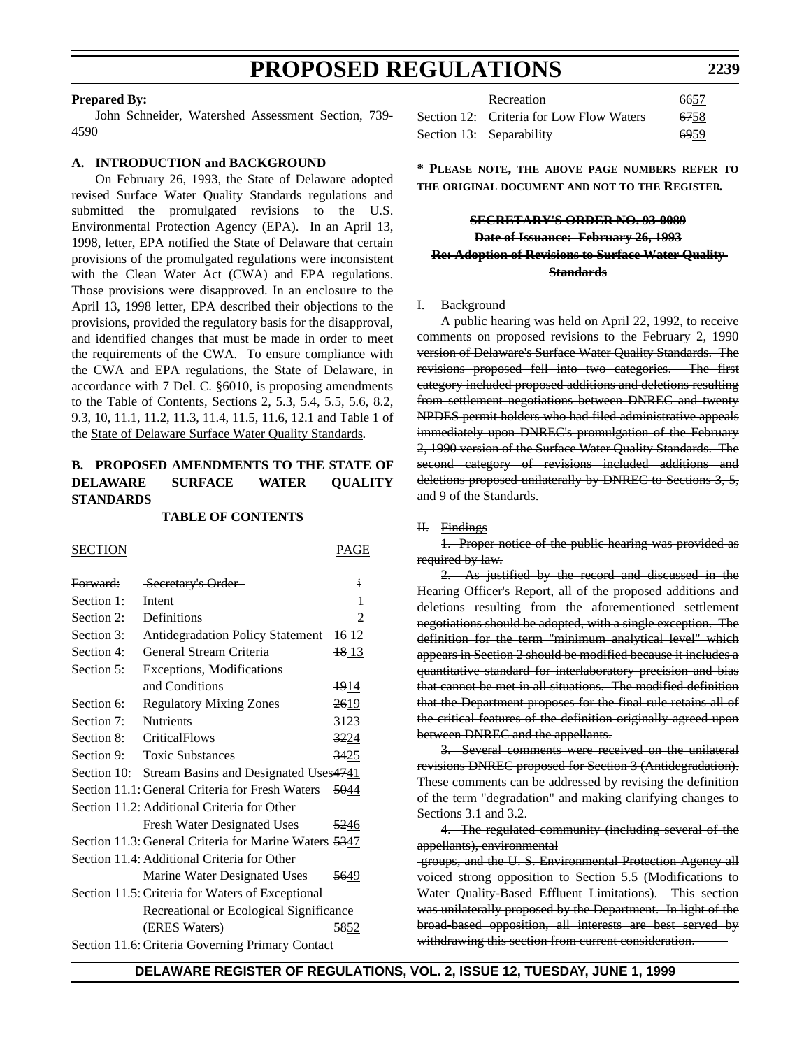**Prepared By:**

John Schneider, Watershed Assessment Section, 739-4590

**A. INTRODUCTION and BACKGROUND**

On February 26, 1993, the State of Delaware adopted revised Surface Water Quality Standards regulations and submitted the promulgated revisions to the U.S. Environmental Protection Agency (EPA). In an April 13, 1998, letter, EPA notified the State of Delaware that certain provisions of the promulgated regulations were inconsistent with the Clean Water Act (CWA) and EPA regulations. Those provisions were disapproved. In an enclosure to the April 13, 1998 letter, EPA described their objections to the provisions, provided the regulatory basis for the disapproval, and identified changes that must be made in order to meet the requirements of the CWA. To ensure compliance with the CWA and EPA regulations, the State of Delaware, in accordance with 7 Del. C. §6010, is proposing amendments to the Table of Contents, Sections 2, 5.3, 5.4, 5.5, 5.6, 8.2, 9.3, 10, 11.1, 11.2, 11.3, 11.4, 11.5, 11.6, 12.1 and Table 1 of the State of Delaware Surface Water Quality Standards.

**B. PROPOSED AMENDMENTS TO THE STATE OF DELAWARE SURFACE WATER QUALITY STANDARDS**

**TABLE OF CONTENTS**

| SECTION | | PAGE |
|---|---|---|
| ~~Forward:~~ | ~~Secretary's Order~~ | ~~i~~ |
| Section 1: | Intent | 1 |
| Section 2: | Definitions | 2 |
| Section 3: | Antidegradation Policy ~~Statement~~ | ~~16~~ 12 |
| Section 4: | General Stream Criteria | ~~18~~ 13 |
| Section 5: | Exceptions, Modifications and Conditions | ~~19~~14 |
| Section 6: | Regulatory Mixing Zones | ~~26~~19 |
| Section 7: | Nutrients | ~~31~~23 |
| Section 8: | CriticalFlows | ~~32~~24 |
| Section 9: | Toxic Substances | ~~34~~25 |
| Section 10: | Stream Basins and Designated Uses | ~~47~~41 |
| Section 11.1: | General Criteria for Fresh Waters | ~~50~~44 |
| Section 11.2: | Additional Criteria for Other Fresh Water Designated Uses | ~~52~~46 |
| Section 11.3: | General Criteria for Marine Waters | ~~53~~47 |
| Section 11.4: | Additional Criteria for Other Marine Water Designated Uses | ~~56~~49 |
| Section 11.5: | Criteria for Waters of Exceptional Recreational or Ecological Significance (ERES Waters) | ~~58~~52 |
| Section 11.6: | Criteria Governing Primary Contact Recreation | ~~66~~57 |
| Section 12: | Criteria for Low Flow Waters | ~~67~~58 |
| Section 13: | Separability | ~~69~~59 |

**\* Please note, the above page numbers refer to the original document and not to the Register.**

~~**SECRETARY'S ORDER NO. 93-0089**~~

~~**Date of Issuance: February 26, 1993**~~

~~**Re: Adoption of Revisions to Surface Water Quality Standards**~~

~~I. Background~~

~~A public hearing was held on April 22, 1992, to receive comments on proposed revisions to the February 2, 1990 version of Delaware's Surface Water Quality Standards. The revisions proposed fell into two categories. The first category included proposed additions and deletions resulting from settlement negotiations between DNREC and twenty NPDES permit holders who had filed administrative appeals immediately upon DNREC's promulgation of the February 2, 1990 version of the Surface Water Quality Standards. The second category of revisions included additions and deletions proposed unilaterally by DNREC to Sections 3, 5, and 9 of the Standards.~~

~~II. Findings~~

~~1. Proper notice of the public hearing was provided as required by law.~~

~~2. As justified by the record and discussed in the Hearing Officer's Report, all of the proposed additions and deletions resulting from the aforementioned settlement negotiations should be adopted, with a single exception. The definition for the term "minimum analytical level" which appears in Section 2 should be modified because it includes a quantitative standard for interlaboratory precision and bias that cannot be met in all situations. The modified definition that the Department proposes for the final rule retains all of the critical features of the definition originally agreed upon between DNREC and the appellants.~~

~~3. Several comments were received on the unilateral revisions DNREC proposed for Section 3 (Antidegradation). These comments can be addressed by revising the definition of the term "degradation" and making clarifying changes to Sections 3.1 and 3.2.~~

~~4. The regulated community (including several of the appellants), environmental groups, and the U. S. Environmental Protection Agency all voiced strong opposition to Section 5.5 (Modifications to Water Quality-Based Effluent Limitations). This section was unilaterally proposed by the Department. In light of the broad-based opposition, all interests are best served by withdrawing this section from current consideration.~~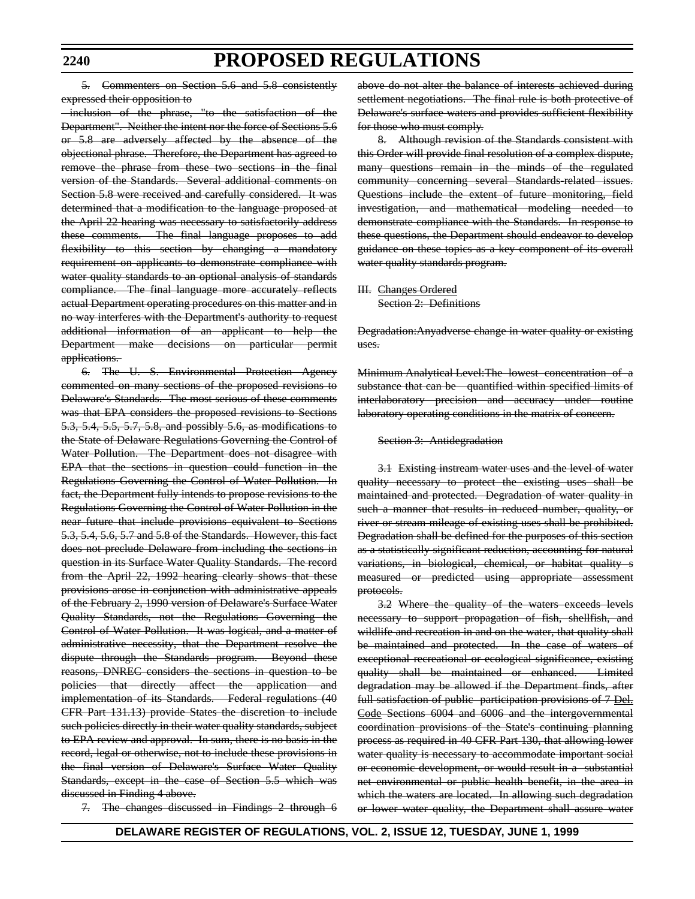~~5. Commenters on Section 5.6 and 5.8 consistently expressed their opposition to inclusion of the phrase, "to the satisfaction of the Department". Neither the intent nor the force of Sections 5.6 or 5.8 are adversely affected by the absence of the objectional phrase. Therefore, the Department has agreed to remove the phrase from these two sections in the final version of the Standards. Several additional comments on Section 5.8 were received and carefully considered. It was determined that a modification to the language proposed at the April 22 hearing was necessary to satisfactorily address these comments. The final language proposes to add flexibility to this section by changing a mandatory requirement on applicants to demonstrate compliance with water quality standards to an optional analysis of standards compliance. The final language more accurately reflects actual Department operating procedures on this matter and in no way interferes with the Department's authority to request additional information of an applicant to help the Department make decisions on particular permit applications.~~

~~6. The U. S. Environmental Protection Agency commented on many sections of the proposed revisions to Delaware's Standards. The most serious of these comments was that EPA considers the proposed revisions to Sections 5.3, 5.4, 5.5, 5.7, 5.8, and possibly 5.6, as modifications to the State of Delaware Regulations Governing the Control of Water Pollution. The Department does not disagree with EPA that the sections in question could function in the Regulations Governing the Control of Water Pollution. In fact, the Department fully intends to propose revisions to the Regulations Governing the Control of Water Pollution in the near future that include provisions equivalent to Sections 5.3, 5.4, 5.6, 5.7 and 5.8 of the Standards. However, this fact does not preclude Delaware from including the sections in question in its Surface Water Quality Standards. The record from the April 22, 1992 hearing clearly shows that these provisions arose in conjunction with administrative appeals of the February 2, 1990 version of Delaware's Surface Water Quality Standards, not the Regulations Governing the Control of Water Pollution. It was logical, and a matter of administrative necessity, that the Department resolve the dispute through the Standards program. Beyond these reasons, DNREC considers the sections in question to be policies that directly affect the application and implementation of its Standards. Federal regulations (40 CFR Part 131.13) provide States the discretion to include such policies directly in their water quality standards, subject to EPA review and approval. In sum, there is no basis in the record, legal or otherwise, not to include these provisions in the final version of Delaware's Surface Water Quality Standards, except in the case of Section 5.5 which was discussed in Finding 4 above.~~

~~7. The changes discussed in Findings 2 through 6 above do not alter the balance of interests achieved during settlement negotiations. The final rule is both protective of Delaware's surface waters and provides sufficient flexibility for those who must comply.~~

~~8. Although revision of the Standards consistent with this Order will provide final resolution of a complex dispute, many questions remain in the minds of the regulated community concerning several Standards-related issues. Questions include the extent of future monitoring, field investigation, and mathematical modeling needed to demonstrate compliance with the Standards. In response to these questions, the Department should endeavor to develop guidance on these topics as a key component of its overall water quality standards program.~~

~~III. Changes Ordered~~

~~Section 2: Definitions~~

~~Degradation:Anyadverse change in water quality or existing uses.~~

~~Minimum Analytical Level:The lowest concentration of a substance that can be quantified within specified limits of interlaboratory precision and accuracy under routine laboratory operating conditions in the matrix of concern.~~

~~Section 3: Antidegradation~~

~~3.1 Existing instream water uses and the level of water quality necessary to protect the existing uses shall be maintained and protected. Degradation of water quality in such a manner that results in reduced number, quality, or river or stream mileage of existing uses shall be prohibited. Degradation shall be defined for the purposes of this section as a statistically significant reduction, accounting for natural variations, in biological, chemical, or habitat quality s measured or predicted using appropriate assessment protocols.~~

~~3.2 Where the quality of the waters exceeds levels necessary to support propagation of fish, shellfish, and wildlife and recreation in and on the water, that quality shall be maintained and protected. In the case of waters of exceptional recreational or ecological significance, existing quality shall be maintained or enhanced. Limited degradation may be allowed if the Department finds, after full satisfaction of public participation provisions of 7 Del. Code Sections 6004 and 6006 and the intergovernmental coordination provisions of the State's continuing planning process as required in 40 CFR Part 130, that allowing lower water quality is necessary to accommodate important social or economic development, or would result in a substantial net environmental or public health benefit, in the area in which the waters are located. In allowing such degradation or lower water quality, the Department shall assure water~~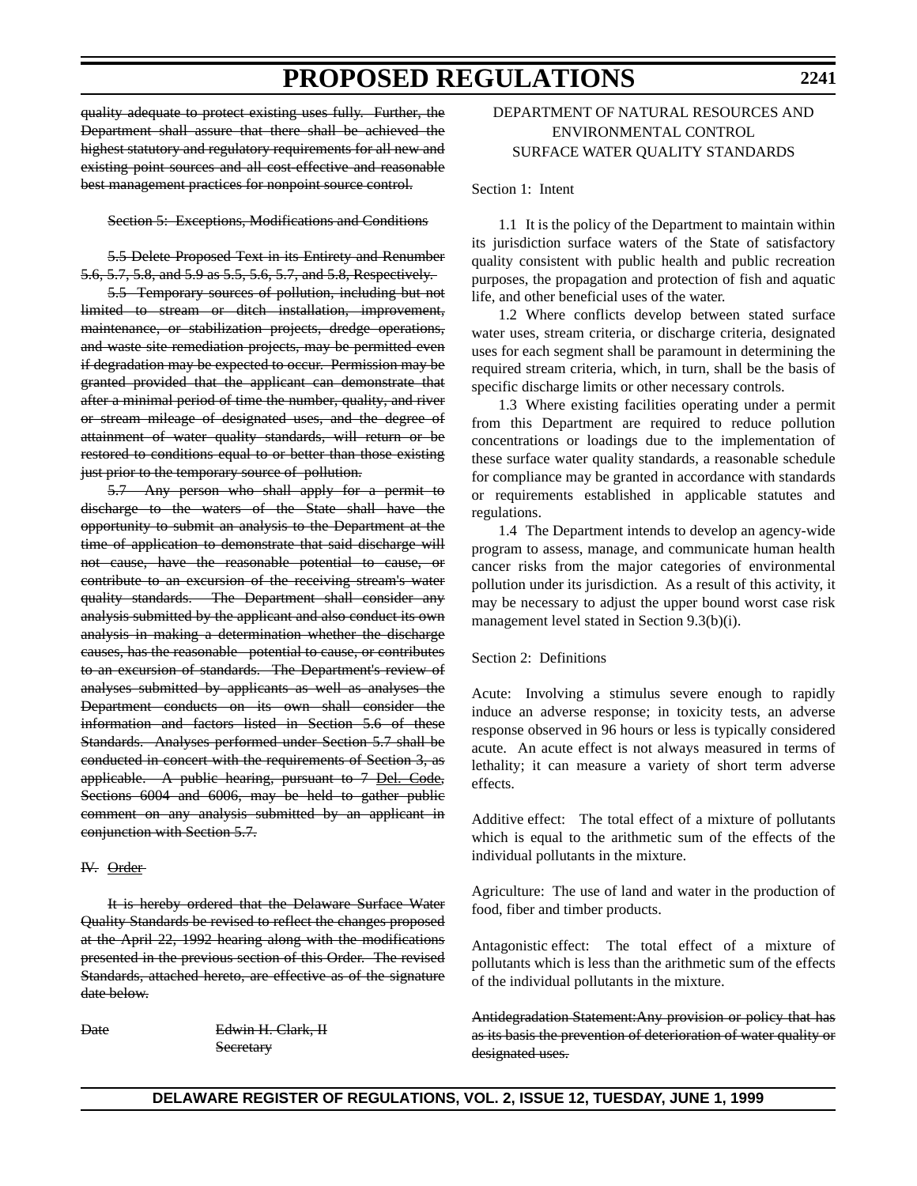~~quality adequate to protect existing uses fully. Further, the Department shall assure that there shall be achieved the highest statutory and regulatory requirements for all new and existing point sources and all cost-effective and reasonable best management practices for nonpoint source control.~~

~~Section 5: Exceptions, Modifications and Conditions~~

~~5.5 Delete Proposed Text in its Entirety and Renumber 5.6, 5.7, 5.8, and 5.9 as 5.5, 5.6, 5.7, and 5.8, Respectively.~~

~~5.5 Temporary sources of pollution, including but not limited to stream or ditch installation, improvement, maintenance, or stabilization projects, dredge operations, and waste site remediation projects, may be permitted even if degradation may be expected to occur. Permission may be granted provided that the applicant can demonstrate that after a minimal period of time the number, quality, and river or stream mileage of designated uses, and the degree of attainment of water quality standards, will return or be restored to conditions equal to or better than those existing just prior to the temporary source of pollution.~~

~~5.7 Any person who shall apply for a permit to discharge to the waters of the State shall have the opportunity to submit an analysis to the Department at the time of application to demonstrate that said discharge will not cause, have the reasonable potential to cause, or contribute to an excursion of the receiving stream's water quality standards. The Department shall consider any analysis submitted by the applicant and also conduct its own analysis in making a determination whether the discharge causes, has the reasonable potential to cause, or contributes to an excursion of standards. The Department's review of analyses submitted by applicants as well as analyses the Department conducts on its own shall consider the information and factors listed in Section 5.6 of these Standards. Analyses performed under Section 5.7 shall be conducted in concert with the requirements of Section 3, as applicable. A public hearing, pursuant to 7 Del. Code, Sections 6004 and 6006, may be held to gather public comment on any analysis submitted by an applicant in conjunction with Section 5.7.~~

~~IV. Order~~

~~It is hereby ordered that the Delaware Surface Water Quality Standards be revised to reflect the changes proposed at the April 22, 1992 hearing along with the modifications presented in the previous section of this Order. The revised Standards, attached hereto, are effective as of the signature date below.~~

~~Date~~ ~~Edwin H. Clark, II~~
~~Secretary~~

DEPARTMENT OF NATURAL RESOURCES AND ENVIRONMENTAL CONTROL
SURFACE WATER QUALITY STANDARDS

Section 1: Intent

1.1 It is the policy of the Department to maintain within its jurisdiction surface waters of the State of satisfactory quality consistent with public health and public recreation purposes, the propagation and protection of fish and aquatic life, and other beneficial uses of the water.

1.2 Where conflicts develop between stated surface water uses, stream criteria, or discharge criteria, designated uses for each segment shall be paramount in determining the required stream criteria, which, in turn, shall be the basis of specific discharge limits or other necessary controls.

1.3 Where existing facilities operating under a permit from this Department are required to reduce pollution concentrations or loadings due to the implementation of these surface water quality standards, a reasonable schedule for compliance may be granted in accordance with standards or requirements established in applicable statutes and regulations.

1.4 The Department intends to develop an agency-wide program to assess, manage, and communicate human health cancer risks from the major categories of environmental pollution under its jurisdiction. As a result of this activity, it may be necessary to adjust the upper bound worst case risk management level stated in Section 9.3(b)(i).

Section 2: Definitions

Acute: Involving a stimulus severe enough to rapidly induce an adverse response; in toxicity tests, an adverse response observed in 96 hours or less is typically considered acute. An acute effect is not always measured in terms of lethality; it can measure a variety of short term adverse effects.

Additive effect: The total effect of a mixture of pollutants which is equal to the arithmetic sum of the effects of the individual pollutants in the mixture.

Agriculture: The use of land and water in the production of food, fiber and timber products.

Antagonistic effect: The total effect of a mixture of pollutants which is less than the arithmetic sum of the effects of the individual pollutants in the mixture.

~~Antidegradation Statement: Any provision or policy that has as its basis the prevention of deterioration of water quality or designated uses.~~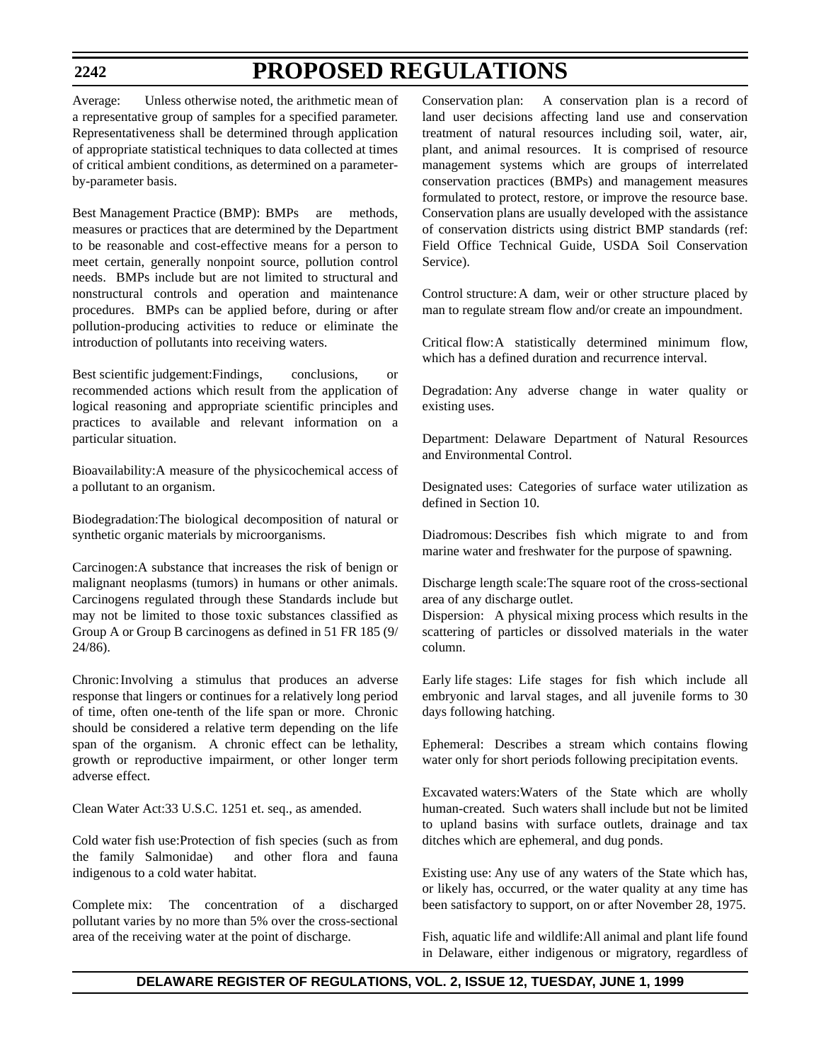Average: Unless otherwise noted, the arithmetic mean of a representative group of samples for a specified parameter. Representativeness shall be determined through application of appropriate statistical techniques to data collected at times of critical ambient conditions, as determined on a parameter-by-parameter basis.

Best Management Practice (BMP): BMPs are methods, measures or practices that are determined by the Department to be reasonable and cost-effective means for a person to meet certain, generally nonpoint source, pollution control needs. BMPs include but are not limited to structural and nonstructural controls and operation and maintenance procedures. BMPs can be applied before, during or after pollution-producing activities to reduce or eliminate the introduction of pollutants into receiving waters.

Best scientific judgement: Findings, conclusions, or recommended actions which result from the application of logical reasoning and appropriate scientific principles and practices to available and relevant information on a particular situation.

Bioavailability: A measure of the physicochemical access of a pollutant to an organism.

Biodegradation: The biological decomposition of natural or synthetic organic materials by microorganisms.

Carcinogen: A substance that increases the risk of benign or malignant neoplasms (tumors) in humans or other animals. Carcinogens regulated through these Standards include but may not be limited to those toxic substances classified as Group A or Group B carcinogens as defined in 51 FR 185 (9/24/86).

Chronic: Involving a stimulus that produces an adverse response that lingers or continues for a relatively long period of time, often one-tenth of the life span or more. Chronic should be considered a relative term depending on the life span of the organism. A chronic effect can be lethality, growth or reproductive impairment, or other longer term adverse effect.

Clean Water Act: 33 U.S.C. 1251 et. seq., as amended.

Cold water fish use: Protection of fish species (such as from the family Salmonidae) and other flora and fauna indigenous to a cold water habitat.

Complete mix: The concentration of a discharged pollutant varies by no more than 5% over the cross-sectional area of the receiving water at the point of discharge.

Conservation plan: A conservation plan is a record of land user decisions affecting land use and conservation treatment of natural resources including soil, water, air, plant, and animal resources. It is comprised of resource management systems which are groups of interrelated conservation practices (BMPs) and management measures formulated to protect, restore, or improve the resource base. Conservation plans are usually developed with the assistance of conservation districts using district BMP standards (ref: Field Office Technical Guide, USDA Soil Conservation Service).

Control structure: A dam, weir or other structure placed by man to regulate stream flow and/or create an impoundment.

Critical flow: A statistically determined minimum flow, which has a defined duration and recurrence interval.

Degradation: Any adverse change in water quality or existing uses.

Department: Delaware Department of Natural Resources and Environmental Control.

Designated uses: Categories of surface water utilization as defined in Section 10.

Diadromous: Describes fish which migrate to and from marine water and freshwater for the purpose of spawning.

Discharge length scale: The square root of the cross-sectional area of any discharge outlet.

Dispersion: A physical mixing process which results in the scattering of particles or dissolved materials in the water column.

Early life stages: Life stages for fish which include all embryonic and larval stages, and all juvenile forms to 30 days following hatching.

Ephemeral: Describes a stream which contains flowing water only for short periods following precipitation events.

Excavated waters: Waters of the State which are wholly human-created. Such waters shall include but not be limited to upland basins with surface outlets, drainage and tax ditches which are ephemeral, and dug ponds.

Existing use: Any use of any waters of the State which has, or likely has, occurred, or the water quality at any time has been satisfactory to support, on or after November 28, 1975.

Fish, aquatic life and wildlife: All animal and plant life found in Delaware, either indigenous or migratory, regardless of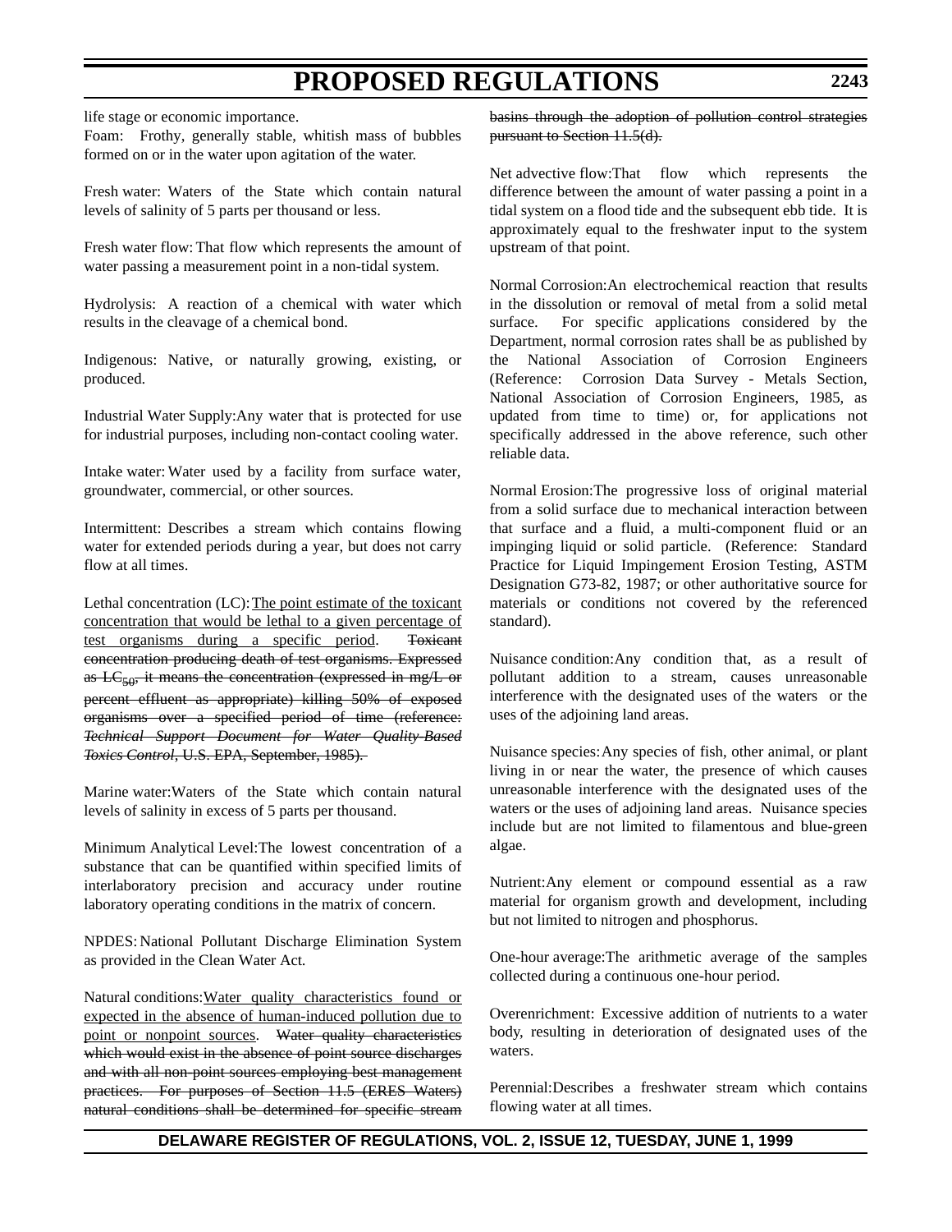life stage or economic importance.

Foam: Frothy, generally stable, whitish mass of bubbles formed on or in the water upon agitation of the water.

Fresh water: Waters of the State which contain natural levels of salinity of 5 parts per thousand or less.

Fresh water flow: That flow which represents the amount of water passing a measurement point in a non-tidal system.

Hydrolysis: A reaction of a chemical with water which results in the cleavage of a chemical bond.

Indigenous: Native, or naturally growing, existing, or produced.

Industrial Water Supply: Any water that is protected for use for industrial purposes, including non-contact cooling water.

Intake water: Water used by a facility from surface water, groundwater, commercial, or other sources.

Intermittent: Describes a stream which contains flowing water for extended periods during a year, but does not carry flow at all times.

Lethal concentration (LC): <u>The point estimate of the toxicant concentration that would be lethal to a given percentage of test organisms during a specific period</u>. ~~Toxicant concentration producing death of test organisms. Expressed as $LC_{50}$, it means the concentration (expressed in mg/L or percent effluent as appropriate) killing 50% of exposed organisms over a specified period of time (reference: *Technical Support Document for Water Quality-Based Toxics Control*, U.S. EPA, September, 1985).~~

Marine water: Waters of the State which contain natural levels of salinity in excess of 5 parts per thousand.

Minimum Analytical Level: The lowest concentration of a substance that can be quantified within specified limits of interlaboratory precision and accuracy under routine laboratory operating conditions in the matrix of concern.

NPDES: National Pollutant Discharge Elimination System as provided in the Clean Water Act.

Natural conditions: <u>Water quality characteristics found or expected in the absence of human-induced pollution due to point or nonpoint sources</u>. ~~Water quality characteristics which would exist in the absence of point source discharges and with all non-point sources employing best management practices. For purposes of Section 11.5 (ERES Waters) natural conditions shall be determined for specific stream basins through the adoption of pollution control strategies pursuant to Section 11.5(d).~~

Net advective flow: That flow which represents the difference between the amount of water passing a point in a tidal system on a flood tide and the subsequent ebb tide. It is approximately equal to the freshwater input to the system upstream of that point.

Normal Corrosion: An electrochemical reaction that results in the dissolution or removal of metal from a solid metal surface. For specific applications considered by the Department, normal corrosion rates shall be as published by the National Association of Corrosion Engineers (Reference: Corrosion Data Survey - Metals Section, National Association of Corrosion Engineers, 1985, as updated from time to time) or, for applications not specifically addressed in the above reference, such other reliable data.

Normal Erosion: The progressive loss of original material from a solid surface due to mechanical interaction between that surface and a fluid, a multi-component fluid or an impinging liquid or solid particle. (Reference: Standard Practice for Liquid Impingement Erosion Testing, ASTM Designation G73-82, 1987; or other authoritative source for materials or conditions not covered by the referenced standard).

Nuisance condition: Any condition that, as a result of pollutant addition to a stream, causes unreasonable interference with the designated uses of the waters or the uses of the adjoining land areas.

Nuisance species: Any species of fish, other animal, or plant living in or near the water, the presence of which causes unreasonable interference with the designated uses of the waters or the uses of adjoining land areas. Nuisance species include but are not limited to filamentous and blue-green algae.

Nutrient: Any element or compound essential as a raw material for organism growth and development, including but not limited to nitrogen and phosphorus.

One-hour average: The arithmetic average of the samples collected during a continuous one-hour period.

Overenrichment: Excessive addition of nutrients to a water body, resulting in deterioration of designated uses of the waters.

Perennial: Describes a freshwater stream which contains flowing water at all times.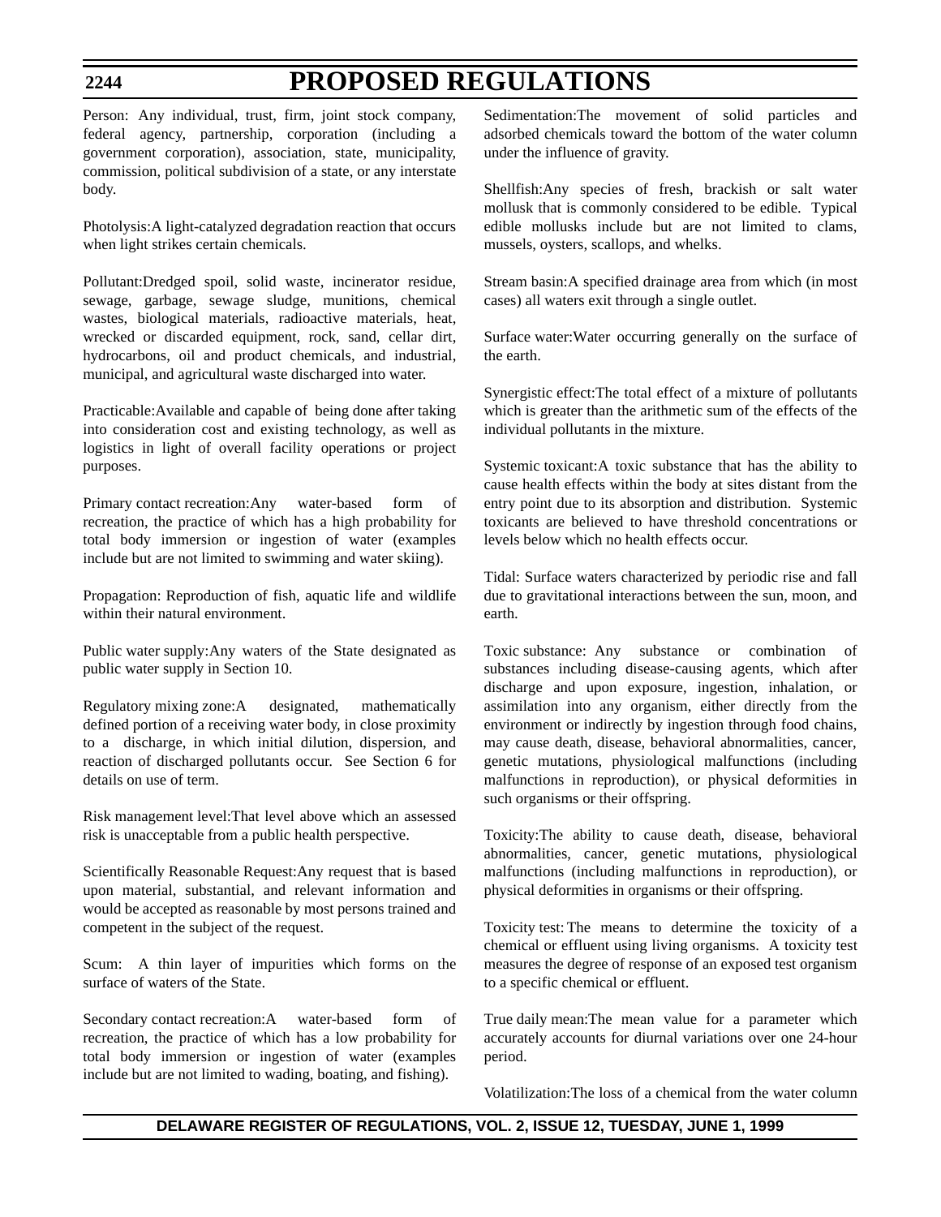Person: Any individual, trust, firm, joint stock company, federal agency, partnership, corporation (including a government corporation), association, state, municipality, commission, political subdivision of a state, or any interstate body.

Photolysis:A light-catalyzed degradation reaction that occurs when light strikes certain chemicals.

Pollutant:Dredged spoil, solid waste, incinerator residue, sewage, garbage, sewage sludge, munitions, chemical wastes, biological materials, radioactive materials, heat, wrecked or discarded equipment, rock, sand, cellar dirt, hydrocarbons, oil and product chemicals, and industrial, municipal, and agricultural waste discharged into water.

Practicable:Available and capable of being done after taking into consideration cost and existing technology, as well as logistics in light of overall facility operations or project purposes.

Primary contact recreation:Any water-based form of recreation, the practice of which has a high probability for total body immersion or ingestion of water (examples include but are not limited to swimming and water skiing).

Propagation: Reproduction of fish, aquatic life and wildlife within their natural environment.

Public water supply:Any waters of the State designated as public water supply in Section 10.

Regulatory mixing zone:A designated, mathematically defined portion of a receiving water body, in close proximity to a discharge, in which initial dilution, dispersion, and reaction of discharged pollutants occur. See Section 6 for details on use of term.

Risk management level:That level above which an assessed risk is unacceptable from a public health perspective.

Scientifically Reasonable Request:Any request that is based upon material, substantial, and relevant information and would be accepted as reasonable by most persons trained and competent in the subject of the request.

Scum: A thin layer of impurities which forms on the surface of waters of the State.

Secondary contact recreation:A water-based form of recreation, the practice of which has a low probability for total body immersion or ingestion of water (examples include but are not limited to wading, boating, and fishing).

Sedimentation:The movement of solid particles and adsorbed chemicals toward the bottom of the water column under the influence of gravity.

Shellfish:Any species of fresh, brackish or salt water mollusk that is commonly considered to be edible. Typical edible mollusks include but are not limited to clams, mussels, oysters, scallops, and whelks.

Stream basin:A specified drainage area from which (in most cases) all waters exit through a single outlet.

Surface water:Water occurring generally on the surface of the earth.

Synergistic effect:The total effect of a mixture of pollutants which is greater than the arithmetic sum of the effects of the individual pollutants in the mixture.

Systemic toxicant:A toxic substance that has the ability to cause health effects within the body at sites distant from the entry point due to its absorption and distribution. Systemic toxicants are believed to have threshold concentrations or levels below which no health effects occur.

Tidal: Surface waters characterized by periodic rise and fall due to gravitational interactions between the sun, moon, and earth.

Toxic substance: Any substance or combination of substances including disease-causing agents, which after discharge and upon exposure, ingestion, inhalation, or assimilation into any organism, either directly from the environment or indirectly by ingestion through food chains, may cause death, disease, behavioral abnormalities, cancer, genetic mutations, physiological malfunctions (including malfunctions in reproduction), or physical deformities in such organisms or their offspring.

Toxicity:The ability to cause death, disease, behavioral abnormalities, cancer, genetic mutations, physiological malfunctions (including malfunctions in reproduction), or physical deformities in organisms or their offspring.

Toxicity test: The means to determine the toxicity of a chemical or effluent using living organisms. A toxicity test measures the degree of response of an exposed test organism to a specific chemical or effluent.

True daily mean:The mean value for a parameter which accurately accounts for diurnal variations over one 24-hour period.

Volatilization:The loss of a chemical from the water column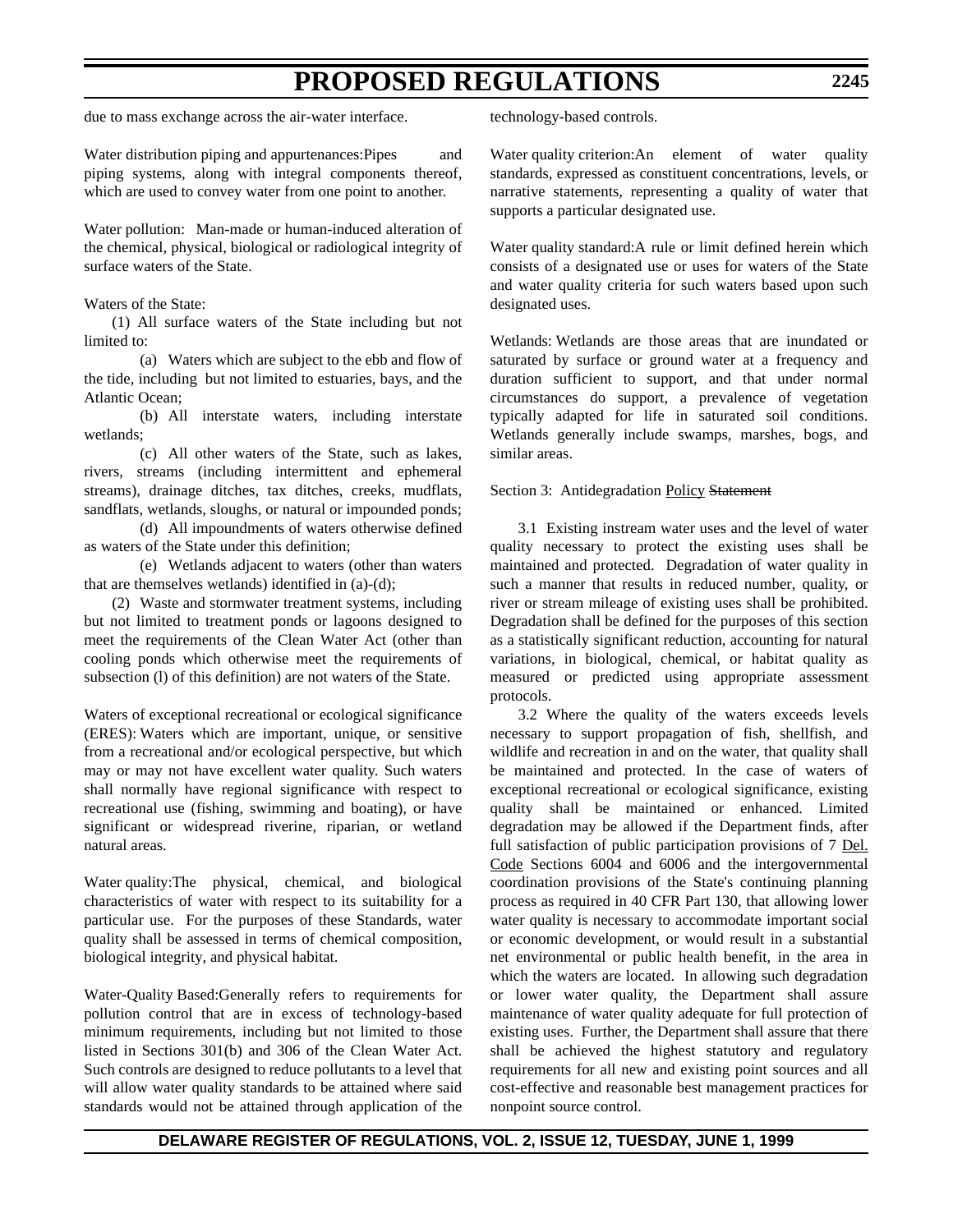due to mass exchange across the air-water interface.

Water distribution piping and appurtenances:Pipes and piping systems, along with integral components thereof, which are used to convey water from one point to another.

Water pollution: Man-made or human-induced alteration of the chemical, physical, biological or radiological integrity of surface waters of the State.

Waters of the State:

(1) All surface waters of the State including but not limited to:

(a) Waters which are subject to the ebb and flow of the tide, including but not limited to estuaries, bays, and the Atlantic Ocean;

(b) All interstate waters, including interstate wetlands;

(c) All other waters of the State, such as lakes, rivers, streams (including intermittent and ephemeral streams), drainage ditches, tax ditches, creeks, mudflats, sandflats, wetlands, sloughs, or natural or impounded ponds;

(d) All impoundments of waters otherwise defined as waters of the State under this definition;

(e) Wetlands adjacent to waters (other than waters that are themselves wetlands) identified in (a)-(d);

(2) Waste and stormwater treatment systems, including but not limited to treatment ponds or lagoons designed to meet the requirements of the Clean Water Act (other than cooling ponds which otherwise meet the requirements of subsection (l) of this definition) are not waters of the State.

Waters of exceptional recreational or ecological significance (ERES): Waters which are important, unique, or sensitive from a recreational and/or ecological perspective, but which may or may not have excellent water quality. Such waters shall normally have regional significance with respect to recreational use (fishing, swimming and boating), or have significant or widespread riverine, riparian, or wetland natural areas.

Water quality:The physical, chemical, and biological characteristics of water with respect to its suitability for a particular use. For the purposes of these Standards, water quality shall be assessed in terms of chemical composition, biological integrity, and physical habitat.

Water-Quality Based:Generally refers to requirements for pollution control that are in excess of technology-based minimum requirements, including but not limited to those listed in Sections 301(b) and 306 of the Clean Water Act. Such controls are designed to reduce pollutants to a level that will allow water quality standards to be attained where said standards would not be attained through application of the technology-based controls.

Water quality criterion:An element of water quality standards, expressed as constituent concentrations, levels, or narrative statements, representing a quality of water that supports a particular designated use.

Water quality standard:A rule or limit defined herein which consists of a designated use or uses for waters of the State and water quality criteria for such waters based upon such designated uses.

Wetlands: Wetlands are those areas that are inundated or saturated by surface or ground water at a frequency and duration sufficient to support, and that under normal circumstances do support, a prevalence of vegetation typically adapted for life in saturated soil conditions. Wetlands generally include swamps, marshes, bogs, and similar areas.

Section 3: Antidegradation Policy ~~Statement~~

3.1 Existing instream water uses and the level of water quality necessary to protect the existing uses shall be maintained and protected. Degradation of water quality in such a manner that results in reduced number, quality, or river or stream mileage of existing uses shall be prohibited. Degradation shall be defined for the purposes of this section as a statistically significant reduction, accounting for natural variations, in biological, chemical, or habitat quality as measured or predicted using appropriate assessment protocols.

3.2 Where the quality of the waters exceeds levels necessary to support propagation of fish, shellfish, and wildlife and recreation in and on the water, that quality shall be maintained and protected. In the case of waters of exceptional recreational or ecological significance, existing quality shall be maintained or enhanced. Limited degradation may be allowed if the Department finds, after full satisfaction of public participation provisions of 7 Del. Code Sections 6004 and 6006 and the intergovernmental coordination provisions of the State's continuing planning process as required in 40 CFR Part 130, that allowing lower water quality is necessary to accommodate important social or economic development, or would result in a substantial net environmental or public health benefit, in the area in which the waters are located. In allowing such degradation or lower water quality, the Department shall assure maintenance of water quality adequate for full protection of existing uses. Further, the Department shall assure that there shall be achieved the highest statutory and regulatory requirements for all new and existing point sources and all cost-effective and reasonable best management practices for nonpoint source control.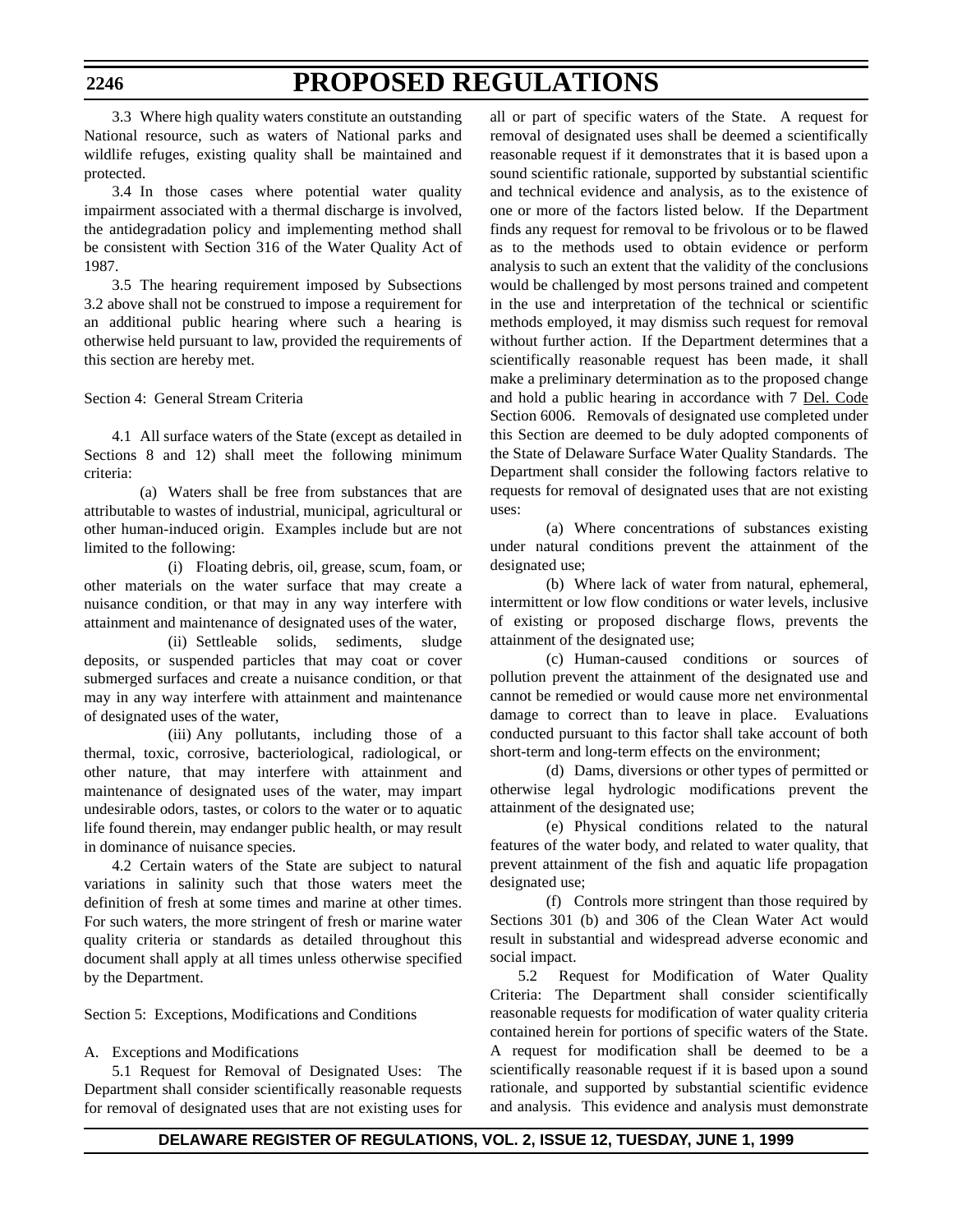3.3 Where high quality waters constitute an outstanding National resource, such as waters of National parks and wildlife refuges, existing quality shall be maintained and protected.

3.4 In those cases where potential water quality impairment associated with a thermal discharge is involved, the antidegradation policy and implementing method shall be consistent with Section 316 of the Water Quality Act of 1987.

3.5 The hearing requirement imposed by Subsections 3.2 above shall not be construed to impose a requirement for an additional public hearing where such a hearing is otherwise held pursuant to law, provided the requirements of this section are hereby met.

Section 4: General Stream Criteria

4.1 All surface waters of the State (except as detailed in Sections 8 and 12) shall meet the following minimum criteria:

(a) Waters shall be free from substances that are attributable to wastes of industrial, municipal, agricultural or other human-induced origin. Examples include but are not limited to the following:

(i) Floating debris, oil, grease, scum, foam, or other materials on the water surface that may create a nuisance condition, or that may in any way interfere with attainment and maintenance of designated uses of the water,

(ii) Settleable solids, sediments, sludge deposits, or suspended particles that may coat or cover submerged surfaces and create a nuisance condition, or that may in any way interfere with attainment and maintenance of designated uses of the water,

(iii) Any pollutants, including those of a thermal, toxic, corrosive, bacteriological, radiological, or other nature, that may interfere with attainment and maintenance of designated uses of the water, may impart undesirable odors, tastes, or colors to the water or to aquatic life found therein, may endanger public health, or may result in dominance of nuisance species.

4.2 Certain waters of the State are subject to natural variations in salinity such that those waters meet the definition of fresh at some times and marine at other times. For such waters, the more stringent of fresh or marine water quality criteria or standards as detailed throughout this document shall apply at all times unless otherwise specified by the Department.

Section 5: Exceptions, Modifications and Conditions

A. Exceptions and Modifications

5.1 Request for Removal of Designated Uses: The Department shall consider scientifically reasonable requests for removal of designated uses that are not existing uses for all or part of specific waters of the State. A request for removal of designated uses shall be deemed a scientifically reasonable request if it demonstrates that it is based upon a sound scientific rationale, supported by substantial scientific and technical evidence and analysis, as to the existence of one or more of the factors listed below. If the Department finds any request for removal to be frivolous or to be flawed as to the methods used to obtain evidence or perform analysis to such an extent that the validity of the conclusions would be challenged by most persons trained and competent in the use and interpretation of the technical or scientific methods employed, it may dismiss such request for removal without further action. If the Department determines that a scientifically reasonable request has been made, it shall make a preliminary determination as to the proposed change and hold a public hearing in accordance with 7 Del. Code Section 6006. Removals of designated use completed under this Section are deemed to be duly adopted components of the State of Delaware Surface Water Quality Standards. The Department shall consider the following factors relative to requests for removal of designated uses that are not existing uses:

(a) Where concentrations of substances existing under natural conditions prevent the attainment of the designated use;

(b) Where lack of water from natural, ephemeral, intermittent or low flow conditions or water levels, inclusive of existing or proposed discharge flows, prevents the attainment of the designated use;

(c) Human-caused conditions or sources of pollution prevent the attainment of the designated use and cannot be remedied or would cause more net environmental damage to correct than to leave in place. Evaluations conducted pursuant to this factor shall take account of both short-term and long-term effects on the environment;

(d) Dams, diversions or other types of permitted or otherwise legal hydrologic modifications prevent the attainment of the designated use;

(e) Physical conditions related to the natural features of the water body, and related to water quality, that prevent attainment of the fish and aquatic life propagation designated use;

(f) Controls more stringent than those required by Sections 301 (b) and 306 of the Clean Water Act would result in substantial and widespread adverse economic and social impact.

5.2 Request for Modification of Water Quality Criteria: The Department shall consider scientifically reasonable requests for modification of water quality criteria contained herein for portions of specific waters of the State. A request for modification shall be deemed to be a scientifically reasonable request if it is based upon a sound rationale, and supported by substantial scientific evidence and analysis. This evidence and analysis must demonstrate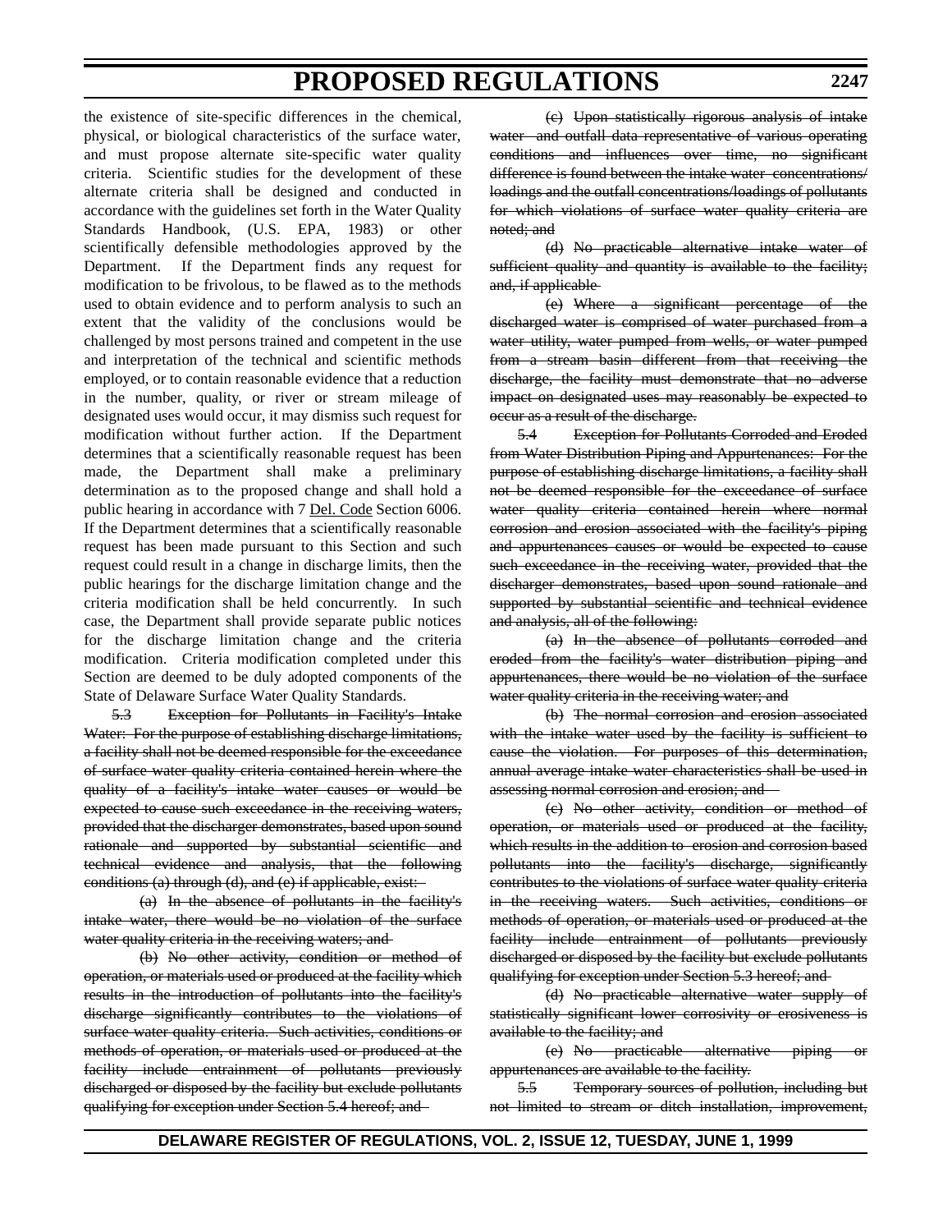the existence of site-specific differences in the chemical, physical, or biological characteristics of the surface water, and must propose alternate site-specific water quality criteria. Scientific studies for the development of these alternate criteria shall be designed and conducted in accordance with the guidelines set forth in the Water Quality Standards Handbook, (U.S. EPA, 1983) or other scientifically defensible methodologies approved by the Department. If the Department finds any request for modification to be frivolous, to be flawed as to the methods used to obtain evidence and to perform analysis to such an extent that the validity of the conclusions would be challenged by most persons trained and competent in the use and interpretation of the technical and scientific methods employed, or to contain reasonable evidence that a reduction in the number, quality, or river or stream mileage of designated uses would occur, it may dismiss such request for modification without further action. If the Department determines that a scientifically reasonable request has been made, the Department shall make a preliminary determination as to the proposed change and shall hold a public hearing in accordance with 7 Del. Code Section 6006. If the Department determines that a scientifically reasonable request has been made pursuant to this Section and such request could result in a change in discharge limits, then the public hearings for the discharge limitation change and the criteria modification shall be held concurrently. In such case, the Department shall provide separate public notices for the discharge limitation change and the criteria modification. Criteria modification completed under this Section are deemed to be duly adopted components of the State of Delaware Surface Water Quality Standards.

~~5.3 Exception for Pollutants in Facility's Intake Water: For the purpose of establishing discharge limitations, a facility shall not be deemed responsible for the exceedance of surface water quality criteria contained herein where the quality of a facility's intake water causes or would be expected to cause such exceedance in the receiving waters, provided that the discharger demonstrates, based upon sound rationale and supported by substantial scientific and technical evidence and analysis, that the following conditions (a) through (d), and (e) if applicable, exist:~~

~~(a) In the absence of pollutants in the facility's intake water, there would be no violation of the surface water quality criteria in the receiving waters; and~~

~~(b) No other activity, condition or method of operation, or materials used or produced at the facility which results in the introduction of pollutants into the facility's discharge significantly contributes to the violations of surface water quality criteria. Such activities, conditions or methods of operation, or materials used or produced at the facility include entrainment of pollutants previously discharged or disposed by the facility but exclude pollutants qualifying for exception under Section 5.4 hereof; and~~

~~(c) Upon statistically rigorous analysis of intake water and outfall data representative of various operating conditions and influences over time, no significant difference is found between the intake water concentrations/ loadings and the outfall concentrations/loadings of pollutants for which violations of surface water quality criteria are noted; and~~

~~(d) No practicable alternative intake water of sufficient quality and quantity is available to the facility; and, if applicable~~

~~(e) Where a significant percentage of the discharged water is comprised of water purchased from a water utility, water pumped from wells, or water pumped from a stream basin different from that receiving the discharge, the facility must demonstrate that no adverse impact on designated uses may reasonably be expected to occur as a result of the discharge.~~

~~5.4 Exception for Pollutants Corroded and Eroded from Water Distribution Piping and Appurtenances: For the purpose of establishing discharge limitations, a facility shall not be deemed responsible for the exceedance of surface water quality criteria contained herein where normal corrosion and erosion associated with the facility's piping and appurtenances causes or would be expected to cause such exceedance in the receiving water, provided that the discharger demonstrates, based upon sound rationale and supported by substantial scientific and technical evidence and analysis, all of the following:~~

~~(a) In the absence of pollutants corroded and eroded from the facility's water distribution piping and appurtenances, there would be no violation of the surface water quality criteria in the receiving water; and~~

~~(b) The normal corrosion and erosion associated with the intake water used by the facility is sufficient to cause the violation. For purposes of this determination, annual average intake water characteristics shall be used in assessing normal corrosion and erosion; and~~

~~(c) No other activity, condition or method of operation, or materials used or produced at the facility, which results in the addition to erosion and corrosion based pollutants into the facility's discharge, significantly contributes to the violations of surface water quality criteria in the receiving waters. Such activities, conditions or methods of operation, or materials used or produced at the facility include entrainment of pollutants previously discharged or disposed by the facility but exclude pollutants qualifying for exception under Section 5.3 hereof; and~~

~~(d) No practicable alternative water supply of statistically significant lower corrosivity or erosiveness is available to the facility; and~~

~~(e) No practicable alternative piping or appurtenances are available to the facility.~~

~~5.5 Temporary sources of pollution, including but not limited to stream or ditch installation, improvement,~~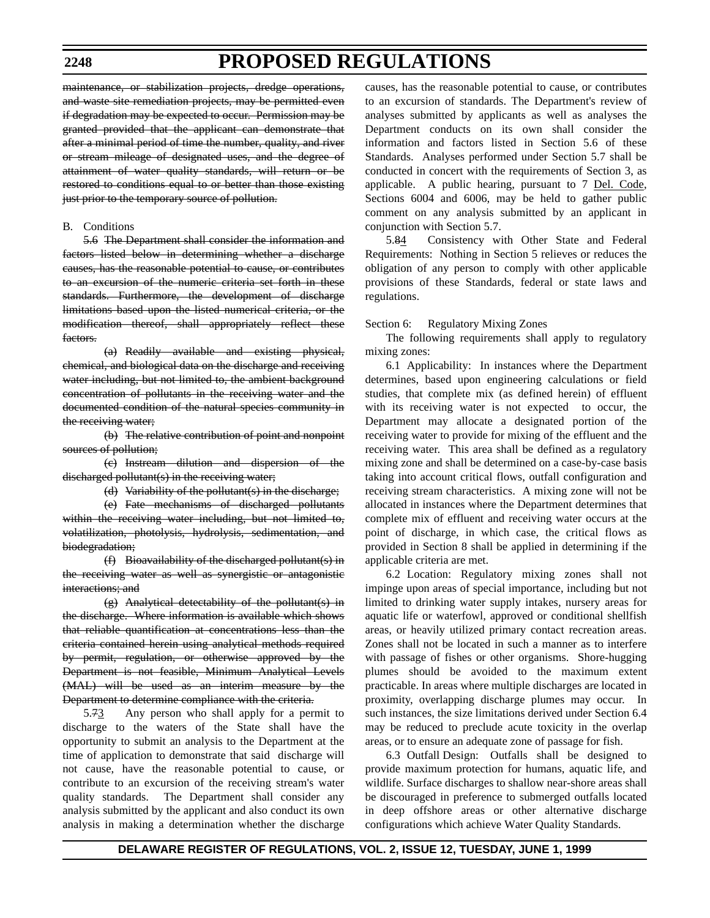~~maintenance, or stabilization projects, dredge operations, and waste site remediation projects, may be permitted even if degradation may be expected to occur. Permission may be granted provided that the applicant can demonstrate that after a minimal period of time the number, quality, and river or stream mileage of designated uses, and the degree of attainment of water quality standards, will return or be restored to conditions equal to or better than those existing just prior to the temporary source of pollution.~~

B. Conditions

~~5.6~~ ~~The Department shall consider the information and factors listed below in determining whether a discharge causes, has the reasonable potential to cause, or contributes to an excursion of the numeric criteria set forth in these standards. Furthermore, the development of discharge limitations based upon the listed numerical criteria, or the modification thereof, shall appropriately reflect these factors.~~

~~(a) Readily available and existing physical, chemical, and biological data on the discharge and receiving water including, but not limited to, the ambient background concentration of pollutants in the receiving water and the documented condition of the natural species community in the receiving water;~~

~~(b) The relative contribution of point and nonpoint sources of pollution;~~

~~(c) Instream dilution and dispersion of the discharged pollutant(s) in the receiving water;~~

~~(d) Variability of the pollutant(s) in the discharge;~~

~~(e) Fate mechanisms of discharged pollutants within the receiving water including, but not limited to, volatilization, photolysis, hydrolysis, sedimentation, and biodegradation;~~

~~(f) Bioavailability of the discharged pollutant(s) in the receiving water as well as synergistic or antagonistic interactions; and~~

~~(g) Analytical detectability of the pollutant(s) in the discharge. Where information is available which shows that reliable quantification at concentrations less than the criteria contained herein using analytical methods required by permit, regulation, or otherwise approved by the Department is not feasible, Minimum Analytical Levels (MAL) will be used as an interim measure by the Department to determine compliance with the criteria.~~

5.~~7~~3 Any person who shall apply for a permit to discharge to the waters of the State shall have the opportunity to submit an analysis to the Department at the time of application to demonstrate that said discharge will not cause, have the reasonable potential to cause, or contribute to an excursion of the receiving stream's water quality standards. The Department shall consider any analysis submitted by the applicant and also conduct its own analysis in making a determination whether the discharge causes, has the reasonable potential to cause, or contributes to an excursion of standards. The Department's review of analyses submitted by applicants as well as analyses the Department conducts on its own shall consider the information and factors listed in Section 5.6 of these Standards. Analyses performed under Section 5.7 shall be conducted in concert with the requirements of Section 3, as applicable. A public hearing, pursuant to 7 Del. Code, Sections 6004 and 6006, may be held to gather public comment on any analysis submitted by an applicant in conjunction with Section 5.7.

5.~~8~~4 Consistency with Other State and Federal Requirements: Nothing in Section 5 relieves or reduces the obligation of any person to comply with other applicable provisions of these Standards, federal or state laws and regulations.

Section 6: Regulatory Mixing Zones

The following requirements shall apply to regulatory mixing zones:

6.1 Applicability: In instances where the Department determines, based upon engineering calculations or field studies, that complete mix (as defined herein) of effluent with its receiving water is not expected to occur, the Department may allocate a designated portion of the receiving water to provide for mixing of the effluent and the receiving water. This area shall be defined as a regulatory mixing zone and shall be determined on a case-by-case basis taking into account critical flows, outfall configuration and receiving stream characteristics. A mixing zone will not be allocated in instances where the Department determines that complete mix of effluent and receiving water occurs at the point of discharge, in which case, the critical flows as provided in Section 8 shall be applied in determining if the applicable criteria are met.

6.2 Location: Regulatory mixing zones shall not impinge upon areas of special importance, including but not limited to drinking water supply intakes, nursery areas for aquatic life or waterfowl, approved or conditional shellfish areas, or heavily utilized primary contact recreation areas. Zones shall not be located in such a manner as to interfere with passage of fishes or other organisms. Shore-hugging plumes should be avoided to the maximum extent practicable. In areas where multiple discharges are located in proximity, overlapping discharge plumes may occur. In such instances, the size limitations derived under Section 6.4 may be reduced to preclude acute toxicity in the overlap areas, or to ensure an adequate zone of passage for fish.

6.3 Outfall Design: Outfalls shall be designed to provide maximum protection for humans, aquatic life, and wildlife. Surface discharges to shallow near-shore areas shall be discouraged in preference to submerged outfalls located in deep offshore areas or other alternative discharge configurations which achieve Water Quality Standards.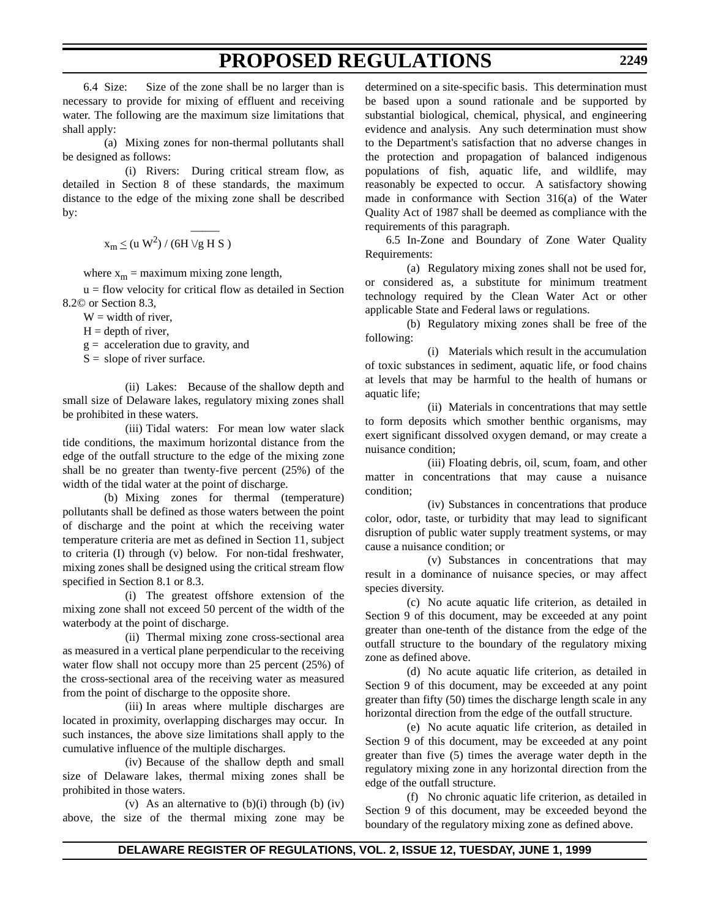6.4 Size: Size of the zone shall be no larger than is necessary to provide for mixing of effluent and receiving water. The following are the maximum size limitations that shall apply:

(a) Mixing zones for non-thermal pollutants shall be designed as follows:

(i) Rivers: During critical stream flow, as detailed in Section 8 of these standards, the maximum distance to the edge of the mixing zone shall be described by:

$$x_m \leq (u\,W^2) / (6H\sqrt{g\,H\,S})$$

where $x_m$ = maximum mixing zone length,

u = flow velocity for critical flow as detailed in Section 8.2© or Section 8.3,

W = width of river,

H = depth of river,

g = acceleration due to gravity, and

S = slope of river surface.

(ii) Lakes: Because of the shallow depth and small size of Delaware lakes, regulatory mixing zones shall be prohibited in these waters.

(iii) Tidal waters: For mean low water slack tide conditions, the maximum horizontal distance from the edge of the outfall structure to the edge of the mixing zone shall be no greater than twenty-five percent (25%) of the width of the tidal water at the point of discharge.

(b) Mixing zones for thermal (temperature) pollutants shall be defined as those waters between the point of discharge and the point at which the receiving water temperature criteria are met as defined in Section 11, subject to criteria (I) through (v) below. For non-tidal freshwater, mixing zones shall be designed using the critical stream flow specified in Section 8.1 or 8.3.

(i) The greatest offshore extension of the mixing zone shall not exceed 50 percent of the width of the waterbody at the point of discharge.

(ii) Thermal mixing zone cross-sectional area as measured in a vertical plane perpendicular to the receiving water flow shall not occupy more than 25 percent (25%) of the cross-sectional area of the receiving water as measured from the point of discharge to the opposite shore.

(iii) In areas where multiple discharges are located in proximity, overlapping discharges may occur. In such instances, the above size limitations shall apply to the cumulative influence of the multiple discharges.

(iv) Because of the shallow depth and small size of Delaware lakes, thermal mixing zones shall be prohibited in those waters.

(v) As an alternative to (b)(i) through (b) (iv) above, the size of the thermal mixing zone may be determined on a site-specific basis. This determination must be based upon a sound rationale and be supported by substantial biological, chemical, physical, and engineering evidence and analysis. Any such determination must show to the Department's satisfaction that no adverse changes in the protection and propagation of balanced indigenous populations of fish, aquatic life, and wildlife, may reasonably be expected to occur. A satisfactory showing made in conformance with Section 316(a) of the Water Quality Act of 1987 shall be deemed as compliance with the requirements of this paragraph.

6.5 In-Zone and Boundary of Zone Water Quality Requirements:

(a) Regulatory mixing zones shall not be used for, or considered as, a substitute for minimum treatment technology required by the Clean Water Act or other applicable State and Federal laws or regulations.

(b) Regulatory mixing zones shall be free of the following:

(i) Materials which result in the accumulation of toxic substances in sediment, aquatic life, or food chains at levels that may be harmful to the health of humans or aquatic life;

(ii) Materials in concentrations that may settle to form deposits which smother benthic organisms, may exert significant dissolved oxygen demand, or may create a nuisance condition;

(iii) Floating debris, oil, scum, foam, and other matter in concentrations that may cause a nuisance condition;

(iv) Substances in concentrations that produce color, odor, taste, or turbidity that may lead to significant disruption of public water supply treatment systems, or may cause a nuisance condition; or

(v) Substances in concentrations that may result in a dominance of nuisance species, or may affect species diversity.

(c) No acute aquatic life criterion, as detailed in Section 9 of this document, may be exceeded at any point greater than one-tenth of the distance from the edge of the outfall structure to the boundary of the regulatory mixing zone as defined above.

(d) No acute aquatic life criterion, as detailed in Section 9 of this document, may be exceeded at any point greater than fifty (50) times the discharge length scale in any horizontal direction from the edge of the outfall structure.

(e) No acute aquatic life criterion, as detailed in Section 9 of this document, may be exceeded at any point greater than five (5) times the average water depth in the regulatory mixing zone in any horizontal direction from the edge of the outfall structure.

(f) No chronic aquatic life criterion, as detailed in Section 9 of this document, may be exceeded beyond the boundary of the regulatory mixing zone as defined above.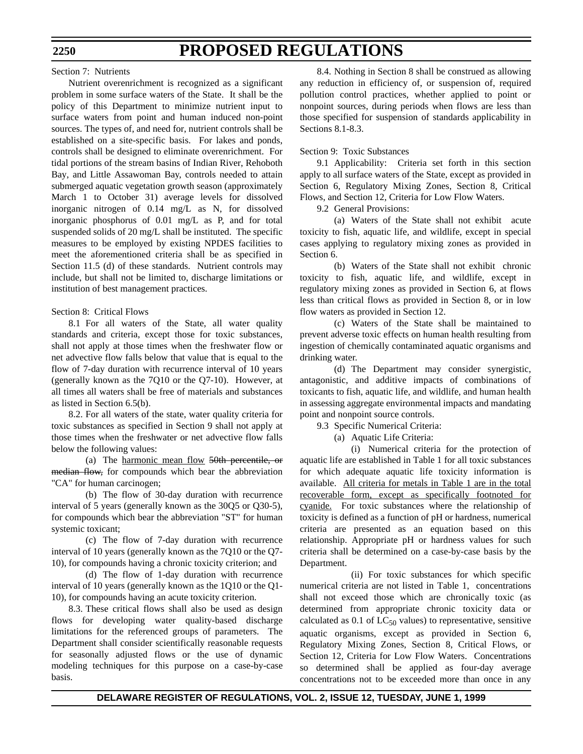Section 7: Nutrients

Nutrient overenrichment is recognized as a significant problem in some surface waters of the State. It shall be the policy of this Department to minimize nutrient input to surface waters from point and human induced non-point sources. The types of, and need for, nutrient controls shall be established on a site-specific basis. For lakes and ponds, controls shall be designed to eliminate overenrichment. For tidal portions of the stream basins of Indian River, Rehoboth Bay, and Little Assawoman Bay, controls needed to attain submerged aquatic vegetation growth season (approximately March 1 to October 31) average levels for dissolved inorganic nitrogen of 0.14 mg/L as N, for dissolved inorganic phosphorus of 0.01 mg/L as P, and for total suspended solids of 20 mg/L shall be instituted. The specific measures to be employed by existing NPDES facilities to meet the aforementioned criteria shall be as specified in Section 11.5 (d) of these standards. Nutrient controls may include, but shall not be limited to, discharge limitations or institution of best management practices.

Section 8: Critical Flows

8.1 For all waters of the State, all water quality standards and criteria, except those for toxic substances, shall not apply at those times when the freshwater flow or net advective flow falls below that value that is equal to the flow of 7-day duration with recurrence interval of 10 years (generally known as the 7Q10 or the Q7-10). However, at all times all waters shall be free of materials and substances as listed in Section 6.5(b).

8.2. For all waters of the state, water quality criteria for toxic substances as specified in Section 9 shall not apply at those times when the freshwater or net advective flow falls below the following values:

(a) The <u>harmonic mean flow</u> ~~50th percentile, or median flow,~~ for compounds which bear the abbreviation "CA" for human carcinogen;

(b) The flow of 30-day duration with recurrence interval of 5 years (generally known as the 30Q5 or Q30-5), for compounds which bear the abbreviation "ST" for human systemic toxicant;

(c) The flow of 7-day duration with recurrence interval of 10 years (generally known as the 7Q10 or the Q7-10), for compounds having a chronic toxicity criterion; and

(d) The flow of 1-day duration with recurrence interval of 10 years (generally known as the 1Q10 or the Q1-10), for compounds having an acute toxicity criterion.

8.3. These critical flows shall also be used as design flows for developing water quality-based discharge limitations for the referenced groups of parameters. The Department shall consider scientifically reasonable requests for seasonally adjusted flows or the use of dynamic modeling techniques for this purpose on a case-by-case basis.

8.4. Nothing in Section 8 shall be construed as allowing any reduction in efficiency of, or suspension of, required pollution control practices, whether applied to point or nonpoint sources, during periods when flows are less than those specified for suspension of standards applicability in Sections 8.1-8.3.

Section 9: Toxic Substances

9.1 Applicability: Criteria set forth in this section apply to all surface waters of the State, except as provided in Section 6, Regulatory Mixing Zones, Section 8, Critical Flows, and Section 12, Criteria for Low Flow Waters.

9.2 General Provisions:

(a) Waters of the State shall not exhibit acute toxicity to fish, aquatic life, and wildlife, except in special cases applying to regulatory mixing zones as provided in Section 6.

(b) Waters of the State shall not exhibit chronic toxicity to fish, aquatic life, and wildlife, except in regulatory mixing zones as provided in Section 6, at flows less than critical flows as provided in Section 8, or in low flow waters as provided in Section 12.

(c) Waters of the State shall be maintained to prevent adverse toxic effects on human health resulting from ingestion of chemically contaminated aquatic organisms and drinking water.

(d) The Department may consider synergistic, antagonistic, and additive impacts of combinations of toxicants to fish, aquatic life, and wildlife, and human health in assessing aggregate environmental impacts and mandating point and nonpoint source controls.

9.3 Specific Numerical Criteria:

(a) Aquatic Life Criteria:

(i) Numerical criteria for the protection of aquatic life are established in Table 1 for all toxic substances for which adequate aquatic life toxicity information is available. <u>All criteria for metals in Table 1 are in the total recoverable form, except as specifically footnoted for cyanide.</u> For toxic substances where the relationship of toxicity is defined as a function of pH or hardness, numerical criteria are presented as an equation based on this relationship. Appropriate pH or hardness values for such criteria shall be determined on a case-by-case basis by the Department.

(ii) For toxic substances for which specific numerical criteria are not listed in Table 1, concentrations shall not exceed those which are chronically toxic (as determined from appropriate chronic toxicity data or calculated as 0.1 of $LC_{50}$ values) to representative, sensitive aquatic organisms, except as provided in Section 6, Regulatory Mixing Zones, Section 8, Critical Flows, or Section 12, Criteria for Low Flow Waters. Concentrations so determined shall be applied as four-day average concentrations not to be exceeded more than once in any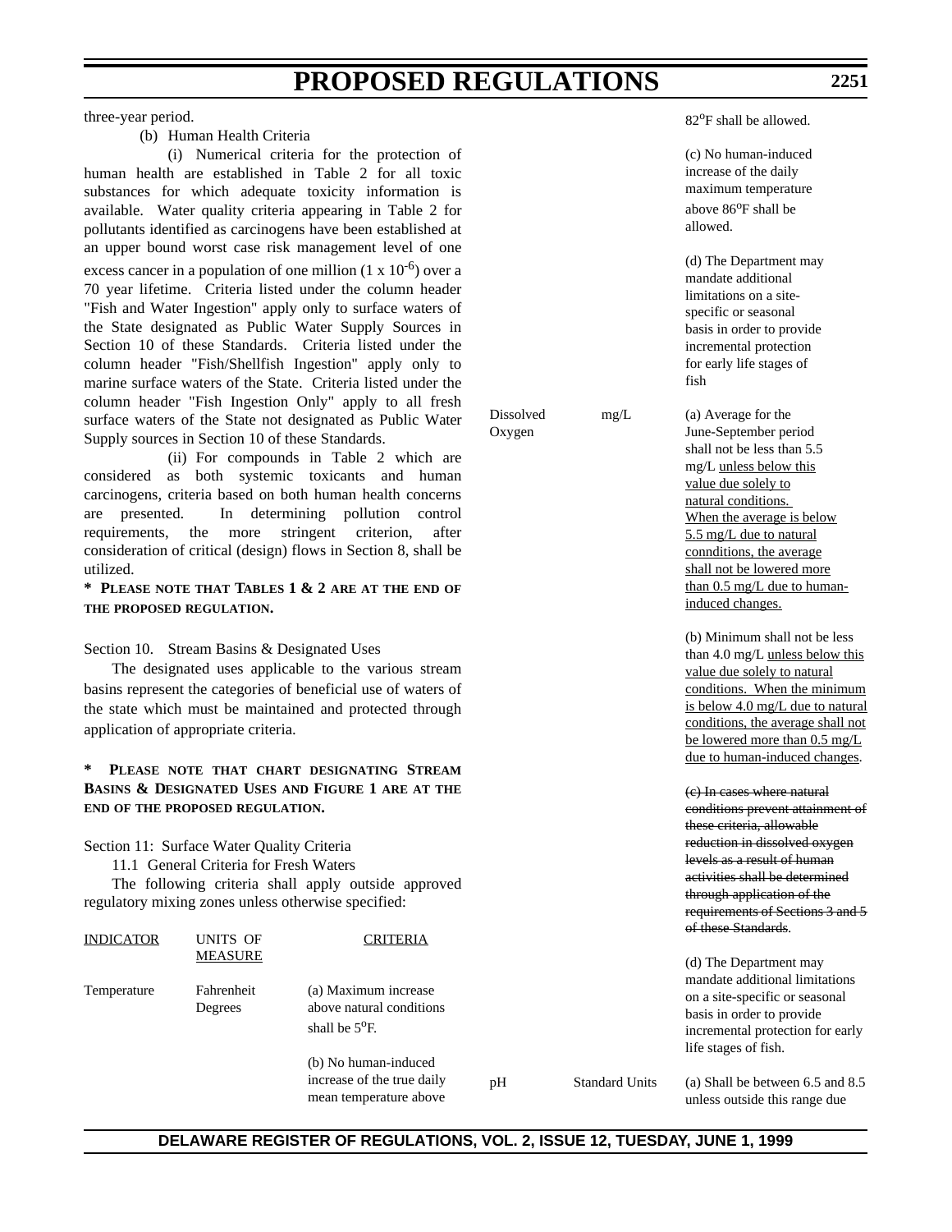three-year period.

(b) Human Health Criteria

(i) Numerical criteria for the protection of human health are established in Table 2 for all toxic substances for which adequate toxicity information is available. Water quality criteria appearing in Table 2 for pollutants identified as carcinogens have been established at an upper bound worst case risk management level of one excess cancer in a population of one million ($1 \times 10^{-6}$) over a 70 year lifetime. Criteria listed under the column header "Fish and Water Ingestion" apply only to surface waters of the State designated as Public Water Supply Sources in Section 10 of these Standards. Criteria listed under the column header "Fish/Shellfish Ingestion" apply only to marine surface waters of the State. Criteria listed under the column header "Fish Ingestion Only" apply to all fresh surface waters of the State not designated as Public Water Supply sources in Section 10 of these Standards.

(ii) For compounds in Table 2 which are considered as both systemic toxicants and human carcinogens, criteria based on both human health concerns are presented. In determining pollution control requirements, the more stringent criterion, after consideration of critical (design) flows in Section 8, shall be utilized.

**\* PLEASE NOTE THAT TABLES 1 & 2 ARE AT THE END OF THE PROPOSED REGULATION.**

Section 10. Stream Basins & Designated Uses

The designated uses applicable to the various stream basins represent the categories of beneficial use of waters of the state which must be maintained and protected through application of appropriate criteria.

**\* PLEASE NOTE THAT CHART DESIGNATING STREAM BASINS & DESIGNATED USES AND FIGURE 1 ARE AT THE END OF THE PROPOSED REGULATION.**

Section 11: Surface Water Quality Criteria

11.1 General Criteria for Fresh Waters

The following criteria shall apply outside approved regulatory mixing zones unless otherwise specified:

| INDICATOR | UNITS OF MEASURE | CRITERIA |
|---|---|---|
| Temperature | Fahrenheit Degrees | (a) Maximum increase above natural conditions shall be 5°F.<br><br>(b) No human-induced increase of the true daily mean temperature above 82°F shall be allowed.<br><br>(c) No human-induced increase of the daily maximum temperature above 86°F shall be allowed.<br><br>(d) The Department may mandate additional limitations on a site-specific or seasonal basis in order to provide incremental protection for early life stages of fish |
| Dissolved Oxygen | mg/L | (a) Average for the June-September period shall not be less than 5.5 mg/L <u>unless below this value due solely to natural conditions. When the average is below 5.5 mg/L due to natural connditions, the average shall not be lowered more than 0.5 mg/L due to human-induced changes.</u><br><br>(b) Minimum shall not be less than 4.0 mg/L <u>unless below this value due solely to natural conditions. When the minimum is below 4.0 mg/L due to natural conditions, the average shall not be lowered more than 0.5 mg/L due to human-induced changes</u>.<br><br>~~(c) In cases where natural conditions prevent attainment of these criteria, allowable reduction in dissolved oxygen levels as a result of human activities shall be determined through application of the requirements of Sections 3 and 5 of these Standards~~.<br><br>(d) The Department may mandate additional limitations on a site-specific or seasonal basis in order to provide incremental protection for early life stages of fish. |
| pH | Standard Units | (a) Shall be between 6.5 and 8.5 unless outside this range due |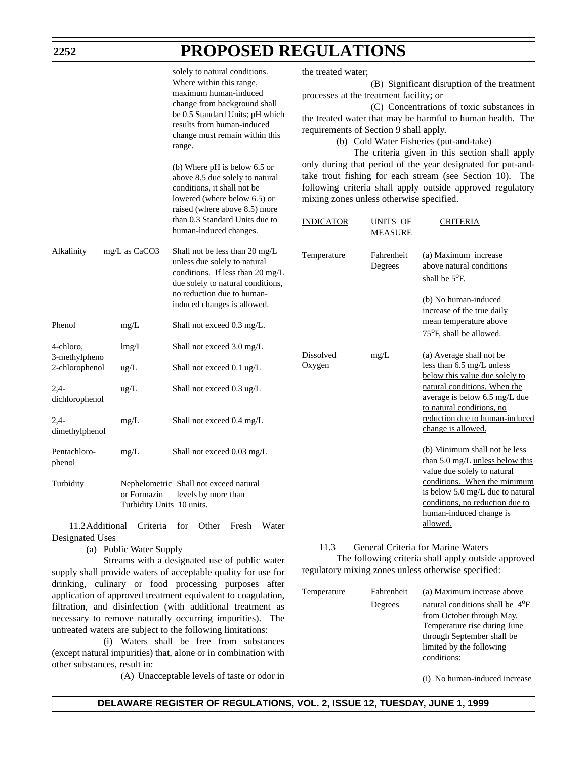| | | |
|---|---|---|
| | | solely to natural conditions. Where within this range, maximum human-induced change from background shall be 0.5 Standard Units; pH which results from human-induced change must remain within this range.<br><br>(b) Where pH is below 6.5 or above 8.5 due solely to natural conditions, it shall not be lowered (where below 6.5) or raised (where above 8.5) more than 0.3 Standard Units due to human-induced changes. |
| Alkalinity | mg/L as CaCO3 | Shall not be less than 20 mg/L unless due solely to natural conditions. If less than 20 mg/L due solely to natural conditions, no reduction due to human-induced changes is allowed. |
| Phenol | mg/L | Shall not exceed 0.3 mg/L. |
| 4-chloro, 3-methylpheno | lmg/L | Shall not exceed 3.0 mg/L |
| 2-chlorophenol | ug/L | Shall not exceed 0.1 ug/L |
| 2,4-dichlorophenol | ug/L | Shall not exceed 0.3 ug/L |
| 2,4-dimethylphenol | mg/L | Shall not exceed 0.4 mg/L |
| Pentachloro-phenol | mg/L | Shall not exceed 0.03 mg/L |
| Turbidity | Nephelometric or Formazin Turbidity Units | Shall not exceed natural levels by more than 10 units. |

11.2 Additional Criteria for Other Fresh Water Designated Uses

(a) Public Water Supply

Streams with a designated use of public water supply shall provide waters of acceptable quality for use for drinking, culinary or food processing purposes after application of approved treatment equivalent to coagulation, filtration, and disinfection (with additional treatment as necessary to remove naturally occurring impurities). The untreated waters are subject to the following limitations:

(i) Waters shall be free from substances (except natural impurities) that, alone or in combination with other substances, result in:

(A) Unacceptable levels of taste or odor in the treated water;

(B) Significant disruption of the treatment processes at the treatment facility; or

(C) Concentrations of toxic substances in the treated water that may be harmful to human health. The requirements of Section 9 shall apply.

(b) Cold Water Fisheries (put-and-take)

The criteria given in this section shall apply only during that period of the year designated for put-and-take trout fishing for each stream (see Section 10). The following criteria shall apply outside approved regulatory mixing zones unless otherwise specified.

| INDICATOR | UNITS OF MEASURE | CRITERIA |
|---|---|---|
| Temperature | Fahrenheit Degrees | (a) Maximum increase above natural conditions shall be 5°F.<br><br>(b) No human-induced increase of the true daily mean temperature above 75°F, shall be allowed. |
| Dissolved Oxygen | mg/L | (a) Average shall not be less than 6.5 mg/L unless below this value due solely to natural conditions. When the average is below 6.5 mg/L due to natural conditions, no reduction due to human-induced change is allowed.<br><br>(b) Minimum shall not be less than 5.0 mg/L unless below this value due solely to natural conditions. When the minimum is below 5.0 mg/L due to natural conditions, no reduction due to human-induced change is allowed. |

11.3 General Criteria for Marine Waters

The following criteria shall apply outside approved regulatory mixing zones unless otherwise specified:

| | | |
|---|---|---|
| Temperature | Fahrenheit Degrees | (a) Maximum increase above natural conditions shall be 4°F from October through May. Temperature rise during June through September shall be limited by the following conditions:<br><br>(i) No human-induced increase |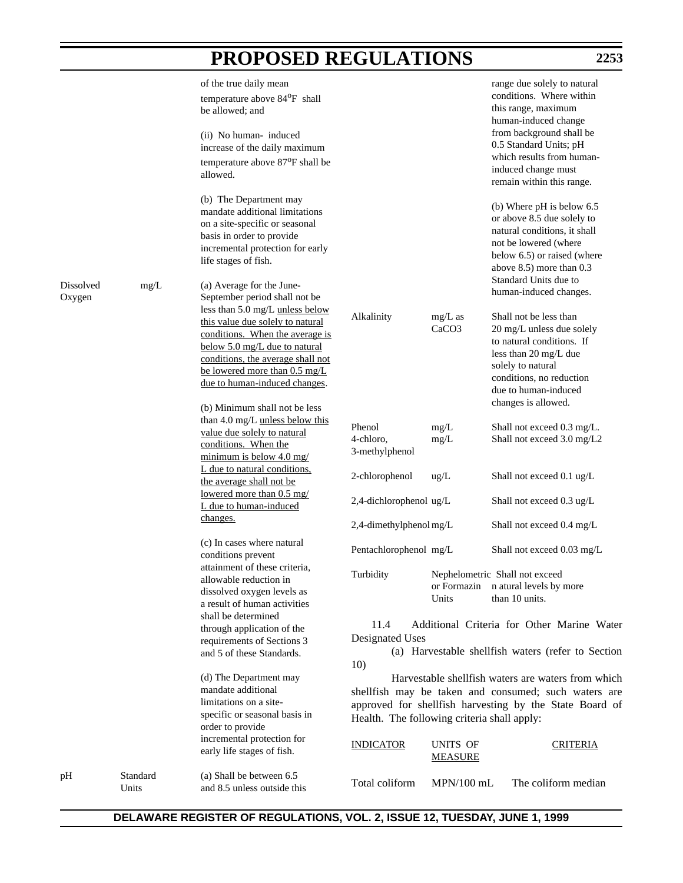| | | of the true daily mean temperature above 84°F shall be allowed; and<br><br>(ii) No human- induced increase of the daily maximum temperature above 87°F shall be allowed.<br><br>(b) The Department may mandate additional limitations on a site-specific or seasonal basis in order to provide incremental protection for early life stages of fish. |
|---|---|---|
| Dissolved Oxygen | mg/L | (a) Average for the June-September period shall not be less than 5.0 mg/L unless below this value due solely to natural conditions. When the average is below 5.0 mg/L due to natural conditions, the average shall not be lowered more than 0.5 mg/L due to human-induced changes.<br><br>(b) Minimum shall not be less than 4.0 mg/L unless below this value due solely to natural conditions. When the minimum is below 4.0 mg/L due to natural conditions, the average shall not be lowered more than 0.5 mg/L due to human-induced changes.<br><br>(c) In cases where natural conditions prevent attainment of these criteria, allowable reduction in dissolved oxygen levels as a result of human activities shall be determined through application of the requirements of Sections 3 and 5 of these Standards.<br><br>(d) The Department may mandate additional limitations on a site-specific or seasonal basis in order to provide incremental protection for early life stages of fish. |
| pH | Standard Units | (a) Shall be between 6.5 and 8.5 unless outside this range due solely to natural conditions. Where within this range, maximum human-induced change from background shall be 0.5 Standard Units; pH which results from human-induced change must remain within this range.<br><br>(b) Where pH is below 6.5 or above 8.5 due solely to natural conditions, it shall not be lowered (where below 6.5) or raised (where above 8.5) more than 0.3 Standard Units due to human-induced changes. |
| Alkalinity | mg/L as $CaCO_3$ | Shall not be less than 20 mg/L unless due solely to natural conditions. If less than 20 mg/L due solely to natural conditions, no reduction due to human-induced changes is allowed. |
| Phenol | mg/L | Shall not exceed 0.3 mg/L. |
| 4-chloro, 3-methylphenol | mg/L | Shall not exceed 3.0 mg/L2 |
| 2-chlorophenol | ug/L | Shall not exceed 0.1 ug/L |
| 2,4-dichlorophenol | ug/L | Shall not exceed 0.3 ug/L |
| 2,4-dimethylphenol | mg/L | Shall not exceed 0.4 mg/L |
| Pentachlorophenol | mg/L | Shall not exceed 0.03 mg/L |
| Turbidity | Nephelometric or Formazin Units | Shall not exceed n atural levels by more than 10 units. |

11.4 Additional Criteria for Other Marine Water Designated Uses

(a) Harvestable shellfish waters (refer to Section 10)

Harvestable shellfish waters are waters from which shellfish may be taken and consumed; such waters are approved for shellfish harvesting by the State Board of Health. The following criteria shall apply:

| INDICATOR | UNITS OF MEASURE | CRITERIA |
|---|---|---|
| Total coliform | MPN/100 mL | The coliform median |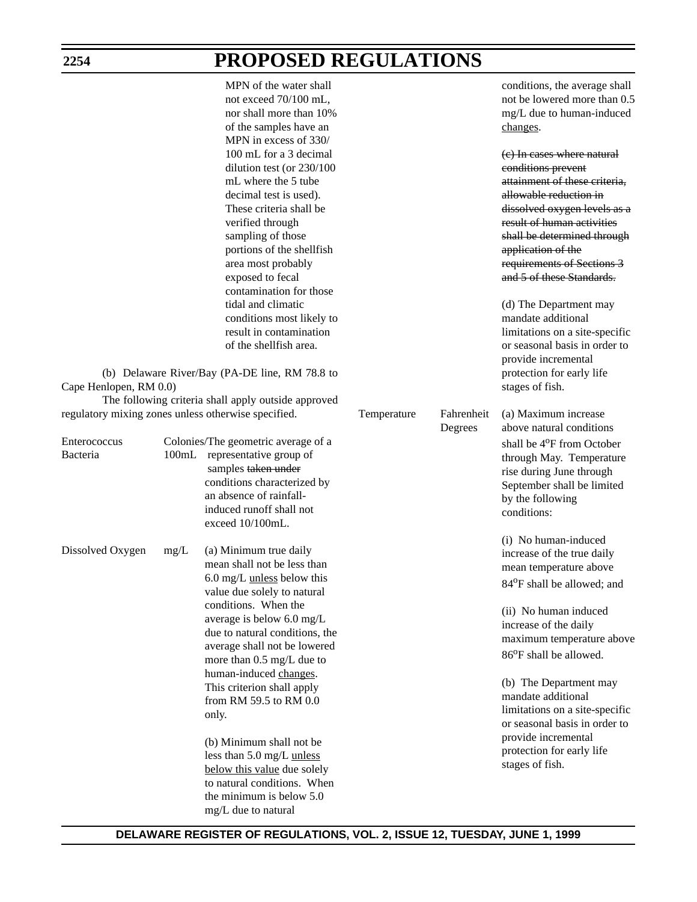MPN of the water shall not exceed 70/100 mL, nor shall more than 10% of the samples have an MPN in excess of 330/100 mL for a 3 decimal dilution test (or 230/100 mL where the 5 tube decimal test is used). These criteria shall be verified through sampling of those portions of the shellfish area most probably exposed to fecal contamination for those tidal and climatic conditions most likely to result in contamination of the shellfish area.

(b) Delaware River/Bay (PA-DE line, RM 78.8 to Cape Henlopen, RM 0.0)

The following criteria shall apply outside approved regulatory mixing zones unless otherwise specified.

| | | |
|---|---|---|
| Enterococcus Bacteria | Colonies/100mL | The geometric average of a representative group of samples ~~taken under~~ conditions characterized by an absence of rainfall-induced runoff shall not exceed 10/100mL. |
| Dissolved Oxygen | mg/L | (a) Minimum true daily mean shall not be less than 6.0 mg/L <u>unless</u> below this value due solely to natural conditions. When the average is below 6.0 mg/L due to natural conditions, the average shall not be lowered more than 0.5 mg/L due to human-induced <u>changes</u>. This criterion shall apply from RM 59.5 to RM 0.0 only.<br><br>(b) Minimum shall not be less than 5.0 mg/L <u>unless below this value</u> due solely to natural conditions. When the minimum is below 5.0 mg/L due to natural conditions, the average shall not be lowered more than 0.5 mg/L due to human-induced <u>changes</u>.<br><br>~~(c) In cases where natural conditions prevent attainment of these criteria, allowable reduction in dissolved oxygen levels as a result of human activities shall be determined through application of the requirements of Sections 3 and 5 of these Standards.~~<br><br>(d) The Department may mandate additional limitations on a site-specific or seasonal basis in order to provide incremental protection for early life stages of fish. |
| Temperature | Fahrenheit Degrees | (a) Maximum increase above natural conditions shall be 4°F from October through May. Temperature rise during June through September shall be limited by the following conditions:<br><br>(i) No human-induced increase of the true daily mean temperature above 84°F shall be allowed; and<br><br>(ii) No human induced increase of the daily maximum temperature above 86°F shall be allowed.<br><br>(b) The Department may mandate additional limitations on a site-specific or seasonal basis in order to provide incremental protection for early life stages of fish. |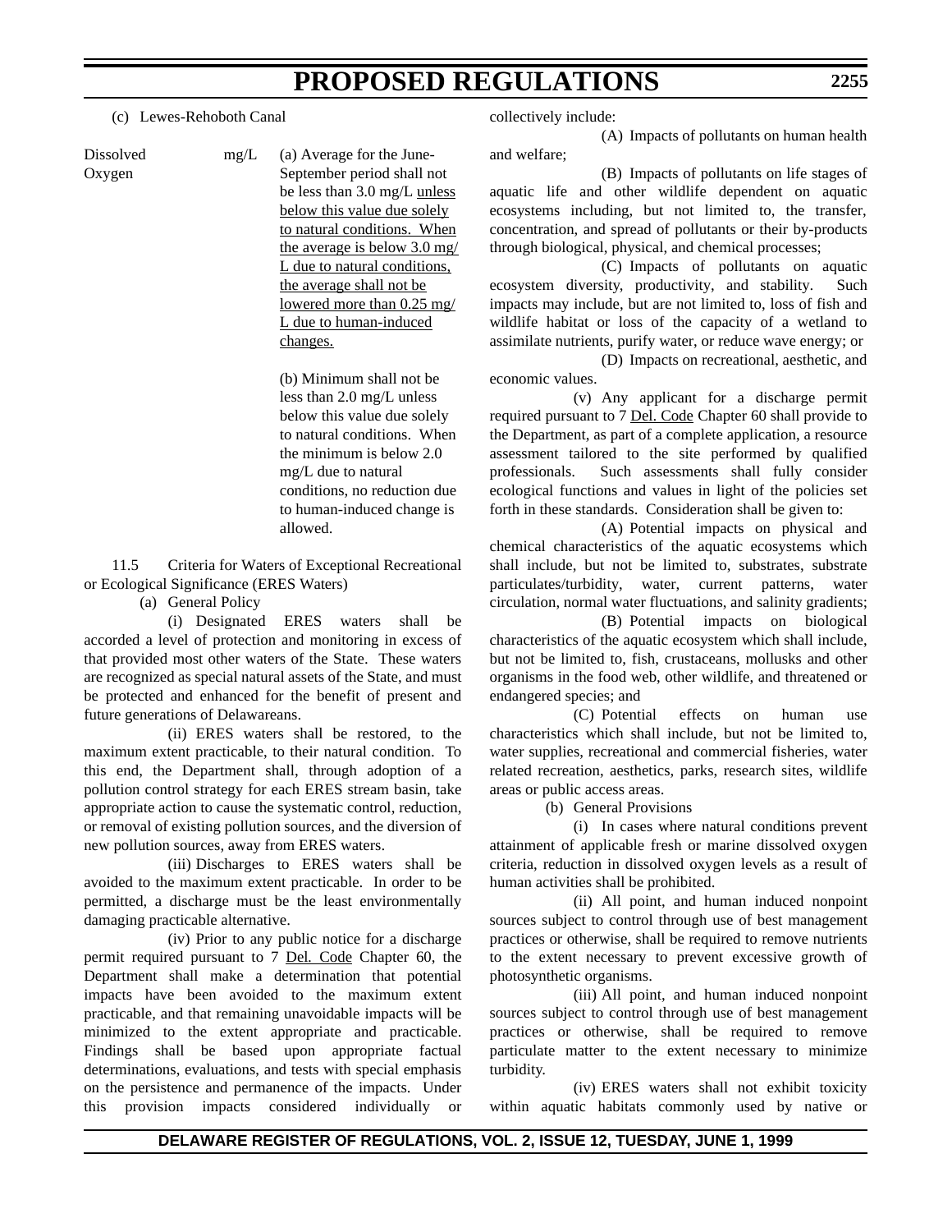(c) Lewes-Rehoboth Canal

| | | |
|---|---|---|
| Dissolved Oxygen | mg/L | (a) Average for the June-September period shall not be less than 3.0 mg/L unless below this value due solely to natural conditions. When the average is below 3.0 mg/L due to natural conditions, the average shall not be lowered more than 0.25 mg/L due to human-induced changes.<br><br>(b) Minimum shall not be less than 2.0 mg/L unless below this value due solely to natural conditions. When the minimum is below 2.0 mg/L due to natural conditions, no reduction due to human-induced change is allowed. |

11.5 Criteria for Waters of Exceptional Recreational or Ecological Significance (ERES Waters)

(a) General Policy

(i) Designated ERES waters shall be accorded a level of protection and monitoring in excess of that provided most other waters of the State. These waters are recognized as special natural assets of the State, and must be protected and enhanced for the benefit of present and future generations of Delawareans.

(ii) ERES waters shall be restored, to the maximum extent practicable, to their natural condition. To this end, the Department shall, through adoption of a pollution control strategy for each ERES stream basin, take appropriate action to cause the systematic control, reduction, or removal of existing pollution sources, and the diversion of new pollution sources, away from ERES waters.

(iii) Discharges to ERES waters shall be avoided to the maximum extent practicable. In order to be permitted, a discharge must be the least environmentally damaging practicable alternative.

(iv) Prior to any public notice for a discharge permit required pursuant to 7 Del. Code Chapter 60, the Department shall make a determination that potential impacts have been avoided to the maximum extent practicable, and that remaining unavoidable impacts will be minimized to the extent appropriate and practicable. Findings shall be based upon appropriate factual determinations, evaluations, and tests with special emphasis on the persistence and permanence of the impacts. Under this provision impacts considered individually or collectively include:

(A) Impacts of pollutants on human health and welfare;

(B) Impacts of pollutants on life stages of aquatic life and other wildlife dependent on aquatic ecosystems including, but not limited to, the transfer, concentration, and spread of pollutants or their by-products through biological, physical, and chemical processes;

(C) Impacts of pollutants on aquatic ecosystem diversity, productivity, and stability. Such impacts may include, but are not limited to, loss of fish and wildlife habitat or loss of the capacity of a wetland to assimilate nutrients, purify water, or reduce wave energy; or

(D) Impacts on recreational, aesthetic, and economic values.

(v) Any applicant for a discharge permit required pursuant to 7 Del. Code Chapter 60 shall provide to the Department, as part of a complete application, a resource assessment tailored to the site performed by qualified professionals. Such assessments shall fully consider ecological functions and values in light of the policies set forth in these standards. Consideration shall be given to:

(A) Potential impacts on physical and chemical characteristics of the aquatic ecosystems which shall include, but not be limited to, substrates, substrate particulates/turbidity, water, current patterns, water circulation, normal water fluctuations, and salinity gradients;

(B) Potential impacts on biological characteristics of the aquatic ecosystem which shall include, but not be limited to, fish, crustaceans, mollusks and other organisms in the food web, other wildlife, and threatened or endangered species; and

(C) Potential effects on human use characteristics which shall include, but not be limited to, water supplies, recreational and commercial fisheries, water related recreation, aesthetics, parks, research sites, wildlife areas or public access areas.

(b) General Provisions

(i) In cases where natural conditions prevent attainment of applicable fresh or marine dissolved oxygen criteria, reduction in dissolved oxygen levels as a result of human activities shall be prohibited.

(ii) All point, and human induced nonpoint sources subject to control through use of best management practices or otherwise, shall be required to remove nutrients to the extent necessary to prevent excessive growth of photosynthetic organisms.

(iii) All point, and human induced nonpoint sources subject to control through use of best management practices or otherwise, shall be required to remove particulate matter to the extent necessary to minimize turbidity.

(iv) ERES waters shall not exhibit toxicity within aquatic habitats commonly used by native or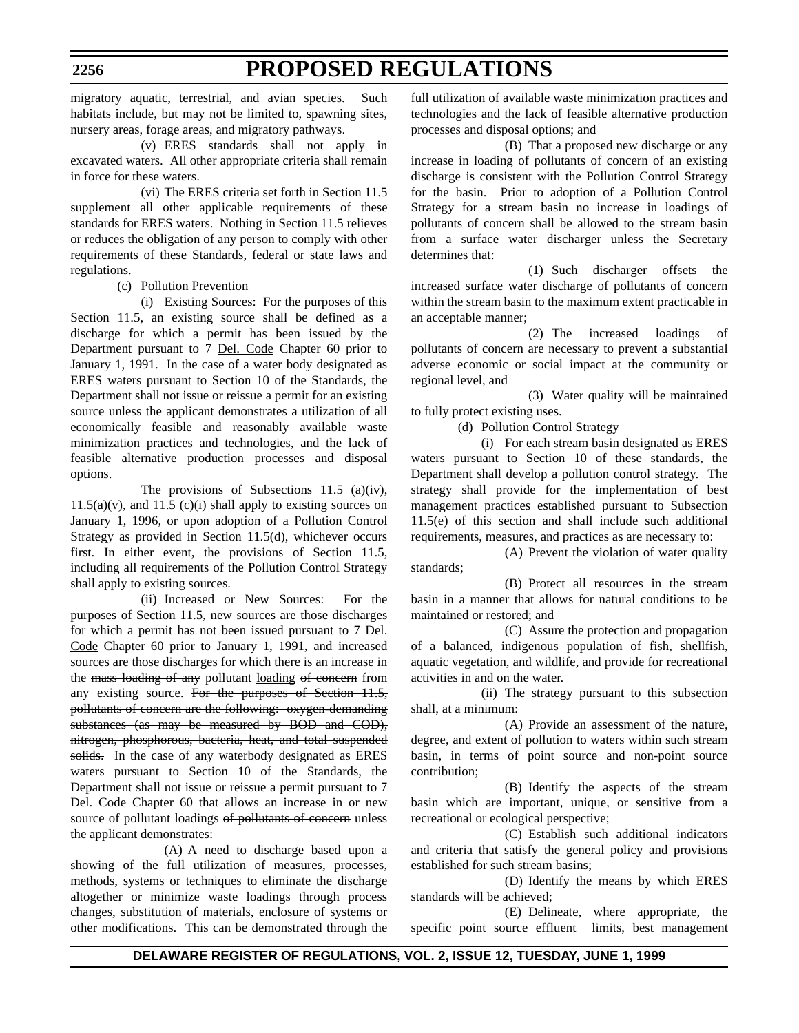migratory aquatic, terrestrial, and avian species. Such habitats include, but may not be limited to, spawning sites, nursery areas, forage areas, and migratory pathways.

(v) ERES standards shall not apply in excavated waters. All other appropriate criteria shall remain in force for these waters.

(vi) The ERES criteria set forth in Section 11.5 supplement all other applicable requirements of these standards for ERES waters. Nothing in Section 11.5 relieves or reduces the obligation of any person to comply with other requirements of these Standards, federal or state laws and regulations.

(c) Pollution Prevention

(i) Existing Sources: For the purposes of this Section 11.5, an existing source shall be defined as a discharge for which a permit has been issued by the Department pursuant to 7 Del. Code Chapter 60 prior to January 1, 1991. In the case of a water body designated as ERES waters pursuant to Section 10 of the Standards, the Department shall not issue or reissue a permit for an existing source unless the applicant demonstrates a utilization of all economically feasible and reasonably available waste minimization practices and technologies, and the lack of feasible alternative production processes and disposal options.

The provisions of Subsections 11.5 (a)(iv), 11.5(a)(v), and 11.5 (c)(i) shall apply to existing sources on January 1, 1996, or upon adoption of a Pollution Control Strategy as provided in Section 11.5(d), whichever occurs first. In either event, the provisions of Section 11.5, including all requirements of the Pollution Control Strategy shall apply to existing sources.

(ii) Increased or New Sources: For the purposes of Section 11.5, new sources are those discharges for which a permit has not been issued pursuant to 7 Del. Code Chapter 60 prior to January 1, 1991, and increased sources are those discharges for which there is an increase in the ~~mass loading of any~~ pollutant loading ~~of concern~~ from any existing source. ~~For the purposes of Section 11.5, pollutants of concern are the following: oxygen demanding substances (as may be measured by BOD and COD), nitrogen, phosphorous, bacteria, heat, and total suspended solids.~~ In the case of any waterbody designated as ERES waters pursuant to Section 10 of the Standards, the Department shall not issue or reissue a permit pursuant to 7 Del. Code Chapter 60 that allows an increase in or new source of pollutant loadings ~~of pollutants of concern~~ unless the applicant demonstrates:

(A) A need to discharge based upon a showing of the full utilization of measures, processes, methods, systems or techniques to eliminate the discharge altogether or minimize waste loadings through process changes, substitution of materials, enclosure of systems or other modifications. This can be demonstrated through the full utilization of available waste minimization practices and technologies and the lack of feasible alternative production processes and disposal options; and

(B) That a proposed new discharge or any increase in loading of pollutants of concern of an existing discharge is consistent with the Pollution Control Strategy for the basin. Prior to adoption of a Pollution Control Strategy for a stream basin no increase in loadings of pollutants of concern shall be allowed to the stream basin from a surface water discharger unless the Secretary determines that:

(1) Such discharger offsets the increased surface water discharge of pollutants of concern within the stream basin to the maximum extent practicable in an acceptable manner;

(2) The increased loadings of pollutants of concern are necessary to prevent a substantial adverse economic or social impact at the community or regional level, and

(3) Water quality will be maintained to fully protect existing uses.

(d) Pollution Control Strategy

(i) For each stream basin designated as ERES waters pursuant to Section 10 of these standards, the Department shall develop a pollution control strategy. The strategy shall provide for the implementation of best management practices established pursuant to Subsection 11.5(e) of this section and shall include such additional requirements, measures, and practices as are necessary to:

(A) Prevent the violation of water quality standards;

(B) Protect all resources in the stream basin in a manner that allows for natural conditions to be maintained or restored; and

(C) Assure the protection and propagation of a balanced, indigenous population of fish, shellfish, aquatic vegetation, and wildlife, and provide for recreational activities in and on the water.

(ii) The strategy pursuant to this subsection shall, at a minimum:

(A) Provide an assessment of the nature, degree, and extent of pollution to waters within such stream basin, in terms of point source and non-point source contribution;

(B) Identify the aspects of the stream basin which are important, unique, or sensitive from a recreational or ecological perspective;

(C) Establish such additional indicators and criteria that satisfy the general policy and provisions established for such stream basins;

(D) Identify the means by which ERES standards will be achieved;

(E) Delineate, where appropriate, the specific point source effluent limits, best management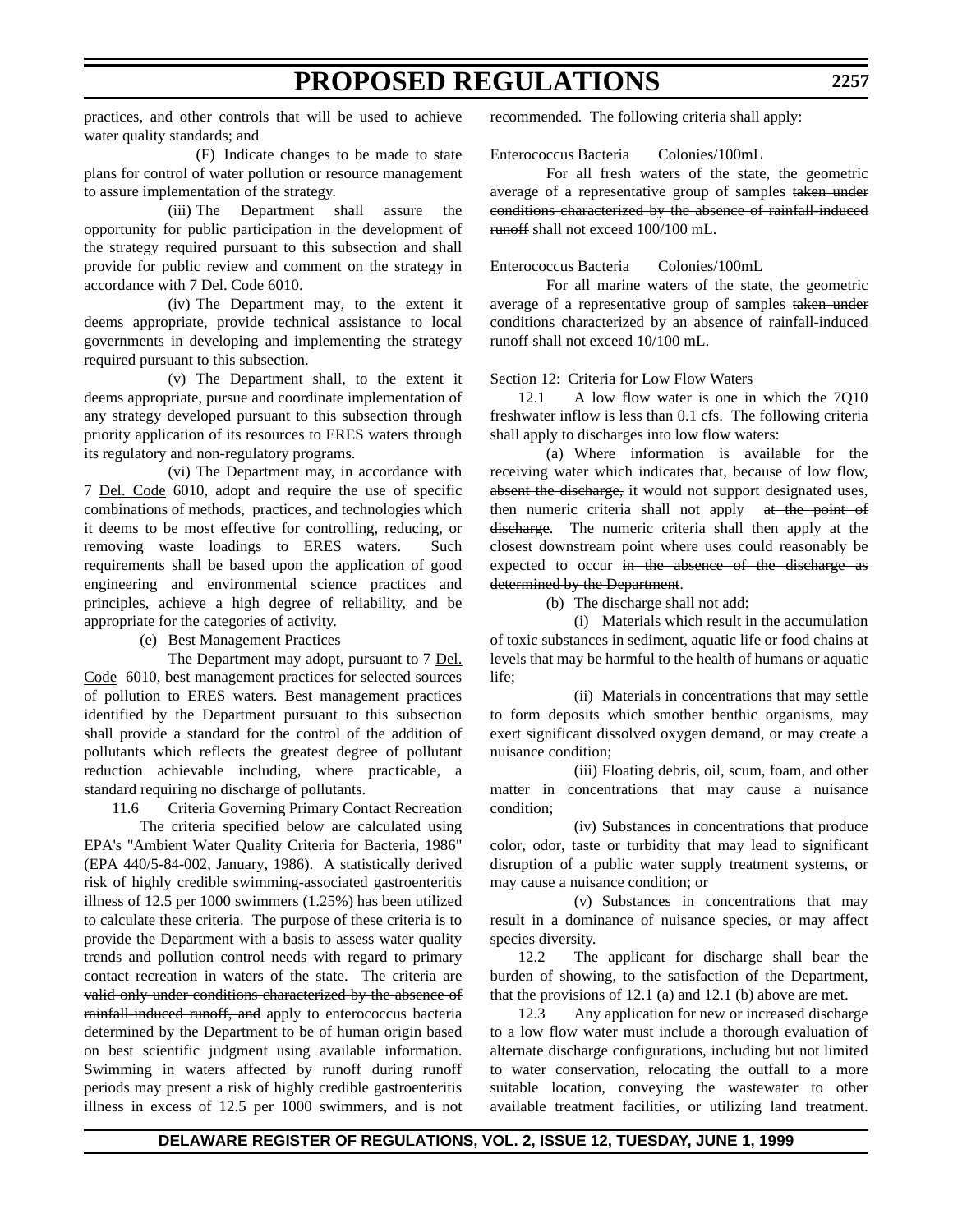practices, and other controls that will be used to achieve water quality standards; and

(F) Indicate changes to be made to state plans for control of water pollution or resource management to assure implementation of the strategy.

(iii) The Department shall assure the opportunity for public participation in the development of the strategy required pursuant to this subsection and shall provide for public review and comment on the strategy in accordance with 7 Del. Code 6010.

(iv) The Department may, to the extent it deems appropriate, provide technical assistance to local governments in developing and implementing the strategy required pursuant to this subsection.

(v) The Department shall, to the extent it deems appropriate, pursue and coordinate implementation of any strategy developed pursuant to this subsection through priority application of its resources to ERES waters through its regulatory and non-regulatory programs.

(vi) The Department may, in accordance with 7 Del. Code 6010, adopt and require the use of specific combinations of methods, practices, and technologies which it deems to be most effective for controlling, reducing, or removing waste loadings to ERES waters. Such requirements shall be based upon the application of good engineering and environmental science practices and principles, achieve a high degree of reliability, and be appropriate for the categories of activity.

(e) Best Management Practices

The Department may adopt, pursuant to 7 Del. Code 6010, best management practices for selected sources of pollution to ERES waters. Best management practices identified by the Department pursuant to this subsection shall provide a standard for the control of the addition of pollutants which reflects the greatest degree of pollutant reduction achievable including, where practicable, a standard requiring no discharge of pollutants.

11.6 Criteria Governing Primary Contact Recreation

The criteria specified below are calculated using EPA's "Ambient Water Quality Criteria for Bacteria, 1986" (EPA 440/5-84-002, January, 1986). A statistically derived risk of highly credible swimming-associated gastroenteritis illness of 12.5 per 1000 swimmers (1.25%) has been utilized to calculate these criteria. The purpose of these criteria is to provide the Department with a basis to assess water quality trends and pollution control needs with regard to primary contact recreation in waters of the state. The criteria ~~are valid only under conditions characterized by the absence of rainfall-induced runoff, and~~ apply to enterococcus bacteria determined by the Department to be of human origin based on best scientific judgment using available information. Swimming in waters affected by runoff during runoff periods may present a risk of highly credible gastroenteritis illness in excess of 12.5 per 1000 swimmers, and is not recommended. The following criteria shall apply:

Enterococcus Bacteria Colonies/100mL

For all fresh waters of the state, the geometric average of a representative group of samples ~~taken under conditions characterized by the absence of rainfall-induced runoff~~ shall not exceed 100/100 mL.

Enterococcus Bacteria Colonies/100mL

For all marine waters of the state, the geometric average of a representative group of samples ~~taken under conditions characterized by an absence of rainfall-induced runoff~~ shall not exceed 10/100 mL.

Section 12: Criteria for Low Flow Waters

12.1 A low flow water is one in which the 7Q10 freshwater inflow is less than 0.1 cfs. The following criteria shall apply to discharges into low flow waters:

(a) Where information is available for the receiving water which indicates that, because of low flow, ~~absent the discharge,~~ it would not support designated uses, then numeric criteria shall not apply ~~at the point of discharge~~. The numeric criteria shall then apply at the closest downstream point where uses could reasonably be expected to occur ~~in the absence of the discharge as determined by the Department~~.

(b) The discharge shall not add:

(i) Materials which result in the accumulation of toxic substances in sediment, aquatic life or food chains at levels that may be harmful to the health of humans or aquatic life;

(ii) Materials in concentrations that may settle to form deposits which smother benthic organisms, may exert significant dissolved oxygen demand, or may create a nuisance condition;

(iii) Floating debris, oil, scum, foam, and other matter in concentrations that may cause a nuisance condition;

(iv) Substances in concentrations that produce color, odor, taste or turbidity that may lead to significant disruption of a public water supply treatment systems, or may cause a nuisance condition; or

(v) Substances in concentrations that may result in a dominance of nuisance species, or may affect species diversity.

12.2 The applicant for discharge shall bear the burden of showing, to the satisfaction of the Department, that the provisions of 12.1 (a) and 12.1 (b) above are met.

12.3 Any application for new or increased discharge to a low flow water must include a thorough evaluation of alternate discharge configurations, including but not limited to water conservation, relocating the outfall to a more suitable location, conveying the wastewater to other available treatment facilities, or utilizing land treatment.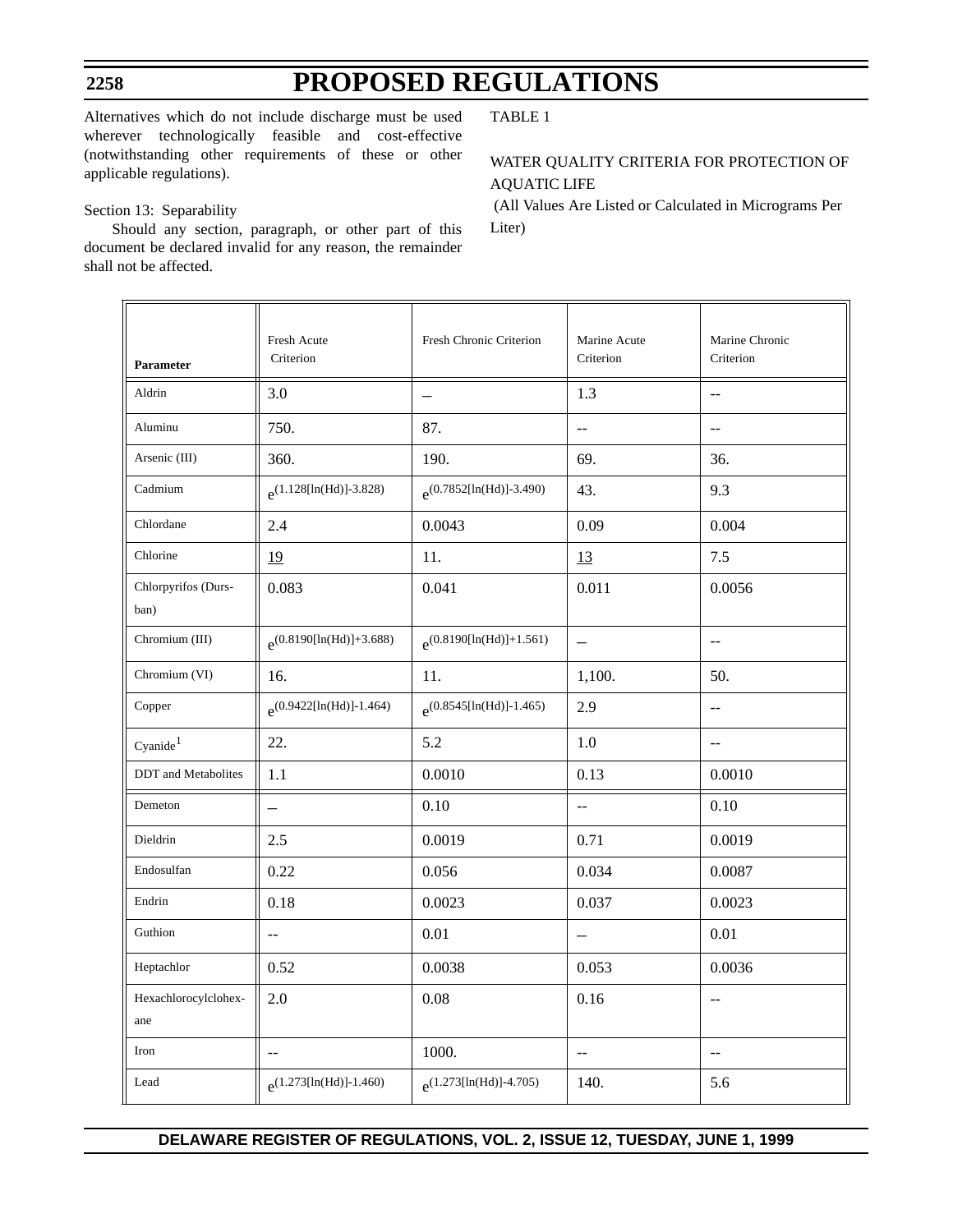Alternatives which do not include discharge must be used wherever technologically feasible and cost-effective (notwithstanding other requirements of these or other applicable regulations).

Section 13: Separability

Should any section, paragraph, or other part of this document be declared invalid for any reason, the remainder shall not be affected.

TABLE 1

WATER QUALITY CRITERIA FOR PROTECTION OF AQUATIC LIFE

(All Values Are Listed or Calculated in Micrograms Per Liter)

| Parameter | Fresh Acute Criterion | Fresh Chronic Criterion | Marine Acute Criterion | Marine Chronic Criterion |
|---|---|---|---|---|
| Aldrin | 3.0 | – | 1.3 | -- |
| Aluminu | 750. | 87. | -- | -- |
| Arsenic (III) | 360. | 190. | 69. | 36. |
| Cadmium | $e^{(1.128[\ln(Hd)]-3.828)}$ | $e^{(0.7852[\ln(Hd)]-3.490)}$ | 43. | 9.3 |
| Chlordane | 2.4 | 0.0043 | 0.09 | 0.004 |
| Chlorine | <u>19</u> | 11. | <u>13</u> | 7.5 |
| Chlorpyrifos (Durs-ban) | 0.083 | 0.041 | 0.011 | 0.0056 |
| Chromium (III) | $e^{(0.8190[\ln(Hd)]+3.688)}$ | $e^{(0.8190[\ln(Hd)]+1.561)}$ | – | -- |
| Chromium (VI) | 16. | 11. | 1,100. | 50. |
| Copper | $e^{(0.9422[\ln(Hd)]-1.464)}$ | $e^{(0.8545[\ln(Hd)]-1.465)}$ | 2.9 | -- |
| Cyanide[1] | 22. | 5.2 | 1.0 | -- |
| DDT and Metabolites | 1.1 | 0.0010 | 0.13 | 0.0010 |
| Demeton | – | 0.10 | -- | 0.10 |
| Dieldrin | 2.5 | 0.0019 | 0.71 | 0.0019 |
| Endosulfan | 0.22 | 0.056 | 0.034 | 0.0087 |
| Endrin | 0.18 | 0.0023 | 0.037 | 0.0023 |
| Guthion | -- | 0.01 | – | 0.01 |
| Heptachlor | 0.52 | 0.0038 | 0.053 | 0.0036 |
| Hexachlorocylclohex-ane | 2.0 | 0.08 | 0.16 | -- |
| Iron | -- | 1000. | -- | -- |
| Lead | $e^{(1.273[\ln(Hd)]-1.460)}$ | $e^{(1.273[\ln(Hd)]-4.705)}$ | 140. | 5.6 |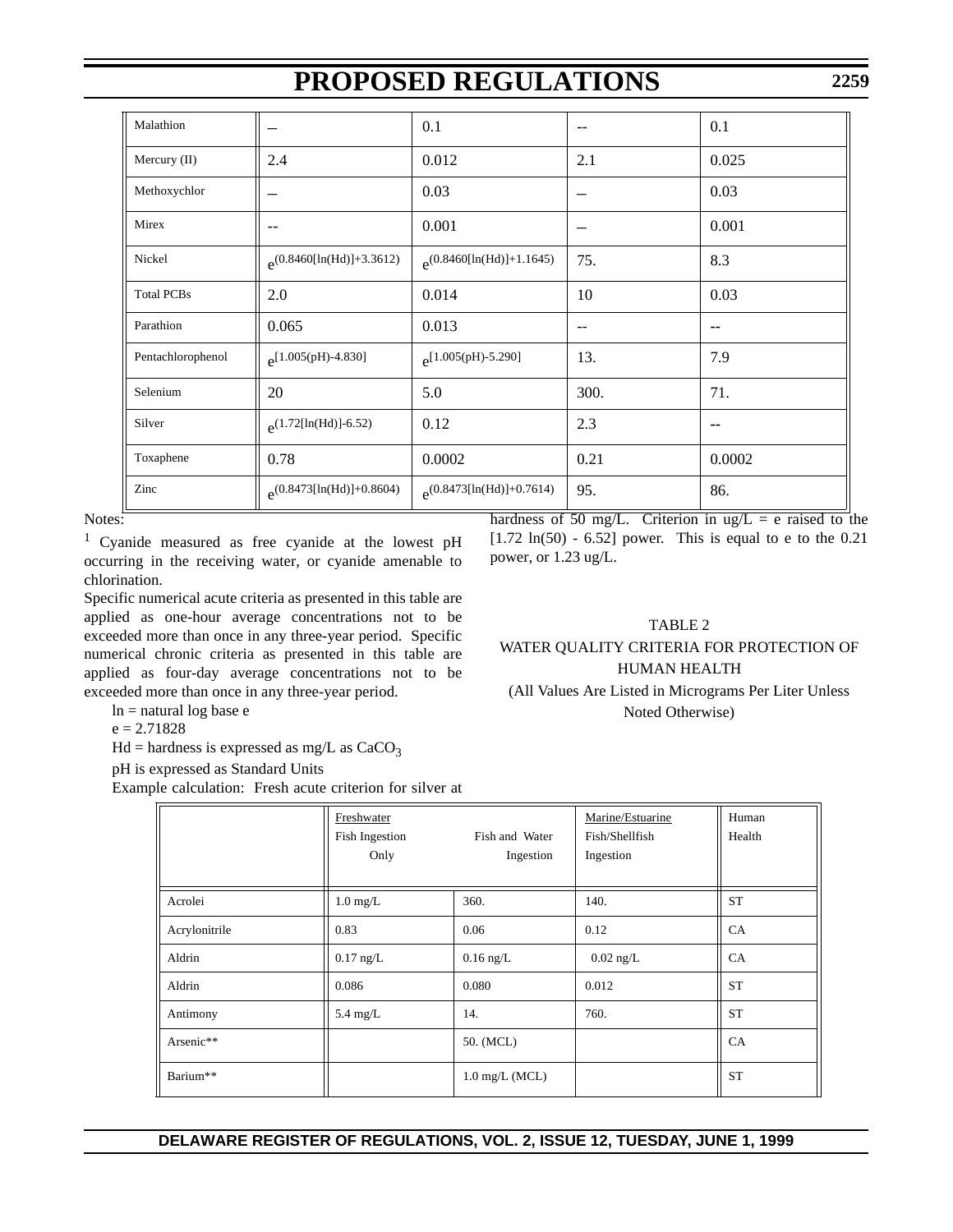| Malathion | – | 0.1 | -- | 0.1 |
|---|---|---|---|---|
| Mercury (II) | 2.4 | 0.012 | 2.1 | 0.025 |
| Methoxychlor | – | 0.03 | – | 0.03 |
| Mirex | -- | 0.001 | – | 0.001 |
| Nickel | $e^{(0.8460[\ln(Hd)]+3.3612)}$ | $e^{(0.8460[\ln(Hd)]+1.1645)}$ | 75. | 8.3 |
| Total PCBs | 2.0 | 0.014 | 10 | 0.03 |
| Parathion | 0.065 | 0.013 | -- | -- |
| Pentachlorophenol | $e^{[1.005(pH)-4.830]}$ | $e^{[1.005(pH)-5.290]}$ | 13. | 7.9 |
| Selenium | 20 | 5.0 | 300. | 71. |
| Silver | $e^{(1.72[\ln(Hd)]-6.52)}$ | 0.12 | 2.3 | -- |
| Toxaphene | 0.78 | 0.0002 | 0.21 | 0.0002 |
| Zinc | $e^{(0.8473[\ln(Hd)]+0.8604)}$ | $e^{(0.8473[\ln(Hd)]+0.7614)}$ | 95. | 86. |

Notes:

[1] Cyanide measured as free cyanide at the lowest pH occurring in the receiving water, or cyanide amenable to chlorination.

Specific numerical acute criteria as presented in this table are applied as one-hour average concentrations not to be exceeded more than once in any three-year period. Specific numerical chronic criteria as presented in this table are applied as four-day average concentrations not to be exceeded more than once in any three-year period.

ln = natural log base e

e = 2.71828

Hd = hardness is expressed as mg/L as $CaCO_3$

pH is expressed as Standard Units

Example calculation: Fresh acute criterion for silver at hardness of 50 mg/L. Criterion in ug/L = e raised to the [1.72 ln(50) - 6.52] power. This is equal to e to the 0.21 power, or 1.23 ug/L.

TABLE 2

WATER QUALITY CRITERIA FOR PROTECTION OF HUMAN HEALTH

(All Values Are Listed in Micrograms Per Liter Unless Noted Otherwise)

| | Freshwater Fish Ingestion Only | Fish and Water Ingestion | Marine/Estuarine Fish/Shellfish Ingestion | Human Health |
|---|---|---|---|---|
| Acrolei | 1.0 mg/L | 360. | 140. | ST |
| Acrylonitrile | 0.83 | 0.06 | 0.12 | CA |
| Aldrin | 0.17 ng/L | 0.16 ng/L | 0.02 ng/L | CA |
| Aldrin | 0.086 | 0.080 | 0.012 | ST |
| Antimony | 5.4 mg/L | 14. | 760. | ST |
| Arsenic** | | 50. (MCL) | | CA |
| Barium** | | 1.0 mg/L (MCL) | | ST |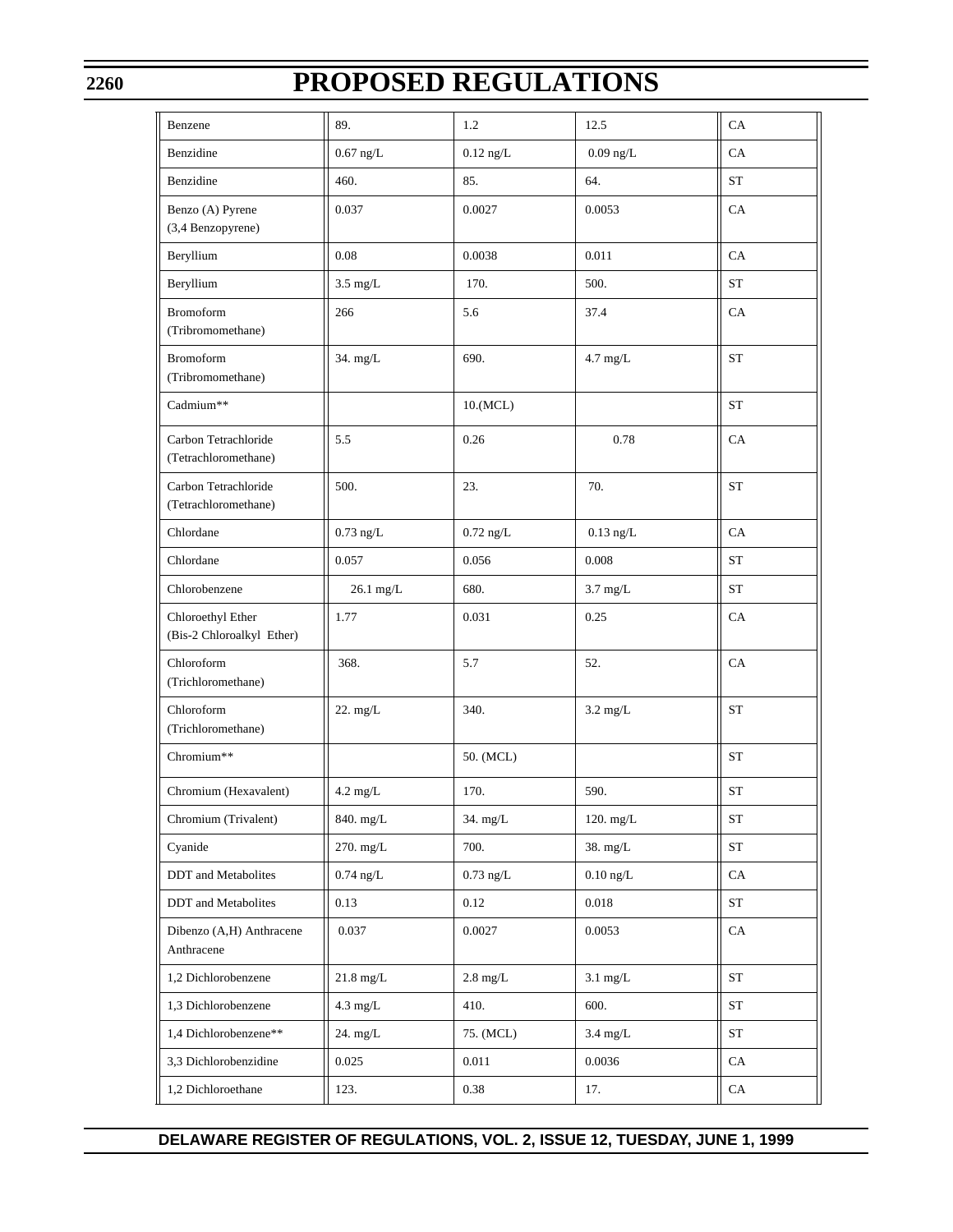| Benzene | 89. | 1.2 | 12.5 | CA |
|---|---|---|---|---|
| Benzidine | 0.67 ng/L | 0.12 ng/L | 0.09 ng/L | CA |
| Benzidine | 460. | 85. | 64. | ST |
| Benzo (A) Pyrene (3,4 Benzopyrene) | 0.037 | 0.0027 | 0.0053 | CA |
| Beryllium | 0.08 | 0.0038 | 0.011 | CA |
| Beryllium | 3.5 mg/L | 170. | 500. | ST |
| Bromoform (Tribromomethane) | 266 | 5.6 | 37.4 | CA |
| Bromoform (Tribromomethane) | 34. mg/L | 690. | 4.7 mg/L | ST |
| Cadmium** | | 10.(MCL) | | ST |
| Carbon Tetrachloride (Tetrachloromethane) | 5.5 | 0.26 | 0.78 | CA |
| Carbon Tetrachloride (Tetrachloromethane) | 500. | 23. | 70. | ST |
| Chlordane | 0.73 ng/L | 0.72 ng/L | 0.13 ng/L | CA |
| Chlordane | 0.057 | 0.056 | 0.008 | ST |
| Chlorobenzene | 26.1 mg/L | 680. | 3.7 mg/L | ST |
| Chloroethyl Ether (Bis-2 Chloroalkyl Ether) | 1.77 | 0.031 | 0.25 | CA |
| Chloroform (Trichloromethane) | 368. | 5.7 | 52. | CA |
| Chloroform (Trichloromethane) | 22. mg/L | 340. | 3.2 mg/L | ST |
| Chromium** | | 50. (MCL) | | ST |
| Chromium (Hexavalent) | 4.2 mg/L | 170. | 590. | ST |
| Chromium (Trivalent) | 840. mg/L | 34. mg/L | 120. mg/L | ST |
| Cyanide | 270. mg/L | 700. | 38. mg/L | ST |
| DDT and Metabolites | 0.74 ng/L | 0.73 ng/L | 0.10 ng/L | CA |
| DDT and Metabolites | 0.13 | 0.12 | 0.018 | ST |
| Dibenzo (A,H) Anthracene Anthracene | 0.037 | 0.0027 | 0.0053 | CA |
| 1,2 Dichlorobenzene | 21.8 mg/L | 2.8 mg/L | 3.1 mg/L | ST |
| 1,3 Dichlorobenzene | 4.3 mg/L | 410. | 600. | ST |
| 1,4 Dichlorobenzene** | 24. mg/L | 75. (MCL) | 3.4 mg/L | ST |
| 3,3 Dichlorobenzidine | 0.025 | 0.011 | 0.0036 | CA |
| 1,2 Dichloroethane | 123. | 0.38 | 17. | CA |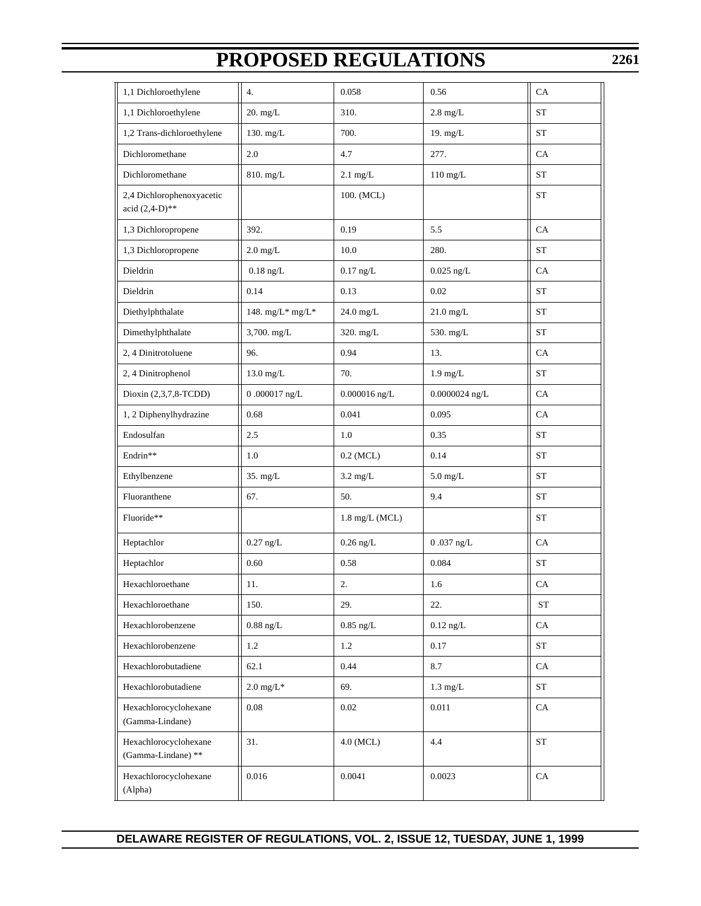| 1,1 Dichloroethylene | 4. | 0.058 | 0.56 | CA |
|---|---|---|---|---|
| 1,1 Dichloroethylene | 20. mg/L | 310. | 2.8 mg/L | ST |
| 1,2 Trans-dichloroethylene | 130. mg/L | 700. | 19. mg/L | ST |
| Dichloromethane | 2.0 | 4.7 | 277. | CA |
| Dichloromethane | 810. mg/L | 2.1 mg/L | 110 mg/L | ST |
| 2,4 Dichlorophenoxyacetic acid (2,4-D)** | | 100. (MCL) | | ST |
| 1,3 Dichloropropene | 392. | 0.19 | 5.5 | CA |
| 1,3 Dichloropropene | 2.0 mg/L | 10.0 | 280. | ST |
| Dieldrin | 0.18 ng/L | 0.17 ng/L | 0.025 ng/L | CA |
| Dieldrin | 0.14 | 0.13 | 0.02 | ST |
| Diethylphthalate | 148. mg/L* mg/L* | 24.0 mg/L | 21.0 mg/L | ST |
| Dimethylphthalate | 3,700. mg/L | 320. mg/L | 530. mg/L | ST |
| 2, 4 Dinitrotoluene | 96. | 0.94 | 13. | CA |
| 2, 4 Dinitrophenol | 13.0 mg/L | 70. | 1.9 mg/L | ST |
| Dioxin (2,3,7,8-TCDD) | 0 .000017 ng/L | 0.000016 ng/L | 0.0000024 ng/L | CA |
| 1, 2 Diphenylhydrazine | 0.68 | 0.041 | 0.095 | CA |
| Endosulfan | 2.5 | 1.0 | 0.35 | ST |
| Endrin** | 1.0 | 0.2 (MCL) | 0.14 | ST |
| Ethylbenzene | 35. mg/L | 3.2 mg/L | 5.0 mg/L | ST |
| Fluoranthene | 67. | 50. | 9.4 | ST |
| Fluoride** | | 1.8 mg/L (MCL) | | ST |
| Heptachlor | 0.27 ng/L | 0.26 ng/L | 0 .037 ng/L | CA |
| Heptachlor | 0.60 | 0.58 | 0.084 | ST |
| Hexachloroethane | 11. | 2. | 1.6 | CA |
| Hexachloroethane | 150. | 29. | 22. | ST |
| Hexachlorobenzene | 0.88 ng/L | 0.85 ng/L | 0.12 ng/L | CA |
| Hexachlorobenzene | 1.2 | 1.2 | 0.17 | ST |
| Hexachlorobutadiene | 62.1 | 0.44 | 8.7 | CA |
| Hexachlorobutadiene | 2.0 mg/L* | 69. | 1.3 mg/L | ST |
| Hexachlorocyclohexane (Gamma-Lindane) | 0.08 | 0.02 | 0.011 | CA |
| Hexachlorocyclohexane (Gamma-Lindane) ** | 31. | 4.0 (MCL) | 4.4 | ST |
| Hexachlorocyclohexane (Alpha) | 0.016 | 0.0041 | 0.0023 | CA |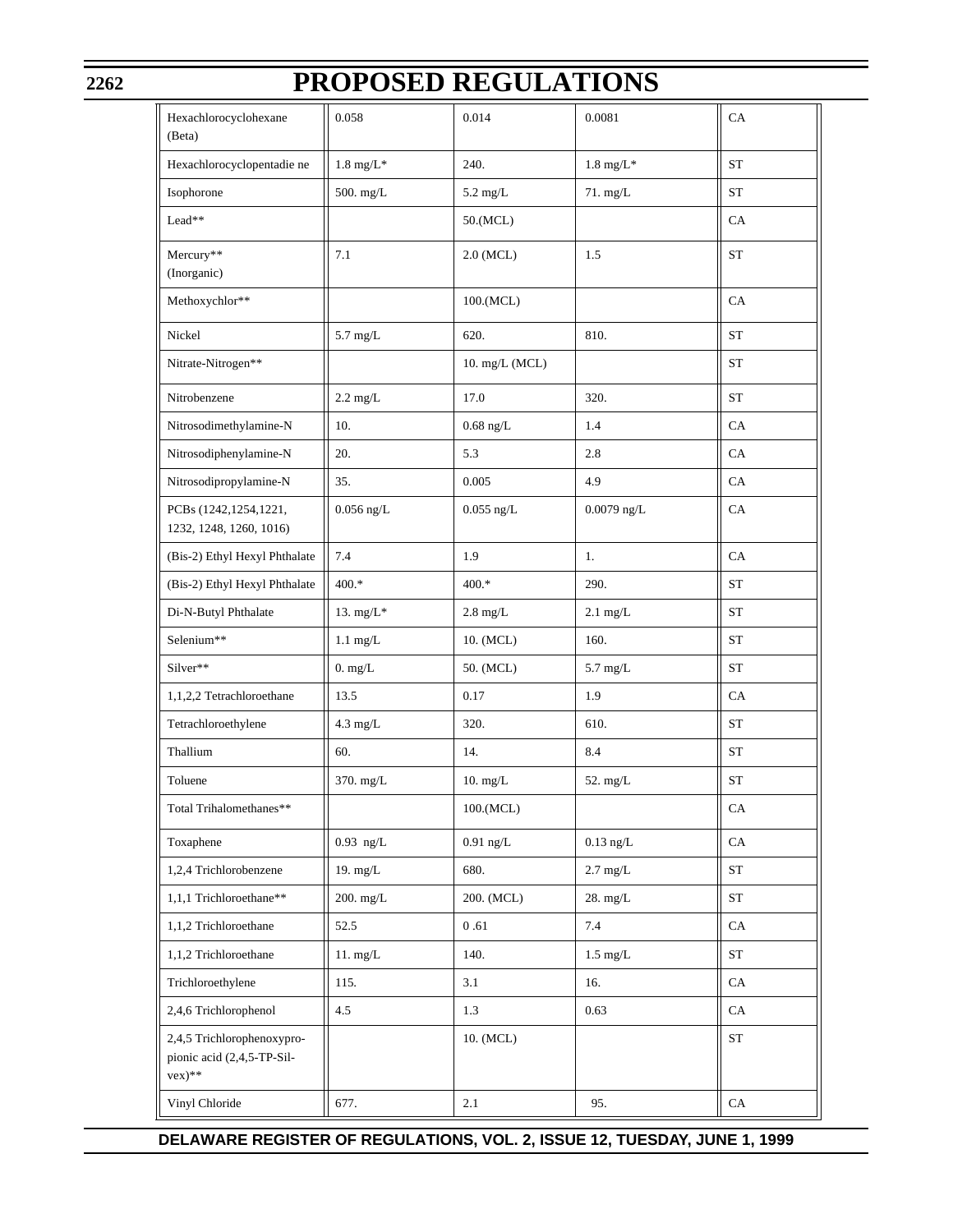| | | | | |
|---|---|---|---|---|
| Hexachlorocyclohexane (Beta) | 0.058 | 0.014 | 0.0081 | CA |
| Hexachlorocyclopentadie ne | 1.8 mg/L* | 240. | 1.8 mg/L* | ST |
| Isophorone | 500. mg/L | 5.2 mg/L | 71. mg/L | ST |
| Lead** | | 50.(MCL) | | CA |
| Mercury** (Inorganic) | 7.1 | 2.0 (MCL) | 1.5 | ST |
| Methoxychlor** | | 100.(MCL) | | CA |
| Nickel | 5.7 mg/L | 620. | 810. | ST |
| Nitrate-Nitrogen** | | 10. mg/L (MCL) | | ST |
| Nitrobenzene | 2.2 mg/L | 17.0 | 320. | ST |
| Nitrosodimethylamine-N | 10. | 0.68 ng/L | 1.4 | CA |
| Nitrosodiphenylamine-N | 20. | 5.3 | 2.8 | CA |
| Nitrosodipropylamine-N | 35. | 0.005 | 4.9 | CA |
| PCBs (1242,1254,1221, 1232, 1248, 1260, 1016) | 0.056 ng/L | 0.055 ng/L | 0.0079 ng/L | CA |
| (Bis-2) Ethyl Hexyl Phthalate | 7.4 | 1.9 | 1. | CA |
| (Bis-2) Ethyl Hexyl Phthalate | 400.* | 400.* | 290. | ST |
| Di-N-Butyl Phthalate | 13. mg/L* | 2.8 mg/L | 2.1 mg/L | ST |
| Selenium** | 1.1 mg/L | 10. (MCL) | 160. | ST |
| Silver** | 0. mg/L | 50. (MCL) | 5.7 mg/L | ST |
| 1,1,2,2 Tetrachloroethane | 13.5 | 0.17 | 1.9 | CA |
| Tetrachloroethylene | 4.3 mg/L | 320. | 610. | ST |
| Thallium | 60. | 14. | 8.4 | ST |
| Toluene | 370. mg/L | 10. mg/L | 52. mg/L | ST |
| Total Trihalomethanes** | | 100.(MCL) | | CA |
| Toxaphene | 0.93 ng/L | 0.91 ng/L | 0.13 ng/L | CA |
| 1,2,4 Trichlorobenzene | 19. mg/L | 680. | 2.7 mg/L | ST |
| 1,1,1 Trichloroethane** | 200. mg/L | 200. (MCL) | 28. mg/L | ST |
| 1,1,2 Trichloroethane | 52.5 | 0 .61 | 7.4 | CA |
| 1,1,2 Trichloroethane | 11. mg/L | 140. | 1.5 mg/L | ST |
| Trichloroethylene | 115. | 3.1 | 16. | CA |
| 2,4,6 Trichlorophenol | 4.5 | 1.3 | 0.63 | CA |
| 2,4,5 Trichlorophenoxypropionic acid (2,4,5-TP-Silvex)** | | 10. (MCL) | | ST |
| Vinyl Chloride | 677. | 2.1 | 95. | CA |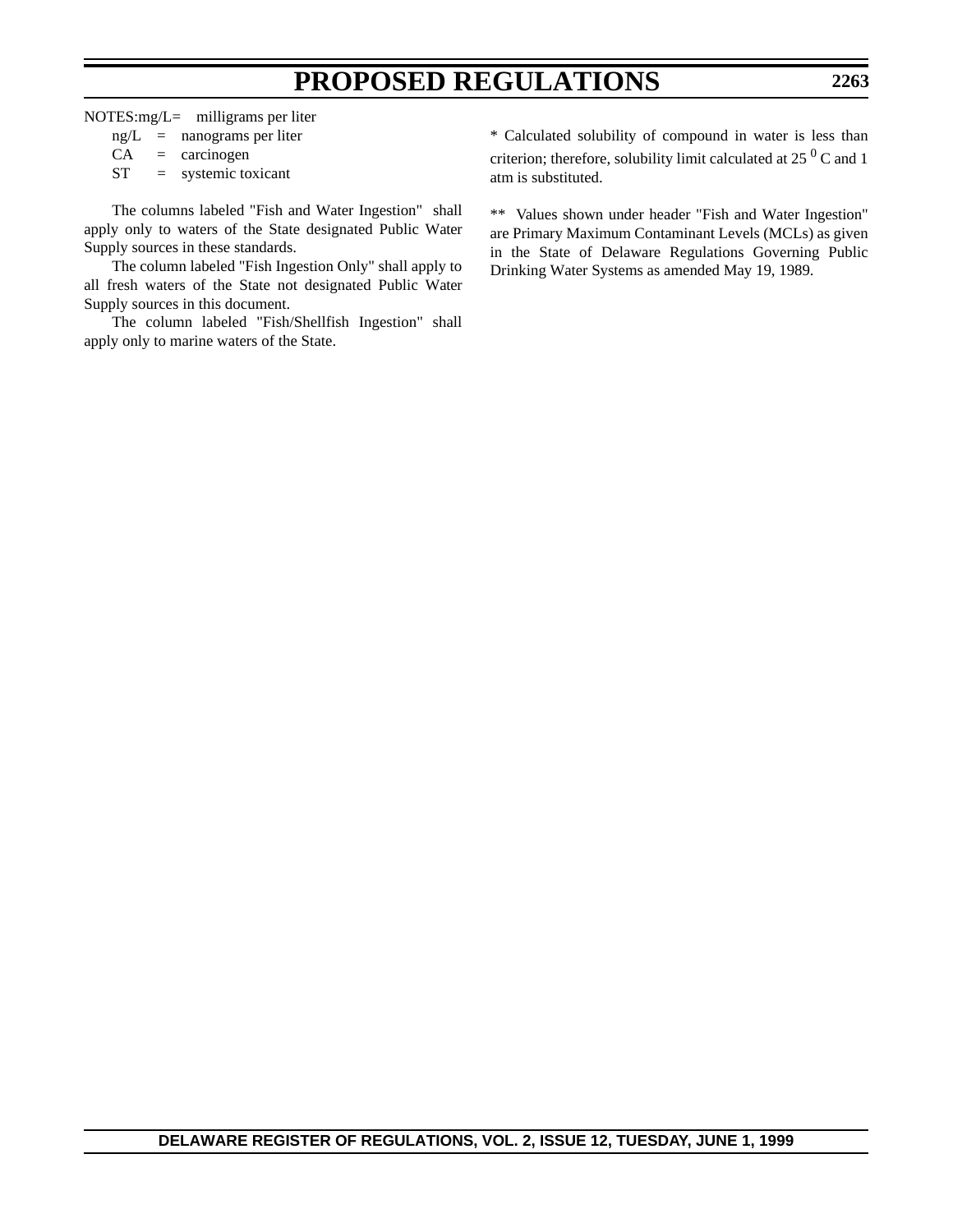NOTES: mg/L = milligrams per liter

ng/L = nanograms per liter

CA = carcinogen

ST = systemic toxicant

The columns labeled "Fish and Water Ingestion" shall apply only to waters of the State designated Public Water Supply sources in these standards.

The column labeled "Fish Ingestion Only" shall apply to all fresh waters of the State not designated Public Water Supply sources in this document.

The column labeled "Fish/Shellfish Ingestion" shall apply only to marine waters of the State.

\* Calculated solubility of compound in water is less than criterion; therefore, solubility limit calculated at 25 $^0$ C and 1 atm is substituted.

\*\* Values shown under header "Fish and Water Ingestion" are Primary Maximum Contaminant Levels (MCLs) as given in the State of Delaware Regulations Governing Public Drinking Water Systems as amended May 19, 1989.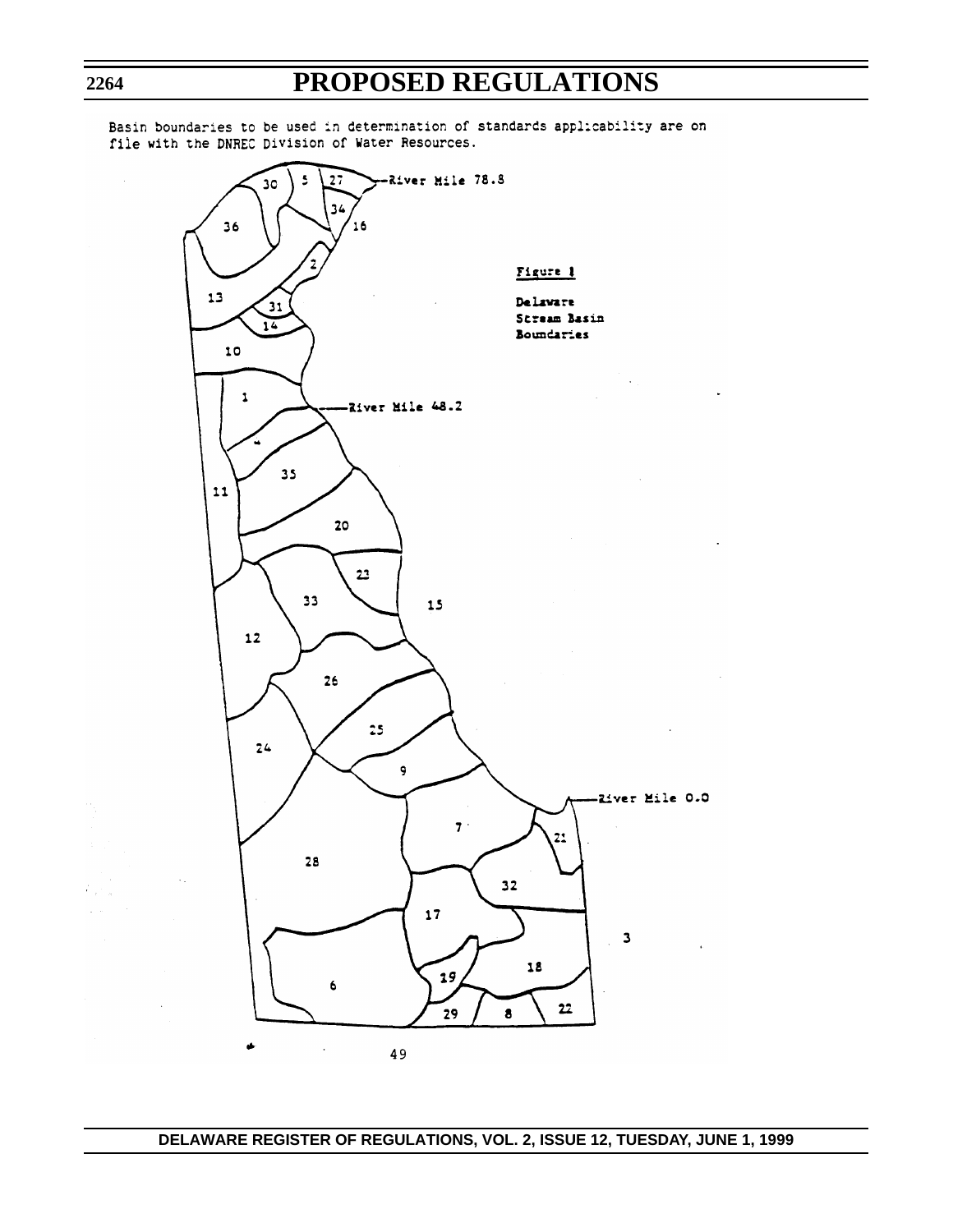Basin boundaries to be used in determination of standards applicability are on file with the DNREC Division of Water Resources.

River Mile 78.8

River Mile 48.2

River Mile 0.0

**Figure 1**

**Delaware Stream Basin Boundaries**

30 5 27 34 16 36 2 13 31 14 10 1 4 35 11 20 23 33 15 12 26 25 24 9 7 21 28 32 17 3 18 19 6 29 8 22

49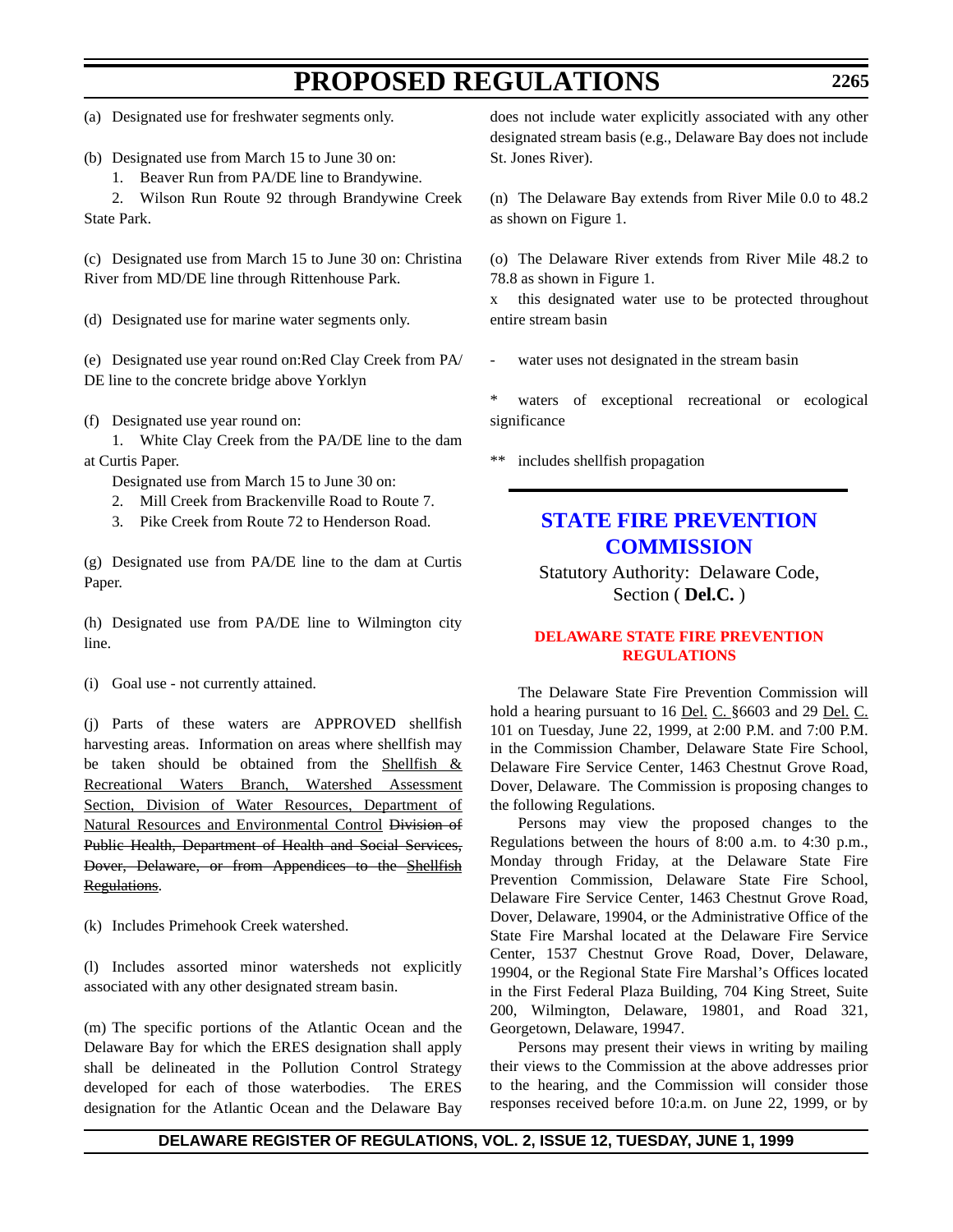(a) Designated use for freshwater segments only.

(b) Designated use from March 15 to June 30 on:

1. Beaver Run from PA/DE line to Brandywine.

2. Wilson Run Route 92 through Brandywine Creek State Park.

(c) Designated use from March 15 to June 30 on: Christina River from MD/DE line through Rittenhouse Park.

(d) Designated use for marine water segments only.

(e) Designated use year round on:Red Clay Creek from PA/DE line to the concrete bridge above Yorklyn

(f) Designated use year round on:

1. White Clay Creek from the PA/DE line to the dam at Curtis Paper.

Designated use from March 15 to June 30 on:

2. Mill Creek from Brackenville Road to Route 7.

3. Pike Creek from Route 72 to Henderson Road.

(g) Designated use from PA/DE line to the dam at Curtis Paper.

(h) Designated use from PA/DE line to Wilmington city line.

(i) Goal use - not currently attained.

(j) Parts of these waters are APPROVED shellfish harvesting areas. Information on areas where shellfish may be taken should be obtained from the <u>Shellfish & Recreational Waters Branch, Watershed Assessment Section, Division of Water Resources, Department of Natural Resources and Environmental Control</u> ~~Division of Public Health, Department of Health and Social Services, Dover, Delaware, or from Appendices to the Shellfish Regulations~~.

(k) Includes Primehook Creek watershed.

(l) Includes assorted minor watersheds not explicitly associated with any other designated stream basin.

(m) The specific portions of the Atlantic Ocean and the Delaware Bay for which the ERES designation shall apply shall be delineated in the Pollution Control Strategy developed for each of those waterbodies. The ERES designation for the Atlantic Ocean and the Delaware Bay does not include water explicitly associated with any other designated stream basin (e.g., Delaware Bay does not include St. Jones River).

(n) The Delaware Bay extends from River Mile 0.0 to 48.2 as shown on Figure 1.

(o) The Delaware River extends from River Mile 48.2 to 78.8 as shown in Figure 1.

x this designated water use to be protected throughout entire stream basin

- water uses not designated in the stream basin

* waters of exceptional recreational or ecological significance

** includes shellfish propagation

---

## STATE FIRE PREVENTION COMMISSION

Statutory Authority: Delaware Code, Section ( **Del.C.** )

### DELAWARE STATE FIRE PREVENTION REGULATIONS

The Delaware State Fire Prevention Commission will hold a hearing pursuant to 16 <u>Del.</u> <u>C.</u> §6603 and 29 <u>Del.</u> <u>C.</u> 101 on Tuesday, June 22, 1999, at 2:00 P.M. and 7:00 P.M. in the Commission Chamber, Delaware State Fire School, Delaware Fire Service Center, 1463 Chestnut Grove Road, Dover, Delaware. The Commission is proposing changes to the following Regulations.

Persons may view the proposed changes to the Regulations between the hours of 8:00 a.m. to 4:30 p.m., Monday through Friday, at the Delaware State Fire Prevention Commission, Delaware State Fire School, Delaware Fire Service Center, 1463 Chestnut Grove Road, Dover, Delaware, 19904, or the Administrative Office of the State Fire Marshal located at the Delaware Fire Service Center, 1537 Chestnut Grove Road, Dover, Delaware, 19904, or the Regional State Fire Marshal's Offices located in the First Federal Plaza Building, 704 King Street, Suite 200, Wilmington, Delaware, 19801, and Road 321, Georgetown, Delaware, 19947.

Persons may present their views in writing by mailing their views to the Commission at the above addresses prior to the hearing, and the Commission will consider those responses received before 10:a.m. on June 22, 1999, or by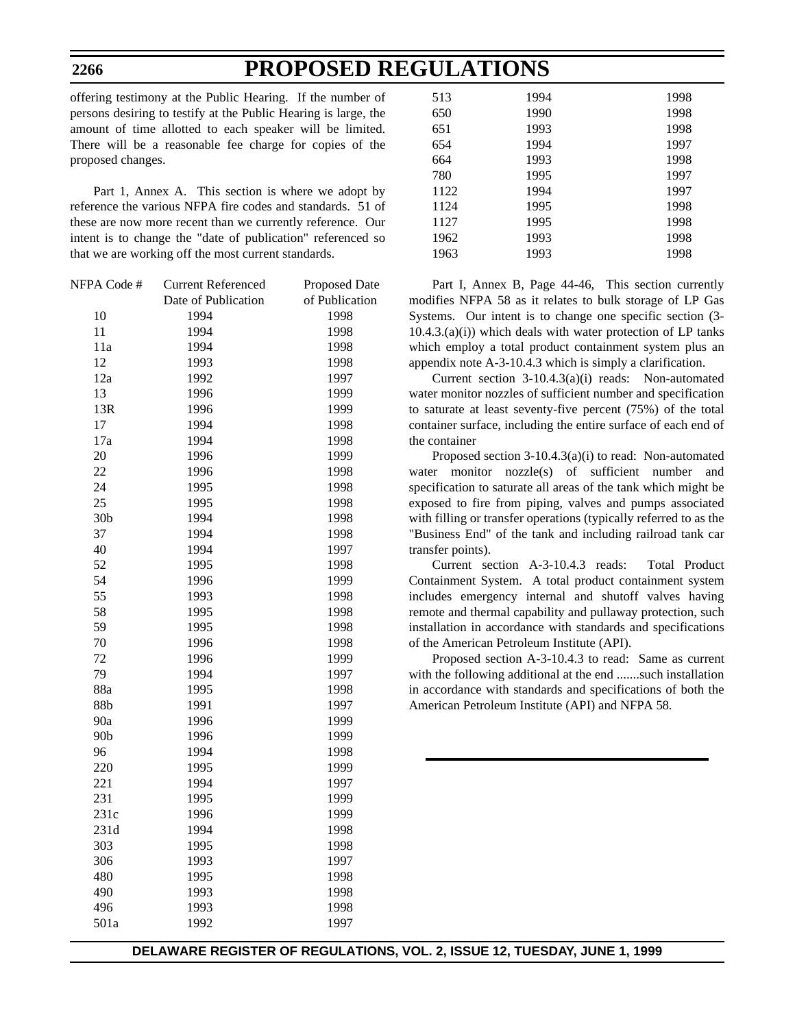offering testimony at the Public Hearing. If the number of persons desiring to testify at the Public Hearing is large, the amount of time allotted to each speaker will be limited. There will be a reasonable fee charge for copies of the proposed changes.

Part 1, Annex A. This section is where we adopt by reference the various NFPA fire codes and standards. 51 of these are now more recent than we currently reference. Our intent is to change the "date of publication" referenced so that we are working off the most current standards.

| NFPA Code # | Current Referenced Date of Publication | Proposed Date of Publication |
|---|---|---|
| 10 | 1994 | 1998 |
| 11 | 1994 | 1998 |
| 11a | 1994 | 1998 |
| 12 | 1993 | 1998 |
| 12a | 1992 | 1997 |
| 13 | 1996 | 1999 |
| 13R | 1996 | 1999 |
| 17 | 1994 | 1998 |
| 17a | 1994 | 1998 |
| 20 | 1996 | 1999 |
| 22 | 1996 | 1998 |
| 24 | 1995 | 1998 |
| 25 | 1995 | 1998 |
| 30b | 1994 | 1998 |
| 37 | 1994 | 1998 |
| 40 | 1994 | 1997 |
| 52 | 1995 | 1998 |
| 54 | 1996 | 1999 |
| 55 | 1993 | 1998 |
| 58 | 1995 | 1998 |
| 59 | 1995 | 1998 |
| 70 | 1996 | 1998 |
| 72 | 1996 | 1999 |
| 79 | 1994 | 1997 |
| 88a | 1995 | 1998 |
| 88b | 1991 | 1997 |
| 90a | 1996 | 1999 |
| 90b | 1996 | 1999 |
| 96 | 1994 | 1998 |
| 220 | 1995 | 1999 |
| 221 | 1994 | 1997 |
| 231 | 1995 | 1999 |
| 231c | 1996 | 1999 |
| 231d | 1994 | 1998 |
| 303 | 1995 | 1998 |
| 306 | 1993 | 1997 |
| 480 | 1995 | 1998 |
| 490 | 1993 | 1998 |
| 496 | 1993 | 1998 |
| 501a | 1992 | 1997 |
| 513 | 1994 | 1998 |
| 650 | 1990 | 1998 |
| 651 | 1993 | 1998 |
| 654 | 1994 | 1997 |
| 664 | 1993 | 1998 |
| 780 | 1995 | 1997 |
| 1122 | 1994 | 1997 |
| 1124 | 1995 | 1998 |
| 1127 | 1995 | 1998 |
| 1962 | 1993 | 1998 |
| 1963 | 1993 | 1998 |

Part I, Annex B, Page 44-46, This section currently modifies NFPA 58 as it relates to bulk storage of LP Gas Systems. Our intent is to change one specific section (3-10.4.3.(a)(i)) which deals with water protection of LP tanks which employ a total product containment system plus an appendix note A-3-10.4.3 which is simply a clarification.

Current section 3-10.4.3(a)(i) reads: Non-automated water monitor nozzles of sufficient number and specification to saturate at least seventy-five percent (75%) of the total container surface, including the entire surface of each end of the container

Proposed section 3-10.4.3(a)(i) to read: Non-automated water monitor nozzle(s) of sufficient number and specification to saturate all areas of the tank which might be exposed to fire from piping, valves and pumps associated with filling or transfer operations (typically referred to as the "Business End" of the tank and including railroad tank car transfer points).

Current section A-3-10.4.3 reads: Total Product Containment System. A total product containment system includes emergency internal and shutoff valves having remote and thermal capability and pullaway protection, such installation in accordance with standards and specifications of the American Petroleum Institute (API).

Proposed section A-3-10.4.3 to read: Same as current with the following additional at the end .......such installation in accordance with standards and specifications of both the American Petroleum Institute (API) and NFPA 58.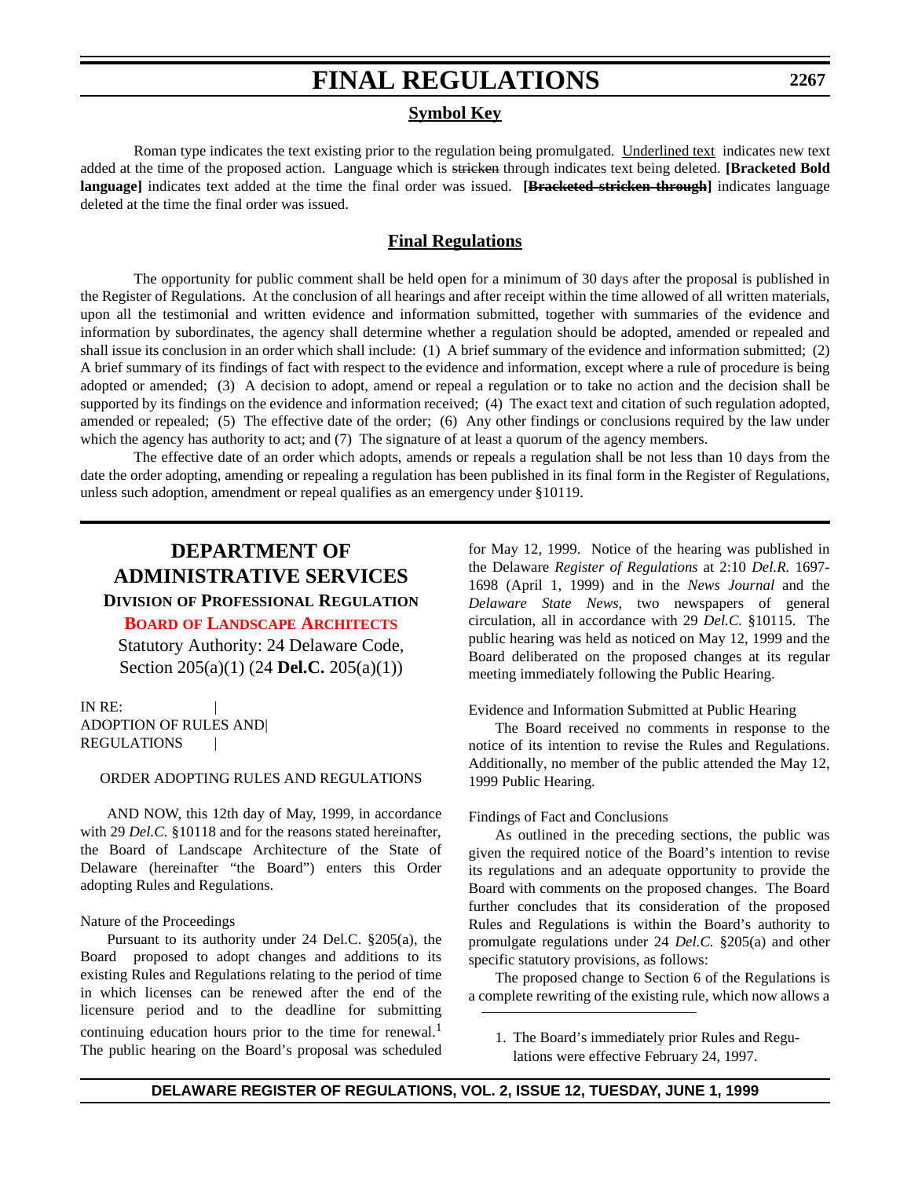# FINAL REGULATIONS

## Symbol Key

Roman type indicates the text existing prior to the regulation being promulgated. Underlined text indicates new text added at the time of the proposed action. Language which is ~~stricken~~ through indicates text being deleted. **[Bracketed Bold language]** indicates text added at the time the final order was issued. **[~~Bracketed stricken through~~]** indicates language deleted at the time the final order was issued.

## Final Regulations

The opportunity for public comment shall be held open for a minimum of 30 days after the proposal is published in the Register of Regulations. At the conclusion of all hearings and after receipt within the time allowed of all written materials, upon all the testimonial and written evidence and information submitted, together with summaries of the evidence and information by subordinates, the agency shall determine whether a regulation should be adopted, amended or repealed and shall issue its conclusion in an order which shall include: (1) A brief summary of the evidence and information submitted; (2) A brief summary of its findings of fact with respect to the evidence and information, except where a rule of procedure is being adopted or amended; (3) A decision to adopt, amend or repeal a regulation or to take no action and the decision shall be supported by its findings on the evidence and information received; (4) The exact text and citation of such regulation adopted, amended or repealed; (5) The effective date of the order; (6) Any other findings or conclusions required by the law under which the agency has authority to act; and (7) The signature of at least a quorum of the agency members.

The effective date of an order which adopts, amends or repeals a regulation shall be not less than 10 days from the date the order adopting, amending or repealing a regulation has been published in its final form in the Register of Regulations, unless such adoption, amendment or repeal qualifies as an emergency under §10119.

---

## DEPARTMENT OF ADMINISTRATIVE SERVICES

### DIVISION OF PROFESSIONAL REGULATION

### BOARD OF LANDSCAPE ARCHITECTS

Statutory Authority: 24 Delaware Code, Section 205(a)(1) (24 **Del.C.** 205(a)(1))

IN RE: |
ADOPTION OF RULES AND |
REGULATIONS |

ORDER ADOPTING RULES AND REGULATIONS

AND NOW, this 12th day of May, 1999, in accordance with 29 *Del.C.* §10118 and for the reasons stated hereinafter, the Board of Landscape Architecture of the State of Delaware (hereinafter "the Board") enters this Order adopting Rules and Regulations.

Nature of the Proceedings

Pursuant to its authority under 24 Del.C. §205(a), the Board proposed to adopt changes and additions to its existing Rules and Regulations relating to the period of time in which licenses can be renewed after the end of the licensure period and to the deadline for submitting continuing education hours prior to the time for renewal.[1] The public hearing on the Board's proposal was scheduled for May 12, 1999. Notice of the hearing was published in the Delaware *Register of Regulations* at 2:10 *Del.R.* 1697-1698 (April 1, 1999) and in the *News Journal* and the *Delaware State News*, two newspapers of general circulation, all in accordance with 29 *Del.C.* §10115. The public hearing was held as noticed on May 12, 1999 and the Board deliberated on the proposed changes at its regular meeting immediately following the Public Hearing.

Evidence and Information Submitted at Public Hearing

The Board received no comments in response to the notice of its intention to revise the Rules and Regulations. Additionally, no member of the public attended the May 12, 1999 Public Hearing.

Findings of Fact and Conclusions

As outlined in the preceding sections, the public was given the required notice of the Board's intention to revise its regulations and an adequate opportunity to provide the Board with comments on the proposed changes. The Board further concludes that its consideration of the proposed Rules and Regulations is within the Board's authority to promulgate regulations under 24 *Del.C.* §205(a) and other specific statutory provisions, as follows:

The proposed change to Section 6 of the Regulations is a complete rewriting of the existing rule, which now allows a

---

1. The Board's immediately prior Rules and Regulations were effective February 24, 1997.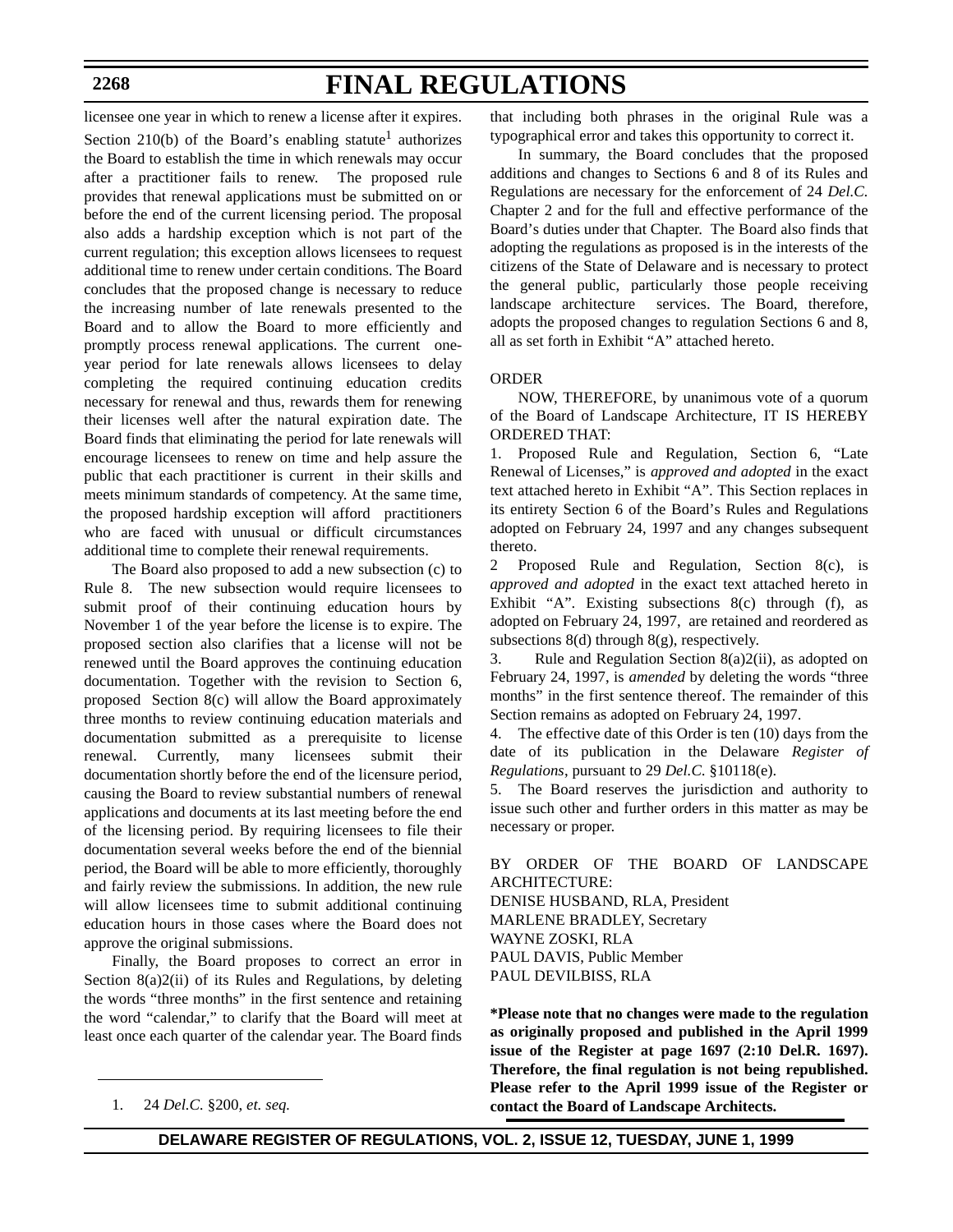licensee one year in which to renew a license after it expires. Section 210(b) of the Board's enabling statute[1] authorizes the Board to establish the time in which renewals may occur after a practitioner fails to renew. The proposed rule provides that renewal applications must be submitted on or before the end of the current licensing period. The proposal also adds a hardship exception which is not part of the current regulation; this exception allows licensees to request additional time to renew under certain conditions. The Board concludes that the proposed change is necessary to reduce the increasing number of late renewals presented to the Board and to allow the Board to more efficiently and promptly process renewal applications. The current one-year period for late renewals allows licensees to delay completing the required continuing education credits necessary for renewal and thus, rewards them for renewing their licenses well after the natural expiration date. The Board finds that eliminating the period for late renewals will encourage licensees to renew on time and help assure the public that each practitioner is current in their skills and meets minimum standards of competency. At the same time, the proposed hardship exception will afford practitioners who are faced with unusual or difficult circumstances additional time to complete their renewal requirements.

The Board also proposed to add a new subsection (c) to Rule 8. The new subsection would require licensees to submit proof of their continuing education hours by November 1 of the year before the license is to expire. The proposed section also clarifies that a license will not be renewed until the Board approves the continuing education documentation. Together with the revision to Section 6, proposed Section 8(c) will allow the Board approximately three months to review continuing education materials and documentation submitted as a prerequisite to license renewal. Currently, many licensees submit their documentation shortly before the end of the licensure period, causing the Board to review substantial numbers of renewal applications and documents at its last meeting before the end of the licensing period. By requiring licensees to file their documentation several weeks before the end of the biennial period, the Board will be able to more efficiently, thoroughly and fairly review the submissions. In addition, the new rule will allow licensees time to submit additional continuing education hours in those cases where the Board does not approve the original submissions.

Finally, the Board proposes to correct an error in Section 8(a)2(ii) of its Rules and Regulations, by deleting the words "three months" in the first sentence and retaining the word "calendar," to clarify that the Board will meet at least once each quarter of the calendar year. The Board finds that including both phrases in the original Rule was a typographical error and takes this opportunity to correct it.

In summary, the Board concludes that the proposed additions and changes to Sections 6 and 8 of its Rules and Regulations are necessary for the enforcement of 24 *Del.C.* Chapter 2 and for the full and effective performance of the Board's duties under that Chapter. The Board also finds that adopting the regulations as proposed is in the interests of the citizens of the State of Delaware and is necessary to protect the general public, particularly those people receiving landscape architecture services. The Board, therefore, adopts the proposed changes to regulation Sections 6 and 8, all as set forth in Exhibit "A" attached hereto.

ORDER

NOW, THEREFORE, by unanimous vote of a quorum of the Board of Landscape Architecture, IT IS HEREBY ORDERED THAT:

1. Proposed Rule and Regulation, Section 6, "Late Renewal of Licenses," is *approved and adopted* in the exact text attached hereto in Exhibit "A". This Section replaces in its entirety Section 6 of the Board's Rules and Regulations adopted on February 24, 1997 and any changes subsequent thereto.

2 Proposed Rule and Regulation, Section 8(c), is *approved and adopted* in the exact text attached hereto in Exhibit "A". Existing subsections 8(c) through (f), as adopted on February 24, 1997, are retained and reordered as subsections 8(d) through 8(g), respectively.

3. Rule and Regulation Section 8(a)2(ii), as adopted on February 24, 1997, is *amended* by deleting the words "three months" in the first sentence thereof. The remainder of this Section remains as adopted on February 24, 1997.

4. The effective date of this Order is ten (10) days from the date of its publication in the Delaware *Register of Regulations*, pursuant to 29 *Del.C.* §10118(e).

5. The Board reserves the jurisdiction and authority to issue such other and further orders in this matter as may be necessary or proper.

BY ORDER OF THE BOARD OF LANDSCAPE ARCHITECTURE:
DENISE HUSBAND, RLA, President
MARLENE BRADLEY, Secretary
WAYNE ZOSKI, RLA
PAUL DAVIS, Public Member
PAUL DEVILBISS, RLA

**\*Please note that no changes were made to the regulation as originally proposed and published in the April 1999 issue of the Register at page 1697 (2:10 Del.R. 1697). Therefore, the final regulation is not being republished. Please refer to the April 1999 issue of the Register or contact the Board of Landscape Architects.**

1. 24 *Del.C.* §200, *et. seq.*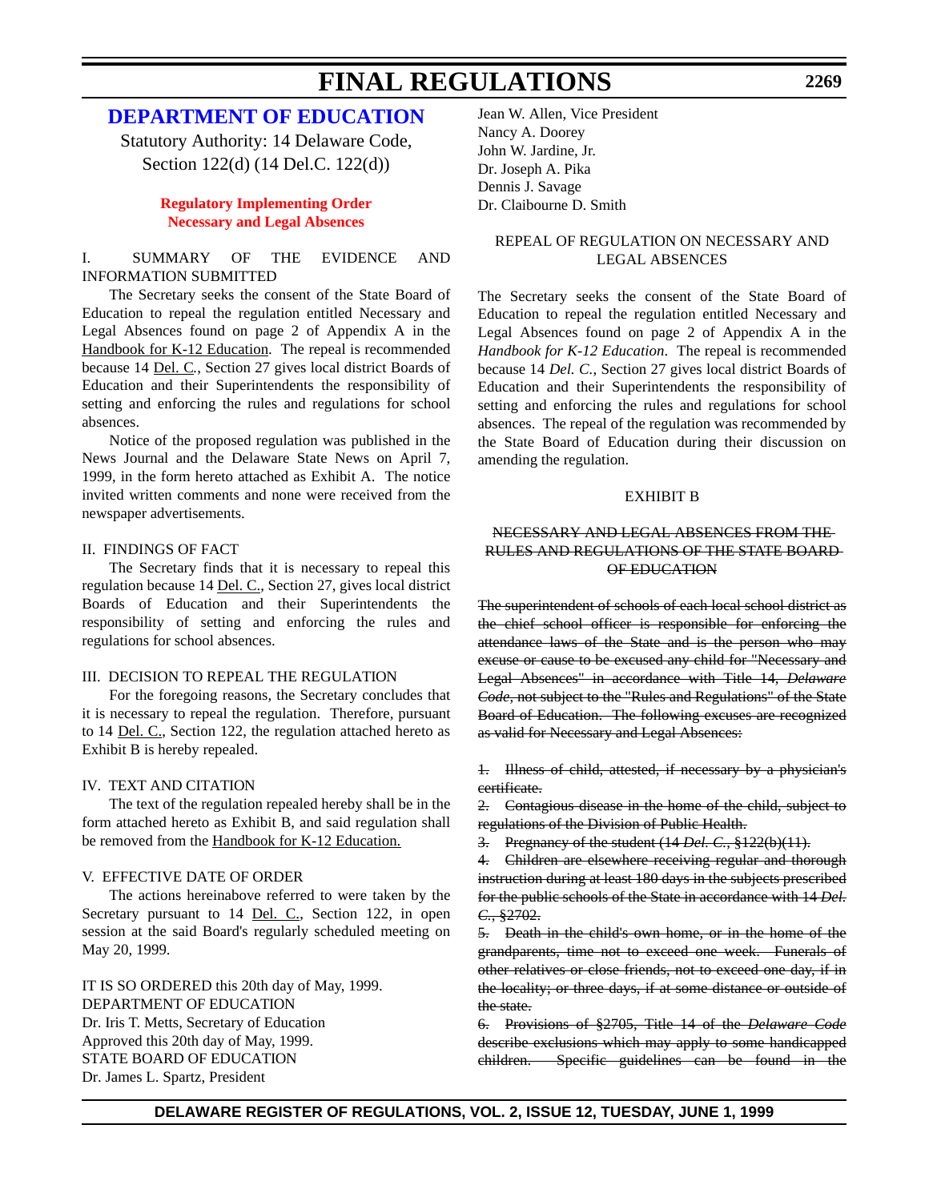## DEPARTMENT OF EDUCATION

Statutory Authority: 14 Delaware Code, Section 122(d) (14 Del.C. 122(d))

**Regulatory Implementing Order**
**Necessary and Legal Absences**

I. SUMMARY OF THE EVIDENCE AND INFORMATION SUBMITTED

The Secretary seeks the consent of the State Board of Education to repeal the regulation entitled Necessary and Legal Absences found on page 2 of Appendix A in the Handbook for K-12 Education. The repeal is recommended because 14 Del. C., Section 27 gives local district Boards of Education and their Superintendents the responsibility of setting and enforcing the rules and regulations for school absences.

Notice of the proposed regulation was published in the News Journal and the Delaware State News on April 7, 1999, in the form hereto attached as Exhibit A. The notice invited written comments and none were received from the newspaper advertisements.

II. FINDINGS OF FACT

The Secretary finds that it is necessary to repeal this regulation because 14 Del. C., Section 27, gives local district Boards of Education and their Superintendents the responsibility of setting and enforcing the rules and regulations for school absences.

III. DECISION TO REPEAL THE REGULATION

For the foregoing reasons, the Secretary concludes that it is necessary to repeal the regulation. Therefore, pursuant to 14 Del. C., Section 122, the regulation attached hereto as Exhibit B is hereby repealed.

IV. TEXT AND CITATION

The text of the regulation repealed hereby shall be in the form attached hereto as Exhibit B, and said regulation shall be removed from the Handbook for K-12 Education.

V. EFFECTIVE DATE OF ORDER

The actions hereinabove referred to were taken by the Secretary pursuant to 14 Del. C., Section 122, in open session at the said Board's regularly scheduled meeting on May 20, 1999.

IT IS SO ORDERED this 20th day of May, 1999.
DEPARTMENT OF EDUCATION
Dr. Iris T. Metts, Secretary of Education
Approved this 20th day of May, 1999.
STATE BOARD OF EDUCATION
Dr. James L. Spartz, President
Jean W. Allen, Vice President
Nancy A. Doorey
John W. Jardine, Jr.
Dr. Joseph A. Pika
Dennis J. Savage
Dr. Claibourne D. Smith

REPEAL OF REGULATION ON NECESSARY AND LEGAL ABSENCES

The Secretary seeks the consent of the State Board of Education to repeal the regulation entitled Necessary and Legal Absences found on page 2 of Appendix A in the *Handbook for K-12 Education*. The repeal is recommended because 14 *Del. C.*, Section 27 gives local district Boards of Education and their Superintendents the responsibility of setting and enforcing the rules and regulations for school absences. The repeal of the regulation was recommended by the State Board of Education during their discussion on amending the regulation.

EXHIBIT B

~~NECESSARY AND LEGAL ABSENCES FROM THE RULES AND REGULATIONS OF THE STATE BOARD OF EDUCATION~~

~~The superintendent of schools of each local school district as the chief school officer is responsible for enforcing the attendance laws of the State and is the person who may excuse or cause to be excused any child for "Necessary and Legal Absences" in accordance with Title 14, *Delaware Code*, not subject to the "Rules and Regulations" of the State Board of Education. The following excuses are recognized as valid for Necessary and Legal Absences:~~

~~1. Illness of child, attested, if necessary by a physician's certificate.~~
~~2. Contagious disease in the home of the child, subject to regulations of the Division of Public Health.~~
~~3. Pregnancy of the student (14 *Del. C.*, §122(b)(11).~~
~~4. Children are elsewhere receiving regular and thorough instruction during at least 180 days in the subjects prescribed for the public schools of the State in accordance with 14 *Del. C.*, §2702.~~
~~5. Death in the child's own home, or in the home of the grandparents, time not to exceed one week. Funerals of other relatives or close friends, not to exceed one day, if in the locality; or three days, if at some distance or outside of the state.~~
~~6. Provisions of §2705, Title 14 of the *Delaware Code* describe exclusions which may apply to some handicapped children. Specific guidelines can be found in the~~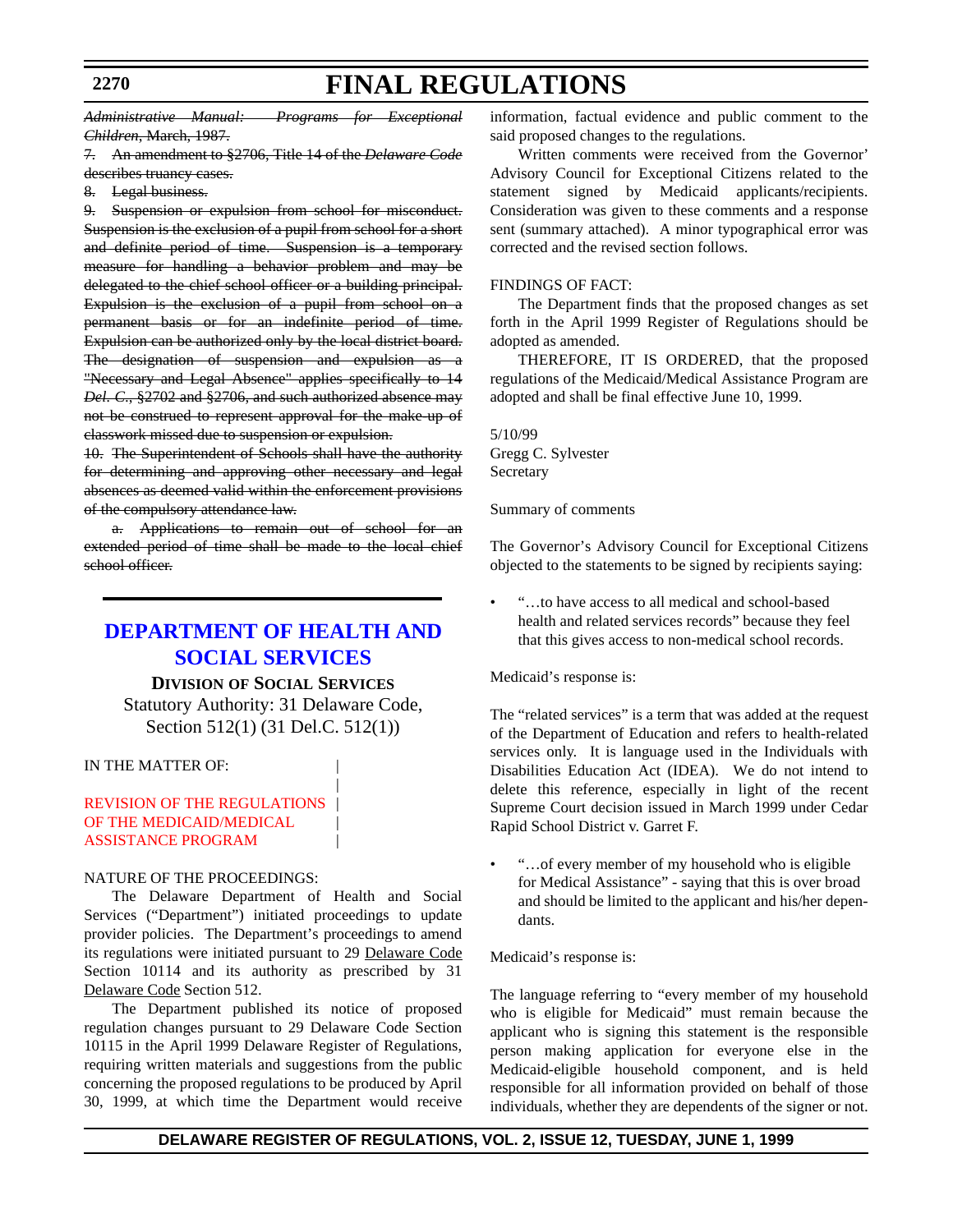~~*Administrative Manual: Programs for Exceptional Children*, March, 1987.~~

~~7. An amendment to §2706, Title 14 of the *Delaware Code* describes truancy cases.~~

~~8. Legal business.~~

~~9. Suspension or expulsion from school for misconduct. Suspension is the exclusion of a pupil from school for a short and definite period of time. Suspension is a temporary measure for handling a behavior problem and may be delegated to the chief school officer or a building principal. Expulsion is the exclusion of a pupil from school on a permanent basis or for an indefinite period of time. Expulsion can be authorized only by the local district board. The designation of suspension and expulsion as a "Necessary and Legal Absence" applies specifically to 14 *Del. C.*, §2702 and §2706, and such authorized absence may not be construed to represent approval for the make up of classwork missed due to suspension or expulsion.~~

~~10. The Superintendent of Schools shall have the authority for determining and approving other necessary and legal absences as deemed valid within the enforcement provisions of the compulsory attendance law.~~

~~a. Applications to remain out of school for an extended period of time shall be made to the local chief school officer.~~

## DEPARTMENT OF HEALTH AND SOCIAL SERVICES

**DIVISION OF SOCIAL SERVICES**

Statutory Authority: 31 Delaware Code, Section 512(1) (31 Del.C. 512(1))

IN THE MATTER OF:

REVISION OF THE REGULATIONS OF THE MEDICAID/MEDICAL ASSISTANCE PROGRAM

NATURE OF THE PROCEEDINGS:

The Delaware Department of Health and Social Services ("Department") initiated proceedings to update provider policies. The Department's proceedings to amend its regulations were initiated pursuant to 29 Delaware Code Section 10114 and its authority as prescribed by 31 Delaware Code Section 512.

The Department published its notice of proposed regulation changes pursuant to 29 Delaware Code Section 10115 in the April 1999 Delaware Register of Regulations, requiring written materials and suggestions from the public concerning the proposed regulations to be produced by April 30, 1999, at which time the Department would receive information, factual evidence and public comment to the said proposed changes to the regulations.

Written comments were received from the Governor' Advisory Council for Exceptional Citizens related to the statement signed by Medicaid applicants/recipients. Consideration was given to these comments and a response sent (summary attached). A minor typographical error was corrected and the revised section follows.

FINDINGS OF FACT:

The Department finds that the proposed changes as set forth in the April 1999 Register of Regulations should be adopted as amended.

THEREFORE, IT IS ORDERED, that the proposed regulations of the Medicaid/Medical Assistance Program are adopted and shall be final effective June 10, 1999.

5/10/99
Gregg C. Sylvester
Secretary

Summary of comments

The Governor's Advisory Council for Exceptional Citizens objected to the statements to be signed by recipients saying:

- "…to have access to all medical and school-based health and related services records" because they feel that this gives access to non-medical school records.

Medicaid's response is:

The "related services" is a term that was added at the request of the Department of Education and refers to health-related services only. It is language used in the Individuals with Disabilities Education Act (IDEA). We do not intend to delete this reference, especially in light of the recent Supreme Court decision issued in March 1999 under Cedar Rapid School District v. Garret F.

- "…of every member of my household who is eligible for Medical Assistance" - saying that this is over broad and should be limited to the applicant and his/her dependants.

Medicaid's response is:

The language referring to "every member of my household who is eligible for Medicaid" must remain because the applicant who is signing this statement is the responsible person making application for everyone else in the Medicaid-eligible household component, and is held responsible for all information provided on behalf of those individuals, whether they are dependents of the signer or not.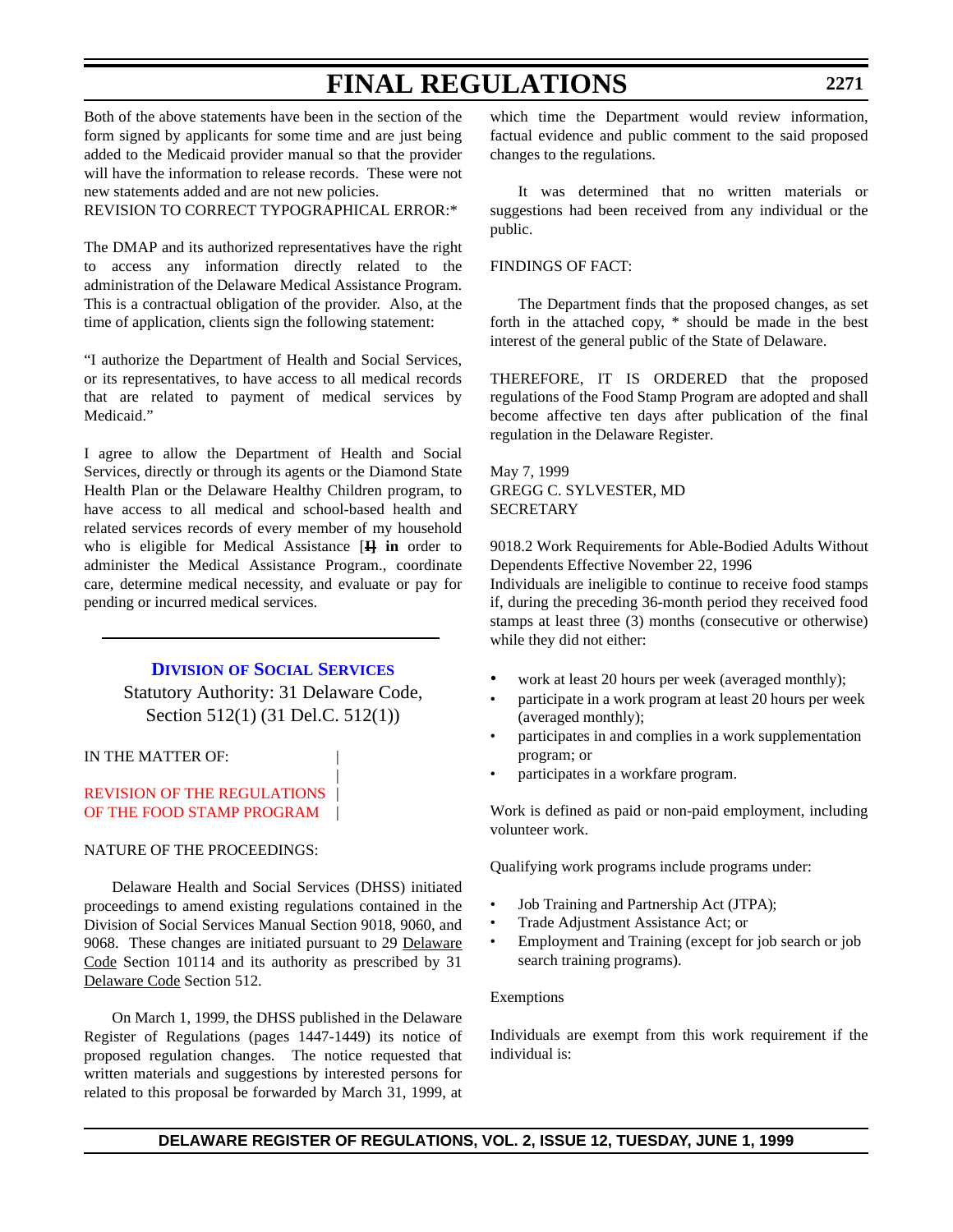Both of the above statements have been in the section of the form signed by applicants for some time and are just being added to the Medicaid provider manual so that the provider will have the information to release records. These were not new statements added and are not new policies.

REVISION TO CORRECT TYPOGRAPHICAL ERROR:*

The DMAP and its authorized representatives have the right to access any information directly related to the administration of the Delaware Medical Assistance Program. This is a contractual obligation of the provider. Also, at the time of application, clients sign the following statement:

"I authorize the Department of Health and Social Services, or its representatives, to have access to all medical records that are related to payment of medical services by Medicaid."

I agree to allow the Department of Health and Social Services, directly or through its agents or the Diamond State Health Plan or the Delaware Healthy Children program, to have access to all medical and school-based health and related services records of every member of my household who is eligible for Medical Assistance [~~I~~] **in** order to administer the Medical Assistance Program., coordinate care, determine medical necessity, and evaluate or pay for pending or incurred medical services.

---

## Division of Social Services

Statutory Authority: 31 Delaware Code, Section 512(1) (31 Del.C. 512(1))

IN THE MATTER OF:

REVISION OF THE REGULATIONS OF THE FOOD STAMP PROGRAM

NATURE OF THE PROCEEDINGS:

Delaware Health and Social Services (DHSS) initiated proceedings to amend existing regulations contained in the Division of Social Services Manual Section 9018, 9060, and 9068. These changes are initiated pursuant to 29 Delaware Code Section 10114 and its authority as prescribed by 31 Delaware Code Section 512.

On March 1, 1999, the DHSS published in the Delaware Register of Regulations (pages 1447-1449) its notice of proposed regulation changes. The notice requested that written materials and suggestions by interested persons for related to this proposal be forwarded by March 31, 1999, at which time the Department would review information, factual evidence and public comment to the said proposed changes to the regulations.

It was determined that no written materials or suggestions had been received from any individual or the public.

FINDINGS OF FACT:

The Department finds that the proposed changes, as set forth in the attached copy, * should be made in the best interest of the general public of the State of Delaware.

THEREFORE, IT IS ORDERED that the proposed regulations of the Food Stamp Program are adopted and shall become affective ten days after publication of the final regulation in the Delaware Register.

May 7, 1999
GREGG C. SYLVESTER, MD
SECRETARY

9018.2 Work Requirements for Able-Bodied Adults Without Dependents Effective November 22, 1996

Individuals are ineligible to continue to receive food stamps if, during the preceding 36-month period they received food stamps at least three (3) months (consecutive or otherwise) while they did not either:

- work at least 20 hours per week (averaged monthly);
- participate in a work program at least 20 hours per week (averaged monthly);
- participates in and complies in a work supplementation program; or
- participates in a workfare program.

Work is defined as paid or non-paid employment, including volunteer work.

Qualifying work programs include programs under:

- Job Training and Partnership Act (JTPA);
- Trade Adjustment Assistance Act; or
- Employment and Training (except for job search or job search training programs).

Exemptions

Individuals are exempt from this work requirement if the individual is: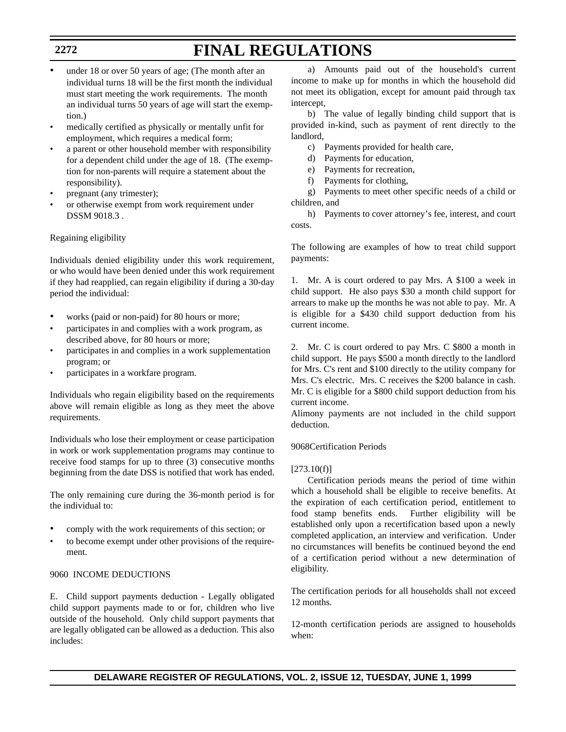- under 18 or over 50 years of age; (The month after an individual turns 18 will be the first month the individual must start meeting the work requirements. The month an individual turns 50 years of age will start the exemption.)
- medically certified as physically or mentally unfit for employment, which requires a medical form;
- a parent or other household member with responsibility for a dependent child under the age of 18. (The exemption for non-parents will require a statement about the responsibility).
- pregnant (any trimester);
- or otherwise exempt from work requirement under DSSM 9018.3 .

Regaining eligibility

Individuals denied eligibility under this work requirement, or who would have been denied under this work requirement if they had reapplied, can regain eligibility if during a 30-day period the individual:

- works (paid or non-paid) for 80 hours or more;
- participates in and complies with a work program, as described above, for 80 hours or more;
- participates in and complies in a work supplementation program; or
- participates in a workfare program.

Individuals who regain eligibility based on the requirements above will remain eligible as long as they meet the above requirements.

Individuals who lose their employment or cease participation in work or work supplementation programs may continue to receive food stamps for up to three (3) consecutive months beginning from the date DSS is notified that work has ended.

The only remaining cure during the 36-month period is for the individual to:

- comply with the work requirements of this section; or
- to become exempt under other provisions of the requirement.

9060 INCOME DEDUCTIONS

E. Child support payments deduction - Legally obligated child support payments made to or for, children who live outside of the household. Only child support payments that are legally obligated can be allowed as a deduction. This also includes:

a) Amounts paid out of the household's current income to make up for months in which the household did not meet its obligation, except for amount paid through tax intercept,

b) The value of legally binding child support that is provided in-kind, such as payment of rent directly to the landlord,

c) Payments provided for health care,

d) Payments for education,

e) Payments for recreation,

f) Payments for clothing,

g) Payments to meet other specific needs of a child or children, and

h) Payments to cover attorney's fee, interest, and court costs.

The following are examples of how to treat child support payments:

1. Mr. A is court ordered to pay Mrs. A $100 a week in child support. He also pays $30 a month child support for arrears to make up the months he was not able to pay. Mr. A is eligible for a $430 child support deduction from his current income.

2. Mr. C is court ordered to pay Mrs. C $800 a month in child support. He pays $500 a month directly to the landlord for Mrs. C's rent and $100 directly to the utility company for Mrs. C's electric. Mrs. C receives the $200 balance in cash. Mr. C is eligible for a $800 child support deduction from his current income.

Alimony payments are not included in the child support deduction.

9068Certification Periods

[273.10(f)]

Certification periods means the period of time within which a household shall be eligible to receive benefits. At the expiration of each certification period, entitlement to food stamp benefits ends. Further eligibility will be established only upon a recertification based upon a newly completed application, an interview and verification. Under no circumstances will benefits be continued beyond the end of a certification period without a new determination of eligibility.

The certification periods for all households shall not exceed 12 months.

12-month certification periods are assigned to households when: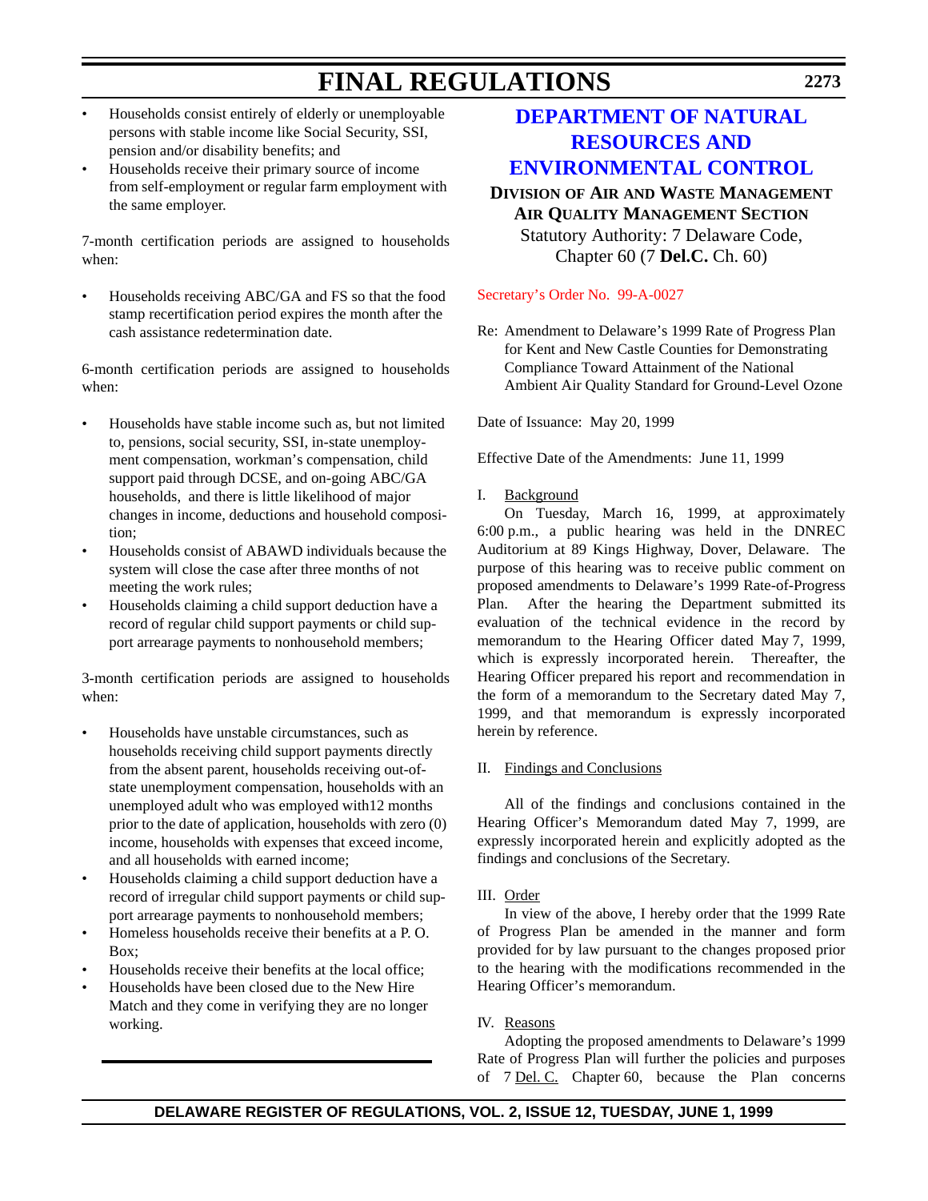- Households consist entirely of elderly or unemployable persons with stable income like Social Security, SSI, pension and/or disability benefits; and
- Households receive their primary source of income from self-employment or regular farm employment with the same employer.

7-month certification periods are assigned to households when:

- Households receiving ABC/GA and FS so that the food stamp recertification period expires the month after the cash assistance redetermination date.

6-month certification periods are assigned to households when:

- Households have stable income such as, but not limited to, pensions, social security, SSI, in-state unemployment compensation, workman's compensation, child support paid through DCSE, and on-going ABC/GA households, and there is little likelihood of major changes in income, deductions and household composition;
- Households consist of ABAWD individuals because the system will close the case after three months of not meeting the work rules;
- Households claiming a child support deduction have a record of regular child support payments or child support arrearage payments to nonhousehold members;

3-month certification periods are assigned to households when:

- Households have unstable circumstances, such as households receiving child support payments directly from the absent parent, households receiving out-of-state unemployment compensation, households with an unemployed adult who was employed with12 months prior to the date of application, households with zero (0) income, households with expenses that exceed income, and all households with earned income;
- Households claiming a child support deduction have a record of irregular child support payments or child support arrearage payments to nonhousehold members;
- Homeless households receive their benefits at a P. O. Box;
- Households receive their benefits at the local office;
- Households have been closed due to the New Hire Match and they come in verifying they are no longer working.

# DEPARTMENT OF NATURAL RESOURCES AND ENVIRONMENTAL CONTROL

## DIVISION OF AIR AND WASTE MANAGEMENT
## AIR QUALITY MANAGEMENT SECTION

Statutory Authority: 7 Delaware Code, Chapter 60 (7 **Del.C.** Ch. 60)

Secretary's Order No. 99-A-0027

Re: Amendment to Delaware's 1999 Rate of Progress Plan for Kent and New Castle Counties for Demonstrating Compliance Toward Attainment of the National Ambient Air Quality Standard for Ground-Level Ozone

Date of Issuance: May 20, 1999

Effective Date of the Amendments: June 11, 1999

I. Background

On Tuesday, March 16, 1999, at approximately 6:00 p.m., a public hearing was held in the DNREC Auditorium at 89 Kings Highway, Dover, Delaware. The purpose of this hearing was to receive public comment on proposed amendments to Delaware's 1999 Rate-of-Progress Plan. After the hearing the Department submitted its evaluation of the technical evidence in the record by memorandum to the Hearing Officer dated May 7, 1999, which is expressly incorporated herein. Thereafter, the Hearing Officer prepared his report and recommendation in the form of a memorandum to the Secretary dated May 7, 1999, and that memorandum is expressly incorporated herein by reference.

II. Findings and Conclusions

All of the findings and conclusions contained in the Hearing Officer's Memorandum dated May 7, 1999, are expressly incorporated herein and explicitly adopted as the findings and conclusions of the Secretary.

III. Order

In view of the above, I hereby order that the 1999 Rate of Progress Plan be amended in the manner and form provided for by law pursuant to the changes proposed prior to the hearing with the modifications recommended in the Hearing Officer's memorandum.

IV. Reasons

Adopting the proposed amendments to Delaware's 1999 Rate of Progress Plan will further the policies and purposes of 7 Del. C. Chapter 60, because the Plan concerns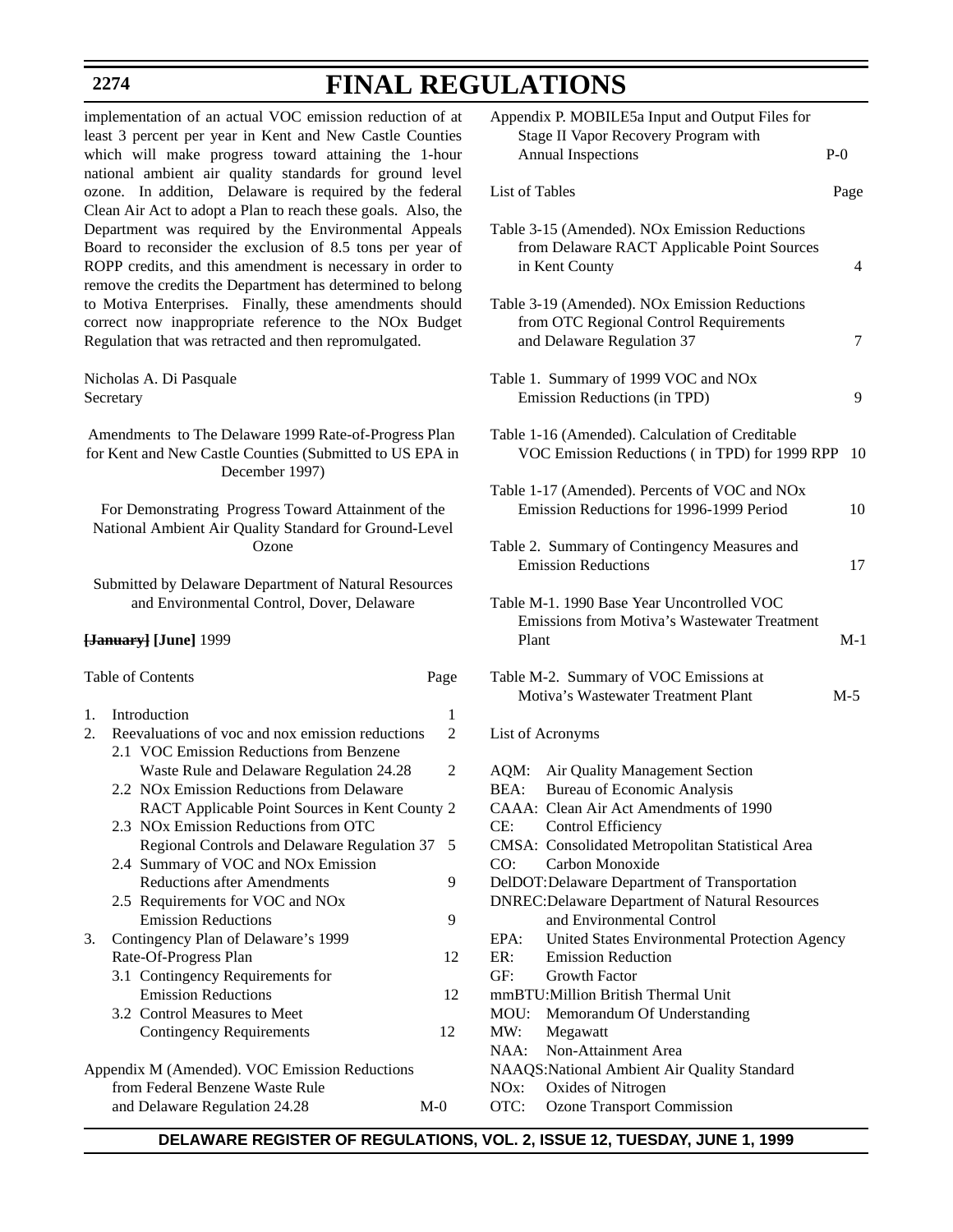implementation of an actual VOC emission reduction of at least 3 percent per year in Kent and New Castle Counties which will make progress toward attaining the 1-hour national ambient air quality standards for ground level ozone. In addition, Delaware is required by the federal Clean Air Act to adopt a Plan to reach these goals. Also, the Department was required by the Environmental Appeals Board to reconsider the exclusion of 8.5 tons per year of ROPP credits, and this amendment is necessary in order to remove the credits the Department has determined to belong to Motiva Enterprises. Finally, these amendments should correct now inappropriate reference to the NOx Budget Regulation that was retracted and then repromulgated.

Nicholas A. Di Pasquale
Secretary

Amendments to The Delaware 1999 Rate-of-Progress Plan for Kent and New Castle Counties (Submitted to US EPA in December 1997)

For Demonstrating Progress Toward Attainment of the National Ambient Air Quality Standard for Ground-Level Ozone

Submitted by Delaware Department of Natural Resources and Environmental Control, Dover, Delaware

~~[January]~~ **[June]** 1999

| Table of Contents | Page |
|---|---|
| 1. Introduction | 1 |
| 2. Reevaluations of voc and nox emission reductions | 2 |
| 2.1 VOC Emission Reductions from Benzene Waste Rule and Delaware Regulation 24.28 | 2 |
| 2.2 NOx Emission Reductions from Delaware RACT Applicable Point Sources in Kent County | 2 |
| 2.3 NOx Emission Reductions from OTC Regional Controls and Delaware Regulation 37 | 5 |
| 2.4 Summary of VOC and NOx Emission Reductions after Amendments | 9 |
| 2.5 Requirements for VOC and NOx Emission Reductions | 9 |
| 3. Contingency Plan of Delaware's 1999 Rate-Of-Progress Plan | 12 |
| 3.1 Contingency Requirements for Emission Reductions | 12 |
| 3.2 Control Measures to Meet Contingency Requirements | 12 |
| Appendix M (Amended). VOC Emission Reductions from Federal Benzene Waste Rule and Delaware Regulation 24.28 | M-0 |
| Appendix P. MOBILE5a Input and Output Files for Stage II Vapor Recovery Program with Annual Inspections | P-0 |

| List of Tables | Page |
|---|---|
| Table 3-15 (Amended). NOx Emission Reductions from Delaware RACT Applicable Point Sources in Kent County | 4 |
| Table 3-19 (Amended). NOx Emission Reductions from OTC Regional Control Requirements and Delaware Regulation 37 | 7 |
| Table 1. Summary of 1999 VOC and NOx Emission Reductions (in TPD) | 9 |
| Table 1-16 (Amended). Calculation of Creditable VOC Emission Reductions ( in TPD) for 1999 RPP | 10 |
| Table 1-17 (Amended). Percents of VOC and NOx Emission Reductions for 1996-1999 Period | 10 |
| Table 2. Summary of Contingency Measures and Emission Reductions | 17 |
| Table M-1. 1990 Base Year Uncontrolled VOC Emissions from Motiva's Wastewater Treatment Plant | M-1 |
| Table M-2. Summary of VOC Emissions at Motiva's Wastewater Treatment Plant | M-5 |

List of Acronyms

- AQM: Air Quality Management Section
- BEA: Bureau of Economic Analysis
- CAAA: Clean Air Act Amendments of 1990
- CE: Control Efficiency
- CMSA: Consolidated Metropolitan Statistical Area
- CO: Carbon Monoxide
- DelDOT: Delaware Department of Transportation
- DNREC: Delaware Department of Natural Resources and Environmental Control
- EPA: United States Environmental Protection Agency
- ER: Emission Reduction
- GF: Growth Factor
- mmBTU: Million British Thermal Unit
- MOU: Memorandum Of Understanding
- MW: Megawatt
- NAA: Non-Attainment Area
- NAAQS: National Ambient Air Quality Standard
- NOx: Oxides of Nitrogen
- OTC: Ozone Transport Commission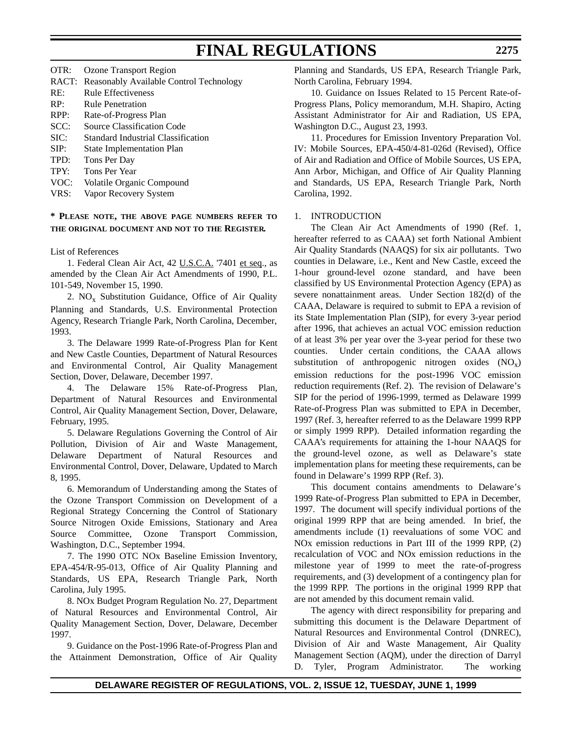OTR: Ozone Transport Region
RACT: Reasonably Available Control Technology
RE: Rule Effectiveness
RP: Rule Penetration
RPP: Rate-of-Progress Plan
SCC: Source Classification Code
SIC: Standard Industrial Classification
SIP: State Implementation Plan
TPD: Tons Per Day
TPY: Tons Per Year
VOC: Volatile Organic Compound
VRS: Vapor Recovery System

**\* PLEASE NOTE, THE ABOVE PAGE NUMBERS REFER TO THE ORIGINAL DOCUMENT AND NOT TO THE REGISTER.**

List of References

1. Federal Clean Air Act, 42 U.S.C.A. '7401 et seq., as amended by the Clean Air Act Amendments of 1990, P.L. 101-549, November 15, 1990.

2. $NO_x$ Substitution Guidance, Office of Air Quality Planning and Standards, U.S. Environmental Protection Agency, Research Triangle Park, North Carolina, December, 1993.

3. The Delaware 1999 Rate-of-Progress Plan for Kent and New Castle Counties, Department of Natural Resources and Environmental Control, Air Quality Management Section, Dover, Delaware, December 1997.

4. The Delaware 15% Rate-of-Progress Plan, Department of Natural Resources and Environmental Control, Air Quality Management Section, Dover, Delaware, February, 1995.

5. Delaware Regulations Governing the Control of Air Pollution, Division of Air and Waste Management, Delaware Department of Natural Resources and Environmental Control, Dover, Delaware, Updated to March 8, 1995.

6. Memorandum of Understanding among the States of the Ozone Transport Commission on Development of a Regional Strategy Concerning the Control of Stationary Source Nitrogen Oxide Emissions, Stationary and Area Source Committee, Ozone Transport Commission, Washington, D.C., September 1994.

7. The 1990 OTC NOx Baseline Emission Inventory, EPA-454/R-95-013, Office of Air Quality Planning and Standards, US EPA, Research Triangle Park, North Carolina, July 1995.

8. NOx Budget Program Regulation No. 27, Department of Natural Resources and Environmental Control, Air Quality Management Section, Dover, Delaware, December 1997.

9. Guidance on the Post-1996 Rate-of-Progress Plan and the Attainment Demonstration, Office of Air Quality Planning and Standards, US EPA, Research Triangle Park, North Carolina, February 1994.

10. Guidance on Issues Related to 15 Percent Rate-of-Progress Plans, Policy memorandum, M.H. Shapiro, Acting Assistant Administrator for Air and Radiation, US EPA, Washington D.C., August 23, 1993.

11. Procedures for Emission Inventory Preparation Vol. IV: Mobile Sources, EPA-450/4-81-026d (Revised), Office of Air and Radiation and Office of Mobile Sources, US EPA, Ann Arbor, Michigan, and Office of Air Quality Planning and Standards, US EPA, Research Triangle Park, North Carolina, 1992.

1. INTRODUCTION

The Clean Air Act Amendments of 1990 (Ref. 1, hereafter referred to as CAAA) set forth National Ambient Air Quality Standards (NAAQS) for six air pollutants. Two counties in Delaware, i.e., Kent and New Castle, exceed the 1-hour ground-level ozone standard, and have been classified by US Environmental Protection Agency (EPA) as severe nonattainment areas. Under Section 182(d) of the CAAA, Delaware is required to submit to EPA a revision of its State Implementation Plan (SIP), for every 3-year period after 1996, that achieves an actual VOC emission reduction of at least 3% per year over the 3-year period for these two counties. Under certain conditions, the CAAA allows substitution of anthropogenic nitrogen oxides ($NO_x$) emission reductions for the post-1996 VOC emission reduction requirements (Ref. 2). The revision of Delaware's SIP for the period of 1996-1999, termed as Delaware 1999 Rate-of-Progress Plan was submitted to EPA in December, 1997 (Ref. 3, hereafter referred to as the Delaware 1999 RPP or simply 1999 RPP). Detailed information regarding the CAAA's requirements for attaining the 1-hour NAAQS for the ground-level ozone, as well as Delaware's state implementation plans for meeting these requirements, can be found in Delaware's 1999 RPP (Ref. 3).

This document contains amendments to Delaware's 1999 Rate-of-Progress Plan submitted to EPA in December, 1997. The document will specify individual portions of the original 1999 RPP that are being amended. In brief, the amendments include (1) reevaluations of some VOC and NOx emission reductions in Part III of the 1999 RPP, (2) recalculation of VOC and NOx emission reductions in the milestone year of 1999 to meet the rate-of-progress requirements, and (3) development of a contingency plan for the 1999 RPP. The portions in the original 1999 RPP that are not amended by this document remain valid.

The agency with direct responsibility for preparing and submitting this document is the Delaware Department of Natural Resources and Environmental Control (DNREC), Division of Air and Waste Management, Air Quality Management Section (AQM), under the direction of Darryl D. Tyler, Program Administrator. The working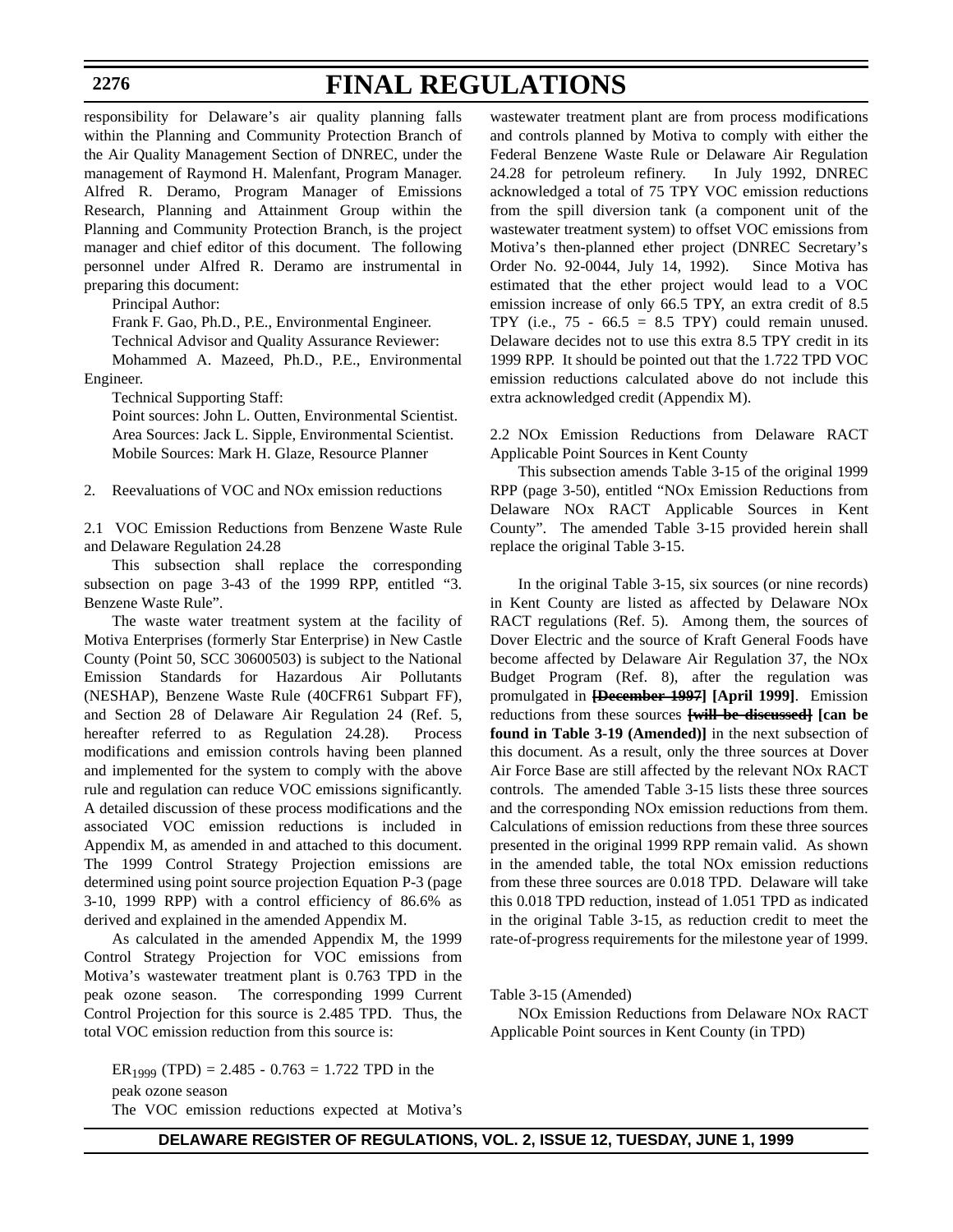responsibility for Delaware's air quality planning falls within the Planning and Community Protection Branch of the Air Quality Management Section of DNREC, under the management of Raymond H. Malenfant, Program Manager. Alfred R. Deramo, Program Manager of Emissions Research, Planning and Attainment Group within the Planning and Community Protection Branch, is the project manager and chief editor of this document. The following personnel under Alfred R. Deramo are instrumental in preparing this document:

Principal Author:

Frank F. Gao, Ph.D., P.E., Environmental Engineer.

Technical Advisor and Quality Assurance Reviewer:

Mohammed A. Mazeed, Ph.D., P.E., Environmental Engineer.

Technical Supporting Staff:

Point sources: John L. Outten, Environmental Scientist.

Area Sources: Jack L. Sipple, Environmental Scientist.

Mobile Sources: Mark H. Glaze, Resource Planner

2. Reevaluations of VOC and NOx emission reductions

2.1 VOC Emission Reductions from Benzene Waste Rule and Delaware Regulation 24.28

This subsection shall replace the corresponding subsection on page 3-43 of the 1999 RPP, entitled "3. Benzene Waste Rule".

The waste water treatment system at the facility of Motiva Enterprises (formerly Star Enterprise) in New Castle County (Point 50, SCC 30600503) is subject to the National Emission Standards for Hazardous Air Pollutants (NESHAP), Benzene Waste Rule (40CFR61 Subpart FF), and Section 28 of Delaware Air Regulation 24 (Ref. 5, hereafter referred to as Regulation 24.28). Process modifications and emission controls having been planned and implemented for the system to comply with the above rule and regulation can reduce VOC emissions significantly. A detailed discussion of these process modifications and the associated VOC emission reductions is included in Appendix M, as amended in and attached to this document. The 1999 Control Strategy Projection emissions are determined using point source projection Equation P-3 (page 3-10, 1999 RPP) with a control efficiency of 86.6% as derived and explained in the amended Appendix M.

As calculated in the amended Appendix M, the 1999 Control Strategy Projection for VOC emissions from Motiva's wastewater treatment plant is 0.763 TPD in the peak ozone season. The corresponding 1999 Current Control Projection for this source is 2.485 TPD. Thus, the total VOC emission reduction from this source is:

$ER_{1999}$ (TPD) = 2.485 - 0.763 = 1.722 TPD in the peak ozone season

The VOC emission reductions expected at Motiva's wastewater treatment plant are from process modifications and controls planned by Motiva to comply with either the Federal Benzene Waste Rule or Delaware Air Regulation 24.28 for petroleum refinery. In July 1992, DNREC acknowledged a total of 75 TPY VOC emission reductions from the spill diversion tank (a component unit of the wastewater treatment system) to offset VOC emissions from Motiva's then-planned ether project (DNREC Secretary's Order No. 92-0044, July 14, 1992). Since Motiva has estimated that the ether project would lead to a VOC emission increase of only 66.5 TPY, an extra credit of 8.5 TPY (i.e., 75 - 66.5 = 8.5 TPY) could remain unused. Delaware decides not to use this extra 8.5 TPY credit in its 1999 RPP. It should be pointed out that the 1.722 TPD VOC emission reductions calculated above do not include this extra acknowledged credit (Appendix M).

2.2 NOx Emission Reductions from Delaware RACT Applicable Point Sources in Kent County

This subsection amends Table 3-15 of the original 1999 RPP (page 3-50), entitled "NOx Emission Reductions from Delaware NOx RACT Applicable Sources in Kent County". The amended Table 3-15 provided herein shall replace the original Table 3-15.

In the original Table 3-15, six sources (or nine records) in Kent County are listed as affected by Delaware NOx RACT regulations (Ref. 5). Among them, the sources of Dover Electric and the source of Kraft General Foods have become affected by Delaware Air Regulation 37, the NOx Budget Program (Ref. 8), after the regulation was promulgated in ~~[December 1997]~~ **[April 1999]**. Emission reductions from these sources ~~[will be discussed]~~ **[can be found in Table 3-19 (Amended)]** in the next subsection of this document. As a result, only the three sources at Dover Air Force Base are still affected by the relevant NOx RACT controls. The amended Table 3-15 lists these three sources and the corresponding NOx emission reductions from them. Calculations of emission reductions from these three sources presented in the original 1999 RPP remain valid. As shown in the amended table, the total NOx emission reductions from these three sources are 0.018 TPD. Delaware will take this 0.018 TPD reduction, instead of 1.051 TPD as indicated in the original Table 3-15, as reduction credit to meet the rate-of-progress requirements for the milestone year of 1999.

Table 3-15 (Amended)

NOx Emission Reductions from Delaware NOx RACT Applicable Point sources in Kent County (in TPD)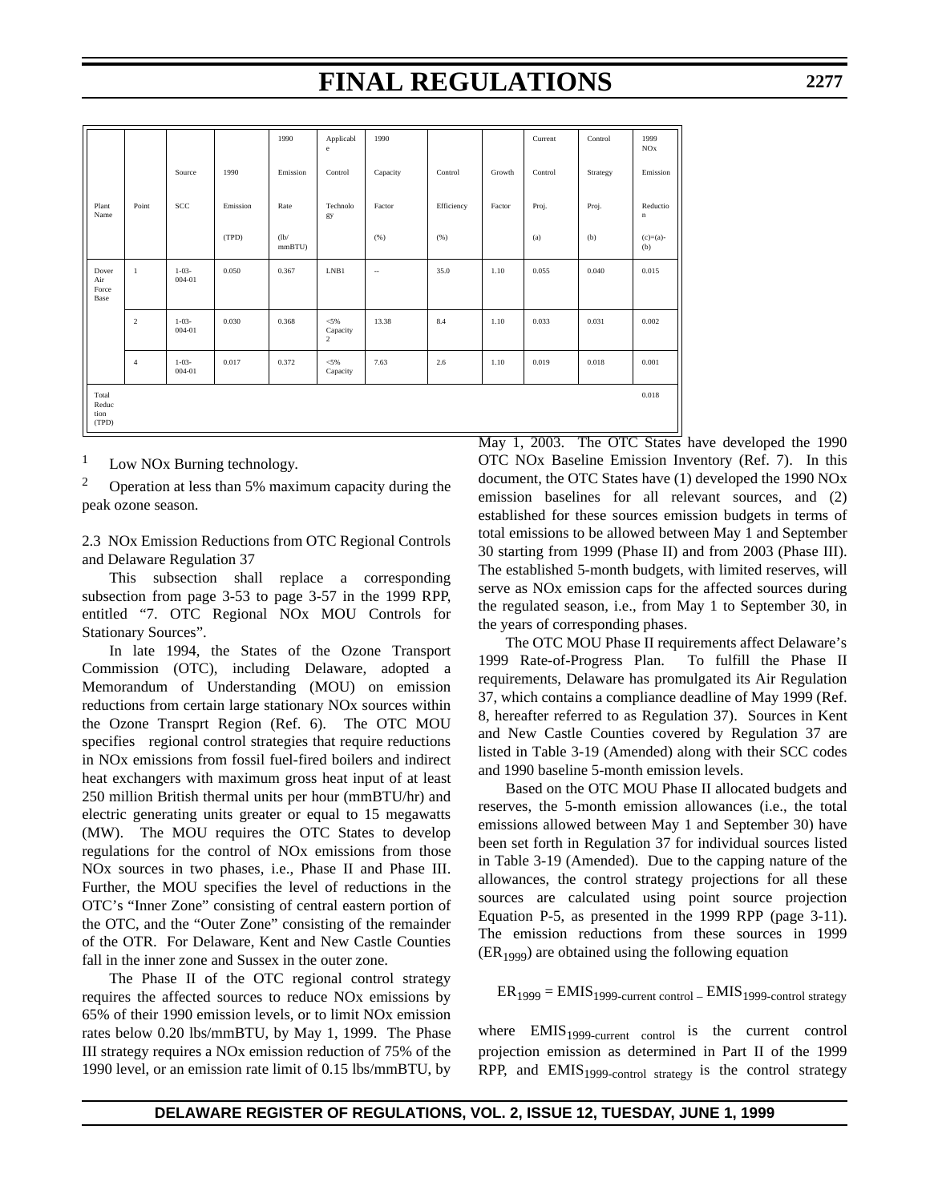| Plant Name | Point | Source SCC | 1990 Emission (TPD) | 1990 Emission Rate (lb/ mmBTU) | Applicable Control Technology | 1990 Capacity Factor (%) | Control Efficiency (%) | Growth Factor | Current Control Proj. (a) | Control Strategy Proj. (b) | 1999 NOx Emission Reduction (c)=(a)-(b) |
|---|---|---|---|---|---|---|---|---|---|---|---|
| Dover Air Force Base | 1 | 1-03-004-01 | 0.050 | 0.367 | LNB1 | -- | 35.0 | 1.10 | 0.055 | 0.040 | 0.015 |
| | 2 | 1-03-004-01 | 0.030 | 0.368 | <5% Capacity 2 | 13.38 | 8.4 | 1.10 | 0.033 | 0.031 | 0.002 |
| | 4 | 1-03-004-01 | 0.017 | 0.372 | <5% Capacity | 7.63 | 2.6 | 1.10 | 0.019 | 0.018 | 0.001 |
| Total Reduction (TPD) | | | | | | | | | | | 0.018 |

[1] Low NOx Burning technology.

[2] Operation at less than 5% maximum capacity during the peak ozone season.

2.3 NOx Emission Reductions from OTC Regional Controls and Delaware Regulation 37

This subsection shall replace a corresponding subsection from page 3-53 to page 3-57 in the 1999 RPP, entitled "7. OTC Regional NOx MOU Controls for Stationary Sources".

In late 1994, the States of the Ozone Transport Commission (OTC), including Delaware, adopted a Memorandum of Understanding (MOU) on emission reductions from certain large stationary NOx sources within the Ozone Transprt Region (Ref. 6). The OTC MOU specifies regional control strategies that require reductions in NOx emissions from fossil fuel-fired boilers and indirect heat exchangers with maximum gross heat input of at least 250 million British thermal units per hour (mmBTU/hr) and electric generating units greater or equal to 15 megawatts (MW). The MOU requires the OTC States to develop regulations for the control of NOx emissions from those NOx sources in two phases, i.e., Phase II and Phase III. Further, the MOU specifies the level of reductions in the OTC's "Inner Zone" consisting of central eastern portion of the OTC, and the "Outer Zone" consisting of the remainder of the OTR. For Delaware, Kent and New Castle Counties fall in the inner zone and Sussex in the outer zone.

The Phase II of the OTC regional control strategy requires the affected sources to reduce NOx emissions by 65% of their 1990 emission levels, or to limit NOx emission rates below 0.20 lbs/mmBTU, by May 1, 1999. The Phase III strategy requires a NOx emission reduction of 75% of the 1990 level, or an emission rate limit of 0.15 lbs/mmBTU, by May 1, 2003. The OTC States have developed the 1990 OTC NOx Baseline Emission Inventory (Ref. 7). In this document, the OTC States have (1) developed the 1990 NOx emission baselines for all relevant sources, and (2) established for these sources emission budgets in terms of total emissions to be allowed between May 1 and September 30 starting from 1999 (Phase II) and from 2003 (Phase III). The established 5-month budgets, with limited reserves, will serve as NOx emission caps for the affected sources during the regulated season, i.e., from May 1 to September 30, in the years of corresponding phases.

The OTC MOU Phase II requirements affect Delaware's 1999 Rate-of-Progress Plan. To fulfill the Phase II requirements, Delaware has promulgated its Air Regulation 37, which contains a compliance deadline of May 1999 (Ref. 8, hereafter referred to as Regulation 37). Sources in Kent and New Castle Counties covered by Regulation 37 are listed in Table 3-19 (Amended) along with their SCC codes and 1990 baseline 5-month emission levels.

Based on the OTC MOU Phase II allocated budgets and reserves, the 5-month emission allowances (i.e., the total emissions allowed between May 1 and September 30) have been set forth in Regulation 37 for individual sources listed in Table 3-19 (Amended). Due to the capping nature of the allowances, the control strategy projections for all these sources are calculated using point source projection Equation P-5, as presented in the 1999 RPP (page 3-11). The emission reductions from these sources in 1999 ($ER_{1999}$) are obtained using the following equation

$$ER_{1999} = EMIS_{1999\text{-current control}} - EMIS_{1999\text{-control strategy}}$$

where $EMIS_{1999\text{-current control}}$ is the current control projection emission as determined in Part II of the 1999 RPP, and $EMIS_{1999\text{-control strategy}}$ is the control strategy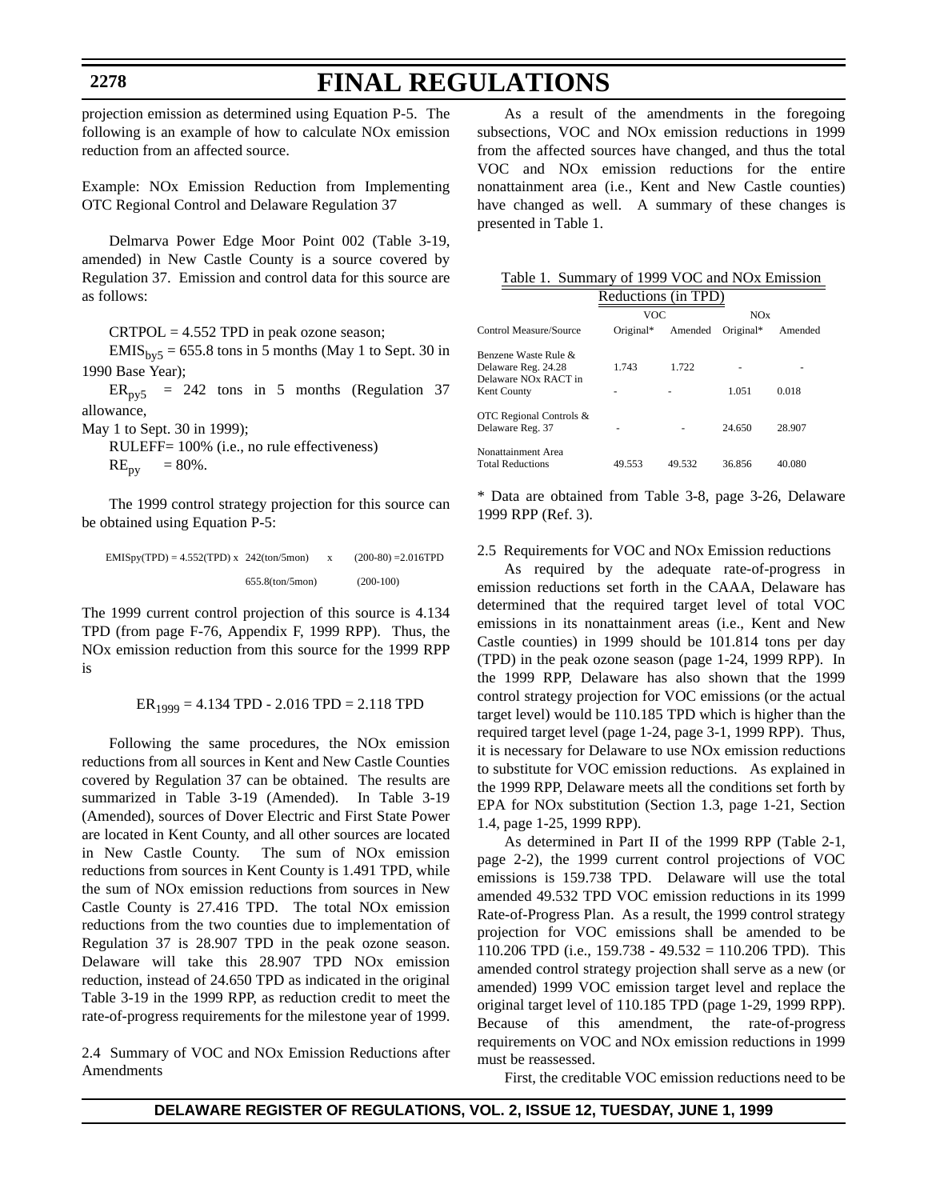projection emission as determined using Equation P-5. The following is an example of how to calculate NOx emission reduction from an affected source.

Example: NOx Emission Reduction from Implementing OTC Regional Control and Delaware Regulation 37

Delmarva Power Edge Moor Point 002 (Table 3-19, amended) in New Castle County is a source covered by Regulation 37. Emission and control data for this source are as follows:

CRTPOL = 4.552 TPD in peak ozone season;

$EMIS_{by5}$ = 655.8 tons in 5 months (May 1 to Sept. 30 in 1990 Base Year);

$ER_{py5}$ = 242 tons in 5 months (Regulation 37 allowance,

May 1 to Sept. 30 in 1999);

RULEFF= 100% (i.e., no rule effectiveness)

$RE_{py}$ = 80%.

The 1999 control strategy projection for this source can be obtained using Equation P-5:

$$EMISpy(TPD) = 4.552(TPD) \times \frac{242(ton/5mon)}{655.8(ton/5mon)} \times \frac{(200-80)}{(200-100)} = 2.016TPD$$

The 1999 current control projection of this source is 4.134 TPD (from page F-76, Appendix F, 1999 RPP). Thus, the NOx emission reduction from this source for the 1999 RPP is

$$ER_{1999} = 4.134 \text{ TPD} - 2.016 \text{ TPD} = 2.118 \text{ TPD}$$

Following the same procedures, the NOx emission reductions from all sources in Kent and New Castle Counties covered by Regulation 37 can be obtained. The results are summarized in Table 3-19 (Amended). In Table 3-19 (Amended), sources of Dover Electric and First State Power are located in Kent County, and all other sources are located in New Castle County. The sum of NOx emission reductions from sources in Kent County is 1.491 TPD, while the sum of NOx emission reductions from sources in New Castle County is 27.416 TPD. The total NOx emission reductions from the two counties due to implementation of Regulation 37 is 28.907 TPD in the peak ozone season. Delaware will take this 28.907 TPD NOx emission reduction, instead of 24.650 TPD as indicated in the original Table 3-19 in the 1999 RPP, as reduction credit to meet the rate-of-progress requirements for the milestone year of 1999.

2.4 Summary of VOC and NOx Emission Reductions after Amendments

As a result of the amendments in the foregoing subsections, VOC and NOx emission reductions in 1999 from the affected sources have changed, and thus the total VOC and NOx emission reductions for the entire nonattainment area (i.e., Kent and New Castle counties) have changed as well. A summary of these changes is presented in Table 1.

Table 1. Summary of 1999 VOC and NOx Emission Reductions (in TPD)

| Control Measure/Source | VOC | | NOx | |
|---|---|---|---|---|
| | Original* | Amended | Original* | Amended |
| Benzene Waste Rule & Delaware Reg. 24.28 | 1.743 | 1.722 | - | - |
| Delaware NOx RACT in Kent County | - | - | 1.051 | 0.018 |
| OTC Regional Controls & Delaware Reg. 37 | - | - | 24.650 | 28.907 |
| Nonattainment Area Total Reductions | 49.553 | 49.532 | 36.856 | 40.080 |

* Data are obtained from Table 3-8, page 3-26, Delaware 1999 RPP (Ref. 3).

2.5 Requirements for VOC and NOx Emission reductions

As required by the adequate rate-of-progress in emission reductions set forth in the CAAA, Delaware has determined that the required target level of total VOC emissions in its nonattainment areas (i.e., Kent and New Castle counties) in 1999 should be 101.814 tons per day (TPD) in the peak ozone season (page 1-24, 1999 RPP). In the 1999 RPP, Delaware has also shown that the 1999 control strategy projection for VOC emissions (or the actual target level) would be 110.185 TPD which is higher than the required target level (page 1-24, page 3-1, 1999 RPP). Thus, it is necessary for Delaware to use NOx emission reductions to substitute for VOC emission reductions. As explained in the 1999 RPP, Delaware meets all the conditions set forth by EPA for NOx substitution (Section 1.3, page 1-21, Section 1.4, page 1-25, 1999 RPP).

As determined in Part II of the 1999 RPP (Table 2-1, page 2-2), the 1999 current control projections of VOC emissions is 159.738 TPD. Delaware will use the total amended 49.532 TPD VOC emission reductions in its 1999 Rate-of-Progress Plan. As a result, the 1999 control strategy projection for VOC emissions shall be amended to be 110.206 TPD (i.e., 159.738 - 49.532 = 110.206 TPD). This amended control strategy projection shall serve as a new (or amended) 1999 VOC emission target level and replace the original target level of 110.185 TPD (page 1-29, 1999 RPP). Because of this amendment, the rate-of-progress requirements on VOC and NOx emission reductions in 1999 must be reassessed.

First, the creditable VOC emission reductions need to be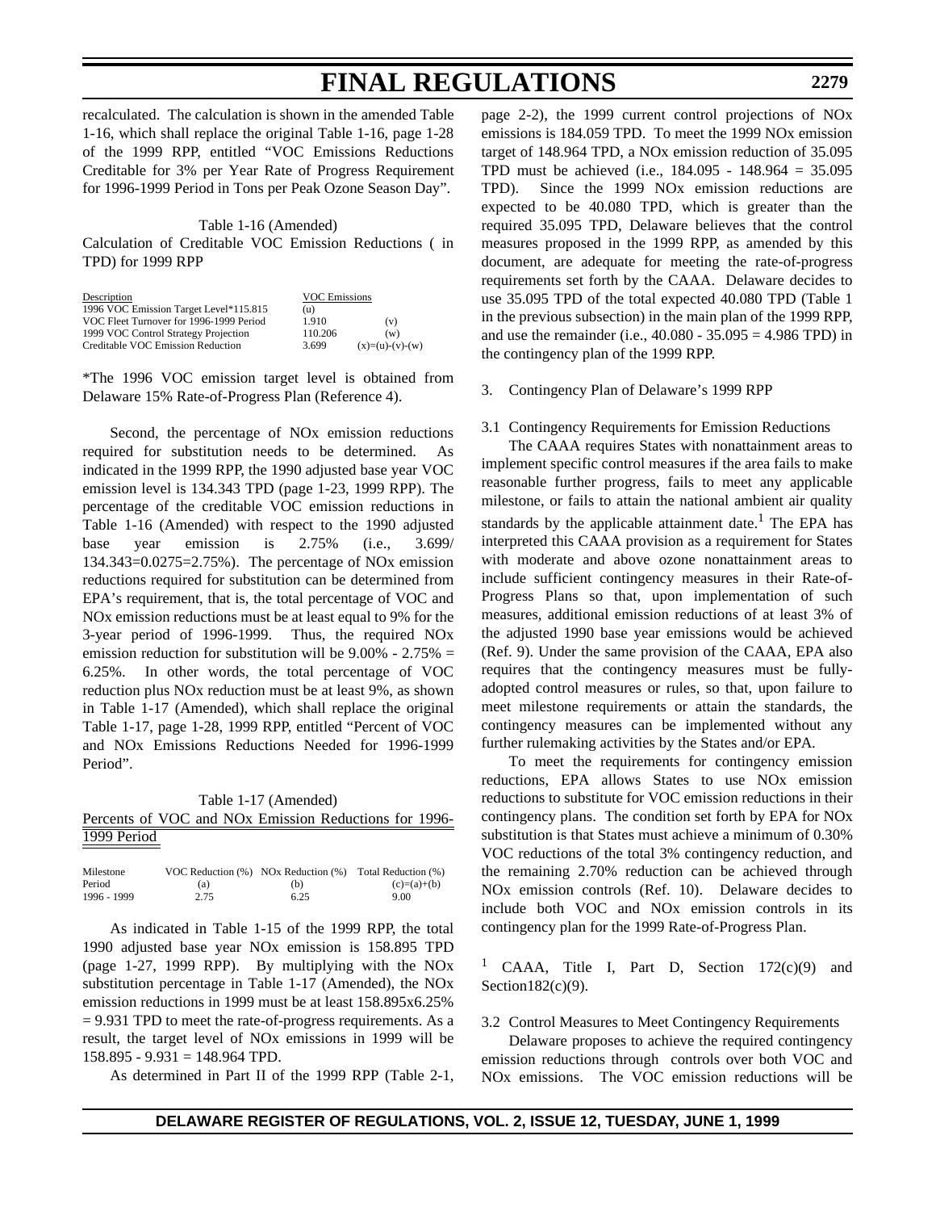recalculated. The calculation is shown in the amended Table 1-16, which shall replace the original Table 1-16, page 1-28 of the 1999 RPP, entitled "VOC Emissions Reductions Creditable for 3% per Year Rate of Progress Requirement for 1996-1999 Period in Tons per Peak Ozone Season Day".

Table 1-16 (Amended)

Calculation of Creditable VOC Emission Reductions ( in TPD) for 1999 RPP

| Description | VOC Emissions | |
|---|---|---|
| 1996 VOC Emission Target Level*115.815 | (u) | |
| VOC Fleet Turnover for 1996-1999 Period | 1.910 | (v) |
| 1999 VOC Control Strategy Projection | 110.206 | (w) |
| Creditable VOC Emission Reduction | 3.699 | (x)=(u)-(v)-(w) |

*The 1996 VOC emission target level is obtained from Delaware 15% Rate-of-Progress Plan (Reference 4).

Second, the percentage of NOx emission reductions required for substitution needs to be determined. As indicated in the 1999 RPP, the 1990 adjusted base year VOC emission level is 134.343 TPD (page 1-23, 1999 RPP). The percentage of the creditable VOC emission reductions in Table 1-16 (Amended) with respect to the 1990 adjusted base year emission is 2.75% (i.e., 3.699/ 134.343=0.0275=2.75%). The percentage of NOx emission reductions required for substitution can be determined from EPA's requirement, that is, the total percentage of VOC and NOx emission reductions must be at least equal to 9% for the 3-year period of 1996-1999. Thus, the required NOx emission reduction for substitution will be 9.00% - 2.75% = 6.25%. In other words, the total percentage of VOC reduction plus NOx reduction must be at least 9%, as shown in Table 1-17 (Amended), which shall replace the original Table 1-17, page 1-28, 1999 RPP, entitled "Percent of VOC and NOx Emissions Reductions Needed for 1996-1999 Period".

Table 1-17 (Amended)

Percents of VOC and NOx Emission Reductions for 1996-1999 Period

| Milestone Period | VOC Reduction (%) (a) | NOx Reduction (%) (b) | Total Reduction (%) (c)=(a)+(b) |
|---|---|---|---|
| 1996 - 1999 | 2.75 | 6.25 | 9.00 |

As indicated in Table 1-15 of the 1999 RPP, the total 1990 adjusted base year NOx emission is 158.895 TPD (page 1-27, 1999 RPP). By multiplying with the NOx substitution percentage in Table 1-17 (Amended), the NOx emission reductions in 1999 must be at least 158.895x6.25% = 9.931 TPD to meet the rate-of-progress requirements. As a result, the target level of NOx emissions in 1999 will be 158.895 - 9.931 = 148.964 TPD.

As determined in Part II of the 1999 RPP (Table 2-1, page 2-2), the 1999 current control projections of NOx emissions is 184.059 TPD. To meet the 1999 NOx emission target of 148.964 TPD, a NOx emission reduction of 35.095 TPD must be achieved (i.e., 184.095 - 148.964 = 35.095 TPD). Since the 1999 NOx emission reductions are expected to be 40.080 TPD, which is greater than the required 35.095 TPD, Delaware believes that the control measures proposed in the 1999 RPP, as amended by this document, are adequate for meeting the rate-of-progress requirements set forth by the CAAA. Delaware decides to use 35.095 TPD of the total expected 40.080 TPD (Table 1 in the previous subsection) in the main plan of the 1999 RPP, and use the remainder (i.e., 40.080 - 35.095 = 4.986 TPD) in the contingency plan of the 1999 RPP.

3. Contingency Plan of Delaware's 1999 RPP

3.1 Contingency Requirements for Emission Reductions

The CAAA requires States with nonattainment areas to implement specific control measures if the area fails to make reasonable further progress, fails to meet any applicable milestone, or fails to attain the national ambient air quality standards by the applicable attainment date.[1] The EPA has interpreted this CAAA provision as a requirement for States with moderate and above ozone nonattainment areas to include sufficient contingency measures in their Rate-of-Progress Plans so that, upon implementation of such measures, additional emission reductions of at least 3% of the adjusted 1990 base year emissions would be achieved (Ref. 9). Under the same provision of the CAAA, EPA also requires that the contingency measures must be fully-adopted control measures or rules, so that, upon failure to meet milestone requirements or attain the standards, the contingency measures can be implemented without any further rulemaking activities by the States and/or EPA.

To meet the requirements for contingency emission reductions, EPA allows States to use NOx emission reductions to substitute for VOC emission reductions in their contingency plans. The condition set forth by EPA for NOx substitution is that States must achieve a minimum of 0.30% VOC reductions of the total 3% contingency reduction, and the remaining 2.70% reduction can be achieved through NOx emission controls (Ref. 10). Delaware decides to include both VOC and NOx emission controls in its contingency plan for the 1999 Rate-of-Progress Plan.

[1] CAAA, Title I, Part D, Section 172(c)(9) and Section182(c)(9).

3.2 Control Measures to Meet Contingency Requirements

Delaware proposes to achieve the required contingency emission reductions through controls over both VOC and NOx emissions. The VOC emission reductions will be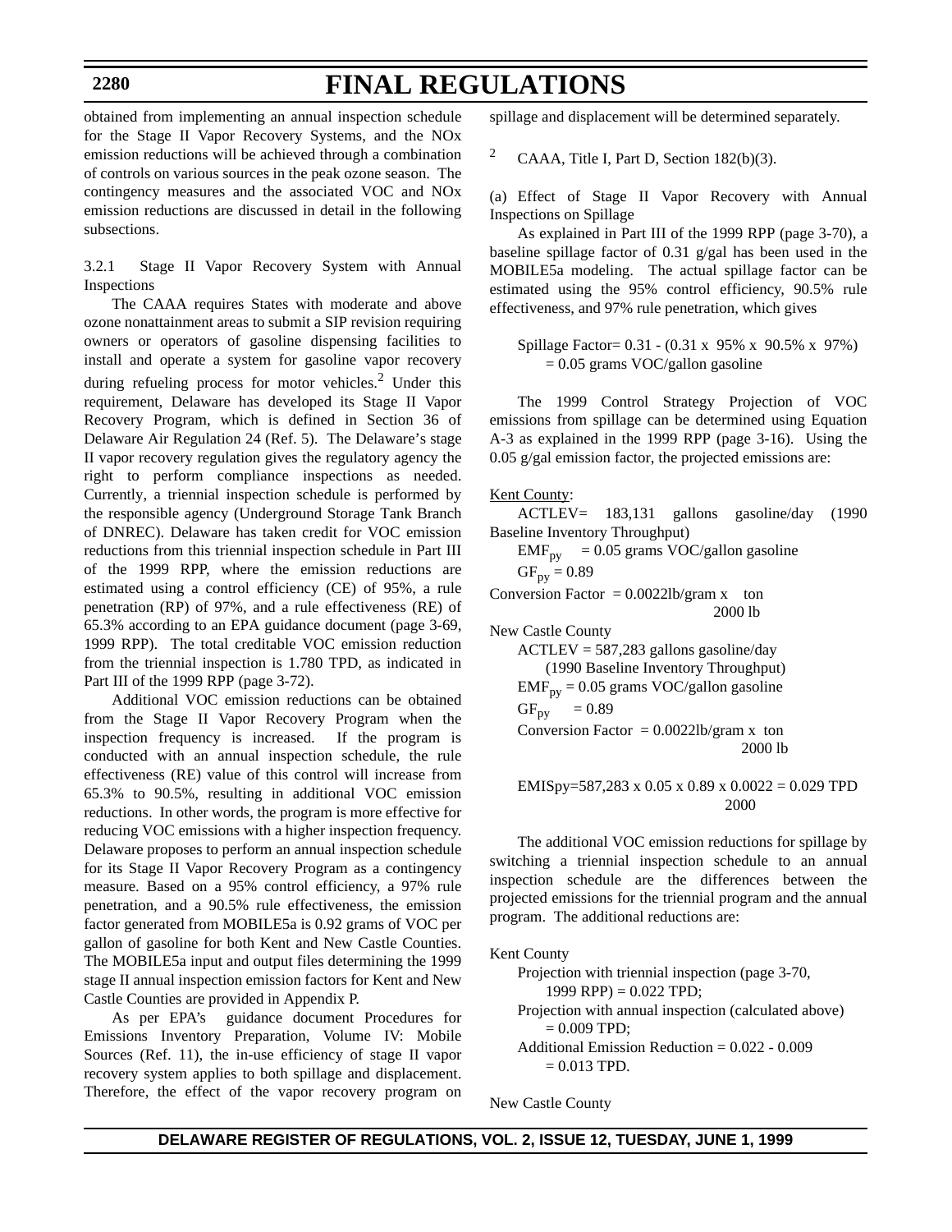obtained from implementing an annual inspection schedule for the Stage II Vapor Recovery Systems, and the NOx emission reductions will be achieved through a combination of controls on various sources in the peak ozone season. The contingency measures and the associated VOC and NOx emission reductions are discussed in detail in the following subsections.

3.2.1 Stage II Vapor Recovery System with Annual Inspections

The CAAA requires States with moderate and above ozone nonattainment areas to submit a SIP revision requiring owners or operators of gasoline dispensing facilities to install and operate a system for gasoline vapor recovery during refueling process for motor vehicles.[2] Under this requirement, Delaware has developed its Stage II Vapor Recovery Program, which is defined in Section 36 of Delaware Air Regulation 24 (Ref. 5). The Delaware's stage II vapor recovery regulation gives the regulatory agency the right to perform compliance inspections as needed. Currently, a triennial inspection schedule is performed by the responsible agency (Underground Storage Tank Branch of DNREC). Delaware has taken credit for VOC emission reductions from this triennial inspection schedule in Part III of the 1999 RPP, where the emission reductions are estimated using a control efficiency (CE) of 95%, a rule penetration (RP) of 97%, and a rule effectiveness (RE) of 65.3% according to an EPA guidance document (page 3-69, 1999 RPP). The total creditable VOC emission reduction from the triennial inspection is 1.780 TPD, as indicated in Part III of the 1999 RPP (page 3-72).

Additional VOC emission reductions can be obtained from the Stage II Vapor Recovery Program when the inspection frequency is increased. If the program is conducted with an annual inspection schedule, the rule effectiveness (RE) value of this control will increase from 65.3% to 90.5%, resulting in additional VOC emission reductions. In other words, the program is more effective for reducing VOC emissions with a higher inspection frequency. Delaware proposes to perform an annual inspection schedule for its Stage II Vapor Recovery Program as a contingency measure. Based on a 95% control efficiency, a 97% rule penetration, and a 90.5% rule effectiveness, the emission factor generated from MOBILE5a is 0.92 grams of VOC per gallon of gasoline for both Kent and New Castle Counties. The MOBILE5a input and output files determining the 1999 stage II annual inspection emission factors for Kent and New Castle Counties are provided in Appendix P.

As per EPA's guidance document Procedures for Emissions Inventory Preparation, Volume IV: Mobile Sources (Ref. 11), the in-use efficiency of stage II vapor recovery system applies to both spillage and displacement. Therefore, the effect of the vapor recovery program on spillage and displacement will be determined separately.

[2] CAAA, Title I, Part D, Section 182(b)(3).

(a) Effect of Stage II Vapor Recovery with Annual Inspections on Spillage

As explained in Part III of the 1999 RPP (page 3-70), a baseline spillage factor of 0.31 g/gal has been used in the MOBILE5a modeling. The actual spillage factor can be estimated using the 95% control efficiency, 90.5% rule effectiveness, and 97% rule penetration, which gives

Spillage Factor= 0.31 - (0.31 x 95% x 90.5% x 97%)
= 0.05 grams VOC/gallon gasoline

The 1999 Control Strategy Projection of VOC emissions from spillage can be determined using Equation A-3 as explained in the 1999 RPP (page 3-16). Using the 0.05 g/gal emission factor, the projected emissions are:

Kent County:

ACTLEV= 183,131 gallons gasoline/day (1990 Baseline Inventory Throughput)

$EMF_{py}$ = 0.05 grams VOC/gallon gasoline

$GF_{py}$ = 0.89

Conversion Factor = 0.0022lb/gram x ton/2000 lb

New Castle County

ACTLEV = 587,283 gallons gasoline/day (1990 Baseline Inventory Throughput)

$EMF_{py}$ = 0.05 grams VOC/gallon gasoline

$GF_{py}$ = 0.89

Conversion Factor = 0.0022lb/gram x ton/2000 lb

$$EMISpy = \frac{587,283 \times 0.05 \times 0.89 \times 0.0022}{2000} = 0.029 \text{ TPD}$$

The additional VOC emission reductions for spillage by switching a triennial inspection schedule to an annual inspection schedule are the differences between the projected emissions for the triennial program and the annual program. The additional reductions are:

Kent County

Projection with triennial inspection (page 3-70, 1999 RPP) = 0.022 TPD;

Projection with annual inspection (calculated above) = 0.009 TPD;

Additional Emission Reduction = 0.022 - 0.009 = 0.013 TPD.

New Castle County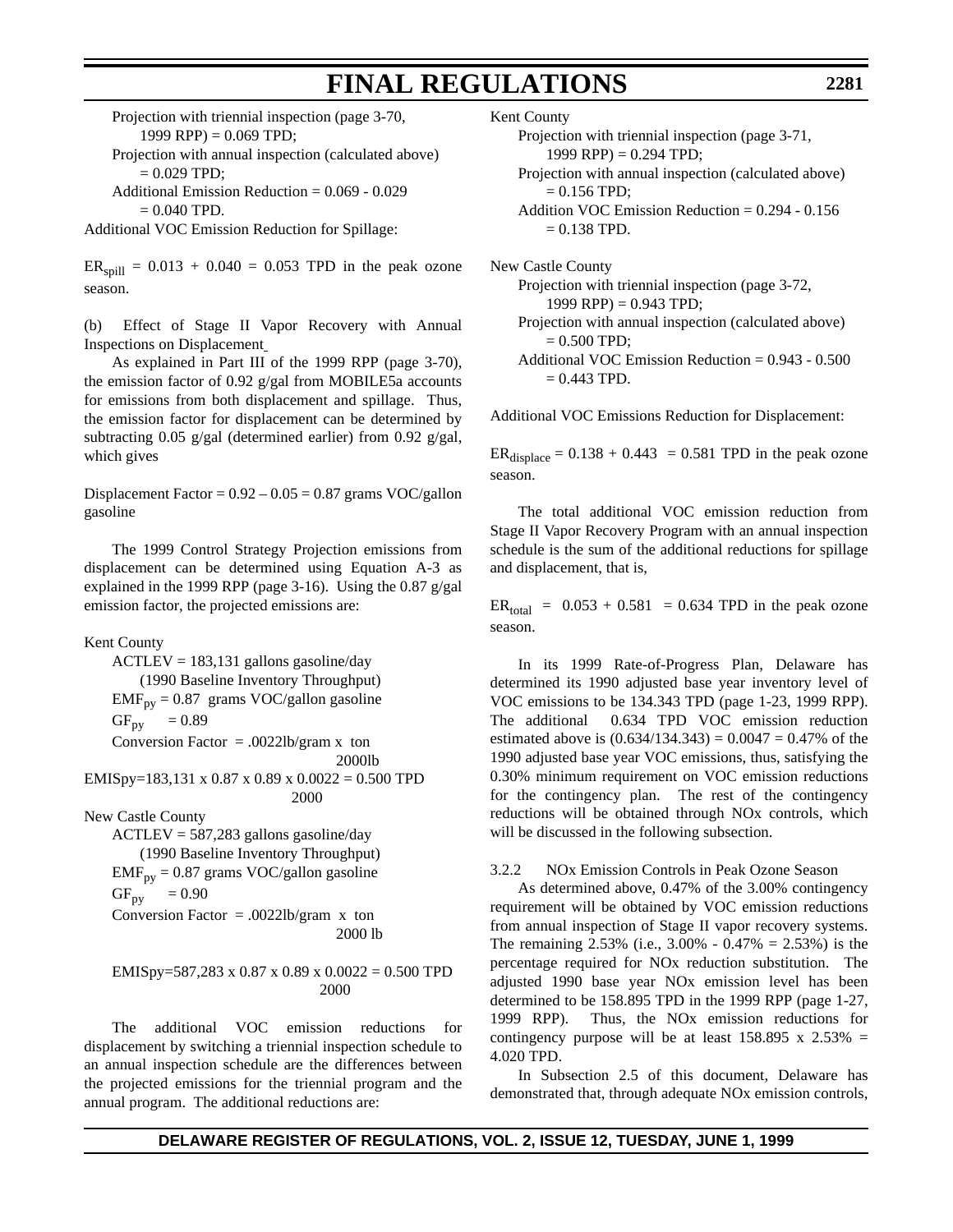Projection with triennial inspection (page 3-70, 1999 RPP) = 0.069 TPD;

Projection with annual inspection (calculated above) = 0.029 TPD;

Additional Emission Reduction = 0.069 - 0.029 = 0.040 TPD.

Additional VOC Emission Reduction for Spillage:

$ER_{spill}$ = 0.013 + 0.040 = 0.053 TPD in the peak ozone season.

(b) Effect of Stage II Vapor Recovery with Annual Inspections on Displacement

As explained in Part III of the 1999 RPP (page 3-70), the emission factor of 0.92 g/gal from MOBILE5a accounts for emissions from both displacement and spillage. Thus, the emission factor for displacement can be determined by subtracting 0.05 g/gal (determined earlier) from 0.92 g/gal, which gives

Displacement Factor = 0.92 – 0.05 = 0.87 grams VOC/gallon gasoline

The 1999 Control Strategy Projection emissions from displacement can be determined using Equation A-3 as explained in the 1999 RPP (page 3-16). Using the 0.87 g/gal emission factor, the projected emissions are:

Kent County

ACTLEV = 183,131 gallons gasoline/day (1990 Baseline Inventory Throughput)

$EMF_{py}$ = 0.87 grams VOC/gallon gasoline

$GF_{py}$ = 0.89

Conversion Factor = $.0022\text{lb/gram} \times \frac{\text{ton}}{2000\text{lb}}$

$$EMISpy = \frac{183{,}131 \times 0.87 \times 0.89 \times 0.0022}{2000} = 0.500 \text{ TPD}$$

New Castle County

ACTLEV = 587,283 gallons gasoline/day (1990 Baseline Inventory Throughput)

$EMF_{py}$ = 0.87 grams VOC/gallon gasoline

$GF_{py}$ = 0.90

Conversion Factor = $.0022\text{lb/gram} \times \frac{\text{ton}}{2000\text{ lb}}$

$$EMISpy = \frac{587{,}283 \times 0.87 \times 0.89 \times 0.0022}{2000} = 0.500 \text{ TPD}$$

The additional VOC emission reductions for displacement by switching a triennial inspection schedule to an annual inspection schedule are the differences between the projected emissions for the triennial program and the annual program. The additional reductions are:

Kent County

Projection with triennial inspection (page 3-71, 1999 RPP) = 0.294 TPD;

Projection with annual inspection (calculated above) = 0.156 TPD;

Addition VOC Emission Reduction = 0.294 - 0.156 = 0.138 TPD.

New Castle County

Projection with triennial inspection (page 3-72, 1999 RPP) = 0.943 TPD;

Projection with annual inspection (calculated above) = 0.500 TPD;

Additional VOC Emission Reduction = 0.943 - 0.500 = 0.443 TPD.

Additional VOC Emissions Reduction for Displacement:

$ER_{displace}$ = 0.138 + 0.443 = 0.581 TPD in the peak ozone season.

The total additional VOC emission reduction from Stage II Vapor Recovery Program with an annual inspection schedule is the sum of the additional reductions for spillage and displacement, that is,

$ER_{total}$ = 0.053 + 0.581 = 0.634 TPD in the peak ozone season.

In its 1999 Rate-of-Progress Plan, Delaware has determined its 1990 adjusted base year inventory level of VOC emissions to be 134.343 TPD (page 1-23, 1999 RPP). The additional 0.634 TPD VOC emission reduction estimated above is (0.634/134.343) = 0.0047 = 0.47% of the 1990 adjusted base year VOC emissions, thus, satisfying the 0.30% minimum requirement on VOC emission reductions for the contingency plan. The rest of the contingency reductions will be obtained through NOx controls, which will be discussed in the following subsection.

3.2.2 NOx Emission Controls in Peak Ozone Season

As determined above, 0.47% of the 3.00% contingency requirement will be obtained by VOC emission reductions from annual inspection of Stage II vapor recovery systems. The remaining 2.53% (i.e., 3.00% - 0.47% = 2.53%) is the percentage required for NOx reduction substitution. The adjusted 1990 base year NOx emission level has been determined to be 158.895 TPD in the 1999 RPP (page 1-27, 1999 RPP). Thus, the NOx emission reductions for contingency purpose will be at least 158.895 x 2.53% = 4.020 TPD.

In Subsection 2.5 of this document, Delaware has demonstrated that, through adequate NOx emission controls,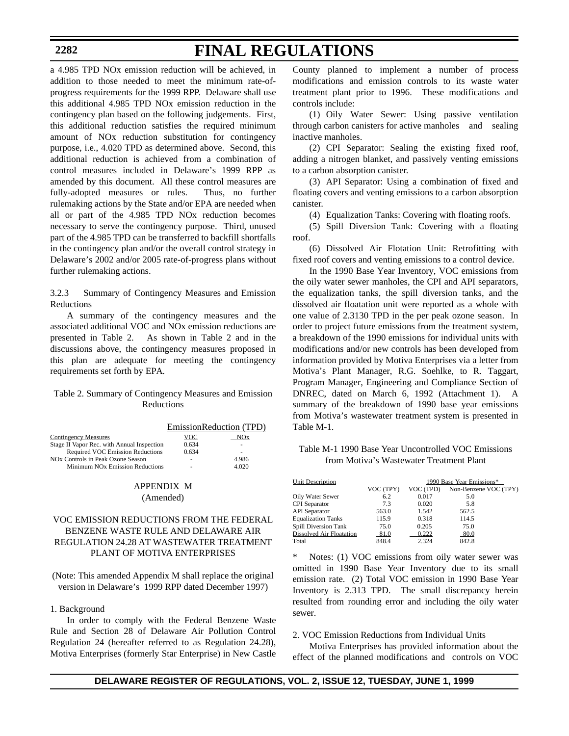a 4.985 TPD NOx emission reduction will be achieved, in addition to those needed to meet the minimum rate-of-progress requirements for the 1999 RPP. Delaware shall use this additional 4.985 TPD NOx emission reduction in the contingency plan based on the following judgements. First, this additional reduction satisfies the required minimum amount of NOx reduction substitution for contingency purpose, i.e., 4.020 TPD as determined above. Second, this additional reduction is achieved from a combination of control measures included in Delaware's 1999 RPP as amended by this document. All these control measures are fully-adopted measures or rules. Thus, no further rulemaking actions by the State and/or EPA are needed when all or part of the 4.985 TPD NOx reduction becomes necessary to serve the contingency purpose. Third, unused part of the 4.985 TPD can be transferred to backfill shortfalls in the contingency plan and/or the overall control strategy in Delaware's 2002 and/or 2005 rate-of-progress plans without further rulemaking actions.

3.2.3 Summary of Contingency Measures and Emission Reductions

A summary of the contingency measures and the associated additional VOC and NOx emission reductions are presented in Table 2. As shown in Table 2 and in the discussions above, the contingency measures proposed in this plan are adequate for meeting the contingency requirements set forth by EPA.

Table 2. Summary of Contingency Measures and Emission Reductions

| | EmissionReduction (TPD) | |
|---|---|---|
| Contingency Measures | VOC | NOx |
| Stage II Vapor Rec. with Annual Inspection | 0.634 | - |
| Required VOC Emission Reductions | 0.634 | - |
| NOx Controls in Peak Ozone Season | - | 4.986 |
| Minimum NOx Emission Reductions | - | 4.020 |

## APPENDIX M
(Amended)

## VOC EMISSION REDUCTIONS FROM THE FEDERAL BENZENE WASTE RULE AND DELAWARE AIR REGULATION 24.28 AT WASTEWATER TREATMENT PLANT OF MOTIVA ENTERPRISES

(Note: This amended Appendix M shall replace the original version in Delaware's 1999 RPP dated December 1997)

1. Background

In order to comply with the Federal Benzene Waste Rule and Section 28 of Delaware Air Pollution Control Regulation 24 (hereafter referred to as Regulation 24.28), Motiva Enterprises (formerly Star Enterprise) in New Castle County planned to implement a number of process modifications and emission controls to its waste water treatment plant prior to 1996. These modifications and controls include:

(1) Oily Water Sewer: Using passive ventilation through carbon canisters for active manholes and sealing inactive manholes.

(2) CPI Separator: Sealing the existing fixed roof, adding a nitrogen blanket, and passively venting emissions to a carbon absorption canister.

(3) API Separator: Using a combination of fixed and floating covers and venting emissions to a carbon absorption canister.

(4) Equalization Tanks: Covering with floating roofs.

(5) Spill Diversion Tank: Covering with a floating roof.

(6) Dissolved Air Flotation Unit: Retrofitting with fixed roof covers and venting emissions to a control device.

In the 1990 Base Year Inventory, VOC emissions from the oily water sewer manholes, the CPI and API separators, the equalization tanks, the spill diversion tanks, and the dissolved air floatation unit were reported as a whole with one value of 2.3130 TPD in the per peak ozone season. In order to project future emissions from the treatment system, a breakdown of the 1990 emissions for individual units with modifications and/or new controls has been developed from information provided by Motiva Enterprises via a letter from Motiva's Plant Manager, R.G. Soehlke, to R. Taggart, Program Manager, Engineering and Compliance Section of DNREC, dated on March 6, 1992 (Attachment 1). A summary of the breakdown of 1990 base year emissions from Motiva's wastewater treatment system is presented in Table M-1.

Table M-1 1990 Base Year Uncontrolled VOC Emissions from Motiva's Wastewater Treatment Plant

| Unit Description | 1990 Base Year Emissions* | | |
|---|---|---|---|
| | VOC (TPY) | VOC (TPD) | Non-Benzene VOC (TPY) |
| Oily Water Sewer | 6.2 | 0.017 | 5.0 |
| CPI Separator | 7.3 | 0.020 | 5.8 |
| API Separator | 563.0 | 1.542 | 562.5 |
| Equalization Tanks | 115.9 | 0.318 | 114.5 |
| Spill Diversion Tank | 75.0 | 0.205 | 75.0 |
| Dissolved Air Floatation | 81.0 | 0.222 | 80.0 |
| Total | 848.4 | 2.324 | 842.8 |

\* Notes: (1) VOC emissions from oily water sewer was omitted in 1990 Base Year Inventory due to its small emission rate. (2) Total VOC emission in 1990 Base Year Inventory is 2.313 TPD. The small discrepancy herein resulted from rounding error and including the oily water sewer.

2. VOC Emission Reductions from Individual Units

Motiva Enterprises has provided information about the effect of the planned modifications and controls on VOC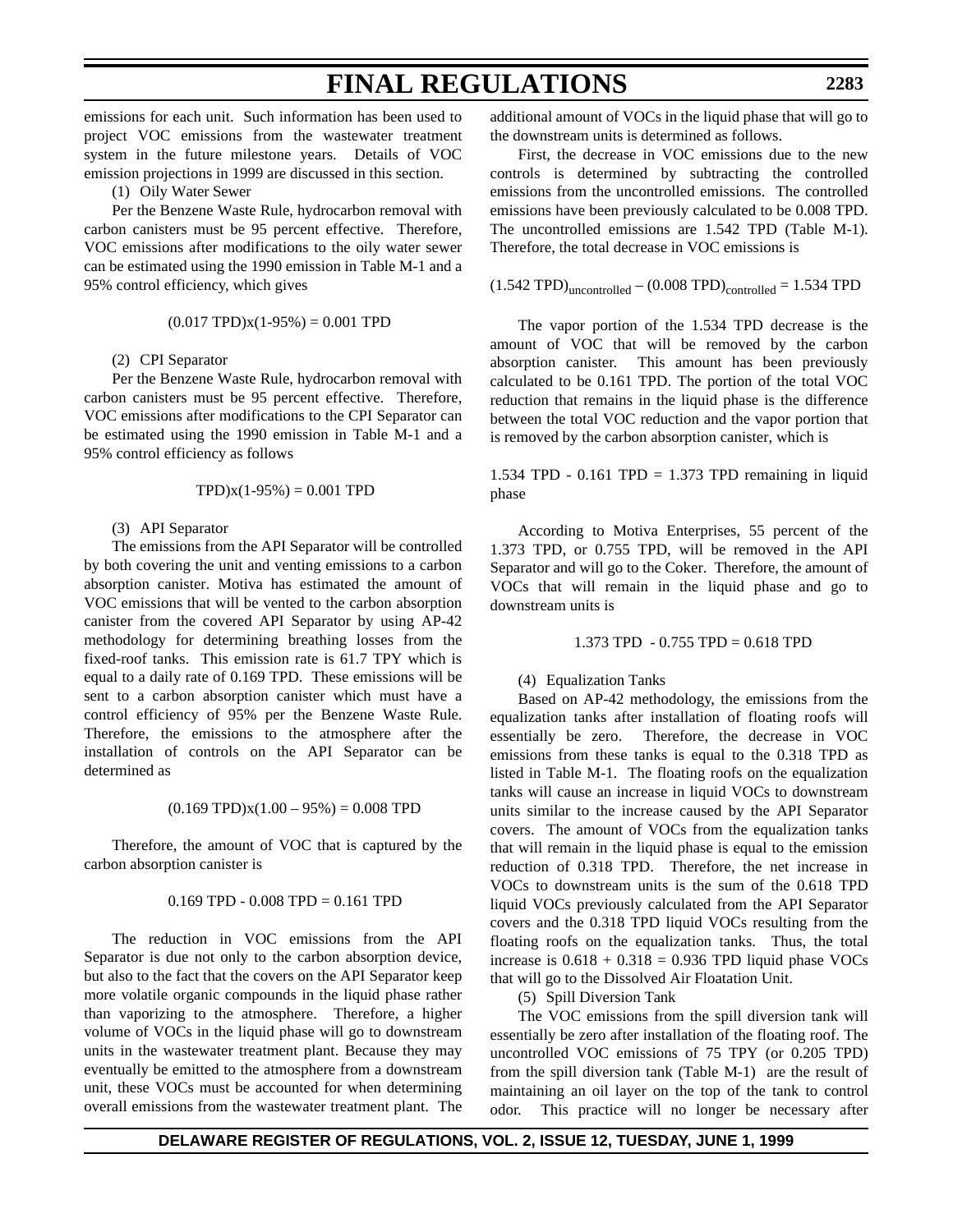emissions for each unit. Such information has been used to project VOC emissions from the wastewater treatment system in the future milestone years. Details of VOC emission projections in 1999 are discussed in this section.

(1) Oily Water Sewer

Per the Benzene Waste Rule, hydrocarbon removal with carbon canisters must be 95 percent effective. Therefore, VOC emissions after modifications to the oily water sewer can be estimated using the 1990 emission in Table M-1 and a 95% control efficiency, which gives

$$(0.017 \text{ TPD})x(1\text{-}95\%) = 0.001 \text{ TPD}$$

(2) CPI Separator

Per the Benzene Waste Rule, hydrocarbon removal with carbon canisters must be 95 percent effective. Therefore, VOC emissions after modifications to the CPI Separator can be estimated using the 1990 emission in Table M-1 and a 95% control efficiency as follows

$$\text{TPD})x(1\text{-}95\%) = 0.001 \text{ TPD}$$

(3) API Separator

The emissions from the API Separator will be controlled by both covering the unit and venting emissions to a carbon absorption canister. Motiva has estimated the amount of VOC emissions that will be vented to the carbon absorption canister from the covered API Separator by using AP-42 methodology for determining breathing losses from the fixed-roof tanks. This emission rate is 61.7 TPY which is equal to a daily rate of 0.169 TPD. These emissions will be sent to a carbon absorption canister which must have a control efficiency of 95% per the Benzene Waste Rule. Therefore, the emissions to the atmosphere after the installation of controls on the API Separator can be determined as

$$(0.169 \text{ TPD})x(1.00 – 95\%) = 0.008 \text{ TPD}$$

Therefore, the amount of VOC that is captured by the carbon absorption canister is

$$0.169 \text{ TPD} - 0.008 \text{ TPD} = 0.161 \text{ TPD}$$

The reduction in VOC emissions from the API Separator is due not only to the carbon absorption device, but also to the fact that the covers on the API Separator keep more volatile organic compounds in the liquid phase rather than vaporizing to the atmosphere. Therefore, a higher volume of VOCs in the liquid phase will go to downstream units in the wastewater treatment plant. Because they may eventually be emitted to the atmosphere from a downstream unit, these VOCs must be accounted for when determining overall emissions from the wastewater treatment plant. The additional amount of VOCs in the liquid phase that will go to the downstream units is determined as follows.

First, the decrease in VOC emissions due to the new controls is determined by subtracting the controlled emissions from the uncontrolled emissions. The controlled emissions have been previously calculated to be 0.008 TPD. The uncontrolled emissions are 1.542 TPD (Table M-1). Therefore, the total decrease in VOC emissions is

$$(1.542 \text{ TPD})_{\text{uncontrolled}} – (0.008 \text{ TPD})_{\text{controlled}} = 1.534 \text{ TPD}$$

The vapor portion of the 1.534 TPD decrease is the amount of VOC that will be removed by the carbon absorption canister. This amount has been previously calculated to be 0.161 TPD. The portion of the total VOC reduction that remains in the liquid phase is the difference between the total VOC reduction and the vapor portion that is removed by the carbon absorption canister, which is

1.534 TPD - 0.161 TPD = 1.373 TPD remaining in liquid phase

According to Motiva Enterprises, 55 percent of the 1.373 TPD, or 0.755 TPD, will be removed in the API Separator and will go to the Coker. Therefore, the amount of VOCs that will remain in the liquid phase and go to downstream units is

$$1.373 \text{ TPD} - 0.755 \text{ TPD} = 0.618 \text{ TPD}$$

(4) Equalization Tanks

Based on AP-42 methodology, the emissions from the equalization tanks after installation of floating roofs will essentially be zero. Therefore, the decrease in VOC emissions from these tanks is equal to the 0.318 TPD as listed in Table M-1. The floating roofs on the equalization tanks will cause an increase in liquid VOCs to downstream units similar to the increase caused by the API Separator covers. The amount of VOCs from the equalization tanks that will remain in the liquid phase is equal to the emission reduction of 0.318 TPD. Therefore, the net increase in VOCs to downstream units is the sum of the 0.618 TPD liquid VOCs previously calculated from the API Separator covers and the 0.318 TPD liquid VOCs resulting from the floating roofs on the equalization tanks. Thus, the total increase is 0.618 + 0.318 = 0.936 TPD liquid phase VOCs that will go to the Dissolved Air Floatation Unit.

(5) Spill Diversion Tank

The VOC emissions from the spill diversion tank will essentially be zero after installation of the floating roof. The uncontrolled VOC emissions of 75 TPY (or 0.205 TPD) from the spill diversion tank (Table M-1) are the result of maintaining an oil layer on the top of the tank to control odor. This practice will no longer be necessary after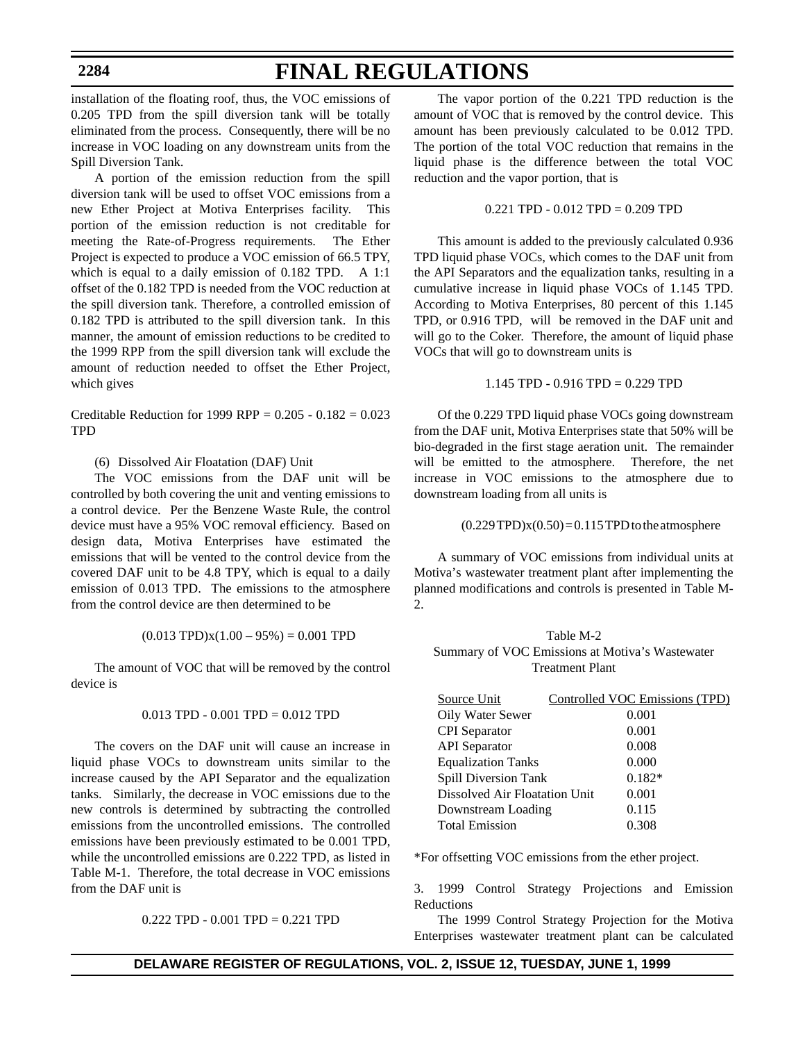installation of the floating roof, thus, the VOC emissions of 0.205 TPD from the spill diversion tank will be totally eliminated from the process. Consequently, there will be no increase in VOC loading on any downstream units from the Spill Diversion Tank.

A portion of the emission reduction from the spill diversion tank will be used to offset VOC emissions from a new Ether Project at Motiva Enterprises facility. This portion of the emission reduction is not creditable for meeting the Rate-of-Progress requirements. The Ether Project is expected to produce a VOC emission of 66.5 TPY, which is equal to a daily emission of 0.182 TPD. A 1:1 offset of the 0.182 TPD is needed from the VOC reduction at the spill diversion tank. Therefore, a controlled emission of 0.182 TPD is attributed to the spill diversion tank. In this manner, the amount of emission reductions to be credited to the 1999 RPP from the spill diversion tank will exclude the amount of reduction needed to offset the Ether Project, which gives

Creditable Reduction for 1999 RPP = 0.205 - 0.182 = 0.023 TPD

(6) Dissolved Air Floatation (DAF) Unit

The VOC emissions from the DAF unit will be controlled by both covering the unit and venting emissions to a control device. Per the Benzene Waste Rule, the control device must have a 95% VOC removal efficiency. Based on design data, Motiva Enterprises have estimated the emissions that will be vented to the control device from the covered DAF unit to be 4.8 TPY, which is equal to a daily emission of 0.013 TPD. The emissions to the atmosphere from the control device are then determined to be

$$(0.013 \text{ TPD}) \times (1.00 - 95\%) = 0.001 \text{ TPD}$$

The amount of VOC that will be removed by the control device is

$$0.013 \text{ TPD} - 0.001 \text{ TPD} = 0.012 \text{ TPD}$$

The covers on the DAF unit will cause an increase in liquid phase VOCs to downstream units similar to the increase caused by the API Separator and the equalization tanks. Similarly, the decrease in VOC emissions due to the new controls is determined by subtracting the controlled emissions from the uncontrolled emissions. The controlled emissions have been previously estimated to be 0.001 TPD, while the uncontrolled emissions are 0.222 TPD, as listed in Table M-1. Therefore, the total decrease in VOC emissions from the DAF unit is

$$0.222 \text{ TPD} - 0.001 \text{ TPD} = 0.221 \text{ TPD}$$

The vapor portion of the 0.221 TPD reduction is the amount of VOC that is removed by the control device. This amount has been previously calculated to be 0.012 TPD. The portion of the total VOC reduction that remains in the liquid phase is the difference between the total VOC reduction and the vapor portion, that is

$$0.221 \text{ TPD} - 0.012 \text{ TPD} = 0.209 \text{ TPD}$$

This amount is added to the previously calculated 0.936 TPD liquid phase VOCs, which comes to the DAF unit from the API Separators and the equalization tanks, resulting in a cumulative increase in liquid phase VOCs of 1.145 TPD. According to Motiva Enterprises, 80 percent of this 1.145 TPD, or 0.916 TPD, will be removed in the DAF unit and will go to the Coker. Therefore, the amount of liquid phase VOCs that will go to downstream units is

$$1.145 \text{ TPD} - 0.916 \text{ TPD} = 0.229 \text{ TPD}$$

Of the 0.229 TPD liquid phase VOCs going downstream from the DAF unit, Motiva Enterprises state that 50% will be bio-degraded in the first stage aeration unit. The remainder will be emitted to the atmosphere. Therefore, the net increase in VOC emissions to the atmosphere due to downstream loading from all units is

$$(0.229 \text{ TPD}) \times (0.50) = 0.115 \text{ TPD to the atmosphere}$$

A summary of VOC emissions from individual units at Motiva's wastewater treatment plant after implementing the planned modifications and controls is presented in Table M-2.

Table M-2
Summary of VOC Emissions at Motiva's Wastewater Treatment Plant

| Source Unit | Controlled VOC Emissions (TPD) |
|---|---|
| Oily Water Sewer | 0.001 |
| CPI Separator | 0.001 |
| API Separator | 0.008 |
| Equalization Tanks | 0.000 |
| Spill Diversion Tank | 0.182* |
| Dissolved Air Floatation Unit | 0.001 |
| Downstream Loading | 0.115 |
| Total Emission | 0.308 |

*For offsetting VOC emissions from the ether project.

3. 1999 Control Strategy Projections and Emission Reductions

The 1999 Control Strategy Projection for the Motiva Enterprises wastewater treatment plant can be calculated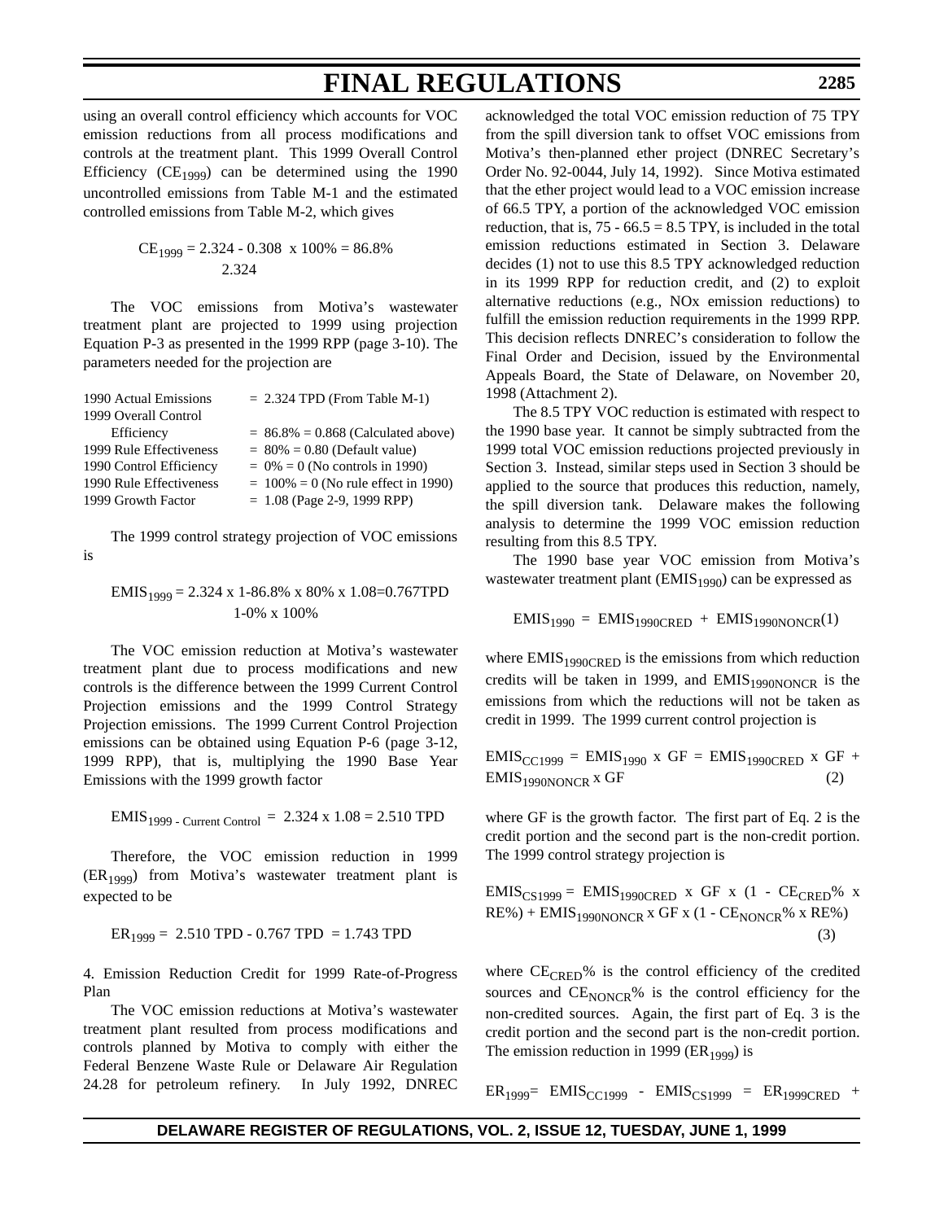using an overall control efficiency which accounts for VOC emission reductions from all process modifications and controls at the treatment plant. This 1999 Overall Control Efficiency ($CE_{1999}$) can be determined using the 1990 uncontrolled emissions from Table M-1 and the estimated controlled emissions from Table M-2, which gives

$$CE_{1999} = \frac{2.324 - 0.308}{2.324} \times 100\% = 86.8\%$$

The VOC emissions from Motiva's wastewater treatment plant are projected to 1999 using projection Equation P-3 as presented in the 1999 RPP (page 3-10). The parameters needed for the projection are

| | |
|---|---|
| 1990 Actual Emissions | = 2.324 TPD (From Table M-1) |
| 1999 Overall Control Efficiency | = 86.8% = 0.868 (Calculated above) |
| 1999 Rule Effectiveness | = 80% = 0.80 (Default value) |
| 1990 Control Efficiency | = 0% = 0 (No controls in 1990) |
| 1990 Rule Effectiveness | = 100% = 0 (No rule effect in 1990) |
| 1999 Growth Factor | = 1.08 (Page 2-9, 1999 RPP) |

The 1999 control strategy projection of VOC emissions is

$$EMIS_{1999} = 2.324 \times \frac{1-86.8\% \times 80\%}{1-0\% \times 100\%} \times 1.08 = 0.767 \text{TPD}$$

The VOC emission reduction at Motiva's wastewater treatment plant due to process modifications and new controls is the difference between the 1999 Current Control Projection emissions and the 1999 Control Strategy Projection emissions. The 1999 Current Control Projection emissions can be obtained using Equation P-6 (page 3-12, 1999 RPP), that is, multiplying the 1990 Base Year Emissions with the 1999 growth factor

$$EMIS_{1999\text{ - Current Control}} = 2.324 \times 1.08 = 2.510 \text{ TPD}$$

Therefore, the VOC emission reduction in 1999 ($ER_{1999}$) from Motiva's wastewater treatment plant is expected to be

$$ER_{1999} = 2.510 \text{ TPD} - 0.767 \text{ TPD} = 1.743 \text{ TPD}$$

4. Emission Reduction Credit for 1999 Rate-of-Progress Plan

The VOC emission reductions at Motiva's wastewater treatment plant resulted from process modifications and controls planned by Motiva to comply with either the Federal Benzene Waste Rule or Delaware Air Regulation 24.28 for petroleum refinery. In July 1992, DNREC acknowledged the total VOC emission reduction of 75 TPY from the spill diversion tank to offset VOC emissions from Motiva's then-planned ether project (DNREC Secretary's Order No. 92-0044, July 14, 1992). Since Motiva estimated that the ether project would lead to a VOC emission increase of 66.5 TPY, a portion of the acknowledged VOC emission reduction, that is, 75 - 66.5 = 8.5 TPY, is included in the total emission reductions estimated in Section 3. Delaware decides (1) not to use this 8.5 TPY acknowledged reduction in its 1999 RPP for reduction credit, and (2) to exploit alternative reductions (e.g., NOx emission reductions) to fulfill the emission reduction requirements in the 1999 RPP. This decision reflects DNREC's consideration to follow the Final Order and Decision, issued by the Environmental Appeals Board, the State of Delaware, on November 20, 1998 (Attachment 2).

The 8.5 TPY VOC reduction is estimated with respect to the 1990 base year. It cannot be simply subtracted from the 1999 total VOC emission reductions projected previously in Section 3. Instead, similar steps used in Section 3 should be applied to the source that produces this reduction, namely, the spill diversion tank. Delaware makes the following analysis to determine the 1999 VOC emission reduction resulting from this 8.5 TPY.

The 1990 base year VOC emission from Motiva's wastewater treatment plant ($EMIS_{1990}$) can be expressed as

$$EMIS_{1990} = EMIS_{1990CRED} + EMIS_{1990NONCR} \quad (1)$$

where $EMIS_{1990CRED}$ is the emissions from which reduction credits will be taken in 1999, and $EMIS_{1990NONCR}$ is the emissions from which the reductions will not be taken as credit in 1999. The 1999 current control projection is

$$EMIS_{CC1999} = EMIS_{1990} \times GF = EMIS_{1990CRED} \times GF + EMIS_{1990NONCR} \times GF \quad (2)$$

where GF is the growth factor. The first part of Eq. 2 is the credit portion and the second part is the non-credit portion. The 1999 control strategy projection is

$$EMIS_{CS1999} = EMIS_{1990CRED} \times GF \times (1 - CE_{CRED}\% \times RE\%) + EMIS_{1990NONCR} \times GF \times (1 - CE_{NONCR}\% \times RE\%) \quad (3)$$

where $CE_{CRED}\%$ is the control efficiency of the credited sources and $CE_{NONCR}\%$ is the control efficiency for the non-credited sources. Again, the first part of Eq. 3 is the credit portion and the second part is the non-credit portion. The emission reduction in 1999 ($ER_{1999}$) is

$$ER_{1999} = EMIS_{CC1999} - EMIS_{CS1999} = ER_{1999CRED} +$$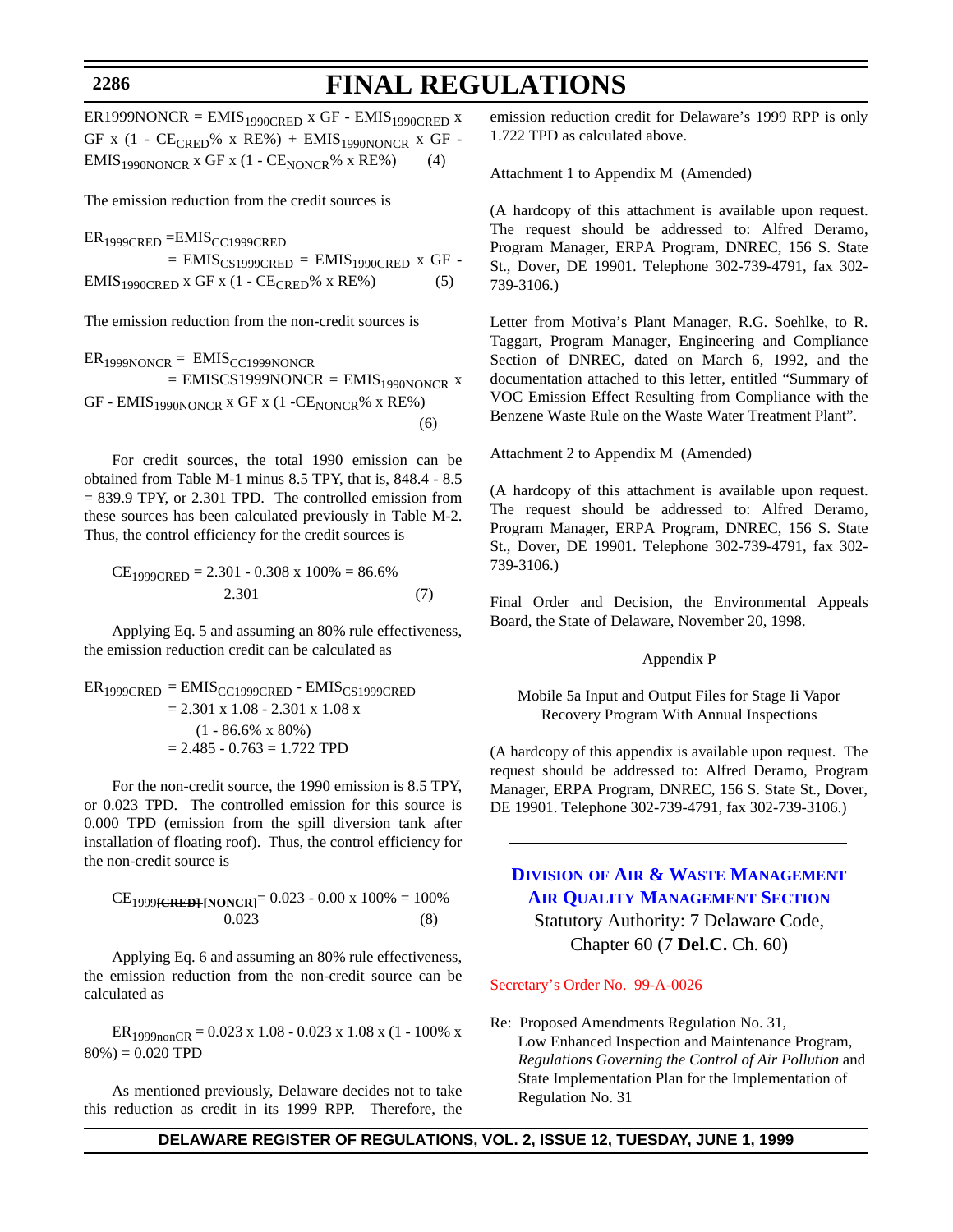$$ER1999NONCR = EMIS_{1990CRED} \times GF - EMIS_{1990CRED} \times GF \times (1 - CE_{CRED}\% \times RE\%) + EMIS_{1990NONCR} \times GF - EMIS_{1990NONCR} \times GF \times (1 - CE_{NONCR}\% \times RE\%) \quad (4)$$

The emission reduction from the credit sources is

$$ER_{1999CRED} = EMIS_{CC1999CRED} = EMIS_{CS1999CRED} = EMIS_{1990CRED} \times GF - EMIS_{1990CRED} \times GF \times (1 - CE_{CRED}\% \times RE\%) \quad (5)$$

The emission reduction from the non-credit sources is

$$ER_{1999NONCR} = EMIS_{CC1999NONCR} = EMISCS1999NONCR = EMIS_{1990NONCR} \times GF - EMIS_{1990NONCR} \times GF \times (1 - CE_{NONCR}\% \times RE\%) \quad (6)$$

For credit sources, the total 1990 emission can be obtained from Table M-1 minus 8.5 TPY, that is, 848.4 - 8.5 = 839.9 TPY, or 2.301 TPD. The controlled emission from these sources has been calculated previously in Table M-2. Thus, the control efficiency for the credit sources is

$$CE_{1999CRED} = \frac{2.301 - 0.308}{2.301} \times 100\% = 86.6\% \quad (7)$$

Applying Eq. 5 and assuming an 80% rule effectiveness, the emission reduction credit can be calculated as

$$\begin{aligned} ER_{1999CRED} &= EMIS_{CC1999CRED} - EMIS_{CS1999CRED} \\ &= 2.301 \times 1.08 - 2.301 \times 1.08 \times (1 - 86.6\% \times 80\%) \\ &= 2.485 - 0.763 = 1.722 \text{ TPD} \end{aligned}$$

For the non-credit source, the 1990 emission is 8.5 TPY, or 0.023 TPD. The controlled emission for this source is 0.000 TPD (emission from the spill diversion tank after installation of floating roof). Thus, the control efficiency for the non-credit source is

$$CE_{1999~~[CRED]~~[NONCR]} = \frac{0.023 - 0.00}{0.023} \times 100\% = 100\% \quad (8)$$

Applying Eq. 6 and assuming an 80% rule effectiveness, the emission reduction from the non-credit source can be calculated as

$$ER_{1999nonCR} = 0.023 \times 1.08 - 0.023 \times 1.08 \times (1 - 100\% \times 80\%) = 0.020 \text{ TPD}$$

As mentioned previously, Delaware decides not to take this reduction as credit in its 1999 RPP. Therefore, the emission reduction credit for Delaware's 1999 RPP is only 1.722 TPD as calculated above.

Attachment 1 to Appendix M (Amended)

(A hardcopy of this attachment is available upon request. The request should be addressed to: Alfred Deramo, Program Manager, ERPA Program, DNREC, 156 S. State St., Dover, DE 19901. Telephone 302-739-4791, fax 302-739-3106.)

Letter from Motiva's Plant Manager, R.G. Soehlke, to R. Taggart, Program Manager, Engineering and Compliance Section of DNREC, dated on March 6, 1992, and the documentation attached to this letter, entitled "Summary of VOC Emission Effect Resulting from Compliance with the Benzene Waste Rule on the Waste Water Treatment Plant".

Attachment 2 to Appendix M (Amended)

(A hardcopy of this attachment is available upon request. The request should be addressed to: Alfred Deramo, Program Manager, ERPA Program, DNREC, 156 S. State St., Dover, DE 19901. Telephone 302-739-4791, fax 302-739-3106.)

Final Order and Decision, the Environmental Appeals Board, the State of Delaware, November 20, 1998.

Appendix P

Mobile 5a Input and Output Files for Stage Ii Vapor Recovery Program With Annual Inspections

(A hardcopy of this appendix is available upon request. The request should be addressed to: Alfred Deramo, Program Manager, ERPA Program, DNREC, 156 S. State St., Dover, DE 19901. Telephone 302-739-4791, fax 302-739-3106.)

---

## Division of Air & Waste Management
## Air Quality Management Section

Statutory Authority: 7 Delaware Code, Chapter 60 (7 **Del.C.** Ch. 60)

Secretary's Order No. 99-A-0026

Re: Proposed Amendments Regulation No. 31, Low Enhanced Inspection and Maintenance Program, *Regulations Governing the Control of Air Pollution* and State Implementation Plan for the Implementation of Regulation No. 31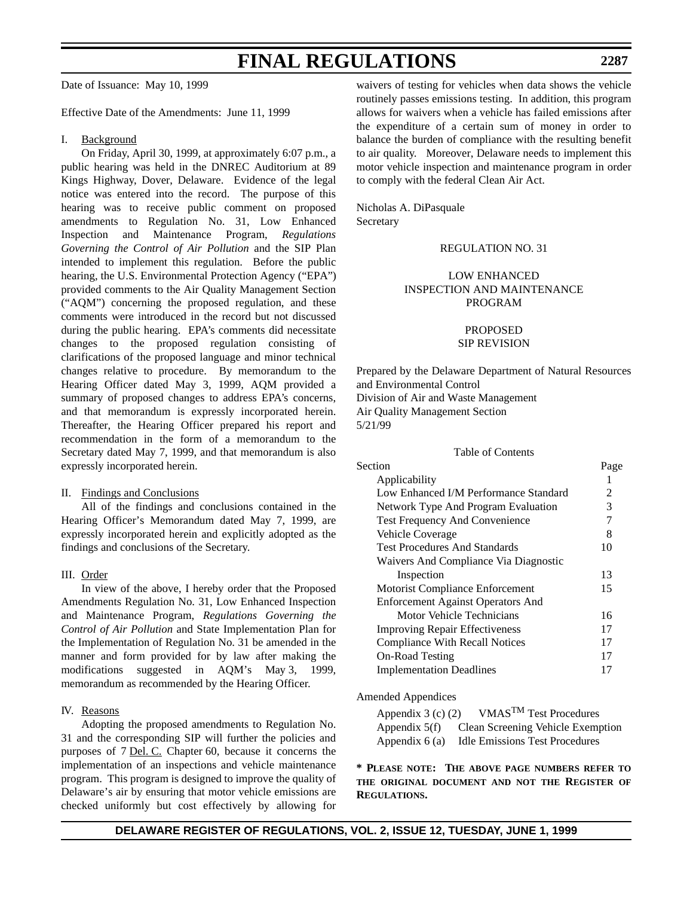Date of Issuance: May 10, 1999

Effective Date of the Amendments: June 11, 1999

I. Background

On Friday, April 30, 1999, at approximately 6:07 p.m., a public hearing was held in the DNREC Auditorium at 89 Kings Highway, Dover, Delaware. Evidence of the legal notice was entered into the record. The purpose of this hearing was to receive public comment on proposed amendments to Regulation No. 31, Low Enhanced Inspection and Maintenance Program, *Regulations Governing the Control of Air Pollution* and the SIP Plan intended to implement this regulation. Before the public hearing, the U.S. Environmental Protection Agency ("EPA") provided comments to the Air Quality Management Section ("AQM") concerning the proposed regulation, and these comments were introduced in the record but not discussed during the public hearing. EPA's comments did necessitate changes to the proposed regulation consisting of clarifications of the proposed language and minor technical changes relative to procedure. By memorandum to the Hearing Officer dated May 3, 1999, AQM provided a summary of proposed changes to address EPA's concerns, and that memorandum is expressly incorporated herein. Thereafter, the Hearing Officer prepared his report and recommendation in the form of a memorandum to the Secretary dated May 7, 1999, and that memorandum is also expressly incorporated herein.

II. Findings and Conclusions

All of the findings and conclusions contained in the Hearing Officer's Memorandum dated May 7, 1999, are expressly incorporated herein and explicitly adopted as the findings and conclusions of the Secretary.

III. Order

In view of the above, I hereby order that the Proposed Amendments Regulation No. 31, Low Enhanced Inspection and Maintenance Program, *Regulations Governing the Control of Air Pollution* and State Implementation Plan for the Implementation of Regulation No. 31 be amended in the manner and form provided for by law after making the modifications suggested in AQM's May 3, 1999, memorandum as recommended by the Hearing Officer.

IV. Reasons

Adopting the proposed amendments to Regulation No. 31 and the corresponding SIP will further the policies and purposes of 7 Del. C. Chapter 60, because it concerns the implementation of an inspections and vehicle maintenance program. This program is designed to improve the quality of Delaware's air by ensuring that motor vehicle emissions are checked uniformly but cost effectively by allowing for waivers of testing for vehicles when data shows the vehicle routinely passes emissions testing. In addition, this program allows for waivers when a vehicle has failed emissions after the expenditure of a certain sum of money in order to balance the burden of compliance with the resulting benefit to air quality. Moreover, Delaware needs to implement this motor vehicle inspection and maintenance program in order to comply with the federal Clean Air Act.

Nicholas A. DiPasquale
Secretary

REGULATION NO. 31

LOW ENHANCED
INSPECTION AND MAINTENANCE
PROGRAM

PROPOSED
SIP REVISION

Prepared by the Delaware Department of Natural Resources and Environmental Control
Division of Air and Waste Management
Air Quality Management Section
5/21/99

Table of Contents

| Section | Page |
|---|---|
| Applicability | 1 |
| Low Enhanced I/M Performance Standard | 2 |
| Network Type And Program Evaluation | 3 |
| Test Frequency And Convenience | 7 |
| Vehicle Coverage | 8 |
| Test Procedures And Standards | 10 |
| Waivers And Compliance Via Diagnostic Inspection | 13 |
| Motorist Compliance Enforcement | 15 |
| Enforcement Against Operators And Motor Vehicle Technicians | 16 |
| Improving Repair Effectiveness | 17 |
| Compliance With Recall Notices | 17 |
| On-Road Testing | 17 |
| Implementation Deadlines | 17 |

Amended Appendices

Appendix 3 (c) (2) VMAS™ Test Procedures
Appendix 5(f) Clean Screening Vehicle Exemption
Appendix 6 (a) Idle Emissions Test Procedures

**\* PLEASE NOTE: THE ABOVE PAGE NUMBERS REFER TO THE ORIGINAL DOCUMENT AND NOT THE REGISTER OF REGULATIONS.**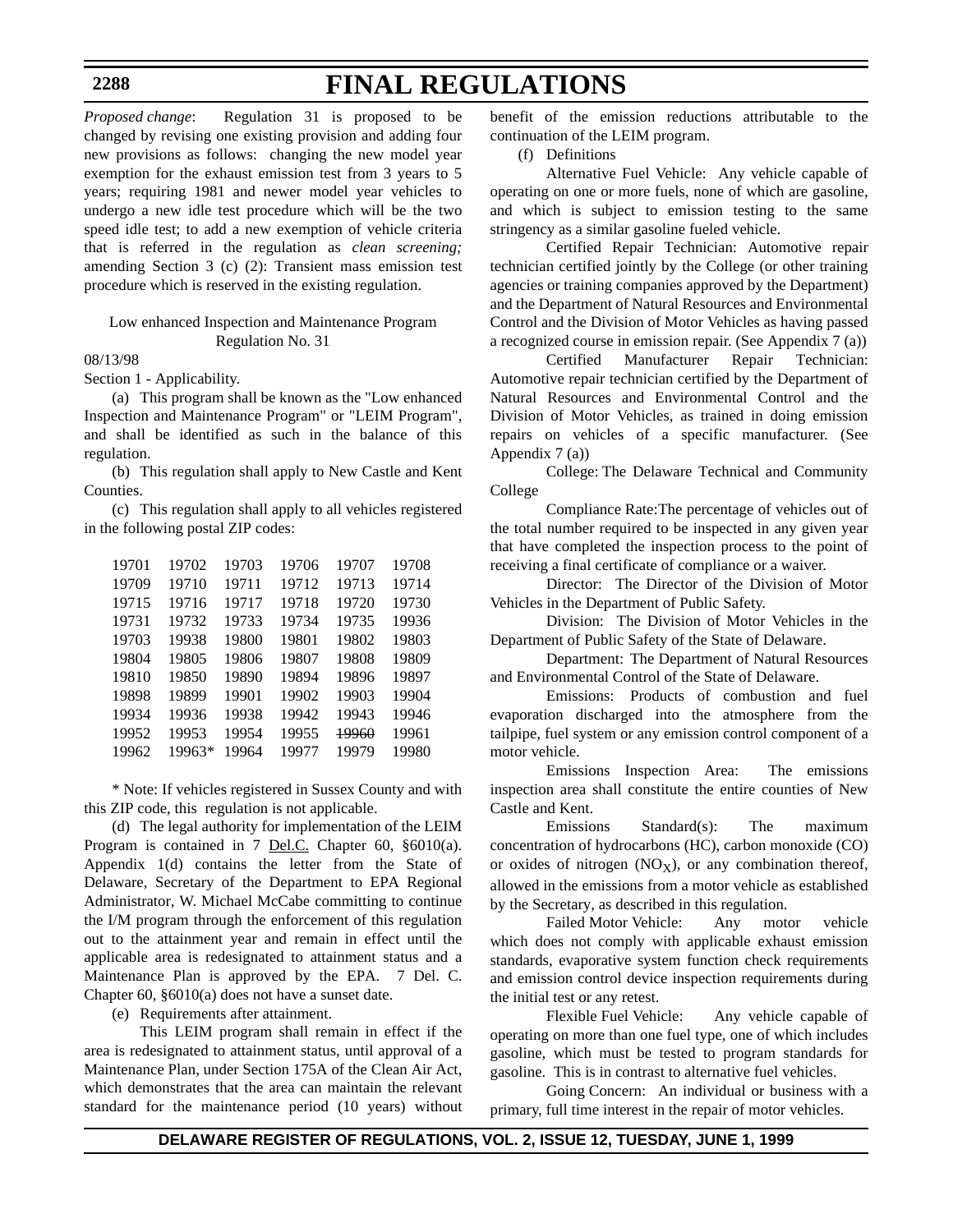*Proposed change*: Regulation 31 is proposed to be changed by revising one existing provision and adding four new provisions as follows: changing the new model year exemption for the exhaust emission test from 3 years to 5 years; requiring 1981 and newer model year vehicles to undergo a new idle test procedure which will be the two speed idle test; to add a new exemption of vehicle criteria that is referred in the regulation as *clean screening;* amending Section 3 (c) (2): Transient mass emission test procedure which is reserved in the existing regulation.

Low enhanced Inspection and Maintenance Program
Regulation No. 31

08/13/98

Section 1 - Applicability.

(a) This program shall be known as the "Low enhanced Inspection and Maintenance Program" or "LEIM Program", and shall be identified as such in the balance of this regulation.

(b) This regulation shall apply to New Castle and Kent Counties.

(c) This regulation shall apply to all vehicles registered in the following postal ZIP codes:

| | | | | | |
|---|---|---|---|---|---|
| 19701 | 19702 | 19703 | 19706 | 19707 | 19708 |
| 19709 | 19710 | 19711 | 19712 | 19713 | 19714 |
| 19715 | 19716 | 19717 | 19718 | 19720 | 19730 |
| 19731 | 19732 | 19733 | 19734 | 19735 | 19936 |
| 19703 | 19938 | 19800 | 19801 | 19802 | 19803 |
| 19804 | 19805 | 19806 | 19807 | 19808 | 19809 |
| 19810 | 19850 | 19890 | 19894 | 19896 | 19897 |
| 19898 | 19899 | 19901 | 19902 | 19903 | 19904 |
| 19934 | 19936 | 19938 | 19942 | 19943 | 19946 |
| 19952 | 19953 | 19954 | 19955 | ~~19960~~ | 19961 |
| 19962 | 19963* | 19964 | 19977 | 19979 | 19980 |

* Note: If vehicles registered in Sussex County and with this ZIP code, this regulation is not applicable.

(d) The legal authority for implementation of the LEIM Program is contained in 7 Del.C. Chapter 60, §6010(a). Appendix 1(d) contains the letter from the State of Delaware, Secretary of the Department to EPA Regional Administrator, W. Michael McCabe committing to continue the I/M program through the enforcement of this regulation out to the attainment year and remain in effect until the applicable area is redesignated to attainment status and a Maintenance Plan is approved by the EPA. 7 Del. C. Chapter 60, §6010(a) does not have a sunset date.

(e) Requirements after attainment.

This LEIM program shall remain in effect if the area is redesignated to attainment status, until approval of a Maintenance Plan, under Section 175A of the Clean Air Act, which demonstrates that the area can maintain the relevant standard for the maintenance period (10 years) without benefit of the emission reductions attributable to the continuation of the LEIM program.

(f) Definitions

Alternative Fuel Vehicle: Any vehicle capable of operating on one or more fuels, none of which are gasoline, and which is subject to emission testing to the same stringency as a similar gasoline fueled vehicle.

Certified Repair Technician: Automotive repair technician certified jointly by the College (or other training agencies or training companies approved by the Department) and the Department of Natural Resources and Environmental Control and the Division of Motor Vehicles as having passed a recognized course in emission repair. (See Appendix 7 (a))

Certified Manufacturer Repair Technician: Automotive repair technician certified by the Department of Natural Resources and Environmental Control and the Division of Motor Vehicles, as trained in doing emission repairs on vehicles of a specific manufacturer. (See Appendix 7 (a))

College: The Delaware Technical and Community College

Compliance Rate:The percentage of vehicles out of the total number required to be inspected in any given year that have completed the inspection process to the point of receiving a final certificate of compliance or a waiver.

Director: The Director of the Division of Motor Vehicles in the Department of Public Safety.

Division: The Division of Motor Vehicles in the Department of Public Safety of the State of Delaware.

Department: The Department of Natural Resources and Environmental Control of the State of Delaware.

Emissions: Products of combustion and fuel evaporation discharged into the atmosphere from the tailpipe, fuel system or any emission control component of a motor vehicle.

Emissions Inspection Area: The emissions inspection area shall constitute the entire counties of New Castle and Kent.

Emissions Standard(s): The maximum concentration of hydrocarbons (HC), carbon monoxide (CO) or oxides of nitrogen ($NO_X$), or any combination thereof, allowed in the emissions from a motor vehicle as established by the Secretary, as described in this regulation.

Failed Motor Vehicle: Any motor vehicle which does not comply with applicable exhaust emission standards, evaporative system function check requirements and emission control device inspection requirements during the initial test or any retest.

Flexible Fuel Vehicle: Any vehicle capable of operating on more than one fuel type, one of which includes gasoline, which must be tested to program standards for gasoline. This is in contrast to alternative fuel vehicles.

Going Concern: An individual or business with a primary, full time interest in the repair of motor vehicles.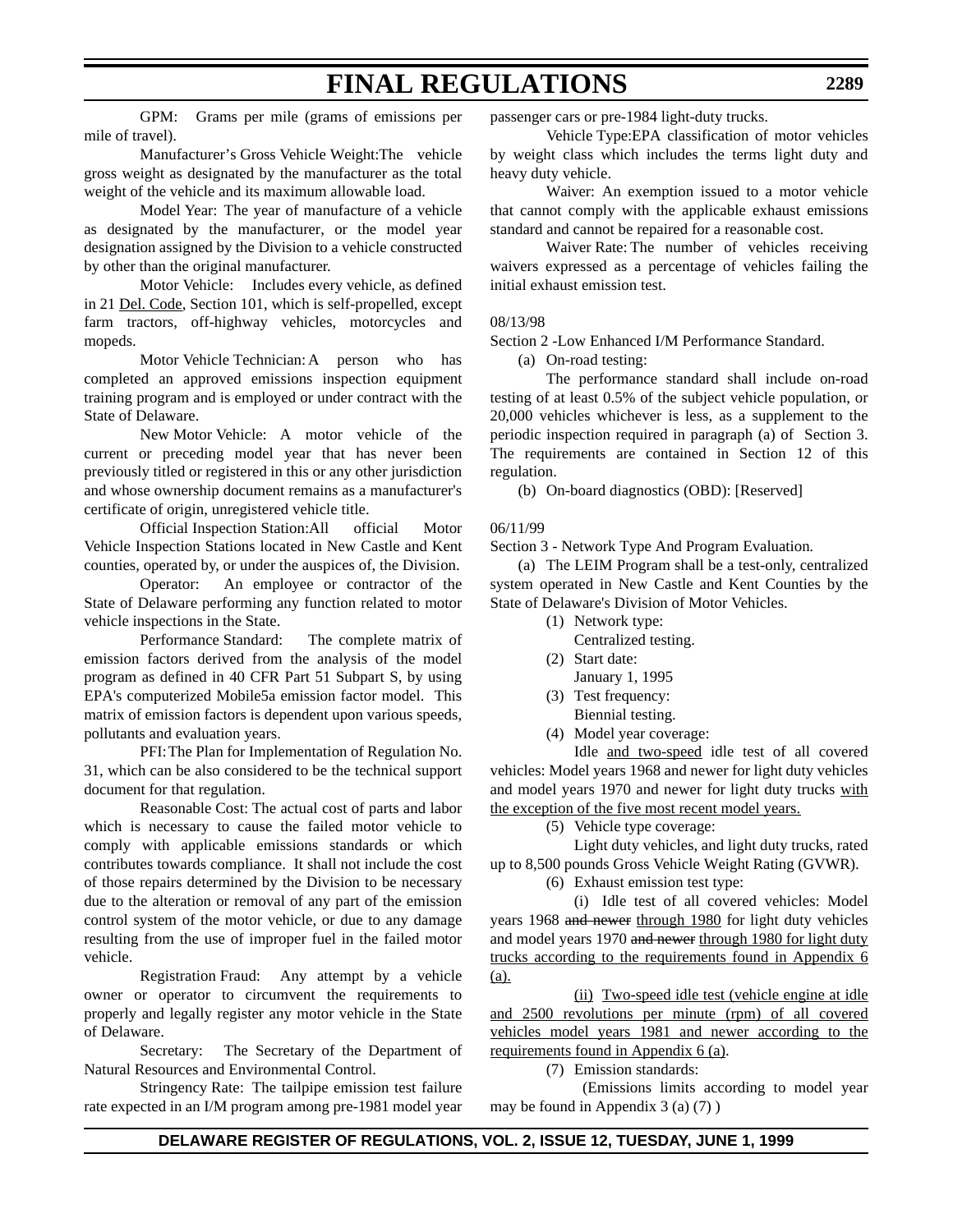GPM: Grams per mile (grams of emissions per mile of travel).

Manufacturer's Gross Vehicle Weight: The vehicle gross weight as designated by the manufacturer as the total weight of the vehicle and its maximum allowable load.

Model Year: The year of manufacture of a vehicle as designated by the manufacturer, or the model year designation assigned by the Division to a vehicle constructed by other than the original manufacturer.

Motor Vehicle: Includes every vehicle, as defined in 21 Del. Code, Section 101, which is self-propelled, except farm tractors, off-highway vehicles, motorcycles and mopeds.

Motor Vehicle Technician: A person who has completed an approved emissions inspection equipment training program and is employed or under contract with the State of Delaware.

New Motor Vehicle: A motor vehicle of the current or preceding model year that has never been previously titled or registered in this or any other jurisdiction and whose ownership document remains as a manufacturer's certificate of origin, unregistered vehicle title.

Official Inspection Station: All official Motor Vehicle Inspection Stations located in New Castle and Kent counties, operated by, or under the auspices of, the Division.

Operator: An employee or contractor of the State of Delaware performing any function related to motor vehicle inspections in the State.

Performance Standard: The complete matrix of emission factors derived from the analysis of the model program as defined in 40 CFR Part 51 Subpart S, by using EPA's computerized Mobile5a emission factor model. This matrix of emission factors is dependent upon various speeds, pollutants and evaluation years.

PFI: The Plan for Implementation of Regulation No. 31, which can be also considered to be the technical support document for that regulation.

Reasonable Cost: The actual cost of parts and labor which is necessary to cause the failed motor vehicle to comply with applicable emissions standards or which contributes towards compliance. It shall not include the cost of those repairs determined by the Division to be necessary due to the alteration or removal of any part of the emission control system of the motor vehicle, or due to any damage resulting from the use of improper fuel in the failed motor vehicle.

Registration Fraud: Any attempt by a vehicle owner or operator to circumvent the requirements to properly and legally register any motor vehicle in the State of Delaware.

Secretary: The Secretary of the Department of Natural Resources and Environmental Control.

Stringency Rate: The tailpipe emission test failure rate expected in an I/M program among pre-1981 model year passenger cars or pre-1984 light-duty trucks.

Vehicle Type: EPA classification of motor vehicles by weight class which includes the terms light duty and heavy duty vehicle.

Waiver: An exemption issued to a motor vehicle that cannot comply with the applicable exhaust emissions standard and cannot be repaired for a reasonable cost.

Waiver Rate: The number of vehicles receiving waivers expressed as a percentage of vehicles failing the initial exhaust emission test.

08/13/98

Section 2 - Low Enhanced I/M Performance Standard.

(a) On-road testing:

The performance standard shall include on-road testing of at least 0.5% of the subject vehicle population, or 20,000 vehicles whichever is less, as a supplement to the periodic inspection required in paragraph (a) of Section 3. The requirements are contained in Section 12 of this regulation.

(b) On-board diagnostics (OBD): [Reserved]

06/11/99

Section 3 - Network Type And Program Evaluation.

(a) The LEIM Program shall be a test-only, centralized system operated in New Castle and Kent Counties by the State of Delaware's Division of Motor Vehicles.

(1) Network type:

Centralized testing.

(2) Start date:

January 1, 1995

(3) Test frequency:

Biennial testing.

(4) Model year coverage:

Idle and two-speed idle test of all covered vehicles: Model years 1968 and newer for light duty vehicles and model years 1970 and newer for light duty trucks with the exception of the five most recent model years.

(5) Vehicle type coverage:

Light duty vehicles, and light duty trucks, rated up to 8,500 pounds Gross Vehicle Weight Rating (GVWR).

(6) Exhaust emission test type:

(i) Idle test of all covered vehicles: Model years 1968 ~~and newer~~ through 1980 for light duty vehicles and model years 1970 ~~and newer~~ through 1980 for light duty trucks according to the requirements found in Appendix 6 (a).

(ii) Two-speed idle test (vehicle engine at idle and 2500 revolutions per minute (rpm) of all covered vehicles model years 1981 and newer according to the requirements found in Appendix 6 (a).

(7) Emission standards:

(Emissions limits according to model year may be found in Appendix 3 (a) (7) )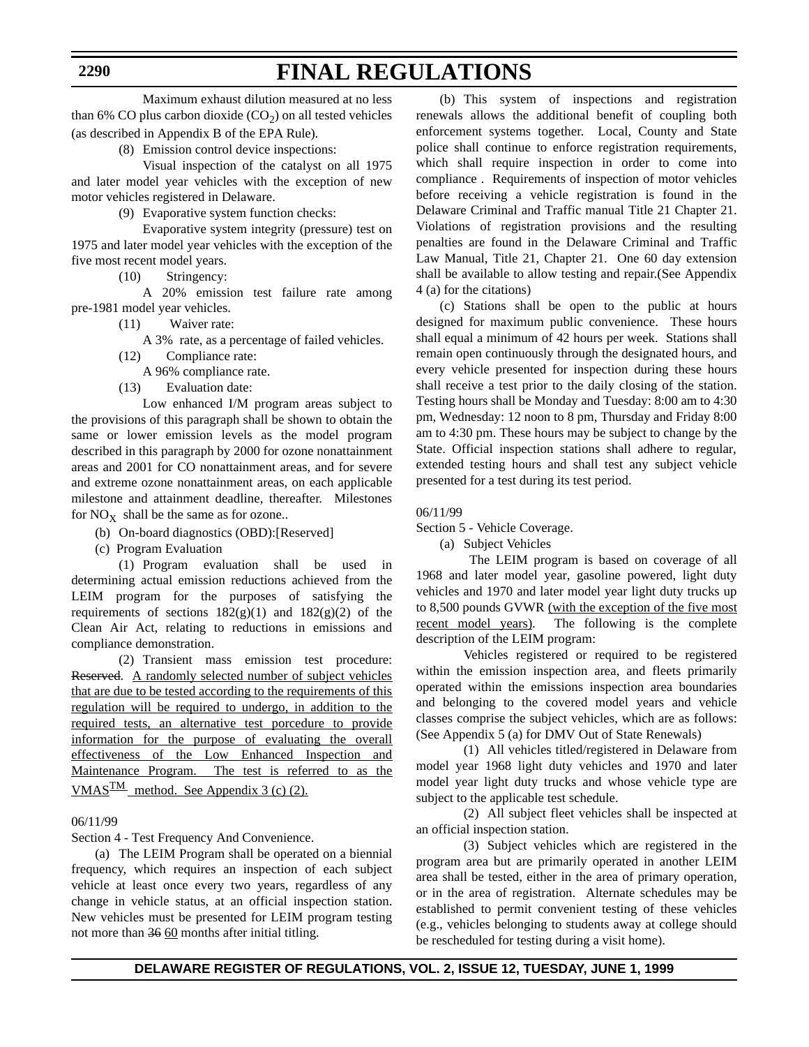Maximum exhaust dilution measured at no less than 6% CO plus carbon dioxide ($CO_2$) on all tested vehicles (as described in Appendix B of the EPA Rule).

(8) Emission control device inspections:

Visual inspection of the catalyst on all 1975 and later model year vehicles with the exception of new motor vehicles registered in Delaware.

(9) Evaporative system function checks:

Evaporative system integrity (pressure) test on 1975 and later model year vehicles with the exception of the five most recent model years.

(10) Stringency:

A 20% emission test failure rate among pre-1981 model year vehicles.

(11) Waiver rate:

A 3% rate, as a percentage of failed vehicles.

(12) Compliance rate:

A 96% compliance rate.

(13) Evaluation date:

Low enhanced I/M program areas subject to the provisions of this paragraph shall be shown to obtain the same or lower emission levels as the model program described in this paragraph by 2000 for ozone nonattainment areas and 2001 for CO nonattainment areas, and for severe and extreme ozone nonattainment areas, on each applicable milestone and attainment deadline, thereafter. Milestones for $NO_X$ shall be the same as for ozone..

(b) On-board diagnostics (OBD):[Reserved]

(c) Program Evaluation

(1) Program evaluation shall be used in determining actual emission reductions achieved from the LEIM program for the purposes of satisfying the requirements of sections 182(g)(1) and 182(g)(2) of the Clean Air Act, relating to reductions in emissions and compliance demonstration.

(2) Transient mass emission test procedure: ~~Reserved~~. A randomly selected number of subject vehicles that are due to be tested according to the requirements of this regulation will be required to undergo, in addition to the required tests, an alternative test porcedure to provide information for the purpose of evaluating the overall effectiveness of the Low Enhanced Inspection and Maintenance Program. The test is referred to as the VMAS[TM] method. See Appendix 3 (c) (2).

06/11/99

Section 4 - Test Frequency And Convenience.

(a) The LEIM Program shall be operated on a biennial frequency, which requires an inspection of each subject vehicle at least once every two years, regardless of any change in vehicle status, at an official inspection station. New vehicles must be presented for LEIM program testing not more than ~~36~~ 60 months after initial titling.

(b) This system of inspections and registration renewals allows the additional benefit of coupling both enforcement systems together. Local, County and State police shall continue to enforce registration requirements, which shall require inspection in order to come into compliance . Requirements of inspection of motor vehicles before receiving a vehicle registration is found in the Delaware Criminal and Traffic manual Title 21 Chapter 21. Violations of registration provisions and the resulting penalties are found in the Delaware Criminal and Traffic Law Manual, Title 21, Chapter 21. One 60 day extension shall be available to allow testing and repair.(See Appendix 4 (a) for the citations)

(c) Stations shall be open to the public at hours designed for maximum public convenience. These hours shall equal a minimum of 42 hours per week. Stations shall remain open continuously through the designated hours, and every vehicle presented for inspection during these hours shall receive a test prior to the daily closing of the station. Testing hours shall be Monday and Tuesday: 8:00 am to 4:30 pm, Wednesday: 12 noon to 8 pm, Thursday and Friday 8:00 am to 4:30 pm. These hours may be subject to change by the State. Official inspection stations shall adhere to regular, extended testing hours and shall test any subject vehicle presented for a test during its test period.

06/11/99

Section 5 - Vehicle Coverage.

(a) Subject Vehicles

The LEIM program is based on coverage of all 1968 and later model year, gasoline powered, light duty vehicles and 1970 and later model year light duty trucks up to 8,500 pounds GVWR (with the exception of the five most recent model years). The following is the complete description of the LEIM program:

Vehicles registered or required to be registered within the emission inspection area, and fleets primarily operated within the emissions inspection area boundaries and belonging to the covered model years and vehicle classes comprise the subject vehicles, which are as follows: (See Appendix 5 (a) for DMV Out of State Renewals)

(1) All vehicles titled/registered in Delaware from model year 1968 light duty vehicles and 1970 and later model year light duty trucks and whose vehicle type are subject to the applicable test schedule.

(2) All subject fleet vehicles shall be inspected at an official inspection station.

(3) Subject vehicles which are registered in the program area but are primarily operated in another LEIM area shall be tested, either in the area of primary operation, or in the area of registration. Alternate schedules may be established to permit convenient testing of these vehicles (e.g., vehicles belonging to students away at college should be rescheduled for testing during a visit home).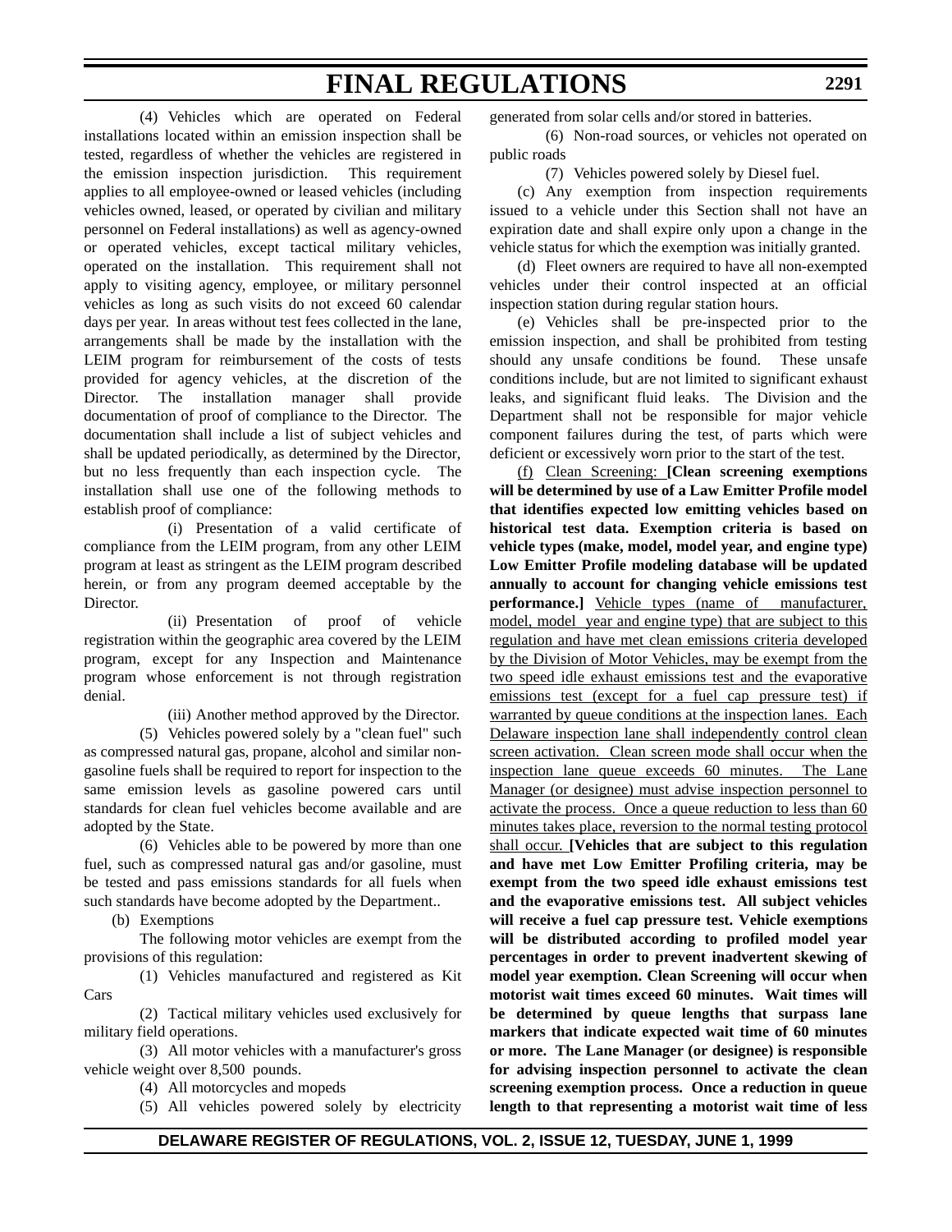(4) Vehicles which are operated on Federal installations located within an emission inspection shall be tested, regardless of whether the vehicles are registered in the emission inspection jurisdiction. This requirement applies to all employee-owned or leased vehicles (including vehicles owned, leased, or operated by civilian and military personnel on Federal installations) as well as agency-owned or operated vehicles, except tactical military vehicles, operated on the installation. This requirement shall not apply to visiting agency, employee, or military personnel vehicles as long as such visits do not exceed 60 calendar days per year. In areas without test fees collected in the lane, arrangements shall be made by the installation with the LEIM program for reimbursement of the costs of tests provided for agency vehicles, at the discretion of the Director. The installation manager shall provide documentation of proof of compliance to the Director. The documentation shall include a list of subject vehicles and shall be updated periodically, as determined by the Director, but no less frequently than each inspection cycle. The installation shall use one of the following methods to establish proof of compliance:

(i) Presentation of a valid certificate of compliance from the LEIM program, from any other LEIM program at least as stringent as the LEIM program described herein, or from any program deemed acceptable by the Director.

(ii) Presentation of proof of vehicle registration within the geographic area covered by the LEIM program, except for any Inspection and Maintenance program whose enforcement is not through registration denial.

(iii) Another method approved by the Director.

(5) Vehicles powered solely by a "clean fuel" such as compressed natural gas, propane, alcohol and similar non-gasoline fuels shall be required to report for inspection to the same emission levels as gasoline powered cars until standards for clean fuel vehicles become available and are adopted by the State.

(6) Vehicles able to be powered by more than one fuel, such as compressed natural gas and/or gasoline, must be tested and pass emissions standards for all fuels when such standards have become adopted by the Department..

(b) Exemptions

The following motor vehicles are exempt from the provisions of this regulation:

(1) Vehicles manufactured and registered as Kit Cars

(2) Tactical military vehicles used exclusively for military field operations.

(3) All motor vehicles with a manufacturer's gross vehicle weight over 8,500 pounds.

(4) All motorcycles and mopeds

(5) All vehicles powered solely by electricity generated from solar cells and/or stored in batteries.

(6) Non-road sources, or vehicles not operated on public roads

(7) Vehicles powered solely by Diesel fuel.

(c) Any exemption from inspection requirements issued to a vehicle under this Section shall not have an expiration date and shall expire only upon a change in the vehicle status for which the exemption was initially granted.

(d) Fleet owners are required to have all non-exempted vehicles under their control inspected at an official inspection station during regular station hours.

(e) Vehicles shall be pre-inspected prior to the emission inspection, and shall be prohibited from testing should any unsafe conditions be found. These unsafe conditions include, but are not limited to significant exhaust leaks, and significant fluid leaks. The Division and the Department shall not be responsible for major vehicle component failures during the test, of parts which were deficient or excessively worn prior to the start of the test.

<u>(f)</u> <u>Clean Screening:</u> **[Clean screening exemptions will be determined by use of a Law Emitter Profile model that identifies expected low emitting vehicles based on historical test data. Exemption criteria is based on vehicle types (make, model, model year, and engine type) Low Emitter Profile modeling database will be updated annually to account for changing vehicle emissions test performance.]** <u>Vehicle types (name of manufacturer, model, model year and engine type) that are subject to this regulation and have met clean emissions criteria developed by the Division of Motor Vehicles, may be exempt from the two speed idle exhaust emissions test and the evaporative emissions test (except for a fuel cap pressure test) if warranted by queue conditions at the inspection lanes. Each Delaware inspection lane shall independently control clean screen activation. Clean screen mode shall occur when the inspection lane queue exceeds 60 minutes. The Lane Manager (or designee) must advise inspection personnel to activate the process. Once a queue reduction to less than 60 minutes takes place, reversion to the normal testing protocol shall occur.</u> **[Vehicles that are subject to this regulation and have met Low Emitter Profiling criteria, may be exempt from the two speed idle exhaust emissions test and the evaporative emissions test. All subject vehicles will receive a fuel cap pressure test. Vehicle exemptions will be distributed according to profiled model year percentages in order to prevent inadvertent skewing of model year exemption. Clean Screening will occur when motorist wait times exceed 60 minutes. Wait times will be determined by queue lengths that surpass lane markers that indicate expected wait time of 60 minutes or more. The Lane Manager (or designee) is responsible for advising inspection personnel to activate the clean screening exemption process. Once a reduction in queue length to that representing a motorist wait time of less**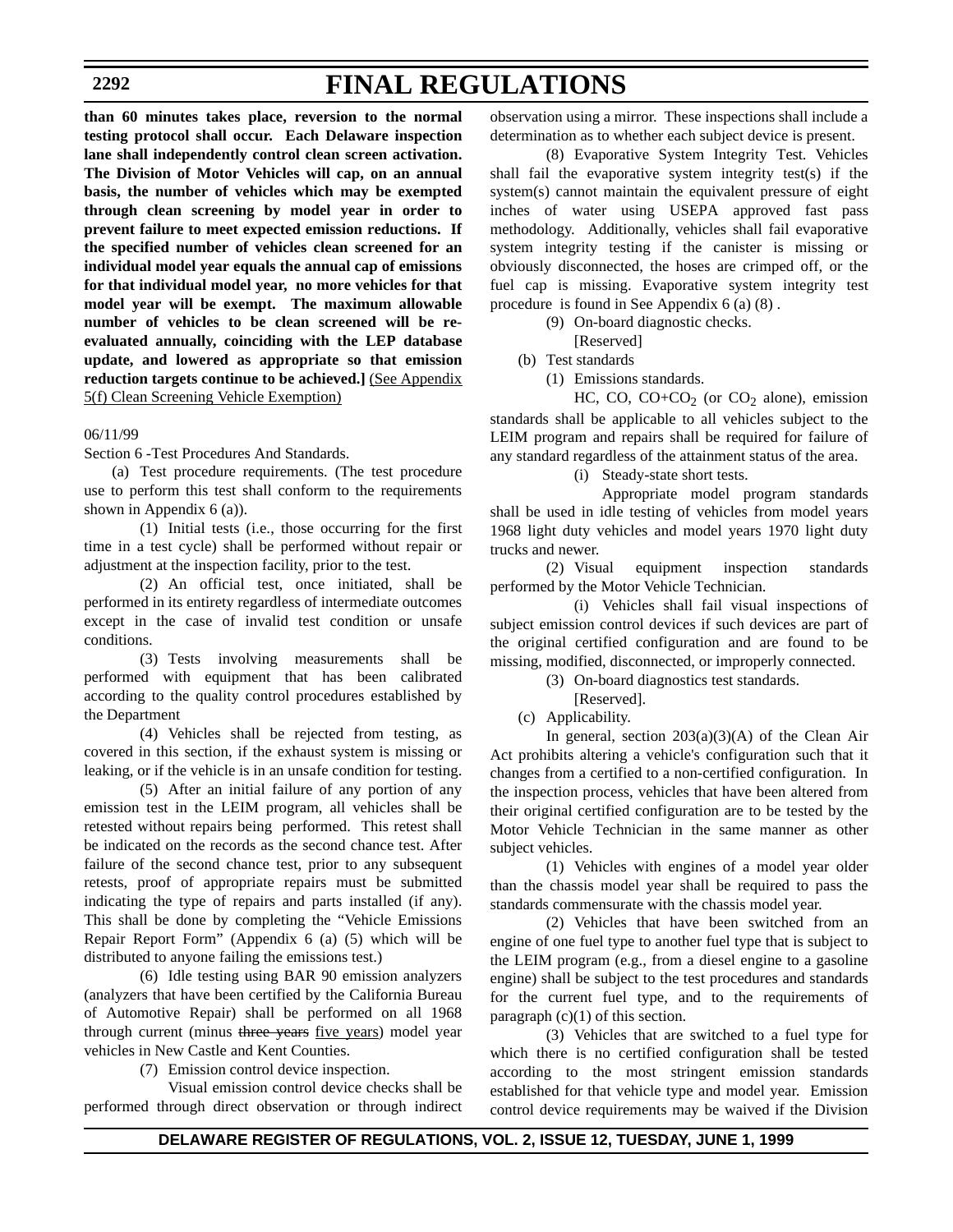**than 60 minutes takes place, reversion to the normal testing protocol shall occur. Each Delaware inspection lane shall independently control clean screen activation. The Division of Motor Vehicles will cap, on an annual basis, the number of vehicles which may be exempted through clean screening by model year in order to prevent failure to meet expected emission reductions. If the specified number of vehicles clean screened for an individual model year equals the annual cap of emissions for that individual model year, no more vehicles for that model year will be exempt. The maximum allowable number of vehicles to be clean screened will be re-evaluated annually, coinciding with the LEP database update, and lowered as appropriate so that emission reduction targets continue to be achieved.]** <u>(See Appendix 5(f) Clean Screening Vehicle Exemption)</u>

06/11/99

Section 6 -Test Procedures And Standards.

(a) Test procedure requirements. (The test procedure use to perform this test shall conform to the requirements shown in Appendix 6 (a)).

(1) Initial tests (i.e., those occurring for the first time in a test cycle) shall be performed without repair or adjustment at the inspection facility, prior to the test.

(2) An official test, once initiated, shall be performed in its entirety regardless of intermediate outcomes except in the case of invalid test condition or unsafe conditions.

(3) Tests involving measurements shall be performed with equipment that has been calibrated according to the quality control procedures established by the Department

(4) Vehicles shall be rejected from testing, as covered in this section, if the exhaust system is missing or leaking, or if the vehicle is in an unsafe condition for testing.

(5) After an initial failure of any portion of any emission test in the LEIM program, all vehicles shall be retested without repairs being performed. This retest shall be indicated on the records as the second chance test. After failure of the second chance test, prior to any subsequent retests, proof of appropriate repairs must be submitted indicating the type of repairs and parts installed (if any). This shall be done by completing the "Vehicle Emissions Repair Report Form" (Appendix 6 (a) (5) which will be distributed to anyone failing the emissions test.)

(6) Idle testing using BAR 90 emission analyzers (analyzers that have been certified by the California Bureau of Automotive Repair) shall be performed on all 1968 through current (minus ~~three years~~ <u>five years</u>) model year vehicles in New Castle and Kent Counties.

(7) Emission control device inspection.

Visual emission control device checks shall be performed through direct observation or through indirect observation using a mirror. These inspections shall include a determination as to whether each subject device is present.

(8) Evaporative System Integrity Test. Vehicles shall fail the evaporative system integrity test(s) if the system(s) cannot maintain the equivalent pressure of eight inches of water using USEPA approved fast pass methodology. Additionally, vehicles shall fail evaporative system integrity testing if the canister is missing or obviously disconnected, the hoses are crimped off, or the fuel cap is missing. Evaporative system integrity test procedure is found in See Appendix 6 (a) (8) .

(9) On-board diagnostic checks.

[Reserved]

(b) Test standards

(1) Emissions standards.

HC, CO, CO+$CO_2$ (or $CO_2$ alone), emission standards shall be applicable to all vehicles subject to the LEIM program and repairs shall be required for failure of any standard regardless of the attainment status of the area.

(i) Steady-state short tests.

Appropriate model program standards shall be used in idle testing of vehicles from model years 1968 light duty vehicles and model years 1970 light duty trucks and newer.

(2) Visual equipment inspection standards performed by the Motor Vehicle Technician.

(i) Vehicles shall fail visual inspections of subject emission control devices if such devices are part of the original certified configuration and are found to be missing, modified, disconnected, or improperly connected.

(3) On-board diagnostics test standards.

[Reserved].

(c) Applicability.

In general, section 203(a)(3)(A) of the Clean Air Act prohibits altering a vehicle's configuration such that it changes from a certified to a non-certified configuration. In the inspection process, vehicles that have been altered from their original certified configuration are to be tested by the Motor Vehicle Technician in the same manner as other subject vehicles.

(1) Vehicles with engines of a model year older than the chassis model year shall be required to pass the standards commensurate with the chassis model year.

(2) Vehicles that have been switched from an engine of one fuel type to another fuel type that is subject to the LEIM program (e.g., from a diesel engine to a gasoline engine) shall be subject to the test procedures and standards for the current fuel type, and to the requirements of paragraph (c)(1) of this section.

(3) Vehicles that are switched to a fuel type for which there is no certified configuration shall be tested according to the most stringent emission standards established for that vehicle type and model year. Emission control device requirements may be waived if the Division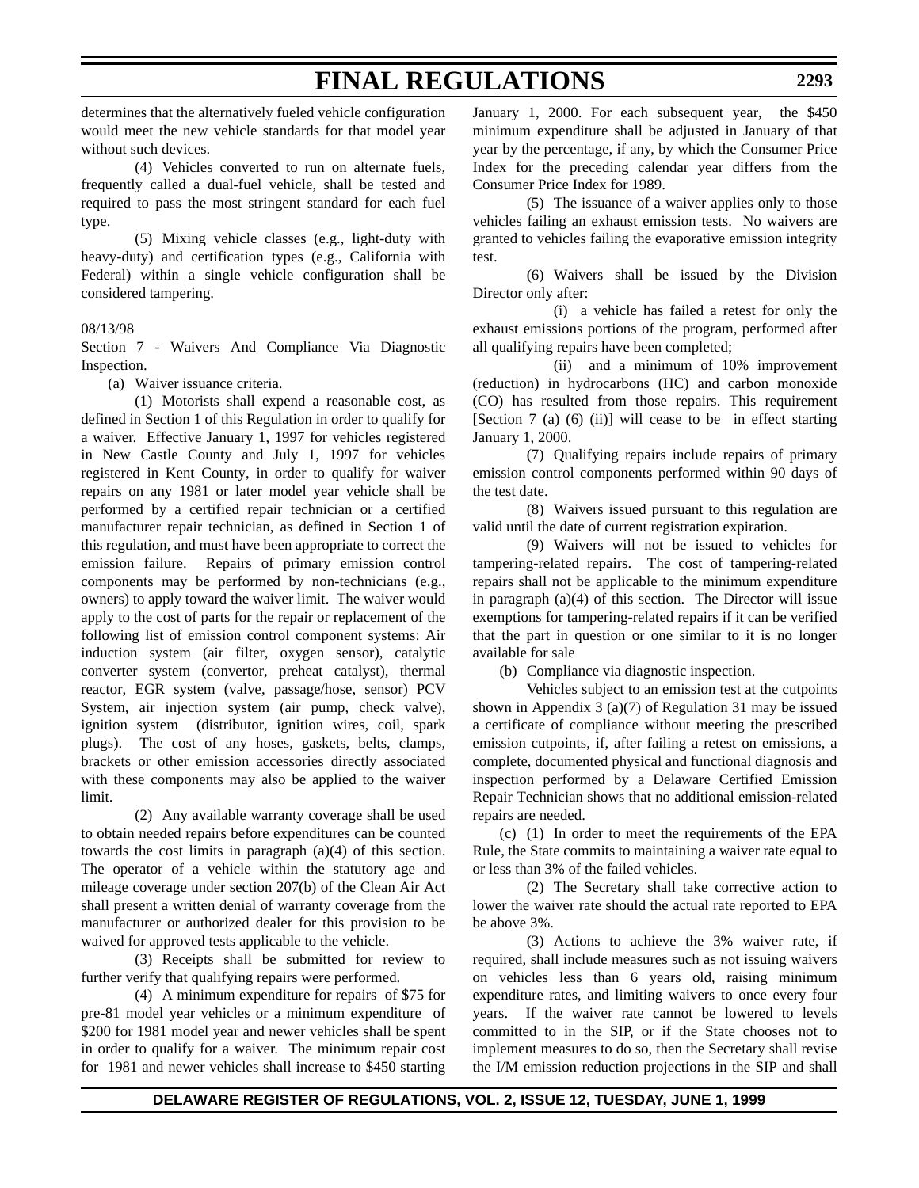determines that the alternatively fueled vehicle configuration would meet the new vehicle standards for that model year without such devices.

(4) Vehicles converted to run on alternate fuels, frequently called a dual-fuel vehicle, shall be tested and required to pass the most stringent standard for each fuel type.

(5) Mixing vehicle classes (e.g., light-duty with heavy-duty) and certification types (e.g., California with Federal) within a single vehicle configuration shall be considered tampering.

08/13/98

Section 7 - Waivers And Compliance Via Diagnostic Inspection.

(a) Waiver issuance criteria.

(1) Motorists shall expend a reasonable cost, as defined in Section 1 of this Regulation in order to qualify for a waiver. Effective January 1, 1997 for vehicles registered in New Castle County and July 1, 1997 for vehicles registered in Kent County, in order to qualify for waiver repairs on any 1981 or later model year vehicle shall be performed by a certified repair technician or a certified manufacturer repair technician, as defined in Section 1 of this regulation, and must have been appropriate to correct the emission failure. Repairs of primary emission control components may be performed by non-technicians (e.g., owners) to apply toward the waiver limit. The waiver would apply to the cost of parts for the repair or replacement of the following list of emission control component systems: Air induction system (air filter, oxygen sensor), catalytic converter system (convertor, preheat catalyst), thermal reactor, EGR system (valve, passage/hose, sensor) PCV System, air injection system (air pump, check valve), ignition system (distributor, ignition wires, coil, spark plugs). The cost of any hoses, gaskets, belts, clamps, brackets or other emission accessories directly associated with these components may also be applied to the waiver limit.

(2) Any available warranty coverage shall be used to obtain needed repairs before expenditures can be counted towards the cost limits in paragraph (a)(4) of this section. The operator of a vehicle within the statutory age and mileage coverage under section 207(b) of the Clean Air Act shall present a written denial of warranty coverage from the manufacturer or authorized dealer for this provision to be waived for approved tests applicable to the vehicle.

(3) Receipts shall be submitted for review to further verify that qualifying repairs were performed.

(4) A minimum expenditure for repairs of $75 for pre-81 model year vehicles or a minimum expenditure of $200 for 1981 model year and newer vehicles shall be spent in order to qualify for a waiver. The minimum repair cost for 1981 and newer vehicles shall increase to $450 starting January 1, 2000. For each subsequent year, the $450 minimum expenditure shall be adjusted in January of that year by the percentage, if any, by which the Consumer Price Index for the preceding calendar year differs from the Consumer Price Index for 1989.

(5) The issuance of a waiver applies only to those vehicles failing an exhaust emission tests. No waivers are granted to vehicles failing the evaporative emission integrity test.

(6) Waivers shall be issued by the Division Director only after:

(i) a vehicle has failed a retest for only the exhaust emissions portions of the program, performed after all qualifying repairs have been completed;

(ii) and a minimum of 10% improvement (reduction) in hydrocarbons (HC) and carbon monoxide (CO) has resulted from those repairs. This requirement [Section 7 (a) (6) (ii)] will cease to be in effect starting January 1, 2000.

(7) Qualifying repairs include repairs of primary emission control components performed within 90 days of the test date.

(8) Waivers issued pursuant to this regulation are valid until the date of current registration expiration.

(9) Waivers will not be issued to vehicles for tampering-related repairs. The cost of tampering-related repairs shall not be applicable to the minimum expenditure in paragraph (a)(4) of this section. The Director will issue exemptions for tampering-related repairs if it can be verified that the part in question or one similar to it is no longer available for sale

(b) Compliance via diagnostic inspection.

Vehicles subject to an emission test at the cutpoints shown in Appendix 3 (a)(7) of Regulation 31 may be issued a certificate of compliance without meeting the prescribed emission cutpoints, if, after failing a retest on emissions, a complete, documented physical and functional diagnosis and inspection performed by a Delaware Certified Emission Repair Technician shows that no additional emission-related repairs are needed.

(c) (1) In order to meet the requirements of the EPA Rule, the State commits to maintaining a waiver rate equal to or less than 3% of the failed vehicles.

(2) The Secretary shall take corrective action to lower the waiver rate should the actual rate reported to EPA be above 3%.

(3) Actions to achieve the 3% waiver rate, if required, shall include measures such as not issuing waivers on vehicles less than 6 years old, raising minimum expenditure rates, and limiting waivers to once every four years. If the waiver rate cannot be lowered to levels committed to in the SIP, or if the State chooses not to implement measures to do so, then the Secretary shall revise the I/M emission reduction projections in the SIP and shall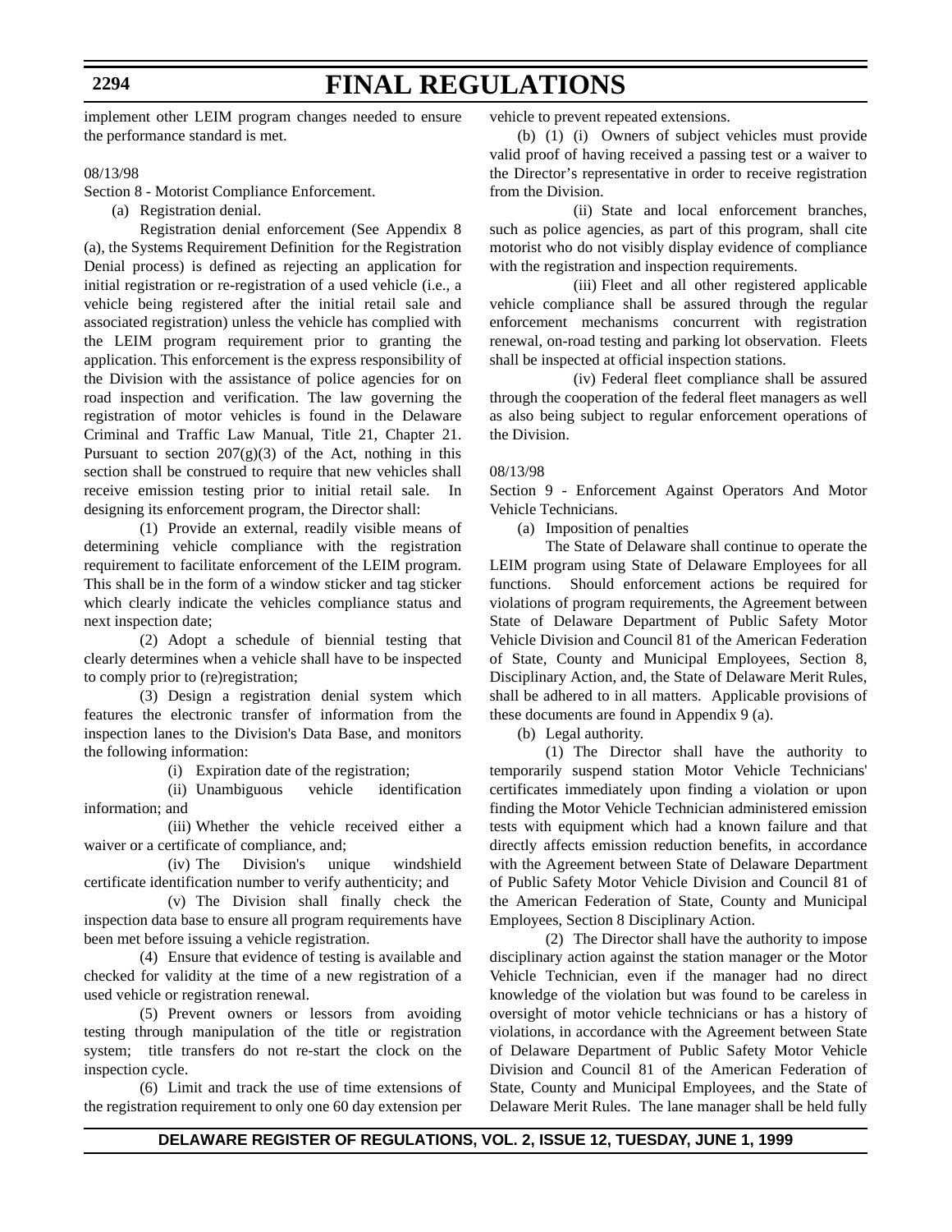implement other LEIM program changes needed to ensure the performance standard is met.

08/13/98

Section 8 - Motorist Compliance Enforcement.

(a) Registration denial.

Registration denial enforcement (See Appendix 8 (a), the Systems Requirement Definition for the Registration Denial process) is defined as rejecting an application for initial registration or re-registration of a used vehicle (i.e., a vehicle being registered after the initial retail sale and associated registration) unless the vehicle has complied with the LEIM program requirement prior to granting the application. This enforcement is the express responsibility of the Division with the assistance of police agencies for on road inspection and verification. The law governing the registration of motor vehicles is found in the Delaware Criminal and Traffic Law Manual, Title 21, Chapter 21. Pursuant to section 207(g)(3) of the Act, nothing in this section shall be construed to require that new vehicles shall receive emission testing prior to initial retail sale. In designing its enforcement program, the Director shall:

(1) Provide an external, readily visible means of determining vehicle compliance with the registration requirement to facilitate enforcement of the LEIM program. This shall be in the form of a window sticker and tag sticker which clearly indicate the vehicles compliance status and next inspection date;

(2) Adopt a schedule of biennial testing that clearly determines when a vehicle shall have to be inspected to comply prior to (re)registration;

(3) Design a registration denial system which features the electronic transfer of information from the inspection lanes to the Division's Data Base, and monitors the following information:

(i) Expiration date of the registration;

(ii) Unambiguous vehicle identification information; and

(iii) Whether the vehicle received either a waiver or a certificate of compliance, and;

(iv) The Division's unique windshield certificate identification number to verify authenticity; and

(v) The Division shall finally check the inspection data base to ensure all program requirements have been met before issuing a vehicle registration.

(4) Ensure that evidence of testing is available and checked for validity at the time of a new registration of a used vehicle or registration renewal.

(5) Prevent owners or lessors from avoiding testing through manipulation of the title or registration system; title transfers do not re-start the clock on the inspection cycle.

(6) Limit and track the use of time extensions of the registration requirement to only one 60 day extension per vehicle to prevent repeated extensions.

(b) (1) (i) Owners of subject vehicles must provide valid proof of having received a passing test or a waiver to the Director's representative in order to receive registration from the Division.

(ii) State and local enforcement branches, such as police agencies, as part of this program, shall cite motorist who do not visibly display evidence of compliance with the registration and inspection requirements.

(iii) Fleet and all other registered applicable vehicle compliance shall be assured through the regular enforcement mechanisms concurrent with registration renewal, on-road testing and parking lot observation. Fleets shall be inspected at official inspection stations.

(iv) Federal fleet compliance shall be assured through the cooperation of the federal fleet managers as well as also being subject to regular enforcement operations of the Division.

08/13/98

Section 9 - Enforcement Against Operators And Motor Vehicle Technicians.

(a) Imposition of penalties

The State of Delaware shall continue to operate the LEIM program using State of Delaware Employees for all functions. Should enforcement actions be required for violations of program requirements, the Agreement between State of Delaware Department of Public Safety Motor Vehicle Division and Council 81 of the American Federation of State, County and Municipal Employees, Section 8, Disciplinary Action, and, the State of Delaware Merit Rules, shall be adhered to in all matters. Applicable provisions of these documents are found in Appendix 9 (a).

(b) Legal authority.

(1) The Director shall have the authority to temporarily suspend station Motor Vehicle Technicians' certificates immediately upon finding a violation or upon finding the Motor Vehicle Technician administered emission tests with equipment which had a known failure and that directly affects emission reduction benefits, in accordance with the Agreement between State of Delaware Department of Public Safety Motor Vehicle Division and Council 81 of the American Federation of State, County and Municipal Employees, Section 8 Disciplinary Action.

(2) The Director shall have the authority to impose disciplinary action against the station manager or the Motor Vehicle Technician, even if the manager had no direct knowledge of the violation but was found to be careless in oversight of motor vehicle technicians or has a history of violations, in accordance with the Agreement between State of Delaware Department of Public Safety Motor Vehicle Division and Council 81 of the American Federation of State, County and Municipal Employees, and the State of Delaware Merit Rules. The lane manager shall be held fully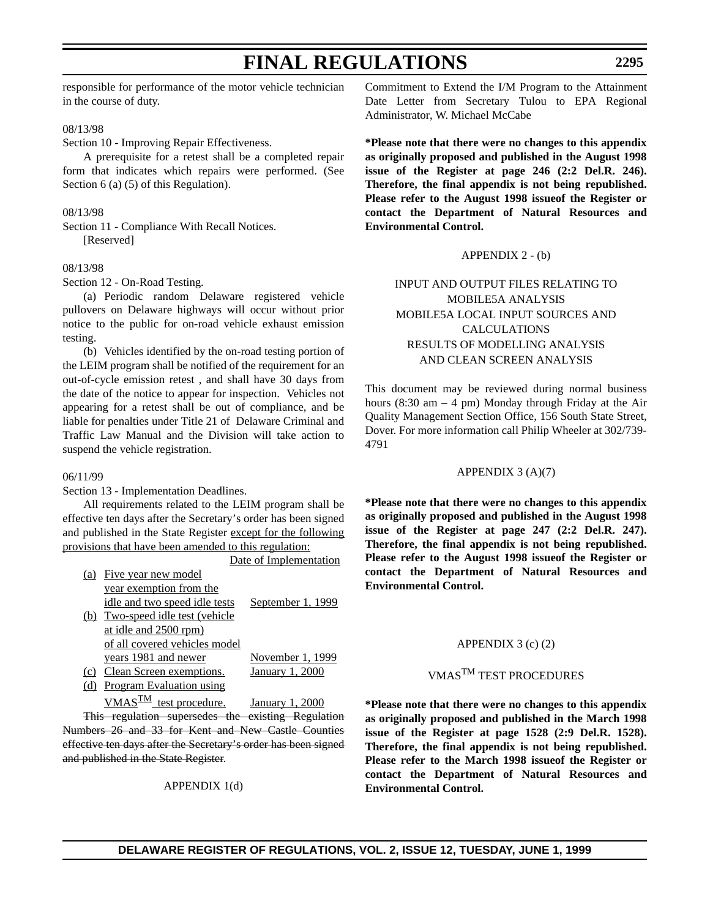responsible for performance of the motor vehicle technician in the course of duty.

08/13/98

Section 10 - Improving Repair Effectiveness.

A prerequisite for a retest shall be a completed repair form that indicates which repairs were performed. (See Section 6 (a) (5) of this Regulation).

08/13/98

Section 11 - Compliance With Recall Notices.

[Reserved]

08/13/98

Section 12 - On-Road Testing.

(a) Periodic random Delaware registered vehicle pullovers on Delaware highways will occur without prior notice to the public for on-road vehicle exhaust emission testing.

(b) Vehicles identified by the on-road testing portion of the LEIM program shall be notified of the requirement for an out-of-cycle emission retest , and shall have 30 days from the date of the notice to appear for inspection. Vehicles not appearing for a retest shall be out of compliance, and be liable for penalties under Title 21 of Delaware Criminal and Traffic Law Manual and the Division will take action to suspend the vehicle registration.

06/11/99

Section 13 - Implementation Deadlines.

All requirements related to the LEIM program shall be effective ten days after the Secretary's order has been signed and published in the State Register except for the following provisions that have been amended to this regulation:

| | | Date of Implementation |
|---|---|---|
| (a) | Five year new model year exemption from the idle and two speed idle tests | September 1, 1999 |
| (b) | Two-speed idle test (vehicle at idle and 2500 rpm) of all covered vehicles model years 1981 and newer | November 1, 1999 |
| (c) | Clean Screen exemptions. | January 1, 2000 |
| (d) | Program Evaluation using VMAS™ test procedure. | January 1, 2000 |

~~This regulation supersedes the existing Regulation Numbers 26 and 33 for Kent and New Castle Counties effective ten days after the Secretary's order has been signed and published in the State Register.~~

APPENDIX 1(d)

Commitment to Extend the I/M Program to the Attainment Date Letter from Secretary Tulou to EPA Regional Administrator, W. Michael McCabe

**\*Please note that there were no changes to this appendix as originally proposed and published in the August 1998 issue of the Register at page 246 (2:2 Del.R. 246). Therefore, the final appendix is not being republished. Please refer to the August 1998 issueof the Register or contact the Department of Natural Resources and Environmental Control.**

APPENDIX 2 - (b)

INPUT AND OUTPUT FILES RELATING TO MOBILE5A ANALYSIS
MOBILE5A LOCAL INPUT SOURCES AND CALCULATIONS
RESULTS OF MODELLING ANALYSIS AND CLEAN SCREEN ANALYSIS

This document may be reviewed during normal business hours (8:30 am – 4 pm) Monday through Friday at the Air Quality Management Section Office, 156 South State Street, Dover. For more information call Philip Wheeler at 302/739-4791

APPENDIX 3 (A)(7)

**\*Please note that there were no changes to this appendix as originally proposed and published in the August 1998 issue of the Register at page 247 (2:2 Del.R. 247). Therefore, the final appendix is not being republished. Please refer to the August 1998 issueof the Register or contact the Department of Natural Resources and Environmental Control.**

APPENDIX 3 (c) (2)

VMAS™ TEST PROCEDURES

**\*Please note that there were no changes to this appendix as originally proposed and published in the March 1998 issue of the Register at page 1528 (2:9 Del.R. 1528). Therefore, the final appendix is not being republished. Please refer to the March 1998 issueof the Register or contact the Department of Natural Resources and Environmental Control.**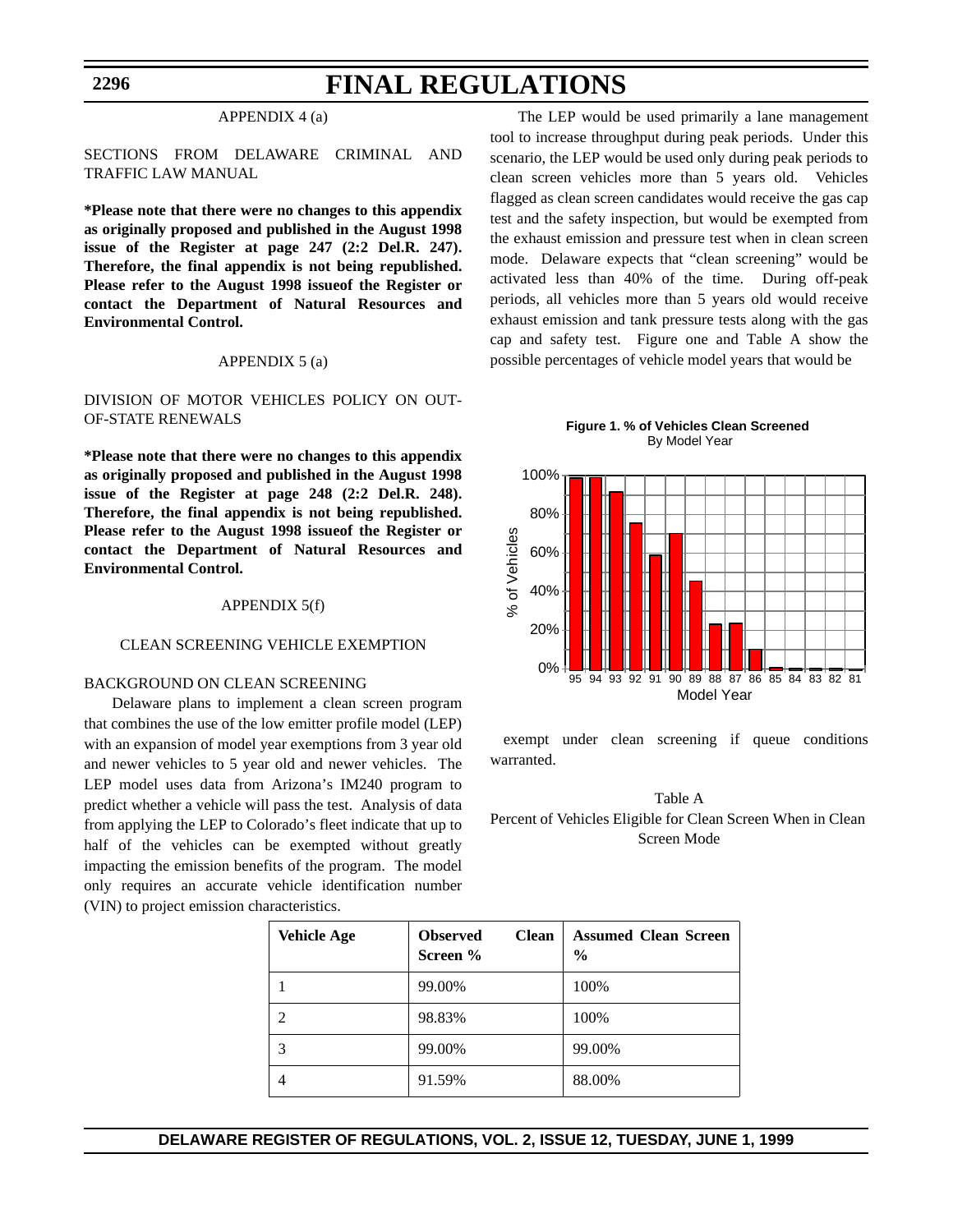APPENDIX 4 (a)

SECTIONS FROM DELAWARE CRIMINAL AND TRAFFIC LAW MANUAL

**\*Please note that there were no changes to this appendix as originally proposed and published in the August 1998 issue of the Register at page 247 (2:2 Del.R. 247). Therefore, the final appendix is not being republished. Please refer to the August 1998 issueof the Register or contact the Department of Natural Resources and Environmental Control.**

APPENDIX 5 (a)

DIVISION OF MOTOR VEHICLES POLICY ON OUT-OF-STATE RENEWALS

**\*Please note that there were no changes to this appendix as originally proposed and published in the August 1998 issue of the Register at page 248 (2:2 Del.R. 248). Therefore, the final appendix is not being republished. Please refer to the August 1998 issueof the Register or contact the Department of Natural Resources and Environmental Control.**

APPENDIX 5(f)

CLEAN SCREENING VEHICLE EXEMPTION

BACKGROUND ON CLEAN SCREENING

Delaware plans to implement a clean screen program that combines the use of the low emitter profile model (LEP) with an expansion of model year exemptions from 3 year old and newer vehicles to 5 year old and newer vehicles. The LEP model uses data from Arizona's IM240 program to predict whether a vehicle will pass the test. Analysis of data from applying the LEP to Colorado's fleet indicate that up to half of the vehicles can be exempted without greatly impacting the emission benefits of the program. The model only requires an accurate vehicle identification number (VIN) to project emission characteristics.

The LEP would be used primarily a lane management tool to increase throughput during peak periods. Under this scenario, the LEP would be used only during peak periods to clean screen vehicles more than 5 years old. Vehicles flagged as clean screen candidates would receive the gas cap test and the safety inspection, but would be exempted from the exhaust emission and pressure test when in clean screen mode. Delaware expects that "clean screening" would be activated less than 40% of the time. During off-peak periods, all vehicles more than 5 years old would receive exhaust emission and tank pressure tests along with the gas cap and safety test. Figure one and Table A show the possible percentages of vehicle model years that would be exempt under clean screening if queue conditions warranted.

**Figure 1. % of Vehicles Clean Screened**
By Model Year

| Model Year | 95 | 94 | 93 | 92 | 91 | 90 | 89 | 88 | 87 | 86 | 85 | 84 | 83 | 82 | 81 |
|---|---|---|---|---|---|---|---|---|---|---|---|---|---|---|---|
| % of Vehicles (approx.) | 99% | 99% | 92% | 76% | 59% | 70% | 46% | 24% | 24% | 11% | 1% | 1% | 1% | 1% | 0% |

Table A
Percent of Vehicles Eligible for Clean Screen When in Clean Screen Mode

| Vehicle Age | Observed Clean Screen % | Assumed Clean Screen % |
|---|---|---|
| 1 | 99.00% | 100% |
| 2 | 98.83% | 100% |
| 3 | 99.00% | 99.00% |
| 4 | 91.59% | 88.00% |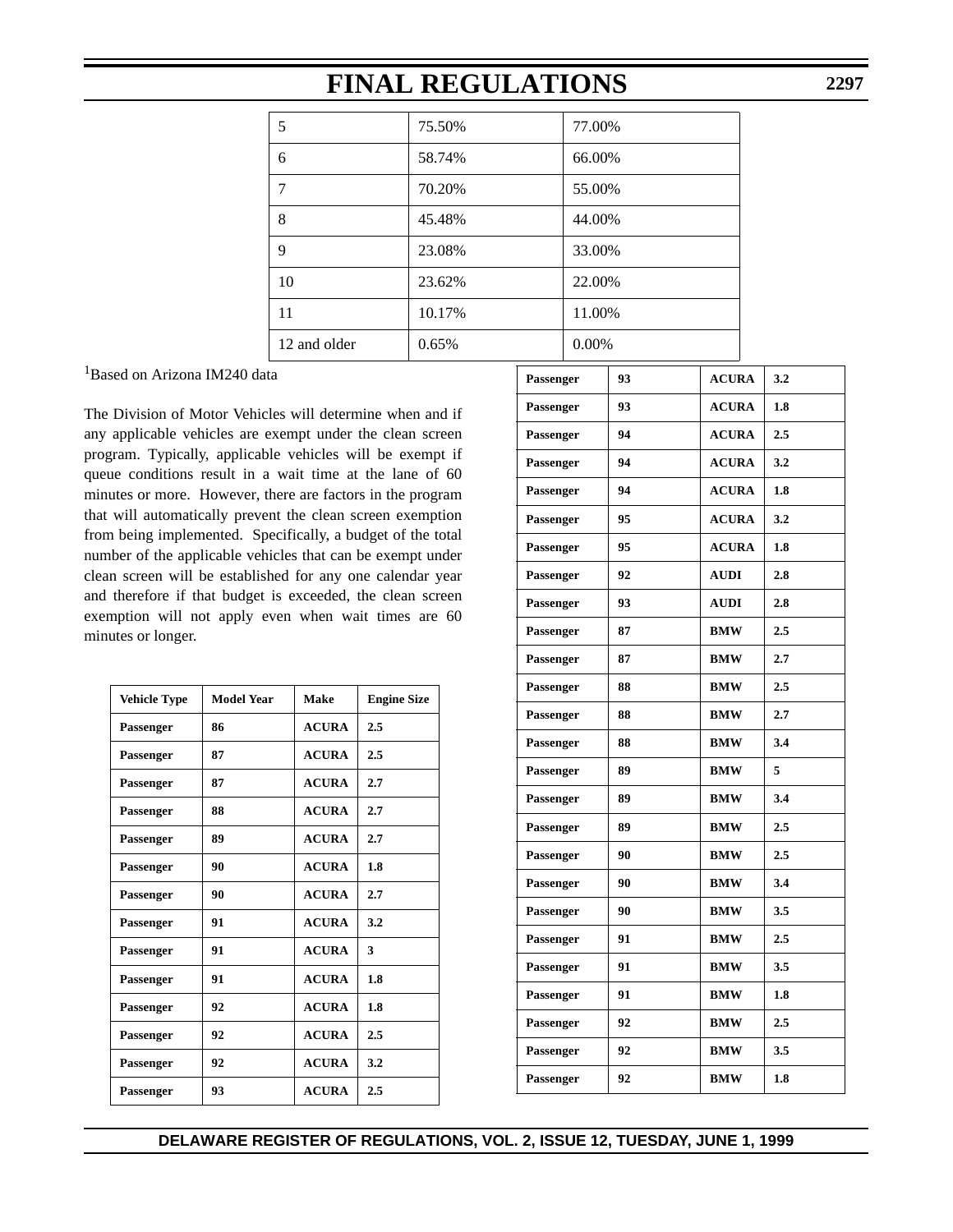| 5 | 75.50% | 77.00% |
|---|---|---|
| 6 | 58.74% | 66.00% |
| 7 | 70.20% | 55.00% |
| 8 | 45.48% | 44.00% |
| 9 | 23.08% | 33.00% |
| 10 | 23.62% | 22.00% |
| 11 | 10.17% | 11.00% |
| 12 and older | 0.65% | 0.00% |

[1]Based on Arizona IM240 data

The Division of Motor Vehicles will determine when and if any applicable vehicles are exempt under the clean screen program. Typically, applicable vehicles will be exempt if queue conditions result in a wait time at the lane of 60 minutes or more. However, there are factors in the program that will automatically prevent the clean screen exemption from being implemented. Specifically, a budget of the total number of the applicable vehicles that can be exempt under clean screen will be established for any one calendar year and therefore if that budget is exceeded, the clean screen exemption will not apply even when wait times are 60 minutes or longer.

| Vehicle Type | Model Year | Make | Engine Size |
|---|---|---|---|
| Passenger | 86 | ACURA | 2.5 |
| Passenger | 87 | ACURA | 2.5 |
| Passenger | 87 | ACURA | 2.7 |
| Passenger | 88 | ACURA | 2.7 |
| Passenger | 89 | ACURA | 2.7 |
| Passenger | 90 | ACURA | 1.8 |
| Passenger | 90 | ACURA | 2.7 |
| Passenger | 91 | ACURA | 3.2 |
| Passenger | 91 | ACURA | 3 |
| Passenger | 91 | ACURA | 1.8 |
| Passenger | 92 | ACURA | 1.8 |
| Passenger | 92 | ACURA | 2.5 |
| Passenger | 92 | ACURA | 3.2 |
| Passenger | 93 | ACURA | 2.5 |
| Passenger | 93 | ACURA | 3.2 |
| Passenger | 93 | ACURA | 1.8 |
| Passenger | 94 | ACURA | 2.5 |
| Passenger | 94 | ACURA | 3.2 |
| Passenger | 94 | ACURA | 1.8 |
| Passenger | 95 | ACURA | 3.2 |
| Passenger | 95 | ACURA | 1.8 |
| Passenger | 92 | AUDI | 2.8 |
| Passenger | 93 | AUDI | 2.8 |
| Passenger | 87 | BMW | 2.5 |
| Passenger | 87 | BMW | 2.7 |
| Passenger | 88 | BMW | 2.5 |
| Passenger | 88 | BMW | 2.7 |
| Passenger | 88 | BMW | 3.4 |
| Passenger | 89 | BMW | 5 |
| Passenger | 89 | BMW | 3.4 |
| Passenger | 89 | BMW | 2.5 |
| Passenger | 90 | BMW | 2.5 |
| Passenger | 90 | BMW | 3.4 |
| Passenger | 90 | BMW | 3.5 |
| Passenger | 91 | BMW | 2.5 |
| Passenger | 91 | BMW | 3.5 |
| Passenger | 91 | BMW | 1.8 |
| Passenger | 92 | BMW | 2.5 |
| Passenger | 92 | BMW | 3.5 |
| Passenger | 92 | BMW | 1.8 |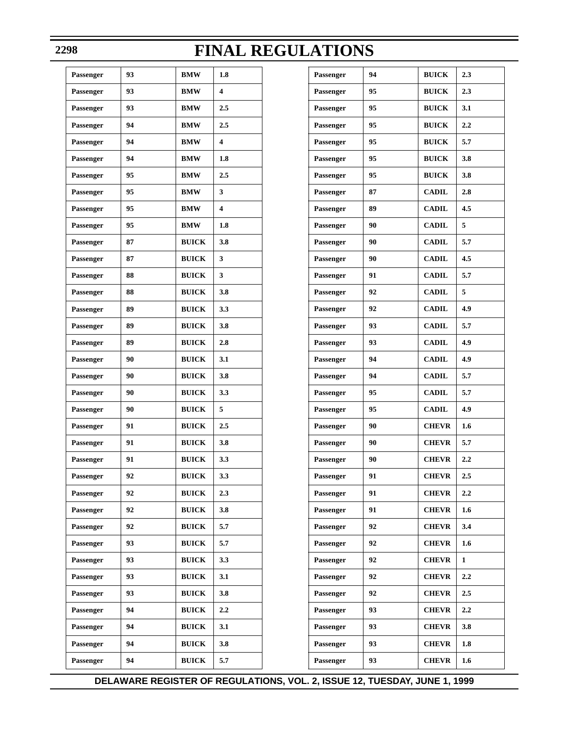| Passenger | 93 | BMW | 1.8 |
|---|---|---|---|
| Passenger | 93 | BMW | 4 |
| Passenger | 93 | BMW | 2.5 |
| Passenger | 94 | BMW | 2.5 |
| Passenger | 94 | BMW | 4 |
| Passenger | 94 | BMW | 1.8 |
| Passenger | 95 | BMW | 2.5 |
| Passenger | 95 | BMW | 3 |
| Passenger | 95 | BMW | 4 |
| Passenger | 95 | BMW | 1.8 |
| Passenger | 87 | BUICK | 3.8 |
| Passenger | 87 | BUICK | 3 |
| Passenger | 88 | BUICK | 3 |
| Passenger | 88 | BUICK | 3.8 |
| Passenger | 89 | BUICK | 3.3 |
| Passenger | 89 | BUICK | 3.8 |
| Passenger | 89 | BUICK | 2.8 |
| Passenger | 90 | BUICK | 3.1 |
| Passenger | 90 | BUICK | 3.8 |
| Passenger | 90 | BUICK | 3.3 |
| Passenger | 90 | BUICK | 5 |
| Passenger | 91 | BUICK | 2.5 |
| Passenger | 91 | BUICK | 3.8 |
| Passenger | 91 | BUICK | 3.3 |
| Passenger | 92 | BUICK | 3.3 |
| Passenger | 92 | BUICK | 2.3 |
| Passenger | 92 | BUICK | 3.8 |
| Passenger | 92 | BUICK | 5.7 |
| Passenger | 93 | BUICK | 5.7 |
| Passenger | 93 | BUICK | 3.3 |
| Passenger | 93 | BUICK | 3.1 |
| Passenger | 93 | BUICK | 3.8 |
| Passenger | 94 | BUICK | 2.2 |
| Passenger | 94 | BUICK | 3.1 |
| Passenger | 94 | BUICK | 3.8 |
| Passenger | 94 | BUICK | 5.7 |
| Passenger | 94 | BUICK | 2.3 |
| Passenger | 95 | BUICK | 2.3 |
| Passenger | 95 | BUICK | 3.1 |
| Passenger | 95 | BUICK | 2.2 |
| Passenger | 95 | BUICK | 5.7 |
| Passenger | 95 | BUICK | 3.8 |
| Passenger | 95 | BUICK | 3.8 |
| Passenger | 87 | CADIL | 2.8 |
| Passenger | 89 | CADIL | 4.5 |
| Passenger | 90 | CADIL | 5 |
| Passenger | 90 | CADIL | 5.7 |
| Passenger | 90 | CADIL | 4.5 |
| Passenger | 91 | CADIL | 5.7 |
| Passenger | 92 | CADIL | 5 |
| Passenger | 92 | CADIL | 4.9 |
| Passenger | 93 | CADIL | 5.7 |
| Passenger | 93 | CADIL | 4.9 |
| Passenger | 94 | CADIL | 4.9 |
| Passenger | 94 | CADIL | 5.7 |
| Passenger | 95 | CADIL | 5.7 |
| Passenger | 95 | CADIL | 4.9 |
| Passenger | 90 | CHEVR | 1.6 |
| Passenger | 90 | CHEVR | 5.7 |
| Passenger | 90 | CHEVR | 2.2 |
| Passenger | 91 | CHEVR | 2.5 |
| Passenger | 91 | CHEVR | 2.2 |
| Passenger | 91 | CHEVR | 1.6 |
| Passenger | 92 | CHEVR | 3.4 |
| Passenger | 92 | CHEVR | 1.6 |
| Passenger | 92 | CHEVR | 1 |
| Passenger | 92 | CHEVR | 2.2 |
| Passenger | 92 | CHEVR | 2.5 |
| Passenger | 93 | CHEVR | 2.2 |
| Passenger | 93 | CHEVR | 3.8 |
| Passenger | 93 | CHEVR | 1.8 |
| Passenger | 93 | CHEVR | 1.6 |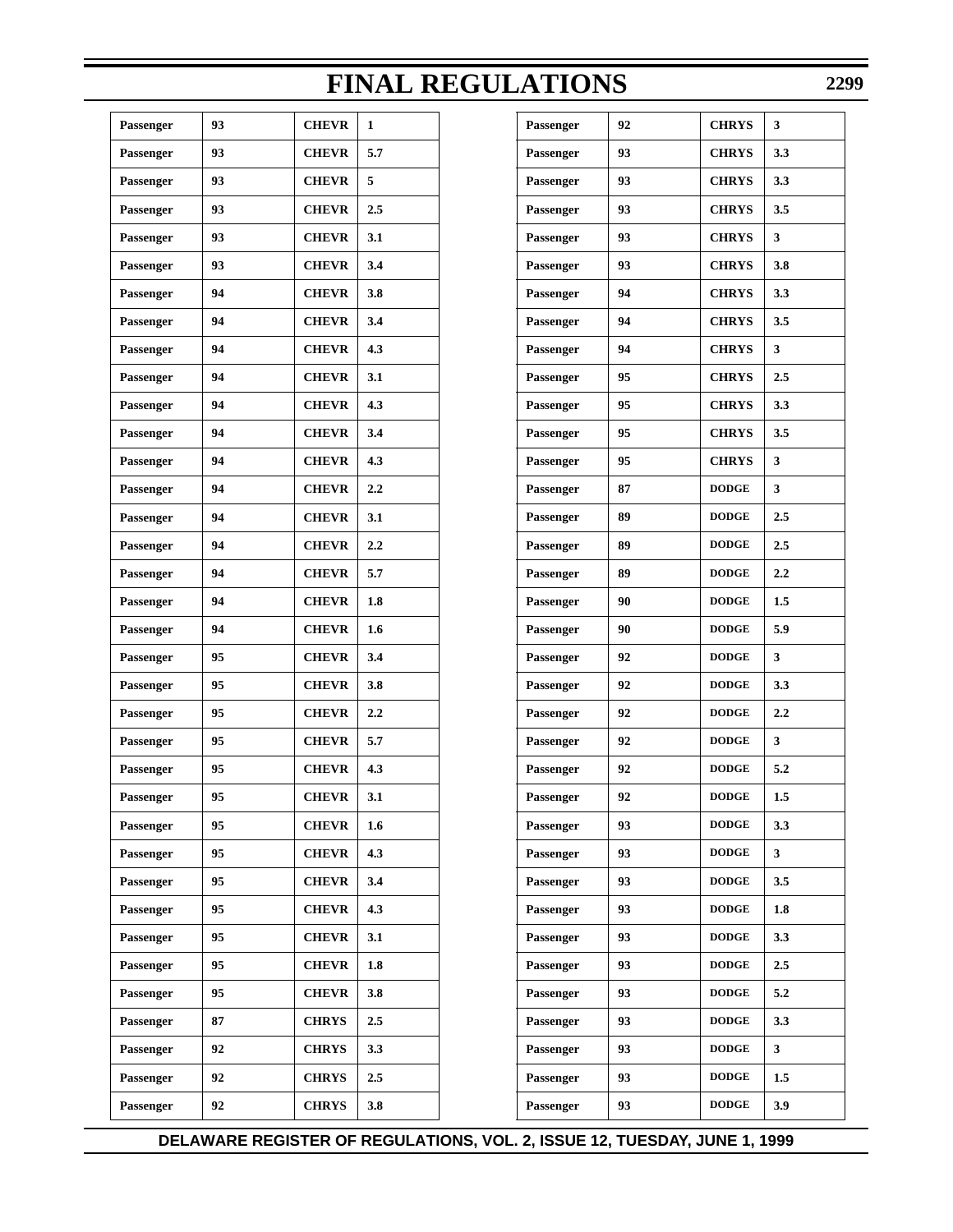| | | | |
|---|---|---|---|
| Passenger | 93 | CHEVR | 1 |
| Passenger | 93 | CHEVR | 5.7 |
| Passenger | 93 | CHEVR | 5 |
| Passenger | 93 | CHEVR | 2.5 |
| Passenger | 93 | CHEVR | 3.1 |
| Passenger | 93 | CHEVR | 3.4 |
| Passenger | 94 | CHEVR | 3.8 |
| Passenger | 94 | CHEVR | 3.4 |
| Passenger | 94 | CHEVR | 4.3 |
| Passenger | 94 | CHEVR | 3.1 |
| Passenger | 94 | CHEVR | 4.3 |
| Passenger | 94 | CHEVR | 3.4 |
| Passenger | 94 | CHEVR | 4.3 |
| Passenger | 94 | CHEVR | 2.2 |
| Passenger | 94 | CHEVR | 3.1 |
| Passenger | 94 | CHEVR | 2.2 |
| Passenger | 94 | CHEVR | 5.7 |
| Passenger | 94 | CHEVR | 1.8 |
| Passenger | 94 | CHEVR | 1.6 |
| Passenger | 95 | CHEVR | 3.4 |
| Passenger | 95 | CHEVR | 3.8 |
| Passenger | 95 | CHEVR | 2.2 |
| Passenger | 95 | CHEVR | 5.7 |
| Passenger | 95 | CHEVR | 4.3 |
| Passenger | 95 | CHEVR | 3.1 |
| Passenger | 95 | CHEVR | 1.6 |
| Passenger | 95 | CHEVR | 4.3 |
| Passenger | 95 | CHEVR | 3.4 |
| Passenger | 95 | CHEVR | 4.3 |
| Passenger | 95 | CHEVR | 3.1 |
| Passenger | 95 | CHEVR | 1.8 |
| Passenger | 95 | CHEVR | 3.8 |
| Passenger | 87 | CHRYS | 2.5 |
| Passenger | 92 | CHRYS | 3.3 |
| Passenger | 92 | CHRYS | 2.5 |
| Passenger | 92 | CHRYS | 3.8 |
| Passenger | 92 | CHRYS | 3 |
| Passenger | 93 | CHRYS | 3.3 |
| Passenger | 93 | CHRYS | 3.3 |
| Passenger | 93 | CHRYS | 3.5 |
| Passenger | 93 | CHRYS | 3 |
| Passenger | 93 | CHRYS | 3.8 |
| Passenger | 94 | CHRYS | 3.3 |
| Passenger | 94 | CHRYS | 3.5 |
| Passenger | 94 | CHRYS | 3 |
| Passenger | 95 | CHRYS | 2.5 |
| Passenger | 95 | CHRYS | 3.3 |
| Passenger | 95 | CHRYS | 3.5 |
| Passenger | 95 | CHRYS | 3 |
| Passenger | 87 | DODGE | 3 |
| Passenger | 89 | DODGE | 2.5 |
| Passenger | 89 | DODGE | 2.5 |
| Passenger | 89 | DODGE | 2.2 |
| Passenger | 90 | DODGE | 1.5 |
| Passenger | 90 | DODGE | 5.9 |
| Passenger | 92 | DODGE | 3 |
| Passenger | 92 | DODGE | 3.3 |
| Passenger | 92 | DODGE | 2.2 |
| Passenger | 92 | DODGE | 3 |
| Passenger | 92 | DODGE | 5.2 |
| Passenger | 92 | DODGE | 1.5 |
| Passenger | 93 | DODGE | 3.3 |
| Passenger | 93 | DODGE | 3 |
| Passenger | 93 | DODGE | 3.5 |
| Passenger | 93 | DODGE | 1.8 |
| Passenger | 93 | DODGE | 3.3 |
| Passenger | 93 | DODGE | 2.5 |
| Passenger | 93 | DODGE | 5.2 |
| Passenger | 93 | DODGE | 3.3 |
| Passenger | 93 | DODGE | 3 |
| Passenger | 93 | DODGE | 1.5 |
| Passenger | 93 | DODGE | 3.9 |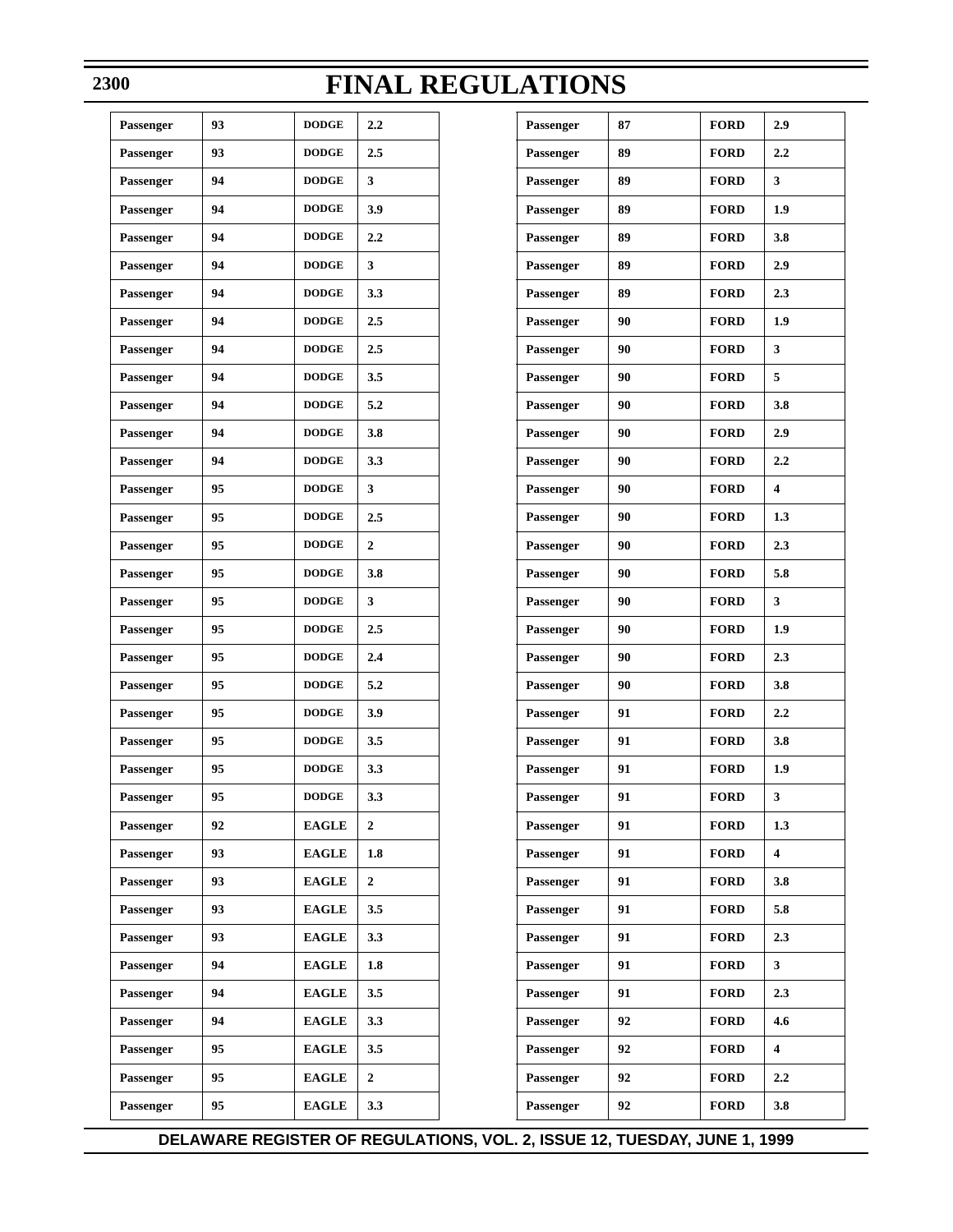# FINAL REGULATIONS

| | | | |
|---|---|---|---|
| Passenger | 93 | DODGE | 2.2 |
| Passenger | 93 | DODGE | 2.5 |
| Passenger | 94 | DODGE | 3 |
| Passenger | 94 | DODGE | 3.9 |
| Passenger | 94 | DODGE | 2.2 |
| Passenger | 94 | DODGE | 3 |
| Passenger | 94 | DODGE | 3.3 |
| Passenger | 94 | DODGE | 2.5 |
| Passenger | 94 | DODGE | 2.5 |
| Passenger | 94 | DODGE | 3.5 |
| Passenger | 94 | DODGE | 5.2 |
| Passenger | 94 | DODGE | 3.8 |
| Passenger | 94 | DODGE | 3.3 |
| Passenger | 95 | DODGE | 3 |
| Passenger | 95 | DODGE | 2.5 |
| Passenger | 95 | DODGE | 2 |
| Passenger | 95 | DODGE | 3.8 |
| Passenger | 95 | DODGE | 3 |
| Passenger | 95 | DODGE | 2.5 |
| Passenger | 95 | DODGE | 2.4 |
| Passenger | 95 | DODGE | 5.2 |
| Passenger | 95 | DODGE | 3.9 |
| Passenger | 95 | DODGE | 3.5 |
| Passenger | 95 | DODGE | 3.3 |
| Passenger | 95 | DODGE | 3.3 |
| Passenger | 92 | EAGLE | 2 |
| Passenger | 93 | EAGLE | 1.8 |
| Passenger | 93 | EAGLE | 2 |
| Passenger | 93 | EAGLE | 3.5 |
| Passenger | 93 | EAGLE | 3.3 |
| Passenger | 94 | EAGLE | 1.8 |
| Passenger | 94 | EAGLE | 3.5 |
| Passenger | 94 | EAGLE | 3.3 |
| Passenger | 95 | EAGLE | 3.5 |
| Passenger | 95 | EAGLE | 2 |
| Passenger | 95 | EAGLE | 3.3 |
| Passenger | 87 | FORD | 2.9 |
| Passenger | 89 | FORD | 2.2 |
| Passenger | 89 | FORD | 3 |
| Passenger | 89 | FORD | 1.9 |
| Passenger | 89 | FORD | 3.8 |
| Passenger | 89 | FORD | 2.9 |
| Passenger | 89 | FORD | 2.3 |
| Passenger | 90 | FORD | 1.9 |
| Passenger | 90 | FORD | 3 |
| Passenger | 90 | FORD | 5 |
| Passenger | 90 | FORD | 3.8 |
| Passenger | 90 | FORD | 2.9 |
| Passenger | 90 | FORD | 2.2 |
| Passenger | 90 | FORD | 4 |
| Passenger | 90 | FORD | 1.3 |
| Passenger | 90 | FORD | 2.3 |
| Passenger | 90 | FORD | 5.8 |
| Passenger | 90 | FORD | 3 |
| Passenger | 90 | FORD | 1.9 |
| Passenger | 90 | FORD | 2.3 |
| Passenger | 90 | FORD | 3.8 |
| Passenger | 91 | FORD | 2.2 |
| Passenger | 91 | FORD | 3.8 |
| Passenger | 91 | FORD | 1.9 |
| Passenger | 91 | FORD | 3 |
| Passenger | 91 | FORD | 1.3 |
| Passenger | 91 | FORD | 4 |
| Passenger | 91 | FORD | 3.8 |
| Passenger | 91 | FORD | 5.8 |
| Passenger | 91 | FORD | 2.3 |
| Passenger | 91 | FORD | 3 |
| Passenger | 91 | FORD | 2.3 |
| Passenger | 92 | FORD | 4.6 |
| Passenger | 92 | FORD | 4 |
| Passenger | 92 | FORD | 2.2 |
| Passenger | 92 | FORD | 3.8 |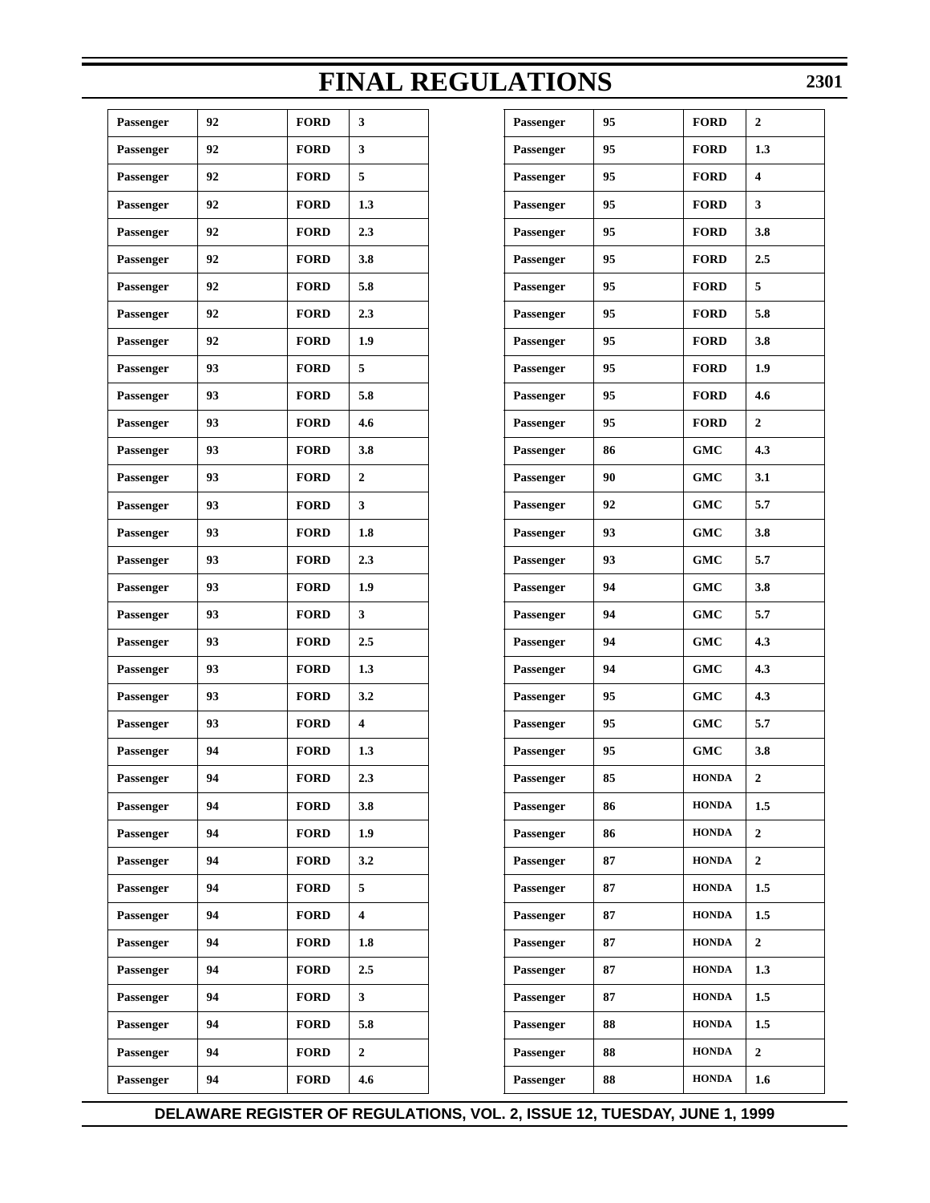| Passenger | 92 | FORD | 3 |
|---|---|---|---|
| Passenger | 92 | FORD | 3 |
| Passenger | 92 | FORD | 5 |
| Passenger | 92 | FORD | 1.3 |
| Passenger | 92 | FORD | 2.3 |
| Passenger | 92 | FORD | 3.8 |
| Passenger | 92 | FORD | 5.8 |
| Passenger | 92 | FORD | 2.3 |
| Passenger | 92 | FORD | 1.9 |
| Passenger | 93 | FORD | 5 |
| Passenger | 93 | FORD | 5.8 |
| Passenger | 93 | FORD | 4.6 |
| Passenger | 93 | FORD | 3.8 |
| Passenger | 93 | FORD | 2 |
| Passenger | 93 | FORD | 3 |
| Passenger | 93 | FORD | 1.8 |
| Passenger | 93 | FORD | 2.3 |
| Passenger | 93 | FORD | 1.9 |
| Passenger | 93 | FORD | 3 |
| Passenger | 93 | FORD | 2.5 |
| Passenger | 93 | FORD | 1.3 |
| Passenger | 93 | FORD | 3.2 |
| Passenger | 93 | FORD | 4 |
| Passenger | 94 | FORD | 1.3 |
| Passenger | 94 | FORD | 2.3 |
| Passenger | 94 | FORD | 3.8 |
| Passenger | 94 | FORD | 1.9 |
| Passenger | 94 | FORD | 3.2 |
| Passenger | 94 | FORD | 5 |
| Passenger | 94 | FORD | 4 |
| Passenger | 94 | FORD | 1.8 |
| Passenger | 94 | FORD | 2.5 |
| Passenger | 94 | FORD | 3 |
| Passenger | 94 | FORD | 5.8 |
| Passenger | 94 | FORD | 2 |
| Passenger | 94 | FORD | 4.6 |
| Passenger | 95 | FORD | 2 |
| Passenger | 95 | FORD | 1.3 |
| Passenger | 95 | FORD | 4 |
| Passenger | 95 | FORD | 3 |
| Passenger | 95 | FORD | 3.8 |
| Passenger | 95 | FORD | 2.5 |
| Passenger | 95 | FORD | 5 |
| Passenger | 95 | FORD | 5.8 |
| Passenger | 95 | FORD | 3.8 |
| Passenger | 95 | FORD | 1.9 |
| Passenger | 95 | FORD | 4.6 |
| Passenger | 95 | FORD | 2 |
| Passenger | 86 | GMC | 4.3 |
| Passenger | 90 | GMC | 3.1 |
| Passenger | 92 | GMC | 5.7 |
| Passenger | 93 | GMC | 3.8 |
| Passenger | 93 | GMC | 5.7 |
| Passenger | 94 | GMC | 3.8 |
| Passenger | 94 | GMC | 5.7 |
| Passenger | 94 | GMC | 4.3 |
| Passenger | 94 | GMC | 4.3 |
| Passenger | 95 | GMC | 4.3 |
| Passenger | 95 | GMC | 5.7 |
| Passenger | 95 | GMC | 3.8 |
| Passenger | 85 | HONDA | 2 |
| Passenger | 86 | HONDA | 1.5 |
| Passenger | 86 | HONDA | 2 |
| Passenger | 87 | HONDA | 2 |
| Passenger | 87 | HONDA | 1.5 |
| Passenger | 87 | HONDA | 1.5 |
| Passenger | 87 | HONDA | 2 |
| Passenger | 87 | HONDA | 1.3 |
| Passenger | 87 | HONDA | 1.5 |
| Passenger | 88 | HONDA | 1.5 |
| Passenger | 88 | HONDA | 2 |
| Passenger | 88 | HONDA | 1.6 |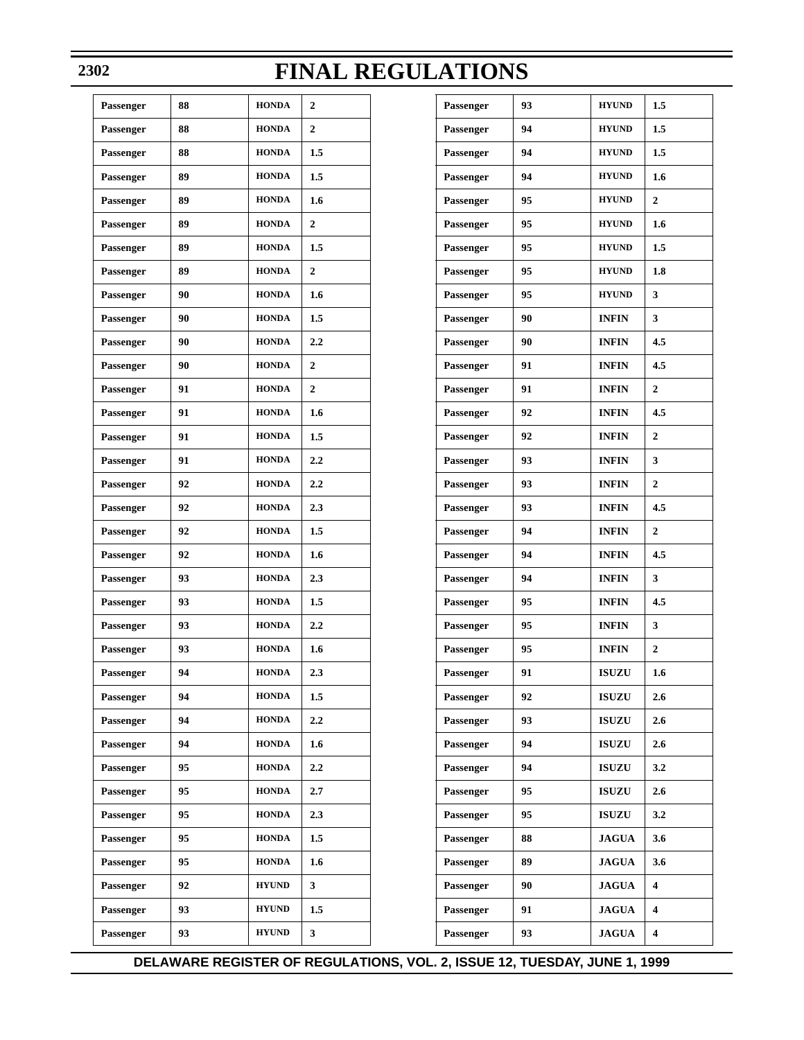# FINAL REGULATIONS

| Passenger | 88 | HONDA | 2 |
|---|---|---|---|
| Passenger | 88 | HONDA | 2 |
| Passenger | 88 | HONDA | 1.5 |
| Passenger | 89 | HONDA | 1.5 |
| Passenger | 89 | HONDA | 1.6 |
| Passenger | 89 | HONDA | 2 |
| Passenger | 89 | HONDA | 1.5 |
| Passenger | 89 | HONDA | 2 |
| Passenger | 90 | HONDA | 1.6 |
| Passenger | 90 | HONDA | 1.5 |
| Passenger | 90 | HONDA | 2.2 |
| Passenger | 90 | HONDA | 2 |
| Passenger | 91 | HONDA | 2 |
| Passenger | 91 | HONDA | 1.6 |
| Passenger | 91 | HONDA | 1.5 |
| Passenger | 91 | HONDA | 2.2 |
| Passenger | 92 | HONDA | 2.2 |
| Passenger | 92 | HONDA | 2.3 |
| Passenger | 92 | HONDA | 1.5 |
| Passenger | 92 | HONDA | 1.6 |
| Passenger | 93 | HONDA | 2.3 |
| Passenger | 93 | HONDA | 1.5 |
| Passenger | 93 | HONDA | 2.2 |
| Passenger | 93 | HONDA | 1.6 |
| Passenger | 94 | HONDA | 2.3 |
| Passenger | 94 | HONDA | 1.5 |
| Passenger | 94 | HONDA | 2.2 |
| Passenger | 94 | HONDA | 1.6 |
| Passenger | 95 | HONDA | 2.2 |
| Passenger | 95 | HONDA | 2.7 |
| Passenger | 95 | HONDA | 2.3 |
| Passenger | 95 | HONDA | 1.5 |
| Passenger | 95 | HONDA | 1.6 |
| Passenger | 92 | HYUND | 3 |
| Passenger | 93 | HYUND | 1.5 |
| Passenger | 93 | HYUND | 3 |
| Passenger | 93 | HYUND | 1.5 |
| Passenger | 94 | HYUND | 1.5 |
| Passenger | 94 | HYUND | 1.5 |
| Passenger | 94 | HYUND | 1.6 |
| Passenger | 95 | HYUND | 2 |
| Passenger | 95 | HYUND | 1.6 |
| Passenger | 95 | HYUND | 1.5 |
| Passenger | 95 | HYUND | 1.8 |
| Passenger | 95 | HYUND | 3 |
| Passenger | 90 | INFIN | 3 |
| Passenger | 90 | INFIN | 4.5 |
| Passenger | 91 | INFIN | 4.5 |
| Passenger | 91 | INFIN | 2 |
| Passenger | 92 | INFIN | 4.5 |
| Passenger | 92 | INFIN | 2 |
| Passenger | 93 | INFIN | 3 |
| Passenger | 93 | INFIN | 2 |
| Passenger | 93 | INFIN | 4.5 |
| Passenger | 94 | INFIN | 2 |
| Passenger | 94 | INFIN | 4.5 |
| Passenger | 94 | INFIN | 3 |
| Passenger | 95 | INFIN | 4.5 |
| Passenger | 95 | INFIN | 3 |
| Passenger | 95 | INFIN | 2 |
| Passenger | 91 | ISUZU | 1.6 |
| Passenger | 92 | ISUZU | 2.6 |
| Passenger | 93 | ISUZU | 2.6 |
| Passenger | 94 | ISUZU | 2.6 |
| Passenger | 94 | ISUZU | 3.2 |
| Passenger | 95 | ISUZU | 2.6 |
| Passenger | 95 | ISUZU | 3.2 |
| Passenger | 88 | JAGUA | 3.6 |
| Passenger | 89 | JAGUA | 3.6 |
| Passenger | 90 | JAGUA | 4 |
| Passenger | 91 | JAGUA | 4 |
| Passenger | 93 | JAGUA | 4 |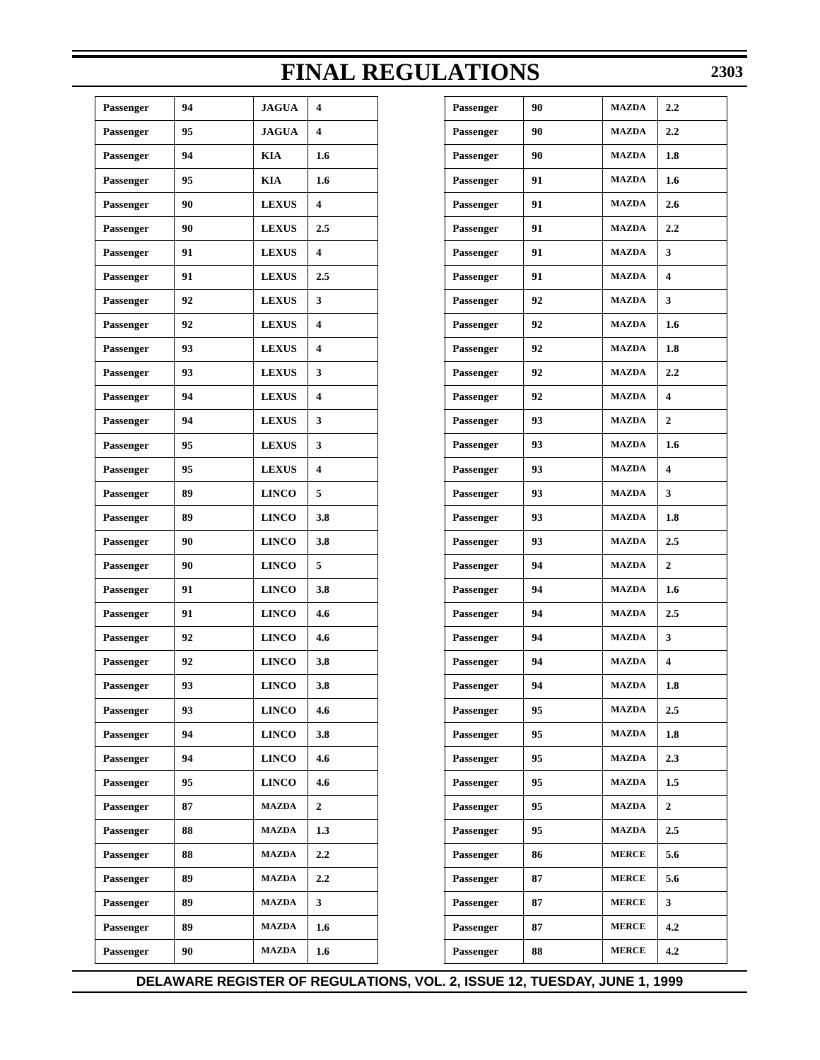# FINAL REGULATIONS

| | | | |
|---|---|---|---|
| Passenger | 94 | JAGUA | 4 |
| Passenger | 95 | JAGUA | 4 |
| Passenger | 94 | KIA | 1.6 |
| Passenger | 95 | KIA | 1.6 |
| Passenger | 90 | LEXUS | 4 |
| Passenger | 90 | LEXUS | 2.5 |
| Passenger | 91 | LEXUS | 4 |
| Passenger | 91 | LEXUS | 2.5 |
| Passenger | 92 | LEXUS | 3 |
| Passenger | 92 | LEXUS | 4 |
| Passenger | 93 | LEXUS | 4 |
| Passenger | 93 | LEXUS | 3 |
| Passenger | 94 | LEXUS | 4 |
| Passenger | 94 | LEXUS | 3 |
| Passenger | 95 | LEXUS | 3 |
| Passenger | 95 | LEXUS | 4 |
| Passenger | 89 | LINCO | 5 |
| Passenger | 89 | LINCO | 3.8 |
| Passenger | 90 | LINCO | 3.8 |
| Passenger | 90 | LINCO | 5 |
| Passenger | 91 | LINCO | 3.8 |
| Passenger | 91 | LINCO | 4.6 |
| Passenger | 92 | LINCO | 4.6 |
| Passenger | 92 | LINCO | 3.8 |
| Passenger | 93 | LINCO | 3.8 |
| Passenger | 93 | LINCO | 4.6 |
| Passenger | 94 | LINCO | 3.8 |
| Passenger | 94 | LINCO | 4.6 |
| Passenger | 95 | LINCO | 4.6 |
| Passenger | 87 | MAZDA | 2 |
| Passenger | 88 | MAZDA | 1.3 |
| Passenger | 88 | MAZDA | 2.2 |
| Passenger | 89 | MAZDA | 2.2 |
| Passenger | 89 | MAZDA | 3 |
| Passenger | 89 | MAZDA | 1.6 |
| Passenger | 90 | MAZDA | 1.6 |
| Passenger | 90 | MAZDA | 2.2 |
| Passenger | 90 | MAZDA | 2.2 |
| Passenger | 90 | MAZDA | 1.8 |
| Passenger | 91 | MAZDA | 1.6 |
| Passenger | 91 | MAZDA | 2.6 |
| Passenger | 91 | MAZDA | 2.2 |
| Passenger | 91 | MAZDA | 3 |
| Passenger | 91 | MAZDA | 4 |
| Passenger | 92 | MAZDA | 3 |
| Passenger | 92 | MAZDA | 1.6 |
| Passenger | 92 | MAZDA | 1.8 |
| Passenger | 92 | MAZDA | 2.2 |
| Passenger | 92 | MAZDA | 4 |
| Passenger | 93 | MAZDA | 2 |
| Passenger | 93 | MAZDA | 1.6 |
| Passenger | 93 | MAZDA | 4 |
| Passenger | 93 | MAZDA | 3 |
| Passenger | 93 | MAZDA | 1.8 |
| Passenger | 93 | MAZDA | 2.5 |
| Passenger | 94 | MAZDA | 2 |
| Passenger | 94 | MAZDA | 1.6 |
| Passenger | 94 | MAZDA | 2.5 |
| Passenger | 94 | MAZDA | 3 |
| Passenger | 94 | MAZDA | 4 |
| Passenger | 94 | MAZDA | 1.8 |
| Passenger | 95 | MAZDA | 2.5 |
| Passenger | 95 | MAZDA | 1.8 |
| Passenger | 95 | MAZDA | 2.3 |
| Passenger | 95 | MAZDA | 1.5 |
| Passenger | 95 | MAZDA | 2 |
| Passenger | 95 | MAZDA | 2.5 |
| Passenger | 86 | MERCE | 5.6 |
| Passenger | 87 | MERCE | 5.6 |
| Passenger | 87 | MERCE | 3 |
| Passenger | 87 | MERCE | 4.2 |
| Passenger | 88 | MERCE | 4.2 |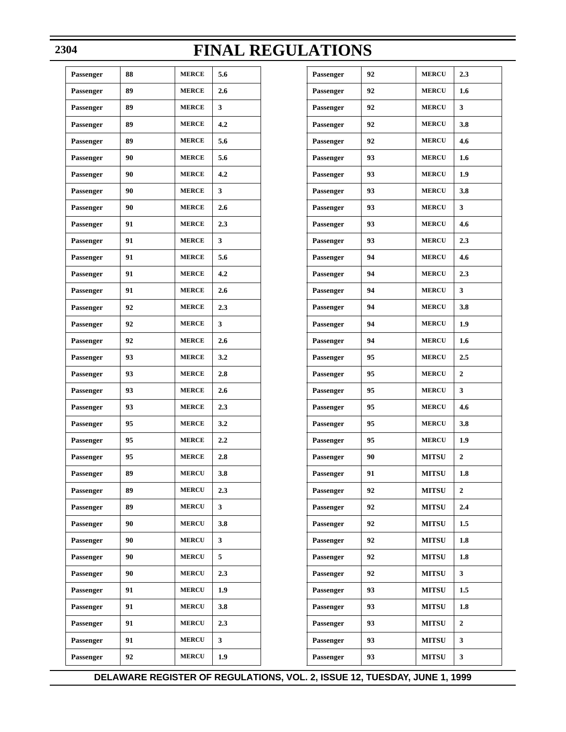| | | | |
|---|---|---|---|
| Passenger | 88 | MERCE | 5.6 |
| Passenger | 89 | MERCE | 2.6 |
| Passenger | 89 | MERCE | 3 |
| Passenger | 89 | MERCE | 4.2 |
| Passenger | 89 | MERCE | 5.6 |
| Passenger | 90 | MERCE | 5.6 |
| Passenger | 90 | MERCE | 4.2 |
| Passenger | 90 | MERCE | 3 |
| Passenger | 90 | MERCE | 2.6 |
| Passenger | 91 | MERCE | 2.3 |
| Passenger | 91 | MERCE | 3 |
| Passenger | 91 | MERCE | 5.6 |
| Passenger | 91 | MERCE | 4.2 |
| Passenger | 91 | MERCE | 2.6 |
| Passenger | 92 | MERCE | 2.3 |
| Passenger | 92 | MERCE | 3 |
| Passenger | 92 | MERCE | 2.6 |
| Passenger | 93 | MERCE | 3.2 |
| Passenger | 93 | MERCE | 2.8 |
| Passenger | 93 | MERCE | 2.6 |
| Passenger | 93 | MERCE | 2.3 |
| Passenger | 95 | MERCE | 3.2 |
| Passenger | 95 | MERCE | 2.2 |
| Passenger | 95 | MERCE | 2.8 |
| Passenger | 89 | MERCU | 3.8 |
| Passenger | 89 | MERCU | 2.3 |
| Passenger | 89 | MERCU | 3 |
| Passenger | 90 | MERCU | 3.8 |
| Passenger | 90 | MERCU | 3 |
| Passenger | 90 | MERCU | 5 |
| Passenger | 90 | MERCU | 2.3 |
| Passenger | 91 | MERCU | 1.9 |
| Passenger | 91 | MERCU | 3.8 |
| Passenger | 91 | MERCU | 2.3 |
| Passenger | 91 | MERCU | 3 |
| Passenger | 92 | MERCU | 1.9 |
| Passenger | 92 | MERCU | 2.3 |
| Passenger | 92 | MERCU | 1.6 |
| Passenger | 92 | MERCU | 3 |
| Passenger | 92 | MERCU | 3.8 |
| Passenger | 92 | MERCU | 4.6 |
| Passenger | 93 | MERCU | 1.6 |
| Passenger | 93 | MERCU | 1.9 |
| Passenger | 93 | MERCU | 3.8 |
| Passenger | 93 | MERCU | 3 |
| Passenger | 93 | MERCU | 4.6 |
| Passenger | 93 | MERCU | 2.3 |
| Passenger | 94 | MERCU | 4.6 |
| Passenger | 94 | MERCU | 2.3 |
| Passenger | 94 | MERCU | 3 |
| Passenger | 94 | MERCU | 3.8 |
| Passenger | 94 | MERCU | 1.9 |
| Passenger | 94 | MERCU | 1.6 |
| Passenger | 95 | MERCU | 2.5 |
| Passenger | 95 | MERCU | 2 |
| Passenger | 95 | MERCU | 3 |
| Passenger | 95 | MERCU | 4.6 |
| Passenger | 95 | MERCU | 3.8 |
| Passenger | 95 | MERCU | 1.9 |
| Passenger | 90 | MITSU | 2 |
| Passenger | 91 | MITSU | 1.8 |
| Passenger | 92 | MITSU | 2 |
| Passenger | 92 | MITSU | 2.4 |
| Passenger | 92 | MITSU | 1.5 |
| Passenger | 92 | MITSU | 1.8 |
| Passenger | 92 | MITSU | 1.8 |
| Passenger | 92 | MITSU | 3 |
| Passenger | 93 | MITSU | 1.5 |
| Passenger | 93 | MITSU | 1.8 |
| Passenger | 93 | MITSU | 2 |
| Passenger | 93 | MITSU | 3 |
| Passenger | 93 | MITSU | 3 |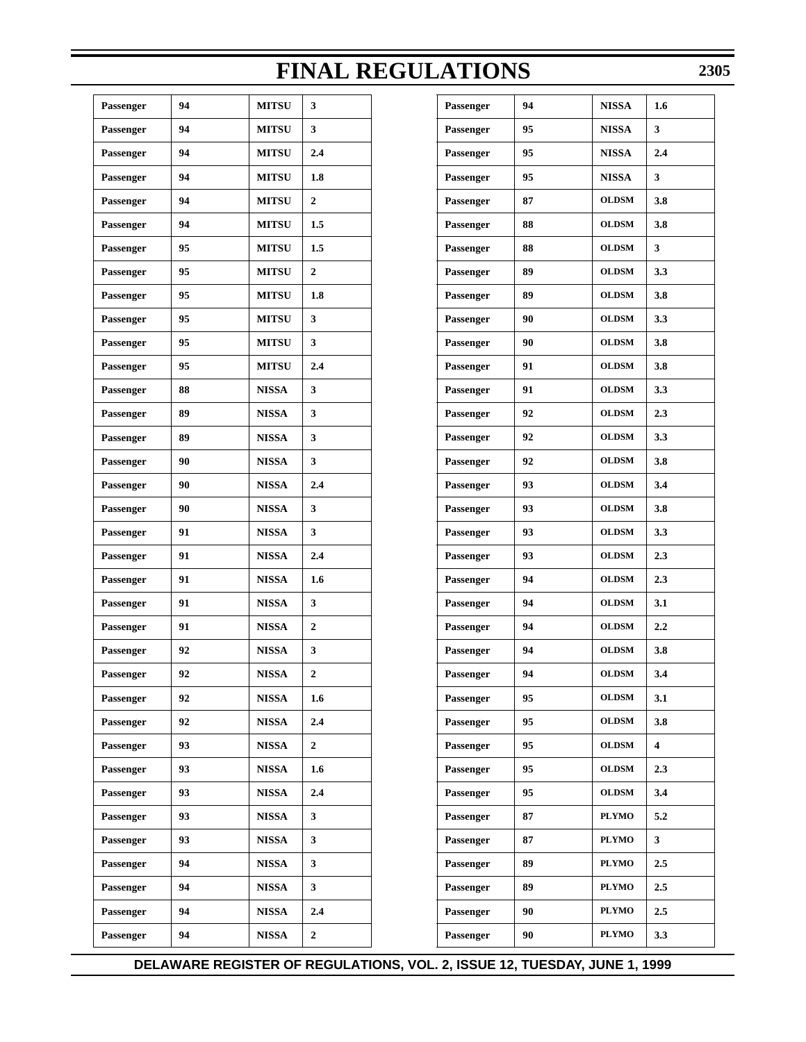| Passenger | 94 | MITSU | 3 |
|---|---|---|---|
| Passenger | 94 | MITSU | 3 |
| Passenger | 94 | MITSU | 2.4 |
| Passenger | 94 | MITSU | 1.8 |
| Passenger | 94 | MITSU | 2 |
| Passenger | 94 | MITSU | 1.5 |
| Passenger | 95 | MITSU | 1.5 |
| Passenger | 95 | MITSU | 2 |
| Passenger | 95 | MITSU | 1.8 |
| Passenger | 95 | MITSU | 3 |
| Passenger | 95 | MITSU | 3 |
| Passenger | 95 | MITSU | 2.4 |
| Passenger | 88 | NISSA | 3 |
| Passenger | 89 | NISSA | 3 |
| Passenger | 89 | NISSA | 3 |
| Passenger | 90 | NISSA | 3 |
| Passenger | 90 | NISSA | 2.4 |
| Passenger | 90 | NISSA | 3 |
| Passenger | 91 | NISSA | 3 |
| Passenger | 91 | NISSA | 2.4 |
| Passenger | 91 | NISSA | 1.6 |
| Passenger | 91 | NISSA | 3 |
| Passenger | 91 | NISSA | 2 |
| Passenger | 92 | NISSA | 3 |
| Passenger | 92 | NISSA | 2 |
| Passenger | 92 | NISSA | 1.6 |
| Passenger | 92 | NISSA | 2.4 |
| Passenger | 93 | NISSA | 2 |
| Passenger | 93 | NISSA | 1.6 |
| Passenger | 93 | NISSA | 2.4 |
| Passenger | 93 | NISSA | 3 |
| Passenger | 93 | NISSA | 3 |
| Passenger | 94 | NISSA | 3 |
| Passenger | 94 | NISSA | 3 |
| Passenger | 94 | NISSA | 2.4 |
| Passenger | 94 | NISSA | 2 |
| Passenger | 94 | NISSA | 1.6 |
| Passenger | 95 | NISSA | 3 |
| Passenger | 95 | NISSA | 2.4 |
| Passenger | 95 | NISSA | 3 |
| Passenger | 87 | OLDSM | 3.8 |
| Passenger | 88 | OLDSM | 3.8 |
| Passenger | 88 | OLDSM | 3 |
| Passenger | 89 | OLDSM | 3.3 |
| Passenger | 89 | OLDSM | 3.8 |
| Passenger | 90 | OLDSM | 3.3 |
| Passenger | 90 | OLDSM | 3.8 |
| Passenger | 91 | OLDSM | 3.8 |
| Passenger | 91 | OLDSM | 3.3 |
| Passenger | 92 | OLDSM | 2.3 |
| Passenger | 92 | OLDSM | 3.3 |
| Passenger | 92 | OLDSM | 3.8 |
| Passenger | 93 | OLDSM | 3.4 |
| Passenger | 93 | OLDSM | 3.8 |
| Passenger | 93 | OLDSM | 3.3 |
| Passenger | 93 | OLDSM | 2.3 |
| Passenger | 94 | OLDSM | 2.3 |
| Passenger | 94 | OLDSM | 3.1 |
| Passenger | 94 | OLDSM | 2.2 |
| Passenger | 94 | OLDSM | 3.8 |
| Passenger | 94 | OLDSM | 3.4 |
| Passenger | 95 | OLDSM | 3.1 |
| Passenger | 95 | OLDSM | 3.8 |
| Passenger | 95 | OLDSM | 4 |
| Passenger | 95 | OLDSM | 2.3 |
| Passenger | 95 | OLDSM | 3.4 |
| Passenger | 87 | PLYMO | 5.2 |
| Passenger | 87 | PLYMO | 3 |
| Passenger | 89 | PLYMO | 2.5 |
| Passenger | 89 | PLYMO | 2.5 |
| Passenger | 90 | PLYMO | 2.5 |
| Passenger | 90 | PLYMO | 3.3 |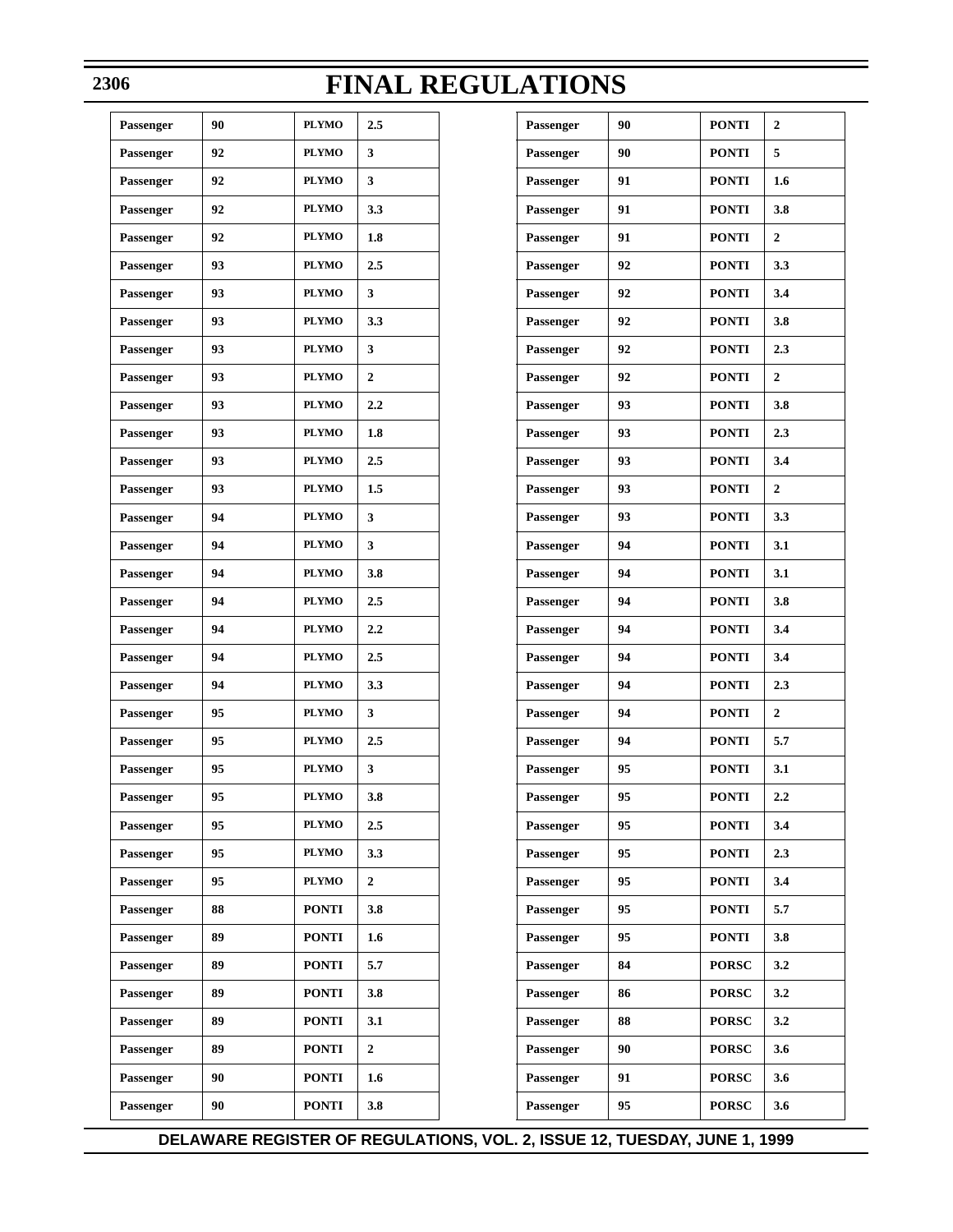# FINAL REGULATIONS

| | | | |
|---|---|---|---|
| Passenger | 90 | PLYMO | 2.5 |
| Passenger | 92 | PLYMO | 3 |
| Passenger | 92 | PLYMO | 3 |
| Passenger | 92 | PLYMO | 3.3 |
| Passenger | 92 | PLYMO | 1.8 |
| Passenger | 93 | PLYMO | 2.5 |
| Passenger | 93 | PLYMO | 3 |
| Passenger | 93 | PLYMO | 3.3 |
| Passenger | 93 | PLYMO | 3 |
| Passenger | 93 | PLYMO | 2 |
| Passenger | 93 | PLYMO | 2.2 |
| Passenger | 93 | PLYMO | 1.8 |
| Passenger | 93 | PLYMO | 2.5 |
| Passenger | 93 | PLYMO | 1.5 |
| Passenger | 94 | PLYMO | 3 |
| Passenger | 94 | PLYMO | 3 |
| Passenger | 94 | PLYMO | 3.8 |
| Passenger | 94 | PLYMO | 2.5 |
| Passenger | 94 | PLYMO | 2.2 |
| Passenger | 94 | PLYMO | 2.5 |
| Passenger | 94 | PLYMO | 3.3 |
| Passenger | 95 | PLYMO | 3 |
| Passenger | 95 | PLYMO | 2.5 |
| Passenger | 95 | PLYMO | 3 |
| Passenger | 95 | PLYMO | 3.8 |
| Passenger | 95 | PLYMO | 2.5 |
| Passenger | 95 | PLYMO | 3.3 |
| Passenger | 95 | PLYMO | 2 |
| Passenger | 88 | PONTI | 3.8 |
| Passenger | 89 | PONTI | 1.6 |
| Passenger | 89 | PONTI | 5.7 |
| Passenger | 89 | PONTI | 3.8 |
| Passenger | 89 | PONTI | 3.1 |
| Passenger | 89 | PONTI | 2 |
| Passenger | 90 | PONTI | 1.6 |
| Passenger | 90 | PONTI | 3.8 |
| Passenger | 90 | PONTI | 2 |
| Passenger | 90 | PONTI | 5 |
| Passenger | 91 | PONTI | 1.6 |
| Passenger | 91 | PONTI | 3.8 |
| Passenger | 91 | PONTI | 2 |
| Passenger | 92 | PONTI | 3.3 |
| Passenger | 92 | PONTI | 3.4 |
| Passenger | 92 | PONTI | 3.8 |
| Passenger | 92 | PONTI | 2.3 |
| Passenger | 92 | PONTI | 2 |
| Passenger | 93 | PONTI | 3.8 |
| Passenger | 93 | PONTI | 2.3 |
| Passenger | 93 | PONTI | 3.4 |
| Passenger | 93 | PONTI | 2 |
| Passenger | 93 | PONTI | 3.3 |
| Passenger | 94 | PONTI | 3.1 |
| Passenger | 94 | PONTI | 3.1 |
| Passenger | 94 | PONTI | 3.8 |
| Passenger | 94 | PONTI | 3.4 |
| Passenger | 94 | PONTI | 3.4 |
| Passenger | 94 | PONTI | 2.3 |
| Passenger | 94 | PONTI | 2 |
| Passenger | 94 | PONTI | 5.7 |
| Passenger | 95 | PONTI | 3.1 |
| Passenger | 95 | PONTI | 2.2 |
| Passenger | 95 | PONTI | 3.4 |
| Passenger | 95 | PONTI | 2.3 |
| Passenger | 95 | PONTI | 3.4 |
| Passenger | 95 | PONTI | 5.7 |
| Passenger | 95 | PONTI | 3.8 |
| Passenger | 84 | PORSC | 3.2 |
| Passenger | 86 | PORSC | 3.2 |
| Passenger | 88 | PORSC | 3.2 |
| Passenger | 90 | PORSC | 3.6 |
| Passenger | 91 | PORSC | 3.6 |
| Passenger | 95 | PORSC | 3.6 |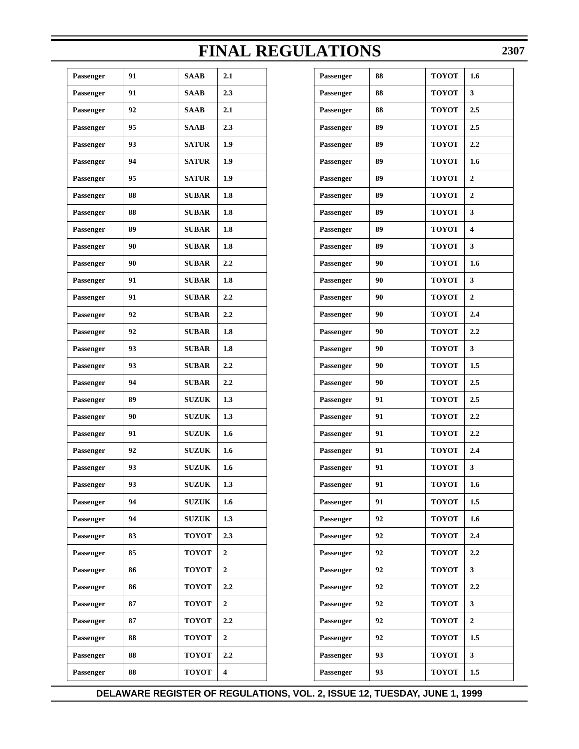| Passenger | 91 | SAAB | 2.1 |
|---|---|---|---|
| Passenger | 91 | SAAB | 2.3 |
| Passenger | 92 | SAAB | 2.1 |
| Passenger | 95 | SAAB | 2.3 |
| Passenger | 93 | SATUR | 1.9 |
| Passenger | 94 | SATUR | 1.9 |
| Passenger | 95 | SATUR | 1.9 |
| Passenger | 88 | SUBAR | 1.8 |
| Passenger | 88 | SUBAR | 1.8 |
| Passenger | 89 | SUBAR | 1.8 |
| Passenger | 90 | SUBAR | 1.8 |
| Passenger | 90 | SUBAR | 2.2 |
| Passenger | 91 | SUBAR | 1.8 |
| Passenger | 91 | SUBAR | 2.2 |
| Passenger | 92 | SUBAR | 2.2 |
| Passenger | 92 | SUBAR | 1.8 |
| Passenger | 93 | SUBAR | 1.8 |
| Passenger | 93 | SUBAR | 2.2 |
| Passenger | 94 | SUBAR | 2.2 |
| Passenger | 89 | SUZUK | 1.3 |
| Passenger | 90 | SUZUK | 1.3 |
| Passenger | 91 | SUZUK | 1.6 |
| Passenger | 92 | SUZUK | 1.6 |
| Passenger | 93 | SUZUK | 1.6 |
| Passenger | 93 | SUZUK | 1.3 |
| Passenger | 94 | SUZUK | 1.6 |
| Passenger | 94 | SUZUK | 1.3 |
| Passenger | 83 | TOYOT | 2.3 |
| Passenger | 85 | TOYOT | 2 |
| Passenger | 86 | TOYOT | 2 |
| Passenger | 86 | TOYOT | 2.2 |
| Passenger | 87 | TOYOT | 2 |
| Passenger | 87 | TOYOT | 2.2 |
| Passenger | 88 | TOYOT | 2 |
| Passenger | 88 | TOYOT | 2.2 |
| Passenger | 88 | TOYOT | 4 |
| Passenger | 88 | TOYOT | 1.6 |
| Passenger | 88 | TOYOT | 3 |
| Passenger | 88 | TOYOT | 2.5 |
| Passenger | 89 | TOYOT | 2.5 |
| Passenger | 89 | TOYOT | 2.2 |
| Passenger | 89 | TOYOT | 1.6 |
| Passenger | 89 | TOYOT | 2 |
| Passenger | 89 | TOYOT | 2 |
| Passenger | 89 | TOYOT | 3 |
| Passenger | 89 | TOYOT | 4 |
| Passenger | 89 | TOYOT | 3 |
| Passenger | 90 | TOYOT | 1.6 |
| Passenger | 90 | TOYOT | 3 |
| Passenger | 90 | TOYOT | 2 |
| Passenger | 90 | TOYOT | 2.4 |
| Passenger | 90 | TOYOT | 2.2 |
| Passenger | 90 | TOYOT | 3 |
| Passenger | 90 | TOYOT | 1.5 |
| Passenger | 90 | TOYOT | 2.5 |
| Passenger | 91 | TOYOT | 2.5 |
| Passenger | 91 | TOYOT | 2.2 |
| Passenger | 91 | TOYOT | 2.2 |
| Passenger | 91 | TOYOT | 2.4 |
| Passenger | 91 | TOYOT | 3 |
| Passenger | 91 | TOYOT | 1.6 |
| Passenger | 91 | TOYOT | 1.5 |
| Passenger | 92 | TOYOT | 1.6 |
| Passenger | 92 | TOYOT | 2.4 |
| Passenger | 92 | TOYOT | 2.2 |
| Passenger | 92 | TOYOT | 3 |
| Passenger | 92 | TOYOT | 2.2 |
| Passenger | 92 | TOYOT | 3 |
| Passenger | 92 | TOYOT | 2 |
| Passenger | 92 | TOYOT | 1.5 |
| Passenger | 93 | TOYOT | 3 |
| Passenger | 93 | TOYOT | 1.5 |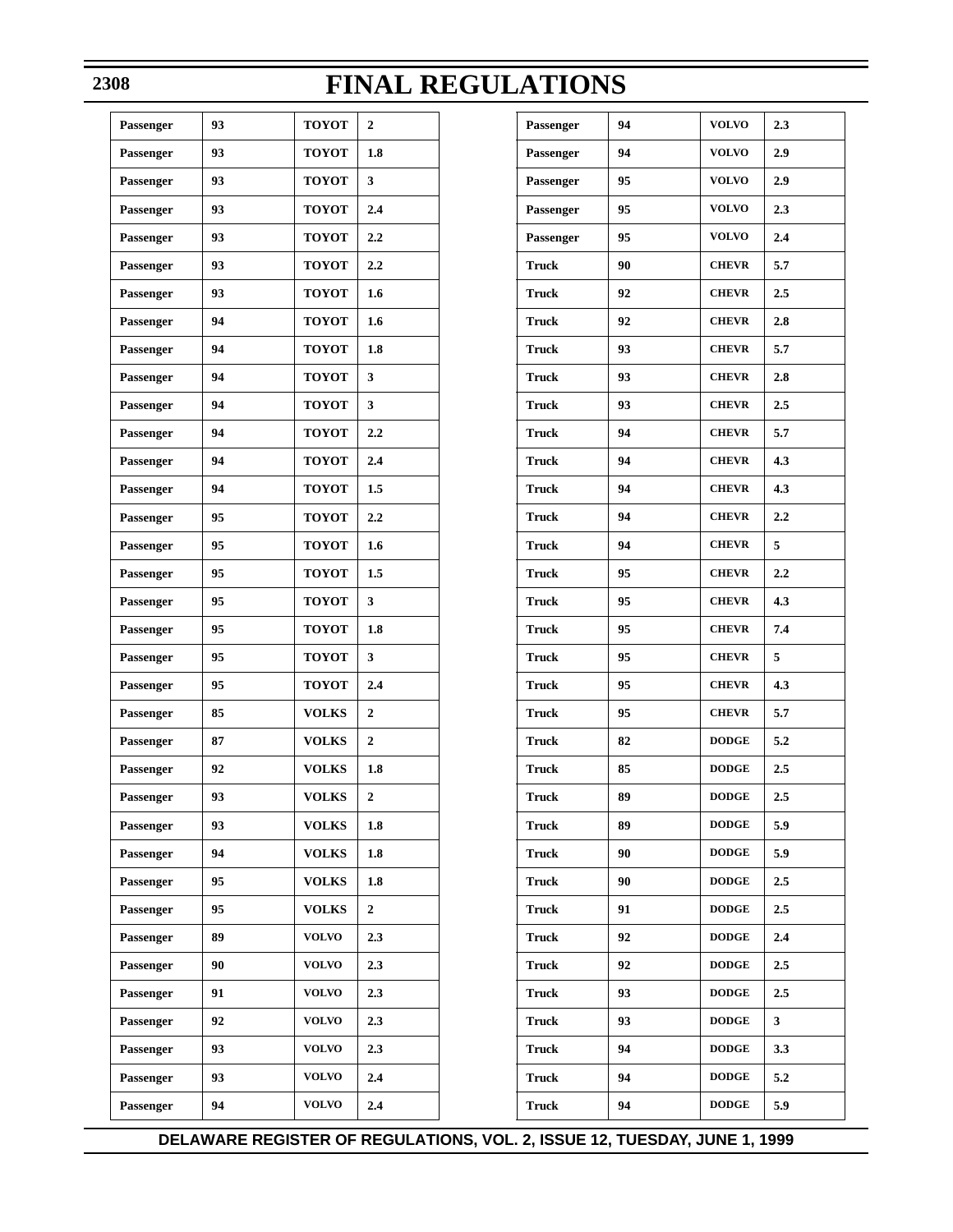# FINAL REGULATIONS

| | | | |
|---|---|---|---|
| Passenger | 93 | TOYOT | 2 |
| Passenger | 93 | TOYOT | 1.8 |
| Passenger | 93 | TOYOT | 3 |
| Passenger | 93 | TOYOT | 2.4 |
| Passenger | 93 | TOYOT | 2.2 |
| Passenger | 93 | TOYOT | 2.2 |
| Passenger | 93 | TOYOT | 1.6 |
| Passenger | 94 | TOYOT | 1.6 |
| Passenger | 94 | TOYOT | 1.8 |
| Passenger | 94 | TOYOT | 3 |
| Passenger | 94 | TOYOT | 3 |
| Passenger | 94 | TOYOT | 2.2 |
| Passenger | 94 | TOYOT | 2.4 |
| Passenger | 94 | TOYOT | 1.5 |
| Passenger | 95 | TOYOT | 2.2 |
| Passenger | 95 | TOYOT | 1.6 |
| Passenger | 95 | TOYOT | 1.5 |
| Passenger | 95 | TOYOT | 3 |
| Passenger | 95 | TOYOT | 1.8 |
| Passenger | 95 | TOYOT | 3 |
| Passenger | 95 | TOYOT | 2.4 |
| Passenger | 85 | VOLKS | 2 |
| Passenger | 87 | VOLKS | 2 |
| Passenger | 92 | VOLKS | 1.8 |
| Passenger | 93 | VOLKS | 2 |
| Passenger | 93 | VOLKS | 1.8 |
| Passenger | 94 | VOLKS | 1.8 |
| Passenger | 95 | VOLKS | 1.8 |
| Passenger | 95 | VOLKS | 2 |
| Passenger | 89 | VOLVO | 2.3 |
| Passenger | 90 | VOLVO | 2.3 |
| Passenger | 91 | VOLVO | 2.3 |
| Passenger | 92 | VOLVO | 2.3 |
| Passenger | 93 | VOLVO | 2.3 |
| Passenger | 93 | VOLVO | 2.4 |
| Passenger | 94 | VOLVO | 2.4 |
| Passenger | 94 | VOLVO | 2.3 |
| Passenger | 94 | VOLVO | 2.9 |
| Passenger | 95 | VOLVO | 2.9 |
| Passenger | 95 | VOLVO | 2.3 |
| Passenger | 95 | VOLVO | 2.4 |
| Truck | 90 | CHEVR | 5.7 |
| Truck | 92 | CHEVR | 2.5 |
| Truck | 92 | CHEVR | 2.8 |
| Truck | 93 | CHEVR | 5.7 |
| Truck | 93 | CHEVR | 2.8 |
| Truck | 93 | CHEVR | 2.5 |
| Truck | 94 | CHEVR | 5.7 |
| Truck | 94 | CHEVR | 4.3 |
| Truck | 94 | CHEVR | 4.3 |
| Truck | 94 | CHEVR | 2.2 |
| Truck | 94 | CHEVR | 5 |
| Truck | 95 | CHEVR | 2.2 |
| Truck | 95 | CHEVR | 4.3 |
| Truck | 95 | CHEVR | 7.4 |
| Truck | 95 | CHEVR | 5 |
| Truck | 95 | CHEVR | 4.3 |
| Truck | 95 | CHEVR | 5.7 |
| Truck | 82 | DODGE | 5.2 |
| Truck | 85 | DODGE | 2.5 |
| Truck | 89 | DODGE | 2.5 |
| Truck | 89 | DODGE | 5.9 |
| Truck | 90 | DODGE | 5.9 |
| Truck | 90 | DODGE | 2.5 |
| Truck | 91 | DODGE | 2.5 |
| Truck | 92 | DODGE | 2.4 |
| Truck | 92 | DODGE | 2.5 |
| Truck | 93 | DODGE | 2.5 |
| Truck | 93 | DODGE | 3 |
| Truck | 94 | DODGE | 3.3 |
| Truck | 94 | DODGE | 5.2 |
| Truck | 94 | DODGE | 5.9 |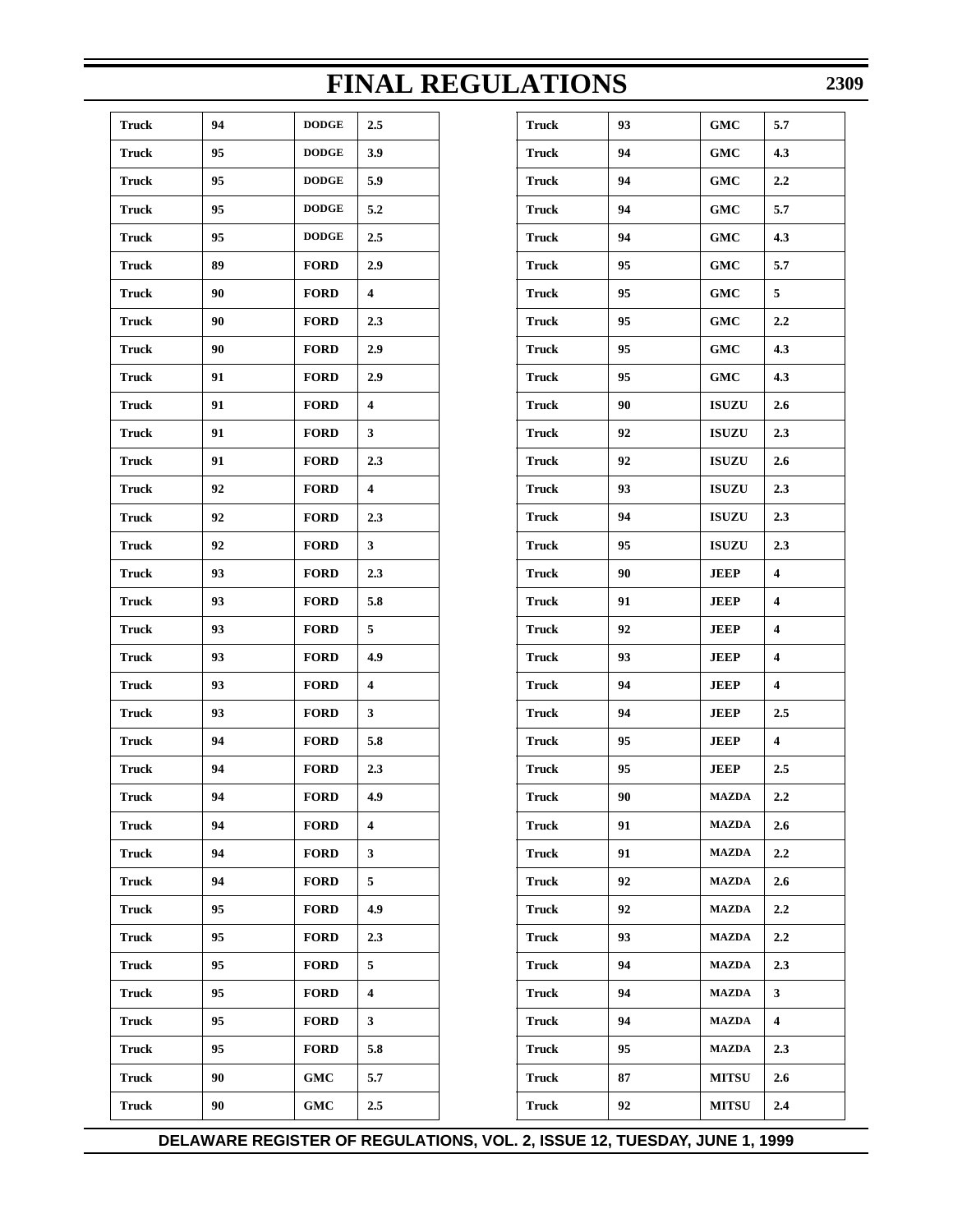| Truck | 94 | DODGE | 2.5 |
|---|---|---|---|
| Truck | 95 | DODGE | 3.9 |
| Truck | 95 | DODGE | 5.9 |
| Truck | 95 | DODGE | 5.2 |
| Truck | 95 | DODGE | 2.5 |
| Truck | 89 | FORD | 2.9 |
| Truck | 90 | FORD | 4 |
| Truck | 90 | FORD | 2.3 |
| Truck | 90 | FORD | 2.9 |
| Truck | 91 | FORD | 2.9 |
| Truck | 91 | FORD | 4 |
| Truck | 91 | FORD | 3 |
| Truck | 91 | FORD | 2.3 |
| Truck | 92 | FORD | 4 |
| Truck | 92 | FORD | 2.3 |
| Truck | 92 | FORD | 3 |
| Truck | 93 | FORD | 2.3 |
| Truck | 93 | FORD | 5.8 |
| Truck | 93 | FORD | 5 |
| Truck | 93 | FORD | 4.9 |
| Truck | 93 | FORD | 4 |
| Truck | 93 | FORD | 3 |
| Truck | 94 | FORD | 5.8 |
| Truck | 94 | FORD | 2.3 |
| Truck | 94 | FORD | 4.9 |
| Truck | 94 | FORD | 4 |
| Truck | 94 | FORD | 3 |
| Truck | 94 | FORD | 5 |
| Truck | 95 | FORD | 4.9 |
| Truck | 95 | FORD | 2.3 |
| Truck | 95 | FORD | 5 |
| Truck | 95 | FORD | 4 |
| Truck | 95 | FORD | 3 |
| Truck | 95 | FORD | 5.8 |
| Truck | 90 | GMC | 5.7 |
| Truck | 90 | GMC | 2.5 |
| Truck | 93 | GMC | 5.7 |
| Truck | 94 | GMC | 4.3 |
| Truck | 94 | GMC | 2.2 |
| Truck | 94 | GMC | 5.7 |
| Truck | 94 | GMC | 4.3 |
| Truck | 95 | GMC | 5.7 |
| Truck | 95 | GMC | 5 |
| Truck | 95 | GMC | 2.2 |
| Truck | 95 | GMC | 4.3 |
| Truck | 95 | GMC | 4.3 |
| Truck | 90 | ISUZU | 2.6 |
| Truck | 92 | ISUZU | 2.3 |
| Truck | 92 | ISUZU | 2.6 |
| Truck | 93 | ISUZU | 2.3 |
| Truck | 94 | ISUZU | 2.3 |
| Truck | 95 | ISUZU | 2.3 |
| Truck | 90 | JEEP | 4 |
| Truck | 91 | JEEP | 4 |
| Truck | 92 | JEEP | 4 |
| Truck | 93 | JEEP | 4 |
| Truck | 94 | JEEP | 4 |
| Truck | 94 | JEEP | 2.5 |
| Truck | 95 | JEEP | 4 |
| Truck | 95 | JEEP | 2.5 |
| Truck | 90 | MAZDA | 2.2 |
| Truck | 91 | MAZDA | 2.6 |
| Truck | 91 | MAZDA | 2.2 |
| Truck | 92 | MAZDA | 2.6 |
| Truck | 92 | MAZDA | 2.2 |
| Truck | 93 | MAZDA | 2.2 |
| Truck | 94 | MAZDA | 2.3 |
| Truck | 94 | MAZDA | 3 |
| Truck | 94 | MAZDA | 4 |
| Truck | 95 | MAZDA | 2.3 |
| Truck | 87 | MITSU | 2.6 |
| Truck | 92 | MITSU | 2.4 |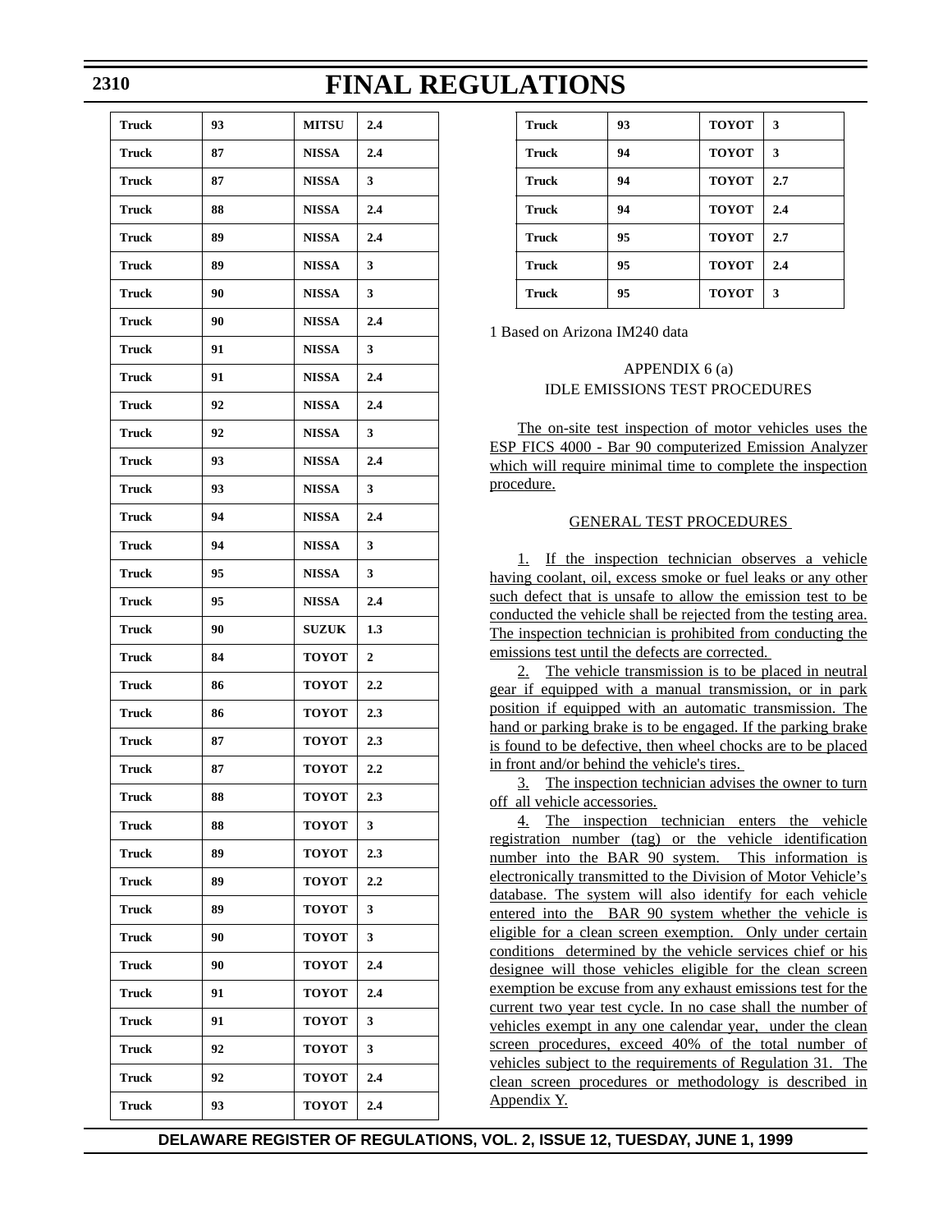| Truck | 93 | MITSU | 2.4 |
|---|---|---|---|
| Truck | 87 | NISSA | 2.4 |
| Truck | 87 | NISSA | 3 |
| Truck | 88 | NISSA | 2.4 |
| Truck | 89 | NISSA | 2.4 |
| Truck | 89 | NISSA | 3 |
| Truck | 90 | NISSA | 3 |
| Truck | 90 | NISSA | 2.4 |
| Truck | 91 | NISSA | 3 |
| Truck | 91 | NISSA | 2.4 |
| Truck | 92 | NISSA | 2.4 |
| Truck | 92 | NISSA | 3 |
| Truck | 93 | NISSA | 2.4 |
| Truck | 93 | NISSA | 3 |
| Truck | 94 | NISSA | 2.4 |
| Truck | 94 | NISSA | 3 |
| Truck | 95 | NISSA | 3 |
| Truck | 95 | NISSA | 2.4 |
| Truck | 90 | SUZUK | 1.3 |
| Truck | 84 | TOYOT | 2 |
| Truck | 86 | TOYOT | 2.2 |
| Truck | 86 | TOYOT | 2.3 |
| Truck | 87 | TOYOT | 2.3 |
| Truck | 87 | TOYOT | 2.2 |
| Truck | 88 | TOYOT | 2.3 |
| Truck | 88 | TOYOT | 3 |
| Truck | 89 | TOYOT | 2.3 |
| Truck | 89 | TOYOT | 2.2 |
| Truck | 89 | TOYOT | 3 |
| Truck | 90 | TOYOT | 3 |
| Truck | 90 | TOYOT | 2.4 |
| Truck | 91 | TOYOT | 2.4 |
| Truck | 91 | TOYOT | 3 |
| Truck | 92 | TOYOT | 3 |
| Truck | 92 | TOYOT | 2.4 |
| Truck | 93 | TOYOT | 2.4 |
| Truck | 93 | TOYOT | 3 |
| Truck | 94 | TOYOT | 3 |
| Truck | 94 | TOYOT | 2.7 |
| Truck | 94 | TOYOT | 2.4 |
| Truck | 95 | TOYOT | 2.7 |
| Truck | 95 | TOYOT | 2.4 |
| Truck | 95 | TOYOT | 3 |

1 Based on Arizona IM240 data

APPENDIX 6 (a)
IDLE EMISSIONS TEST PROCEDURES

The on-site test inspection of motor vehicles uses the ESP FICS 4000 - Bar 90 computerized Emission Analyzer which will require minimal time to complete the inspection procedure.

GENERAL TEST PROCEDURES

1. If the inspection technician observes a vehicle having coolant, oil, excess smoke or fuel leaks or any other such defect that is unsafe to allow the emission test to be conducted the vehicle shall be rejected from the testing area. The inspection technician is prohibited from conducting the emissions test until the defects are corrected.

2. The vehicle transmission is to be placed in neutral gear if equipped with a manual transmission, or in park position if equipped with an automatic transmission. The hand or parking brake is to be engaged. If the parking brake is found to be defective, then wheel chocks are to be placed in front and/or behind the vehicle's tires.

3. The inspection technician advises the owner to turn off all vehicle accessories.

4. The inspection technician enters the vehicle registration number (tag) or the vehicle identification number into the BAR 90 system. This information is electronically transmitted to the Division of Motor Vehicle's database. The system will also identify for each vehicle entered into the BAR 90 system whether the vehicle is eligible for a clean screen exemption. Only under certain conditions determined by the vehicle services chief or his designee will those vehicles eligible for the clean screen exemption be excuse from any exhaust emissions test for the current two year test cycle. In no case shall the number of vehicles exempt in any one calendar year, under the clean screen procedures, exceed 40% of the total number of vehicles subject to the requirements of Regulation 31. The clean screen procedures or methodology is described in Appendix Y.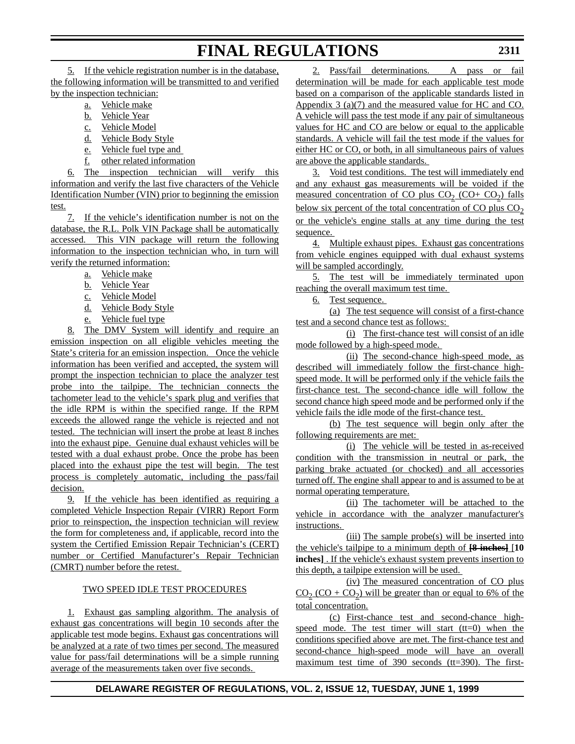5. If the vehicle registration number is in the database, the following information will be transmitted to and verified by the inspection technician:

- a. Vehicle make
- b. Vehicle Year
- c. Vehicle Model
- d. Vehicle Body Style
- e. Vehicle fuel type and
- f. other related information

6. The inspection technician will verify this information and verify the last five characters of the Vehicle Identification Number (VIN) prior to beginning the emission test.

7. If the vehicle's identification number is not on the database, the R.L. Polk VIN Package shall be automatically accessed. This VIN package will return the following information to the inspection technician who, in turn will verify the returned information:

- a. Vehicle make
- b. Vehicle Year
- c. Vehicle Model
- d. Vehicle Body Style
- e. Vehicle fuel type

8. The DMV System will identify and require an emission inspection on all eligible vehicles meeting the State's criteria for an emission inspection. Once the vehicle information has been verified and accepted, the system will prompt the inspection technician to place the analyzer test probe into the tailpipe. The technician connects the tachometer lead to the vehicle's spark plug and verifies that the idle RPM is within the specified range. If the RPM exceeds the allowed range the vehicle is rejected and not tested. The technician will insert the probe at least 8 inches into the exhaust pipe. Genuine dual exhaust vehicles will be tested with a dual exhaust probe. Once the probe has been placed into the exhaust pipe the test will begin. The test process is completely automatic, including the pass/fail decision.

9. If the vehicle has been identified as requiring a completed Vehicle Inspection Repair (VIRR) Report Form prior to reinspection, the inspection technician will review the form for completeness and, if applicable, record into the system the Certified Emission Repair Technician's (CERT) number or Certified Manufacturer's Repair Technician (CMRT) number before the retest.

## TWO SPEED IDLE TEST PROCEDURES

1. Exhaust gas sampling algorithm. The analysis of exhaust gas concentrations will begin 10 seconds after the applicable test mode begins. Exhaust gas concentrations will be analyzed at a rate of two times per second. The measured value for pass/fail determinations will be a simple running average of the measurements taken over five seconds.

2. Pass/fail determinations. A pass or fail determination will be made for each applicable test mode based on a comparison of the applicable standards listed in Appendix 3 (a)(7) and the measured value for HC and CO. A vehicle will pass the test mode if any pair of simultaneous values for HC and CO are below or equal to the applicable standards. A vehicle will fail the test mode if the values for either HC or CO, or both, in all simultaneous pairs of values are above the applicable standards.

3. Void test conditions. The test will immediately end and any exhaust gas measurements will be voided if the measured concentration of CO plus $CO_2$ ($CO + CO_2$) falls below six percent of the total concentration of CO plus $CO_2$ or the vehicle's engine stalls at any time during the test sequence.

4. Multiple exhaust pipes. Exhaust gas concentrations from vehicle engines equipped with dual exhaust systems will be sampled accordingly.

5. The test will be immediately terminated upon reaching the overall maximum test time.

6. Test sequence.

(a) The test sequence will consist of a first-chance test and a second chance test as follows:

(i) The first-chance test will consist of an idle mode followed by a high-speed mode.

(ii) The second-chance high-speed mode, as described will immediately follow the first-chance high-speed mode. It will be performed only if the vehicle fails the first-chance test. The second-chance idle will follow the second chance high speed mode and be performed only if the vehicle fails the idle mode of the first-chance test.

(b) The test sequence will begin only after the following requirements are met:

(i) The vehicle will be tested in as-received condition with the transmission in neutral or park, the parking brake actuated (or chocked) and all accessories turned off. The engine shall appear to and is assumed to be at normal operating temperature.

(ii) The tachometer will be attached to the vehicle in accordance with the analyzer manufacturer's instructions.

(iii) The sample probe(s) will be inserted into the vehicle's tailpipe to a minimum depth of ~~[8 inches]~~ **[10 inches]** . If the vehicle's exhaust system prevents insertion to this depth, a tailpipe extension will be used.

(iv) The measured concentration of CO plus $CO_2$ ($CO + CO_2$) will be greater than or equal to 6% of the total concentration.

(c) First-chance test and second-chance high-speed mode. The test timer will start (tt=0) when the conditions specified above are met. The first-chance test and second-chance high-speed mode will have an overall maximum test time of 390 seconds (tt=390). The first-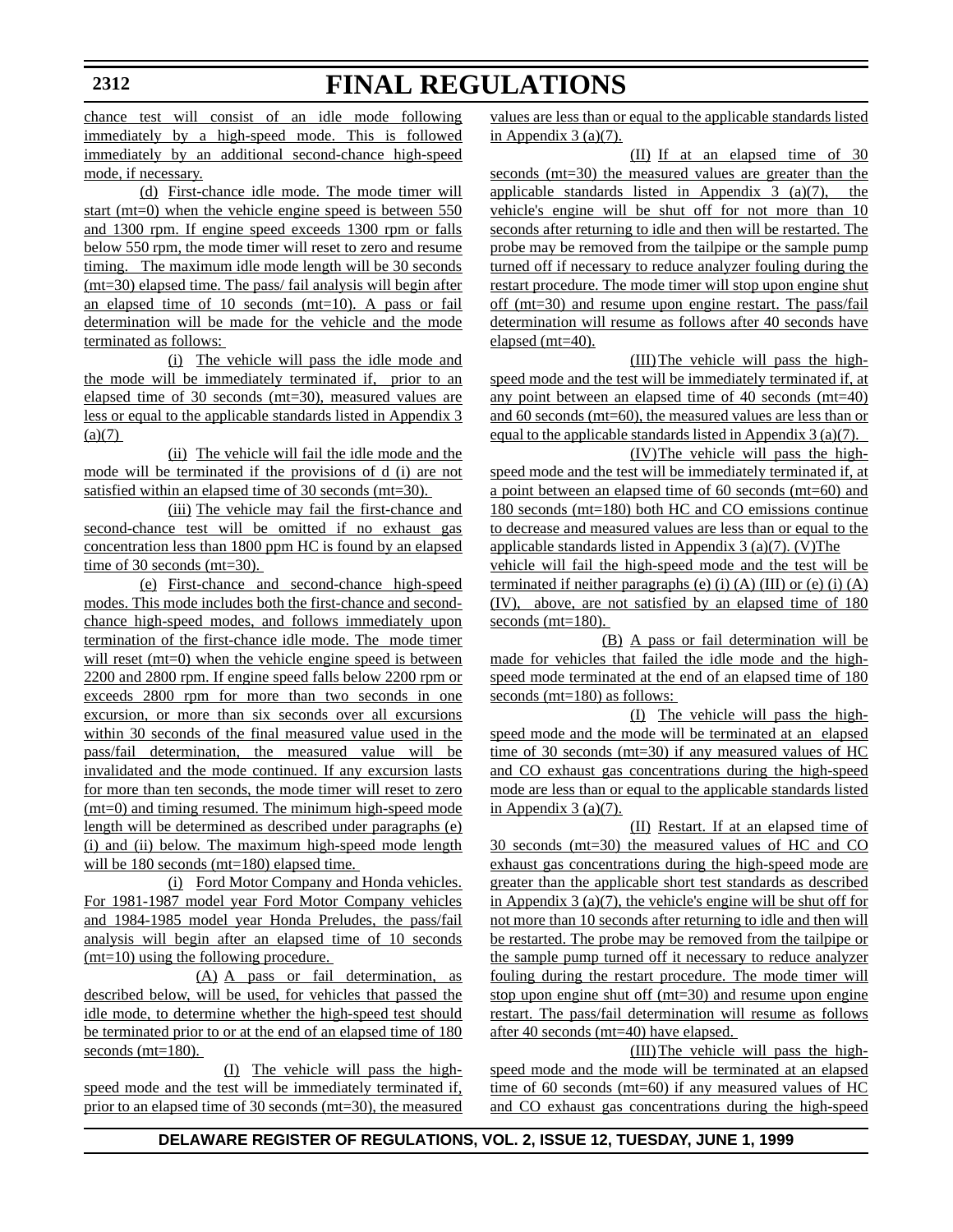chance test will consist of an idle mode following immediately by a high-speed mode. This is followed immediately by an additional second-chance high-speed mode, if necessary.

(d) First-chance idle mode. The mode timer will start (mt=0) when the vehicle engine speed is between 550 and 1300 rpm. If engine speed exceeds 1300 rpm or falls below 550 rpm, the mode timer will reset to zero and resume timing. The maximum idle mode length will be 30 seconds (mt=30) elapsed time. The pass/ fail analysis will begin after an elapsed time of 10 seconds (mt=10). A pass or fail determination will be made for the vehicle and the mode terminated as follows:

(i) The vehicle will pass the idle mode and the mode will be immediately terminated if, prior to an elapsed time of 30 seconds (mt=30), measured values are less or equal to the applicable standards listed in Appendix 3 (a)(7)

(ii) The vehicle will fail the idle mode and the mode will be terminated if the provisions of d (i) are not satisfied within an elapsed time of 30 seconds (mt=30).

(iii) The vehicle may fail the first-chance and second-chance test will be omitted if no exhaust gas concentration less than 1800 ppm HC is found by an elapsed time of 30 seconds (mt=30).

(e) First-chance and second-chance high-speed modes. This mode includes both the first-chance and second-chance high-speed modes, and follows immediately upon termination of the first-chance idle mode. The mode timer will reset (mt=0) when the vehicle engine speed is between 2200 and 2800 rpm. If engine speed falls below 2200 rpm or exceeds 2800 rpm for more than two seconds in one excursion, or more than six seconds over all excursions within 30 seconds of the final measured value used in the pass/fail determination, the measured value will be invalidated and the mode continued. If any excursion lasts for more than ten seconds, the mode timer will reset to zero (mt=0) and timing resumed. The minimum high-speed mode length will be determined as described under paragraphs (e) (i) and (ii) below. The maximum high-speed mode length will be 180 seconds (mt=180) elapsed time.

(i) Ford Motor Company and Honda vehicles. For 1981-1987 model year Ford Motor Company vehicles and 1984-1985 model year Honda Preludes, the pass/fail analysis will begin after an elapsed time of 10 seconds (mt=10) using the following procedure.

(A) A pass or fail determination, as described below, will be used, for vehicles that passed the idle mode, to determine whether the high-speed test should be terminated prior to or at the end of an elapsed time of 180 seconds (mt=180).

(I) The vehicle will pass the high-speed mode and the test will be immediately terminated if, prior to an elapsed time of 30 seconds (mt=30), the measured values are less than or equal to the applicable standards listed in Appendix 3 (a)(7).

(II) If at an elapsed time of 30 seconds (mt=30) the measured values are greater than the applicable standards listed in Appendix 3 (a)(7), the vehicle's engine will be shut off for not more than 10 seconds after returning to idle and then will be restarted. The probe may be removed from the tailpipe or the sample pump turned off if necessary to reduce analyzer fouling during the restart procedure. The mode timer will stop upon engine shut off (mt=30) and resume upon engine restart. The pass/fail determination will resume as follows after 40 seconds have elapsed (mt=40).

(III) The vehicle will pass the high-speed mode and the test will be immediately terminated if, at any point between an elapsed time of 40 seconds (mt=40) and 60 seconds (mt=60), the measured values are less than or equal to the applicable standards listed in Appendix 3 (a)(7).

(IV) The vehicle will pass the high-speed mode and the test will be immediately terminated if, at a point between an elapsed time of 60 seconds (mt=60) and 180 seconds (mt=180) both HC and CO emissions continue to decrease and measured values are less than or equal to the applicable standards listed in Appendix 3 (a)(7).

(V) The vehicle will fail the high-speed mode and the test will be terminated if neither paragraphs (e) (i) (A) (III) or (e) (i) (A) (IV), above, are not satisfied by an elapsed time of 180 seconds (mt=180).

(B) A pass or fail determination will be made for vehicles that failed the idle mode and the high-speed mode terminated at the end of an elapsed time of 180 seconds (mt=180) as follows:

(I) The vehicle will pass the high-speed mode and the mode will be terminated at an elapsed time of 30 seconds (mt=30) if any measured values of HC and CO exhaust gas concentrations during the high-speed mode are less than or equal to the applicable standards listed in Appendix 3 (a)(7).

(II) Restart. If at an elapsed time of 30 seconds (mt=30) the measured values of HC and CO exhaust gas concentrations during the high-speed mode are greater than the applicable short test standards as described in Appendix 3 (a)(7), the vehicle's engine will be shut off for not more than 10 seconds after returning to idle and then will be restarted. The probe may be removed from the tailpipe or the sample pump turned off it necessary to reduce analyzer fouling during the restart procedure. The mode timer will stop upon engine shut off (mt=30) and resume upon engine restart. The pass/fail determination will resume as follows after 40 seconds (mt=40) have elapsed.

(III) The vehicle will pass the high-speed mode and the mode will be terminated at an elapsed time of 60 seconds (mt=60) if any measured values of HC and CO exhaust gas concentrations during the high-speed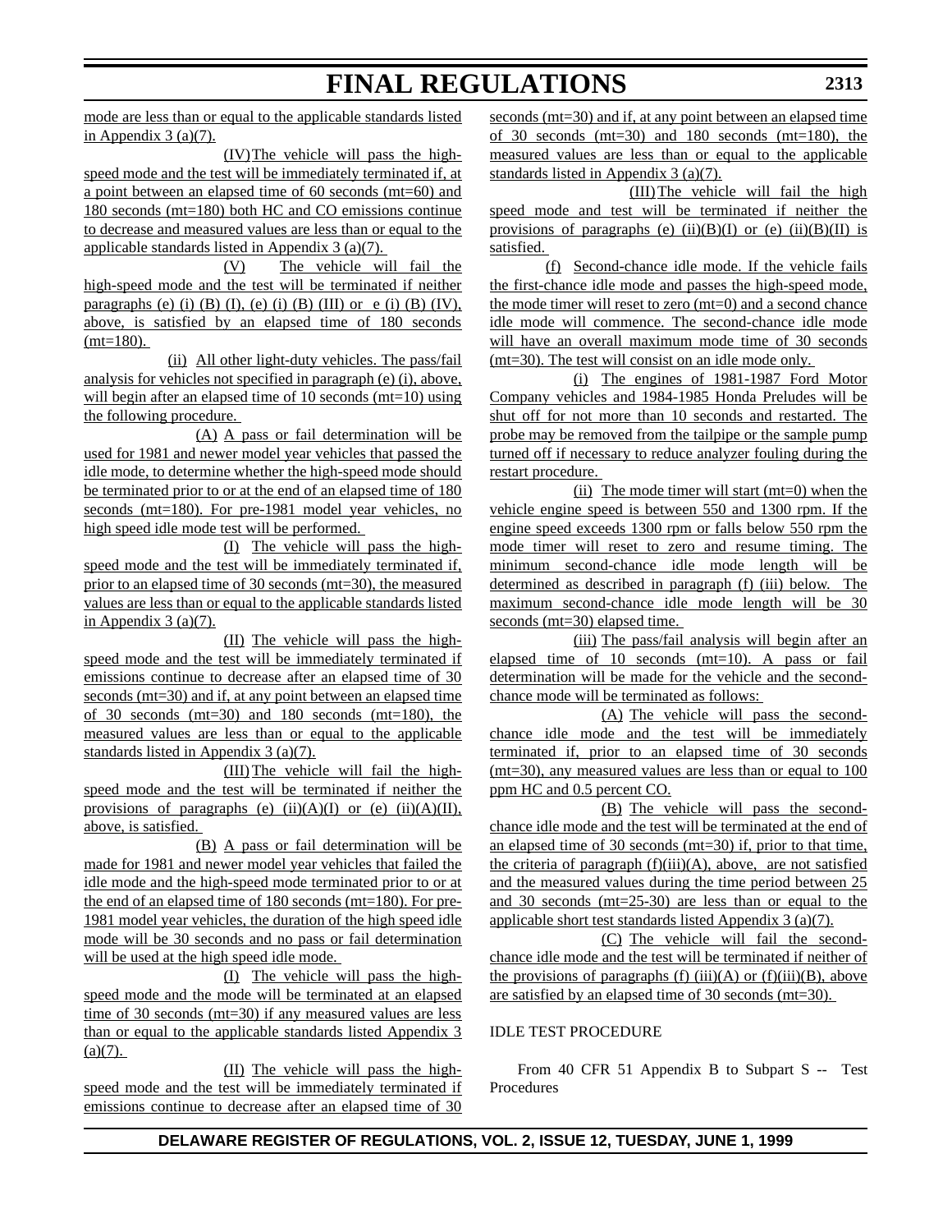mode are less than or equal to the applicable standards listed in Appendix 3 (a)(7).

(IV) The vehicle will pass the high-speed mode and the test will be immediately terminated if, at a point between an elapsed time of 60 seconds (mt=60) and 180 seconds (mt=180) both HC and CO emissions continue to decrease and measured values are less than or equal to the applicable standards listed in Appendix 3 (a)(7).

(V) The vehicle will fail the high-speed mode and the test will be terminated if neither paragraphs (e) (i) (B) (I), (e) (i) (B) (III) or e (i) (B) (IV), above, is satisfied by an elapsed time of 180 seconds (mt=180).

(ii) All other light-duty vehicles. The pass/fail analysis for vehicles not specified in paragraph (e) (i), above, will begin after an elapsed time of 10 seconds (mt=10) using the following procedure.

(A) A pass or fail determination will be used for 1981 and newer model year vehicles that passed the idle mode, to determine whether the high-speed mode should be terminated prior to or at the end of an elapsed time of 180 seconds (mt=180). For pre-1981 model year vehicles, no high speed idle mode test will be performed.

(I) The vehicle will pass the high-speed mode and the test will be immediately terminated if, prior to an elapsed time of 30 seconds (mt=30), the measured values are less than or equal to the applicable standards listed in Appendix 3 (a)(7).

(II) The vehicle will pass the high-speed mode and the test will be immediately terminated if emissions continue to decrease after an elapsed time of 30 seconds (mt=30) and if, at any point between an elapsed time of 30 seconds (mt=30) and 180 seconds (mt=180), the measured values are less than or equal to the applicable standards listed in Appendix 3 (a)(7).

(III) The vehicle will fail the high-speed mode and the test will be terminated if neither the provisions of paragraphs (e) (ii)(A)(I) or (e) (ii)(A)(II), above, is satisfied.

(B) A pass or fail determination will be made for 1981 and newer model year vehicles that failed the idle mode and the high-speed mode terminated prior to or at the end of an elapsed time of 180 seconds (mt=180). For pre-1981 model year vehicles, the duration of the high speed idle mode will be 30 seconds and no pass or fail determination will be used at the high speed idle mode.

(I) The vehicle will pass the high-speed mode and the mode will be terminated at an elapsed time of 30 seconds (mt=30) if any measured values are less than or equal to the applicable standards listed Appendix 3 (a)(7).

(II) The vehicle will pass the high-speed mode and the test will be immediately terminated if emissions continue to decrease after an elapsed time of 30 seconds (mt=30) and if, at any point between an elapsed time of 30 seconds (mt=30) and 180 seconds (mt=180), the measured values are less than or equal to the applicable standards listed in Appendix 3 (a)(7).

(III) The vehicle will fail the high speed mode and test will be terminated if neither the provisions of paragraphs (e) (ii)(B)(I) or (e) (ii)(B)(II) is satisfied.

(f) Second-chance idle mode. If the vehicle fails the first-chance idle mode and passes the high-speed mode, the mode timer will reset to zero (mt=0) and a second chance idle mode will commence. The second-chance idle mode will have an overall maximum mode time of 30 seconds (mt=30). The test will consist on an idle mode only.

(i) The engines of 1981-1987 Ford Motor Company vehicles and 1984-1985 Honda Preludes will be shut off for not more than 10 seconds and restarted. The probe may be removed from the tailpipe or the sample pump turned off if necessary to reduce analyzer fouling during the restart procedure.

(ii) The mode timer will start (mt=0) when the vehicle engine speed is between 550 and 1300 rpm. If the engine speed exceeds 1300 rpm or falls below 550 rpm the mode timer will reset to zero and resume timing. The minimum second-chance idle mode length will be determined as described in paragraph (f) (iii) below. The maximum second-chance idle mode length will be 30 seconds (mt=30) elapsed time.

(iii) The pass/fail analysis will begin after an elapsed time of 10 seconds (mt=10). A pass or fail determination will be made for the vehicle and the second-chance mode will be terminated as follows:

(A) The vehicle will pass the second-chance idle mode and the test will be immediately terminated if, prior to an elapsed time of 30 seconds (mt=30), any measured values are less than or equal to 100 ppm HC and 0.5 percent CO.

(B) The vehicle will pass the second-chance idle mode and the test will be terminated at the end of an elapsed time of 30 seconds (mt=30) if, prior to that time, the criteria of paragraph (f)(iii)(A), above, are not satisfied and the measured values during the time period between 25 and 30 seconds (mt=25-30) are less than or equal to the applicable short test standards listed Appendix 3 (a)(7).

(C) The vehicle will fail the second-chance idle mode and the test will be terminated if neither of the provisions of paragraphs (f) (iii)(A) or (f)(iii)(B), above are satisfied by an elapsed time of 30 seconds (mt=30).

IDLE TEST PROCEDURE

From 40 CFR 51 Appendix B to Subpart S -- Test Procedures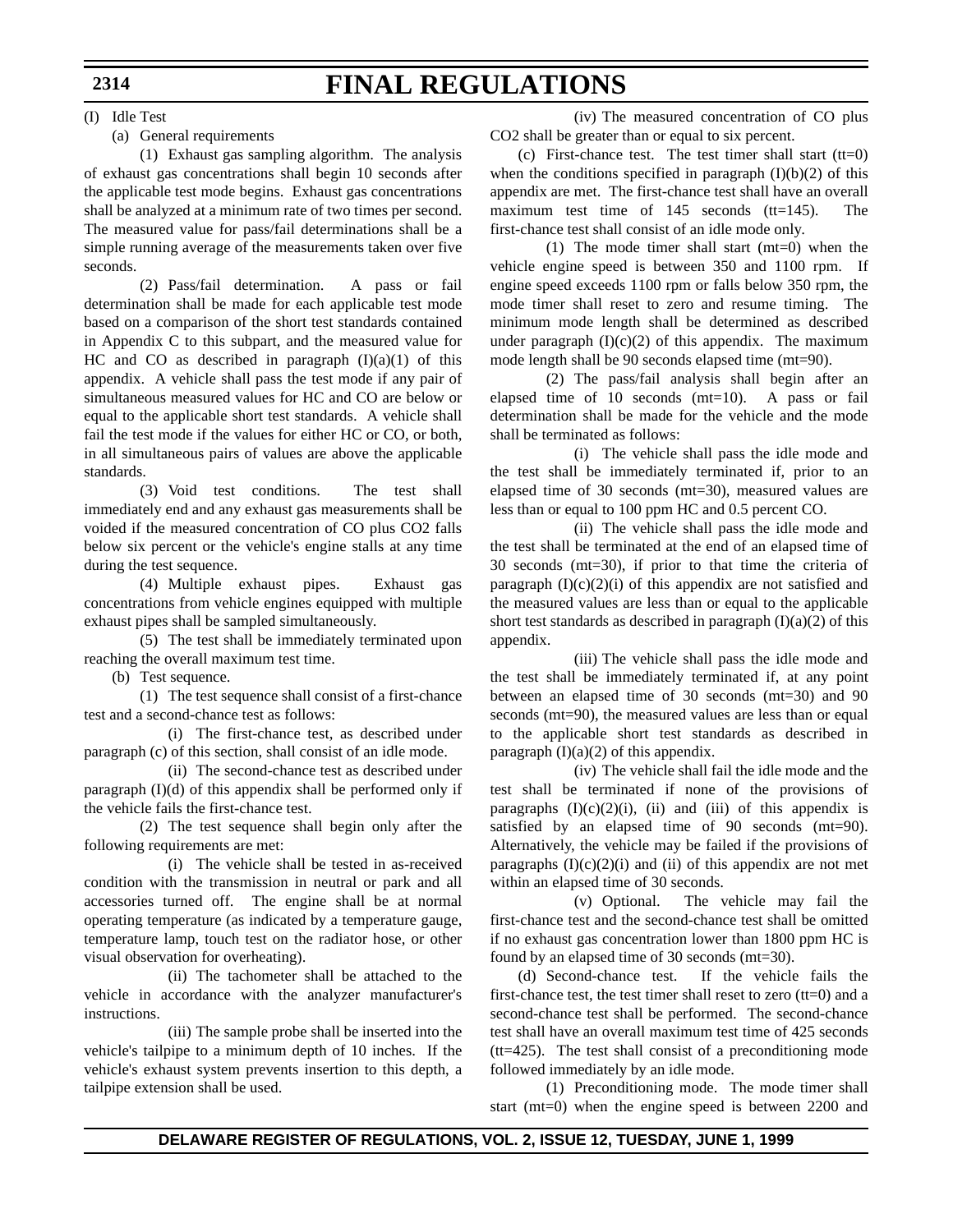(I) Idle Test

(a) General requirements

(1) Exhaust gas sampling algorithm. The analysis of exhaust gas concentrations shall begin 10 seconds after the applicable test mode begins. Exhaust gas concentrations shall be analyzed at a minimum rate of two times per second. The measured value for pass/fail determinations shall be a simple running average of the measurements taken over five seconds.

(2) Pass/fail determination. A pass or fail determination shall be made for each applicable test mode based on a comparison of the short test standards contained in Appendix C to this subpart, and the measured value for HC and CO as described in paragraph (I)(a)(1) of this appendix. A vehicle shall pass the test mode if any pair of simultaneous measured values for HC and CO are below or equal to the applicable short test standards. A vehicle shall fail the test mode if the values for either HC or CO, or both, in all simultaneous pairs of values are above the applicable standards.

(3) Void test conditions. The test shall immediately end and any exhaust gas measurements shall be voided if the measured concentration of CO plus $CO_2$ falls below six percent or the vehicle's engine stalls at any time during the test sequence.

(4) Multiple exhaust pipes. Exhaust gas concentrations from vehicle engines equipped with multiple exhaust pipes shall be sampled simultaneously.

(5) The test shall be immediately terminated upon reaching the overall maximum test time.

(b) Test sequence.

(1) The test sequence shall consist of a first-chance test and a second-chance test as follows:

(i) The first-chance test, as described under paragraph (c) of this section, shall consist of an idle mode.

(ii) The second-chance test as described under paragraph (I)(d) of this appendix shall be performed only if the vehicle fails the first-chance test.

(2) The test sequence shall begin only after the following requirements are met:

(i) The vehicle shall be tested in as-received condition with the transmission in neutral or park and all accessories turned off. The engine shall be at normal operating temperature (as indicated by a temperature gauge, temperature lamp, touch test on the radiator hose, or other visual observation for overheating).

(ii) The tachometer shall be attached to the vehicle in accordance with the analyzer manufacturer's instructions.

(iii) The sample probe shall be inserted into the vehicle's tailpipe to a minimum depth of 10 inches. If the vehicle's exhaust system prevents insertion to this depth, a tailpipe extension shall be used.

(iv) The measured concentration of CO plus $CO_2$ shall be greater than or equal to six percent.

(c) First-chance test. The test timer shall start (tt=0) when the conditions specified in paragraph (I)(b)(2) of this appendix are met. The first-chance test shall have an overall maximum test time of 145 seconds (tt=145). The first-chance test shall consist of an idle mode only.

(1) The mode timer shall start (mt=0) when the vehicle engine speed is between 350 and 1100 rpm. If engine speed exceeds 1100 rpm or falls below 350 rpm, the mode timer shall reset to zero and resume timing. The minimum mode length shall be determined as described under paragraph (I)(c)(2) of this appendix. The maximum mode length shall be 90 seconds elapsed time (mt=90).

(2) The pass/fail analysis shall begin after an elapsed time of 10 seconds (mt=10). A pass or fail determination shall be made for the vehicle and the mode shall be terminated as follows:

(i) The vehicle shall pass the idle mode and the test shall be immediately terminated if, prior to an elapsed time of 30 seconds (mt=30), measured values are less than or equal to 100 ppm HC and 0.5 percent CO.

(ii) The vehicle shall pass the idle mode and the test shall be terminated at the end of an elapsed time of 30 seconds (mt=30), if prior to that time the criteria of paragraph (I)(c)(2)(i) of this appendix are not satisfied and the measured values are less than or equal to the applicable short test standards as described in paragraph (I)(a)(2) of this appendix.

(iii) The vehicle shall pass the idle mode and the test shall be immediately terminated if, at any point between an elapsed time of 30 seconds (mt=30) and 90 seconds (mt=90), the measured values are less than or equal to the applicable short test standards as described in paragraph (I)(a)(2) of this appendix.

(iv) The vehicle shall fail the idle mode and the test shall be terminated if none of the provisions of paragraphs (I)(c)(2)(i), (ii) and (iii) of this appendix is satisfied by an elapsed time of 90 seconds (mt=90). Alternatively, the vehicle may be failed if the provisions of paragraphs (I)(c)(2)(i) and (ii) of this appendix are not met within an elapsed time of 30 seconds.

(v) Optional. The vehicle may fail the first-chance test and the second-chance test shall be omitted if no exhaust gas concentration lower than 1800 ppm HC is found by an elapsed time of 30 seconds (mt=30).

(d) Second-chance test. If the vehicle fails the first-chance test, the test timer shall reset to zero (tt=0) and a second-chance test shall be performed. The second-chance test shall have an overall maximum test time of 425 seconds (tt=425). The test shall consist of a preconditioning mode followed immediately by an idle mode.

(1) Preconditioning mode. The mode timer shall start (mt=0) when the engine speed is between 2200 and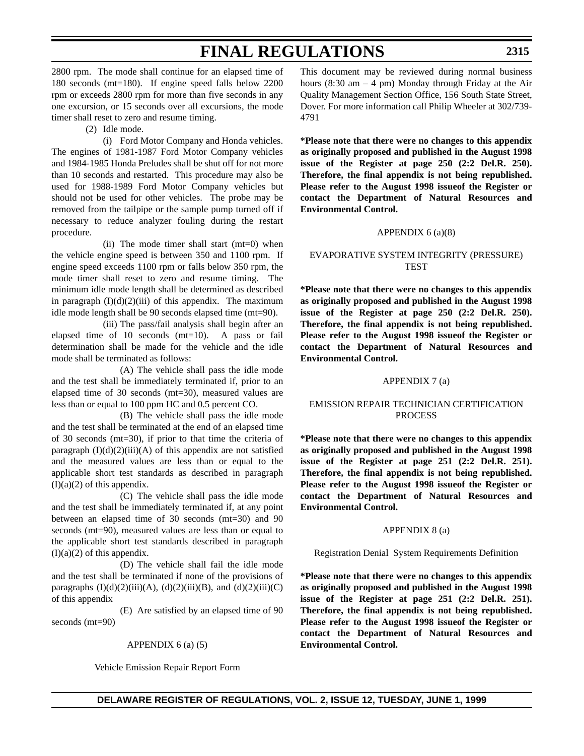2800 rpm. The mode shall continue for an elapsed time of 180 seconds (mt=180). If engine speed falls below 2200 rpm or exceeds 2800 rpm for more than five seconds in any one excursion, or 15 seconds over all excursions, the mode timer shall reset to zero and resume timing.

(2) Idle mode.

(i) Ford Motor Company and Honda vehicles. The engines of 1981-1987 Ford Motor Company vehicles and 1984-1985 Honda Preludes shall be shut off for not more than 10 seconds and restarted. This procedure may also be used for 1988-1989 Ford Motor Company vehicles but should not be used for other vehicles. The probe may be removed from the tailpipe or the sample pump turned off if necessary to reduce analyzer fouling during the restart procedure.

(ii) The mode timer shall start (mt=0) when the vehicle engine speed is between 350 and 1100 rpm. If engine speed exceeds 1100 rpm or falls below 350 rpm, the mode timer shall reset to zero and resume timing. The minimum idle mode length shall be determined as described in paragraph (I)(d)(2)(iii) of this appendix. The maximum idle mode length shall be 90 seconds elapsed time (mt=90).

(iii) The pass/fail analysis shall begin after an elapsed time of 10 seconds (mt=10). A pass or fail determination shall be made for the vehicle and the idle mode shall be terminated as follows:

(A) The vehicle shall pass the idle mode and the test shall be immediately terminated if, prior to an elapsed time of 30 seconds (mt=30), measured values are less than or equal to 100 ppm HC and 0.5 percent CO.

(B) The vehicle shall pass the idle mode and the test shall be terminated at the end of an elapsed time of 30 seconds (mt=30), if prior to that time the criteria of paragraph (I)(d)(2)(iii)(A) of this appendix are not satisfied and the measured values are less than or equal to the applicable short test standards as described in paragraph (I)(a)(2) of this appendix.

(C) The vehicle shall pass the idle mode and the test shall be immediately terminated if, at any point between an elapsed time of 30 seconds (mt=30) and 90 seconds (mt=90), measured values are less than or equal to the applicable short test standards described in paragraph (I)(a)(2) of this appendix.

(D) The vehicle shall fail the idle mode and the test shall be terminated if none of the provisions of paragraphs (I)(d)(2)(iii)(A), (d)(2)(iii)(B), and (d)(2)(iii)(C) of this appendix

(E) Are satisfied by an elapsed time of 90 seconds (mt=90)

APPENDIX 6 (a) (5)

Vehicle Emission Repair Report Form

This document may be reviewed during normal business hours (8:30 am – 4 pm) Monday through Friday at the Air Quality Management Section Office, 156 South State Street, Dover. For more information call Philip Wheeler at 302/739-4791

**\*Please note that there were no changes to this appendix as originally proposed and published in the August 1998 issue of the Register at page 250 (2:2 Del.R. 250). Therefore, the final appendix is not being republished. Please refer to the August 1998 issueof the Register or contact the Department of Natural Resources and Environmental Control.**

APPENDIX 6 (a)(8)

EVAPORATIVE SYSTEM INTEGRITY (PRESSURE) TEST

**\*Please note that there were no changes to this appendix as originally proposed and published in the August 1998 issue of the Register at page 250 (2:2 Del.R. 250). Therefore, the final appendix is not being republished. Please refer to the August 1998 issueof the Register or contact the Department of Natural Resources and Environmental Control.**

APPENDIX 7 (a)

EMISSION REPAIR TECHNICIAN CERTIFICATION PROCESS

**\*Please note that there were no changes to this appendix as originally proposed and published in the August 1998 issue of the Register at page 251 (2:2 Del.R. 251). Therefore, the final appendix is not being republished. Please refer to the August 1998 issueof the Register or contact the Department of Natural Resources and Environmental Control.**

APPENDIX 8 (a)

Registration Denial System Requirements Definition

**\*Please note that there were no changes to this appendix as originally proposed and published in the August 1998 issue of the Register at page 251 (2:2 Del.R. 251). Therefore, the final appendix is not being republished. Please refer to the August 1998 issueof the Register or contact the Department of Natural Resources and Environmental Control.**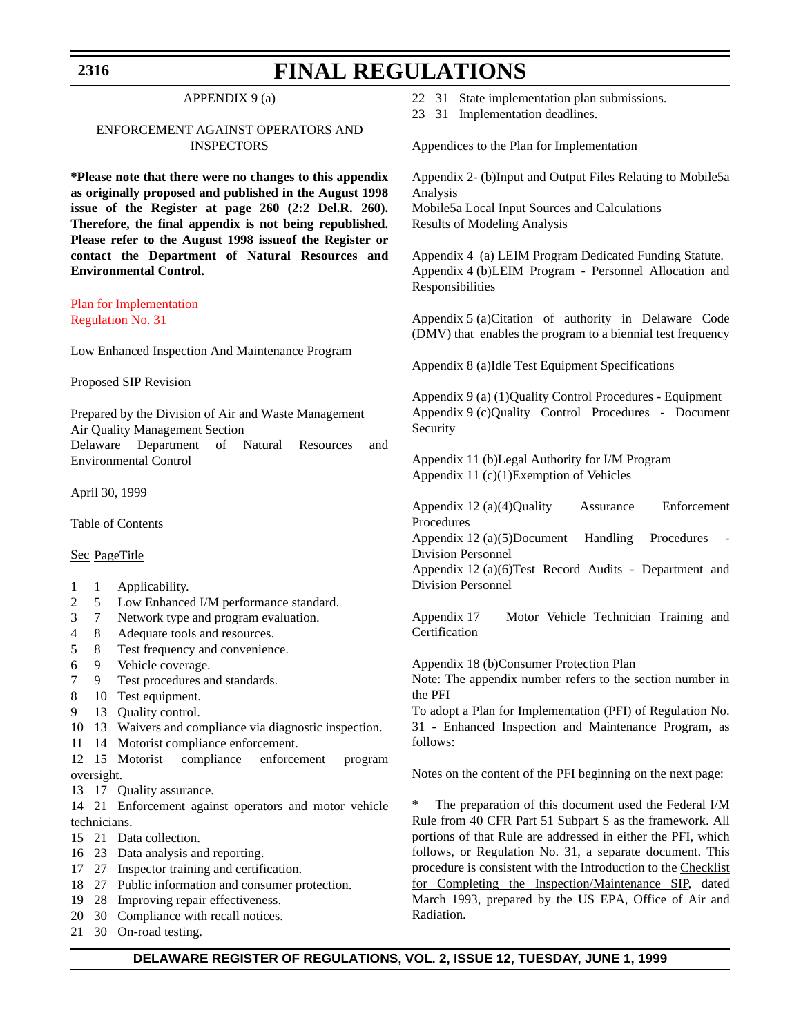APPENDIX 9 (a)

ENFORCEMENT AGAINST OPERATORS AND INSPECTORS

**\*Please note that there were no changes to this appendix as originally proposed and published in the August 1998 issue of the Register at page 260 (2:2 Del.R. 260). Therefore, the final appendix is not being republished. Please refer to the August 1998 issueof the Register or contact the Department of Natural Resources and Environmental Control.**

Plan for Implementation
Regulation No. 31

Low Enhanced Inspection And Maintenance Program

Proposed SIP Revision

Prepared by the Division of Air and Waste Management
Air Quality Management Section
Delaware Department of Natural Resources and Environmental Control

April 30, 1999

Table of Contents

| Sec | Page | Title |
|---|---|---|
| 1 | 1 | Applicability. |
| 2 | 5 | Low Enhanced I/M performance standard. |
| 3 | 7 | Network type and program evaluation. |
| 4 | 8 | Adequate tools and resources. |
| 5 | 8 | Test frequency and convenience. |
| 6 | 9 | Vehicle coverage. |
| 7 | 9 | Test procedures and standards. |
| 8 | 10 | Test equipment. |
| 9 | 13 | Quality control. |
| 10 | 13 | Waivers and compliance via diagnostic inspection. |
| 11 | 14 | Motorist compliance enforcement. |
| 12 | 15 | Motorist compliance enforcement program oversight. |
| 13 | 17 | Quality assurance. |
| 14 | 21 | Enforcement against operators and motor vehicle technicians. |
| 15 | 21 | Data collection. |
| 16 | 23 | Data analysis and reporting. |
| 17 | 27 | Inspector training and certification. |
| 18 | 27 | Public information and consumer protection. |
| 19 | 28 | Improving repair effectiveness. |
| 20 | 30 | Compliance with recall notices. |
| 21 | 30 | On-road testing. |
| 22 | 31 | State implementation plan submissions. |
| 23 | 31 | Implementation deadlines. |

Appendices to the Plan for Implementation

Appendix 2- (b)Input and Output Files Relating to Mobile5a Analysis
Mobile5a Local Input Sources and Calculations
Results of Modeling Analysis

Appendix 4 (a) LEIM Program Dedicated Funding Statute.
Appendix 4 (b)LEIM Program - Personnel Allocation and Responsibilities

Appendix 5 (a)Citation of authority in Delaware Code (DMV) that enables the program to a biennial test frequency

Appendix 8 (a)Idle Test Equipment Specifications

Appendix 9 (a) (1)Quality Control Procedures - Equipment
Appendix 9 (c)Quality Control Procedures - Document Security

Appendix 11 (b)Legal Authority for I/M Program
Appendix 11 (c)(1)Exemption of Vehicles

Appendix 12 (a)(4)Quality Assurance Enforcement Procedures
Appendix 12 (a)(5)Document Handling Procedures - Division Personnel
Appendix 12 (a)(6)Test Record Audits - Department and Division Personnel

Appendix 17 Motor Vehicle Technician Training and Certification

Appendix 18 (b)Consumer Protection Plan
Note: The appendix number refers to the section number in the PFI
To adopt a Plan for Implementation (PFI) of Regulation No. 31 - Enhanced Inspection and Maintenance Program, as follows:

Notes on the content of the PFI beginning on the next page:

\* The preparation of this document used the Federal I/M Rule from 40 CFR Part 51 Subpart S as the framework. All portions of that Rule are addressed in either the PFI, which follows, or Regulation No. 31, a separate document. This procedure is consistent with the Introduction to the Checklist for Completing the Inspection/Maintenance SIP, dated March 1993, prepared by the US EPA, Office of Air and Radiation.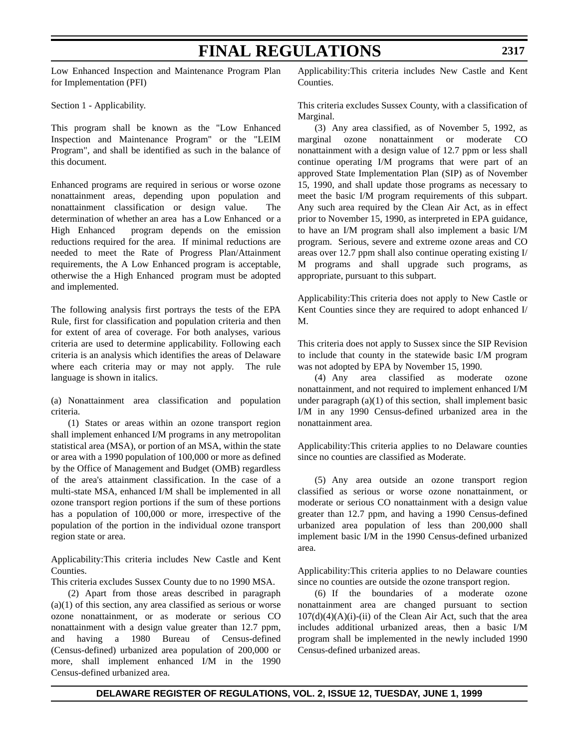Low Enhanced Inspection and Maintenance Program Plan for Implementation (PFI)

Section 1 - Applicability.

This program shall be known as the "Low Enhanced Inspection and Maintenance Program" or the "LEIM Program", and shall be identified as such in the balance of this document.

Enhanced programs are required in serious or worse ozone nonattainment areas, depending upon population and nonattainment classification or design value. The determination of whether an area has a Low Enhanced or a High Enhanced program depends on the emission reductions required for the area. If minimal reductions are needed to meet the Rate of Progress Plan/Attainment requirements, the A Low Enhanced program is acceptable, otherwise the a High Enhanced program must be adopted and implemented.

The following analysis first portrays the tests of the EPA Rule, first for classification and population criteria and then for extent of area of coverage. For both analyses, various criteria are used to determine applicability. Following each criteria is an analysis which identifies the areas of Delaware where each criteria may or may not apply. The rule language is shown in italics.

(a) Nonattainment area classification and population criteria.

(1) States or areas within an ozone transport region shall implement enhanced I/M programs in any metropolitan statistical area (MSA), or portion of an MSA, within the state or area with a 1990 population of 100,000 or more as defined by the Office of Management and Budget (OMB) regardless of the area's attainment classification. In the case of a multi-state MSA, enhanced I/M shall be implemented in all ozone transport region portions if the sum of these portions has a population of 100,000 or more, irrespective of the population of the portion in the individual ozone transport region state or area.

Applicability:This criteria includes New Castle and Kent Counties.

This criteria excludes Sussex County due to no 1990 MSA.

(2) Apart from those areas described in paragraph (a)(1) of this section, any area classified as serious or worse ozone nonattainment, or as moderate or serious CO nonattainment with a design value greater than 12.7 ppm, and having a 1980 Bureau of Census-defined (Census-defined) urbanized area population of 200,000 or more, shall implement enhanced I/M in the 1990 Census-defined urbanized area.

Applicability:This criteria includes New Castle and Kent Counties.

This criteria excludes Sussex County, with a classification of Marginal.

(3) Any area classified, as of November 5, 1992, as marginal ozone nonattainment or moderate CO nonattainment with a design value of 12.7 ppm or less shall continue operating I/M programs that were part of an approved State Implementation Plan (SIP) as of November 15, 1990, and shall update those programs as necessary to meet the basic I/M program requirements of this subpart. Any such area required by the Clean Air Act, as in effect prior to November 15, 1990, as interpreted in EPA guidance, to have an I/M program shall also implement a basic I/M program. Serious, severe and extreme ozone areas and CO areas over 12.7 ppm shall also continue operating existing I/M programs and shall upgrade such programs, as appropriate, pursuant to this subpart.

Applicability:This criteria does not apply to New Castle or Kent Counties since they are required to adopt enhanced I/M.

This criteria does not apply to Sussex since the SIP Revision to include that county in the statewide basic I/M program was not adopted by EPA by November 15, 1990.

(4) Any area classified as moderate ozone nonattainment, and not required to implement enhanced I/M under paragraph (a)(1) of this section, shall implement basic I/M in any 1990 Census-defined urbanized area in the nonattainment area.

Applicability:This criteria applies to no Delaware counties since no counties are classified as Moderate.

(5) Any area outside an ozone transport region classified as serious or worse ozone nonattainment, or moderate or serious CO nonattainment with a design value greater than 12.7 ppm, and having a 1990 Census-defined urbanized area population of less than 200,000 shall implement basic I/M in the 1990 Census-defined urbanized area.

Applicability:This criteria applies to no Delaware counties since no counties are outside the ozone transport region.

(6) If the boundaries of a moderate ozone nonattainment area are changed pursuant to section 107(d)(4)(A)(i)-(ii) of the Clean Air Act, such that the area includes additional urbanized areas, then a basic I/M program shall be implemented in the newly included 1990 Census-defined urbanized areas.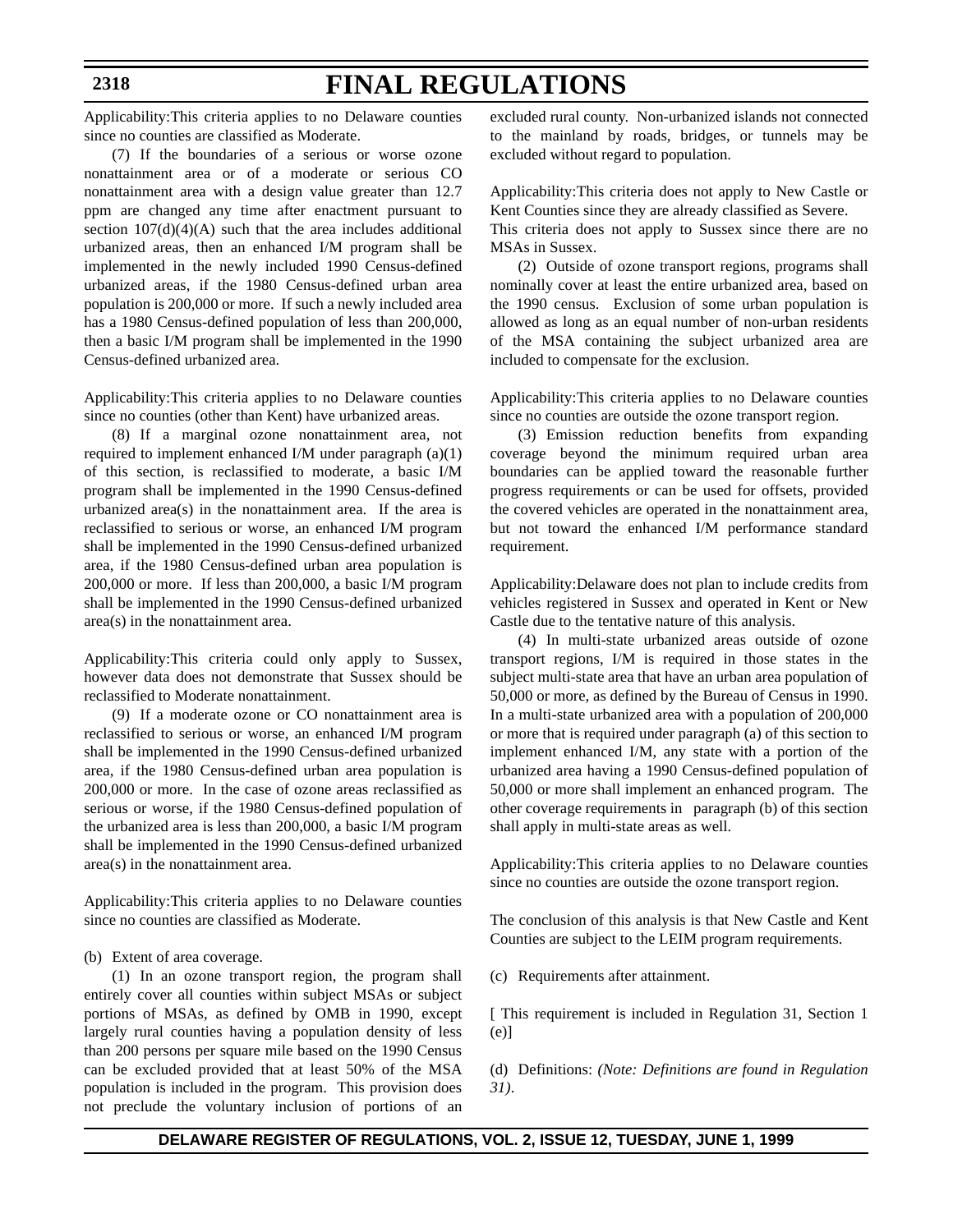Applicability:This criteria applies to no Delaware counties since no counties are classified as Moderate.

(7) If the boundaries of a serious or worse ozone nonattainment area or of a moderate or serious CO nonattainment area with a design value greater than 12.7 ppm are changed any time after enactment pursuant to section 107(d)(4)(A) such that the area includes additional urbanized areas, then an enhanced I/M program shall be implemented in the newly included 1990 Census-defined urbanized areas, if the 1980 Census-defined urban area population is 200,000 or more. If such a newly included area has a 1980 Census-defined population of less than 200,000, then a basic I/M program shall be implemented in the 1990 Census-defined urbanized area.

Applicability:This criteria applies to no Delaware counties since no counties (other than Kent) have urbanized areas.

(8) If a marginal ozone nonattainment area, not required to implement enhanced I/M under paragraph (a)(1) of this section, is reclassified to moderate, a basic I/M program shall be implemented in the 1990 Census-defined urbanized area(s) in the nonattainment area. If the area is reclassified to serious or worse, an enhanced I/M program shall be implemented in the 1990 Census-defined urbanized area, if the 1980 Census-defined urban area population is 200,000 or more. If less than 200,000, a basic I/M program shall be implemented in the 1990 Census-defined urbanized area(s) in the nonattainment area.

Applicability:This criteria could only apply to Sussex, however data does not demonstrate that Sussex should be reclassified to Moderate nonattainment.

(9) If a moderate ozone or CO nonattainment area is reclassified to serious or worse, an enhanced I/M program shall be implemented in the 1990 Census-defined urbanized area, if the 1980 Census-defined urban area population is 200,000 or more. In the case of ozone areas reclassified as serious or worse, if the 1980 Census-defined population of the urbanized area is less than 200,000, a basic I/M program shall be implemented in the 1990 Census-defined urbanized area(s) in the nonattainment area.

Applicability:This criteria applies to no Delaware counties since no counties are classified as Moderate.

(b) Extent of area coverage.

(1) In an ozone transport region, the program shall entirely cover all counties within subject MSAs or subject portions of MSAs, as defined by OMB in 1990, except largely rural counties having a population density of less than 200 persons per square mile based on the 1990 Census can be excluded provided that at least 50% of the MSA population is included in the program. This provision does not preclude the voluntary inclusion of portions of an excluded rural county. Non-urbanized islands not connected to the mainland by roads, bridges, or tunnels may be excluded without regard to population.

Applicability:This criteria does not apply to New Castle or Kent Counties since they are already classified as Severe.
This criteria does not apply to Sussex since there are no MSAs in Sussex.

(2) Outside of ozone transport regions, programs shall nominally cover at least the entire urbanized area, based on the 1990 census. Exclusion of some urban population is allowed as long as an equal number of non-urban residents of the MSA containing the subject urbanized area are included to compensate for the exclusion.

Applicability:This criteria applies to no Delaware counties since no counties are outside the ozone transport region.

(3) Emission reduction benefits from expanding coverage beyond the minimum required urban area boundaries can be applied toward the reasonable further progress requirements or can be used for offsets, provided the covered vehicles are operated in the nonattainment area, but not toward the enhanced I/M performance standard requirement.

Applicability:Delaware does not plan to include credits from vehicles registered in Sussex and operated in Kent or New Castle due to the tentative nature of this analysis.

(4) In multi-state urbanized areas outside of ozone transport regions, I/M is required in those states in the subject multi-state area that have an urban area population of 50,000 or more, as defined by the Bureau of Census in 1990. In a multi-state urbanized area with a population of 200,000 or more that is required under paragraph (a) of this section to implement enhanced I/M, any state with a portion of the urbanized area having a 1990 Census-defined population of 50,000 or more shall implement an enhanced program. The other coverage requirements in paragraph (b) of this section shall apply in multi-state areas as well.

Applicability:This criteria applies to no Delaware counties since no counties are outside the ozone transport region.

The conclusion of this analysis is that New Castle and Kent Counties are subject to the LEIM program requirements.

(c) Requirements after attainment.

[ This requirement is included in Regulation 31, Section 1 (e)]

(d) Definitions: *(Note: Definitions are found in Regulation 31)*.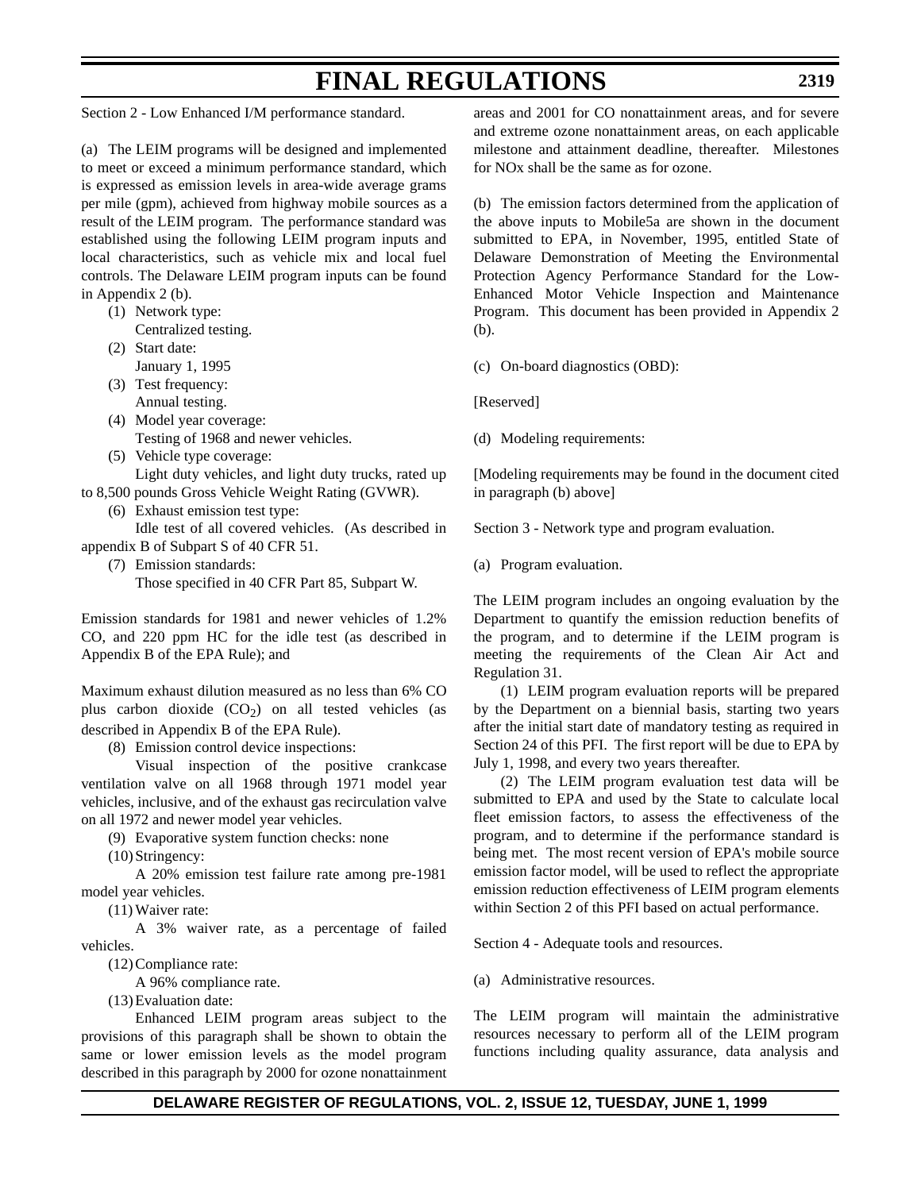Section 2 - Low Enhanced I/M performance standard.

(a) The LEIM programs will be designed and implemented to meet or exceed a minimum performance standard, which is expressed as emission levels in area-wide average grams per mile (gpm), achieved from highway mobile sources as a result of the LEIM program. The performance standard was established using the following LEIM program inputs and local characteristics, such as vehicle mix and local fuel controls. The Delaware LEIM program inputs can be found in Appendix 2 (b).

(1) Network type:
Centralized testing.

(2) Start date:
January 1, 1995

(3) Test frequency:
Annual testing.

(4) Model year coverage:
Testing of 1968 and newer vehicles.

(5) Vehicle type coverage:
Light duty vehicles, and light duty trucks, rated up to 8,500 pounds Gross Vehicle Weight Rating (GVWR).

(6) Exhaust emission test type:
Idle test of all covered vehicles. (As described in appendix B of Subpart S of 40 CFR 51.

(7) Emission standards:
Those specified in 40 CFR Part 85, Subpart W.

Emission standards for 1981 and newer vehicles of 1.2% CO, and 220 ppm HC for the idle test (as described in Appendix B of the EPA Rule); and

Maximum exhaust dilution measured as no less than 6% CO plus carbon dioxide ($CO_2$) on all tested vehicles (as described in Appendix B of the EPA Rule).

(8) Emission control device inspections:
Visual inspection of the positive crankcase ventilation valve on all 1968 through 1971 model year vehicles, inclusive, and of the exhaust gas recirculation valve on all 1972 and newer model year vehicles.

(9) Evaporative system function checks: none

(10) Stringency:
A 20% emission test failure rate among pre-1981 model year vehicles.

(11) Waiver rate:
A 3% waiver rate, as a percentage of failed vehicles.

(12) Compliance rate:
A 96% compliance rate.

(13) Evaluation date:
Enhanced LEIM program areas subject to the provisions of this paragraph shall be shown to obtain the same or lower emission levels as the model program described in this paragraph by 2000 for ozone nonattainment areas and 2001 for CO nonattainment areas, and for severe and extreme ozone nonattainment areas, on each applicable milestone and attainment deadline, thereafter. Milestones for NOx shall be the same as for ozone.

(b) The emission factors determined from the application of the above inputs to Mobile5a are shown in the document submitted to EPA, in November, 1995, entitled State of Delaware Demonstration of Meeting the Environmental Protection Agency Performance Standard for the Low-Enhanced Motor Vehicle Inspection and Maintenance Program. This document has been provided in Appendix 2 (b).

(c) On-board diagnostics (OBD):

[Reserved]

(d) Modeling requirements:

[Modeling requirements may be found in the document cited in paragraph (b) above]

Section 3 - Network type and program evaluation.

(a) Program evaluation.

The LEIM program includes an ongoing evaluation by the Department to quantify the emission reduction benefits of the program, and to determine if the LEIM program is meeting the requirements of the Clean Air Act and Regulation 31.

(1) LEIM program evaluation reports will be prepared by the Department on a biennial basis, starting two years after the initial start date of mandatory testing as required in Section 24 of this PFI. The first report will be due to EPA by July 1, 1998, and every two years thereafter.

(2) The LEIM program evaluation test data will be submitted to EPA and used by the State to calculate local fleet emission factors, to assess the effectiveness of the program, and to determine if the performance standard is being met. The most recent version of EPA's mobile source emission factor model, will be used to reflect the appropriate emission reduction effectiveness of LEIM program elements within Section 2 of this PFI based on actual performance.

Section 4 - Adequate tools and resources.

(a) Administrative resources.

The LEIM program will maintain the administrative resources necessary to perform all of the LEIM program functions including quality assurance, data analysis and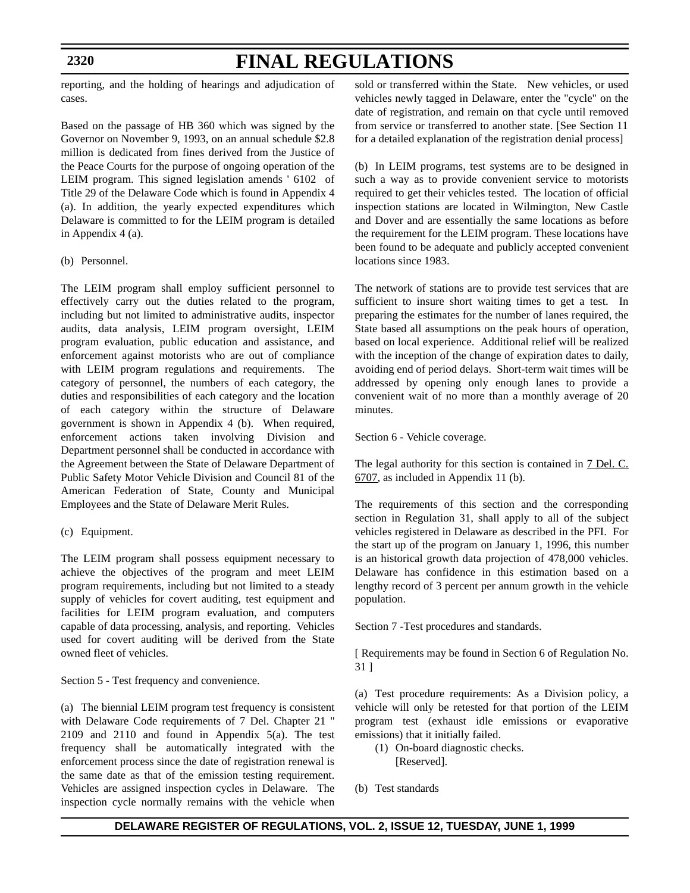reporting, and the holding of hearings and adjudication of cases.

Based on the passage of HB 360 which was signed by the Governor on November 9, 1993, on an annual schedule $2.8 million is dedicated from fines derived from the Justice of the Peace Courts for the purpose of ongoing operation of the LEIM program. This signed legislation amends ' 6102 of Title 29 of the Delaware Code which is found in Appendix 4 (a). In addition, the yearly expected expenditures which Delaware is committed to for the LEIM program is detailed in Appendix 4 (a).

(b) Personnel.

The LEIM program shall employ sufficient personnel to effectively carry out the duties related to the program, including but not limited to administrative audits, inspector audits, data analysis, LEIM program oversight, LEIM program evaluation, public education and assistance, and enforcement against motorists who are out of compliance with LEIM program regulations and requirements. The category of personnel, the numbers of each category, the duties and responsibilities of each category and the location of each category within the structure of Delaware government is shown in Appendix 4 (b). When required, enforcement actions taken involving Division and Department personnel shall be conducted in accordance with the Agreement between the State of Delaware Department of Public Safety Motor Vehicle Division and Council 81 of the American Federation of State, County and Municipal Employees and the State of Delaware Merit Rules.

(c) Equipment.

The LEIM program shall possess equipment necessary to achieve the objectives of the program and meet LEIM program requirements, including but not limited to a steady supply of vehicles for covert auditing, test equipment and facilities for LEIM program evaluation, and computers capable of data processing, analysis, and reporting. Vehicles used for covert auditing will be derived from the State owned fleet of vehicles.

Section 5 - Test frequency and convenience.

(a) The biennial LEIM program test frequency is consistent with Delaware Code requirements of 7 Del. Chapter 21 " 2109 and 2110 and found in Appendix 5(a). The test frequency shall be automatically integrated with the enforcement process since the date of registration renewal is the same date as that of the emission testing requirement. Vehicles are assigned inspection cycles in Delaware. The inspection cycle normally remains with the vehicle when sold or transferred within the State. New vehicles, or used vehicles newly tagged in Delaware, enter the "cycle" on the date of registration, and remain on that cycle until removed from service or transferred to another state. [See Section 11 for a detailed explanation of the registration denial process]

(b) In LEIM programs, test systems are to be designed in such a way as to provide convenient service to motorists required to get their vehicles tested. The location of official inspection stations are located in Wilmington, New Castle and Dover and are essentially the same locations as before the requirement for the LEIM program. These locations have been found to be adequate and publicly accepted convenient locations since 1983.

The network of stations are to provide test services that are sufficient to insure short waiting times to get a test. In preparing the estimates for the number of lanes required, the State based all assumptions on the peak hours of operation, based on local experience. Additional relief will be realized with the inception of the change of expiration dates to daily, avoiding end of period delays. Short-term wait times will be addressed by opening only enough lanes to provide a convenient wait of no more than a monthly average of 20 minutes.

Section 6 - Vehicle coverage.

The legal authority for this section is contained in 7 Del. C. 6707, as included in Appendix 11 (b).

The requirements of this section and the corresponding section in Regulation 31, shall apply to all of the subject vehicles registered in Delaware as described in the PFI. For the start up of the program on January 1, 1996, this number is an historical growth data projection of 478,000 vehicles. Delaware has confidence in this estimation based on a lengthy record of 3 percent per annum growth in the vehicle population.

Section 7 -Test procedures and standards.

[ Requirements may be found in Section 6 of Regulation No. 31 ]

(a) Test procedure requirements: As a Division policy, a vehicle will only be retested for that portion of the LEIM program test (exhaust idle emissions or evaporative emissions) that it initially failed.

(1) On-board diagnostic checks.
[Reserved].

(b) Test standards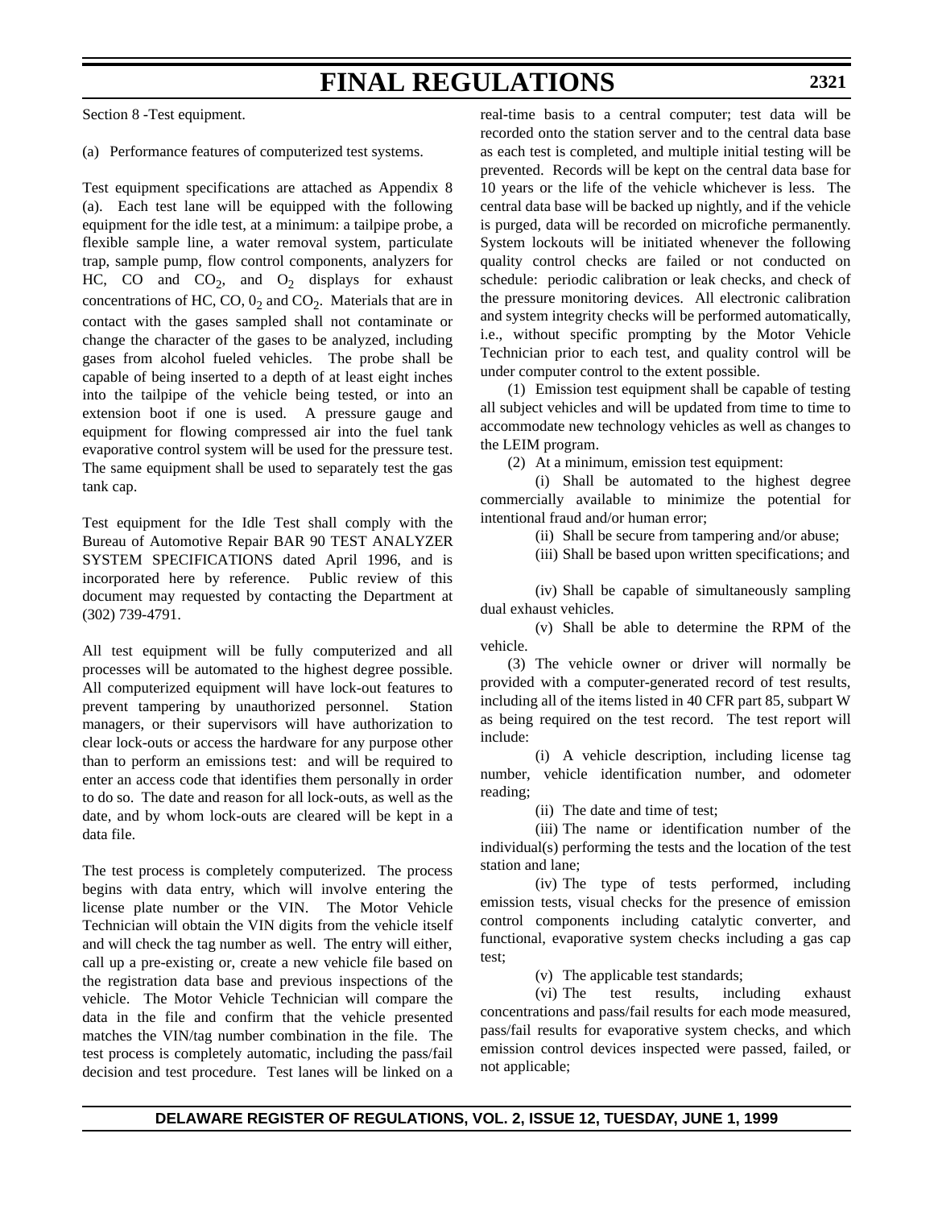Section 8 -Test equipment.

(a) Performance features of computerized test systems.

Test equipment specifications are attached as Appendix 8 (a). Each test lane will be equipped with the following equipment for the idle test, at a minimum: a tailpipe probe, a flexible sample line, a water removal system, particulate trap, sample pump, flow control components, analyzers for HC, CO and $CO_2$, and $O_2$ displays for exhaust concentrations of HC, CO, $0_2$ and $CO_2$. Materials that are in contact with the gases sampled shall not contaminate or change the character of the gases to be analyzed, including gases from alcohol fueled vehicles. The probe shall be capable of being inserted to a depth of at least eight inches into the tailpipe of the vehicle being tested, or into an extension boot if one is used. A pressure gauge and equipment for flowing compressed air into the fuel tank evaporative control system will be used for the pressure test. The same equipment shall be used to separately test the gas tank cap.

Test equipment for the Idle Test shall comply with the Bureau of Automotive Repair BAR 90 TEST ANALYZER SYSTEM SPECIFICATIONS dated April 1996, and is incorporated here by reference. Public review of this document may requested by contacting the Department at (302) 739-4791.

All test equipment will be fully computerized and all processes will be automated to the highest degree possible. All computerized equipment will have lock-out features to prevent tampering by unauthorized personnel. Station managers, or their supervisors will have authorization to clear lock-outs or access the hardware for any purpose other than to perform an emissions test: and will be required to enter an access code that identifies them personally in order to do so. The date and reason for all lock-outs, as well as the date, and by whom lock-outs are cleared will be kept in a data file.

The test process is completely computerized. The process begins with data entry, which will involve entering the license plate number or the VIN. The Motor Vehicle Technician will obtain the VIN digits from the vehicle itself and will check the tag number as well. The entry will either, call up a pre-existing or, create a new vehicle file based on the registration data base and previous inspections of the vehicle. The Motor Vehicle Technician will compare the data in the file and confirm that the vehicle presented matches the VIN/tag number combination in the file. The test process is completely automatic, including the pass/fail decision and test procedure. Test lanes will be linked on a real-time basis to a central computer; test data will be recorded onto the station server and to the central data base as each test is completed, and multiple initial testing will be prevented. Records will be kept on the central data base for 10 years or the life of the vehicle whichever is less. The central data base will be backed up nightly, and if the vehicle is purged, data will be recorded on microfiche permanently. System lockouts will be initiated whenever the following quality control checks are failed or not conducted on schedule: periodic calibration or leak checks, and check of the pressure monitoring devices. All electronic calibration and system integrity checks will be performed automatically, i.e., without specific prompting by the Motor Vehicle Technician prior to each test, and quality control will be under computer control to the extent possible.

(1) Emission test equipment shall be capable of testing all subject vehicles and will be updated from time to time to accommodate new technology vehicles as well as changes to the LEIM program.

(2) At a minimum, emission test equipment:

(i) Shall be automated to the highest degree commercially available to minimize the potential for intentional fraud and/or human error;

(ii) Shall be secure from tampering and/or abuse;

(iii) Shall be based upon written specifications; and

(iv) Shall be capable of simultaneously sampling dual exhaust vehicles.

(v) Shall be able to determine the RPM of the vehicle.

(3) The vehicle owner or driver will normally be provided with a computer-generated record of test results, including all of the items listed in 40 CFR part 85, subpart W as being required on the test record. The test report will include:

(i) A vehicle description, including license tag number, vehicle identification number, and odometer reading;

(ii) The date and time of test;

(iii) The name or identification number of the individual(s) performing the tests and the location of the test station and lane;

(iv) The type of tests performed, including emission tests, visual checks for the presence of emission control components including catalytic converter, and functional, evaporative system checks including a gas cap test;

(v) The applicable test standards;

(vi) The test results, including exhaust concentrations and pass/fail results for each mode measured, pass/fail results for evaporative system checks, and which emission control devices inspected were passed, failed, or not applicable;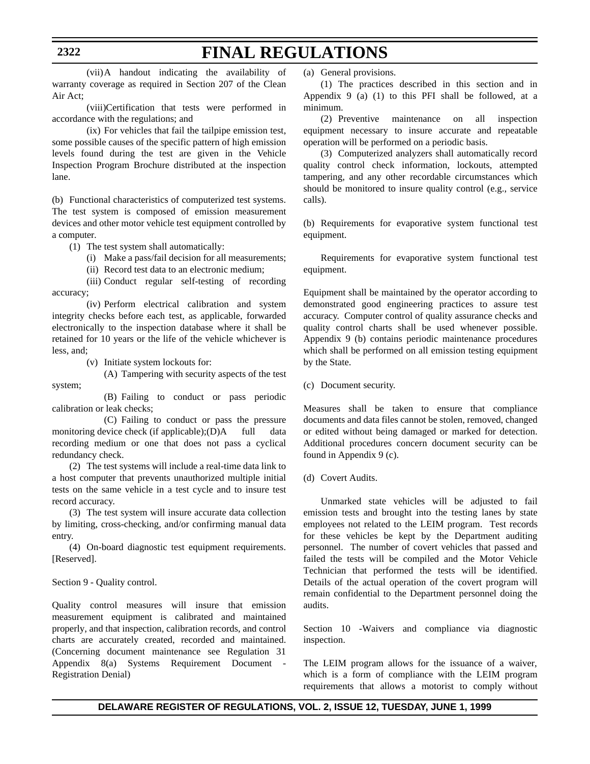(vii) A handout indicating the availability of warranty coverage as required in Section 207 of the Clean Air Act;

(viii) Certification that tests were performed in accordance with the regulations; and

(ix) For vehicles that fail the tailpipe emission test, some possible causes of the specific pattern of high emission levels found during the test are given in the Vehicle Inspection Program Brochure distributed at the inspection lane.

(b) Functional characteristics of computerized test systems. The test system is composed of emission measurement devices and other motor vehicle test equipment controlled by a computer.

(1) The test system shall automatically:

(i) Make a pass/fail decision for all measurements;

(ii) Record test data to an electronic medium;

(iii) Conduct regular self-testing of recording accuracy;

(iv) Perform electrical calibration and system integrity checks before each test, as applicable, forwarded electronically to the inspection database where it shall be retained for 10 years or the life of the vehicle whichever is less, and;

(v) Initiate system lockouts for:

(A) Tampering with security aspects of the test system;

(B) Failing to conduct or pass periodic calibration or leak checks;

(C) Failing to conduct or pass the pressure monitoring device check (if applicable);(D)A full data recording medium or one that does not pass a cyclical redundancy check.

(2) The test systems will include a real-time data link to a host computer that prevents unauthorized multiple initial tests on the same vehicle in a test cycle and to insure test record accuracy.

(3) The test system will insure accurate data collection by limiting, cross-checking, and/or confirming manual data entry.

(4) On-board diagnostic test equipment requirements. [Reserved].

Section 9 - Quality control.

Quality control measures will insure that emission measurement equipment is calibrated and maintained properly, and that inspection, calibration records, and control charts are accurately created, recorded and maintained. (Concerning document maintenance see Regulation 31 Appendix 8(a) Systems Requirement Document - Registration Denial)

(a) General provisions.

(1) The practices described in this section and in Appendix 9 (a) (1) to this PFI shall be followed, at a minimum.

(2) Preventive maintenance on all inspection equipment necessary to insure accurate and repeatable operation will be performed on a periodic basis.

(3) Computerized analyzers shall automatically record quality control check information, lockouts, attempted tampering, and any other recordable circumstances which should be monitored to insure quality control (e.g., service calls).

(b) Requirements for evaporative system functional test equipment.

Requirements for evaporative system functional test equipment.

Equipment shall be maintained by the operator according to demonstrated good engineering practices to assure test accuracy. Computer control of quality assurance checks and quality control charts shall be used whenever possible. Appendix 9 (b) contains periodic maintenance procedures which shall be performed on all emission testing equipment by the State.

(c) Document security.

Measures shall be taken to ensure that compliance documents and data files cannot be stolen, removed, changed or edited without being damaged or marked for detection. Additional procedures concern document security can be found in Appendix 9 (c).

(d) Covert Audits.

Unmarked state vehicles will be adjusted to fail emission tests and brought into the testing lanes by state employees not related to the LEIM program. Test records for these vehicles be kept by the Department auditing personnel. The number of covert vehicles that passed and failed the tests will be compiled and the Motor Vehicle Technician that performed the tests will be identified. Details of the actual operation of the covert program will remain confidential to the Department personnel doing the audits.

Section 10 -Waivers and compliance via diagnostic inspection.

The LEIM program allows for the issuance of a waiver, which is a form of compliance with the LEIM program requirements that allows a motorist to comply without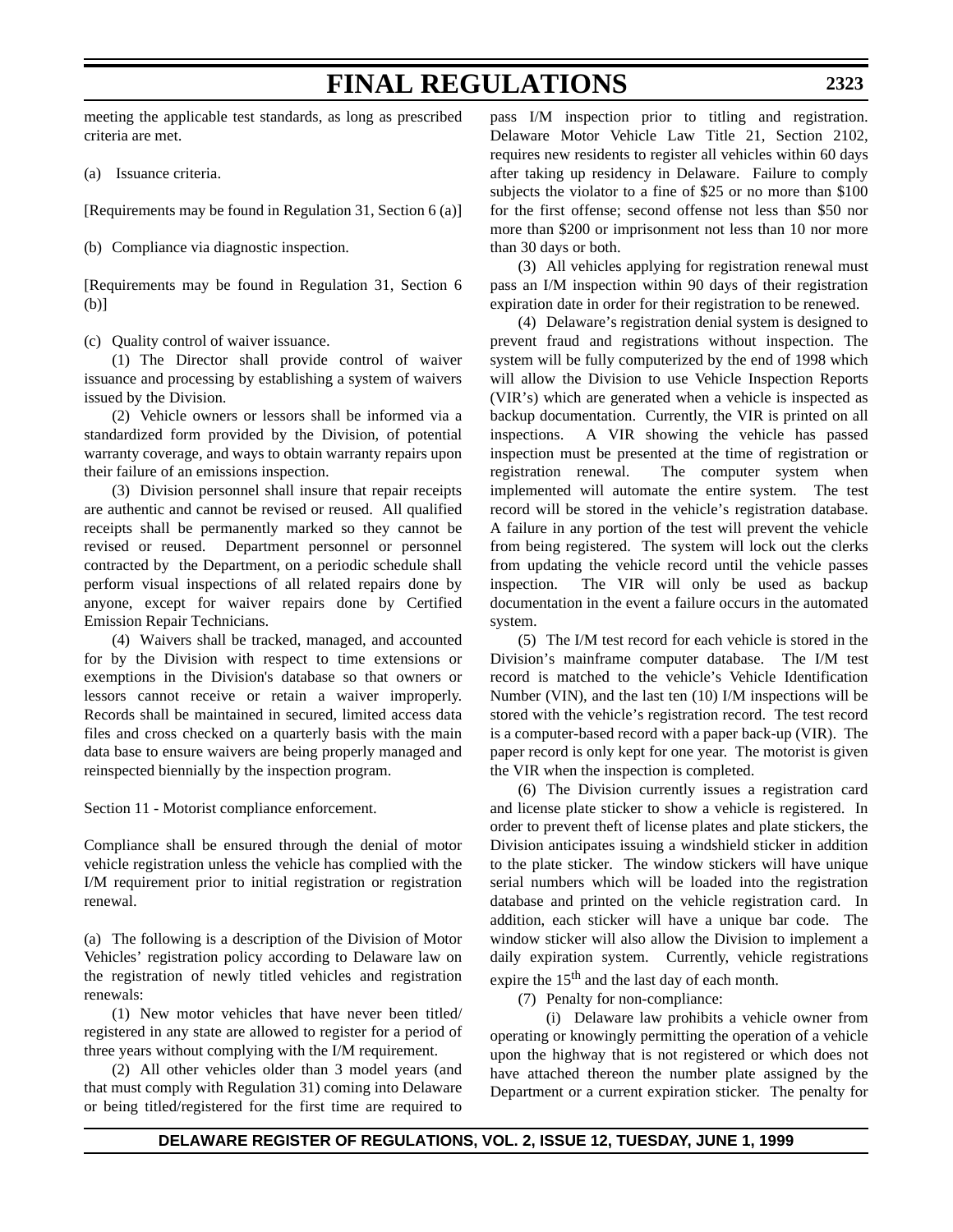meeting the applicable test standards, as long as prescribed criteria are met.

(a) Issuance criteria.

[Requirements may be found in Regulation 31, Section 6 (a)]

(b) Compliance via diagnostic inspection.

[Requirements may be found in Regulation 31, Section 6 (b)]

(c) Quality control of waiver issuance.

(1) The Director shall provide control of waiver issuance and processing by establishing a system of waivers issued by the Division.

(2) Vehicle owners or lessors shall be informed via a standardized form provided by the Division, of potential warranty coverage, and ways to obtain warranty repairs upon their failure of an emissions inspection.

(3) Division personnel shall insure that repair receipts are authentic and cannot be revised or reused. All qualified receipts shall be permanently marked so they cannot be revised or reused. Department personnel or personnel contracted by the Department, on a periodic schedule shall perform visual inspections of all related repairs done by anyone, except for waiver repairs done by Certified Emission Repair Technicians.

(4) Waivers shall be tracked, managed, and accounted for by the Division with respect to time extensions or exemptions in the Division's database so that owners or lessors cannot receive or retain a waiver improperly. Records shall be maintained in secured, limited access data files and cross checked on a quarterly basis with the main data base to ensure waivers are being properly managed and reinspected biennially by the inspection program.

Section 11 - Motorist compliance enforcement.

Compliance shall be ensured through the denial of motor vehicle registration unless the vehicle has complied with the I/M requirement prior to initial registration or registration renewal.

(a) The following is a description of the Division of Motor Vehicles' registration policy according to Delaware law on the registration of newly titled vehicles and registration renewals:

(1) New motor vehicles that have never been titled/registered in any state are allowed to register for a period of three years without complying with the I/M requirement.

(2) All other vehicles older than 3 model years (and that must comply with Regulation 31) coming into Delaware or being titled/registered for the first time are required to pass I/M inspection prior to titling and registration. Delaware Motor Vehicle Law Title 21, Section 2102, requires new residents to register all vehicles within 60 days after taking up residency in Delaware. Failure to comply subjects the violator to a fine of $25 or no more than $100 for the first offense; second offense not less than $50 nor more than $200 or imprisonment not less than 10 nor more than 30 days or both.

(3) All vehicles applying for registration renewal must pass an I/M inspection within 90 days of their registration expiration date in order for their registration to be renewed.

(4) Delaware's registration denial system is designed to prevent fraud and registrations without inspection. The system will be fully computerized by the end of 1998 which will allow the Division to use Vehicle Inspection Reports (VIR's) which are generated when a vehicle is inspected as backup documentation. Currently, the VIR is printed on all inspections. A VIR showing the vehicle has passed inspection must be presented at the time of registration or registration renewal. The computer system when implemented will automate the entire system. The test record will be stored in the vehicle's registration database. A failure in any portion of the test will prevent the vehicle from being registered. The system will lock out the clerks from updating the vehicle record until the vehicle passes inspection. The VIR will only be used as backup documentation in the event a failure occurs in the automated system.

(5) The I/M test record for each vehicle is stored in the Division's mainframe computer database. The I/M test record is matched to the vehicle's Vehicle Identification Number (VIN), and the last ten (10) I/M inspections will be stored with the vehicle's registration record. The test record is a computer-based record with a paper back-up (VIR). The paper record is only kept for one year. The motorist is given the VIR when the inspection is completed.

(6) The Division currently issues a registration card and license plate sticker to show a vehicle is registered. In order to prevent theft of license plates and plate stickers, the Division anticipates issuing a windshield sticker in addition to the plate sticker. The window stickers will have unique serial numbers which will be loaded into the registration database and printed on the vehicle registration card. In addition, each sticker will have a unique bar code. The window sticker will also allow the Division to implement a daily expiration system. Currently, vehicle registrations expire the 15th and the last day of each month.

(7) Penalty for non-compliance:

(i) Delaware law prohibits a vehicle owner from operating or knowingly permitting the operation of a vehicle upon the highway that is not registered or which does not have attached thereon the number plate assigned by the Department or a current expiration sticker. The penalty for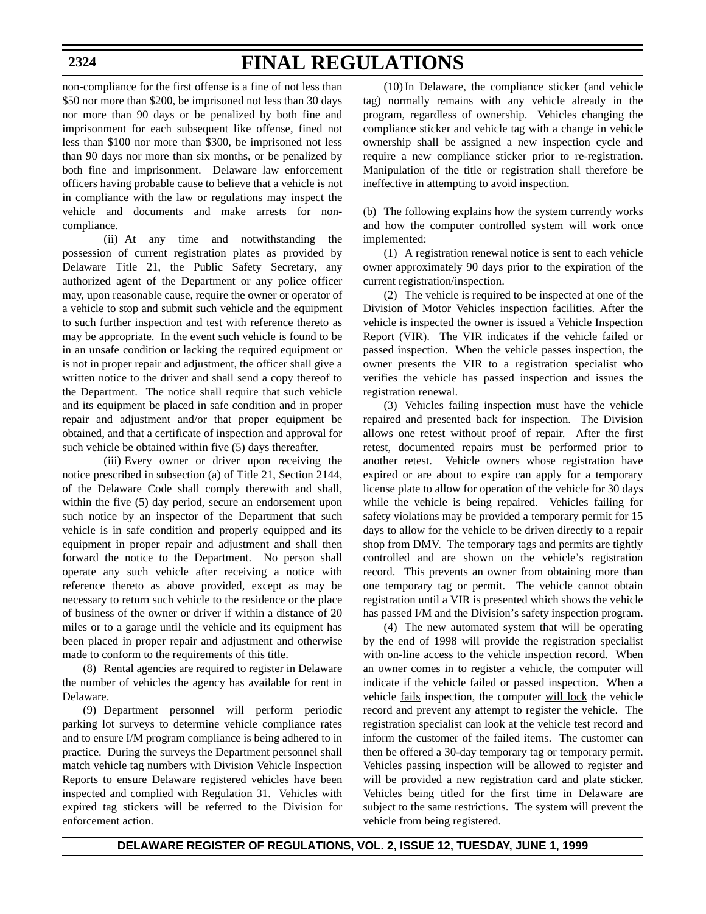non-compliance for the first offense is a fine of not less than $50 nor more than $200, be imprisoned not less than 30 days nor more than 90 days or be penalized by both fine and imprisonment for each subsequent like offense, fined not less than $100 nor more than $300, be imprisoned not less than 90 days nor more than six months, or be penalized by both fine and imprisonment. Delaware law enforcement officers having probable cause to believe that a vehicle is not in compliance with the law or regulations may inspect the vehicle and documents and make arrests for non-compliance.

(ii) At any time and notwithstanding the possession of current registration plates as provided by Delaware Title 21, the Public Safety Secretary, any authorized agent of the Department or any police officer may, upon reasonable cause, require the owner or operator of a vehicle to stop and submit such vehicle and the equipment to such further inspection and test with reference thereto as may be appropriate. In the event such vehicle is found to be in an unsafe condition or lacking the required equipment or is not in proper repair and adjustment, the officer shall give a written notice to the driver and shall send a copy thereof to the Department. The notice shall require that such vehicle and its equipment be placed in safe condition and in proper repair and adjustment and/or that proper equipment be obtained, and that a certificate of inspection and approval for such vehicle be obtained within five (5) days thereafter.

(iii) Every owner or driver upon receiving the notice prescribed in subsection (a) of Title 21, Section 2144, of the Delaware Code shall comply therewith and shall, within the five (5) day period, secure an endorsement upon such notice by an inspector of the Department that such vehicle is in safe condition and properly equipped and its equipment in proper repair and adjustment and shall then forward the notice to the Department. No person shall operate any such vehicle after receiving a notice with reference thereto as above provided, except as may be necessary to return such vehicle to the residence or the place of business of the owner or driver if within a distance of 20 miles or to a garage until the vehicle and its equipment has been placed in proper repair and adjustment and otherwise made to conform to the requirements of this title.

(8) Rental agencies are required to register in Delaware the number of vehicles the agency has available for rent in Delaware.

(9) Department personnel will perform periodic parking lot surveys to determine vehicle compliance rates and to ensure I/M program compliance is being adhered to in practice. During the surveys the Department personnel shall match vehicle tag numbers with Division Vehicle Inspection Reports to ensure Delaware registered vehicles have been inspected and complied with Regulation 31. Vehicles with expired tag stickers will be referred to the Division for enforcement action.

(10) In Delaware, the compliance sticker (and vehicle tag) normally remains with any vehicle already in the program, regardless of ownership. Vehicles changing the compliance sticker and vehicle tag with a change in vehicle ownership shall be assigned a new inspection cycle and require a new compliance sticker prior to re-registration. Manipulation of the title or registration shall therefore be ineffective in attempting to avoid inspection.

(b) The following explains how the system currently works and how the computer controlled system will work once implemented:

(1) A registration renewal notice is sent to each vehicle owner approximately 90 days prior to the expiration of the current registration/inspection.

(2) The vehicle is required to be inspected at one of the Division of Motor Vehicles inspection facilities. After the vehicle is inspected the owner is issued a Vehicle Inspection Report (VIR). The VIR indicates if the vehicle failed or passed inspection. When the vehicle passes inspection, the owner presents the VIR to a registration specialist who verifies the vehicle has passed inspection and issues the registration renewal.

(3) Vehicles failing inspection must have the vehicle repaired and presented back for inspection. The Division allows one retest without proof of repair. After the first retest, documented repairs must be performed prior to another retest. Vehicle owners whose registration have expired or are about to expire can apply for a temporary license plate to allow for operation of the vehicle for 30 days while the vehicle is being repaired. Vehicles failing for safety violations may be provided a temporary permit for 15 days to allow for the vehicle to be driven directly to a repair shop from DMV. The temporary tags and permits are tightly controlled and are shown on the vehicle's registration record. This prevents an owner from obtaining more than one temporary tag or permit. The vehicle cannot obtain registration until a VIR is presented which shows the vehicle has passed I/M and the Division's safety inspection program.

(4) The new automated system that will be operating by the end of 1998 will provide the registration specialist with on-line access to the vehicle inspection record. When an owner comes in to register a vehicle, the computer will indicate if the vehicle failed or passed inspection. When a vehicle <u>fails</u> inspection, the computer <u>will lock</u> the vehicle record and <u>prevent</u> any attempt to <u>register</u> the vehicle. The registration specialist can look at the vehicle test record and inform the customer of the failed items. The customer can then be offered a 30-day temporary tag or temporary permit. Vehicles passing inspection will be allowed to register and will be provided a new registration card and plate sticker. Vehicles being titled for the first time in Delaware are subject to the same restrictions. The system will prevent the vehicle from being registered.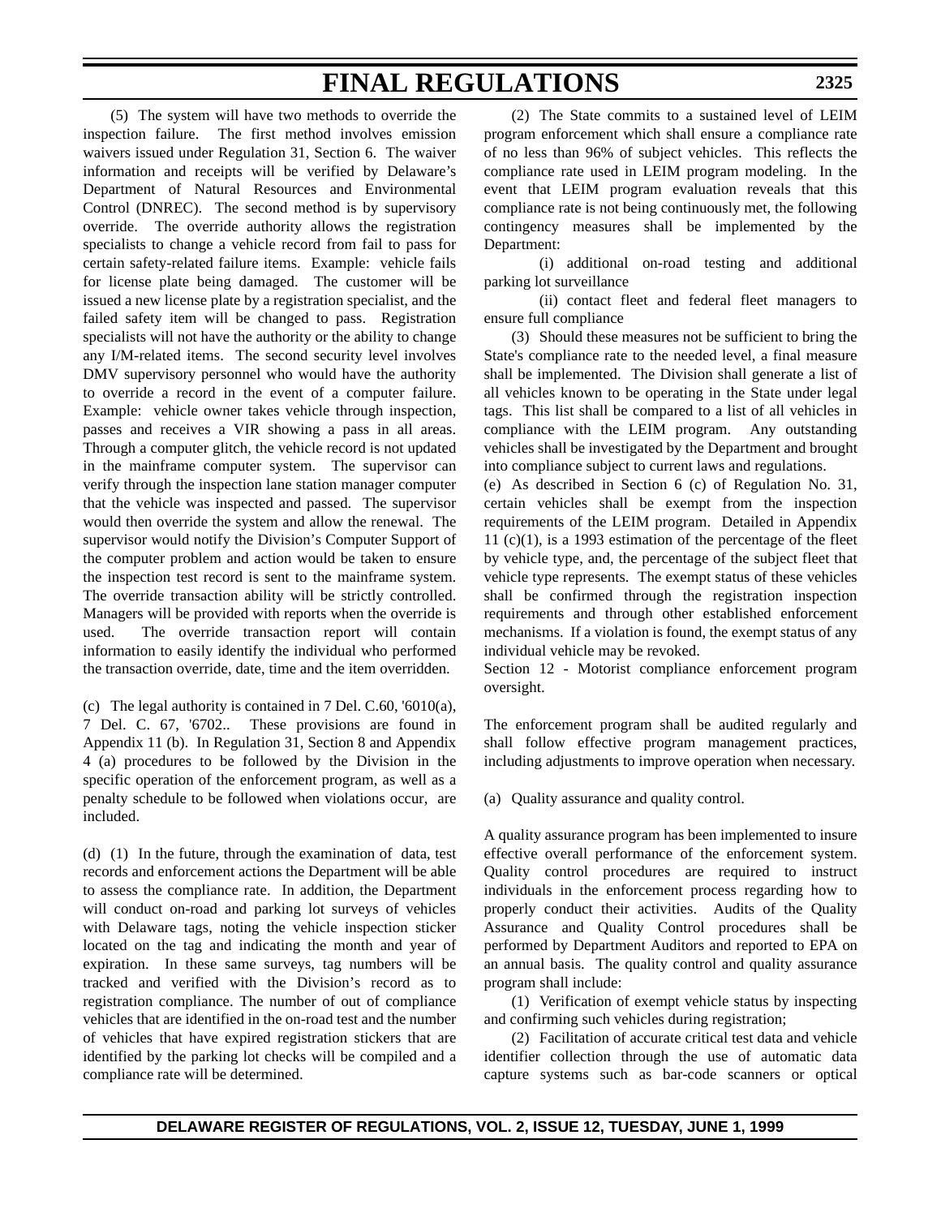(5) The system will have two methods to override the inspection failure. The first method involves emission waivers issued under Regulation 31, Section 6. The waiver information and receipts will be verified by Delaware's Department of Natural Resources and Environmental Control (DNREC). The second method is by supervisory override. The override authority allows the registration specialists to change a vehicle record from fail to pass for certain safety-related failure items. Example: vehicle fails for license plate being damaged. The customer will be issued a new license plate by a registration specialist, and the failed safety item will be changed to pass. Registration specialists will not have the authority or the ability to change any I/M-related items. The second security level involves DMV supervisory personnel who would have the authority to override a record in the event of a computer failure. Example: vehicle owner takes vehicle through inspection, passes and receives a VIR showing a pass in all areas. Through a computer glitch, the vehicle record is not updated in the mainframe computer system. The supervisor can verify through the inspection lane station manager computer that the vehicle was inspected and passed. The supervisor would then override the system and allow the renewal. The supervisor would notify the Division's Computer Support of the computer problem and action would be taken to ensure the inspection test record is sent to the mainframe system. The override transaction ability will be strictly controlled. Managers will be provided with reports when the override is used. The override transaction report will contain information to easily identify the individual who performed the transaction override, date, time and the item overridden.

(c) The legal authority is contained in 7 Del. C.60, '6010(a), 7 Del. C. 67, '6702.. These provisions are found in Appendix 11 (b). In Regulation 31, Section 8 and Appendix 4 (a) procedures to be followed by the Division in the specific operation of the enforcement program, as well as a penalty schedule to be followed when violations occur, are included.

(d) (1) In the future, through the examination of data, test records and enforcement actions the Department will be able to assess the compliance rate. In addition, the Department will conduct on-road and parking lot surveys of vehicles with Delaware tags, noting the vehicle inspection sticker located on the tag and indicating the month and year of expiration. In these same surveys, tag numbers will be tracked and verified with the Division's record as to registration compliance. The number of out of compliance vehicles that are identified in the on-road test and the number of vehicles that have expired registration stickers that are identified by the parking lot checks will be compiled and a compliance rate will be determined.

(2) The State commits to a sustained level of LEIM program enforcement which shall ensure a compliance rate of no less than 96% of subject vehicles. This reflects the compliance rate used in LEIM program modeling. In the event that LEIM program evaluation reveals that this compliance rate is not being continuously met, the following contingency measures shall be implemented by the Department:

(i) additional on-road testing and additional parking lot surveillance

(ii) contact fleet and federal fleet managers to ensure full compliance

(3) Should these measures not be sufficient to bring the State's compliance rate to the needed level, a final measure shall be implemented. The Division shall generate a list of all vehicles known to be operating in the State under legal tags. This list shall be compared to a list of all vehicles in compliance with the LEIM program. Any outstanding vehicles shall be investigated by the Department and brought into compliance subject to current laws and regulations.

(e) As described in Section 6 (c) of Regulation No. 31, certain vehicles shall be exempt from the inspection requirements of the LEIM program. Detailed in Appendix 11 (c)(1), is a 1993 estimation of the percentage of the fleet by vehicle type, and, the percentage of the subject fleet that vehicle type represents. The exempt status of these vehicles shall be confirmed through the registration inspection requirements and through other established enforcement mechanisms. If a violation is found, the exempt status of any individual vehicle may be revoked.

Section 12 - Motorist compliance enforcement program oversight.

The enforcement program shall be audited regularly and shall follow effective program management practices, including adjustments to improve operation when necessary.

(a) Quality assurance and quality control.

A quality assurance program has been implemented to insure effective overall performance of the enforcement system. Quality control procedures are required to instruct individuals in the enforcement process regarding how to properly conduct their activities. Audits of the Quality Assurance and Quality Control procedures shall be performed by Department Auditors and reported to EPA on an annual basis. The quality control and quality assurance program shall include:

(1) Verification of exempt vehicle status by inspecting and confirming such vehicles during registration;

(2) Facilitation of accurate critical test data and vehicle identifier collection through the use of automatic data capture systems such as bar-code scanners or optical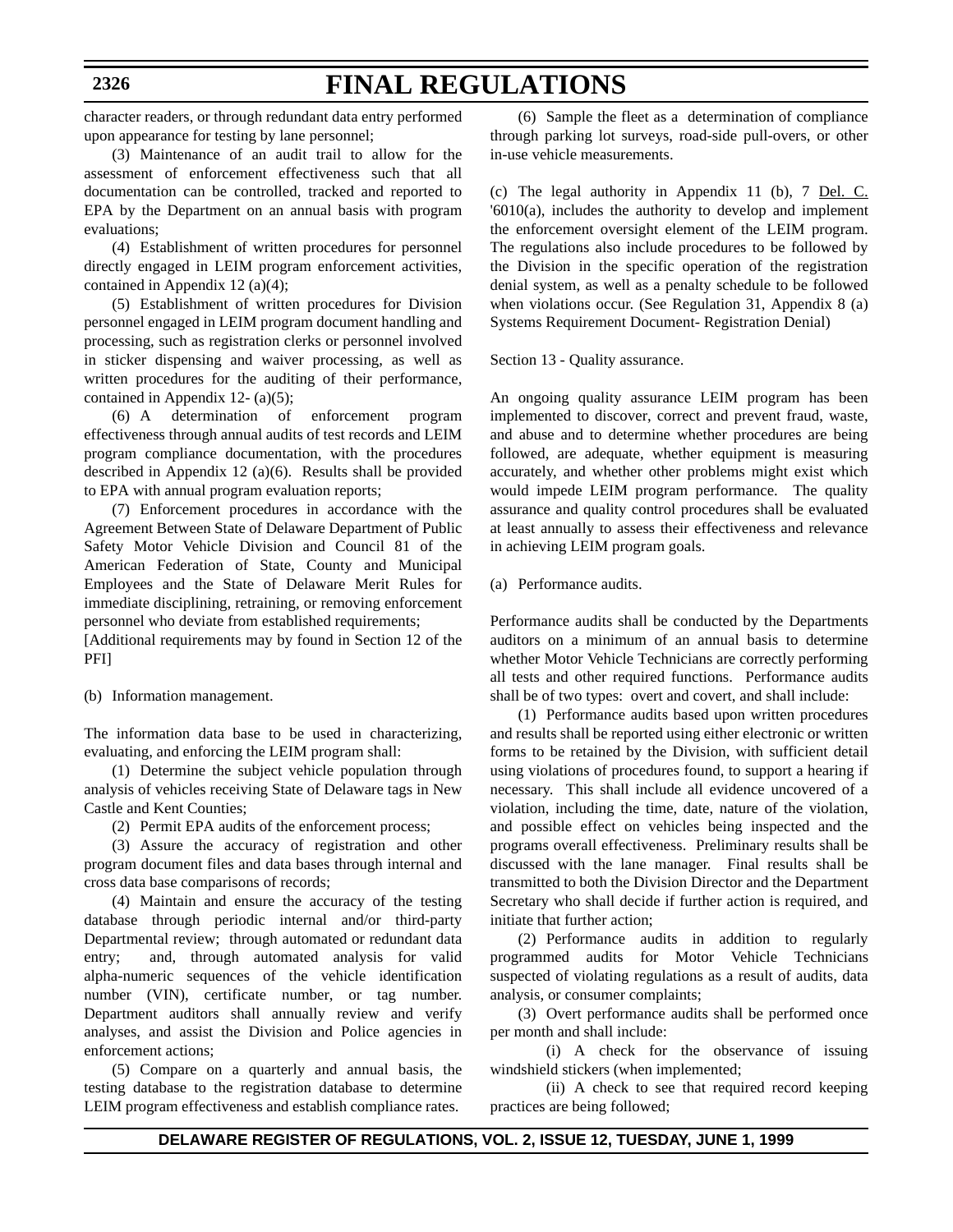character readers, or through redundant data entry performed upon appearance for testing by lane personnel;

(3) Maintenance of an audit trail to allow for the assessment of enforcement effectiveness such that all documentation can be controlled, tracked and reported to EPA by the Department on an annual basis with program evaluations;

(4) Establishment of written procedures for personnel directly engaged in LEIM program enforcement activities, contained in Appendix 12 (a)(4);

(5) Establishment of written procedures for Division personnel engaged in LEIM program document handling and processing, such as registration clerks or personnel involved in sticker dispensing and waiver processing, as well as written procedures for the auditing of their performance, contained in Appendix 12- (a)(5);

(6) A determination of enforcement program effectiveness through annual audits of test records and LEIM program compliance documentation, with the procedures described in Appendix 12 (a)(6). Results shall be provided to EPA with annual program evaluation reports;

(7) Enforcement procedures in accordance with the Agreement Between State of Delaware Department of Public Safety Motor Vehicle Division and Council 81 of the American Federation of State, County and Municipal Employees and the State of Delaware Merit Rules for immediate disciplining, retraining, or removing enforcement personnel who deviate from established requirements;

[Additional requirements may by found in Section 12 of the PFI]

(b) Information management.

The information data base to be used in characterizing, evaluating, and enforcing the LEIM program shall:

(1) Determine the subject vehicle population through analysis of vehicles receiving State of Delaware tags in New Castle and Kent Counties;

(2) Permit EPA audits of the enforcement process;

(3) Assure the accuracy of registration and other program document files and data bases through internal and cross data base comparisons of records;

(4) Maintain and ensure the accuracy of the testing database through periodic internal and/or third-party Departmental review; through automated or redundant data entry; and, through automated analysis for valid alpha-numeric sequences of the vehicle identification number (VIN), certificate number, or tag number. Department auditors shall annually review and verify analyses, and assist the Division and Police agencies in enforcement actions;

(5) Compare on a quarterly and annual basis, the testing database to the registration database to determine LEIM program effectiveness and establish compliance rates.

(6) Sample the fleet as a determination of compliance through parking lot surveys, road-side pull-overs, or other in-use vehicle measurements.

(c) The legal authority in Appendix 11 (b), 7 Del. C. '6010(a), includes the authority to develop and implement the enforcement oversight element of the LEIM program. The regulations also include procedures to be followed by the Division in the specific operation of the registration denial system, as well as a penalty schedule to be followed when violations occur. (See Regulation 31, Appendix 8 (a) Systems Requirement Document- Registration Denial)

Section 13 - Quality assurance.

An ongoing quality assurance LEIM program has been implemented to discover, correct and prevent fraud, waste, and abuse and to determine whether procedures are being followed, are adequate, whether equipment is measuring accurately, and whether other problems might exist which would impede LEIM program performance. The quality assurance and quality control procedures shall be evaluated at least annually to assess their effectiveness and relevance in achieving LEIM program goals.

(a) Performance audits.

Performance audits shall be conducted by the Departments auditors on a minimum of an annual basis to determine whether Motor Vehicle Technicians are correctly performing all tests and other required functions. Performance audits shall be of two types: overt and covert, and shall include:

(1) Performance audits based upon written procedures and results shall be reported using either electronic or written forms to be retained by the Division, with sufficient detail using violations of procedures found, to support a hearing if necessary. This shall include all evidence uncovered of a violation, including the time, date, nature of the violation, and possible effect on vehicles being inspected and the programs overall effectiveness. Preliminary results shall be discussed with the lane manager. Final results shall be transmitted to both the Division Director and the Department Secretary who shall decide if further action is required, and initiate that further action;

(2) Performance audits in addition to regularly programmed audits for Motor Vehicle Technicians suspected of violating regulations as a result of audits, data analysis, or consumer complaints;

(3) Overt performance audits shall be performed once per month and shall include:

(i) A check for the observance of issuing windshield stickers (when implemented;

(ii) A check to see that required record keeping practices are being followed;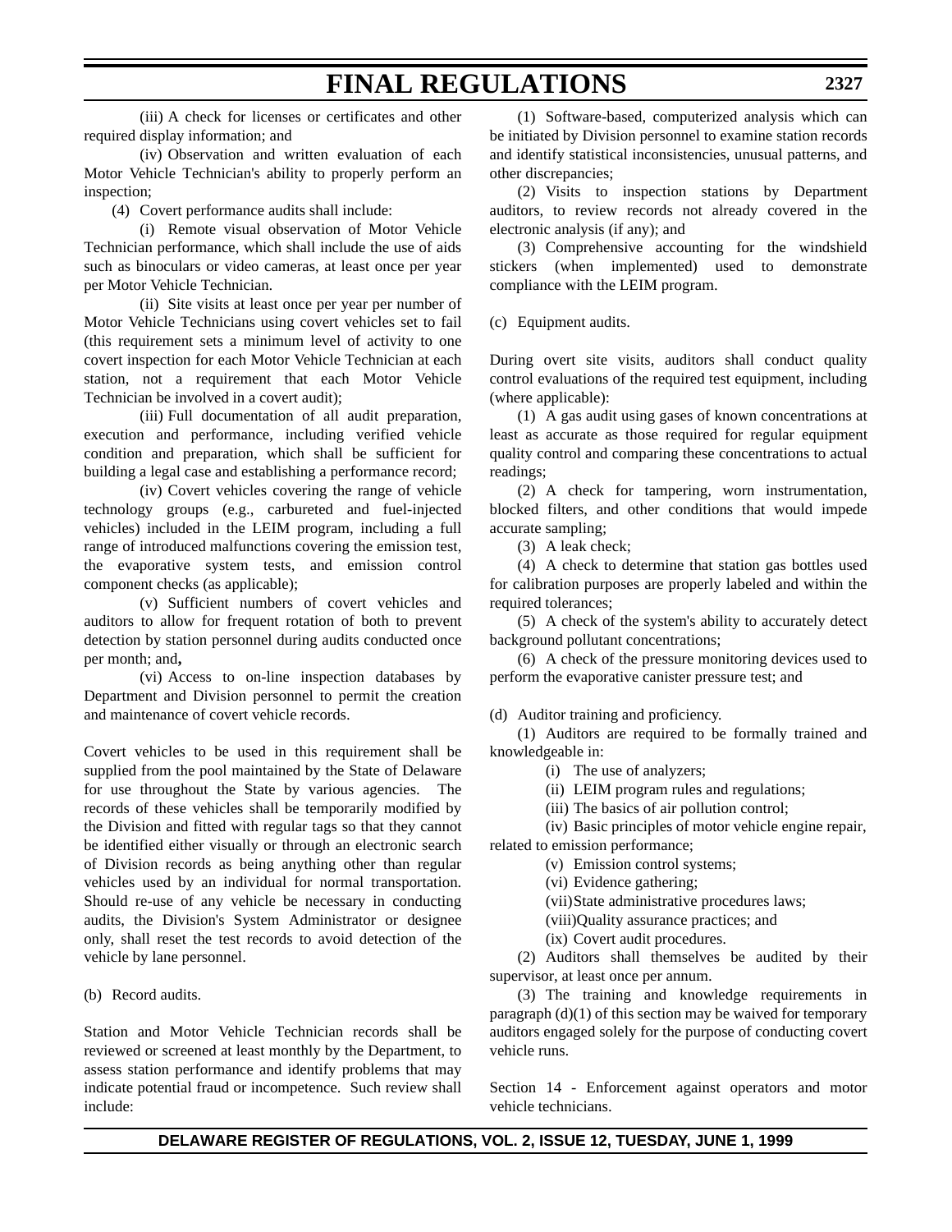(iii) A check for licenses or certificates and other required display information; and

(iv) Observation and written evaluation of each Motor Vehicle Technician's ability to properly perform an inspection;

(4) Covert performance audits shall include:

(i) Remote visual observation of Motor Vehicle Technician performance, which shall include the use of aids such as binoculars or video cameras, at least once per year per Motor Vehicle Technician.

(ii) Site visits at least once per year per number of Motor Vehicle Technicians using covert vehicles set to fail (this requirement sets a minimum level of activity to one covert inspection for each Motor Vehicle Technician at each station, not a requirement that each Motor Vehicle Technician be involved in a covert audit);

(iii) Full documentation of all audit preparation, execution and performance, including verified vehicle condition and preparation, which shall be sufficient for building a legal case and establishing a performance record;

(iv) Covert vehicles covering the range of vehicle technology groups (e.g., carbureted and fuel-injected vehicles) included in the LEIM program, including a full range of introduced malfunctions covering the emission test, the evaporative system tests, and emission control component checks (as applicable);

(v) Sufficient numbers of covert vehicles and auditors to allow for frequent rotation of both to prevent detection by station personnel during audits conducted once per month; and**,**

(vi) Access to on-line inspection databases by Department and Division personnel to permit the creation and maintenance of covert vehicle records.

Covert vehicles to be used in this requirement shall be supplied from the pool maintained by the State of Delaware for use throughout the State by various agencies. The records of these vehicles shall be temporarily modified by the Division and fitted with regular tags so that they cannot be identified either visually or through an electronic search of Division records as being anything other than regular vehicles used by an individual for normal transportation. Should re-use of any vehicle be necessary in conducting audits, the Division's System Administrator or designee only, shall reset the test records to avoid detection of the vehicle by lane personnel.

(b) Record audits.

Station and Motor Vehicle Technician records shall be reviewed or screened at least monthly by the Department, to assess station performance and identify problems that may indicate potential fraud or incompetence. Such review shall include:

(1) Software-based, computerized analysis which can be initiated by Division personnel to examine station records and identify statistical inconsistencies, unusual patterns, and other discrepancies;

(2) Visits to inspection stations by Department auditors, to review records not already covered in the electronic analysis (if any); and

(3) Comprehensive accounting for the windshield stickers (when implemented) used to demonstrate compliance with the LEIM program.

(c) Equipment audits.

During overt site visits, auditors shall conduct quality control evaluations of the required test equipment, including (where applicable):

(1) A gas audit using gases of known concentrations at least as accurate as those required for regular equipment quality control and comparing these concentrations to actual readings;

(2) A check for tampering, worn instrumentation, blocked filters, and other conditions that would impede accurate sampling;

(3) A leak check;

(4) A check to determine that station gas bottles used for calibration purposes are properly labeled and within the required tolerances;

(5) A check of the system's ability to accurately detect background pollutant concentrations;

(6) A check of the pressure monitoring devices used to perform the evaporative canister pressure test; and

(d) Auditor training and proficiency.

(1) Auditors are required to be formally trained and knowledgeable in:

(i) The use of analyzers;

(ii) LEIM program rules and regulations;

(iii) The basics of air pollution control;

(iv) Basic principles of motor vehicle engine repair, related to emission performance;

(v) Emission control systems;

(vi) Evidence gathering;

(vii) State administrative procedures laws;

(viii) Quality assurance practices; and

(ix) Covert audit procedures.

(2) Auditors shall themselves be audited by their supervisor, at least once per annum.

(3) The training and knowledge requirements in paragraph (d)(1) of this section may be waived for temporary auditors engaged solely for the purpose of conducting covert vehicle runs.

Section 14 - Enforcement against operators and motor vehicle technicians.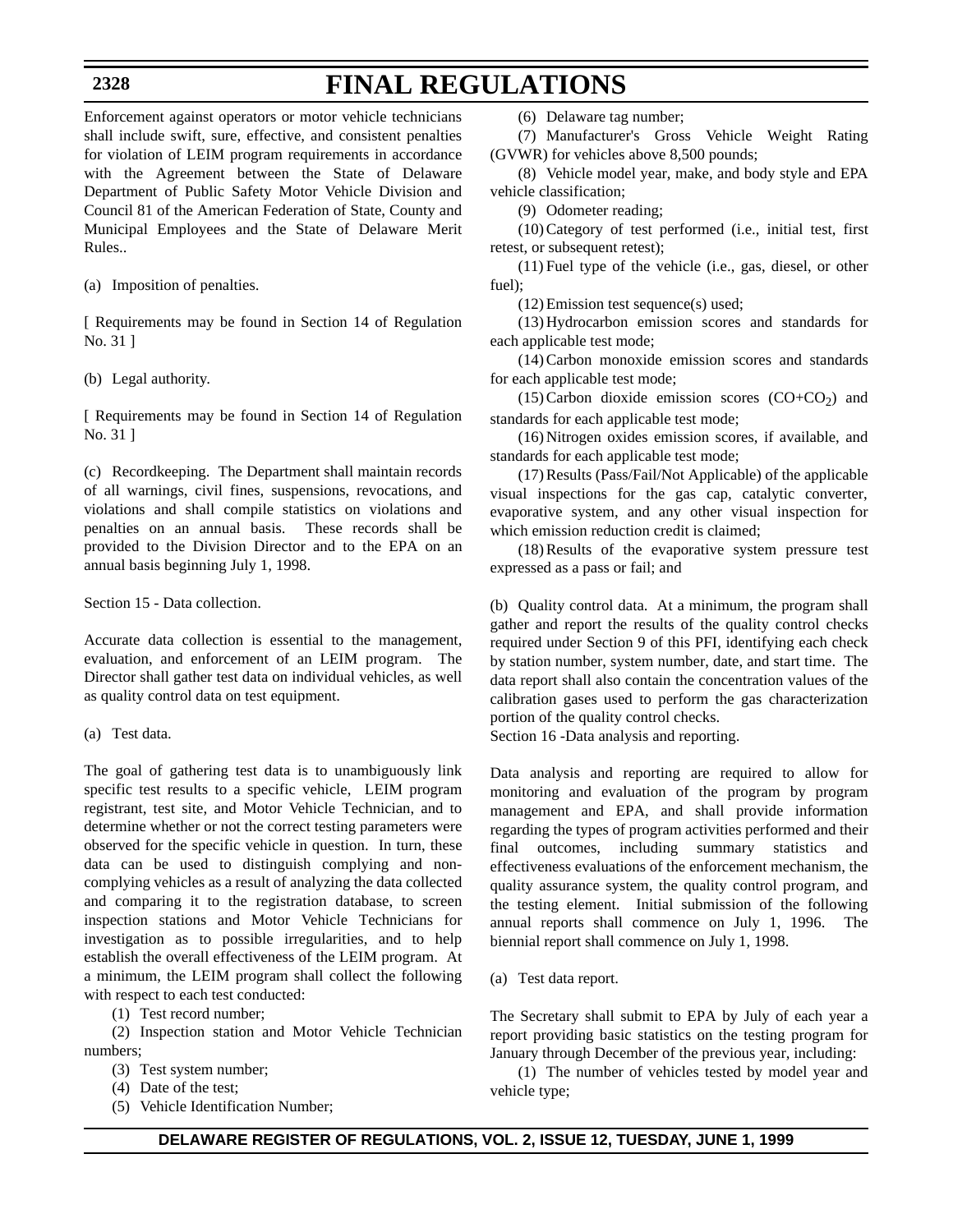Enforcement against operators or motor vehicle technicians shall include swift, sure, effective, and consistent penalties for violation of LEIM program requirements in accordance with the Agreement between the State of Delaware Department of Public Safety Motor Vehicle Division and Council 81 of the American Federation of State, County and Municipal Employees and the State of Delaware Merit Rules..

(a) Imposition of penalties.

[ Requirements may be found in Section 14 of Regulation No. 31 ]

(b) Legal authority.

[ Requirements may be found in Section 14 of Regulation No. 31 ]

(c) Recordkeeping. The Department shall maintain records of all warnings, civil fines, suspensions, revocations, and violations and shall compile statistics on violations and penalties on an annual basis. These records shall be provided to the Division Director and to the EPA on an annual basis beginning July 1, 1998.

Section 15 - Data collection.

Accurate data collection is essential to the management, evaluation, and enforcement of an LEIM program. The Director shall gather test data on individual vehicles, as well as quality control data on test equipment.

(a) Test data.

The goal of gathering test data is to unambiguously link specific test results to a specific vehicle, LEIM program registrant, test site, and Motor Vehicle Technician, and to determine whether or not the correct testing parameters were observed for the specific vehicle in question. In turn, these data can be used to distinguish complying and non-complying vehicles as a result of analyzing the data collected and comparing it to the registration database, to screen inspection stations and Motor Vehicle Technicians for investigation as to possible irregularities, and to help establish the overall effectiveness of the LEIM program. At a minimum, the LEIM program shall collect the following with respect to each test conducted:

(1) Test record number;

(2) Inspection station and Motor Vehicle Technician numbers;

(3) Test system number;

(4) Date of the test;

(5) Vehicle Identification Number;

(6) Delaware tag number;

(7) Manufacturer's Gross Vehicle Weight Rating (GVWR) for vehicles above 8,500 pounds;

(8) Vehicle model year, make, and body style and EPA vehicle classification;

(9) Odometer reading;

(10) Category of test performed (i.e., initial test, first retest, or subsequent retest);

(11) Fuel type of the vehicle (i.e., gas, diesel, or other fuel);

(12) Emission test sequence(s) used;

(13) Hydrocarbon emission scores and standards for each applicable test mode;

(14) Carbon monoxide emission scores and standards for each applicable test mode;

(15) Carbon dioxide emission scores ($CO+CO_2$) and standards for each applicable test mode;

(16) Nitrogen oxides emission scores, if available, and standards for each applicable test mode;

(17) Results (Pass/Fail/Not Applicable) of the applicable visual inspections for the gas cap, catalytic converter, evaporative system, and any other visual inspection for which emission reduction credit is claimed;

(18) Results of the evaporative system pressure test expressed as a pass or fail; and

(b) Quality control data. At a minimum, the program shall gather and report the results of the quality control checks required under Section 9 of this PFI, identifying each check by station number, system number, date, and start time. The data report shall also contain the concentration values of the calibration gases used to perform the gas characterization portion of the quality control checks.

Section 16 -Data analysis and reporting.

Data analysis and reporting are required to allow for monitoring and evaluation of the program by program management and EPA, and shall provide information regarding the types of program activities performed and their final outcomes, including summary statistics and effectiveness evaluations of the enforcement mechanism, the quality assurance system, the quality control program, and the testing element. Initial submission of the following annual reports shall commence on July 1, 1996. The biennial report shall commence on July 1, 1998.

(a) Test data report.

The Secretary shall submit to EPA by July of each year a report providing basic statistics on the testing program for January through December of the previous year, including:

(1) The number of vehicles tested by model year and vehicle type;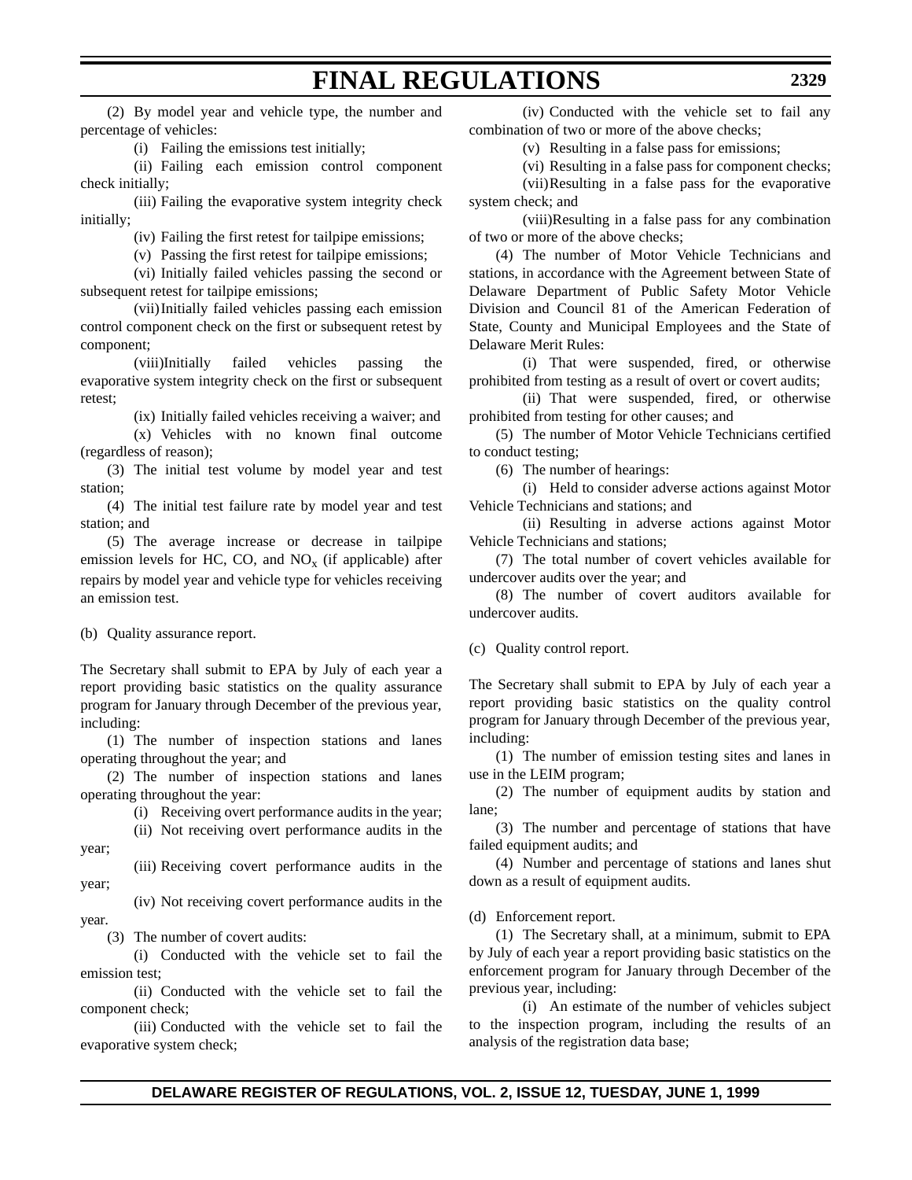(2) By model year and vehicle type, the number and percentage of vehicles:

(i) Failing the emissions test initially;

(ii) Failing each emission control component check initially;

(iii) Failing the evaporative system integrity check initially;

(iv) Failing the first retest for tailpipe emissions;

(v) Passing the first retest for tailpipe emissions;

(vi) Initially failed vehicles passing the second or subsequent retest for tailpipe emissions;

(vii) Initially failed vehicles passing each emission control component check on the first or subsequent retest by component;

(viii) Initially failed vehicles passing the evaporative system integrity check on the first or subsequent retest;

(ix) Initially failed vehicles receiving a waiver; and

(x) Vehicles with no known final outcome (regardless of reason);

(3) The initial test volume by model year and test station;

(4) The initial test failure rate by model year and test station; and

(5) The average increase or decrease in tailpipe emission levels for HC, CO, and $NO_x$ (if applicable) after repairs by model year and vehicle type for vehicles receiving an emission test.

(b) Quality assurance report.

The Secretary shall submit to EPA by July of each year a report providing basic statistics on the quality assurance program for January through December of the previous year, including:

(1) The number of inspection stations and lanes operating throughout the year; and

(2) The number of inspection stations and lanes operating throughout the year:

(i) Receiving overt performance audits in the year;

(ii) Not receiving overt performance audits in the year;

(iii) Receiving covert performance audits in the year;

(iv) Not receiving covert performance audits in the year.

(3) The number of covert audits:

(i) Conducted with the vehicle set to fail the emission test;

(ii) Conducted with the vehicle set to fail the component check;

(iii) Conducted with the vehicle set to fail the evaporative system check;

(iv) Conducted with the vehicle set to fail any combination of two or more of the above checks;

(v) Resulting in a false pass for emissions;

(vi) Resulting in a false pass for component checks;

(vii) Resulting in a false pass for the evaporative system check; and

(viii) Resulting in a false pass for any combination of two or more of the above checks;

(4) The number of Motor Vehicle Technicians and stations, in accordance with the Agreement between State of Delaware Department of Public Safety Motor Vehicle Division and Council 81 of the American Federation of State, County and Municipal Employees and the State of Delaware Merit Rules:

(i) That were suspended, fired, or otherwise prohibited from testing as a result of overt or covert audits;

(ii) That were suspended, fired, or otherwise prohibited from testing for other causes; and

(5) The number of Motor Vehicle Technicians certified to conduct testing;

(6) The number of hearings:

(i) Held to consider adverse actions against Motor Vehicle Technicians and stations; and

(ii) Resulting in adverse actions against Motor Vehicle Technicians and stations;

(7) The total number of covert vehicles available for undercover audits over the year; and

(8) The number of covert auditors available for undercover audits.

(c) Quality control report.

The Secretary shall submit to EPA by July of each year a report providing basic statistics on the quality control program for January through December of the previous year, including:

(1) The number of emission testing sites and lanes in use in the LEIM program;

(2) The number of equipment audits by station and lane;

(3) The number and percentage of stations that have failed equipment audits; and

(4) Number and percentage of stations and lanes shut down as a result of equipment audits.

(d) Enforcement report.

(1) The Secretary shall, at a minimum, submit to EPA by July of each year a report providing basic statistics on the enforcement program for January through December of the previous year, including:

(i) An estimate of the number of vehicles subject to the inspection program, including the results of an analysis of the registration data base;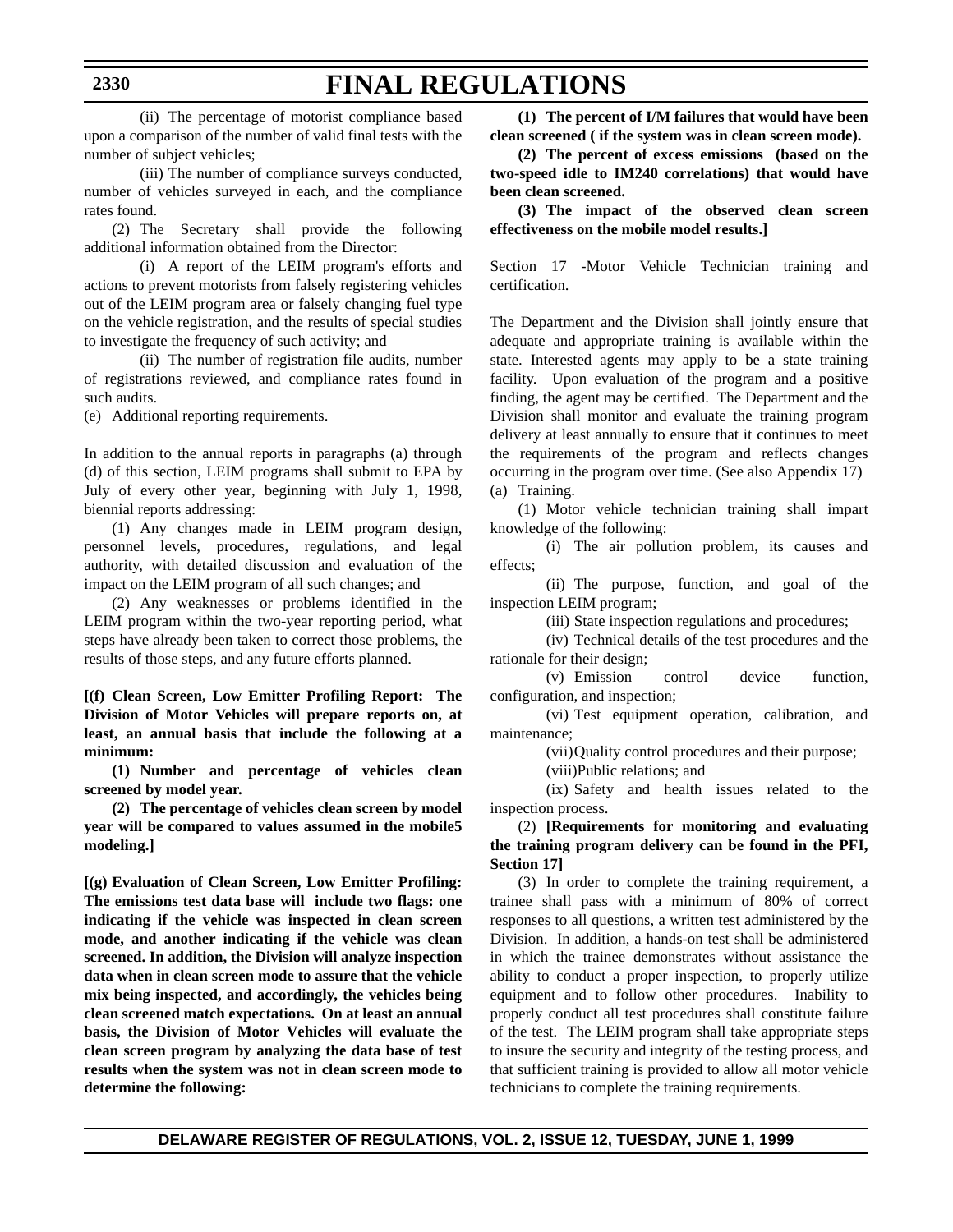(ii) The percentage of motorist compliance based upon a comparison of the number of valid final tests with the number of subject vehicles;

(iii) The number of compliance surveys conducted, number of vehicles surveyed in each, and the compliance rates found.

(2) The Secretary shall provide the following additional information obtained from the Director:

(i) A report of the LEIM program's efforts and actions to prevent motorists from falsely registering vehicles out of the LEIM program area or falsely changing fuel type on the vehicle registration, and the results of special studies to investigate the frequency of such activity; and

(ii) The number of registration file audits, number of registrations reviewed, and compliance rates found in such audits.

(e) Additional reporting requirements.

In addition to the annual reports in paragraphs (a) through (d) of this section, LEIM programs shall submit to EPA by July of every other year, beginning with July 1, 1998, biennial reports addressing:

(1) Any changes made in LEIM program design, personnel levels, procedures, regulations, and legal authority, with detailed discussion and evaluation of the impact on the LEIM program of all such changes; and

(2) Any weaknesses or problems identified in the LEIM program within the two-year reporting period, what steps have already been taken to correct those problems, the results of those steps, and any future efforts planned.

**[(f) Clean Screen, Low Emitter Profiling Report: The Division of Motor Vehicles will prepare reports on, at least, an annual basis that include the following at a minimum:**

**(1) Number and percentage of vehicles clean screened by model year.**

**(2) The percentage of vehicles clean screen by model year will be compared to values assumed in the mobile5 modeling.]**

**[(g) Evaluation of Clean Screen, Low Emitter Profiling: The emissions test data base will include two flags: one indicating if the vehicle was inspected in clean screen mode, and another indicating if the vehicle was clean screened. In addition, the Division will analyze inspection data when in clean screen mode to assure that the vehicle mix being inspected, and accordingly, the vehicles being clean screened match expectations. On at least an annual basis, the Division of Motor Vehicles will evaluate the clean screen program by analyzing the data base of test results when the system was not in clean screen mode to determine the following:**

**(1) The percent of I/M failures that would have been clean screened ( if the system was in clean screen mode).**

**(2) The percent of excess emissions (based on the two-speed idle to IM240 correlations) that would have been clean screened.**

**(3) The impact of the observed clean screen effectiveness on the mobile model results.]**

Section 17 -Motor Vehicle Technician training and certification.

The Department and the Division shall jointly ensure that adequate and appropriate training is available within the state. Interested agents may apply to be a state training facility. Upon evaluation of the program and a positive finding, the agent may be certified. The Department and the Division shall monitor and evaluate the training program delivery at least annually to ensure that it continues to meet the requirements of the program and reflects changes occurring in the program over time. (See also Appendix 17)

(a) Training.

(1) Motor vehicle technician training shall impart knowledge of the following:

(i) The air pollution problem, its causes and effects;

(ii) The purpose, function, and goal of the inspection LEIM program;

(iii) State inspection regulations and procedures;

(iv) Technical details of the test procedures and the rationale for their design;

(v) Emission control device function, configuration, and inspection;

(vi) Test equipment operation, calibration, and maintenance;

(vii) Quality control procedures and their purpose;

(viii) Public relations; and

(ix) Safety and health issues related to the inspection process.

(2) **[Requirements for monitoring and evaluating the training program delivery can be found in the PFI, Section 17]**

(3) In order to complete the training requirement, a trainee shall pass with a minimum of 80% of correct responses to all questions, a written test administered by the Division. In addition, a hands-on test shall be administered in which the trainee demonstrates without assistance the ability to conduct a proper inspection, to properly utilize equipment and to follow other procedures. Inability to properly conduct all test procedures shall constitute failure of the test. The LEIM program shall take appropriate steps to insure the security and integrity of the testing process, and that sufficient training is provided to allow all motor vehicle technicians to complete the training requirements.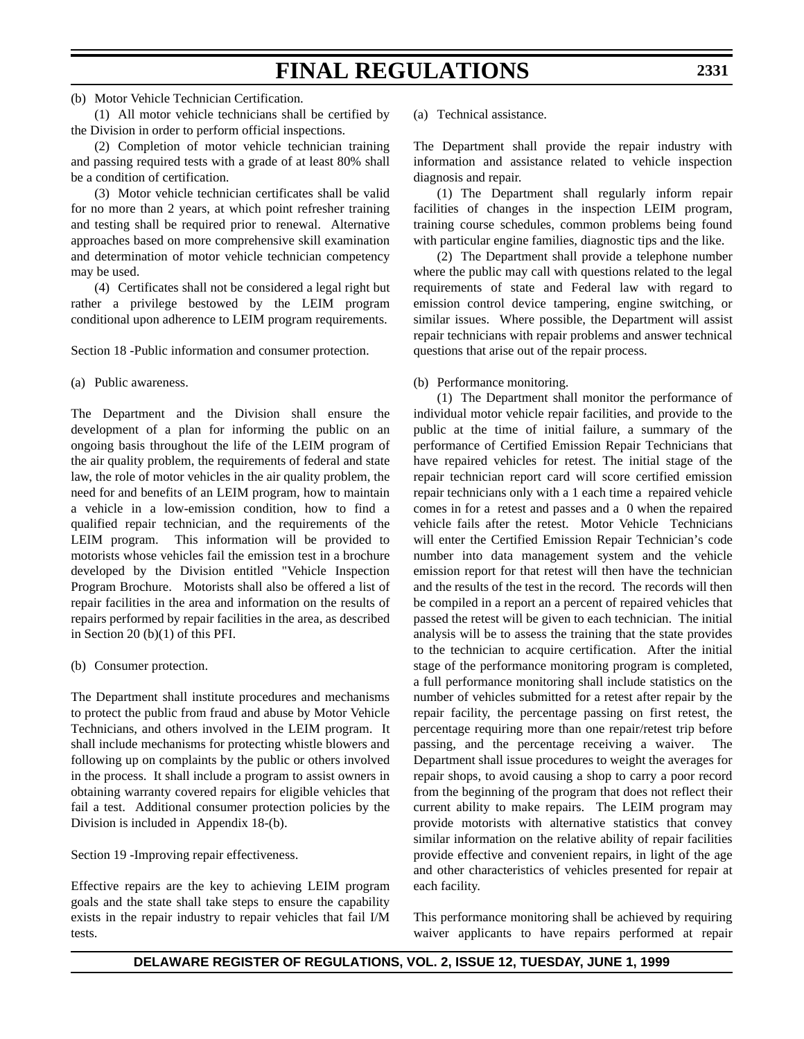(b) Motor Vehicle Technician Certification.

(1) All motor vehicle technicians shall be certified by the Division in order to perform official inspections.

(2) Completion of motor vehicle technician training and passing required tests with a grade of at least 80% shall be a condition of certification.

(3) Motor vehicle technician certificates shall be valid for no more than 2 years, at which point refresher training and testing shall be required prior to renewal. Alternative approaches based on more comprehensive skill examination and determination of motor vehicle technician competency may be used.

(4) Certificates shall not be considered a legal right but rather a privilege bestowed by the LEIM program conditional upon adherence to LEIM program requirements.

Section 18 -Public information and consumer protection.

(a) Public awareness.

The Department and the Division shall ensure the development of a plan for informing the public on an ongoing basis throughout the life of the LEIM program of the air quality problem, the requirements of federal and state law, the role of motor vehicles in the air quality problem, the need for and benefits of an LEIM program, how to maintain a vehicle in a low-emission condition, how to find a qualified repair technician, and the requirements of the LEIM program. This information will be provided to motorists whose vehicles fail the emission test in a brochure developed by the Division entitled "Vehicle Inspection Program Brochure. Motorists shall also be offered a list of repair facilities in the area and information on the results of repairs performed by repair facilities in the area, as described in Section 20 (b)(1) of this PFI.

(b) Consumer protection.

The Department shall institute procedures and mechanisms to protect the public from fraud and abuse by Motor Vehicle Technicians, and others involved in the LEIM program. It shall include mechanisms for protecting whistle blowers and following up on complaints by the public or others involved in the process. It shall include a program to assist owners in obtaining warranty covered repairs for eligible vehicles that fail a test. Additional consumer protection policies by the Division is included in Appendix 18-(b).

Section 19 -Improving repair effectiveness.

Effective repairs are the key to achieving LEIM program goals and the state shall take steps to ensure the capability exists in the repair industry to repair vehicles that fail I/M tests.

(a) Technical assistance.

The Department shall provide the repair industry with information and assistance related to vehicle inspection diagnosis and repair.

(1) The Department shall regularly inform repair facilities of changes in the inspection LEIM program, training course schedules, common problems being found with particular engine families, diagnostic tips and the like.

(2) The Department shall provide a telephone number where the public may call with questions related to the legal requirements of state and Federal law with regard to emission control device tampering, engine switching, or similar issues. Where possible, the Department will assist repair technicians with repair problems and answer technical questions that arise out of the repair process.

(b) Performance monitoring.

(1) The Department shall monitor the performance of individual motor vehicle repair facilities, and provide to the public at the time of initial failure, a summary of the performance of Certified Emission Repair Technicians that have repaired vehicles for retest. The initial stage of the repair technician report card will score certified emission repair technicians only with a 1 each time a repaired vehicle comes in for a retest and passes and a 0 when the repaired vehicle fails after the retest. Motor Vehicle Technicians will enter the Certified Emission Repair Technician's code number into data management system and the vehicle emission report for that retest will then have the technician and the results of the test in the record. The records will then be compiled in a report an a percent of repaired vehicles that passed the retest will be given to each technician. The initial analysis will be to assess the training that the state provides to the technician to acquire certification. After the initial stage of the performance monitoring program is completed, a full performance monitoring shall include statistics on the number of vehicles submitted for a retest after repair by the repair facility, the percentage passing on first retest, the percentage requiring more than one repair/retest trip before passing, and the percentage receiving a waiver. The Department shall issue procedures to weight the averages for repair shops, to avoid causing a shop to carry a poor record from the beginning of the program that does not reflect their current ability to make repairs. The LEIM program may provide motorists with alternative statistics that convey similar information on the relative ability of repair facilities provide effective and convenient repairs, in light of the age and other characteristics of vehicles presented for repair at each facility.

This performance monitoring shall be achieved by requiring waiver applicants to have repairs performed at repair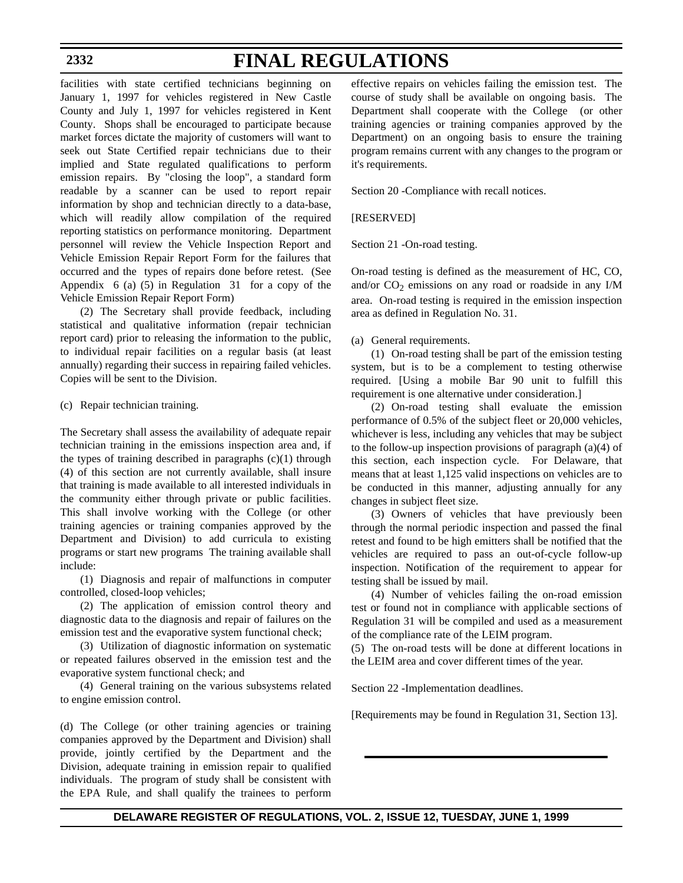facilities with state certified technicians beginning on January 1, 1997 for vehicles registered in New Castle County and July 1, 1997 for vehicles registered in Kent County. Shops shall be encouraged to participate because market forces dictate the majority of customers will want to seek out State Certified repair technicians due to their implied and State regulated qualifications to perform emission repairs. By "closing the loop", a standard form readable by a scanner can be used to report repair information by shop and technician directly to a data-base, which will readily allow compilation of the required reporting statistics on performance monitoring. Department personnel will review the Vehicle Inspection Report and Vehicle Emission Repair Report Form for the failures that occurred and the types of repairs done before retest. (See Appendix 6 (a) (5) in Regulation 31 for a copy of the Vehicle Emission Repair Report Form)

(2) The Secretary shall provide feedback, including statistical and qualitative information (repair technician report card) prior to releasing the information to the public, to individual repair facilities on a regular basis (at least annually) regarding their success in repairing failed vehicles. Copies will be sent to the Division.

(c) Repair technician training.

The Secretary shall assess the availability of adequate repair technician training in the emissions inspection area and, if the types of training described in paragraphs (c)(1) through (4) of this section are not currently available, shall insure that training is made available to all interested individuals in the community either through private or public facilities. This shall involve working with the College (or other training agencies or training companies approved by the Department and Division) to add curricula to existing programs or start new programs The training available shall include:

(1) Diagnosis and repair of malfunctions in computer controlled, closed-loop vehicles;

(2) The application of emission control theory and diagnostic data to the diagnosis and repair of failures on the emission test and the evaporative system functional check;

(3) Utilization of diagnostic information on systematic or repeated failures observed in the emission test and the evaporative system functional check; and

(4) General training on the various subsystems related to engine emission control.

(d) The College (or other training agencies or training companies approved by the Department and Division) shall provide, jointly certified by the Department and the Division, adequate training in emission repair to qualified individuals. The program of study shall be consistent with the EPA Rule, and shall qualify the trainees to perform effective repairs on vehicles failing the emission test. The course of study shall be available on ongoing basis. The Department shall cooperate with the College (or other training agencies or training companies approved by the Department) on an ongoing basis to ensure the training program remains current with any changes to the program or it's requirements.

Section 20 -Compliance with recall notices.

[RESERVED]

Section 21 -On-road testing.

On-road testing is defined as the measurement of HC, CO, and/or $CO_2$ emissions on any road or roadside in any I/M area. On-road testing is required in the emission inspection area as defined in Regulation No. 31.

(a) General requirements.

(1) On-road testing shall be part of the emission testing system, but is to be a complement to testing otherwise required. [Using a mobile Bar 90 unit to fulfill this requirement is one alternative under consideration.]

(2) On-road testing shall evaluate the emission performance of 0.5% of the subject fleet or 20,000 vehicles, whichever is less, including any vehicles that may be subject to the follow-up inspection provisions of paragraph (a)(4) of this section, each inspection cycle. For Delaware, that means that at least 1,125 valid inspections on vehicles are to be conducted in this manner, adjusting annually for any changes in subject fleet size.

(3) Owners of vehicles that have previously been through the normal periodic inspection and passed the final retest and found to be high emitters shall be notified that the vehicles are required to pass an out-of-cycle follow-up inspection. Notification of the requirement to appear for testing shall be issued by mail.

(4) Number of vehicles failing the on-road emission test or found not in compliance with applicable sections of Regulation 31 will be compiled and used as a measurement of the compliance rate of the LEIM program.

(5) The on-road tests will be done at different locations in the LEIM area and cover different times of the year.

Section 22 -Implementation deadlines.

[Requirements may be found in Regulation 31, Section 13].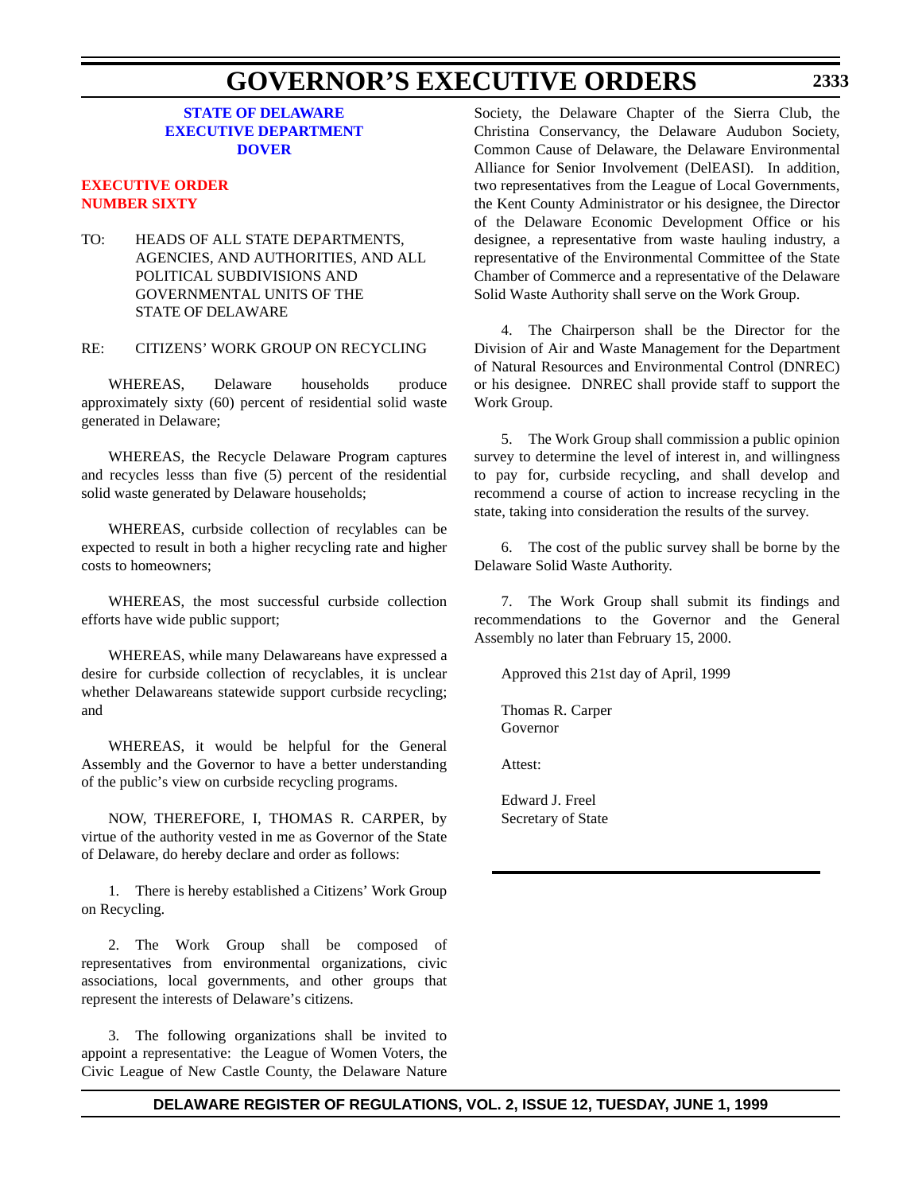**STATE OF DELAWARE**
**EXECUTIVE DEPARTMENT**
**DOVER**

**EXECUTIVE ORDER NUMBER SIXTY**

TO: HEADS OF ALL STATE DEPARTMENTS, AGENCIES, AND AUTHORITIES, AND ALL POLITICAL SUBDIVISIONS AND GOVERNMENTAL UNITS OF THE STATE OF DELAWARE

RE: CITIZENS' WORK GROUP ON RECYCLING

WHEREAS, Delaware households produce approximately sixty (60) percent of residential solid waste generated in Delaware;

WHEREAS, the Recycle Delaware Program captures and recycles lesss than five (5) percent of the residential solid waste generated by Delaware households;

WHEREAS, curbside collection of recylables can be expected to result in both a higher recycling rate and higher costs to homeowners;

WHEREAS, the most successful curbside collection efforts have wide public support;

WHEREAS, while many Delawareans have expressed a desire for curbside collection of recyclables, it is unclear whether Delawareans statewide support curbside recycling; and

WHEREAS, it would be helpful for the General Assembly and the Governor to have a better understanding of the public's view on curbside recycling programs.

NOW, THEREFORE, I, THOMAS R. CARPER, by virtue of the authority vested in me as Governor of the State of Delaware, do hereby declare and order as follows:

1. There is hereby established a Citizens' Work Group on Recycling.

2. The Work Group shall be composed of representatives from environmental organizations, civic associations, local governments, and other groups that represent the interests of Delaware's citizens.

3. The following organizations shall be invited to appoint a representative: the League of Women Voters, the Civic League of New Castle County, the Delaware Nature Society, the Delaware Chapter of the Sierra Club, the Christina Conservancy, the Delaware Audubon Society, Common Cause of Delaware, the Delaware Environmental Alliance for Senior Involvement (DelEASI). In addition, two representatives from the League of Local Governments, the Kent County Administrator or his designee, the Director of the Delaware Economic Development Office or his designee, a representative from waste hauling industry, a representative of the Environmental Committee of the State Chamber of Commerce and a representative of the Delaware Solid Waste Authority shall serve on the Work Group.

4. The Chairperson shall be the Director for the Division of Air and Waste Management for the Department of Natural Resources and Environmental Control (DNREC) or his designee. DNREC shall provide staff to support the Work Group.

5. The Work Group shall commission a public opinion survey to determine the level of interest in, and willingness to pay for, curbside recycling, and shall develop and recommend a course of action to increase recycling in the state, taking into consideration the results of the survey.

6. The cost of the public survey shall be borne by the Delaware Solid Waste Authority.

7. The Work Group shall submit its findings and recommendations to the Governor and the General Assembly no later than February 15, 2000.

Approved this 21st day of April, 1999

Thomas R. Carper
Governor

Attest:

Edward J. Freel
Secretary of State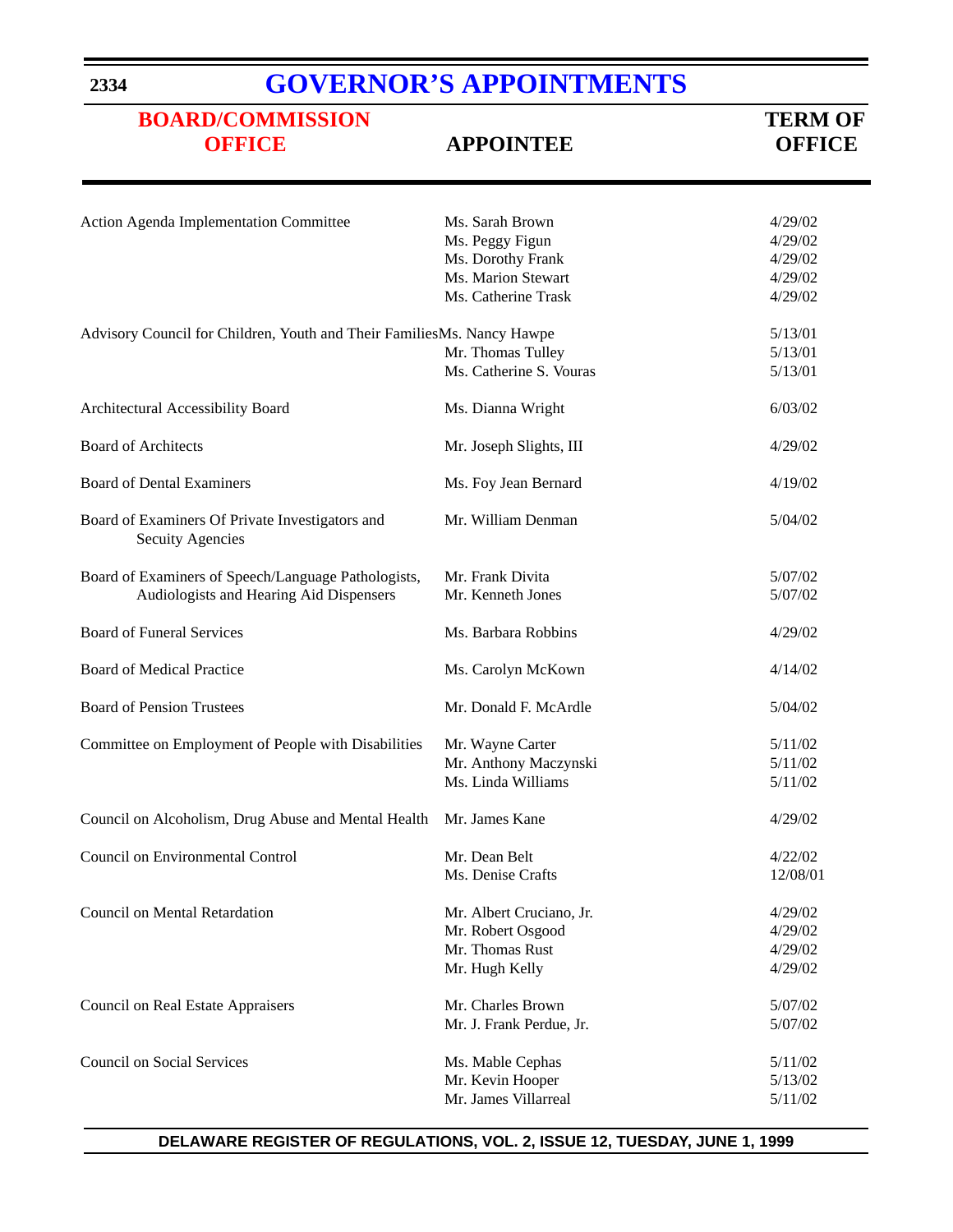# GOVERNOR'S APPOINTMENTS

| BOARD/COMMISSION OFFICE | APPOINTEE | TERM OF OFFICE |
|---|---|---|
| Action Agenda Implementation Committee | Ms. Sarah Brown | 4/29/02 |
| | Ms. Peggy Figun | 4/29/02 |
| | Ms. Dorothy Frank | 4/29/02 |
| | Ms. Marion Stewart | 4/29/02 |
| | Ms. Catherine Trask | 4/29/02 |
| Advisory Council for Children, Youth and Their Families | Ms. Nancy Hawpe | 5/13/01 |
| | Mr. Thomas Tulley | 5/13/01 |
| | Ms. Catherine S. Vouras | 5/13/01 |
| Architectural Accessibility Board | Ms. Dianna Wright | 6/03/02 |
| Board of Architects | Mr. Joseph Slights, III | 4/29/02 |
| Board of Dental Examiners | Ms. Foy Jean Bernard | 4/19/02 |
| Board of Examiners Of Private Investigators and Secuity Agencies | Mr. William Denman | 5/04/02 |
| Board of Examiners of Speech/Language Pathologists, Audiologists and Hearing Aid Dispensers | Mr. Frank Divita | 5/07/02 |
| | Mr. Kenneth Jones | 5/07/02 |
| Board of Funeral Services | Ms. Barbara Robbins | 4/29/02 |
| Board of Medical Practice | Ms. Carolyn McKown | 4/14/02 |
| Board of Pension Trustees | Mr. Donald F. McArdle | 5/04/02 |
| Committee on Employment of People with Disabilities | Mr. Wayne Carter | 5/11/02 |
| | Mr. Anthony Maczynski | 5/11/02 |
| | Ms. Linda Williams | 5/11/02 |
| Council on Alcoholism, Drug Abuse and Mental Health | Mr. James Kane | 4/29/02 |
| Council on Environmental Control | Mr. Dean Belt | 4/22/02 |
| | Ms. Denise Crafts | 12/08/01 |
| Council on Mental Retardation | Mr. Albert Cruciano, Jr. | 4/29/02 |
| | Mr. Robert Osgood | 4/29/02 |
| | Mr. Thomas Rust | 4/29/02 |
| | Mr. Hugh Kelly | 4/29/02 |
| Council on Real Estate Appraisers | Mr. Charles Brown | 5/07/02 |
| | Mr. J. Frank Perdue, Jr. | 5/07/02 |
| Council on Social Services | Ms. Mable Cephas | 5/11/02 |
| | Mr. Kevin Hooper | 5/13/02 |
| | Mr. James Villarreal | 5/11/02 |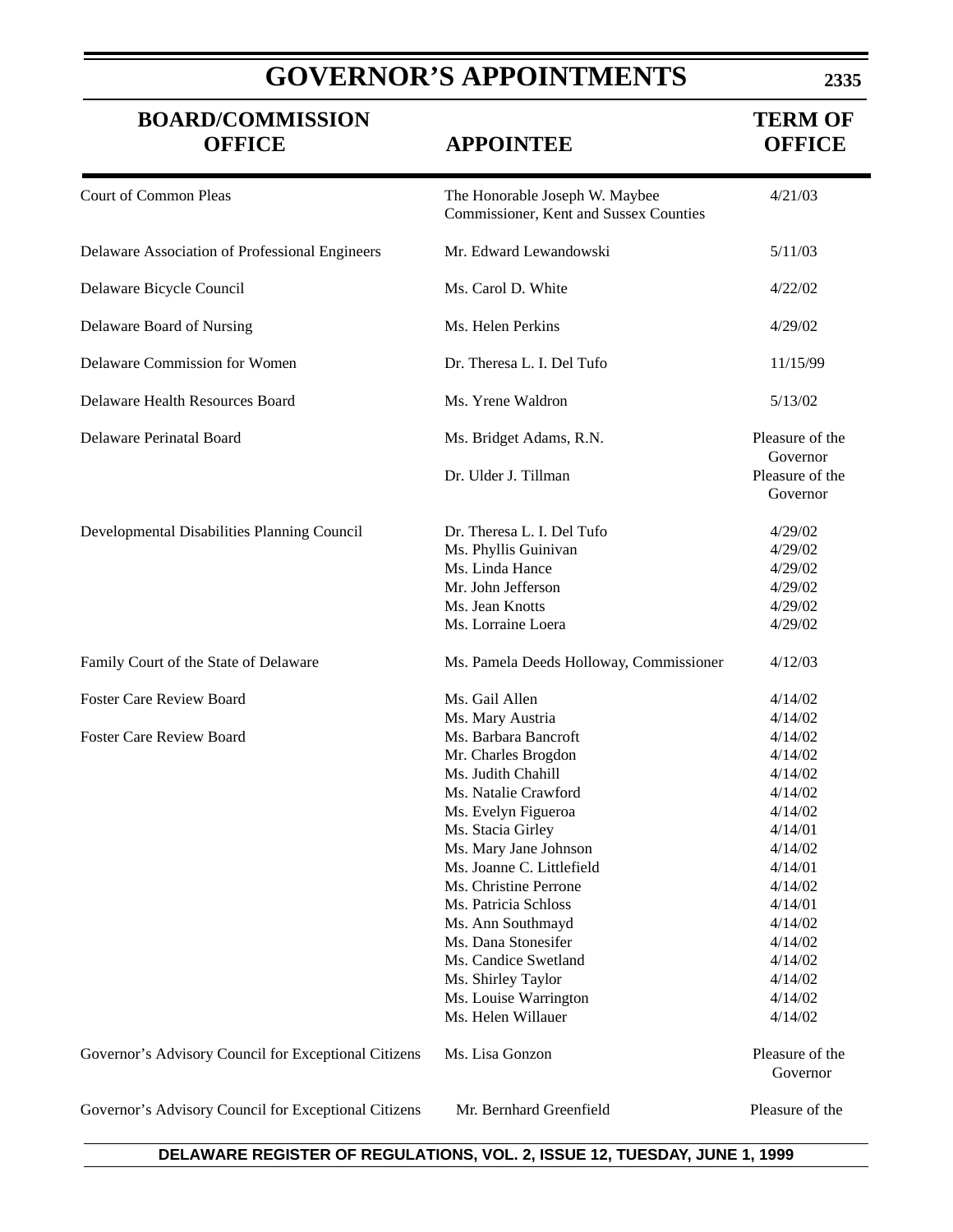# GOVERNOR'S APPOINTMENTS

| BOARD/COMMISSION OFFICE | APPOINTEE | TERM OF OFFICE |
|---|---|---|
| Court of Common Pleas | The Honorable Joseph W. Maybee Commissioner, Kent and Sussex Counties | 4/21/03 |
| Delaware Association of Professional Engineers | Mr. Edward Lewandowski | 5/11/03 |
| Delaware Bicycle Council | Ms. Carol D. White | 4/22/02 |
| Delaware Board of Nursing | Ms. Helen Perkins | 4/29/02 |
| Delaware Commission for Women | Dr. Theresa L. I. Del Tufo | 11/15/99 |
| Delaware Health Resources Board | Ms. Yrene Waldron | 5/13/02 |
| Delaware Perinatal Board | Ms. Bridget Adams, R.N. | Pleasure of the Governor |
| | Dr. Ulder J. Tillman | Pleasure of the Governor |
| Developmental Disabilities Planning Council | Dr. Theresa L. I. Del Tufo | 4/29/02 |
| | Ms. Phyllis Guinivan | 4/29/02 |
| | Ms. Linda Hance | 4/29/02 |
| | Mr. John Jefferson | 4/29/02 |
| | Ms. Jean Knotts | 4/29/02 |
| | Ms. Lorraine Loera | 4/29/02 |
| Family Court of the State of Delaware | Ms. Pamela Deeds Holloway, Commissioner | 4/12/03 |
| Foster Care Review Board | Ms. Gail Allen | 4/14/02 |
| | Ms. Mary Austria | 4/14/02 |
| Foster Care Review Board | Ms. Barbara Bancroft | 4/14/02 |
| | Mr. Charles Brogdon | 4/14/02 |
| | Ms. Judith Chahill | 4/14/02 |
| | Ms. Natalie Crawford | 4/14/02 |
| | Ms. Evelyn Figueroa | 4/14/02 |
| | Ms. Stacia Girley | 4/14/01 |
| | Ms. Mary Jane Johnson | 4/14/02 |
| | Ms. Joanne C. Littlefield | 4/14/01 |
| | Ms. Christine Perrone | 4/14/02 |
| | Ms. Patricia Schloss | 4/14/01 |
| | Ms. Ann Southmayd | 4/14/02 |
| | Ms. Dana Stonesifer | 4/14/02 |
| | Ms. Candice Swetland | 4/14/02 |
| | Ms. Shirley Taylor | 4/14/02 |
| | Ms. Louise Warrington | 4/14/02 |
| | Ms. Helen Willauer | 4/14/02 |
| Governor's Advisory Council for Exceptional Citizens | Ms. Lisa Gonzon | Pleasure of the Governor |
| Governor's Advisory Council for Exceptional Citizens | Mr. Bernhard Greenfield | Pleasure of the |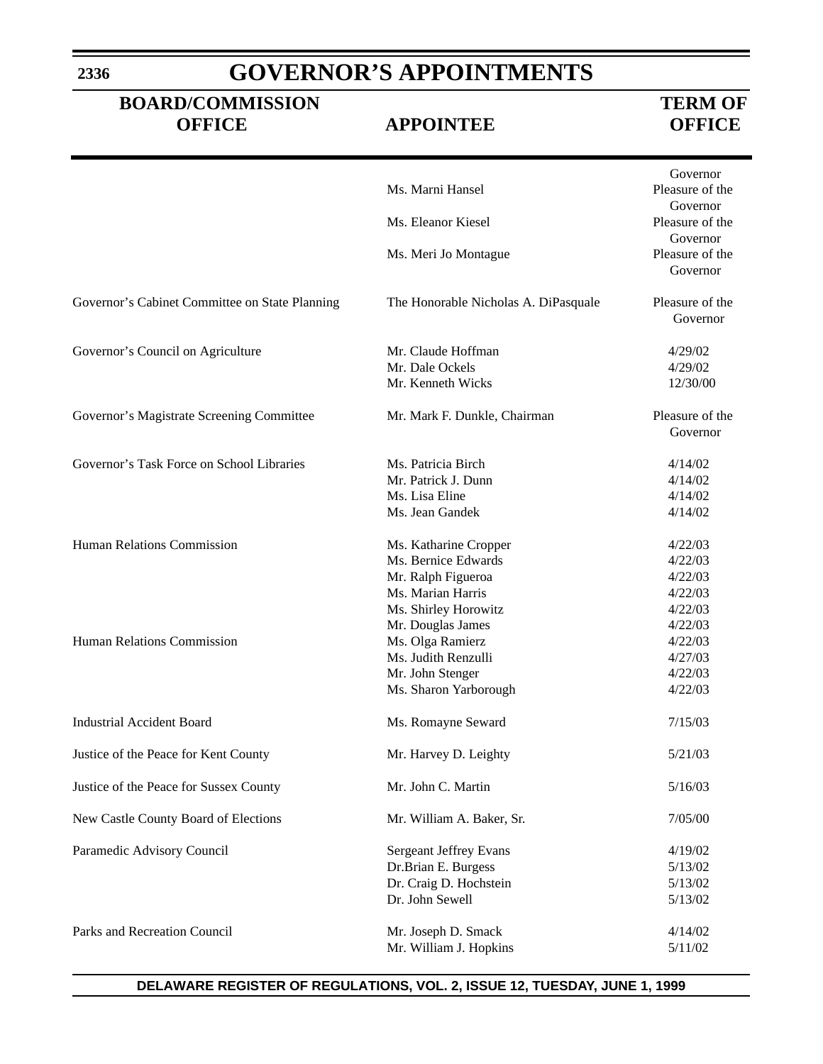# GOVERNOR'S APPOINTMENTS

| BOARD/COMMISSION OFFICE | APPOINTEE | TERM OF OFFICE |
|---|---|---|
| | | Governor |
| | Ms. Marni Hansel | Pleasure of the Governor |
| | Ms. Eleanor Kiesel | Pleasure of the Governor |
| | Ms. Meri Jo Montague | Pleasure of the Governor |
| Governor's Cabinet Committee on State Planning | The Honorable Nicholas A. DiPasquale | Pleasure of the Governor |
| Governor's Council on Agriculture | Mr. Claude Hoffman | 4/29/02 |
| | Mr. Dale Ockels | 4/29/02 |
| | Mr. Kenneth Wicks | 12/30/00 |
| Governor's Magistrate Screening Committee | Mr. Mark F. Dunkle, Chairman | Pleasure of the Governor |
| Governor's Task Force on School Libraries | Ms. Patricia Birch | 4/14/02 |
| | Mr. Patrick J. Dunn | 4/14/02 |
| | Ms. Lisa Eline | 4/14/02 |
| | Ms. Jean Gandek | 4/14/02 |
| Human Relations Commission | Ms. Katharine Cropper | 4/22/03 |
| | Ms. Bernice Edwards | 4/22/03 |
| | Mr. Ralph Figueroa | 4/22/03 |
| | Ms. Marian Harris | 4/22/03 |
| | Ms. Shirley Horowitz | 4/22/03 |
| | Mr. Douglas James | 4/22/03 |
| Human Relations Commission | Ms. Olga Ramierz | 4/22/03 |
| | Ms. Judith Renzulli | 4/27/03 |
| | Mr. John Stenger | 4/22/03 |
| | Ms. Sharon Yarborough | 4/22/03 |
| Industrial Accident Board | Ms. Romayne Seward | 7/15/03 |
| Justice of the Peace for Kent County | Mr. Harvey D. Leighty | 5/21/03 |
| Justice of the Peace for Sussex County | Mr. John C. Martin | 5/16/03 |
| New Castle County Board of Elections | Mr. William A. Baker, Sr. | 7/05/00 |
| Paramedic Advisory Council | Sergeant Jeffrey Evans | 4/19/02 |
| | Dr.Brian E. Burgess | 5/13/02 |
| | Dr. Craig D. Hochstein | 5/13/02 |
| | Dr. John Sewell | 5/13/02 |
| Parks and Recreation Council | Mr. Joseph D. Smack | 4/14/02 |
| | Mr. William J. Hopkins | 5/11/02 |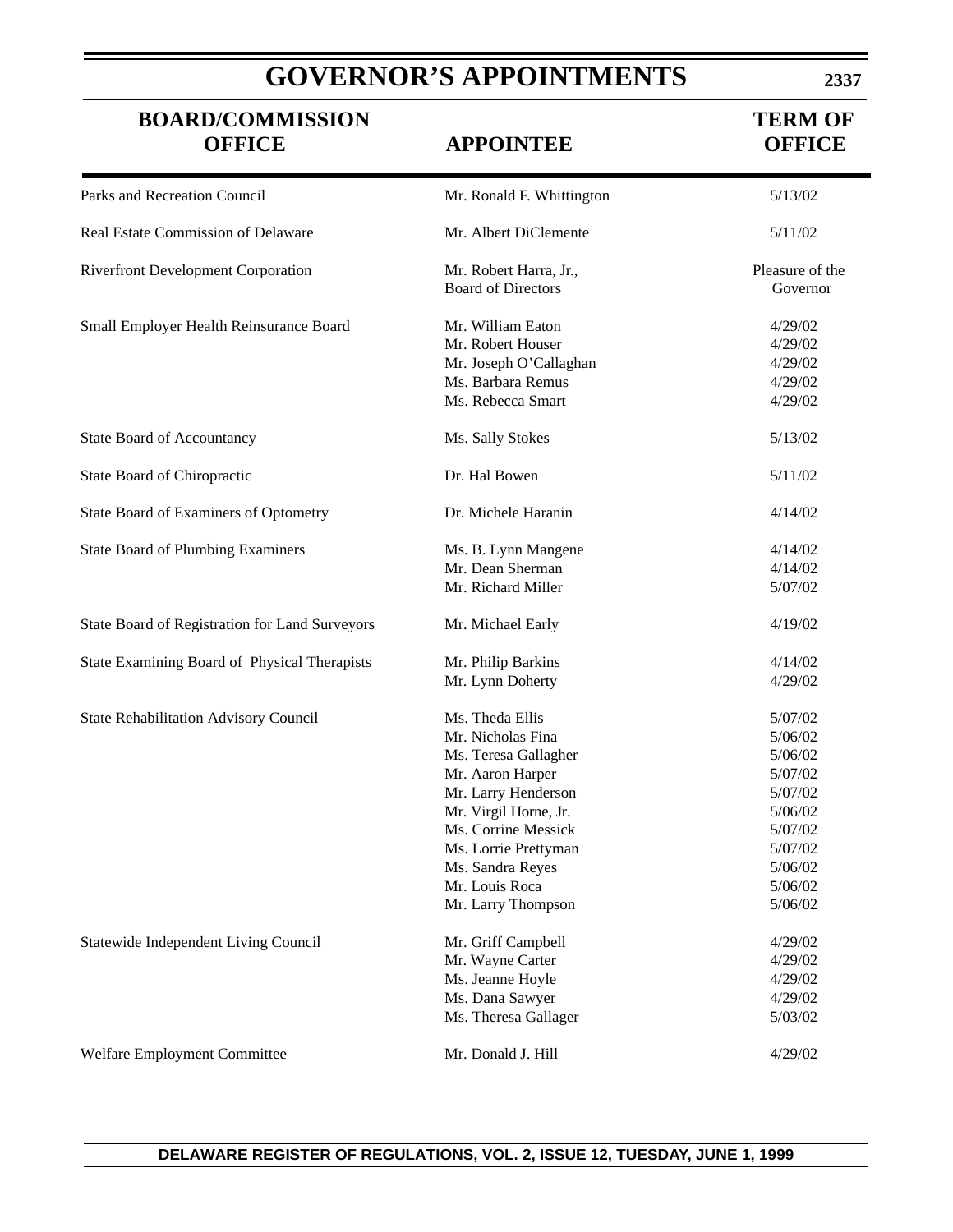# GOVERNOR'S APPOINTMENTS

| BOARD/COMMISSION OFFICE | APPOINTEE | TERM OF OFFICE |
|---|---|---|
| Parks and Recreation Council | Mr. Ronald F. Whittington | 5/13/02 |
| Real Estate Commission of Delaware | Mr. Albert DiClemente | 5/11/02 |
| Riverfront Development Corporation | Mr. Robert Harra, Jr., Board of Directors | Pleasure of the Governor |
| Small Employer Health Reinsurance Board | Mr. William Eaton | 4/29/02 |
| | Mr. Robert Houser | 4/29/02 |
| | Mr. Joseph O'Callaghan | 4/29/02 |
| | Ms. Barbara Remus | 4/29/02 |
| | Ms. Rebecca Smart | 4/29/02 |
| State Board of Accountancy | Ms. Sally Stokes | 5/13/02 |
| State Board of Chiropractic | Dr. Hal Bowen | 5/11/02 |
| State Board of Examiners of Optometry | Dr. Michele Haranin | 4/14/02 |
| State Board of Plumbing Examiners | Ms. B. Lynn Mangene | 4/14/02 |
| | Mr. Dean Sherman | 4/14/02 |
| | Mr. Richard Miller | 5/07/02 |
| State Board of Registration for Land Surveyors | Mr. Michael Early | 4/19/02 |
| State Examining Board of Physical Therapists | Mr. Philip Barkins | 4/14/02 |
| | Mr. Lynn Doherty | 4/29/02 |
| State Rehabilitation Advisory Council | Ms. Theda Ellis | 5/07/02 |
| | Mr. Nicholas Fina | 5/06/02 |
| | Ms. Teresa Gallagher | 5/06/02 |
| | Mr. Aaron Harper | 5/07/02 |
| | Mr. Larry Henderson | 5/07/02 |
| | Mr. Virgil Horne, Jr. | 5/06/02 |
| | Ms. Corrine Messick | 5/07/02 |
| | Ms. Lorrie Prettyman | 5/07/02 |
| | Ms. Sandra Reyes | 5/06/02 |
| | Mr. Louis Roca | 5/06/02 |
| | Mr. Larry Thompson | 5/06/02 |
| Statewide Independent Living Council | Mr. Griff Campbell | 4/29/02 |
| | Mr. Wayne Carter | 4/29/02 |
| | Ms. Jeanne Hoyle | 4/29/02 |
| | Ms. Dana Sawyer | 4/29/02 |
| | Ms. Theresa Gallager | 5/03/02 |
| Welfare Employment Committee | Mr. Donald J. Hill | 4/29/02 |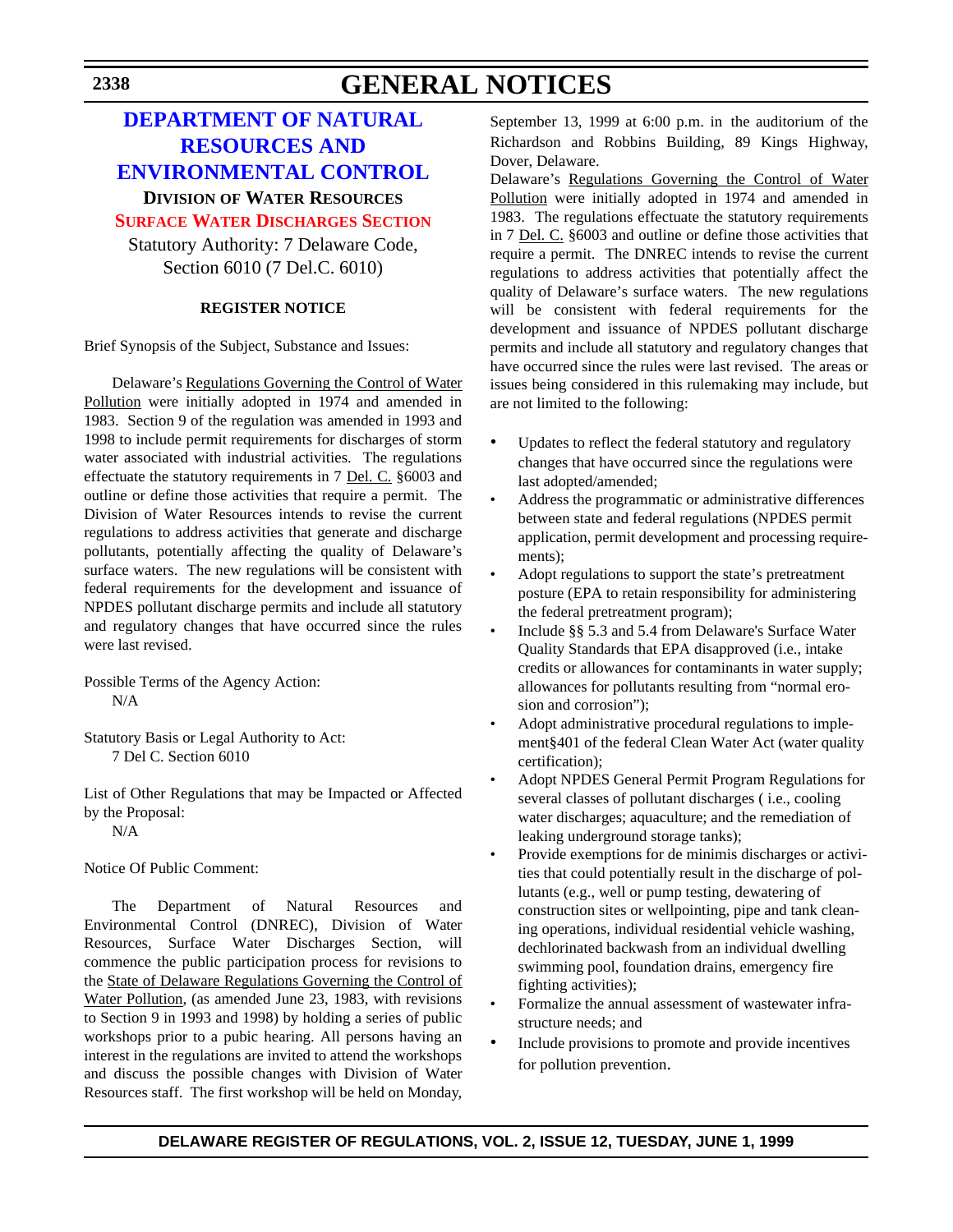# GENERAL NOTICES

## DEPARTMENT OF NATURAL RESOURCES AND ENVIRONMENTAL CONTROL

### DIVISION OF WATER RESOURCES

### SURFACE WATER DISCHARGES SECTION

Statutory Authority: 7 Delaware Code, Section 6010 (7 Del.C. 6010)

**REGISTER NOTICE**

Brief Synopsis of the Subject, Substance and Issues:

Delaware's Regulations Governing the Control of Water Pollution were initially adopted in 1974 and amended in 1983. Section 9 of the regulation was amended in 1993 and 1998 to include permit requirements for discharges of storm water associated with industrial activities. The regulations effectuate the statutory requirements in 7 Del. C. §6003 and outline or define those activities that require a permit. The Division of Water Resources intends to revise the current regulations to address activities that generate and discharge pollutants, potentially affecting the quality of Delaware's surface waters. The new regulations will be consistent with federal requirements for the development and issuance of NPDES pollutant discharge permits and include all statutory and regulatory changes that have occurred since the rules were last revised.

Possible Terms of the Agency Action:
N/A

Statutory Basis or Legal Authority to Act:
7 Del C. Section 6010

List of Other Regulations that may be Impacted or Affected by the Proposal:
N/A

Notice Of Public Comment:

The Department of Natural Resources and Environmental Control (DNREC), Division of Water Resources, Surface Water Discharges Section, will commence the public participation process for revisions to the State of Delaware Regulations Governing the Control of Water Pollution, (as amended June 23, 1983, with revisions to Section 9 in 1993 and 1998) by holding a series of public workshops prior to a pubic hearing. All persons having an interest in the regulations are invited to attend the workshops and discuss the possible changes with Division of Water Resources staff. The first workshop will be held on Monday, September 13, 1999 at 6:00 p.m. in the auditorium of the Richardson and Robbins Building, 89 Kings Highway, Dover, Delaware.

Delaware's Regulations Governing the Control of Water Pollution were initially adopted in 1974 and amended in 1983. The regulations effectuate the statutory requirements in 7 Del. C. §6003 and outline or define those activities that require a permit. The DNREC intends to revise the current regulations to address activities that potentially affect the quality of Delaware's surface waters. The new regulations will be consistent with federal requirements for the development and issuance of NPDES pollutant discharge permits and include all statutory and regulatory changes that have occurred since the rules were last revised. The areas or issues being considered in this rulemaking may include, but are not limited to the following:

- Updates to reflect the federal statutory and regulatory changes that have occurred since the regulations were last adopted/amended;
- Address the programmatic or administrative differences between state and federal regulations (NPDES permit application, permit development and processing requirements);
- Adopt regulations to support the state's pretreatment posture (EPA to retain responsibility for administering the federal pretreatment program);
- Include §§ 5.3 and 5.4 from Delaware's Surface Water Quality Standards that EPA disapproved (i.e., intake credits or allowances for contaminants in water supply; allowances for pollutants resulting from "normal erosion and corrosion");
- Adopt administrative procedural regulations to implement§401 of the federal Clean Water Act (water quality certification);
- Adopt NPDES General Permit Program Regulations for several classes of pollutant discharges ( i.e., cooling water discharges; aquaculture; and the remediation of leaking underground storage tanks);
- Provide exemptions for de minimis discharges or activities that could potentially result in the discharge of pollutants (e.g., well or pump testing, dewatering of construction sites or wellpointing, pipe and tank cleaning operations, individual residential vehicle washing, dechlorinated backwash from an individual dwelling swimming pool, foundation drains, emergency fire fighting activities);
- Formalize the annual assessment of wastewater infrastructure needs; and
- Include provisions to promote and provide incentives for pollution prevention.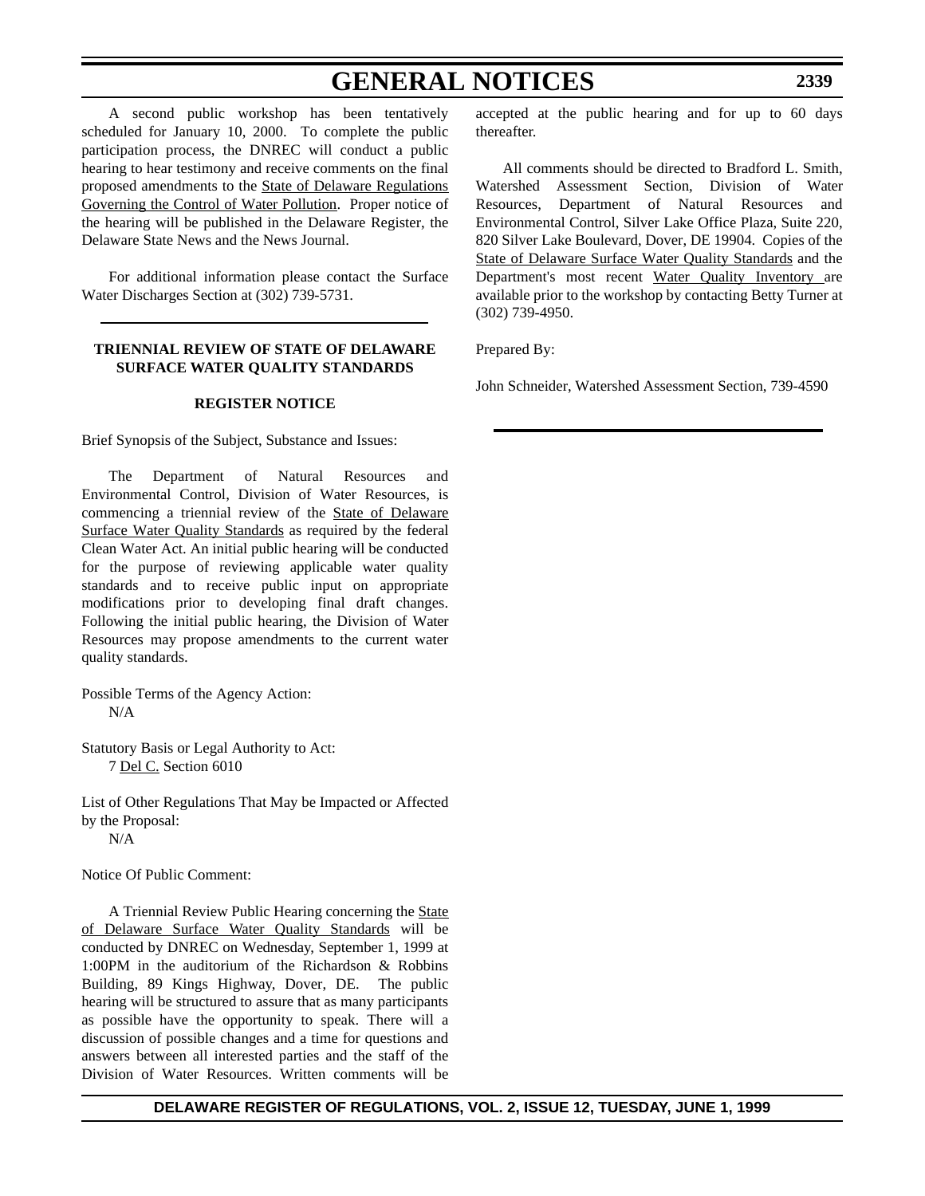A second public workshop has been tentatively scheduled for January 10, 2000. To complete the public participation process, the DNREC will conduct a public hearing to hear testimony and receive comments on the final proposed amendments to the State of Delaware Regulations Governing the Control of Water Pollution. Proper notice of the hearing will be published in the Delaware Register, the Delaware State News and the News Journal.

For additional information please contact the Surface Water Discharges Section at (302) 739-5731.

---

## TRIENNIAL REVIEW OF STATE OF DELAWARE SURFACE WATER QUALITY STANDARDS

### REGISTER NOTICE

Brief Synopsis of the Subject, Substance and Issues:

The Department of Natural Resources and Environmental Control, Division of Water Resources, is commencing a triennial review of the State of Delaware Surface Water Quality Standards as required by the federal Clean Water Act. An initial public hearing will be conducted for the purpose of reviewing applicable water quality standards and to receive public input on appropriate modifications prior to developing final draft changes. Following the initial public hearing, the Division of Water Resources may propose amendments to the current water quality standards.

Possible Terms of the Agency Action:
N/A

Statutory Basis or Legal Authority to Act:
7 Del C. Section 6010

List of Other Regulations That May be Impacted or Affected by the Proposal:
N/A

Notice Of Public Comment:

A Triennial Review Public Hearing concerning the State of Delaware Surface Water Quality Standards will be conducted by DNREC on Wednesday, September 1, 1999 at 1:00PM in the auditorium of the Richardson & Robbins Building, 89 Kings Highway, Dover, DE. The public hearing will be structured to assure that as many participants as possible have the opportunity to speak. There will a discussion of possible changes and a time for questions and answers between all interested parties and the staff of the Division of Water Resources. Written comments will be accepted at the public hearing and for up to 60 days thereafter.

All comments should be directed to Bradford L. Smith, Watershed Assessment Section, Division of Water Resources, Department of Natural Resources and Environmental Control, Silver Lake Office Plaza, Suite 220, 820 Silver Lake Boulevard, Dover, DE 19904. Copies of the State of Delaware Surface Water Quality Standards and the Department's most recent Water Quality Inventory are available prior to the workshop by contacting Betty Turner at (302) 739-4950.

Prepared By:

John Schneider, Watershed Assessment Section, 739-4590

---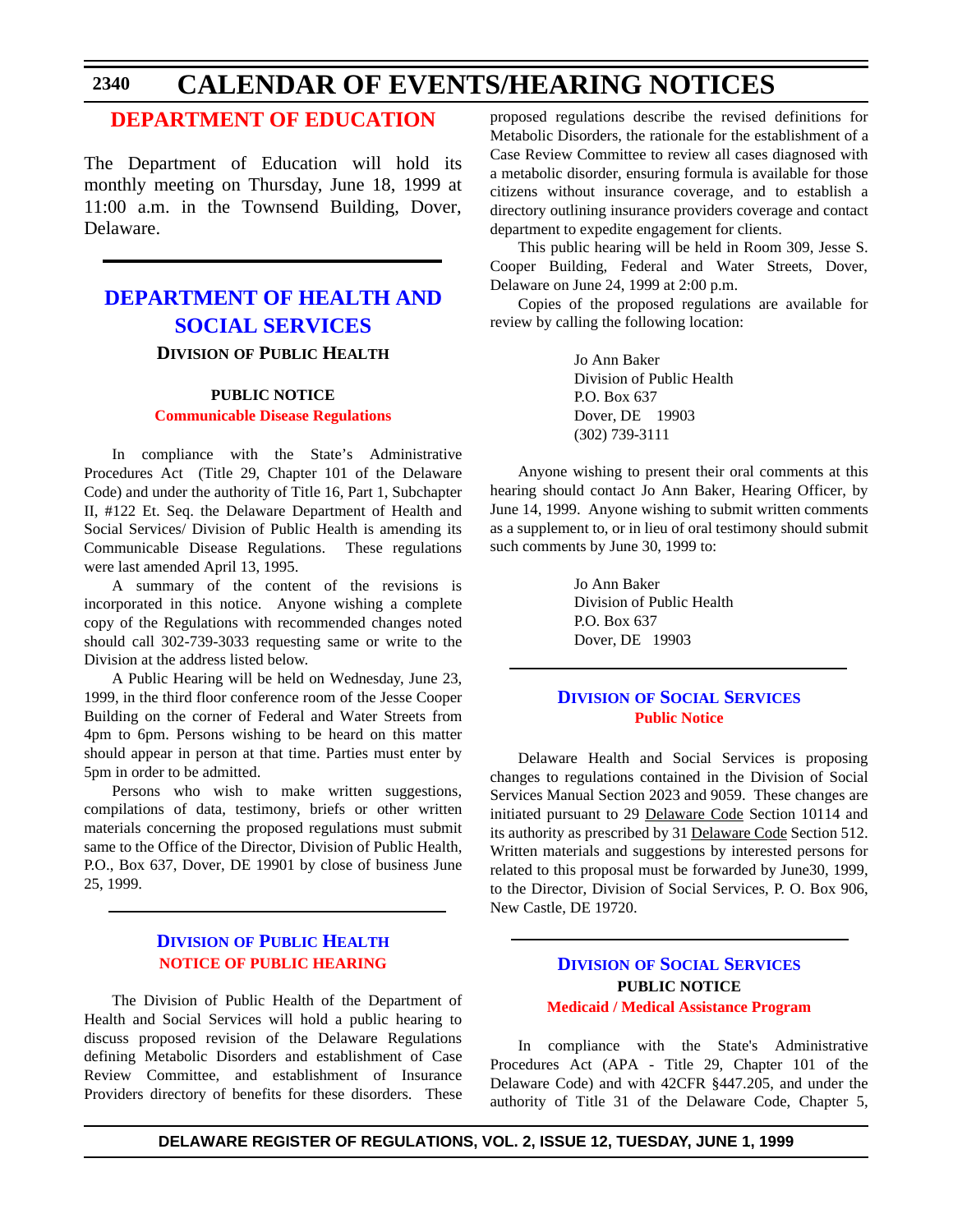## DEPARTMENT OF EDUCATION

The Department of Education will hold its monthly meeting on Thursday, June 18, 1999 at 11:00 a.m. in the Townsend Building, Dover, Delaware.

## DEPARTMENT OF HEALTH AND SOCIAL SERVICES

### DIVISION OF PUBLIC HEALTH

**PUBLIC NOTICE**

**Communicable Disease Regulations**

In compliance with the State's Administrative Procedures Act (Title 29, Chapter 101 of the Delaware Code) and under the authority of Title 16, Part 1, Subchapter II, #122 Et. Seq. the Delaware Department of Health and Social Services/ Division of Public Health is amending its Communicable Disease Regulations. These regulations were last amended April 13, 1995.

A summary of the content of the revisions is incorporated in this notice. Anyone wishing a complete copy of the Regulations with recommended changes noted should call 302-739-3033 requesting same or write to the Division at the address listed below.

A Public Hearing will be held on Wednesday, June 23, 1999, in the third floor conference room of the Jesse Cooper Building on the corner of Federal and Water Streets from 4pm to 6pm. Persons wishing to be heard on this matter should appear in person at that time. Parties must enter by 5pm in order to be admitted.

Persons who wish to make written suggestions, compilations of data, testimony, briefs or other written materials concerning the proposed regulations must submit same to the Office of the Director, Division of Public Health, P.O., Box 637, Dover, DE 19901 by close of business June 25, 1999.

### DIVISION OF PUBLIC HEALTH

**NOTICE OF PUBLIC HEARING**

The Division of Public Health of the Department of Health and Social Services will hold a public hearing to discuss proposed revision of the Delaware Regulations defining Metabolic Disorders and establishment of Case Review Committee, and establishment of Insurance Providers directory of benefits for these disorders. These proposed regulations describe the revised definitions for Metabolic Disorders, the rationale for the establishment of a Case Review Committee to review all cases diagnosed with a metabolic disorder, ensuring formula is available for those citizens without insurance coverage, and to establish a directory outlining insurance providers coverage and contact department to expedite engagement for clients.

This public hearing will be held in Room 309, Jesse S. Cooper Building, Federal and Water Streets, Dover, Delaware on June 24, 1999 at 2:00 p.m.

Copies of the proposed regulations are available for review by calling the following location:

Jo Ann Baker
Division of Public Health
P.O. Box 637
Dover, DE 19903
(302) 739-3111

Anyone wishing to present their oral comments at this hearing should contact Jo Ann Baker, Hearing Officer, by June 14, 1999. Anyone wishing to submit written comments as a supplement to, or in lieu of oral testimony should submit such comments by June 30, 1999 to:

Jo Ann Baker
Division of Public Health
P.O. Box 637
Dover, DE 19903

### DIVISION OF SOCIAL SERVICES

**Public Notice**

Delaware Health and Social Services is proposing changes to regulations contained in the Division of Social Services Manual Section 2023 and 9059. These changes are initiated pursuant to 29 Delaware Code Section 10114 and its authority as prescribed by 31 Delaware Code Section 512. Written materials and suggestions by interested persons for related to this proposal must be forwarded by June30, 1999, to the Director, Division of Social Services, P. O. Box 906, New Castle, DE 19720.

### DIVISION OF SOCIAL SERVICES

**PUBLIC NOTICE**

**Medicaid / Medical Assistance Program**

In compliance with the State's Administrative Procedures Act (APA - Title 29, Chapter 101 of the Delaware Code) and with 42CFR §447.205, and under the authority of Title 31 of the Delaware Code, Chapter 5,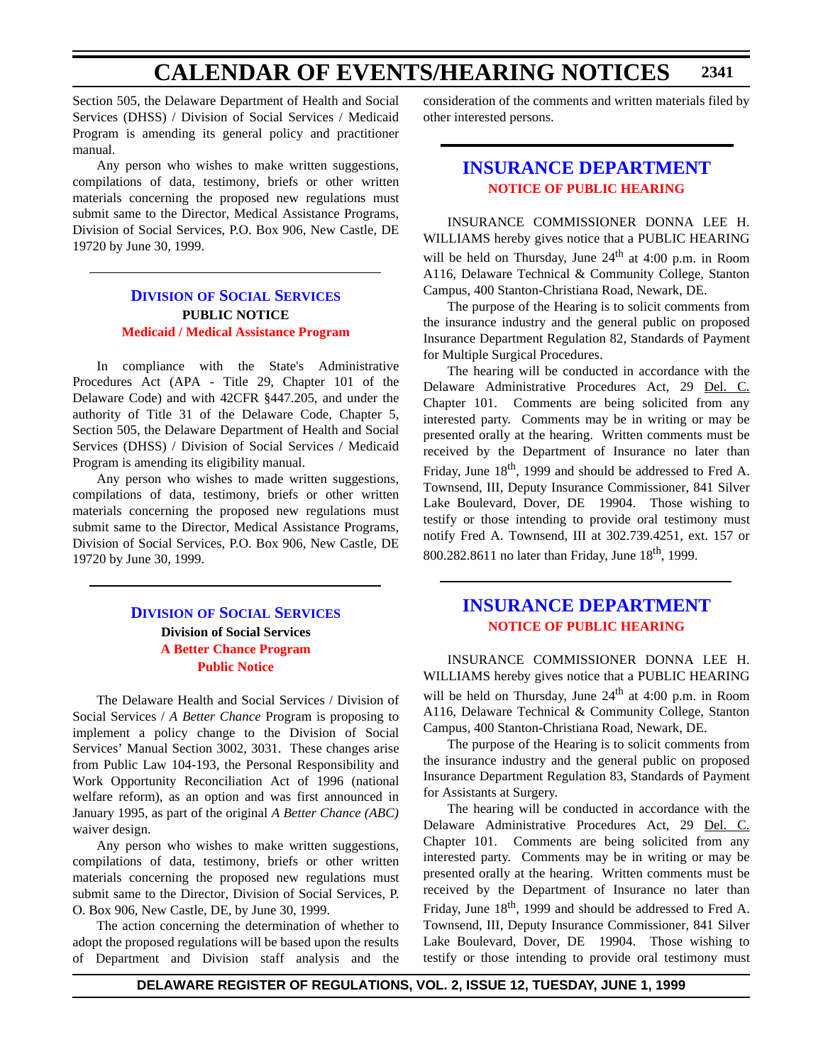Section 505, the Delaware Department of Health and Social Services (DHSS) / Division of Social Services / Medicaid Program is amending its general policy and practitioner manual.

Any person who wishes to make written suggestions, compilations of data, testimony, briefs or other written materials concerning the proposed new regulations must submit same to the Director, Medical Assistance Programs, Division of Social Services, P.O. Box 906, New Castle, DE 19720 by June 30, 1999.

---

## Division of Social Services

**PUBLIC NOTICE**

**Medicaid / Medical Assistance Program**

In compliance with the State's Administrative Procedures Act (APA - Title 29, Chapter 101 of the Delaware Code) and with 42CFR §447.205, and under the authority of Title 31 of the Delaware Code, Chapter 5, Section 505, the Delaware Department of Health and Social Services (DHSS) / Division of Social Services / Medicaid Program is amending its eligibility manual.

Any person who wishes to made written suggestions, compilations of data, testimony, briefs or other written materials concerning the proposed new regulations must submit same to the Director, Medical Assistance Programs, Division of Social Services, P.O. Box 906, New Castle, DE 19720 by June 30, 1999.

---

## Division of Social Services

**Division of Social Services**

**A Better Chance Program**

**Public Notice**

The Delaware Health and Social Services / Division of Social Services / *A Better Chance* Program is proposing to implement a policy change to the Division of Social Services' Manual Section 3002, 3031. These changes arise from Public Law 104-193, the Personal Responsibility and Work Opportunity Reconciliation Act of 1996 (national welfare reform), as an option and was first announced in January 1995, as part of the original *A Better Chance (ABC)* waiver design.

Any person who wishes to make written suggestions, compilations of data, testimony, briefs or other written materials concerning the proposed new regulations must submit same to the Director, Division of Social Services, P. O. Box 906, New Castle, DE, by June 30, 1999.

The action concerning the determination of whether to adopt the proposed regulations will be based upon the results of Department and Division staff analysis and the consideration of the comments and written materials filed by other interested persons.

---

## INSURANCE DEPARTMENT

**NOTICE OF PUBLIC HEARING**

INSURANCE COMMISSIONER DONNA LEE H. WILLIAMS hereby gives notice that a PUBLIC HEARING will be held on Thursday, June 24th at 4:00 p.m. in Room A116, Delaware Technical & Community College, Stanton Campus, 400 Stanton-Christiana Road, Newark, DE.

The purpose of the Hearing is to solicit comments from the insurance industry and the general public on proposed Insurance Department Regulation 82, Standards of Payment for Multiple Surgical Procedures.

The hearing will be conducted in accordance with the Delaware Administrative Procedures Act, 29 Del. C. Chapter 101. Comments are being solicited from any interested party. Comments may be in writing or may be presented orally at the hearing. Written comments must be received by the Department of Insurance no later than Friday, June 18th, 1999 and should be addressed to Fred A. Townsend, III, Deputy Insurance Commissioner, 841 Silver Lake Boulevard, Dover, DE 19904. Those wishing to testify or those intending to provide oral testimony must notify Fred A. Townsend, III at 302.739.4251, ext. 157 or 800.282.8611 no later than Friday, June 18th, 1999.

---

## INSURANCE DEPARTMENT

**NOTICE OF PUBLIC HEARING**

INSURANCE COMMISSIONER DONNA LEE H. WILLIAMS hereby gives notice that a PUBLIC HEARING will be held on Thursday, June 24th at 4:00 p.m. in Room A116, Delaware Technical & Community College, Stanton Campus, 400 Stanton-Christiana Road, Newark, DE.

The purpose of the Hearing is to solicit comments from the insurance industry and the general public on proposed Insurance Department Regulation 83, Standards of Payment for Assistants at Surgery.

The hearing will be conducted in accordance with the Delaware Administrative Procedures Act, 29 Del. C. Chapter 101. Comments are being solicited from any interested party. Comments may be in writing or may be presented orally at the hearing. Written comments must be received by the Department of Insurance no later than Friday, June 18th, 1999 and should be addressed to Fred A. Townsend, III, Deputy Insurance Commissioner, 841 Silver Lake Boulevard, Dover, DE 19904. Those wishing to testify or those intending to provide oral testimony must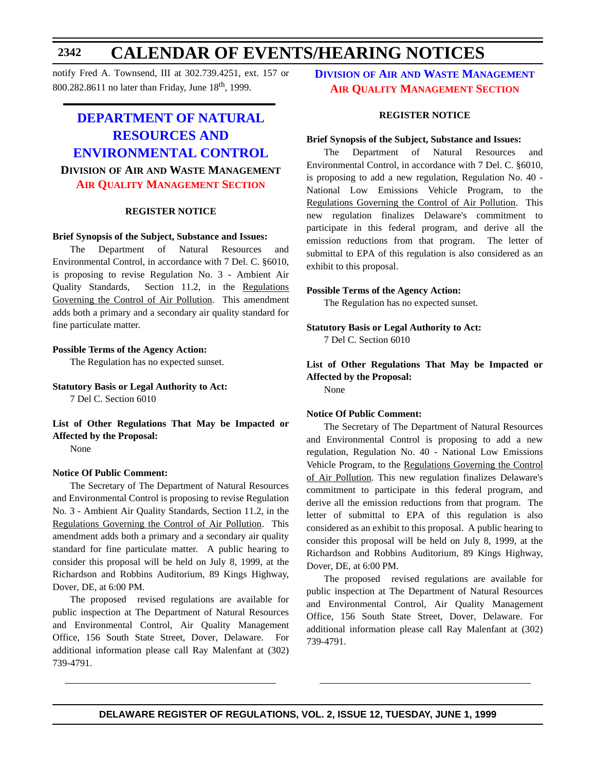notify Fred A. Townsend, III at 302.739.4251, ext. 157 or 800.282.8611 no later than Friday, June 18th, 1999.

## DEPARTMENT OF NATURAL RESOURCES AND ENVIRONMENTAL CONTROL

### DIVISION OF AIR AND WASTE MANAGEMENT

### AIR QUALITY MANAGEMENT SECTION

**REGISTER NOTICE**

**Brief Synopsis of the Subject, Substance and Issues:**

The Department of Natural Resources and Environmental Control, in accordance with 7 Del. C. §6010, is proposing to revise Regulation No. 3 - Ambient Air Quality Standards, Section 11.2, in the Regulations Governing the Control of Air Pollution. This amendment adds both a primary and a secondary air quality standard for fine particulate matter.

**Possible Terms of the Agency Action:**

The Regulation has no expected sunset.

**Statutory Basis or Legal Authority to Act:**

7 Del C. Section 6010

**List of Other Regulations That May be Impacted or Affected by the Proposal:**

None

**Notice Of Public Comment:**

The Secretary of The Department of Natural Resources and Environmental Control is proposing to revise Regulation No. 3 - Ambient Air Quality Standards, Section 11.2, in the Regulations Governing the Control of Air Pollution. This amendment adds both a primary and a secondary air quality standard for fine particulate matter. A public hearing to consider this proposal will be held on July 8, 1999, at the Richardson and Robbins Auditorium, 89 Kings Highway, Dover, DE, at 6:00 PM.

The proposed revised regulations are available for public inspection at The Department of Natural Resources and Environmental Control, Air Quality Management Office, 156 South State Street, Dover, Delaware. For additional information please call Ray Malenfant at (302) 739-4791.

### DIVISION OF AIR AND WASTE MANAGEMENT

### AIR QUALITY MANAGEMENT SECTION

**REGISTER NOTICE**

**Brief Synopsis of the Subject, Substance and Issues:**

The Department of Natural Resources and Environmental Control, in accordance with 7 Del. C. §6010, is proposing to add a new regulation, Regulation No. 40 - National Low Emissions Vehicle Program, to the Regulations Governing the Control of Air Pollution. This new regulation finalizes Delaware's commitment to participate in this federal program, and derive all the emission reductions from that program. The letter of submittal to EPA of this regulation is also considered as an exhibit to this proposal.

**Possible Terms of the Agency Action:**

The Regulation has no expected sunset.

**Statutory Basis or Legal Authority to Act:**

7 Del C. Section 6010

**List of Other Regulations That May be Impacted or Affected by the Proposal:**

None

**Notice Of Public Comment:**

The Secretary of The Department of Natural Resources and Environmental Control is proposing to add a new regulation, Regulation No. 40 - National Low Emissions Vehicle Program, to the Regulations Governing the Control of Air Pollution. This new regulation finalizes Delaware's commitment to participate in this federal program, and derive all the emission reductions from that program. The letter of submittal to EPA of this regulation is also considered as an exhibit to this proposal. A public hearing to consider this proposal will be held on July 8, 1999, at the Richardson and Robbins Auditorium, 89 Kings Highway, Dover, DE, at 6:00 PM.

The proposed revised regulations are available for public inspection at The Department of Natural Resources and Environmental Control, Air Quality Management Office, 156 South State Street, Dover, Delaware. For additional information please call Ray Malenfant at (302) 739-4791.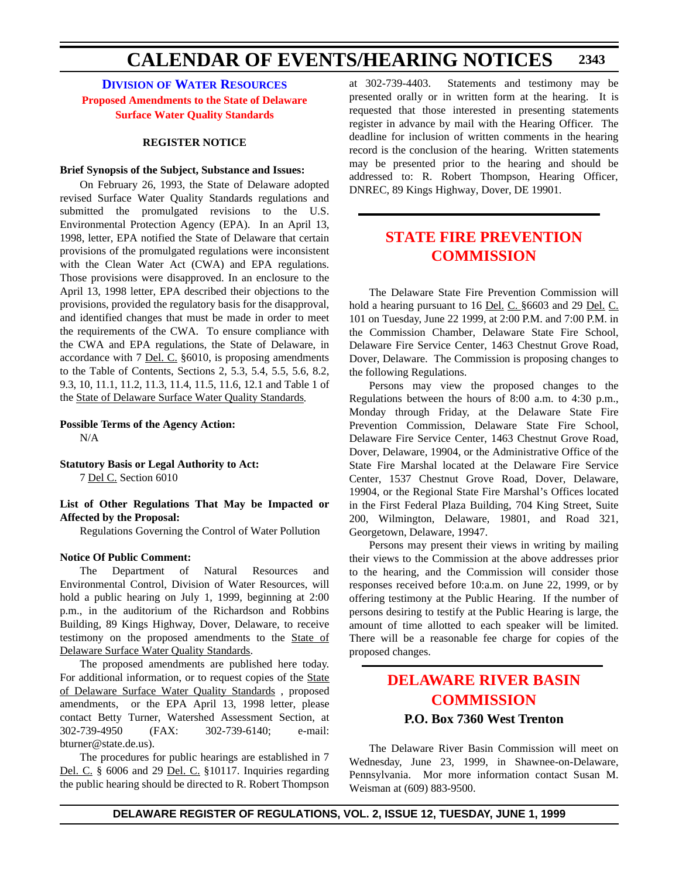## DIVISION OF WATER RESOURCES

### Proposed Amendments to the State of Delaware Surface Water Quality Standards

**REGISTER NOTICE**

**Brief Synopsis of the Subject, Substance and Issues:**

On February 26, 1993, the State of Delaware adopted revised Surface Water Quality Standards regulations and submitted the promulgated revisions to the U.S. Environmental Protection Agency (EPA). In an April 13, 1998, letter, EPA notified the State of Delaware that certain provisions of the promulgated regulations were inconsistent with the Clean Water Act (CWA) and EPA regulations. Those provisions were disapproved. In an enclosure to the April 13, 1998 letter, EPA described their objections to the provisions, provided the regulatory basis for the disapproval, and identified changes that must be made in order to meet the requirements of the CWA. To ensure compliance with the CWA and EPA regulations, the State of Delaware, in accordance with 7 Del. C. §6010, is proposing amendments to the Table of Contents, Sections 2, 5.3, 5.4, 5.5, 5.6, 8.2, 9.3, 10, 11.1, 11.2, 11.3, 11.4, 11.5, 11.6, 12.1 and Table 1 of the State of Delaware Surface Water Quality Standards.

**Possible Terms of the Agency Action:**

N/A

**Statutory Basis or Legal Authority to Act:**

7 Del C. Section 6010

**List of Other Regulations That May be Impacted or Affected by the Proposal:**

Regulations Governing the Control of Water Pollution

**Notice Of Public Comment:**

The Department of Natural Resources and Environmental Control, Division of Water Resources, will hold a public hearing on July 1, 1999, beginning at 2:00 p.m., in the auditorium of the Richardson and Robbins Building, 89 Kings Highway, Dover, Delaware, to receive testimony on the proposed amendments to the State of Delaware Surface Water Quality Standards.

The proposed amendments are published here today. For additional information, or to request copies of the State of Delaware Surface Water Quality Standards , proposed amendments, or the EPA April 13, 1998 letter, please contact Betty Turner, Watershed Assessment Section, at 302-739-4950 (FAX: 302-739-6140; e-mail: bturner@state.de.us).

The procedures for public hearings are established in 7 Del. C. § 6006 and 29 Del. C. §10117. Inquiries regarding the public hearing should be directed to R. Robert Thompson at 302-739-4403. Statements and testimony may be presented orally or in written form at the hearing. It is requested that those interested in presenting statements register in advance by mail with the Hearing Officer. The deadline for inclusion of written comments in the hearing record is the conclusion of the hearing. Written statements may be presented prior to the hearing and should be addressed to: R. Robert Thompson, Hearing Officer, DNREC, 89 Kings Highway, Dover, DE 19901.

## STATE FIRE PREVENTION COMMISSION

The Delaware State Fire Prevention Commission will hold a hearing pursuant to 16 Del. C. §6603 and 29 Del. C. 101 on Tuesday, June 22 1999, at 2:00 P.M. and 7:00 P.M. in the Commission Chamber, Delaware State Fire School, Delaware Fire Service Center, 1463 Chestnut Grove Road, Dover, Delaware. The Commission is proposing changes to the following Regulations.

Persons may view the proposed changes to the Regulations between the hours of 8:00 a.m. to 4:30 p.m., Monday through Friday, at the Delaware State Fire Prevention Commission, Delaware State Fire School, Delaware Fire Service Center, 1463 Chestnut Grove Road, Dover, Delaware, 19904, or the Administrative Office of the State Fire Marshal located at the Delaware Fire Service Center, 1537 Chestnut Grove Road, Dover, Delaware, 19904, or the Regional State Fire Marshal's Offices located in the First Federal Plaza Building, 704 King Street, Suite 200, Wilmington, Delaware, 19801, and Road 321, Georgetown, Delaware, 19947.

Persons may present their views in writing by mailing their views to the Commission at the above addresses prior to the hearing, and the Commission will consider those responses received before 10:a.m. on June 22, 1999, or by offering testimony at the Public Hearing. If the number of persons desiring to testify at the Public Hearing is large, the amount of time allotted to each speaker will be limited. There will be a reasonable fee charge for copies of the proposed changes.

## DELAWARE RIVER BASIN COMMISSION

### P.O. Box 7360 West Trenton

The Delaware River Basin Commission will meet on Wednesday, June 23, 1999, in Shawnee-on-Delaware, Pennsylvania. Mor more information contact Susan M. Weisman at (609) 883-9500.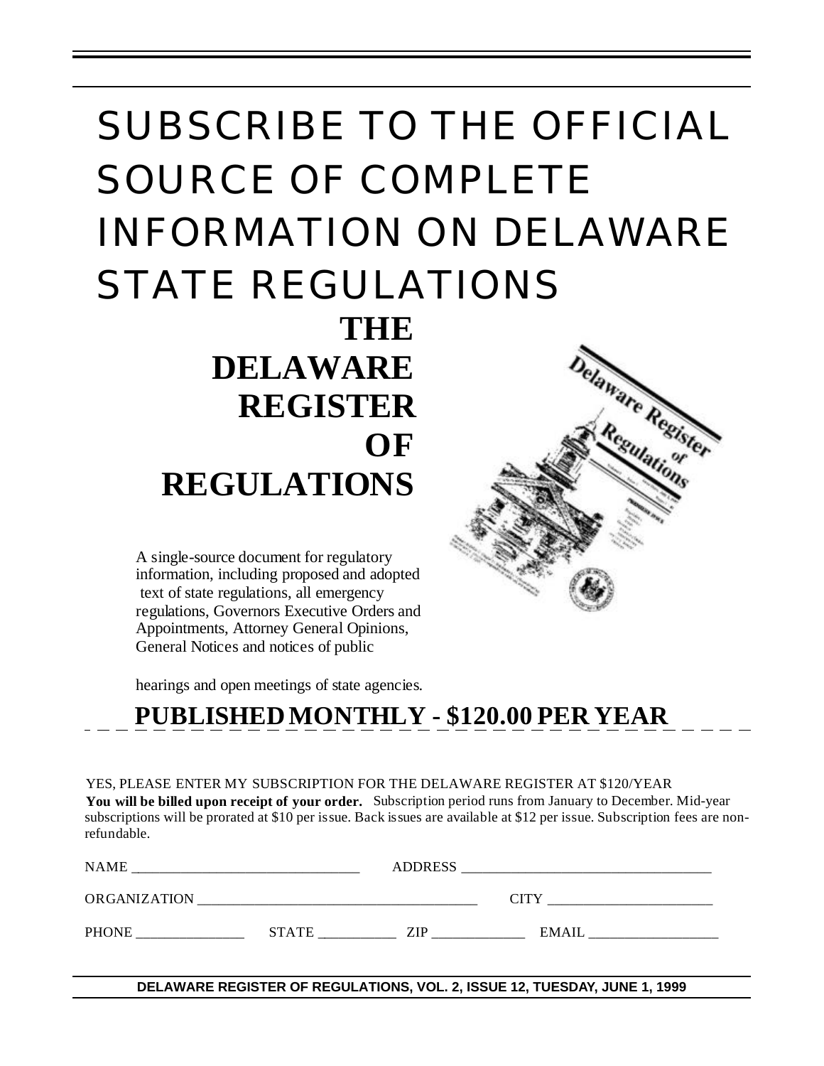# SUBSCRIBE TO THE OFFICIAL SOURCE OF COMPLETE INFORMATION ON DELAWARE STATE REGULATIONS

## THE DELAWARE REGISTER OF REGULATIONS

A single-source document for regulatory information, including proposed and adopted text of state regulations, all emergency regulations, Governors Executive Orders and Appointments, Attorney General Opinions, General Notices and notices of public hearings and open meetings of state agencies.

## PUBLISHED MONTHLY - $120.00 PER YEAR

YES, PLEASE ENTER MY SUBSCRIPTION FOR THE DELAWARE REGISTER AT $120/YEAR

**You will be billed upon receipt of your order.** Subscription period runs from January to December. Mid-year subscriptions will be prorated at $10 per issue. Back issues are available at $12 per issue. Subscription fees are non-refundable.

NAME ______________________________ ADDRESS __________________________________

ORGANIZATION _____________________________________ CITY _____________________

PHONE ______________ STATE __________ ZIP ____________ EMAIL _________________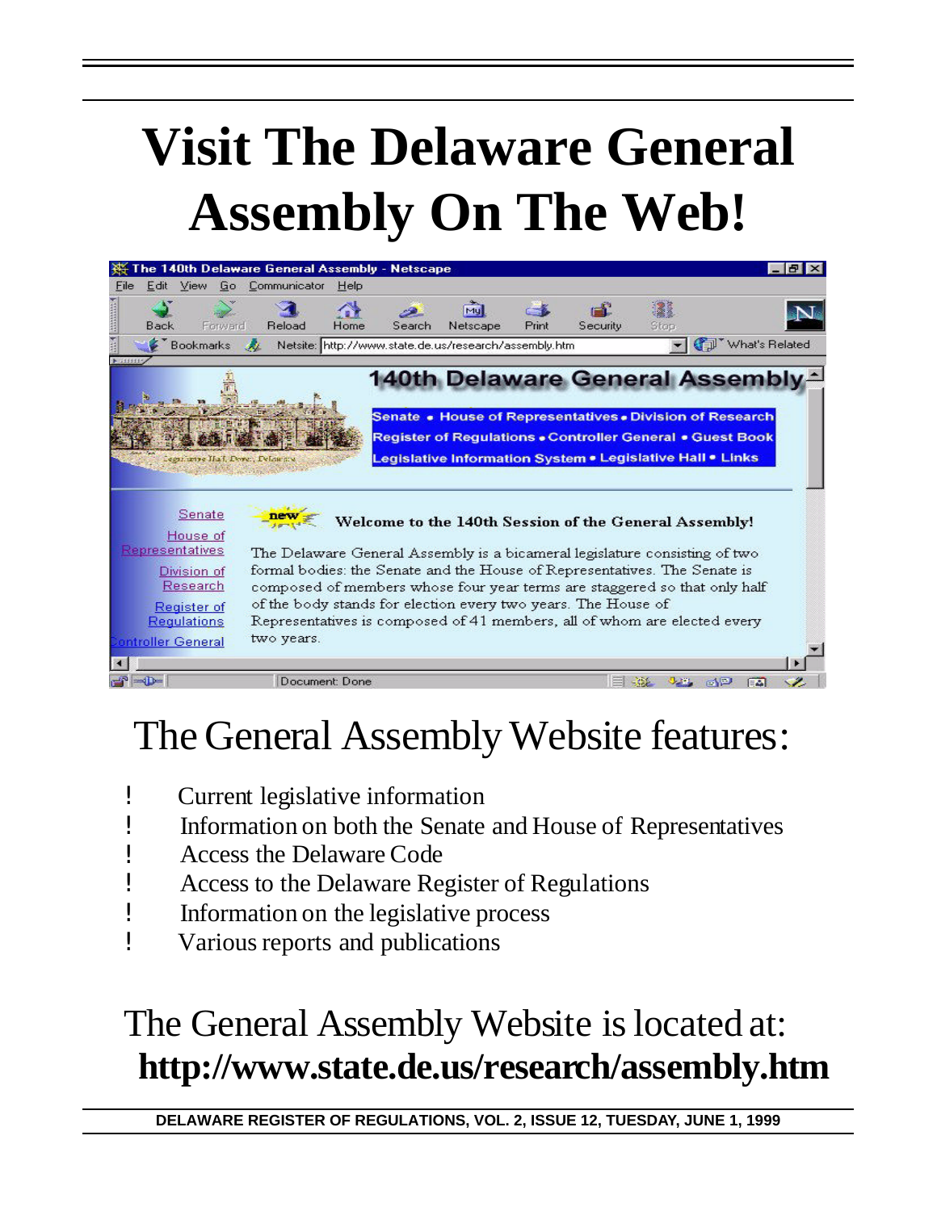# Visit The Delaware General Assembly On The Web!

## The General Assembly Website features:

- Current legislative information
- Information on both the Senate and House of Representatives
- Access the Delaware Code
- Access to the Delaware Register of Regulations
- Information on the legislative process
- Various reports and publications

## The General Assembly Website is located at:

**http://www.state.de.us/research/assembly.htm**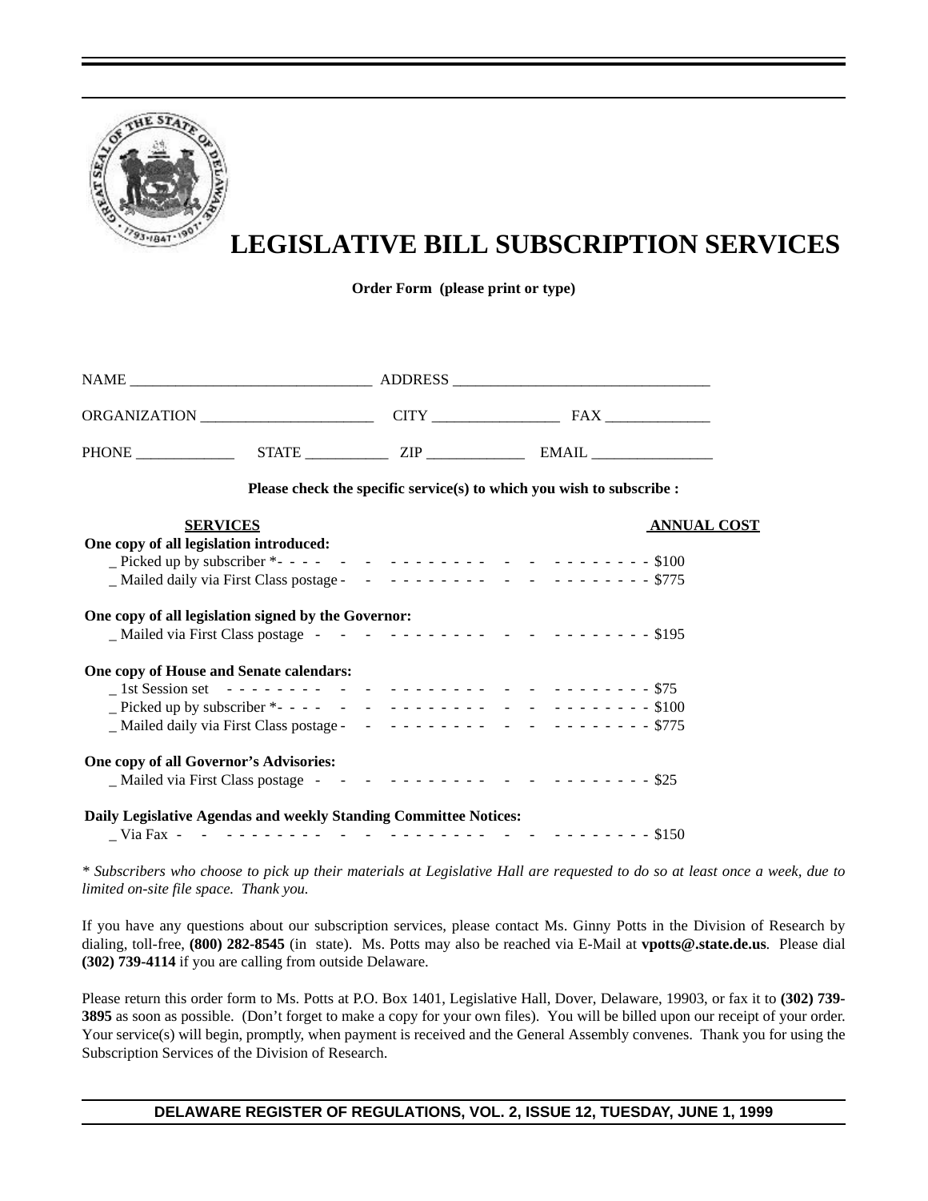# LEGISLATIVE BILL SUBSCRIPTION SERVICES

**Order Form (please print or type)**

NAME _______________________________ ADDRESS _________________________________

ORGANIZATION ______________________ CITY ________________ FAX _____________

PHONE _____________ STATE ___________ ZIP _____________ EMAIL ________________

**Please check the specific service(s) to which you wish to subscribe :**

| SERVICES | ANNUAL COST |
|---|---|
| **One copy of all legislation introduced:** | |
| _ Picked up by subscriber * | $100 |
| _ Mailed daily via First Class postage | $775 |
| **One copy of all legislation signed by the Governor:** | |
| _ Mailed via First Class postage | $195 |
| **One copy of House and Senate calendars:** | |
| _ 1st Session set | $75 |
| _ Picked up by subscriber * | $100 |
| _ Mailed daily via First Class postage | $775 |
| **One copy of all Governor's Advisories:** | |
| _ Mailed via First Class postage | $25 |
| **Daily Legislative Agendas and weekly Standing Committee Notices:** | |
| _ Via Fax | $150 |

*\* Subscribers who choose to pick up their materials at Legislative Hall are requested to do so at least once a week, due to limited on-site file space. Thank you.*

If you have any questions about our subscription services, please contact Ms. Ginny Potts in the Division of Research by dialing, toll-free, **(800) 282-8545** (in state). Ms. Potts may also be reached via E-Mail at **vpotts@.state.de.us**. Please dial **(302) 739-4114** if you are calling from outside Delaware.

Please return this order form to Ms. Potts at P.O. Box 1401, Legislative Hall, Dover, Delaware, 19903, or fax it to **(302) 739-3895** as soon as possible. (Don't forget to make a copy for your own files). You will be billed upon our receipt of your order. Your service(s) will begin, promptly, when payment is received and the General Assembly convenes. Thank you for using the Subscription Services of the Division of Research.